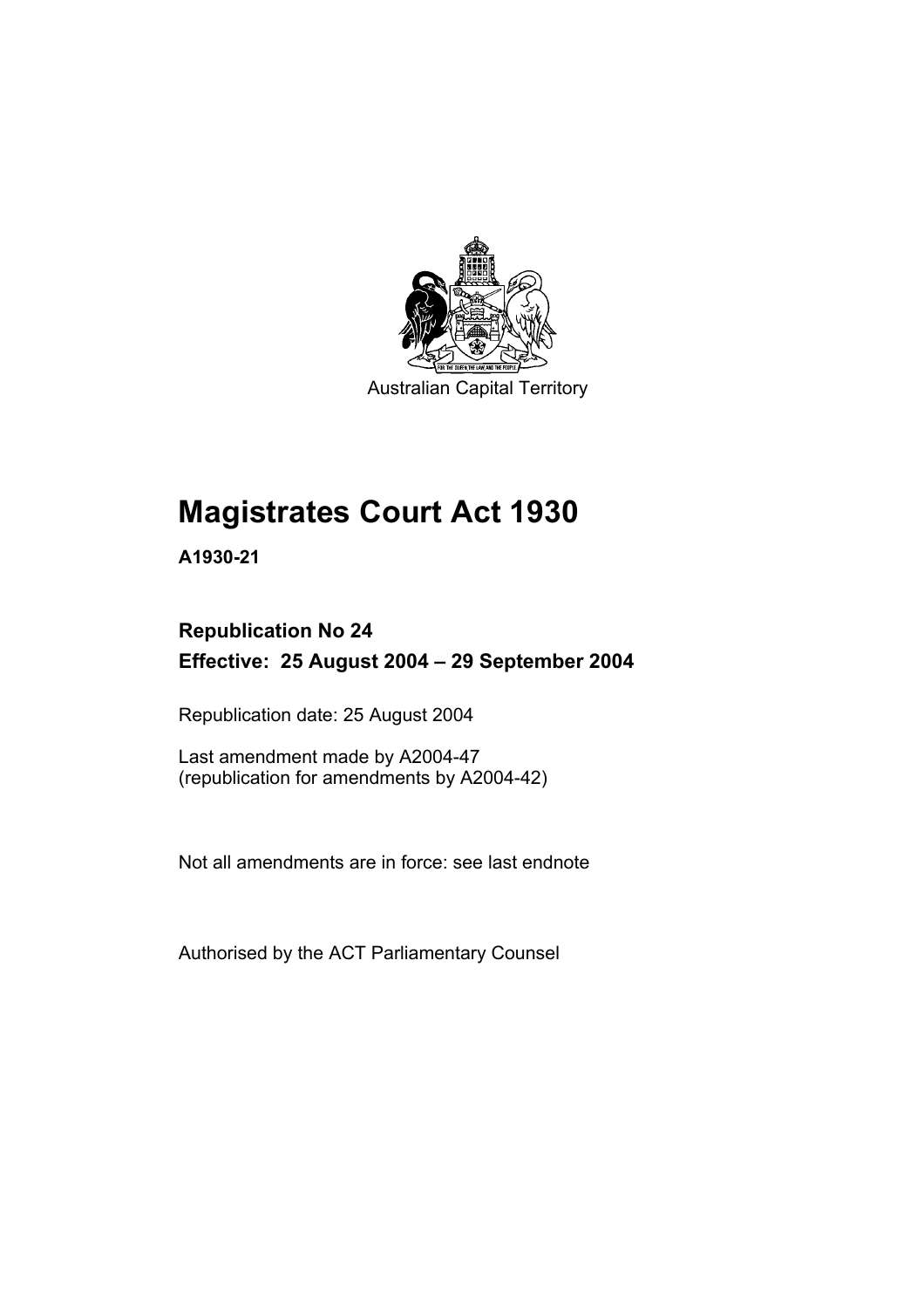Australian Capital Territory

# Magistrates Court Act 1930

**A1930-21**

## Republication No 24

## Effective: 25 August 2004 – 29 September 2004

Republication date: 25 August 2004

Last amendment made by A2004-47
(republication for amendments by A2004-42)

Not all amendments are in force: see last endnote

Authorised by the ACT Parliamentary Counsel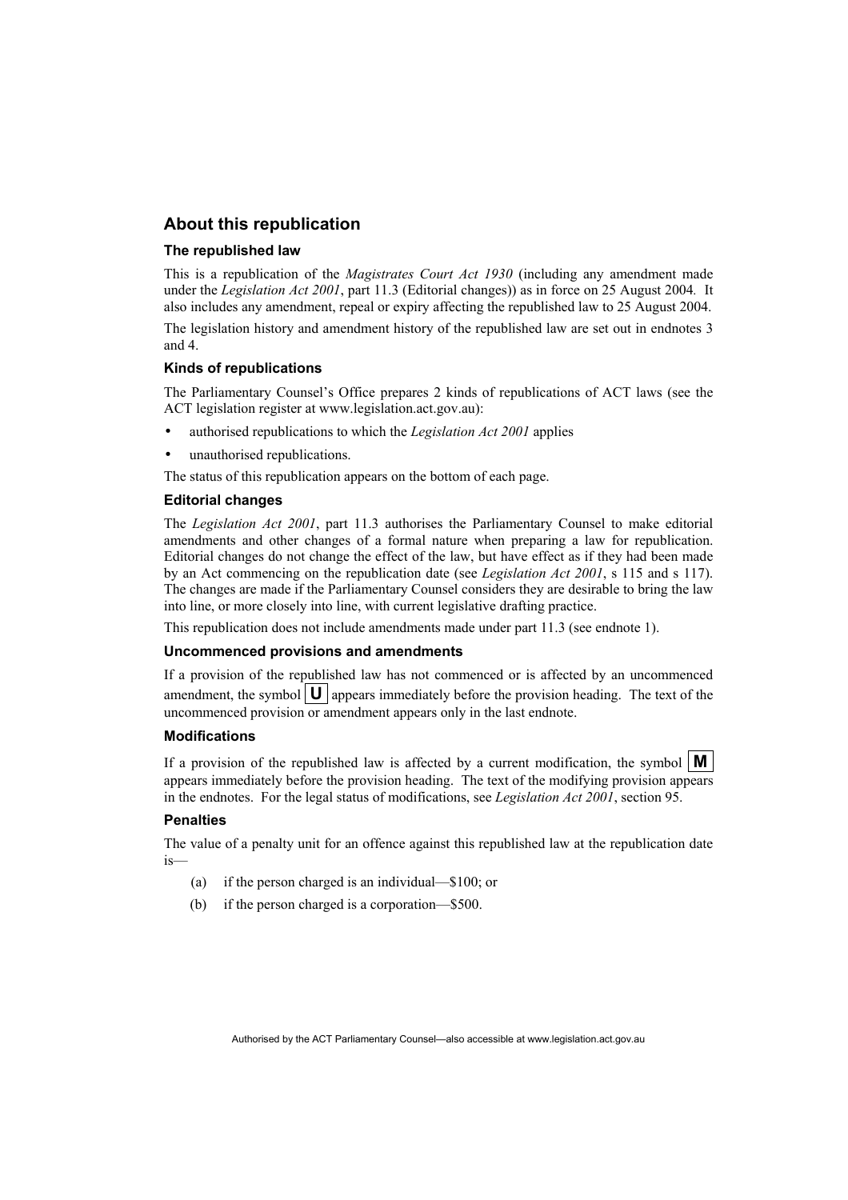## About this republication

### The republished law

This is a republication of the *Magistrates Court Act 1930* (including any amendment made under the *Legislation Act 2001*, part 11.3 (Editorial changes)) as in force on 25 August 2004. It also includes any amendment, repeal or expiry affecting the republished law to 25 August 2004.

The legislation history and amendment history of the republished law are set out in endnotes 3 and 4.

### Kinds of republications

The Parliamentary Counsel's Office prepares 2 kinds of republications of ACT laws (see the ACT legislation register at www.legislation.act.gov.au):

- authorised republications to which the *Legislation Act 2001* applies
- unauthorised republications.

The status of this republication appears on the bottom of each page.

### Editorial changes

The *Legislation Act 2001*, part 11.3 authorises the Parliamentary Counsel to make editorial amendments and other changes of a formal nature when preparing a law for republication. Editorial changes do not change the effect of the law, but have effect as if they had been made by an Act commencing on the republication date (see *Legislation Act 2001*, s 115 and s 117). The changes are made if the Parliamentary Counsel considers they are desirable to bring the law into line, or more closely into line, with current legislative drafting practice.

This republication does not include amendments made under part 11.3 (see endnote 1).

### Uncommenced provisions and amendments

If a provision of the republished law has not commenced or is affected by an uncommenced amendment, the symbol **U** appears immediately before the provision heading. The text of the uncommenced provision or amendment appears only in the last endnote.

### Modifications

If a provision of the republished law is affected by a current modification, the symbol **M** appears immediately before the provision heading. The text of the modifying provision appears in the endnotes. For the legal status of modifications, see *Legislation Act 2001*, section 95.

### Penalties

The value of a penalty unit for an offence against this republished law at the republication date is—

(a) if the person charged is an individual—$100; or

(b) if the person charged is a corporation—$500.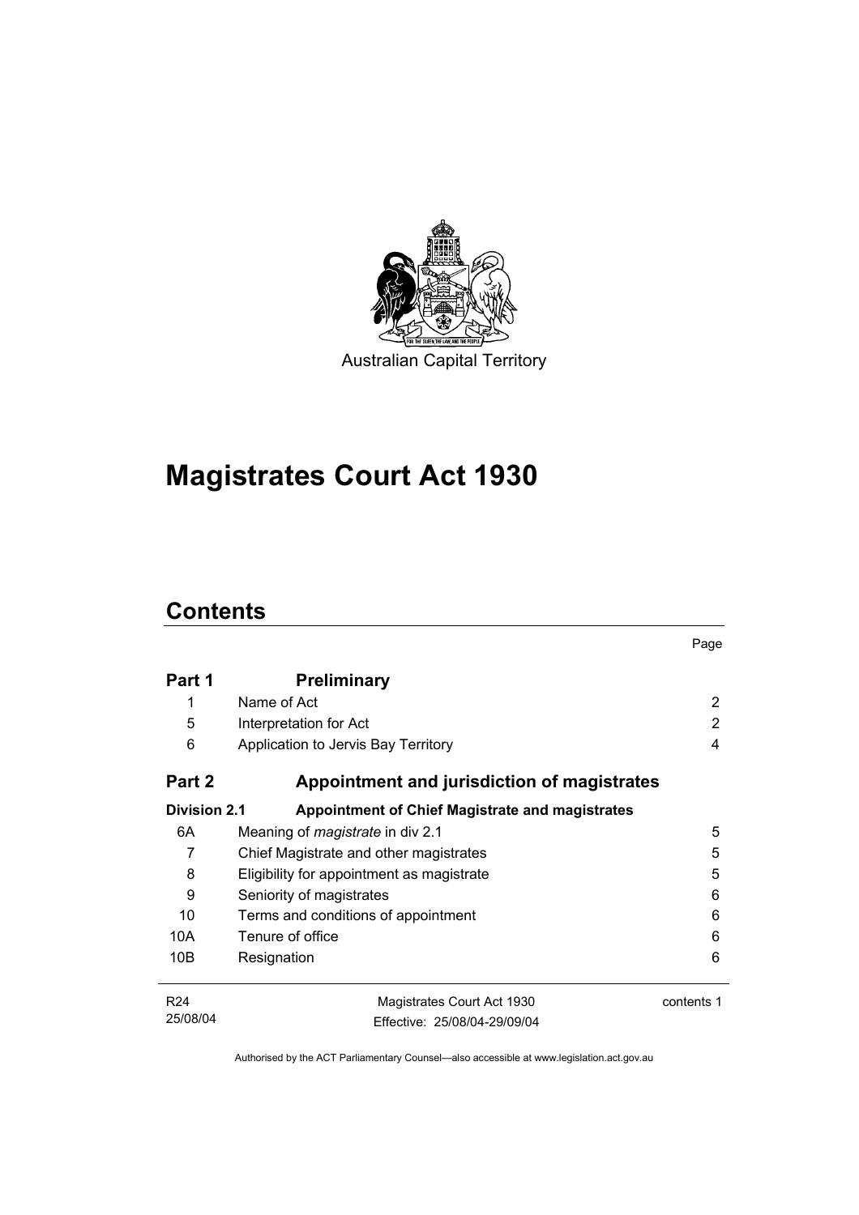Australian Capital Territory

# Magistrates Court Act 1930

## Contents

| | | Page |
|---|---|---|
| **Part 1** | **Preliminary** | |
| 1 | Name of Act | 2 |
| 5 | Interpretation for Act | 2 |
| 6 | Application to Jervis Bay Territory | 4 |
| **Part 2** | **Appointment and jurisdiction of magistrates** | |
| **Division 2.1** | **Appointment of Chief Magistrate and magistrates** | |
| 6A | Meaning of *magistrate* in div 2.1 | 5 |
| 7 | Chief Magistrate and other magistrates | 5 |
| 8 | Eligibility for appointment as magistrate | 5 |
| 9 | Seniority of magistrates | 6 |
| 10 | Terms and conditions of appointment | 6 |
| 10A | Tenure of office | 6 |
| 10B | Resignation | 6 |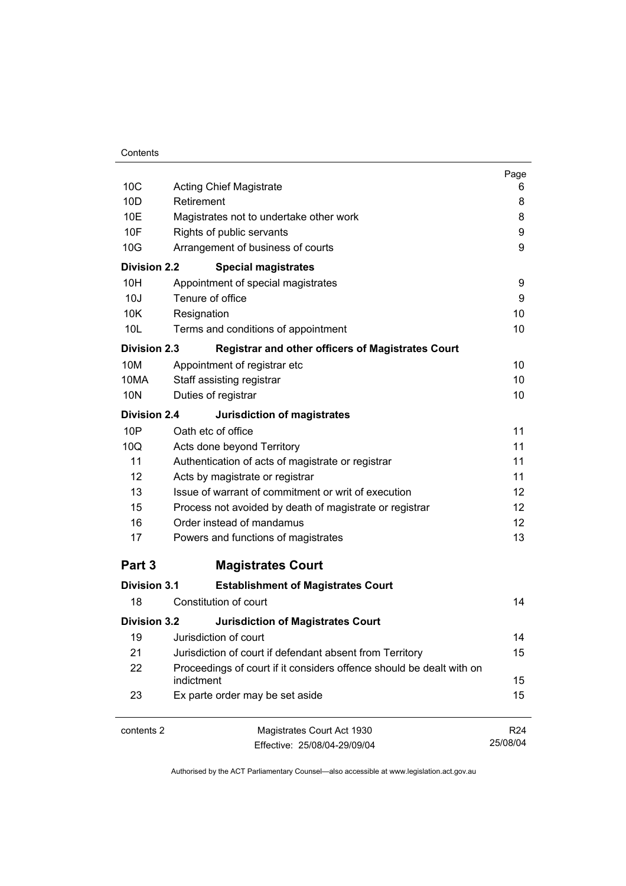| | | Page |
|---|---|---|
| 10C | Acting Chief Magistrate | 6 |
| 10D | Retirement | 8 |
| 10E | Magistrates not to undertake other work | 8 |
| 10F | Rights of public servants | 9 |
| 10G | Arrangement of business of courts | 9 |
| **Division 2.2** | **Special magistrates** | |
| 10H | Appointment of special magistrates | 9 |
| 10J | Tenure of office | 9 |
| 10K | Resignation | 10 |
| 10L | Terms and conditions of appointment | 10 |
| **Division 2.3** | **Registrar and other officers of Magistrates Court** | |
| 10M | Appointment of registrar etc | 10 |
| 10MA | Staff assisting registrar | 10 |
| 10N | Duties of registrar | 10 |
| **Division 2.4** | **Jurisdiction of magistrates** | |
| 10P | Oath etc of office | 11 |
| 10Q | Acts done beyond Territory | 11 |
| 11 | Authentication of acts of magistrate or registrar | 11 |
| 12 | Acts by magistrate or registrar | 11 |
| 13 | Issue of warrant of commitment or writ of execution | 12 |
| 15 | Process not avoided by death of magistrate or registrar | 12 |
| 16 | Order instead of mandamus | 12 |
| 17 | Powers and functions of magistrates | 13 |
| **Part 3** | **Magistrates Court** | |
| **Division 3.1** | **Establishment of Magistrates Court** | |
| 18 | Constitution of court | 14 |
| **Division 3.2** | **Jurisdiction of Magistrates Court** | |
| 19 | Jurisdiction of court | 14 |
| 21 | Jurisdiction of court if defendant absent from Territory | 15 |
| 22 | Proceedings of court if it considers offence should be dealt with on indictment | 15 |
| 23 | Ex parte order may be set aside | 15 |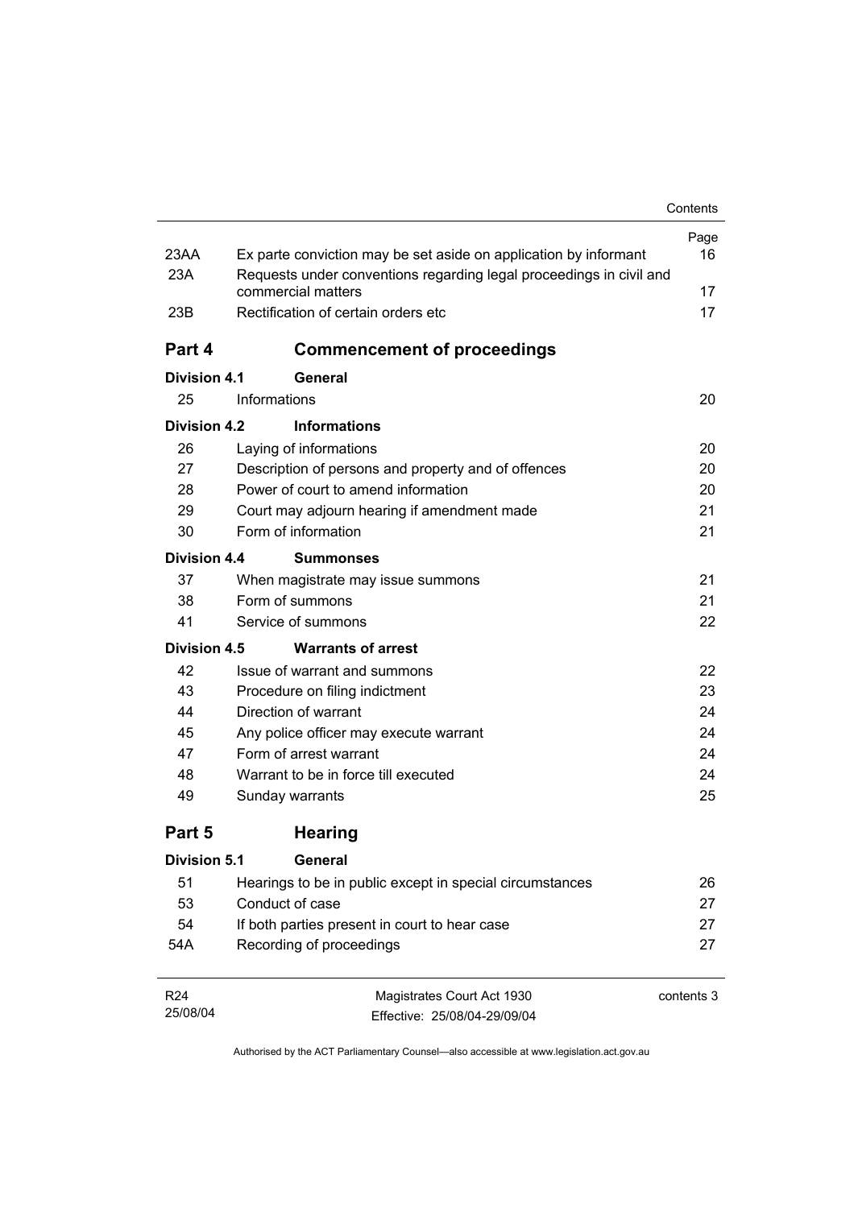| | | Page |
|---|---|---|
| 23AA | Ex parte conviction may be set aside on application by informant | 16 |
| 23A | Requests under conventions regarding legal proceedings in civil and commercial matters | 17 |
| 23B | Rectification of certain orders etc | 17 |

## Part 4 Commencement of proceedings

### Division 4.1 General

| | | |
|---|---|---|
| 25 | Informations | 20 |

### Division 4.2 Informations

| | | |
|---|---|---|
| 26 | Laying of informations | 20 |
| 27 | Description of persons and property and of offences | 20 |
| 28 | Power of court to amend information | 20 |
| 29 | Court may adjourn hearing if amendment made | 21 |
| 30 | Form of information | 21 |

### Division 4.4 Summonses

| | | |
|---|---|---|
| 37 | When magistrate may issue summons | 21 |
| 38 | Form of summons | 21 |
| 41 | Service of summons | 22 |

### Division 4.5 Warrants of arrest

| | | |
|---|---|---|
| 42 | Issue of warrant and summons | 22 |
| 43 | Procedure on filing indictment | 23 |
| 44 | Direction of warrant | 24 |
| 45 | Any police officer may execute warrant | 24 |
| 47 | Form of arrest warrant | 24 |
| 48 | Warrant to be in force till executed | 24 |
| 49 | Sunday warrants | 25 |

## Part 5 Hearing

### Division 5.1 General

| | | |
|---|---|---|
| 51 | Hearings to be in public except in special circumstances | 26 |
| 53 | Conduct of case | 27 |
| 54 | If both parties present in court to hear case | 27 |
| 54A | Recording of proceedings | 27 |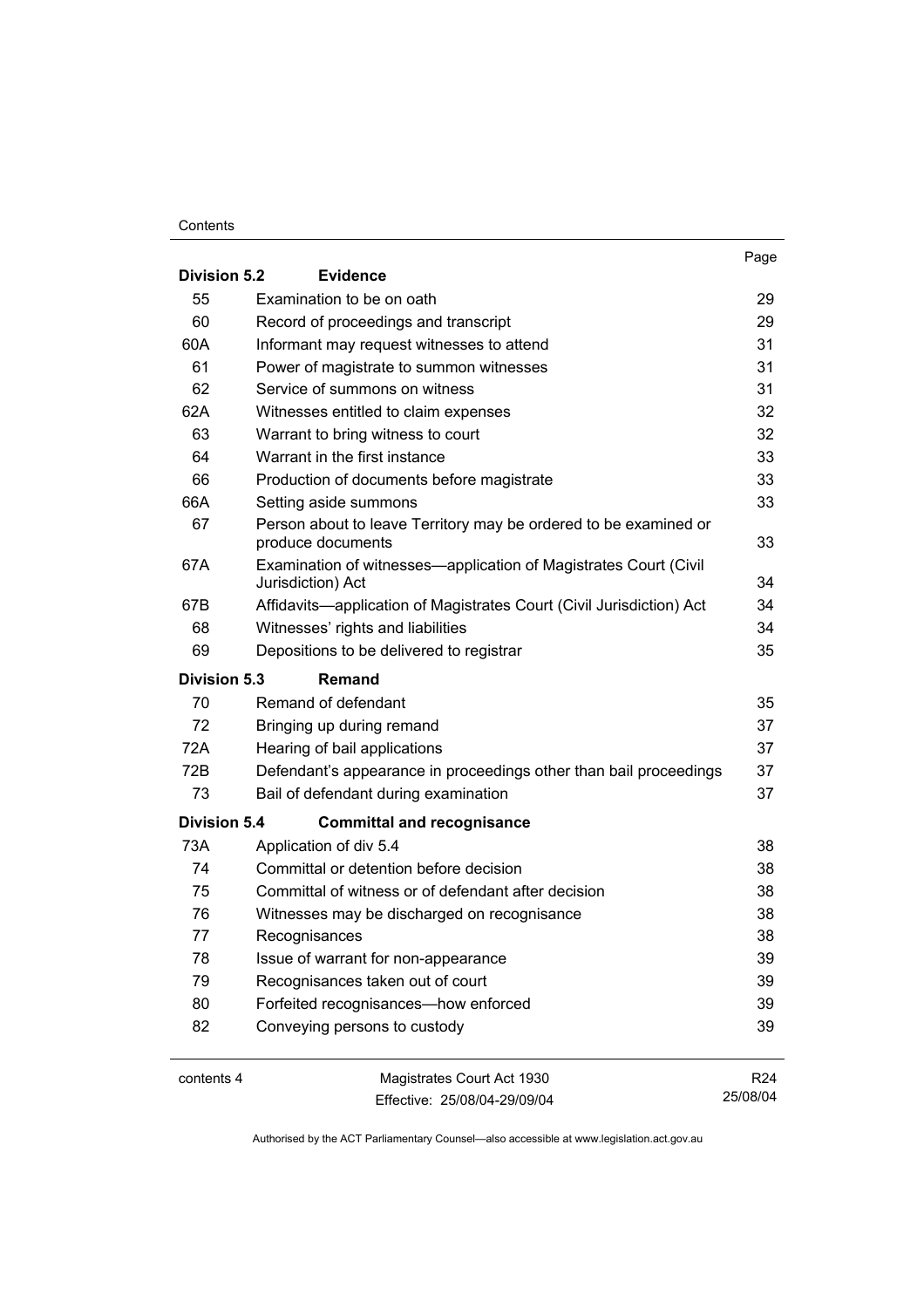| | | Page |
|---|---|---|
| **Division 5.2** | **Evidence** | |
| 55 | Examination to be on oath | 29 |
| 60 | Record of proceedings and transcript | 29 |
| 60A | Informant may request witnesses to attend | 31 |
| 61 | Power of magistrate to summon witnesses | 31 |
| 62 | Service of summons on witness | 31 |
| 62A | Witnesses entitled to claim expenses | 32 |
| 63 | Warrant to bring witness to court | 32 |
| 64 | Warrant in the first instance | 33 |
| 66 | Production of documents before magistrate | 33 |
| 66A | Setting aside summons | 33 |
| 67 | Person about to leave Territory may be ordered to be examined or produce documents | 33 |
| 67A | Examination of witnesses—application of Magistrates Court (Civil Jurisdiction) Act | 34 |
| 67B | Affidavits—application of Magistrates Court (Civil Jurisdiction) Act | 34 |
| 68 | Witnesses' rights and liabilities | 34 |
| 69 | Depositions to be delivered to registrar | 35 |
| **Division 5.3** | **Remand** | |
| 70 | Remand of defendant | 35 |
| 72 | Bringing up during remand | 37 |
| 72A | Hearing of bail applications | 37 |
| 72B | Defendant's appearance in proceedings other than bail proceedings | 37 |
| 73 | Bail of defendant during examination | 37 |
| **Division 5.4** | **Committal and recognisance** | |
| 73A | Application of div 5.4 | 38 |
| 74 | Committal or detention before decision | 38 |
| 75 | Committal of witness or of defendant after decision | 38 |
| 76 | Witnesses may be discharged on recognisance | 38 |
| 77 | Recognisances | 38 |
| 78 | Issue of warrant for non-appearance | 39 |
| 79 | Recognisances taken out of court | 39 |
| 80 | Forfeited recognisances—how enforced | 39 |
| 82 | Conveying persons to custody | 39 |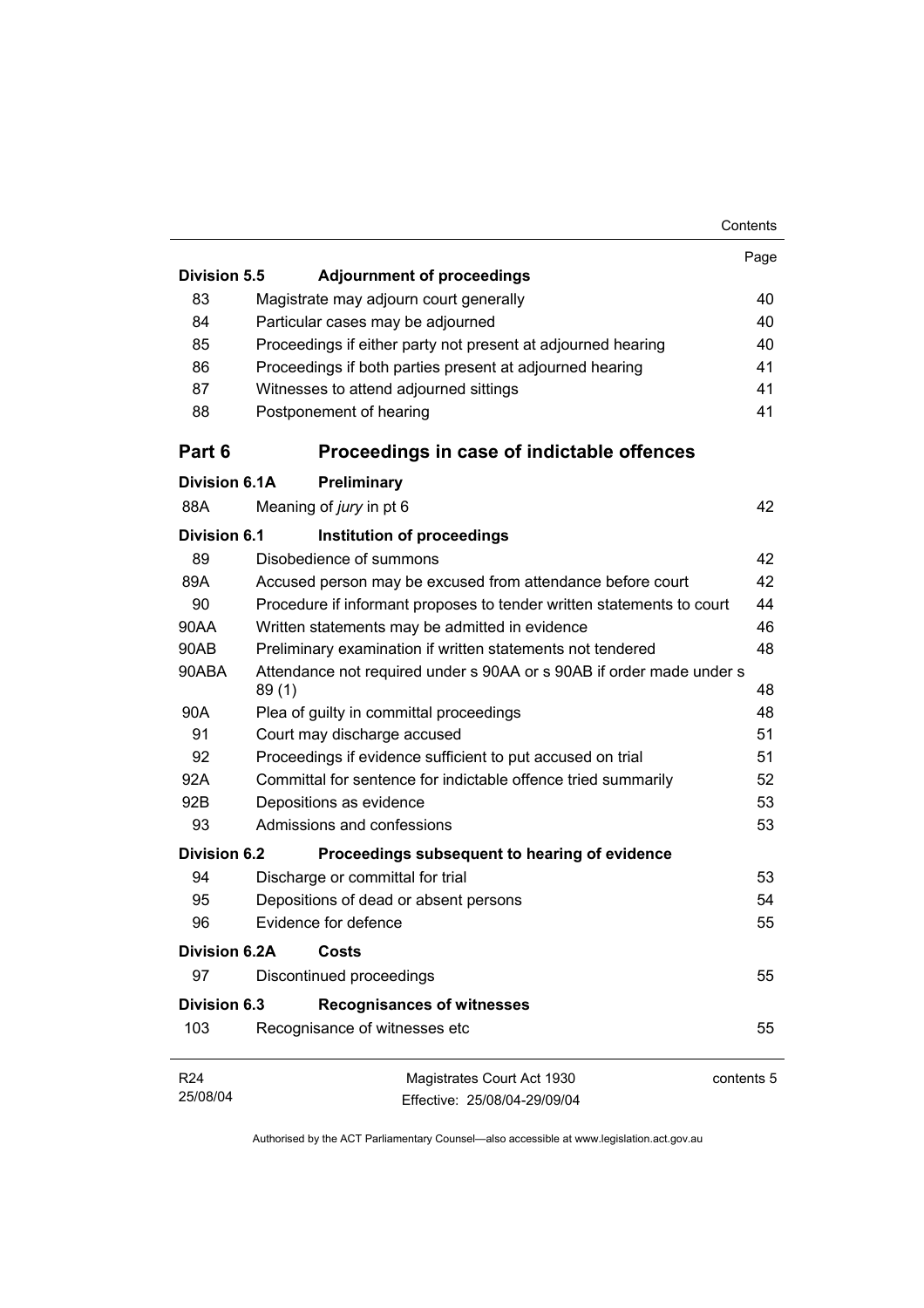| | | Page |
|---|---|---|
| **Division 5.5** | **Adjournment of proceedings** | |
| 83 | Magistrate may adjourn court generally | 40 |
| 84 | Particular cases may be adjourned | 40 |
| 85 | Proceedings if either party not present at adjourned hearing | 40 |
| 86 | Proceedings if both parties present at adjourned hearing | 41 |
| 87 | Witnesses to attend adjourned sittings | 41 |
| 88 | Postponement of hearing | 41 |
| **Part 6** | **Proceedings in case of indictable offences** | |
| **Division 6.1A** | **Preliminary** | |
| 88A | Meaning of *jury* in pt 6 | 42 |
| **Division 6.1** | **Institution of proceedings** | |
| 89 | Disobedience of summons | 42 |
| 89A | Accused person may be excused from attendance before court | 42 |
| 90 | Procedure if informant proposes to tender written statements to court | 44 |
| 90AA | Written statements may be admitted in evidence | 46 |
| 90AB | Preliminary examination if written statements not tendered | 48 |
| 90ABA | Attendance not required under s 90AA or s 90AB if order made under s 89 (1) | 48 |
| 90A | Plea of guilty in committal proceedings | 48 |
| 91 | Court may discharge accused | 51 |
| 92 | Proceedings if evidence sufficient to put accused on trial | 51 |
| 92A | Committal for sentence for indictable offence tried summarily | 52 |
| 92B | Depositions as evidence | 53 |
| 93 | Admissions and confessions | 53 |
| **Division 6.2** | **Proceedings subsequent to hearing of evidence** | |
| 94 | Discharge or committal for trial | 53 |
| 95 | Depositions of dead or absent persons | 54 |
| 96 | Evidence for defence | 55 |
| **Division 6.2A** | **Costs** | |
| 97 | Discontinued proceedings | 55 |
| **Division 6.3** | **Recognisances of witnesses** | |
| 103 | Recognisance of witnesses etc | 55 |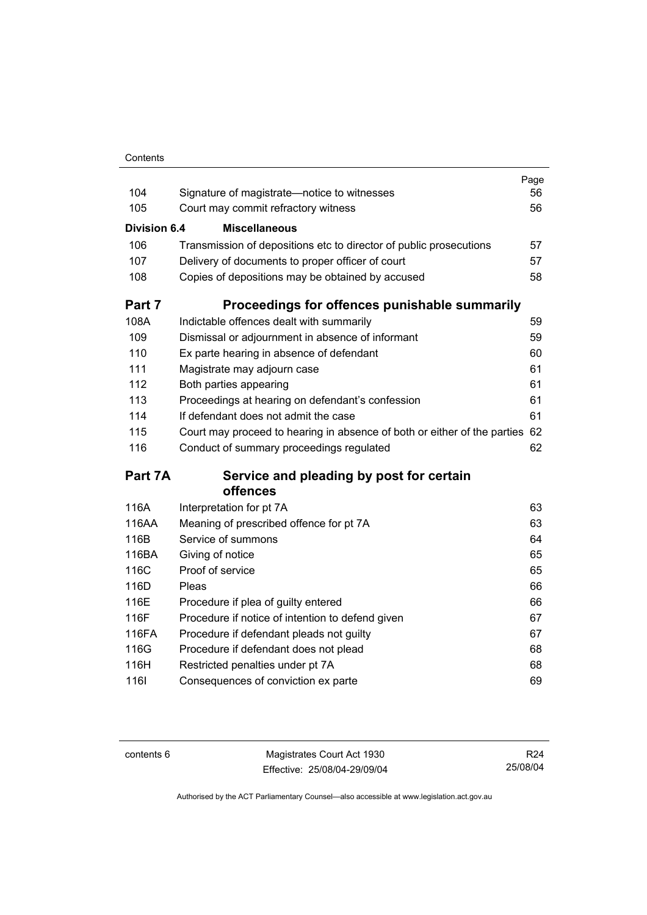| | | Page |
|---|---|---|
| 104 | Signature of magistrate—notice to witnesses | 56 |
| 105 | Court may commit refractory witness | 56 |
| **Division 6.4** | **Miscellaneous** | |
| 106 | Transmission of depositions etc to director of public prosecutions | 57 |
| 107 | Delivery of documents to proper officer of court | 57 |
| 108 | Copies of depositions may be obtained by accused | 58 |

## Part 7 Proceedings for offences punishable summarily

| | | |
|---|---|---|
| 108A | Indictable offences dealt with summarily | 59 |
| 109 | Dismissal or adjournment in absence of informant | 59 |
| 110 | Ex parte hearing in absence of defendant | 60 |
| 111 | Magistrate may adjourn case | 61 |
| 112 | Both parties appearing | 61 |
| 113 | Proceedings at hearing on defendant's confession | 61 |
| 114 | If defendant does not admit the case | 61 |
| 115 | Court may proceed to hearing in absence of both or either of the parties | 62 |
| 116 | Conduct of summary proceedings regulated | 62 |

## Part 7A Service and pleading by post for certain offences

| | | |
|---|---|---|
| 116A | Interpretation for pt 7A | 63 |
| 116AA | Meaning of prescribed offence for pt 7A | 63 |
| 116B | Service of summons | 64 |
| 116BA | Giving of notice | 65 |
| 116C | Proof of service | 65 |
| 116D | Pleas | 66 |
| 116E | Procedure if plea of guilty entered | 66 |
| 116F | Procedure if notice of intention to defend given | 67 |
| 116FA | Procedure if defendant pleads not guilty | 67 |
| 116G | Procedure if defendant does not plead | 68 |
| 116H | Restricted penalties under pt 7A | 68 |
| 116I | Consequences of conviction ex parte | 69 |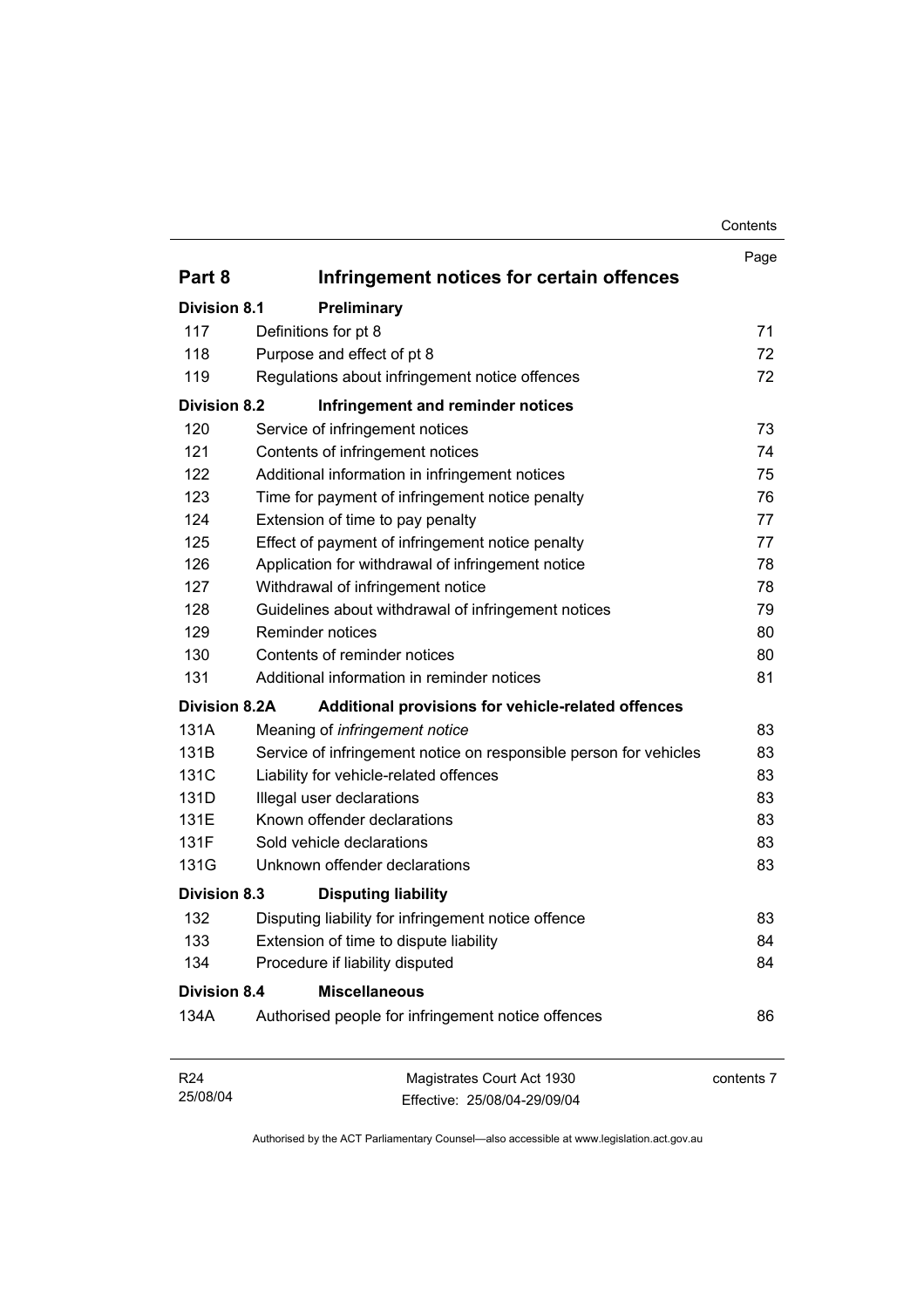| | | Page |
|---|---|---|
| **Part 8** | **Infringement notices for certain offences** | |
| **Division 8.1** | **Preliminary** | |
| 117 | Definitions for pt 8 | 71 |
| 118 | Purpose and effect of pt 8 | 72 |
| 119 | Regulations about infringement notice offences | 72 |
| **Division 8.2** | **Infringement and reminder notices** | |
| 120 | Service of infringement notices | 73 |
| 121 | Contents of infringement notices | 74 |
| 122 | Additional information in infringement notices | 75 |
| 123 | Time for payment of infringement notice penalty | 76 |
| 124 | Extension of time to pay penalty | 77 |
| 125 | Effect of payment of infringement notice penalty | 77 |
| 126 | Application for withdrawal of infringement notice | 78 |
| 127 | Withdrawal of infringement notice | 78 |
| 128 | Guidelines about withdrawal of infringement notices | 79 |
| 129 | Reminder notices | 80 |
| 130 | Contents of reminder notices | 80 |
| 131 | Additional information in reminder notices | 81 |
| **Division 8.2A** | **Additional provisions for vehicle-related offences** | |
| 131A | Meaning of *infringement notice* | 83 |
| 131B | Service of infringement notice on responsible person for vehicles | 83 |
| 131C | Liability for vehicle-related offences | 83 |
| 131D | Illegal user declarations | 83 |
| 131E | Known offender declarations | 83 |
| 131F | Sold vehicle declarations | 83 |
| 131G | Unknown offender declarations | 83 |
| **Division 8.3** | **Disputing liability** | |
| 132 | Disputing liability for infringement notice offence | 83 |
| 133 | Extension of time to dispute liability | 84 |
| 134 | Procedure if liability disputed | 84 |
| **Division 8.4** | **Miscellaneous** | |
| 134A | Authorised people for infringement notice offences | 86 |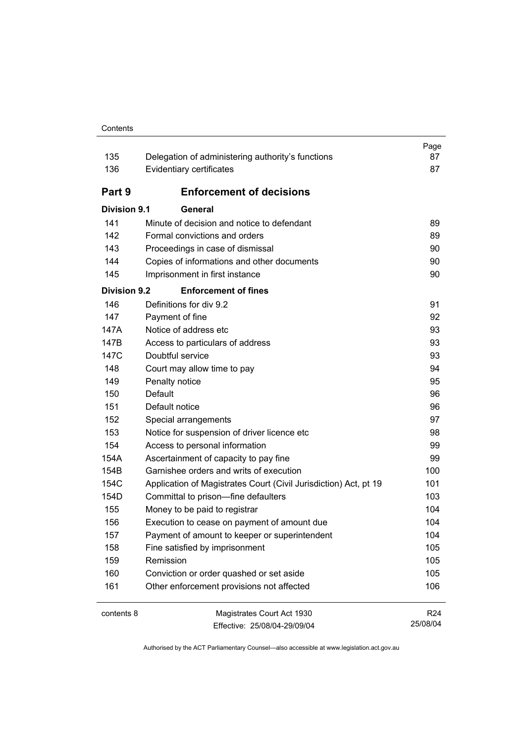| | | Page |
|---|---|---|
| 135 | Delegation of administering authority's functions | 87 |
| 136 | Evidentiary certificates | 87 |
| **Part 9** | **Enforcement of decisions** | |
| **Division 9.1** | **General** | |
| 141 | Minute of decision and notice to defendant | 89 |
| 142 | Formal convictions and orders | 89 |
| 143 | Proceedings in case of dismissal | 90 |
| 144 | Copies of informations and other documents | 90 |
| 145 | Imprisonment in first instance | 90 |
| **Division 9.2** | **Enforcement of fines** | |
| 146 | Definitions for div 9.2 | 91 |
| 147 | Payment of fine | 92 |
| 147A | Notice of address etc | 93 |
| 147B | Access to particulars of address | 93 |
| 147C | Doubtful service | 93 |
| 148 | Court may allow time to pay | 94 |
| 149 | Penalty notice | 95 |
| 150 | Default | 96 |
| 151 | Default notice | 96 |
| 152 | Special arrangements | 97 |
| 153 | Notice for suspension of driver licence etc | 98 |
| 154 | Access to personal information | 99 |
| 154A | Ascertainment of capacity to pay fine | 99 |
| 154B | Garnishee orders and writs of execution | 100 |
| 154C | Application of Magistrates Court (Civil Jurisdiction) Act, pt 19 | 101 |
| 154D | Committal to prison—fine defaulters | 103 |
| 155 | Money to be paid to registrar | 104 |
| 156 | Execution to cease on payment of amount due | 104 |
| 157 | Payment of amount to keeper or superintendent | 104 |
| 158 | Fine satisfied by imprisonment | 105 |
| 159 | Remission | 105 |
| 160 | Conviction or order quashed or set aside | 105 |
| 161 | Other enforcement provisions not affected | 106 |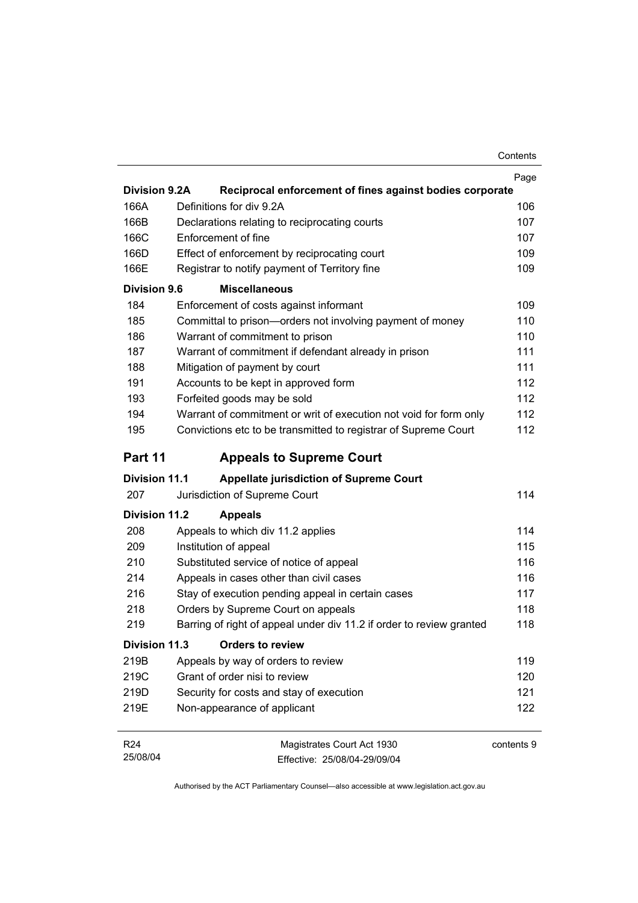| | | Page |
|---|---|---|
| **Division 9.2A** | **Reciprocal enforcement of fines against bodies corporate** | |
| 166A | Definitions for div 9.2A | 106 |
| 166B | Declarations relating to reciprocating courts | 107 |
| 166C | Enforcement of fine | 107 |
| 166D | Effect of enforcement by reciprocating court | 109 |
| 166E | Registrar to notify payment of Territory fine | 109 |
| **Division 9.6** | **Miscellaneous** | |
| 184 | Enforcement of costs against informant | 109 |
| 185 | Committal to prison—orders not involving payment of money | 110 |
| 186 | Warrant of commitment to prison | 110 |
| 187 | Warrant of commitment if defendant already in prison | 111 |
| 188 | Mitigation of payment by court | 111 |
| 191 | Accounts to be kept in approved form | 112 |
| 193 | Forfeited goods may be sold | 112 |
| 194 | Warrant of commitment or writ of execution not void for form only | 112 |
| 195 | Convictions etc to be transmitted to registrar of Supreme Court | 112 |

## Part 11 Appeals to Supreme Court

| | | |
|---|---|---|
| **Division 11.1** | **Appellate jurisdiction of Supreme Court** | |
| 207 | Jurisdiction of Supreme Court | 114 |
| **Division 11.2** | **Appeals** | |
| 208 | Appeals to which div 11.2 applies | 114 |
| 209 | Institution of appeal | 115 |
| 210 | Substituted service of notice of appeal | 116 |
| 214 | Appeals in cases other than civil cases | 116 |
| 216 | Stay of execution pending appeal in certain cases | 117 |
| 218 | Orders by Supreme Court on appeals | 118 |
| 219 | Barring of right of appeal under div 11.2 if order to review granted | 118 |
| **Division 11.3** | **Orders to review** | |
| 219B | Appeals by way of orders to review | 119 |
| 219C | Grant of order nisi to review | 120 |
| 219D | Security for costs and stay of execution | 121 |
| 219E | Non-appearance of applicant | 122 |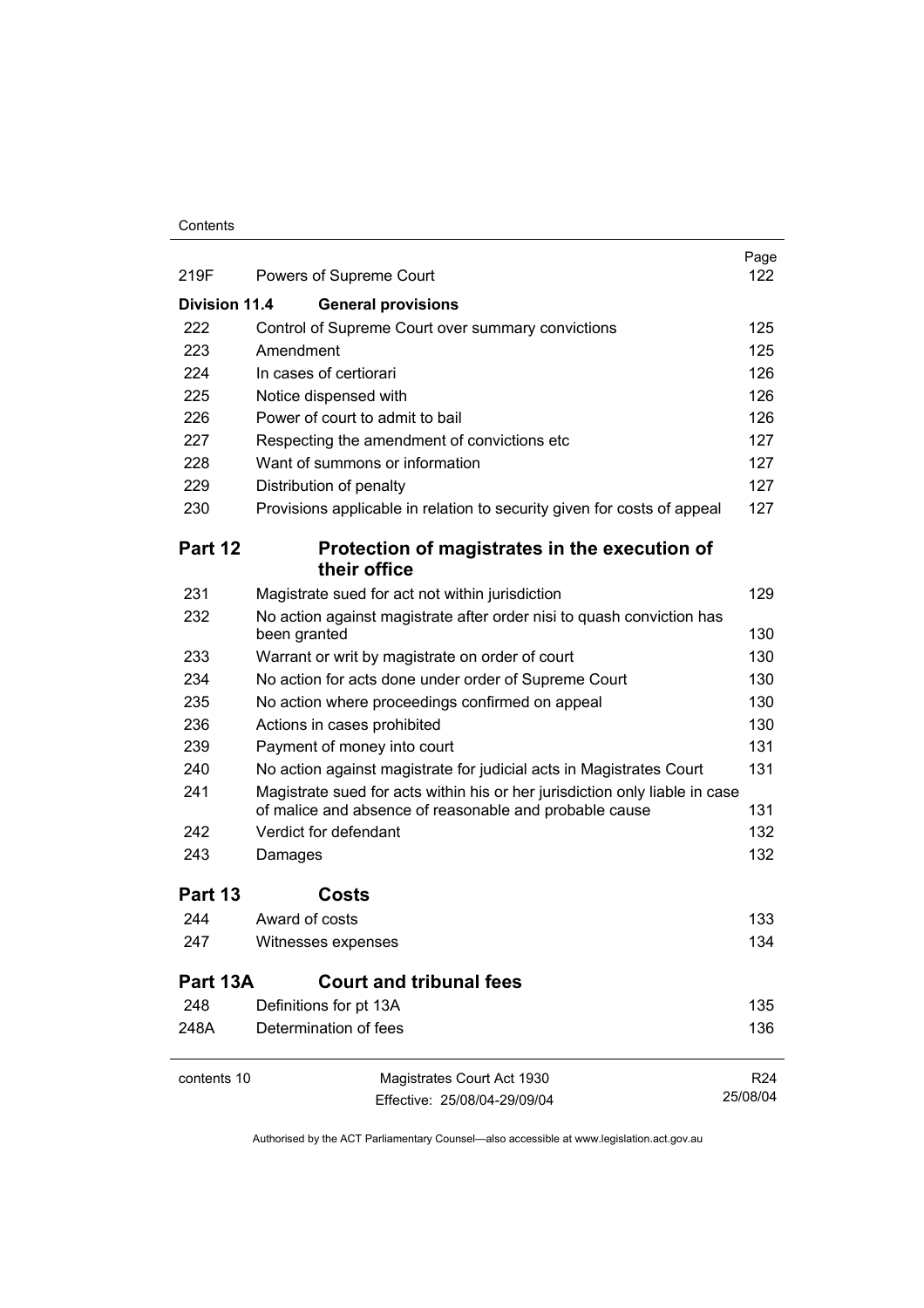| | | Page |
|---|---|---|
| 219F | Powers of Supreme Court | 122 |
| **Division 11.4** | **General provisions** | |
| 222 | Control of Supreme Court over summary convictions | 125 |
| 223 | Amendment | 125 |
| 224 | In cases of certiorari | 126 |
| 225 | Notice dispensed with | 126 |
| 226 | Power of court to admit to bail | 126 |
| 227 | Respecting the amendment of convictions etc | 127 |
| 228 | Want of summons or information | 127 |
| 229 | Distribution of penalty | 127 |
| 230 | Provisions applicable in relation to security given for costs of appeal | 127 |
| **Part 12** | **Protection of magistrates in the execution of their office** | |
| 231 | Magistrate sued for act not within jurisdiction | 129 |
| 232 | No action against magistrate after order nisi to quash conviction has been granted | 130 |
| 233 | Warrant or writ by magistrate on order of court | 130 |
| 234 | No action for acts done under order of Supreme Court | 130 |
| 235 | No action where proceedings confirmed on appeal | 130 |
| 236 | Actions in cases prohibited | 130 |
| 239 | Payment of money into court | 131 |
| 240 | No action against magistrate for judicial acts in Magistrates Court | 131 |
| 241 | Magistrate sued for acts within his or her jurisdiction only liable in case of malice and absence of reasonable and probable cause | 131 |
| 242 | Verdict for defendant | 132 |
| 243 | Damages | 132 |
| **Part 13** | **Costs** | |
| 244 | Award of costs | 133 |
| 247 | Witnesses expenses | 134 |
| **Part 13A** | **Court and tribunal fees** | |
| 248 | Definitions for pt 13A | 135 |
| 248A | Determination of fees | 136 |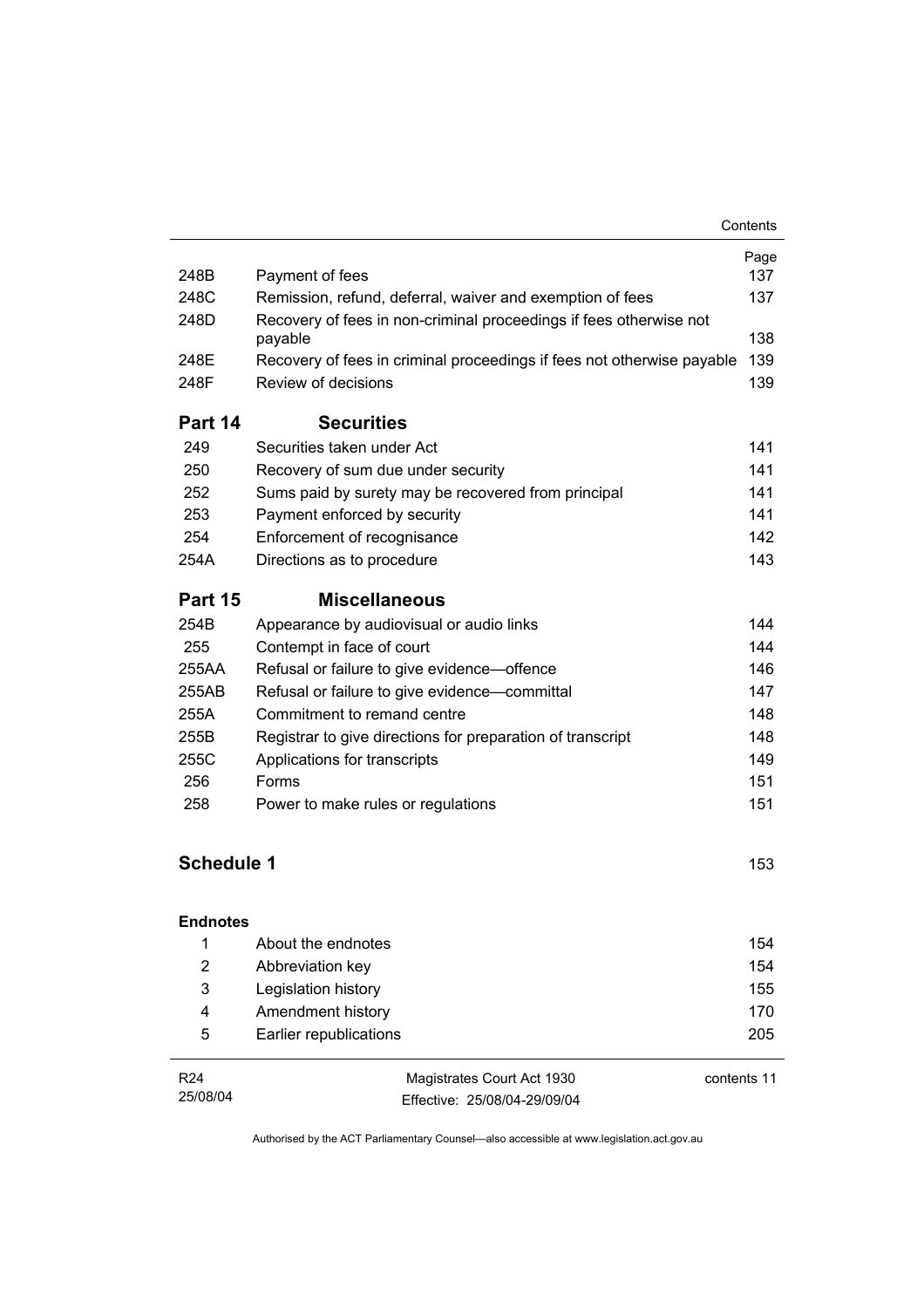| | | Page |
|---|---|---|
| 248B | Payment of fees | 137 |
| 248C | Remission, refund, deferral, waiver and exemption of fees | 137 |
| 248D | Recovery of fees in non-criminal proceedings if fees otherwise not payable | 138 |
| 248E | Recovery of fees in criminal proceedings if fees not otherwise payable | 139 |
| 248F | Review of decisions | 139 |

## Part 14 Securities

| | | |
|---|---|---|
| 249 | Securities taken under Act | 141 |
| 250 | Recovery of sum due under security | 141 |
| 252 | Sums paid by surety may be recovered from principal | 141 |
| 253 | Payment enforced by security | 141 |
| 254 | Enforcement of recognisance | 142 |
| 254A | Directions as to procedure | 143 |

## Part 15 Miscellaneous

| | | |
|---|---|---|
| 254B | Appearance by audiovisual or audio links | 144 |
| 255 | Contempt in face of court | 144 |
| 255AA | Refusal or failure to give evidence—offence | 146 |
| 255AB | Refusal or failure to give evidence—committal | 147 |
| 255A | Commitment to remand centre | 148 |
| 255B | Registrar to give directions for preparation of transcript | 148 |
| 255C | Applications for transcripts | 149 |
| 256 | Forms | 151 |
| 258 | Power to make rules or regulations | 151 |

## Schedule 1 153

### Endnotes

| | | |
|---|---|---|
| 1 | About the endnotes | 154 |
| 2 | Abbreviation key | 154 |
| 3 | Legislation history | 155 |
| 4 | Amendment history | 170 |
| 5 | Earlier republications | 205 |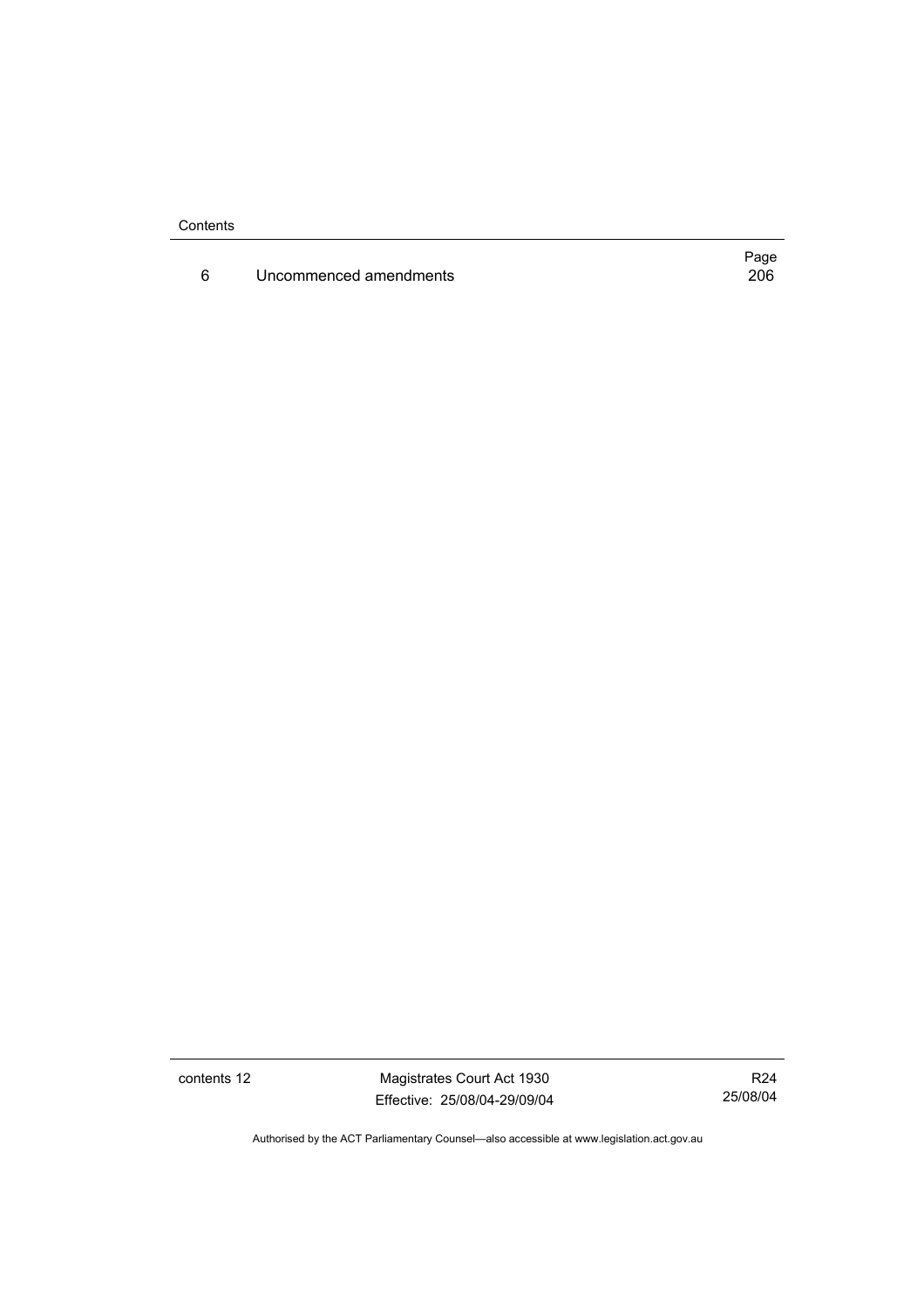|   |   | Page |
|---|---|---|
| 6 | Uncommenced amendments | 206 |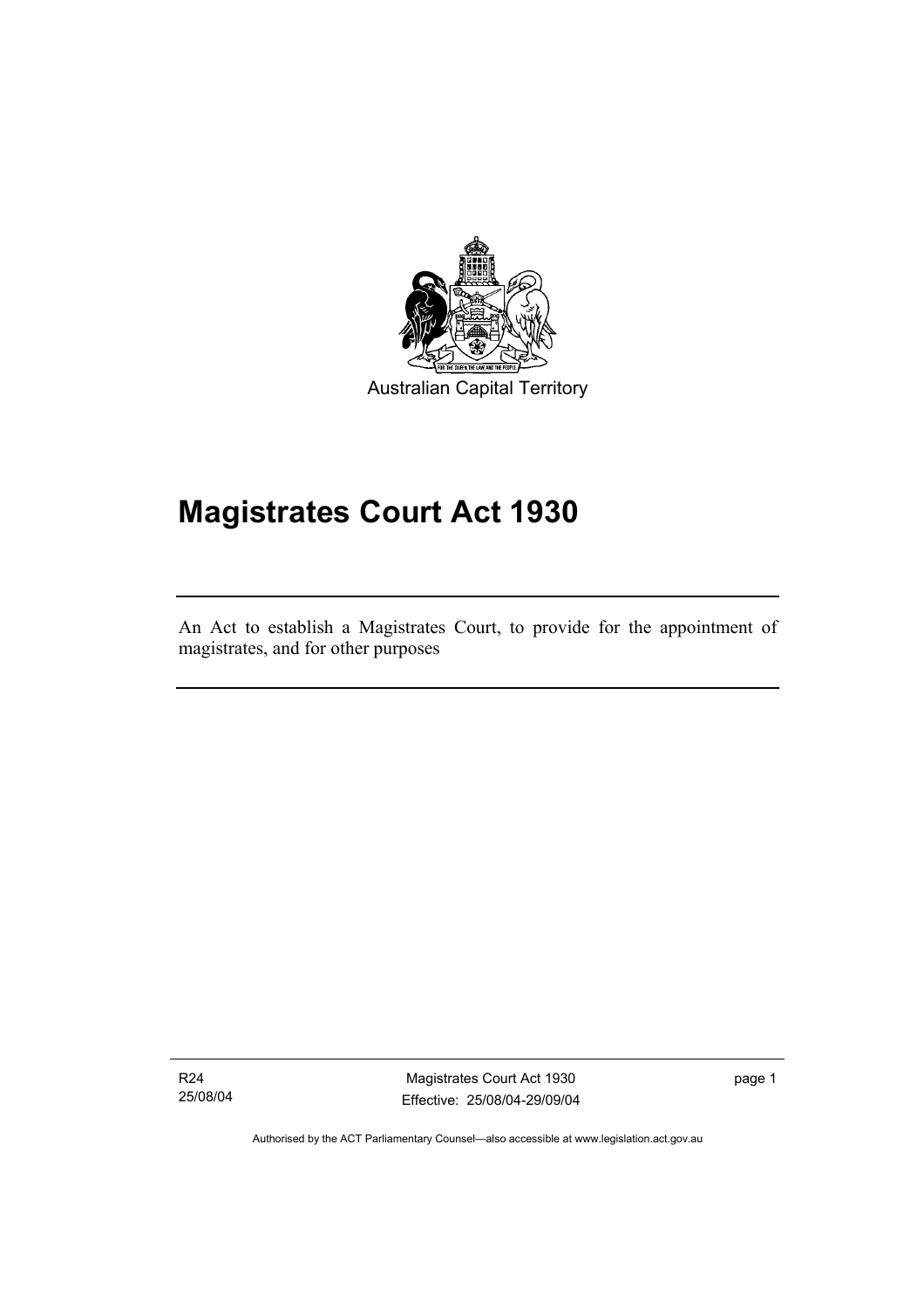Australian Capital Territory

# Magistrates Court Act 1930

An Act to establish a Magistrates Court, to provide for the appointment of magistrates, and for other purposes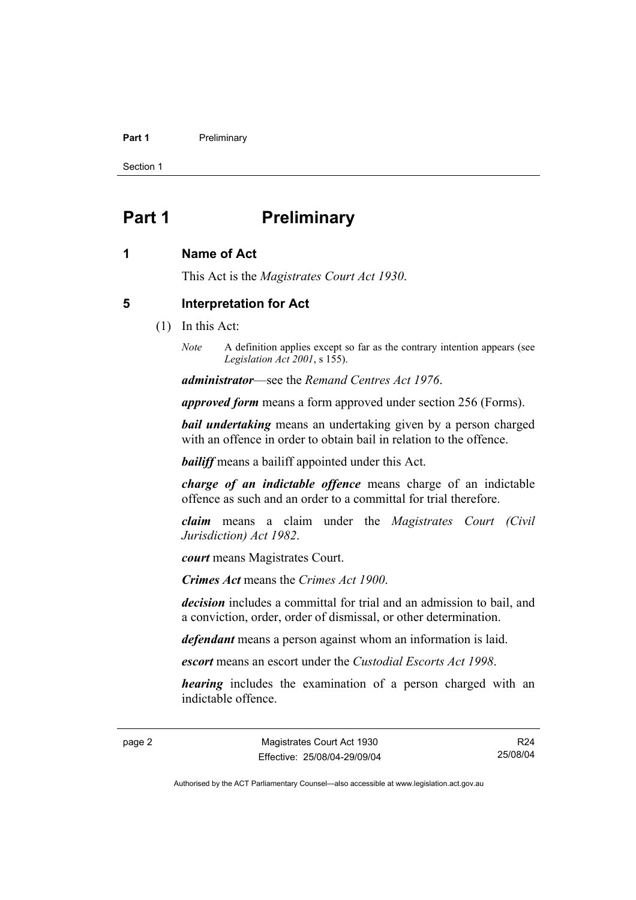# Part 1 Preliminary

## 1 Name of Act

This Act is the *Magistrates Court Act 1930*.

## 5 Interpretation for Act

(1) In this Act:

*Note* A definition applies except so far as the contrary intention appears (see *Legislation Act 2001*, s 155).

***administrator***—see the *Remand Centres Act 1976*.

***approved form*** means a form approved under section 256 (Forms).

***bail undertaking*** means an undertaking given by a person charged with an offence in order to obtain bail in relation to the offence.

***bailiff*** means a bailiff appointed under this Act.

***charge of an indictable offence*** means charge of an indictable offence as such and an order to a committal for trial therefore.

***claim*** means a claim under the *Magistrates Court (Civil Jurisdiction) Act 1982*.

***court*** means Magistrates Court.

***Crimes Act*** means the *Crimes Act 1900*.

***decision*** includes a committal for trial and an admission to bail, and a conviction, order, order of dismissal, or other determination.

***defendant*** means a person against whom an information is laid.

***escort*** means an escort under the *Custodial Escorts Act 1998*.

***hearing*** includes the examination of a person charged with an indictable offence.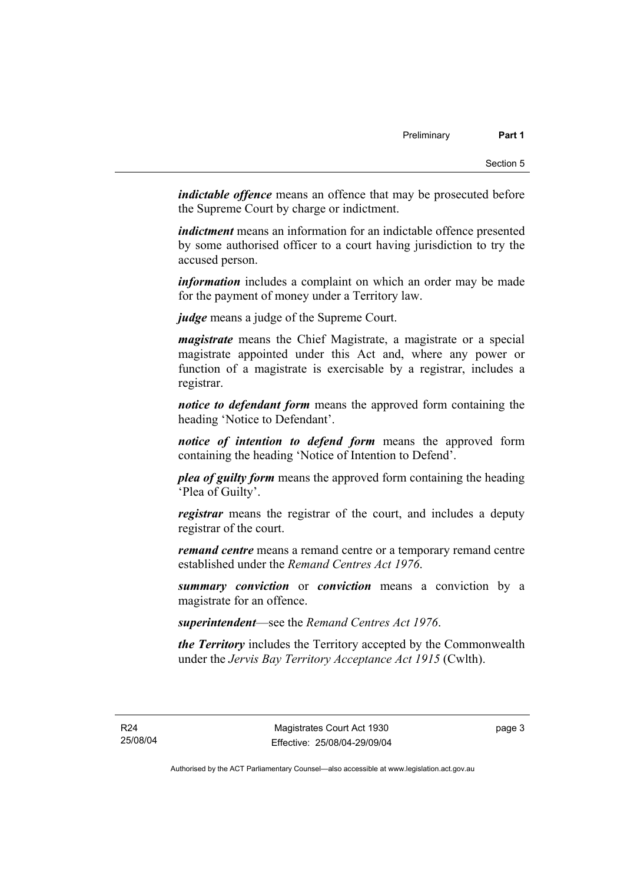***indictable offence*** means an offence that may be prosecuted before the Supreme Court by charge or indictment.

***indictment*** means an information for an indictable offence presented by some authorised officer to a court having jurisdiction to try the accused person.

***information*** includes a complaint on which an order may be made for the payment of money under a Territory law.

***judge*** means a judge of the Supreme Court.

***magistrate*** means the Chief Magistrate, a magistrate or a special magistrate appointed under this Act and, where any power or function of a magistrate is exercisable by a registrar, includes a registrar.

***notice to defendant form*** means the approved form containing the heading 'Notice to Defendant'.

***notice of intention to defend form*** means the approved form containing the heading 'Notice of Intention to Defend'.

***plea of guilty form*** means the approved form containing the heading 'Plea of Guilty'.

***registrar*** means the registrar of the court, and includes a deputy registrar of the court.

***remand centre*** means a remand centre or a temporary remand centre established under the *Remand Centres Act 1976*.

***summary conviction*** or ***conviction*** means a conviction by a magistrate for an offence.

***superintendent***—see the *Remand Centres Act 1976*.

***the Territory*** includes the Territory accepted by the Commonwealth under the *Jervis Bay Territory Acceptance Act 1915* (Cwlth).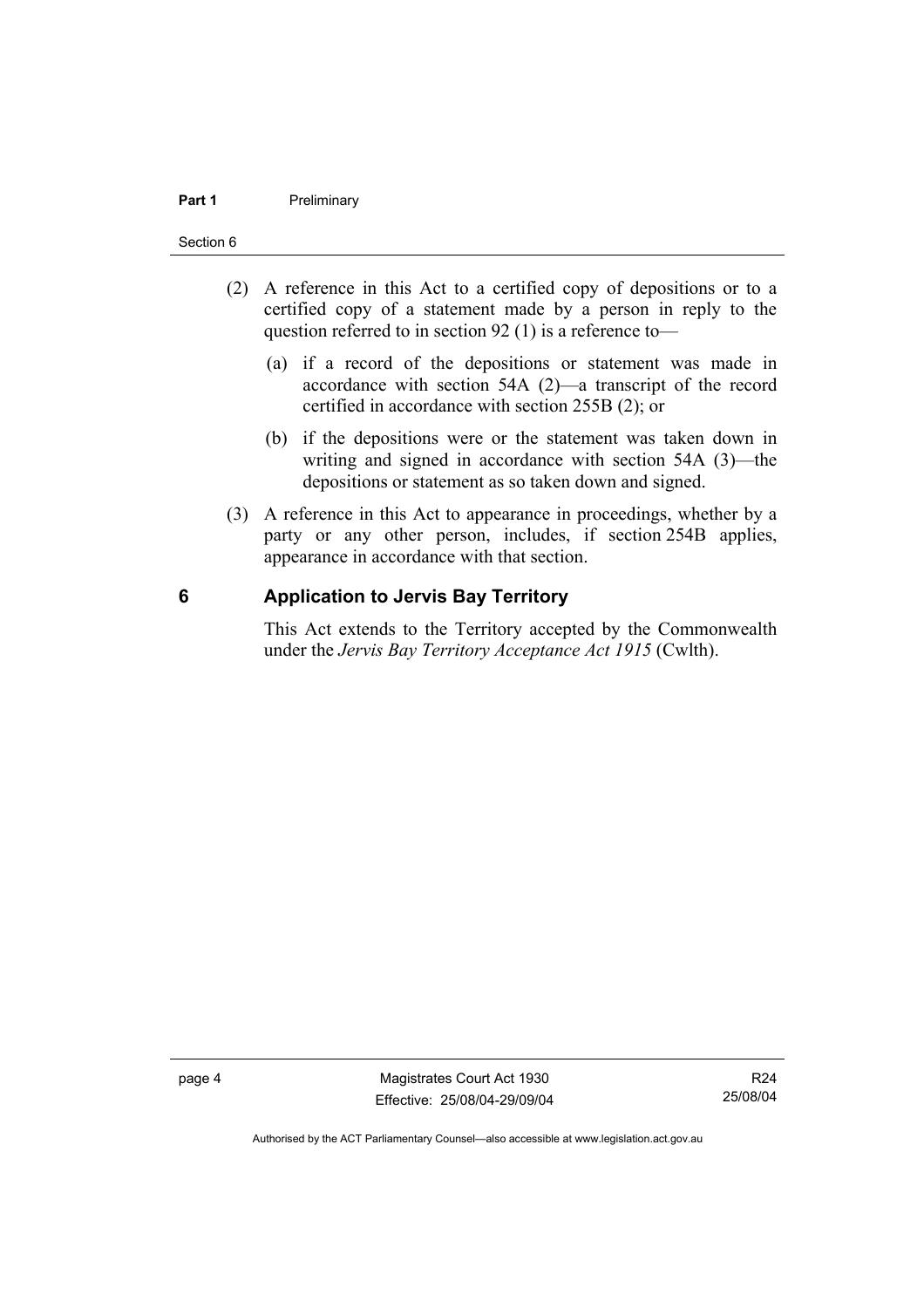(2) A reference in this Act to a certified copy of depositions or to a certified copy of a statement made by a person in reply to the question referred to in section 92 (1) is a reference to—

(a) if a record of the depositions or statement was made in accordance with section 54A (2)—a transcript of the record certified in accordance with section 255B (2); or

(b) if the depositions were or the statement was taken down in writing and signed in accordance with section 54A (3)—the depositions or statement as so taken down and signed.

(3) A reference in this Act to appearance in proceedings, whether by a party or any other person, includes, if section 254B applies, appearance in accordance with that section.

## 6 Application to Jervis Bay Territory

This Act extends to the Territory accepted by the Commonwealth under the *Jervis Bay Territory Acceptance Act 1915* (Cwlth).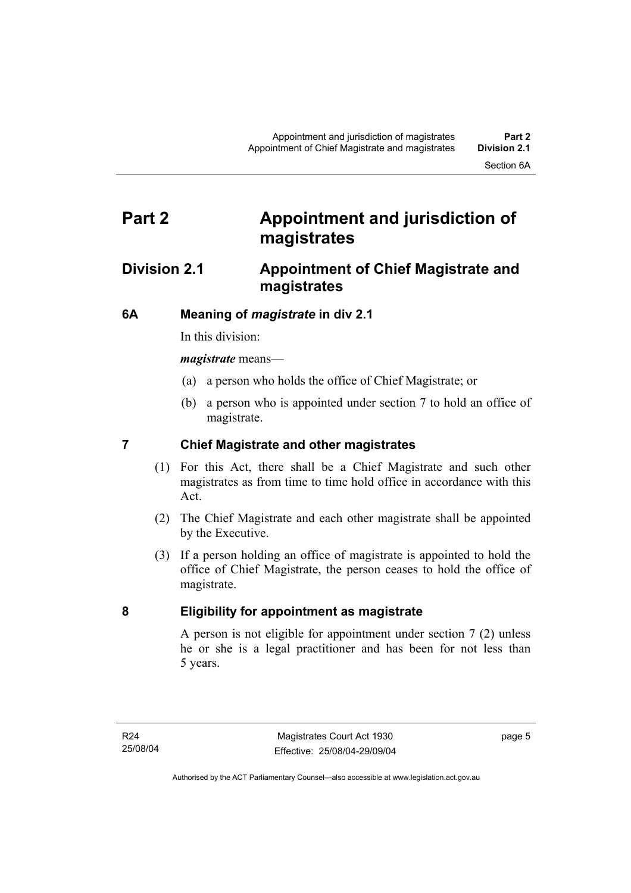# Part 2 Appointment and jurisdiction of magistrates

## Division 2.1 Appointment of Chief Magistrate and magistrates

### 6A Meaning of *magistrate* in div 2.1

In this division:

***magistrate*** means—

(a) a person who holds the office of Chief Magistrate; or

(b) a person who is appointed under section 7 to hold an office of magistrate.

### 7 Chief Magistrate and other magistrates

(1) For this Act, there shall be a Chief Magistrate and such other magistrates as from time to time hold office in accordance with this Act.

(2) The Chief Magistrate and each other magistrate shall be appointed by the Executive.

(3) If a person holding an office of magistrate is appointed to hold the office of Chief Magistrate, the person ceases to hold the office of magistrate.

### 8 Eligibility for appointment as magistrate

A person is not eligible for appointment under section 7 (2) unless he or she is a legal practitioner and has been for not less than 5 years.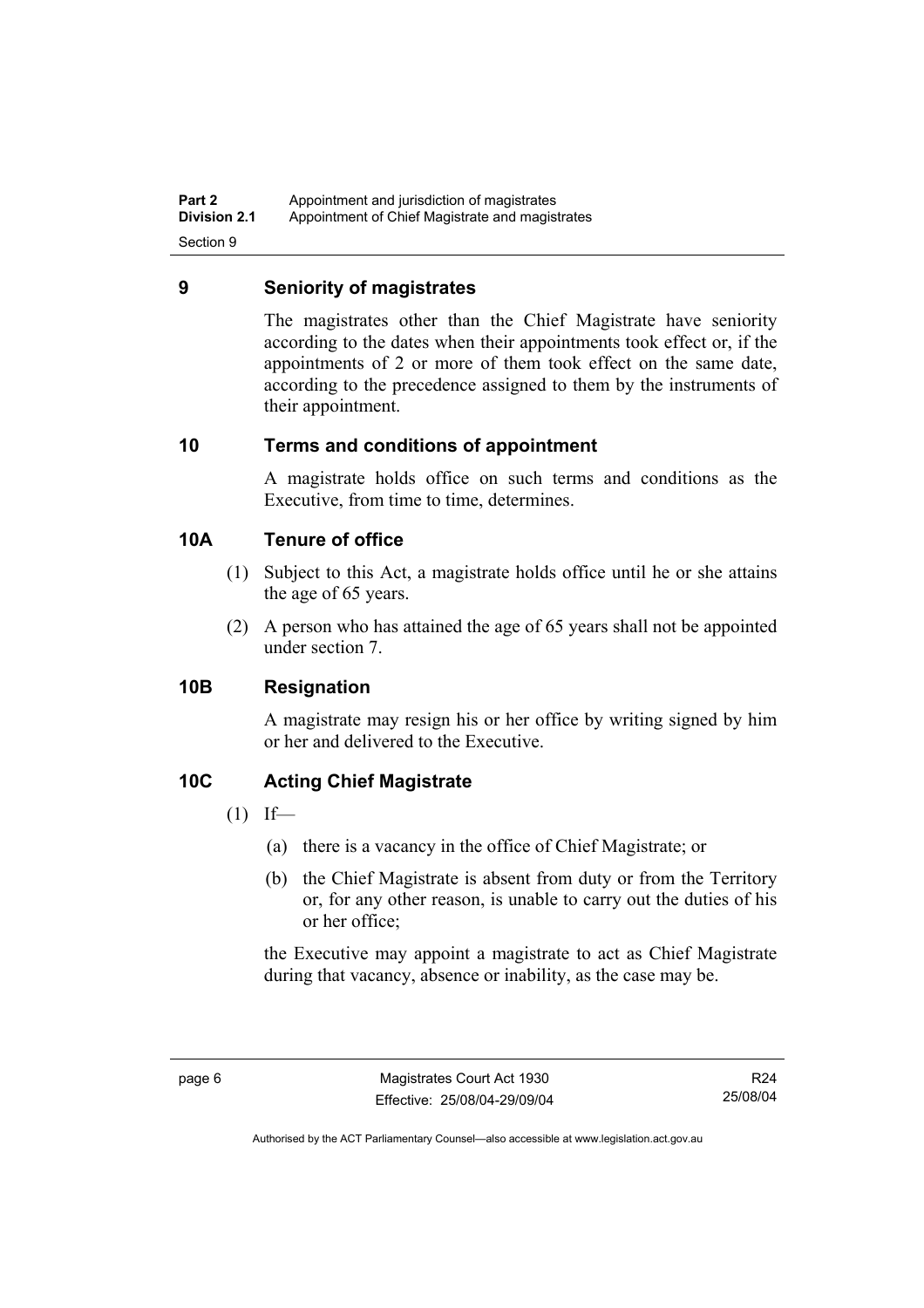## 9 Seniority of magistrates

The magistrates other than the Chief Magistrate have seniority according to the dates when their appointments took effect or, if the appointments of 2 or more of them took effect on the same date, according to the precedence assigned to them by the instruments of their appointment.

## 10 Terms and conditions of appointment

A magistrate holds office on such terms and conditions as the Executive, from time to time, determines.

## 10A Tenure of office

(1) Subject to this Act, a magistrate holds office until he or she attains the age of 65 years.

(2) A person who has attained the age of 65 years shall not be appointed under section 7.

## 10B Resignation

A magistrate may resign his or her office by writing signed by him or her and delivered to the Executive.

## 10C Acting Chief Magistrate

(1) If—

(a) there is a vacancy in the office of Chief Magistrate; or

(b) the Chief Magistrate is absent from duty or from the Territory or, for any other reason, is unable to carry out the duties of his or her office;

the Executive may appoint a magistrate to act as Chief Magistrate during that vacancy, absence or inability, as the case may be.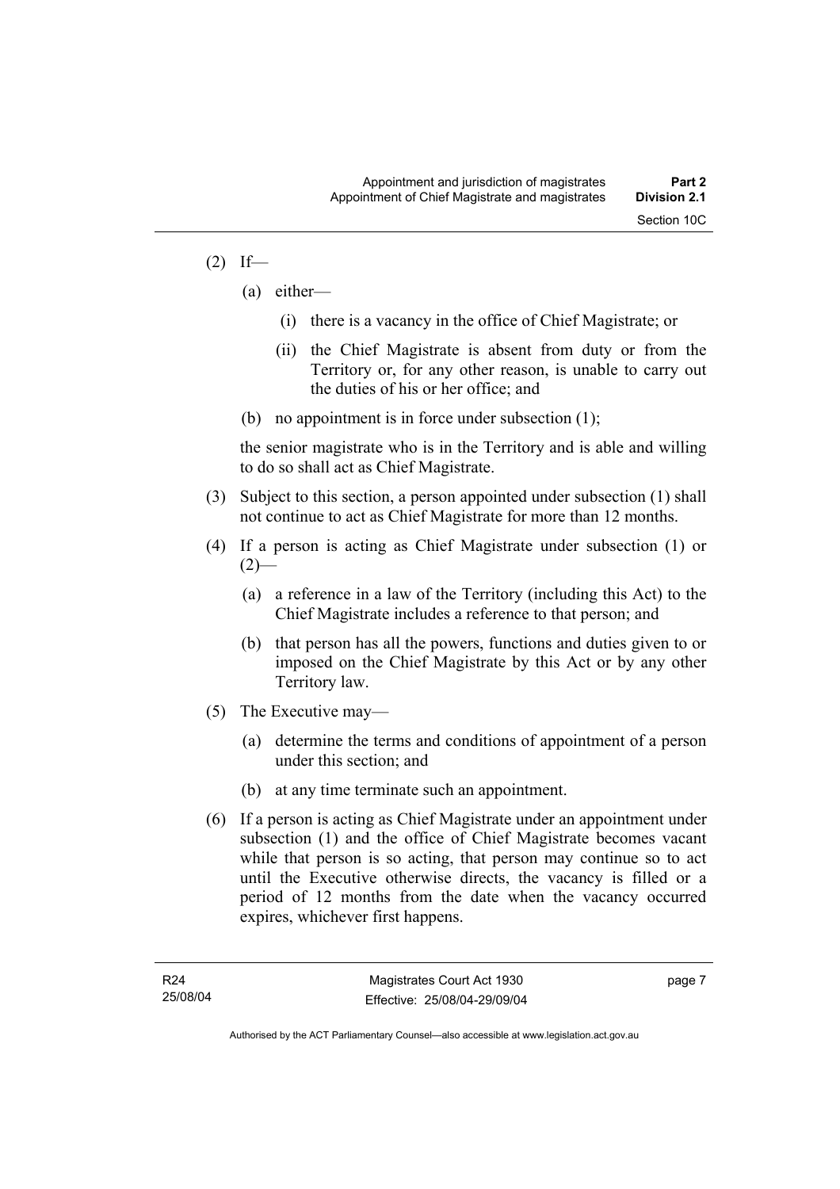(2) If—

   (a) either—

      (i) there is a vacancy in the office of Chief Magistrate; or

      (ii) the Chief Magistrate is absent from duty or from the Territory or, for any other reason, is unable to carry out the duties of his or her office; and

   (b) no appointment is in force under subsection (1);

   the senior magistrate who is in the Territory and is able and willing to do so shall act as Chief Magistrate.

(3) Subject to this section, a person appointed under subsection (1) shall not continue to act as Chief Magistrate for more than 12 months.

(4) If a person is acting as Chief Magistrate under subsection (1) or (2)—

   (a) a reference in a law of the Territory (including this Act) to the Chief Magistrate includes a reference to that person; and

   (b) that person has all the powers, functions and duties given to or imposed on the Chief Magistrate by this Act or by any other Territory law.

(5) The Executive may—

   (a) determine the terms and conditions of appointment of a person under this section; and

   (b) at any time terminate such an appointment.

(6) If a person is acting as Chief Magistrate under an appointment under subsection (1) and the office of Chief Magistrate becomes vacant while that person is so acting, that person may continue so to act until the Executive otherwise directs, the vacancy is filled or a period of 12 months from the date when the vacancy occurred expires, whichever first happens.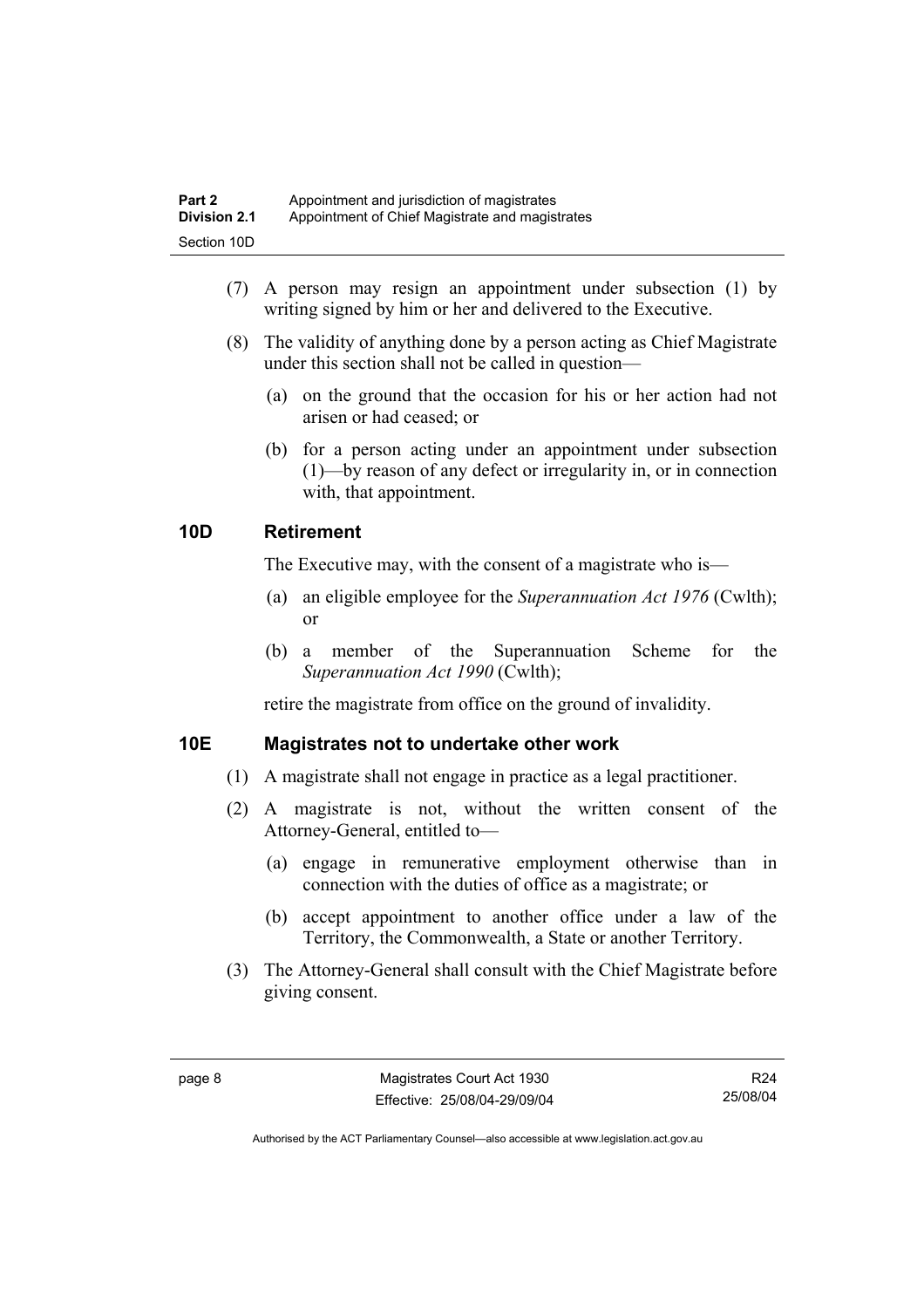(7) A person may resign an appointment under subsection (1) by writing signed by him or her and delivered to the Executive.

(8) The validity of anything done by a person acting as Chief Magistrate under this section shall not be called in question—

(a) on the ground that the occasion for his or her action had not arisen or had ceased; or

(b) for a person acting under an appointment under subsection (1)—by reason of any defect or irregularity in, or in connection with, that appointment.

### 10D Retirement

The Executive may, with the consent of a magistrate who is—

(a) an eligible employee for the *Superannuation Act 1976* (Cwlth); or

(b) a member of the Superannuation Scheme for the *Superannuation Act 1990* (Cwlth);

retire the magistrate from office on the ground of invalidity.

### 10E Magistrates not to undertake other work

(1) A magistrate shall not engage in practice as a legal practitioner.

(2) A magistrate is not, without the written consent of the Attorney-General, entitled to—

(a) engage in remunerative employment otherwise than in connection with the duties of office as a magistrate; or

(b) accept appointment to another office under a law of the Territory, the Commonwealth, a State or another Territory.

(3) The Attorney-General shall consult with the Chief Magistrate before giving consent.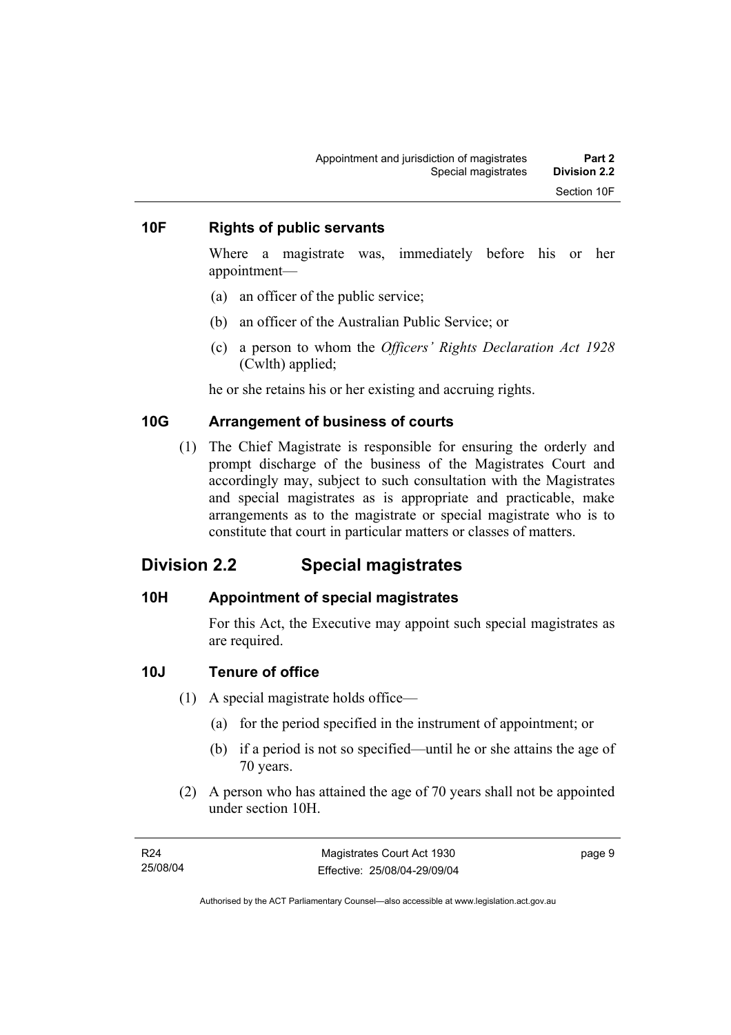### 10F Rights of public servants

Where a magistrate was, immediately before his or her appointment—

(a) an officer of the public service;

(b) an officer of the Australian Public Service; or

(c) a person to whom the *Officers' Rights Declaration Act 1928* (Cwlth) applied;

he or she retains his or her existing and accruing rights.

### 10G Arrangement of business of courts

(1) The Chief Magistrate is responsible for ensuring the orderly and prompt discharge of the business of the Magistrates Court and accordingly may, subject to such consultation with the Magistrates and special magistrates as is appropriate and practicable, make arrangements as to the magistrate or special magistrate who is to constitute that court in particular matters or classes of matters.

## Division 2.2 Special magistrates

### 10H Appointment of special magistrates

For this Act, the Executive may appoint such special magistrates as are required.

### 10J Tenure of office

(1) A special magistrate holds office—

(a) for the period specified in the instrument of appointment; or

(b) if a period is not so specified—until he or she attains the age of 70 years.

(2) A person who has attained the age of 70 years shall not be appointed under section 10H.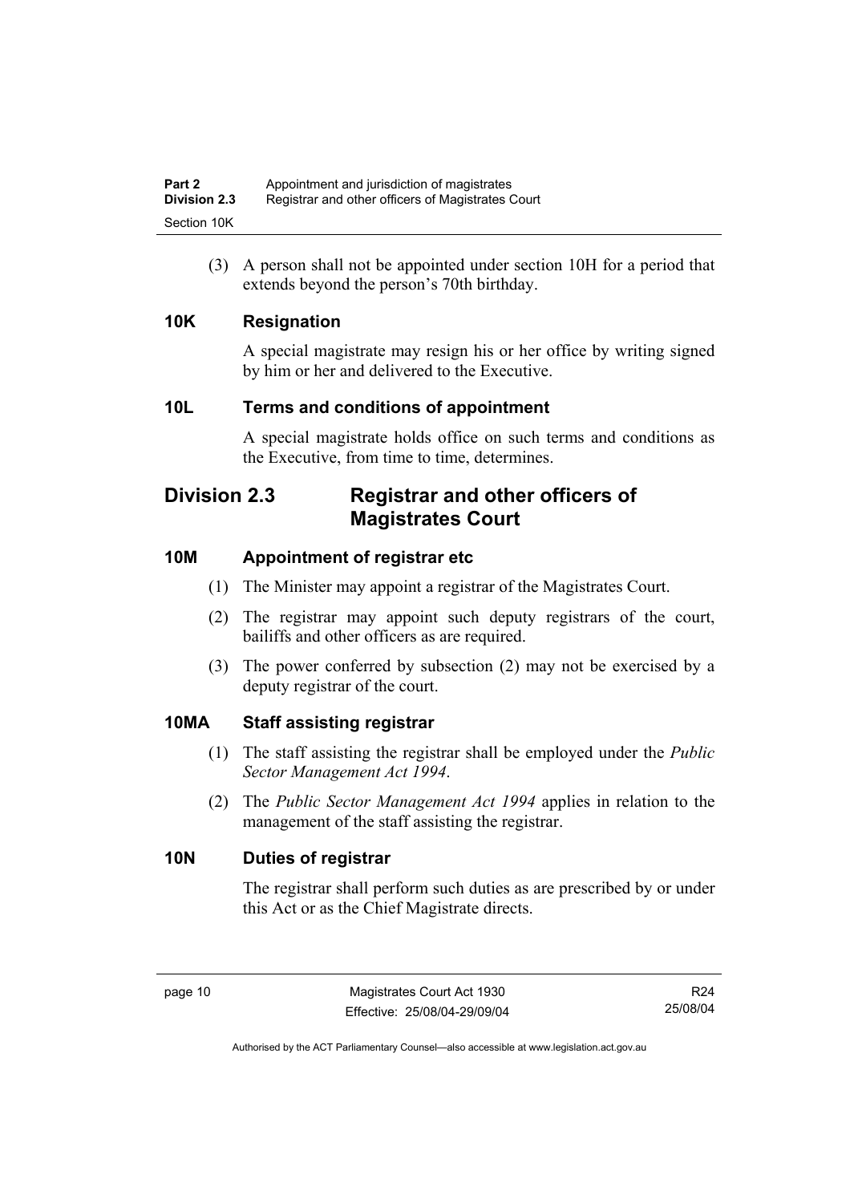(3) A person shall not be appointed under section 10H for a period that extends beyond the person's 70th birthday.

### 10K Resignation

A special magistrate may resign his or her office by writing signed by him or her and delivered to the Executive.

### 10L Terms and conditions of appointment

A special magistrate holds office on such terms and conditions as the Executive, from time to time, determines.

## Division 2.3 Registrar and other officers of Magistrates Court

### 10M Appointment of registrar etc

(1) The Minister may appoint a registrar of the Magistrates Court.

(2) The registrar may appoint such deputy registrars of the court, bailiffs and other officers as are required.

(3) The power conferred by subsection (2) may not be exercised by a deputy registrar of the court.

### 10MA Staff assisting registrar

(1) The staff assisting the registrar shall be employed under the *Public Sector Management Act 1994*.

(2) The *Public Sector Management Act 1994* applies in relation to the management of the staff assisting the registrar.

### 10N Duties of registrar

The registrar shall perform such duties as are prescribed by or under this Act or as the Chief Magistrate directs.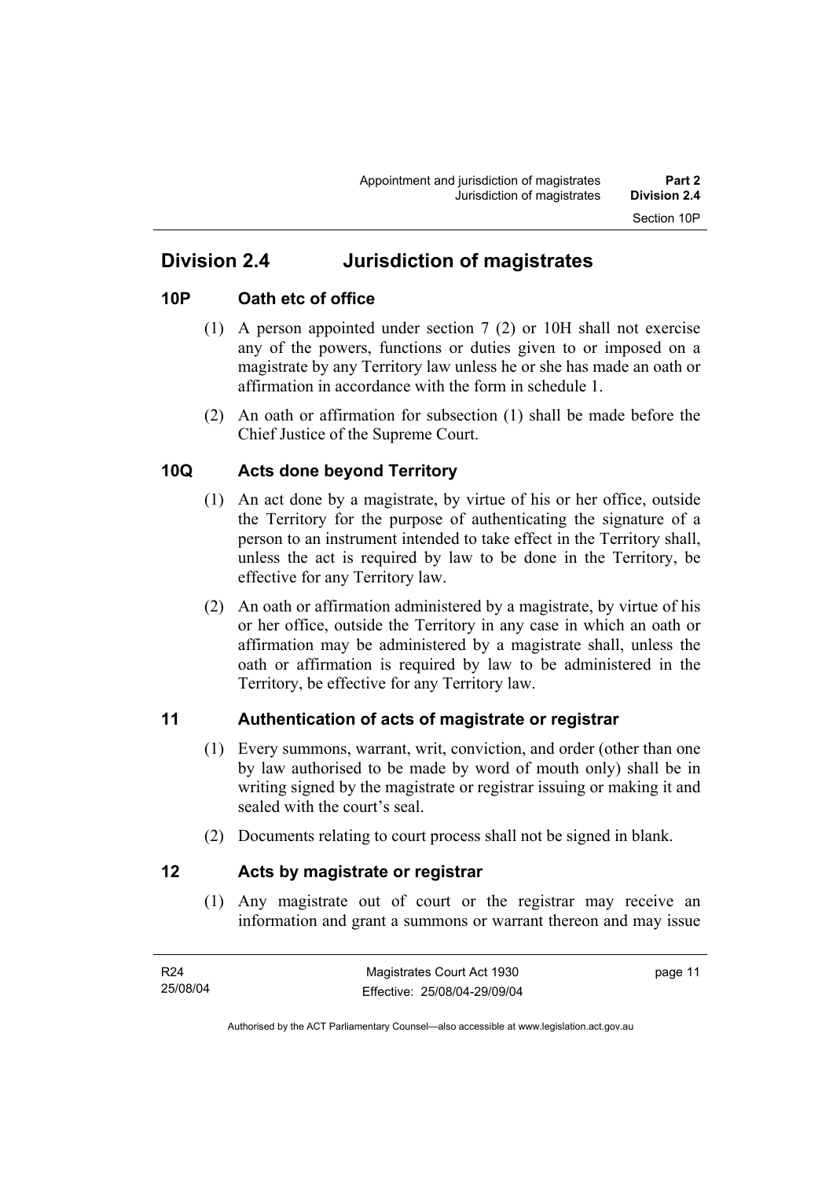## Division 2.4 Jurisdiction of magistrates

### 10P Oath etc of office

(1) A person appointed under section 7 (2) or 10H shall not exercise any of the powers, functions or duties given to or imposed on a magistrate by any Territory law unless he or she has made an oath or affirmation in accordance with the form in schedule 1.

(2) An oath or affirmation for subsection (1) shall be made before the Chief Justice of the Supreme Court.

### 10Q Acts done beyond Territory

(1) An act done by a magistrate, by virtue of his or her office, outside the Territory for the purpose of authenticating the signature of a person to an instrument intended to take effect in the Territory shall, unless the act is required by law to be done in the Territory, be effective for any Territory law.

(2) An oath or affirmation administered by a magistrate, by virtue of his or her office, outside the Territory in any case in which an oath or affirmation may be administered by a magistrate shall, unless the oath or affirmation is required by law to be administered in the Territory, be effective for any Territory law.

### 11 Authentication of acts of magistrate or registrar

(1) Every summons, warrant, writ, conviction, and order (other than one by law authorised to be made by word of mouth only) shall be in writing signed by the magistrate or registrar issuing or making it and sealed with the court's seal.

(2) Documents relating to court process shall not be signed in blank.

### 12 Acts by magistrate or registrar

(1) Any magistrate out of court or the registrar may receive an information and grant a summons or warrant thereon and may issue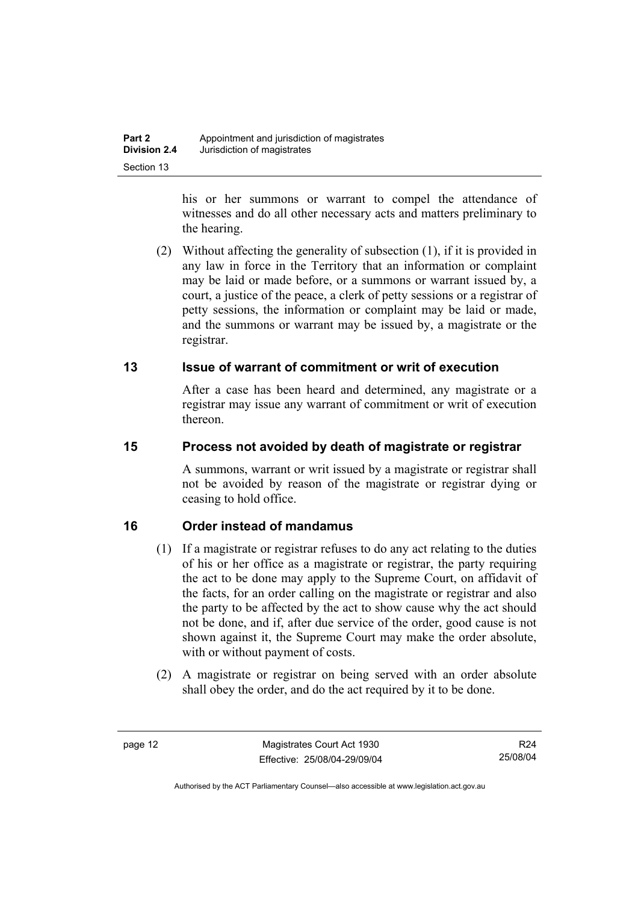his or her summons or warrant to compel the attendance of witnesses and do all other necessary acts and matters preliminary to the hearing.

(2) Without affecting the generality of subsection (1), if it is provided in any law in force in the Territory that an information or complaint may be laid or made before, or a summons or warrant issued by, a court, a justice of the peace, a clerk of petty sessions or a registrar of petty sessions, the information or complaint may be laid or made, and the summons or warrant may be issued by, a magistrate or the registrar.

## 13 Issue of warrant of commitment or writ of execution

After a case has been heard and determined, any magistrate or a registrar may issue any warrant of commitment or writ of execution thereon.

## 15 Process not avoided by death of magistrate or registrar

A summons, warrant or writ issued by a magistrate or registrar shall not be avoided by reason of the magistrate or registrar dying or ceasing to hold office.

## 16 Order instead of mandamus

(1) If a magistrate or registrar refuses to do any act relating to the duties of his or her office as a magistrate or registrar, the party requiring the act to be done may apply to the Supreme Court, on affidavit of the facts, for an order calling on the magistrate or registrar and also the party to be affected by the act to show cause why the act should not be done, and if, after due service of the order, good cause is not shown against it, the Supreme Court may make the order absolute, with or without payment of costs.

(2) A magistrate or registrar on being served with an order absolute shall obey the order, and do the act required by it to be done.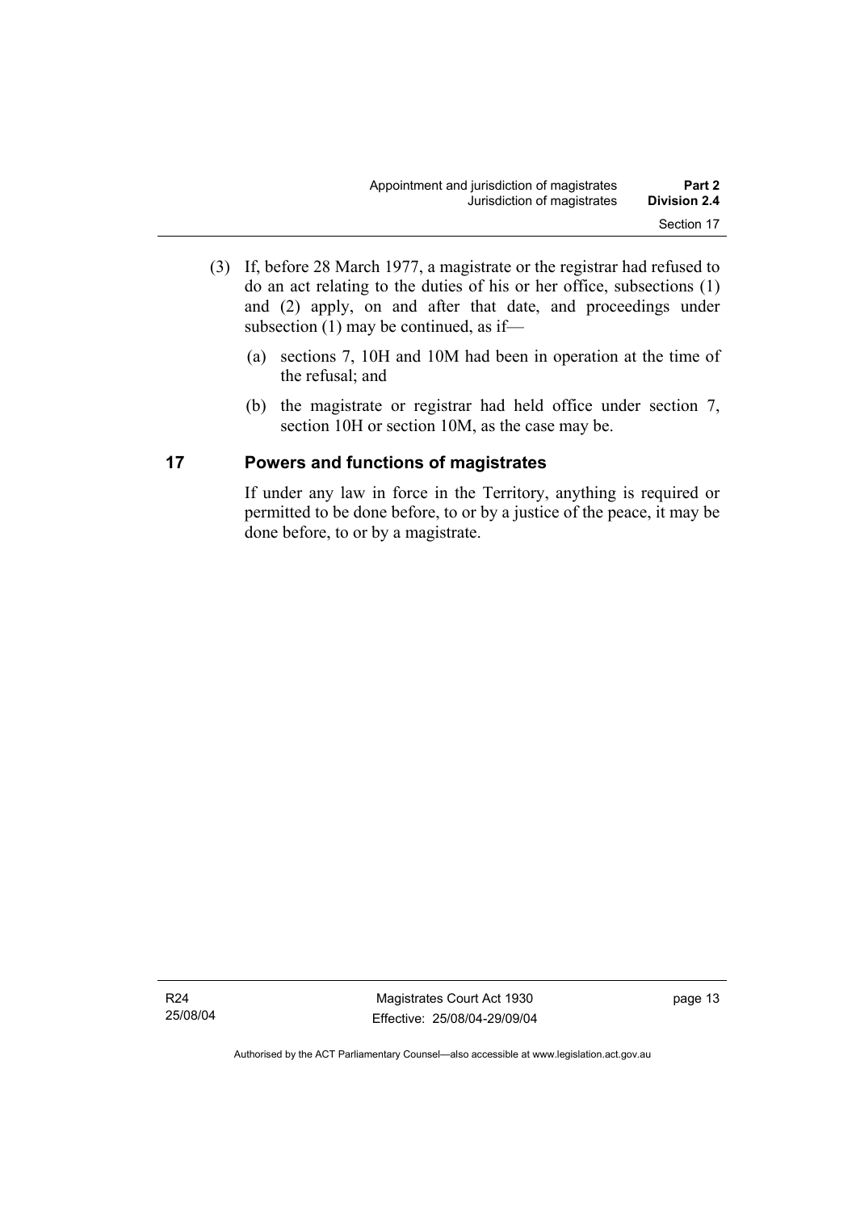(3) If, before 28 March 1977, a magistrate or the registrar had refused to do an act relating to the duties of his or her office, subsections (1) and (2) apply, on and after that date, and proceedings under subsection (1) may be continued, as if—

(a) sections 7, 10H and 10M had been in operation at the time of the refusal; and

(b) the magistrate or registrar had held office under section 7, section 10H or section 10M, as the case may be.

## 17 Powers and functions of magistrates

If under any law in force in the Territory, anything is required or permitted to be done before, to or by a justice of the peace, it may be done before, to or by a magistrate.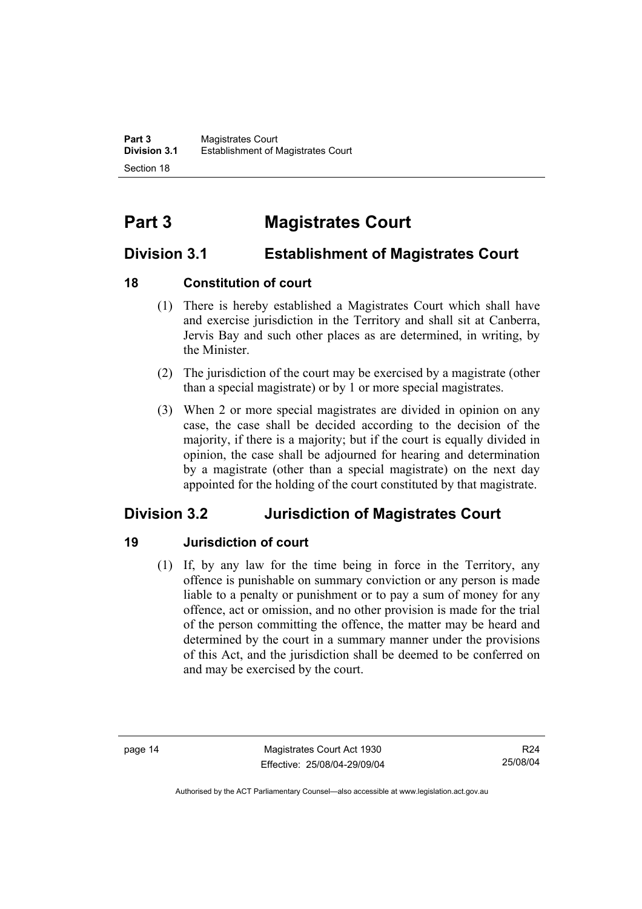# Part 3 Magistrates Court

## Division 3.1 Establishment of Magistrates Court

### 18 Constitution of court

(1) There is hereby established a Magistrates Court which shall have and exercise jurisdiction in the Territory and shall sit at Canberra, Jervis Bay and such other places as are determined, in writing, by the Minister.

(2) The jurisdiction of the court may be exercised by a magistrate (other than a special magistrate) or by 1 or more special magistrates.

(3) When 2 or more special magistrates are divided in opinion on any case, the case shall be decided according to the decision of the majority, if there is a majority; but if the court is equally divided in opinion, the case shall be adjourned for hearing and determination by a magistrate (other than a special magistrate) on the next day appointed for the holding of the court constituted by that magistrate.

## Division 3.2 Jurisdiction of Magistrates Court

### 19 Jurisdiction of court

(1) If, by any law for the time being in force in the Territory, any offence is punishable on summary conviction or any person is made liable to a penalty or punishment or to pay a sum of money for any offence, act or omission, and no other provision is made for the trial of the person committing the offence, the matter may be heard and determined by the court in a summary manner under the provisions of this Act, and the jurisdiction shall be deemed to be conferred on and may be exercised by the court.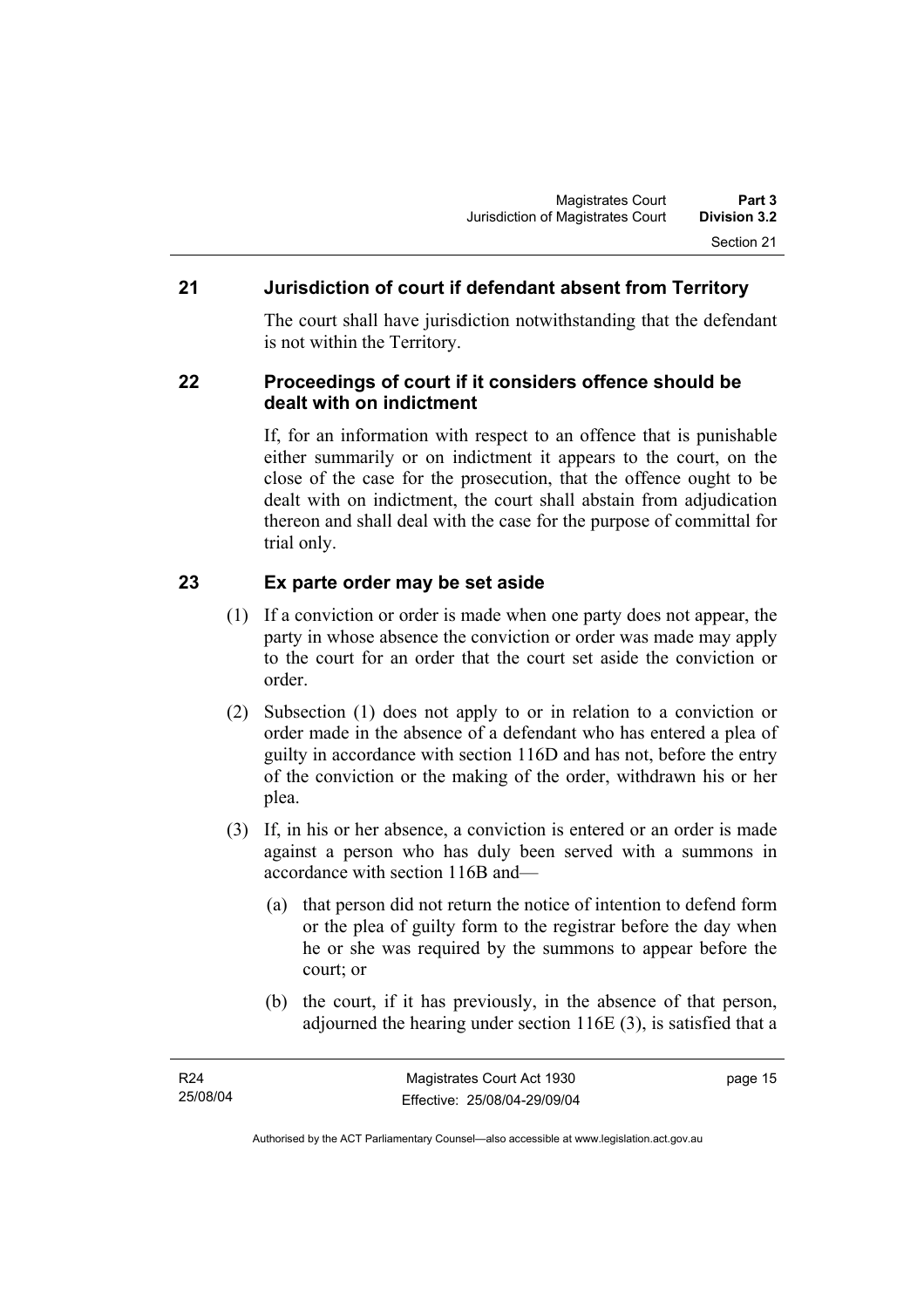## 21 Jurisdiction of court if defendant absent from Territory

The court shall have jurisdiction notwithstanding that the defendant is not within the Territory.

## 22 Proceedings of court if it considers offence should be dealt with on indictment

If, for an information with respect to an offence that is punishable either summarily or on indictment it appears to the court, on the close of the case for the prosecution, that the offence ought to be dealt with on indictment, the court shall abstain from adjudication thereon and shall deal with the case for the purpose of committal for trial only.

## 23 Ex parte order may be set aside

(1) If a conviction or order is made when one party does not appear, the party in whose absence the conviction or order was made may apply to the court for an order that the court set aside the conviction or order.

(2) Subsection (1) does not apply to or in relation to a conviction or order made in the absence of a defendant who has entered a plea of guilty in accordance with section 116D and has not, before the entry of the conviction or the making of the order, withdrawn his or her plea.

(3) If, in his or her absence, a conviction is entered or an order is made against a person who has duly been served with a summons in accordance with section 116B and—

   (a) that person did not return the notice of intention to defend form or the plea of guilty form to the registrar before the day when he or she was required by the summons to appear before the court; or

   (b) the court, if it has previously, in the absence of that person, adjourned the hearing under section 116E (3), is satisfied that a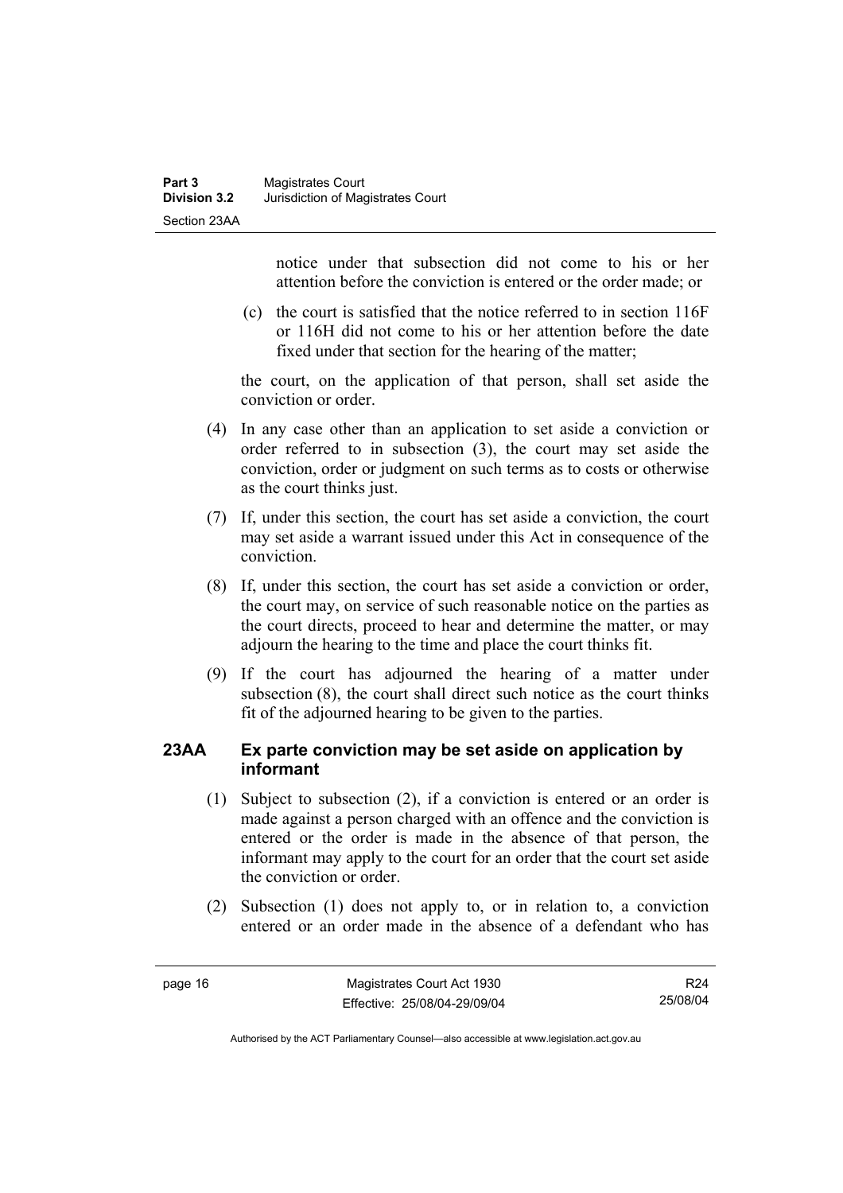notice under that subsection did not come to his or her attention before the conviction is entered or the order made; or

(c) the court is satisfied that the notice referred to in section 116F or 116H did not come to his or her attention before the date fixed under that section for the hearing of the matter;

the court, on the application of that person, shall set aside the conviction or order.

(4) In any case other than an application to set aside a conviction or order referred to in subsection (3), the court may set aside the conviction, order or judgment on such terms as to costs or otherwise as the court thinks just.

(7) If, under this section, the court has set aside a conviction, the court may set aside a warrant issued under this Act in consequence of the conviction.

(8) If, under this section, the court has set aside a conviction or order, the court may, on service of such reasonable notice on the parties as the court directs, proceed to hear and determine the matter, or may adjourn the hearing to the time and place the court thinks fit.

(9) If the court has adjourned the hearing of a matter under subsection (8), the court shall direct such notice as the court thinks fit of the adjourned hearing to be given to the parties.

### 23AA Ex parte conviction may be set aside on application by informant

(1) Subject to subsection (2), if a conviction is entered or an order is made against a person charged with an offence and the conviction is entered or the order is made in the absence of that person, the informant may apply to the court for an order that the court set aside the conviction or order.

(2) Subsection (1) does not apply to, or in relation to, a conviction entered or an order made in the absence of a defendant who has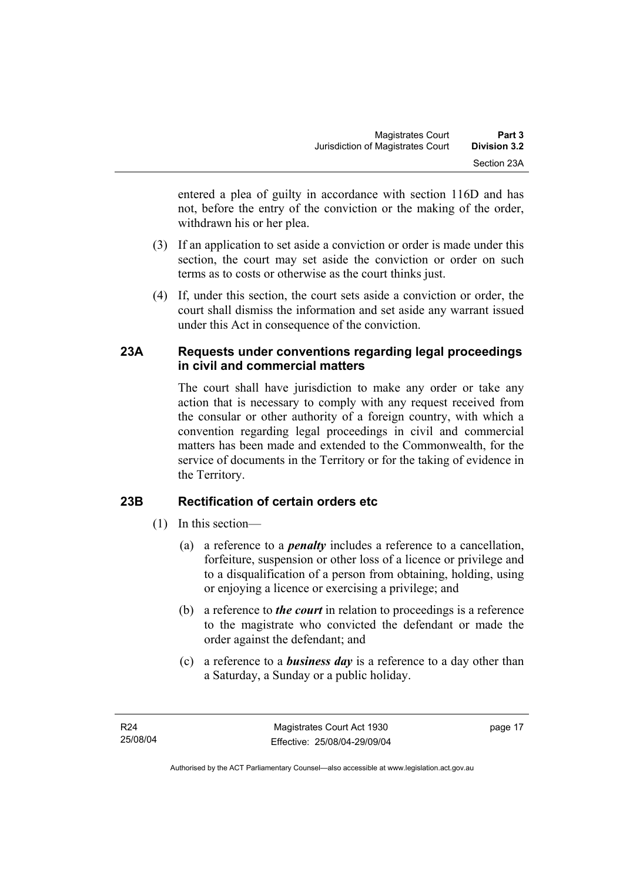entered a plea of guilty in accordance with section 116D and has not, before the entry of the conviction or the making of the order, withdrawn his or her plea.

(3) If an application to set aside a conviction or order is made under this section, the court may set aside the conviction or order on such terms as to costs or otherwise as the court thinks just.

(4) If, under this section, the court sets aside a conviction or order, the court shall dismiss the information and set aside any warrant issued under this Act in consequence of the conviction.

## 23A Requests under conventions regarding legal proceedings in civil and commercial matters

The court shall have jurisdiction to make any order or take any action that is necessary to comply with any request received from the consular or other authority of a foreign country, with which a convention regarding legal proceedings in civil and commercial matters has been made and extended to the Commonwealth, for the service of documents in the Territory or for the taking of evidence in the Territory.

## 23B Rectification of certain orders etc

(1) In this section—

(a) a reference to a ***penalty*** includes a reference to a cancellation, forfeiture, suspension or other loss of a licence or privilege and to a disqualification of a person from obtaining, holding, using or enjoying a licence or exercising a privilege; and

(b) a reference to ***the court*** in relation to proceedings is a reference to the magistrate who convicted the defendant or made the order against the defendant; and

(c) a reference to a ***business day*** is a reference to a day other than a Saturday, a Sunday or a public holiday.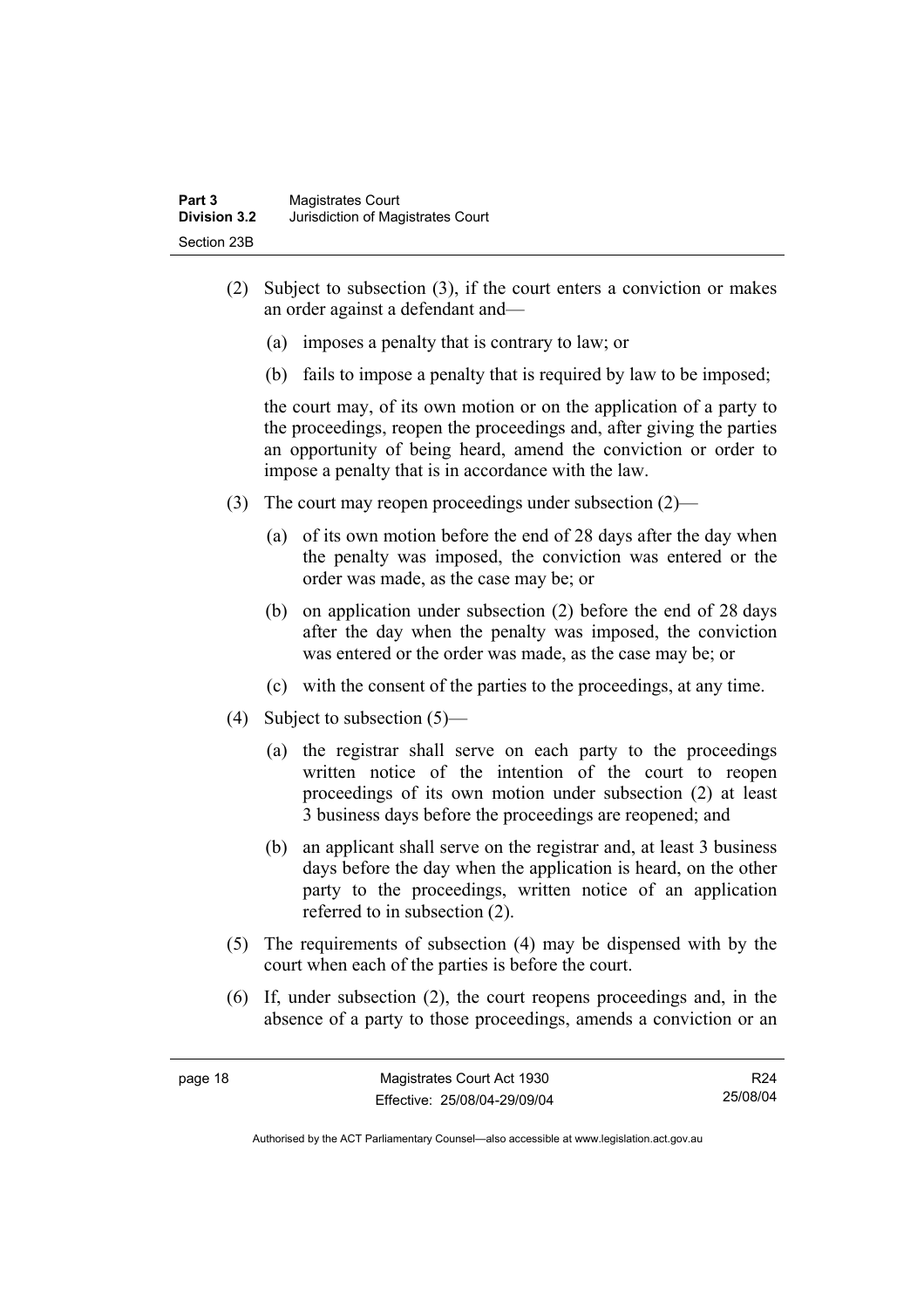(2) Subject to subsection (3), if the court enters a conviction or makes an order against a defendant and—

(a) imposes a penalty that is contrary to law; or

(b) fails to impose a penalty that is required by law to be imposed;

the court may, of its own motion or on the application of a party to the proceedings, reopen the proceedings and, after giving the parties an opportunity of being heard, amend the conviction or order to impose a penalty that is in accordance with the law.

(3) The court may reopen proceedings under subsection (2)—

(a) of its own motion before the end of 28 days after the day when the penalty was imposed, the conviction was entered or the order was made, as the case may be; or

(b) on application under subsection (2) before the end of 28 days after the day when the penalty was imposed, the conviction was entered or the order was made, as the case may be; or

(c) with the consent of the parties to the proceedings, at any time.

(4) Subject to subsection (5)—

(a) the registrar shall serve on each party to the proceedings written notice of the intention of the court to reopen proceedings of its own motion under subsection (2) at least 3 business days before the proceedings are reopened; and

(b) an applicant shall serve on the registrar and, at least 3 business days before the day when the application is heard, on the other party to the proceedings, written notice of an application referred to in subsection (2).

(5) The requirements of subsection (4) may be dispensed with by the court when each of the parties is before the court.

(6) If, under subsection (2), the court reopens proceedings and, in the absence of a party to those proceedings, amends a conviction or an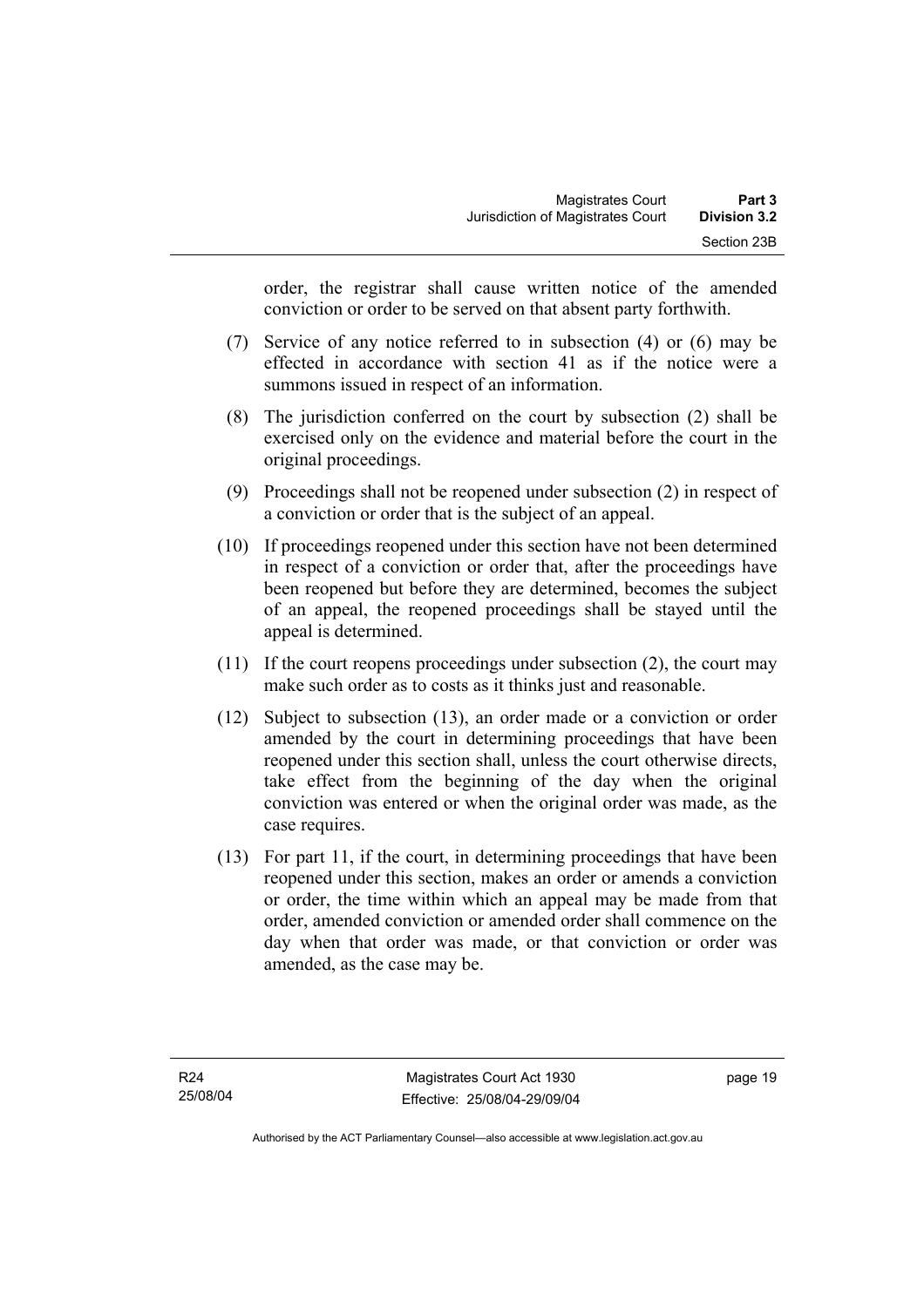order, the registrar shall cause written notice of the amended conviction or order to be served on that absent party forthwith.

(7) Service of any notice referred to in subsection (4) or (6) may be effected in accordance with section 41 as if the notice were a summons issued in respect of an information.

(8) The jurisdiction conferred on the court by subsection (2) shall be exercised only on the evidence and material before the court in the original proceedings.

(9) Proceedings shall not be reopened under subsection (2) in respect of a conviction or order that is the subject of an appeal.

(10) If proceedings reopened under this section have not been determined in respect of a conviction or order that, after the proceedings have been reopened but before they are determined, becomes the subject of an appeal, the reopened proceedings shall be stayed until the appeal is determined.

(11) If the court reopens proceedings under subsection (2), the court may make such order as to costs as it thinks just and reasonable.

(12) Subject to subsection (13), an order made or a conviction or order amended by the court in determining proceedings that have been reopened under this section shall, unless the court otherwise directs, take effect from the beginning of the day when the original conviction was entered or when the original order was made, as the case requires.

(13) For part 11, if the court, in determining proceedings that have been reopened under this section, makes an order or amends a conviction or order, the time within which an appeal may be made from that order, amended conviction or amended order shall commence on the day when that order was made, or that conviction or order was amended, as the case may be.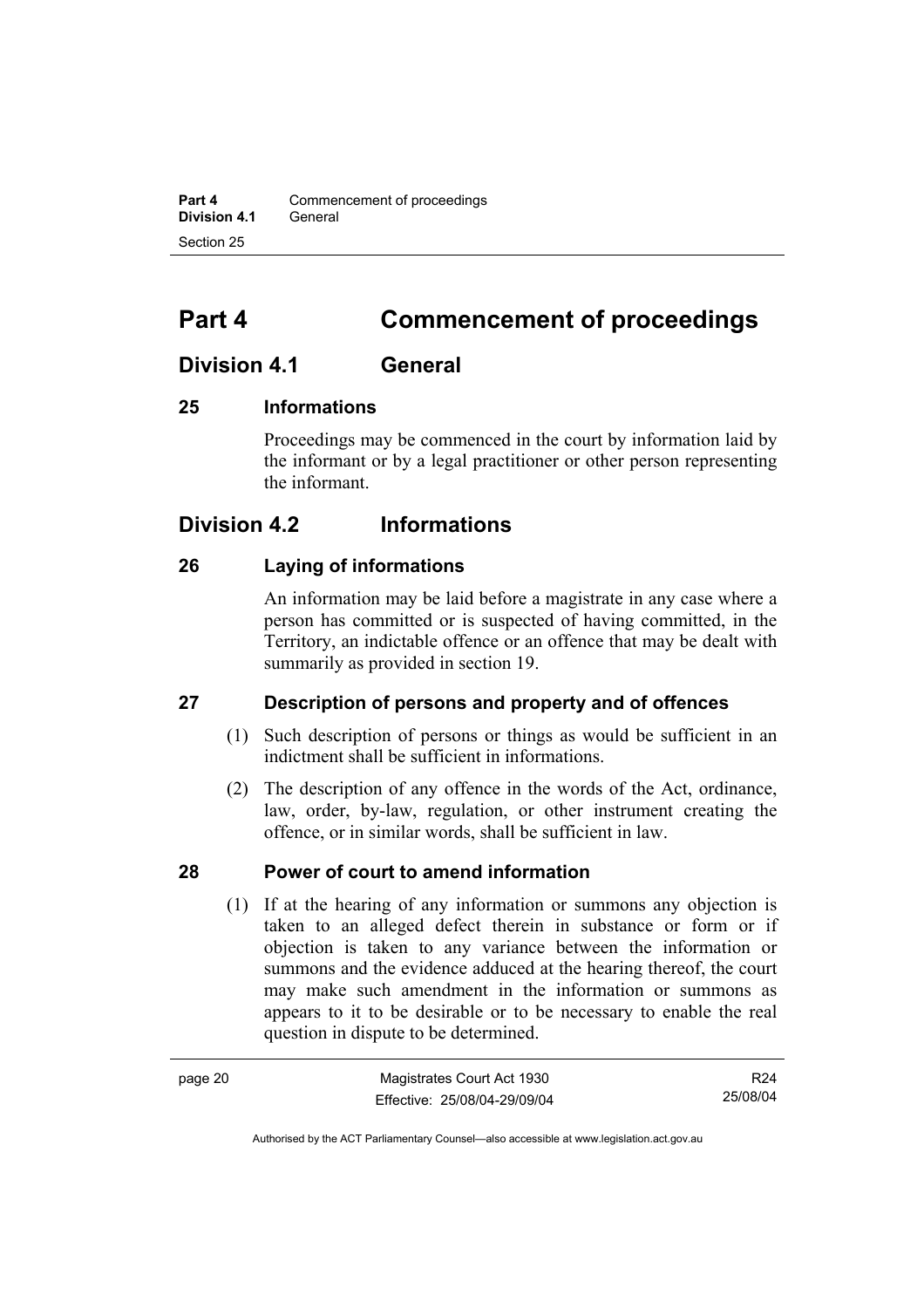# Part 4 Commencement of proceedings

## Division 4.1 General

### 25 Informations

Proceedings may be commenced in the court by information laid by the informant or by a legal practitioner or other person representing the informant.

## Division 4.2 Informations

### 26 Laying of informations

An information may be laid before a magistrate in any case where a person has committed or is suspected of having committed, in the Territory, an indictable offence or an offence that may be dealt with summarily as provided in section 19.

### 27 Description of persons and property and of offences

(1) Such description of persons or things as would be sufficient in an indictment shall be sufficient in informations.

(2) The description of any offence in the words of the Act, ordinance, law, order, by-law, regulation, or other instrument creating the offence, or in similar words, shall be sufficient in law.

### 28 Power of court to amend information

(1) If at the hearing of any information or summons any objection is taken to an alleged defect therein in substance or form or if objection is taken to any variance between the information or summons and the evidence adduced at the hearing thereof, the court may make such amendment in the information or summons as appears to it to be desirable or to be necessary to enable the real question in dispute to be determined.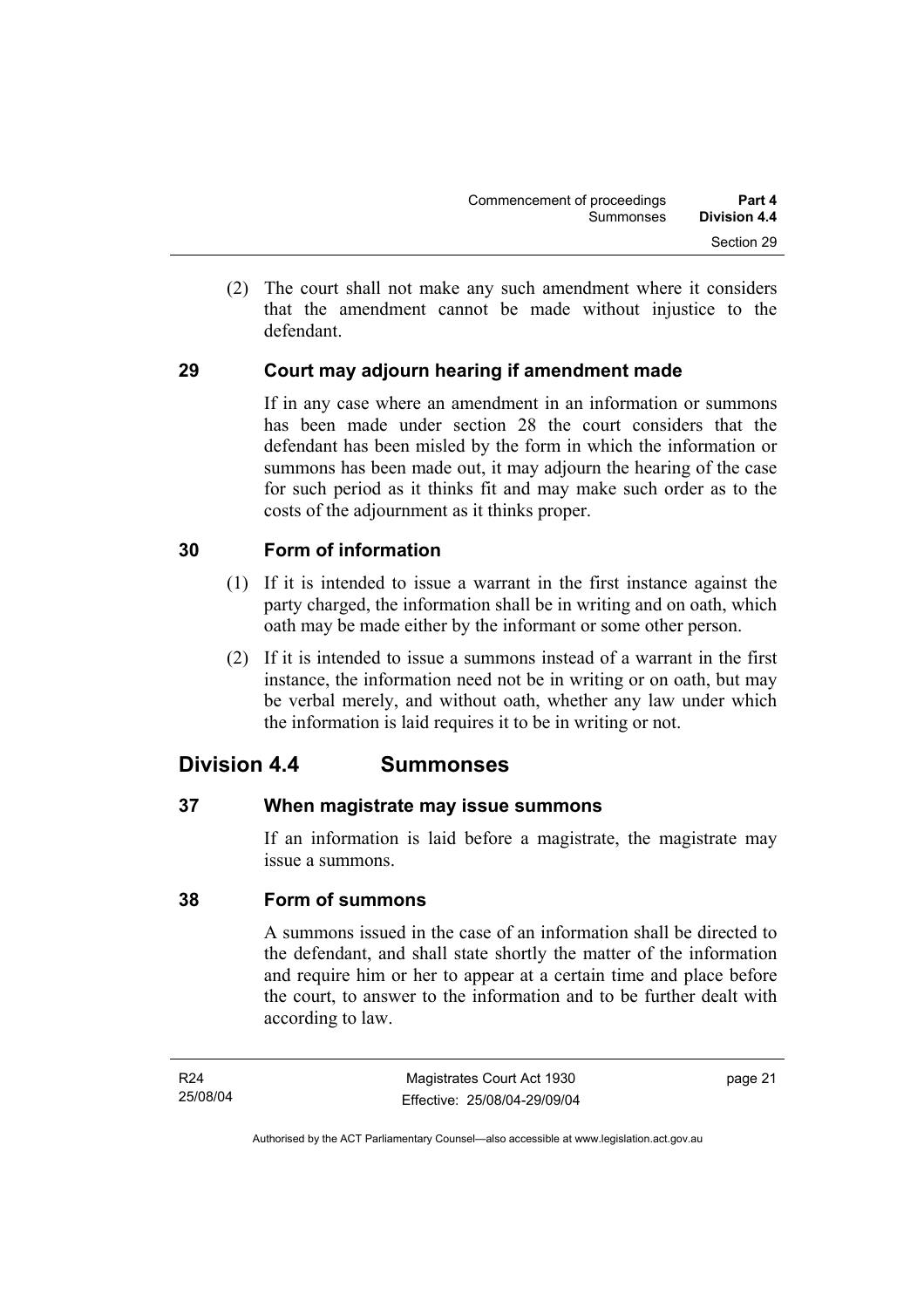(2) The court shall not make any such amendment where it considers that the amendment cannot be made without injustice to the defendant.

### 29 Court may adjourn hearing if amendment made

If in any case where an amendment in an information or summons has been made under section 28 the court considers that the defendant has been misled by the form in which the information or summons has been made out, it may adjourn the hearing of the case for such period as it thinks fit and may make such order as to the costs of the adjournment as it thinks proper.

### 30 Form of information

(1) If it is intended to issue a warrant in the first instance against the party charged, the information shall be in writing and on oath, which oath may be made either by the informant or some other person.

(2) If it is intended to issue a summons instead of a warrant in the first instance, the information need not be in writing or on oath, but may be verbal merely, and without oath, whether any law under which the information is laid requires it to be in writing or not.

## Division 4.4 Summonses

### 37 When magistrate may issue summons

If an information is laid before a magistrate, the magistrate may issue a summons.

### 38 Form of summons

A summons issued in the case of an information shall be directed to the defendant, and shall state shortly the matter of the information and require him or her to appear at a certain time and place before the court, to answer to the information and to be further dealt with according to law.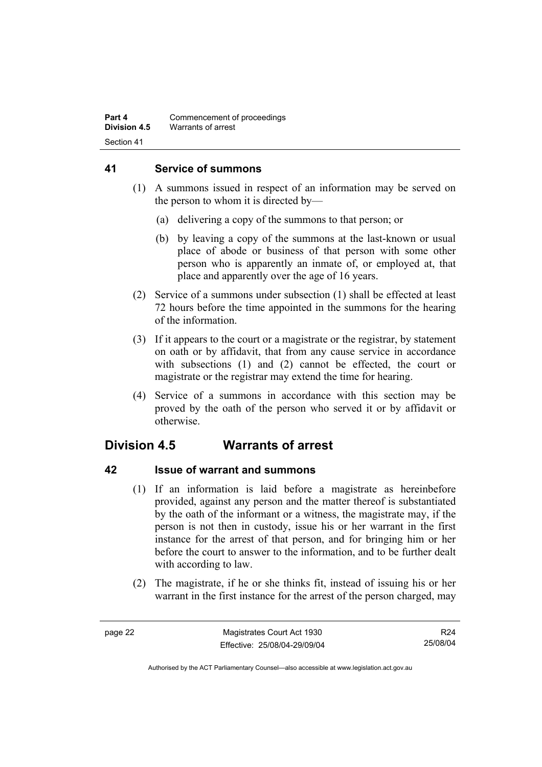## 41 Service of summons

(1) A summons issued in respect of an information may be served on the person to whom it is directed by—

(a) delivering a copy of the summons to that person; or

(b) by leaving a copy of the summons at the last-known or usual place of abode or business of that person with some other person who is apparently an inmate of, or employed at, that place and apparently over the age of 16 years.

(2) Service of a summons under subsection (1) shall be effected at least 72 hours before the time appointed in the summons for the hearing of the information.

(3) If it appears to the court or a magistrate or the registrar, by statement on oath or by affidavit, that from any cause service in accordance with subsections (1) and (2) cannot be effected, the court or magistrate or the registrar may extend the time for hearing.

(4) Service of a summons in accordance with this section may be proved by the oath of the person who served it or by affidavit or otherwise.

# Division 4.5 Warrants of arrest

## 42 Issue of warrant and summons

(1) If an information is laid before a magistrate as hereinbefore provided, against any person and the matter thereof is substantiated by the oath of the informant or a witness, the magistrate may, if the person is not then in custody, issue his or her warrant in the first instance for the arrest of that person, and for bringing him or her before the court to answer to the information, and to be further dealt with according to law.

(2) The magistrate, if he or she thinks fit, instead of issuing his or her warrant in the first instance for the arrest of the person charged, may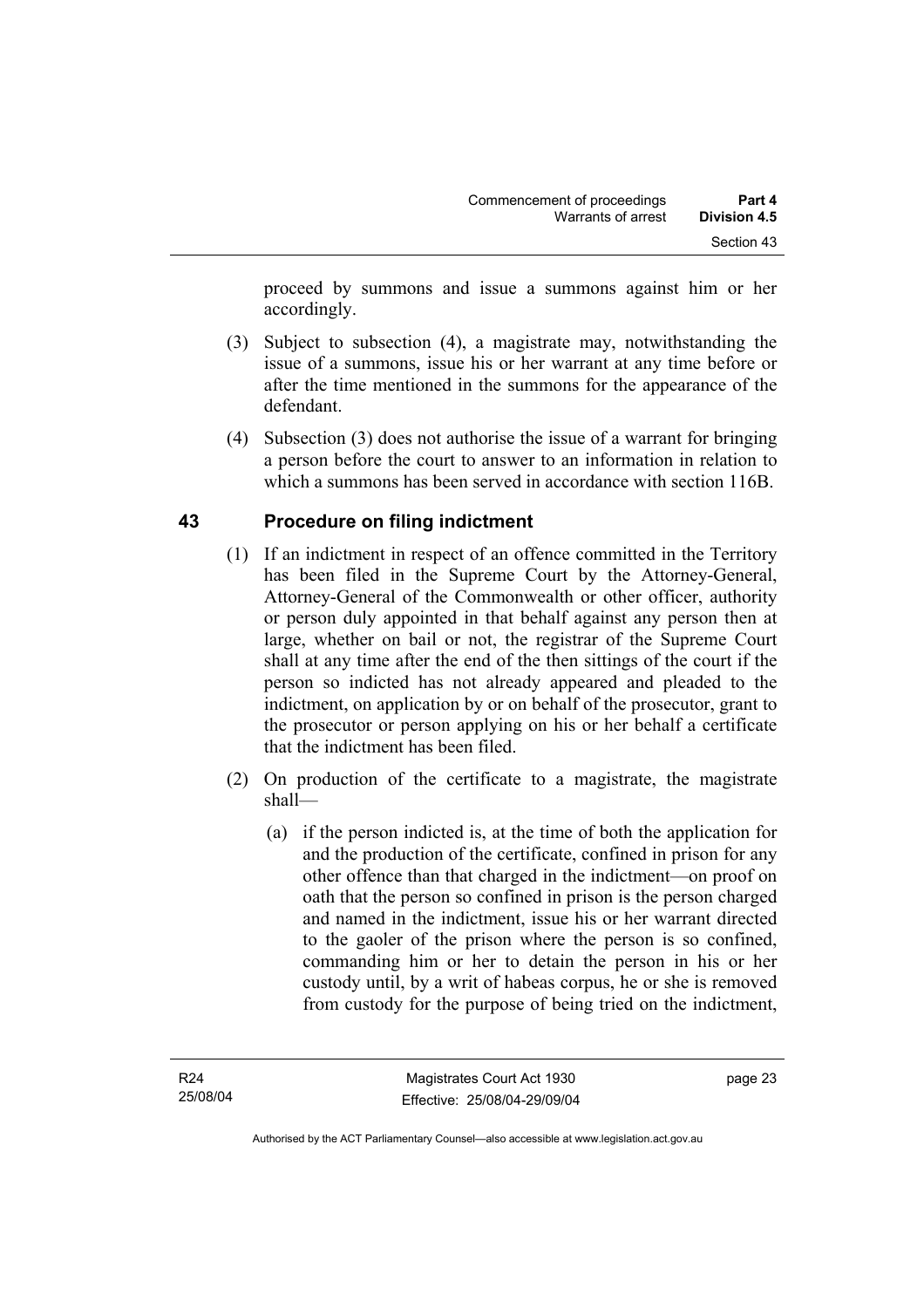proceed by summons and issue a summons against him or her accordingly.

(3) Subject to subsection (4), a magistrate may, notwithstanding the issue of a summons, issue his or her warrant at any time before or after the time mentioned in the summons for the appearance of the defendant.

(4) Subsection (3) does not authorise the issue of a warrant for bringing a person before the court to answer to an information in relation to which a summons has been served in accordance with section 116B.

## 43 Procedure on filing indictment

(1) If an indictment in respect of an offence committed in the Territory has been filed in the Supreme Court by the Attorney-General, Attorney-General of the Commonwealth or other officer, authority or person duly appointed in that behalf against any person then at large, whether on bail or not, the registrar of the Supreme Court shall at any time after the end of the then sittings of the court if the person so indicted has not already appeared and pleaded to the indictment, on application by or on behalf of the prosecutor, grant to the prosecutor or person applying on his or her behalf a certificate that the indictment has been filed.

(2) On production of the certificate to a magistrate, the magistrate shall—

(a) if the person indicted is, at the time of both the application for and the production of the certificate, confined in prison for any other offence than that charged in the indictment—on proof on oath that the person so confined in prison is the person charged and named in the indictment, issue his or her warrant directed to the gaoler of the prison where the person is so confined, commanding him or her to detain the person in his or her custody until, by a writ of habeas corpus, he or she is removed from custody for the purpose of being tried on the indictment,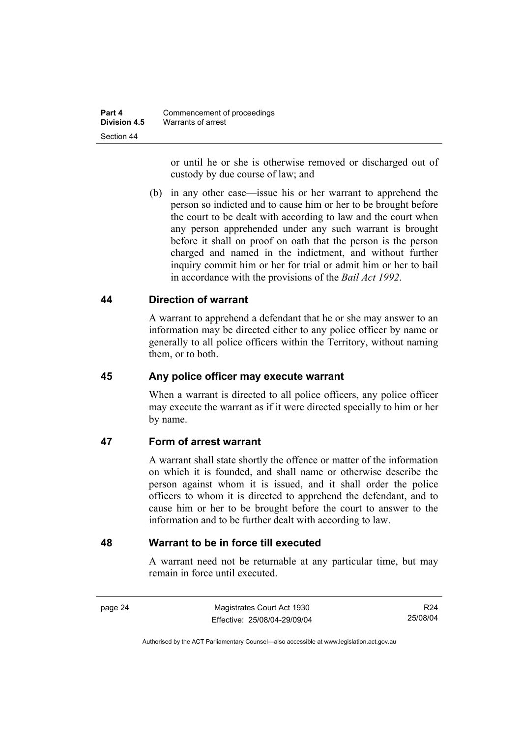or until he or she is otherwise removed or discharged out of custody by due course of law; and

(b) in any other case—issue his or her warrant to apprehend the person so indicted and to cause him or her to be brought before the court to be dealt with according to law and the court when any person apprehended under any such warrant is brought before it shall on proof on oath that the person is the person charged and named in the indictment, and without further inquiry commit him or her for trial or admit him or her to bail in accordance with the provisions of the *Bail Act 1992*.

## 44 Direction of warrant

A warrant to apprehend a defendant that he or she may answer to an information may be directed either to any police officer by name or generally to all police officers within the Territory, without naming them, or to both.

## 45 Any police officer may execute warrant

When a warrant is directed to all police officers, any police officer may execute the warrant as if it were directed specially to him or her by name.

## 47 Form of arrest warrant

A warrant shall state shortly the offence or matter of the information on which it is founded, and shall name or otherwise describe the person against whom it is issued, and it shall order the police officers to whom it is directed to apprehend the defendant, and to cause him or her to be brought before the court to answer to the information and to be further dealt with according to law.

## 48 Warrant to be in force till executed

A warrant need not be returnable at any particular time, but may remain in force until executed.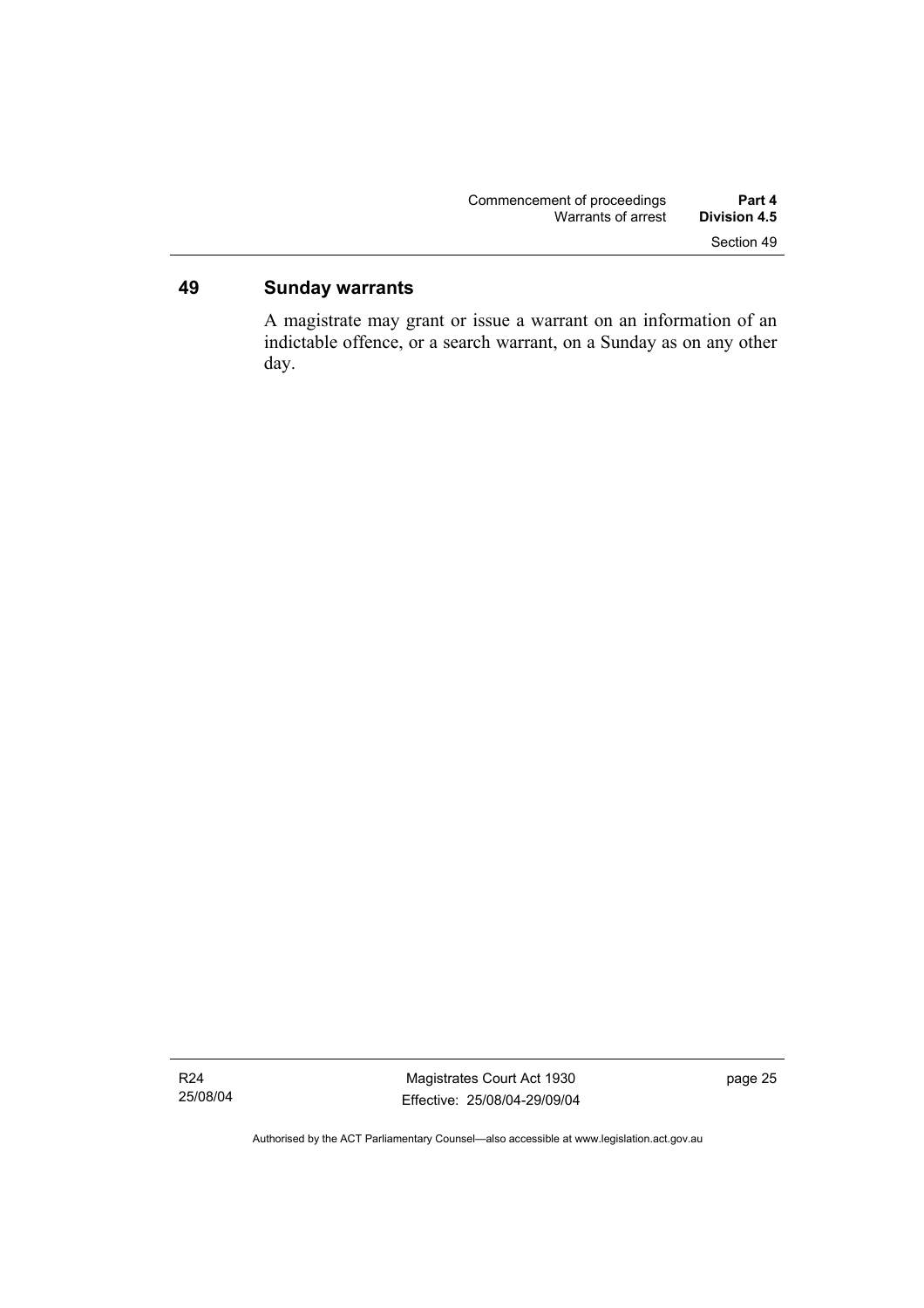## 49 Sunday warrants

A magistrate may grant or issue a warrant on an information of an indictable offence, or a search warrant, on a Sunday as on any other day.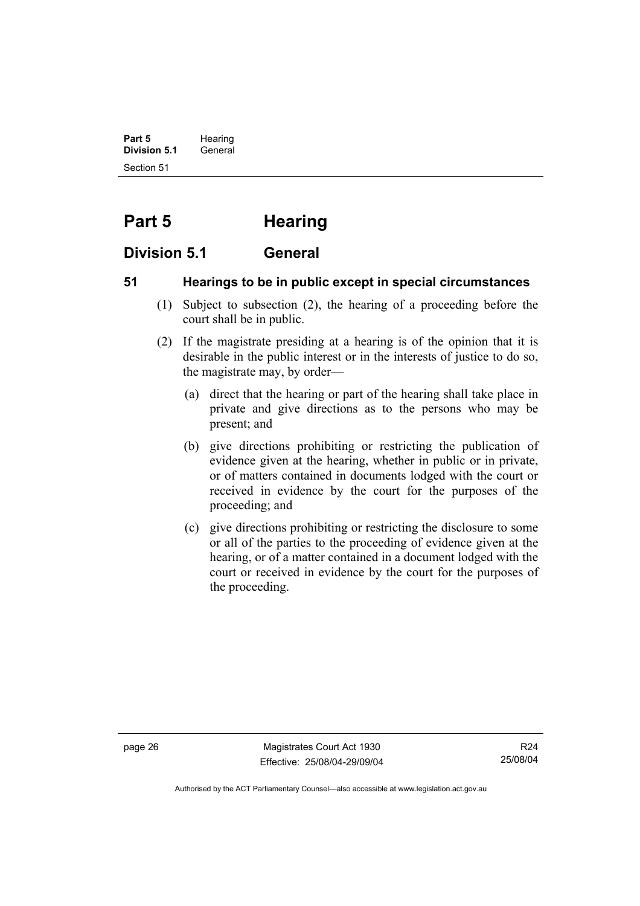# Part 5 Hearing

## Division 5.1 General

### 51 Hearings to be in public except in special circumstances

(1) Subject to subsection (2), the hearing of a proceeding before the court shall be in public.

(2) If the magistrate presiding at a hearing is of the opinion that it is desirable in the public interest or in the interests of justice to do so, the magistrate may, by order—

(a) direct that the hearing or part of the hearing shall take place in private and give directions as to the persons who may be present; and

(b) give directions prohibiting or restricting the publication of evidence given at the hearing, whether in public or in private, or of matters contained in documents lodged with the court or received in evidence by the court for the purposes of the proceeding; and

(c) give directions prohibiting or restricting the disclosure to some or all of the parties to the proceeding of evidence given at the hearing, or of a matter contained in a document lodged with the court or received in evidence by the court for the purposes of the proceeding.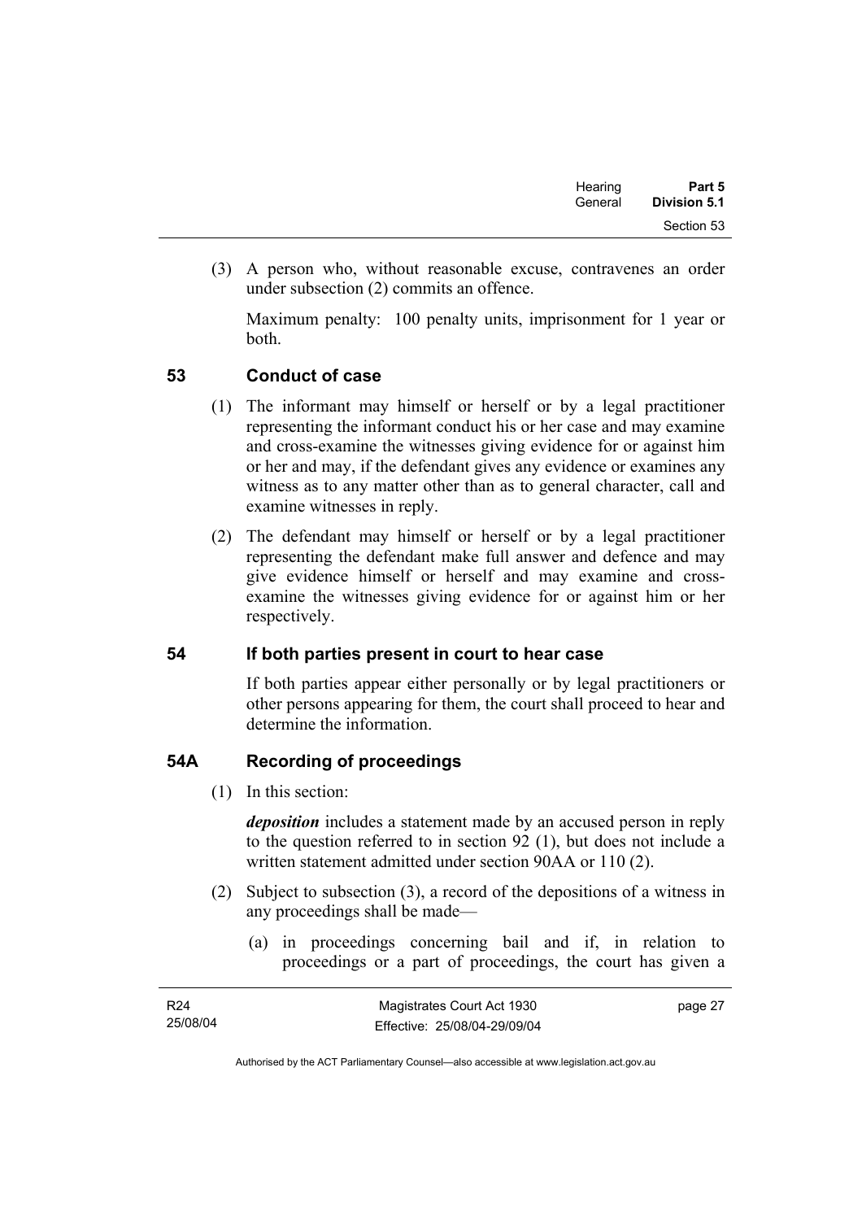(3) A person who, without reasonable excuse, contravenes an order under subsection (2) commits an offence.

Maximum penalty: 100 penalty units, imprisonment for 1 year or both.

## 53 Conduct of case

(1) The informant may himself or herself or by a legal practitioner representing the informant conduct his or her case and may examine and cross-examine the witnesses giving evidence for or against him or her and may, if the defendant gives any evidence or examines any witness as to any matter other than as to general character, call and examine witnesses in reply.

(2) The defendant may himself or herself or by a legal practitioner representing the defendant make full answer and defence and may give evidence himself or herself and may examine and cross-examine the witnesses giving evidence for or against him or her respectively.

## 54 If both parties present in court to hear case

If both parties appear either personally or by legal practitioners or other persons appearing for them, the court shall proceed to hear and determine the information.

## 54A Recording of proceedings

(1) In this section:

***deposition*** includes a statement made by an accused person in reply to the question referred to in section 92 (1), but does not include a written statement admitted under section 90AA or 110 (2).

(2) Subject to subsection (3), a record of the depositions of a witness in any proceedings shall be made—

(a) in proceedings concerning bail and if, in relation to proceedings or a part of proceedings, the court has given a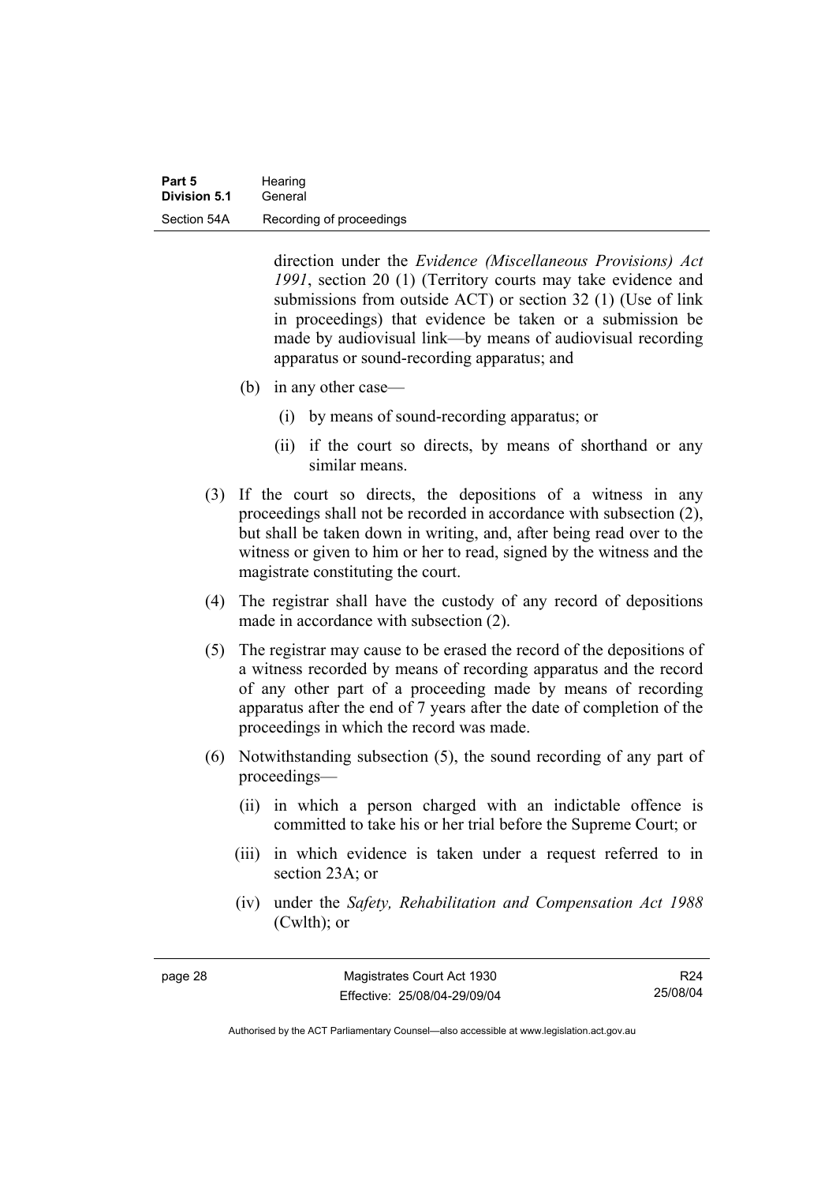direction under the *Evidence (Miscellaneous Provisions) Act 1991*, section 20 (1) (Territory courts may take evidence and submissions from outside ACT) or section 32 (1) (Use of link in proceedings) that evidence be taken or a submission be made by audiovisual link—by means of audiovisual recording apparatus or sound-recording apparatus; and

(b) in any other case—

(i) by means of sound-recording apparatus; or

(ii) if the court so directs, by means of shorthand or any similar means.

(3) If the court so directs, the depositions of a witness in any proceedings shall not be recorded in accordance with subsection (2), but shall be taken down in writing, and, after being read over to the witness or given to him or her to read, signed by the witness and the magistrate constituting the court.

(4) The registrar shall have the custody of any record of depositions made in accordance with subsection (2).

(5) The registrar may cause to be erased the record of the depositions of a witness recorded by means of recording apparatus and the record of any other part of a proceeding made by means of recording apparatus after the end of 7 years after the date of completion of the proceedings in which the record was made.

(6) Notwithstanding subsection (5), the sound recording of any part of proceedings—

(ii) in which a person charged with an indictable offence is committed to take his or her trial before the Supreme Court; or

(iii) in which evidence is taken under a request referred to in section 23A; or

(iv) under the *Safety, Rehabilitation and Compensation Act 1988* (Cwlth); or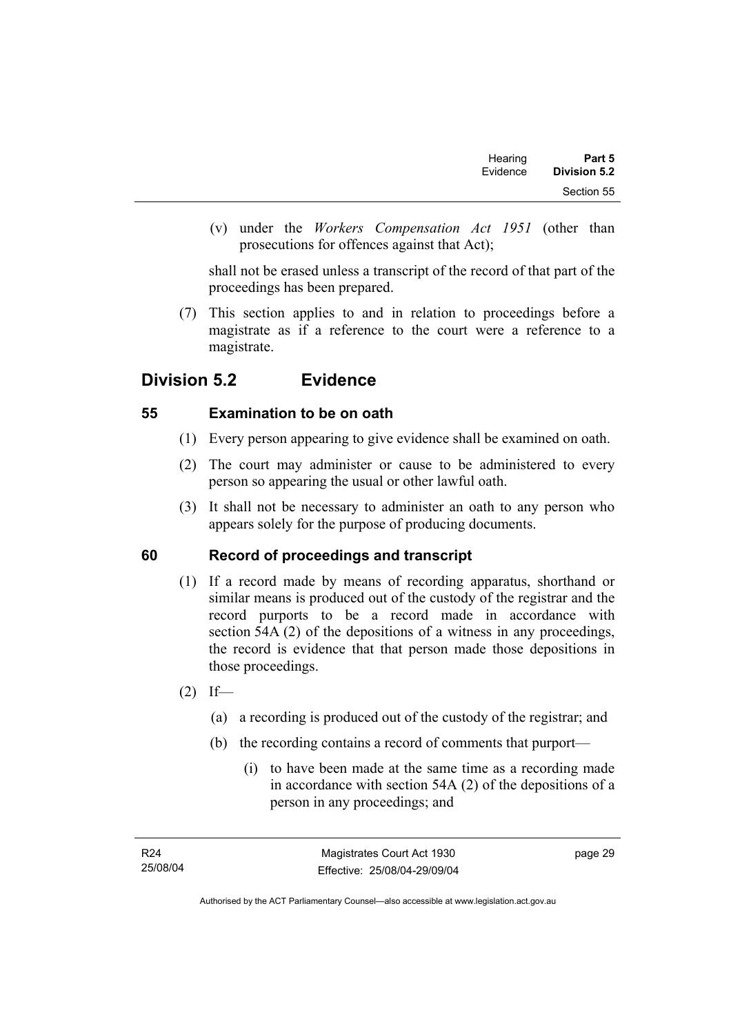(v) under the *Workers Compensation Act 1951* (other than prosecutions for offences against that Act);

shall not be erased unless a transcript of the record of that part of the proceedings has been prepared.

(7) This section applies to and in relation to proceedings before a magistrate as if a reference to the court were a reference to a magistrate.

## Division 5.2 Evidence

### 55 Examination to be on oath

(1) Every person appearing to give evidence shall be examined on oath.

(2) The court may administer or cause to be administered to every person so appearing the usual or other lawful oath.

(3) It shall not be necessary to administer an oath to any person who appears solely for the purpose of producing documents.

### 60 Record of proceedings and transcript

(1) If a record made by means of recording apparatus, shorthand or similar means is produced out of the custody of the registrar and the record purports to be a record made in accordance with section 54A (2) of the depositions of a witness in any proceedings, the record is evidence that that person made those depositions in those proceedings.

(2) If—

(a) a recording is produced out of the custody of the registrar; and

(b) the recording contains a record of comments that purport—

(i) to have been made at the same time as a recording made in accordance with section 54A (2) of the depositions of a person in any proceedings; and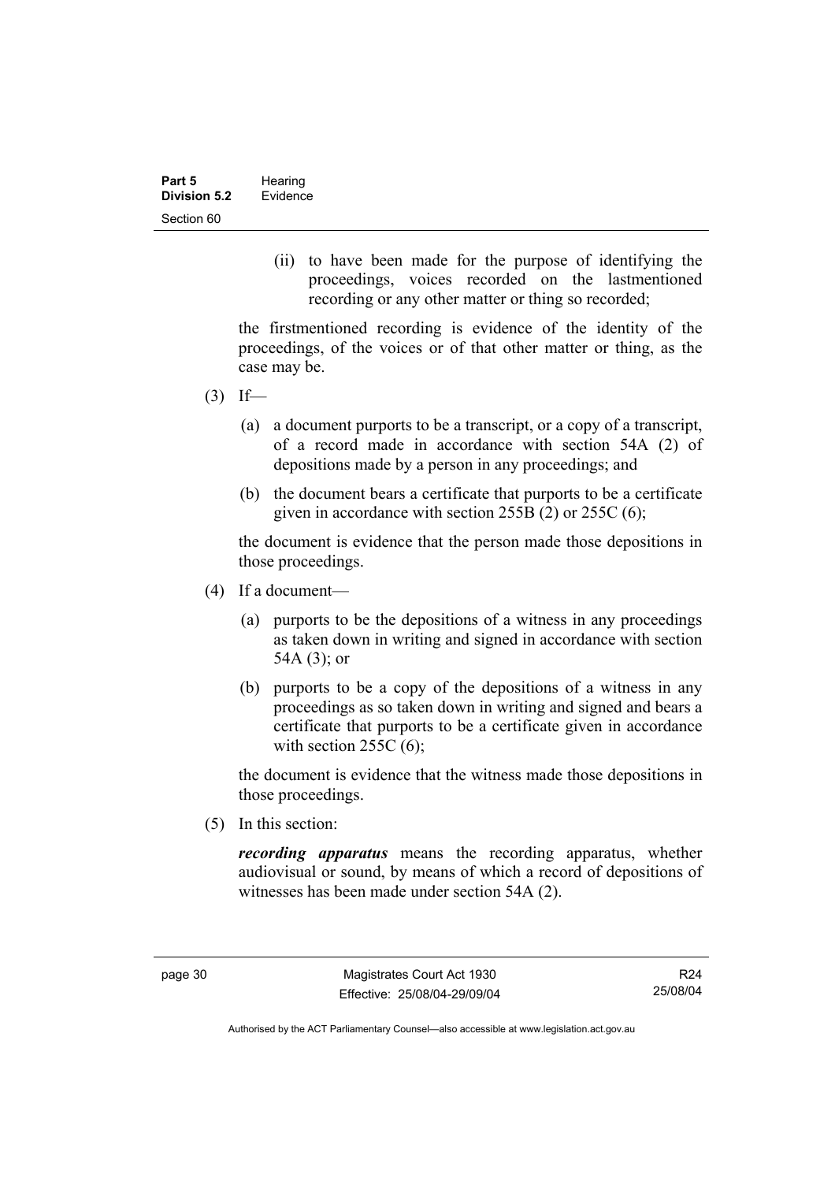(ii) to have been made for the purpose of identifying the proceedings, voices recorded on the lastmentioned recording or any other matter or thing so recorded;

the firstmentioned recording is evidence of the identity of the proceedings, of the voices or of that other matter or thing, as the case may be.

(3) If—

(a) a document purports to be a transcript, or a copy of a transcript, of a record made in accordance with section 54A (2) of depositions made by a person in any proceedings; and

(b) the document bears a certificate that purports to be a certificate given in accordance with section 255B (2) or 255C (6);

the document is evidence that the person made those depositions in those proceedings.

(4) If a document—

(a) purports to be the depositions of a witness in any proceedings as taken down in writing and signed in accordance with section 54A (3); or

(b) purports to be a copy of the depositions of a witness in any proceedings as so taken down in writing and signed and bears a certificate that purports to be a certificate given in accordance with section 255C (6);

the document is evidence that the witness made those depositions in those proceedings.

(5) In this section:

***recording apparatus*** means the recording apparatus, whether audiovisual or sound, by means of which a record of depositions of witnesses has been made under section 54A (2).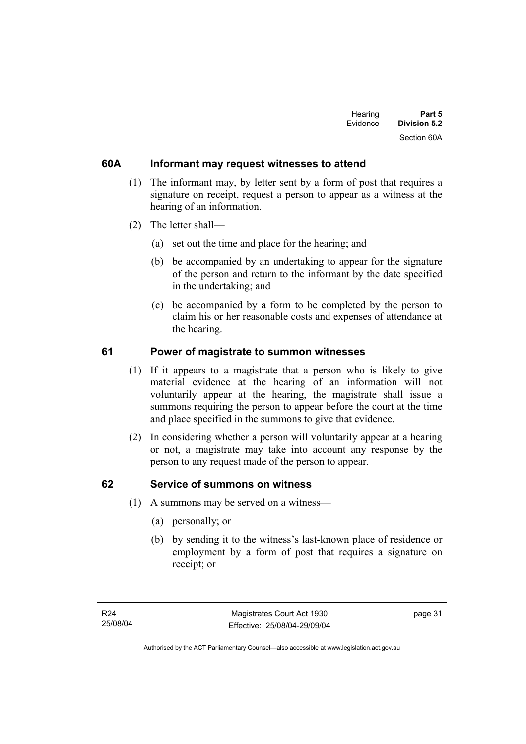### 60A Informant may request witnesses to attend

(1) The informant may, by letter sent by a form of post that requires a signature on receipt, request a person to appear as a witness at the hearing of an information.

(2) The letter shall—

(a) set out the time and place for the hearing; and

(b) be accompanied by an undertaking to appear for the signature of the person and return to the informant by the date specified in the undertaking; and

(c) be accompanied by a form to be completed by the person to claim his or her reasonable costs and expenses of attendance at the hearing.

### 61 Power of magistrate to summon witnesses

(1) If it appears to a magistrate that a person who is likely to give material evidence at the hearing of an information will not voluntarily appear at the hearing, the magistrate shall issue a summons requiring the person to appear before the court at the time and place specified in the summons to give that evidence.

(2) In considering whether a person will voluntarily appear at a hearing or not, a magistrate may take into account any response by the person to any request made of the person to appear.

### 62 Service of summons on witness

(1) A summons may be served on a witness—

(a) personally; or

(b) by sending it to the witness's last-known place of residence or employment by a form of post that requires a signature on receipt; or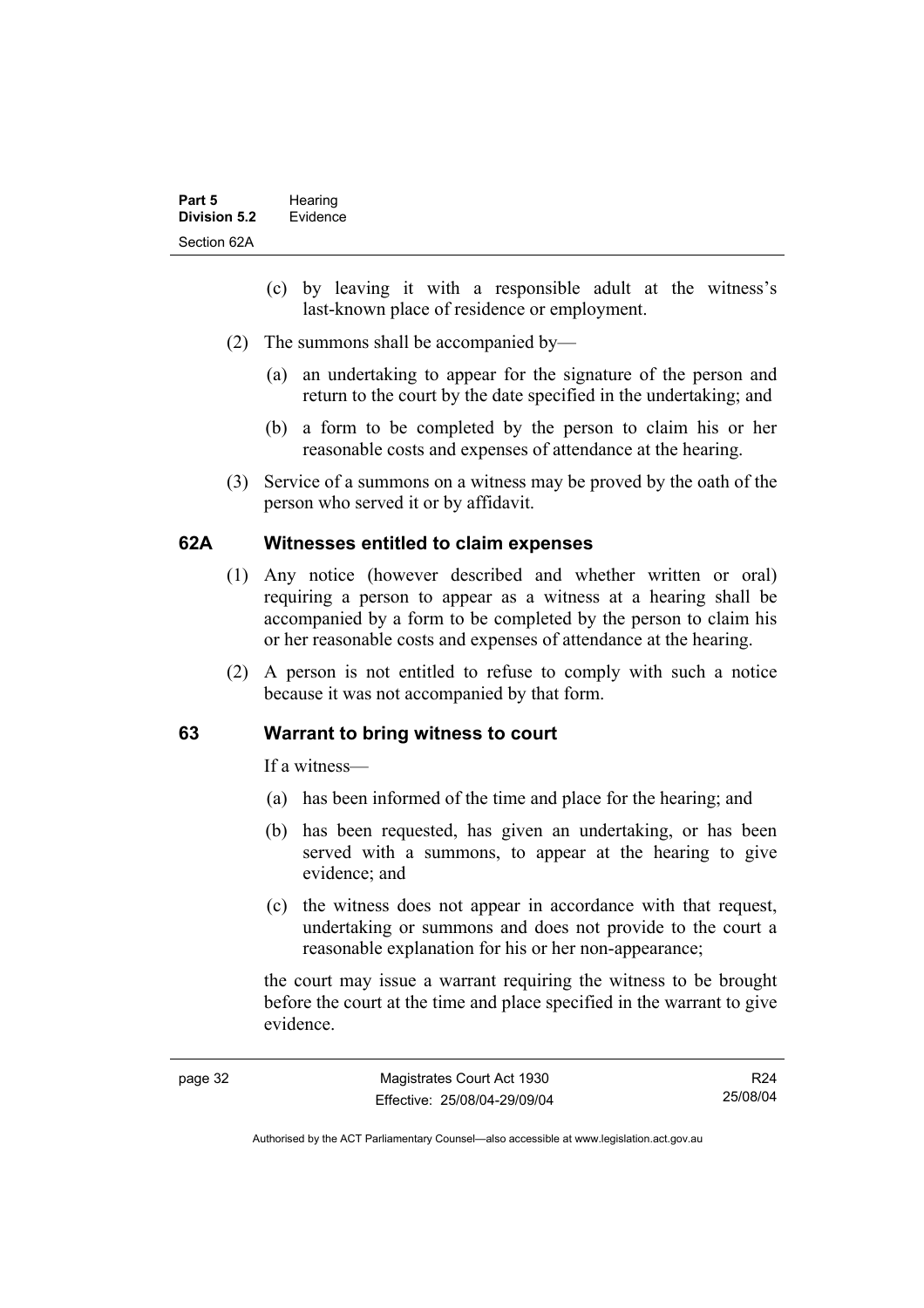(c) by leaving it with a responsible adult at the witness's last-known place of residence or employment.

(2) The summons shall be accompanied by—

(a) an undertaking to appear for the signature of the person and return to the court by the date specified in the undertaking; and

(b) a form to be completed by the person to claim his or her reasonable costs and expenses of attendance at the hearing.

(3) Service of a summons on a witness may be proved by the oath of the person who served it or by affidavit.

### 62A Witnesses entitled to claim expenses

(1) Any notice (however described and whether written or oral) requiring a person to appear as a witness at a hearing shall be accompanied by a form to be completed by the person to claim his or her reasonable costs and expenses of attendance at the hearing.

(2) A person is not entitled to refuse to comply with such a notice because it was not accompanied by that form.

### 63 Warrant to bring witness to court

If a witness—

(a) has been informed of the time and place for the hearing; and

(b) has been requested, has given an undertaking, or has been served with a summons, to appear at the hearing to give evidence; and

(c) the witness does not appear in accordance with that request, undertaking or summons and does not provide to the court a reasonable explanation for his or her non-appearance;

the court may issue a warrant requiring the witness to be brought before the court at the time and place specified in the warrant to give evidence.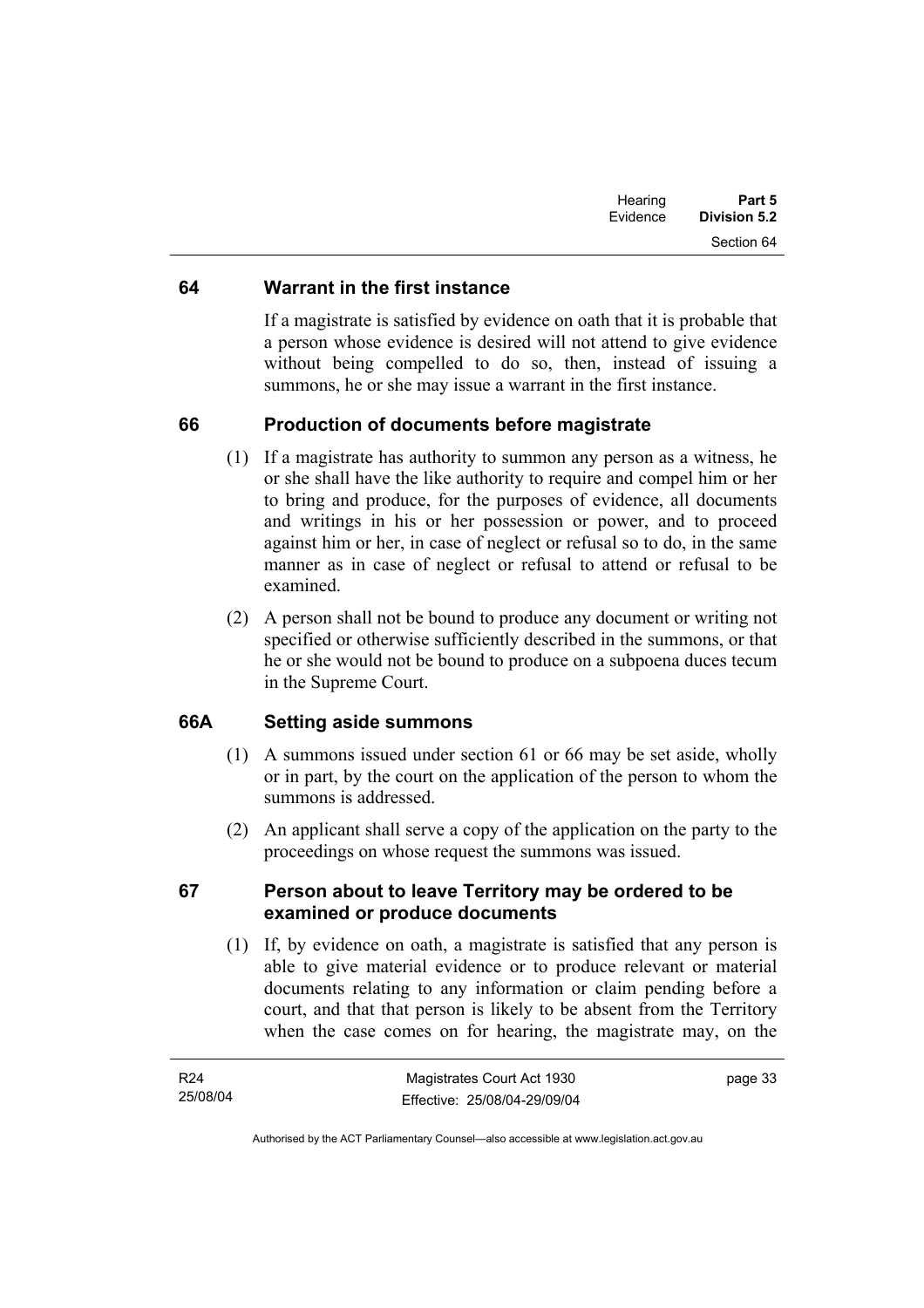## 64 Warrant in the first instance

If a magistrate is satisfied by evidence on oath that it is probable that a person whose evidence is desired will not attend to give evidence without being compelled to do so, then, instead of issuing a summons, he or she may issue a warrant in the first instance.

## 66 Production of documents before magistrate

(1) If a magistrate has authority to summon any person as a witness, he or she shall have the like authority to require and compel him or her to bring and produce, for the purposes of evidence, all documents and writings in his or her possession or power, and to proceed against him or her, in case of neglect or refusal so to do, in the same manner as in case of neglect or refusal to attend or refusal to be examined.

(2) A person shall not be bound to produce any document or writing not specified or otherwise sufficiently described in the summons, or that he or she would not be bound to produce on a subpoena duces tecum in the Supreme Court.

## 66A Setting aside summons

(1) A summons issued under section 61 or 66 may be set aside, wholly or in part, by the court on the application of the person to whom the summons is addressed.

(2) An applicant shall serve a copy of the application on the party to the proceedings on whose request the summons was issued.

## 67 Person about to leave Territory may be ordered to be examined or produce documents

(1) If, by evidence on oath, a magistrate is satisfied that any person is able to give material evidence or to produce relevant or material documents relating to any information or claim pending before a court, and that that person is likely to be absent from the Territory when the case comes on for hearing, the magistrate may, on the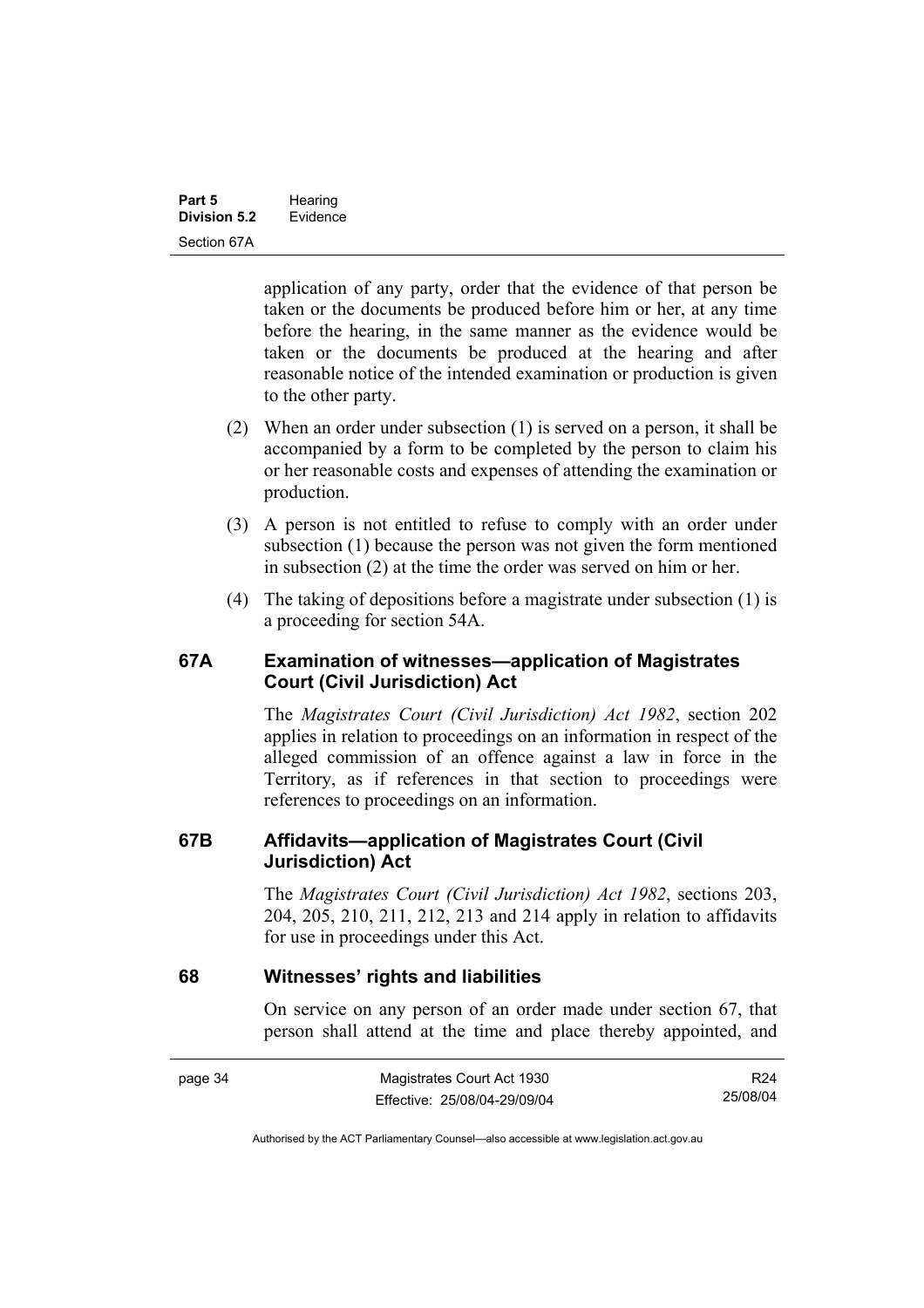application of any party, order that the evidence of that person be taken or the documents be produced before him or her, at any time before the hearing, in the same manner as the evidence would be taken or the documents be produced at the hearing and after reasonable notice of the intended examination or production is given to the other party.

(2) When an order under subsection (1) is served on a person, it shall be accompanied by a form to be completed by the person to claim his or her reasonable costs and expenses of attending the examination or production.

(3) A person is not entitled to refuse to comply with an order under subsection (1) because the person was not given the form mentioned in subsection (2) at the time the order was served on him or her.

(4) The taking of depositions before a magistrate under subsection (1) is a proceeding for section 54A.

## 67A Examination of witnesses—application of Magistrates Court (Civil Jurisdiction) Act

The *Magistrates Court (Civil Jurisdiction) Act 1982*, section 202 applies in relation to proceedings on an information in respect of the alleged commission of an offence against a law in force in the Territory, as if references in that section to proceedings were references to proceedings on an information.

## 67B Affidavits—application of Magistrates Court (Civil Jurisdiction) Act

The *Magistrates Court (Civil Jurisdiction) Act 1982*, sections 203, 204, 205, 210, 211, 212, 213 and 214 apply in relation to affidavits for use in proceedings under this Act.

## 68 Witnesses' rights and liabilities

On service on any person of an order made under section 67, that person shall attend at the time and place thereby appointed, and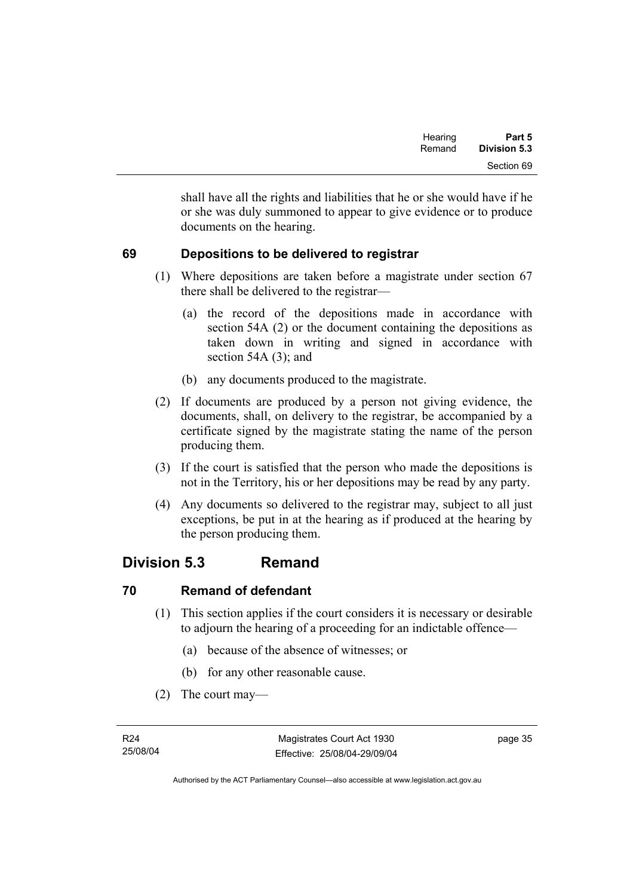shall have all the rights and liabilities that he or she would have if he or she was duly summoned to appear to give evidence or to produce documents on the hearing.

### 69 Depositions to be delivered to registrar

(1) Where depositions are taken before a magistrate under section 67 there shall be delivered to the registrar—

(a) the record of the depositions made in accordance with section 54A (2) or the document containing the depositions as taken down in writing and signed in accordance with section 54A (3); and

(b) any documents produced to the magistrate.

(2) If documents are produced by a person not giving evidence, the documents, shall, on delivery to the registrar, be accompanied by a certificate signed by the magistrate stating the name of the person producing them.

(3) If the court is satisfied that the person who made the depositions is not in the Territory, his or her depositions may be read by any party.

(4) Any documents so delivered to the registrar may, subject to all just exceptions, be put in at the hearing as if produced at the hearing by the person producing them.

## Division 5.3 Remand

### 70 Remand of defendant

(1) This section applies if the court considers it is necessary or desirable to adjourn the hearing of a proceeding for an indictable offence—

(a) because of the absence of witnesses; or

(b) for any other reasonable cause.

(2) The court may—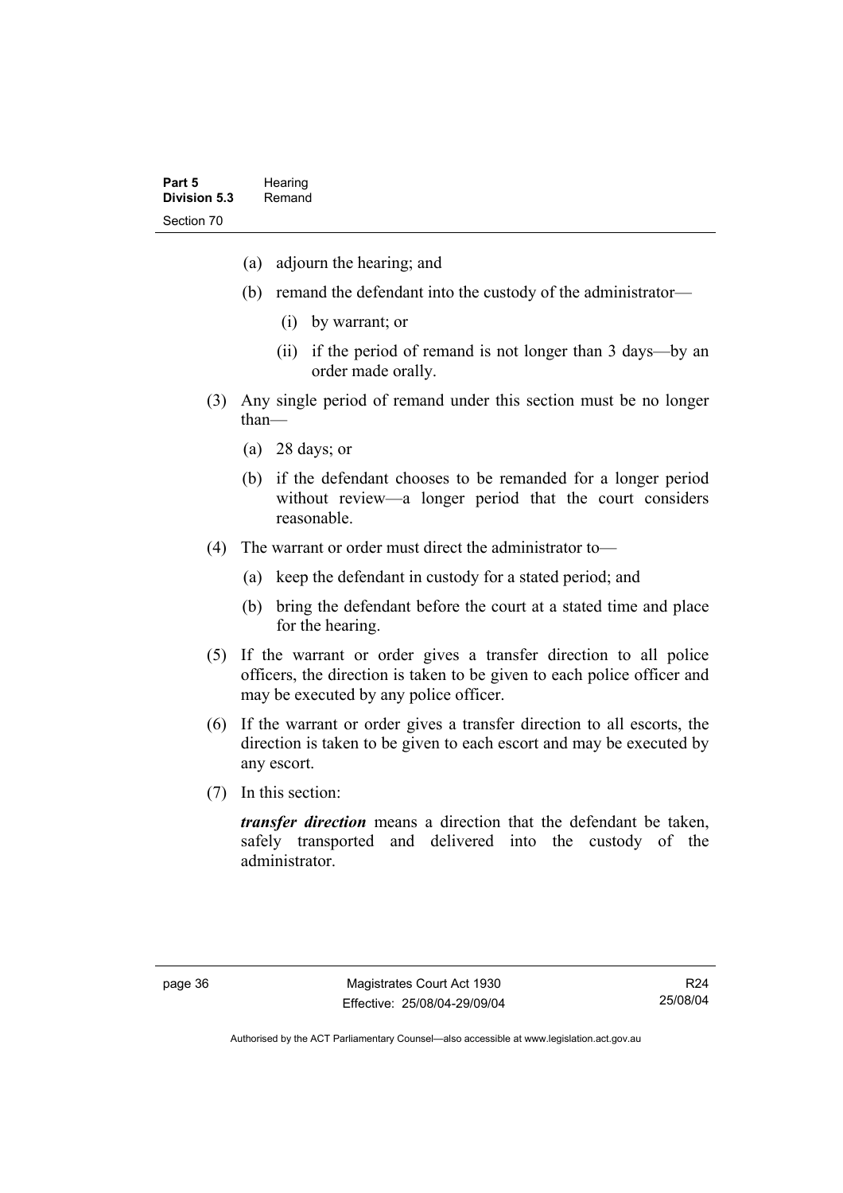(a) adjourn the hearing; and

(b) remand the defendant into the custody of the administrator—

(i) by warrant; or

(ii) if the period of remand is not longer than 3 days—by an order made orally.

(3) Any single period of remand under this section must be no longer than—

(a) 28 days; or

(b) if the defendant chooses to be remanded for a longer period without review—a longer period that the court considers reasonable.

(4) The warrant or order must direct the administrator to—

(a) keep the defendant in custody for a stated period; and

(b) bring the defendant before the court at a stated time and place for the hearing.

(5) If the warrant or order gives a transfer direction to all police officers, the direction is taken to be given to each police officer and may be executed by any police officer.

(6) If the warrant or order gives a transfer direction to all escorts, the direction is taken to be given to each escort and may be executed by any escort.

(7) In this section:

***transfer direction*** means a direction that the defendant be taken, safely transported and delivered into the custody of the administrator.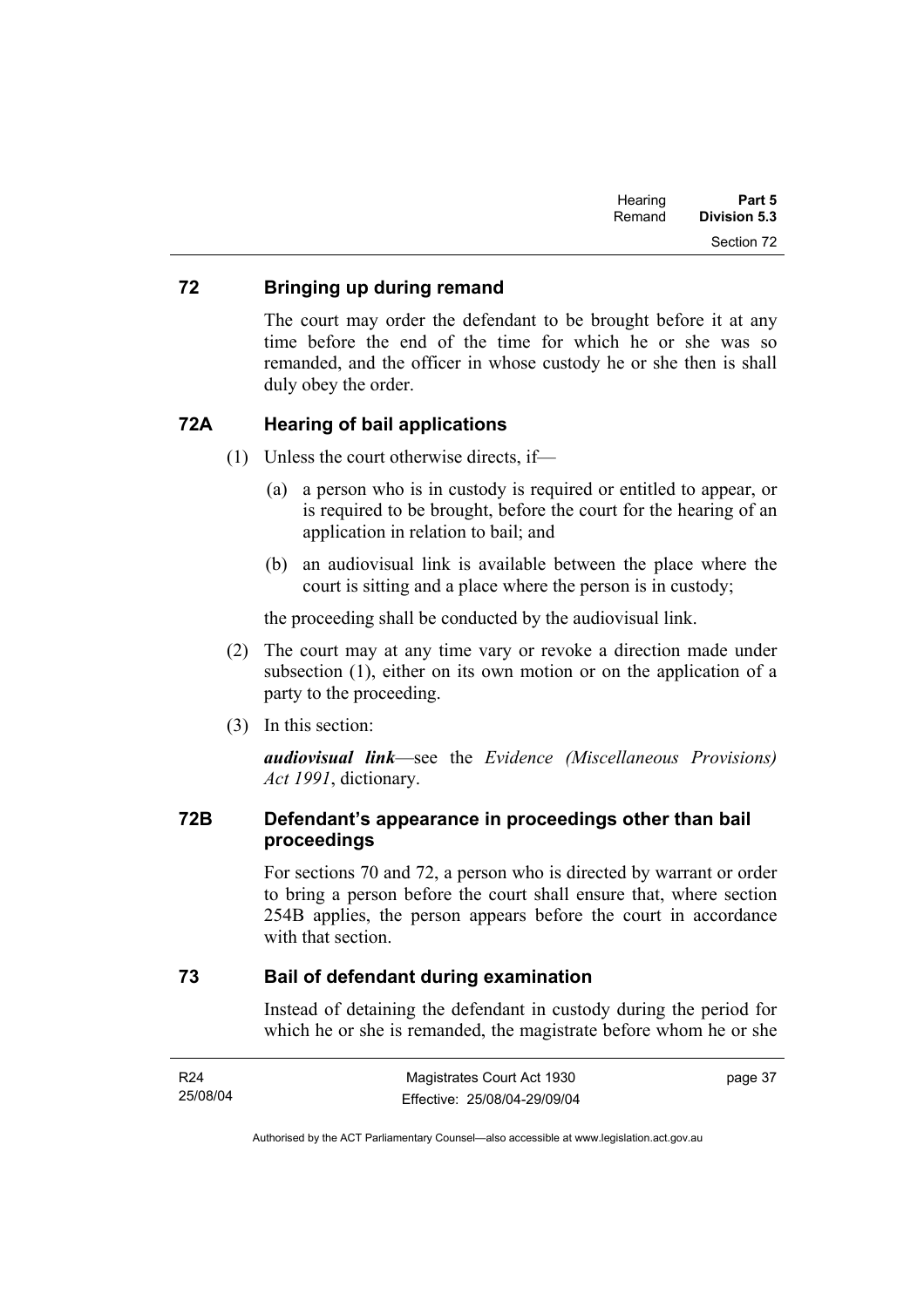## 72 Bringing up during remand

The court may order the defendant to be brought before it at any time before the end of the time for which he or she was so remanded, and the officer in whose custody he or she then is shall duly obey the order.

## 72A Hearing of bail applications

(1) Unless the court otherwise directs, if—

(a) a person who is in custody is required or entitled to appear, or is required to be brought, before the court for the hearing of an application in relation to bail; and

(b) an audiovisual link is available between the place where the court is sitting and a place where the person is in custody;

the proceeding shall be conducted by the audiovisual link.

(2) The court may at any time vary or revoke a direction made under subsection (1), either on its own motion or on the application of a party to the proceeding.

(3) In this section:

***audiovisual link***—see the *Evidence (Miscellaneous Provisions) Act 1991*, dictionary.

## 72B Defendant's appearance in proceedings other than bail proceedings

For sections 70 and 72, a person who is directed by warrant or order to bring a person before the court shall ensure that, where section 254B applies, the person appears before the court in accordance with that section.

## 73 Bail of defendant during examination

Instead of detaining the defendant in custody during the period for which he or she is remanded, the magistrate before whom he or she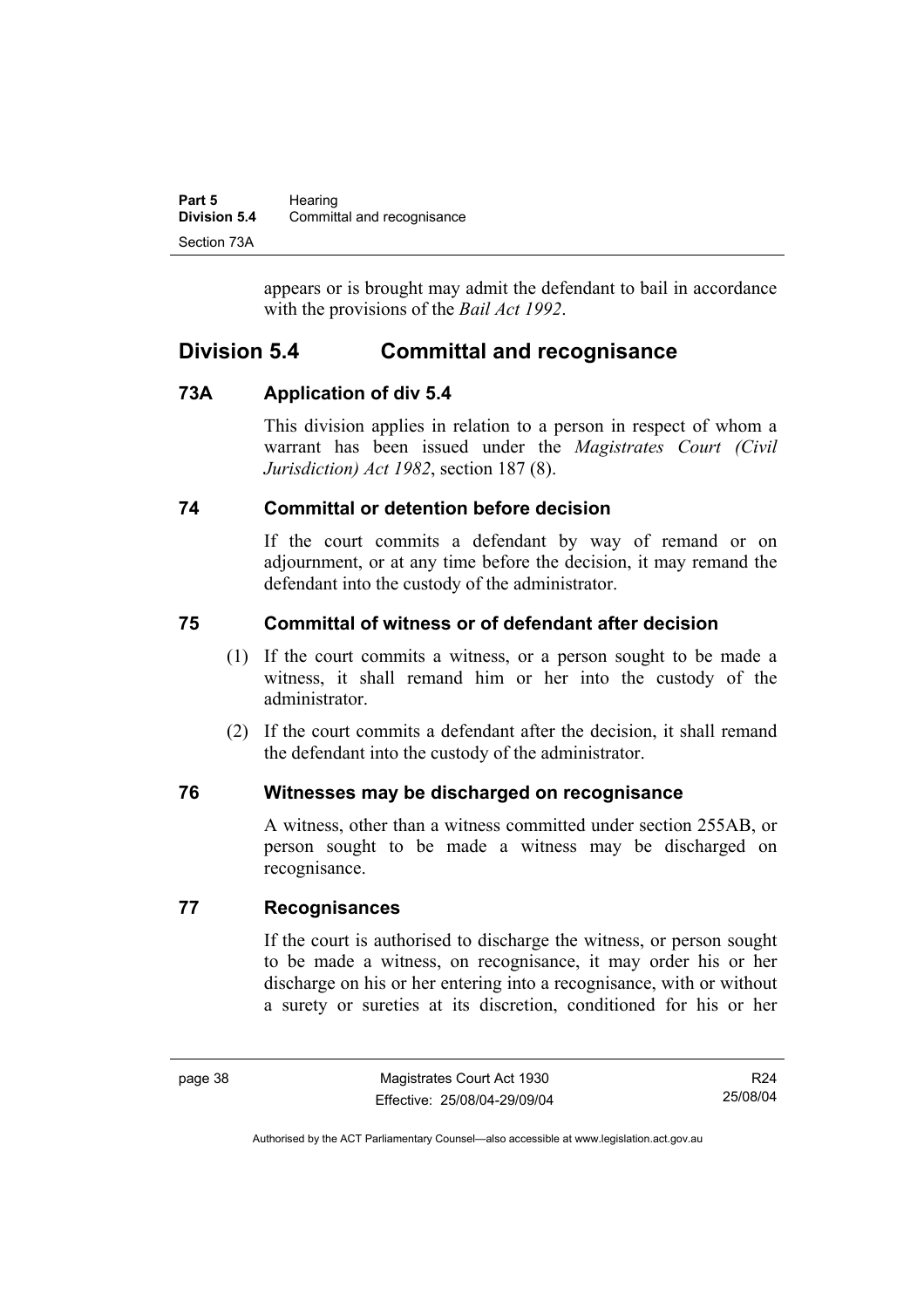appears or is brought may admit the defendant to bail in accordance with the provisions of the *Bail Act 1992*.

## Division 5.4 Committal and recognisance

### 73A Application of div 5.4

This division applies in relation to a person in respect of whom a warrant has been issued under the *Magistrates Court (Civil Jurisdiction) Act 1982*, section 187 (8).

### 74 Committal or detention before decision

If the court commits a defendant by way of remand or on adjournment, or at any time before the decision, it may remand the defendant into the custody of the administrator.

### 75 Committal of witness or of defendant after decision

(1) If the court commits a witness, or a person sought to be made a witness, it shall remand him or her into the custody of the administrator.

(2) If the court commits a defendant after the decision, it shall remand the defendant into the custody of the administrator.

### 76 Witnesses may be discharged on recognisance

A witness, other than a witness committed under section 255AB, or person sought to be made a witness may be discharged on recognisance.

### 77 Recognisances

If the court is authorised to discharge the witness, or person sought to be made a witness, on recognisance, it may order his or her discharge on his or her entering into a recognisance, with or without a surety or sureties at its discretion, conditioned for his or her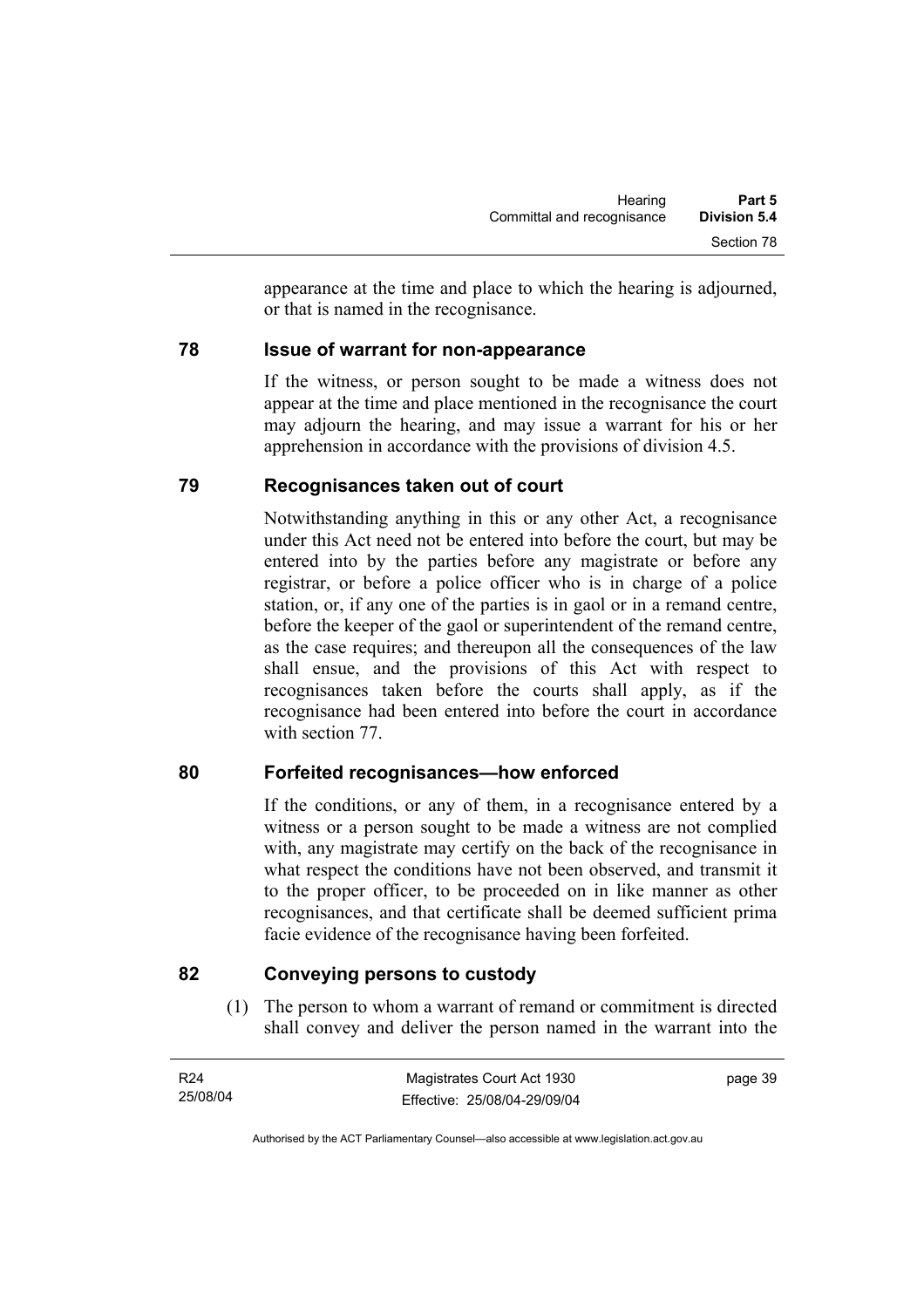appearance at the time and place to which the hearing is adjourned, or that is named in the recognisance.

## 78 Issue of warrant for non-appearance

If the witness, or person sought to be made a witness does not appear at the time and place mentioned in the recognisance the court may adjourn the hearing, and may issue a warrant for his or her apprehension in accordance with the provisions of division 4.5.

## 79 Recognisances taken out of court

Notwithstanding anything in this or any other Act, a recognisance under this Act need not be entered into before the court, but may be entered into by the parties before any magistrate or before any registrar, or before a police officer who is in charge of a police station, or, if any one of the parties is in gaol or in a remand centre, before the keeper of the gaol or superintendent of the remand centre, as the case requires; and thereupon all the consequences of the law shall ensue, and the provisions of this Act with respect to recognisances taken before the courts shall apply, as if the recognisance had been entered into before the court in accordance with section 77.

## 80 Forfeited recognisances—how enforced

If the conditions, or any of them, in a recognisance entered by a witness or a person sought to be made a witness are not complied with, any magistrate may certify on the back of the recognisance in what respect the conditions have not been observed, and transmit it to the proper officer, to be proceeded on in like manner as other recognisances, and that certificate shall be deemed sufficient prima facie evidence of the recognisance having been forfeited.

## 82 Conveying persons to custody

(1) The person to whom a warrant of remand or commitment is directed shall convey and deliver the person named in the warrant into the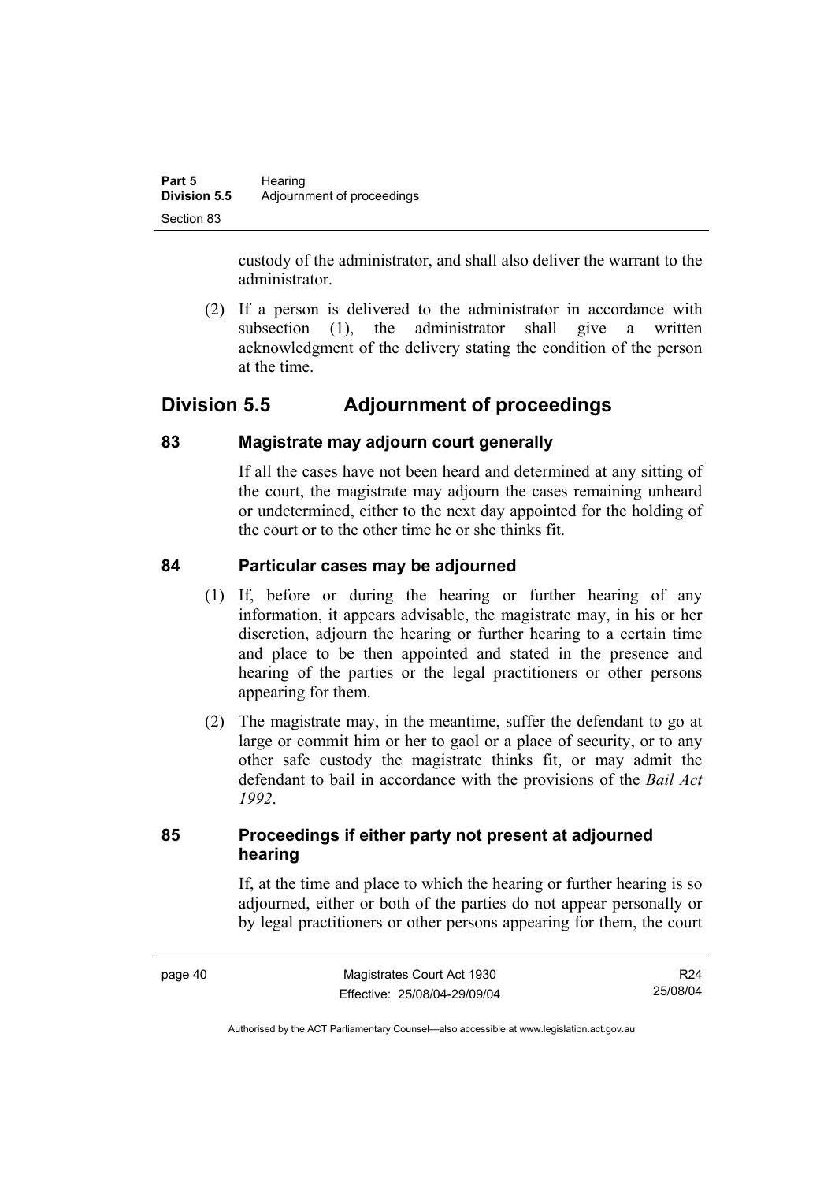custody of the administrator, and shall also deliver the warrant to the administrator.

(2) If a person is delivered to the administrator in accordance with subsection (1), the administrator shall give a written acknowledgment of the delivery stating the condition of the person at the time.

## Division 5.5 Adjournment of proceedings

### 83 Magistrate may adjourn court generally

If all the cases have not been heard and determined at any sitting of the court, the magistrate may adjourn the cases remaining unheard or undetermined, either to the next day appointed for the holding of the court or to the other time he or she thinks fit.

### 84 Particular cases may be adjourned

(1) If, before or during the hearing or further hearing of any information, it appears advisable, the magistrate may, in his or her discretion, adjourn the hearing or further hearing to a certain time and place to be then appointed and stated in the presence and hearing of the parties or the legal practitioners or other persons appearing for them.

(2) The magistrate may, in the meantime, suffer the defendant to go at large or commit him or her to gaol or a place of security, or to any other safe custody the magistrate thinks fit, or may admit the defendant to bail in accordance with the provisions of the *Bail Act 1992*.

### 85 Proceedings if either party not present at adjourned hearing

If, at the time and place to which the hearing or further hearing is so adjourned, either or both of the parties do not appear personally or by legal practitioners or other persons appearing for them, the court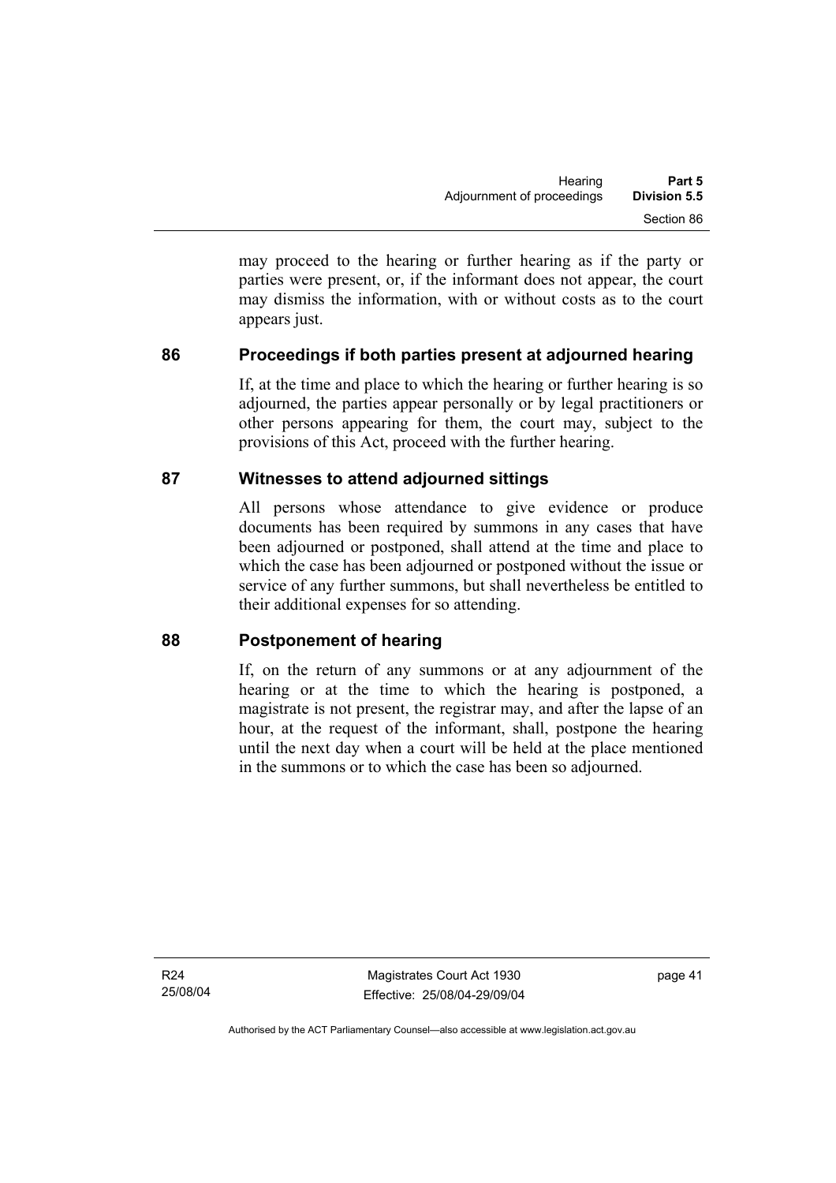may proceed to the hearing or further hearing as if the party or parties were present, or, if the informant does not appear, the court may dismiss the information, with or without costs as to the court appears just.

## 86 Proceedings if both parties present at adjourned hearing

If, at the time and place to which the hearing or further hearing is so adjourned, the parties appear personally or by legal practitioners or other persons appearing for them, the court may, subject to the provisions of this Act, proceed with the further hearing.

## 87 Witnesses to attend adjourned sittings

All persons whose attendance to give evidence or produce documents has been required by summons in any cases that have been adjourned or postponed, shall attend at the time and place to which the case has been adjourned or postponed without the issue or service of any further summons, but shall nevertheless be entitled to their additional expenses for so attending.

## 88 Postponement of hearing

If, on the return of any summons or at any adjournment of the hearing or at the time to which the hearing is postponed, a magistrate is not present, the registrar may, and after the lapse of an hour, at the request of the informant, shall, postpone the hearing until the next day when a court will be held at the place mentioned in the summons or to which the case has been so adjourned.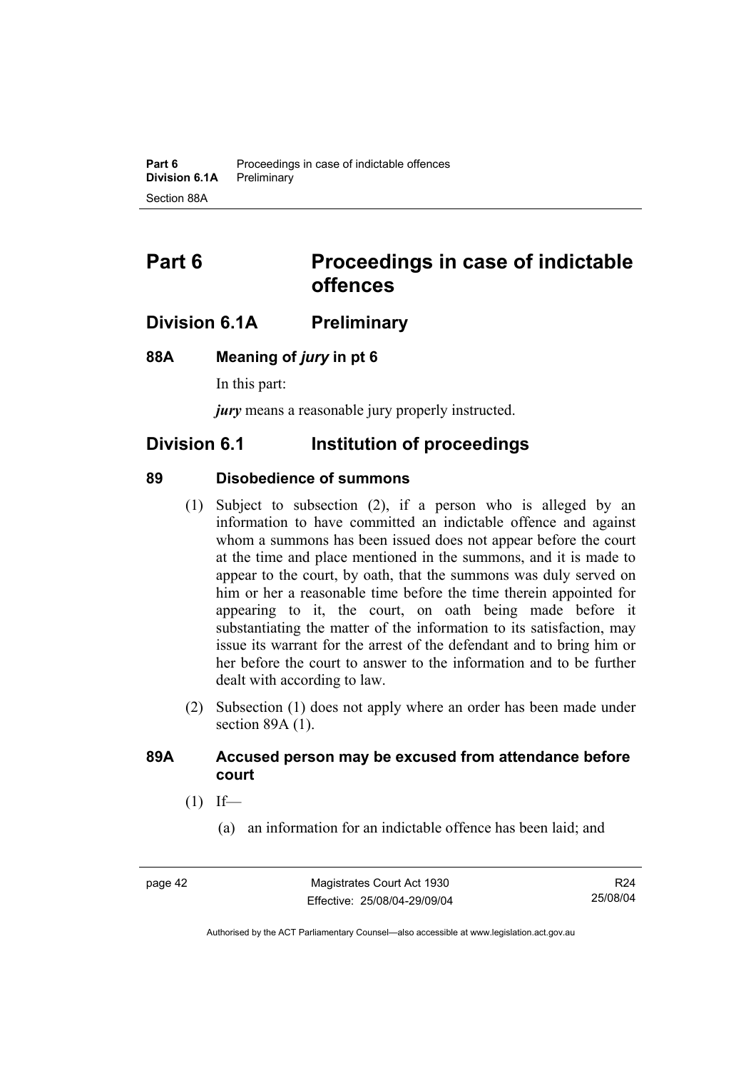# Part 6 Proceedings in case of indictable offences

## Division 6.1A Preliminary

### 88A Meaning of *jury* in pt 6

In this part:

***jury*** means a reasonable jury properly instructed.

## Division 6.1 Institution of proceedings

### 89 Disobedience of summons

(1) Subject to subsection (2), if a person who is alleged by an information to have committed an indictable offence and against whom a summons has been issued does not appear before the court at the time and place mentioned in the summons, and it is made to appear to the court, by oath, that the summons was duly served on him or her a reasonable time before the time therein appointed for appearing to it, the court, on oath being made before it substantiating the matter of the information to its satisfaction, may issue its warrant for the arrest of the defendant and to bring him or her before the court to answer to the information and to be further dealt with according to law.

(2) Subsection (1) does not apply where an order has been made under section 89A (1).

### 89A Accused person may be excused from attendance before court

(1) If—

(a) an information for an indictable offence has been laid; and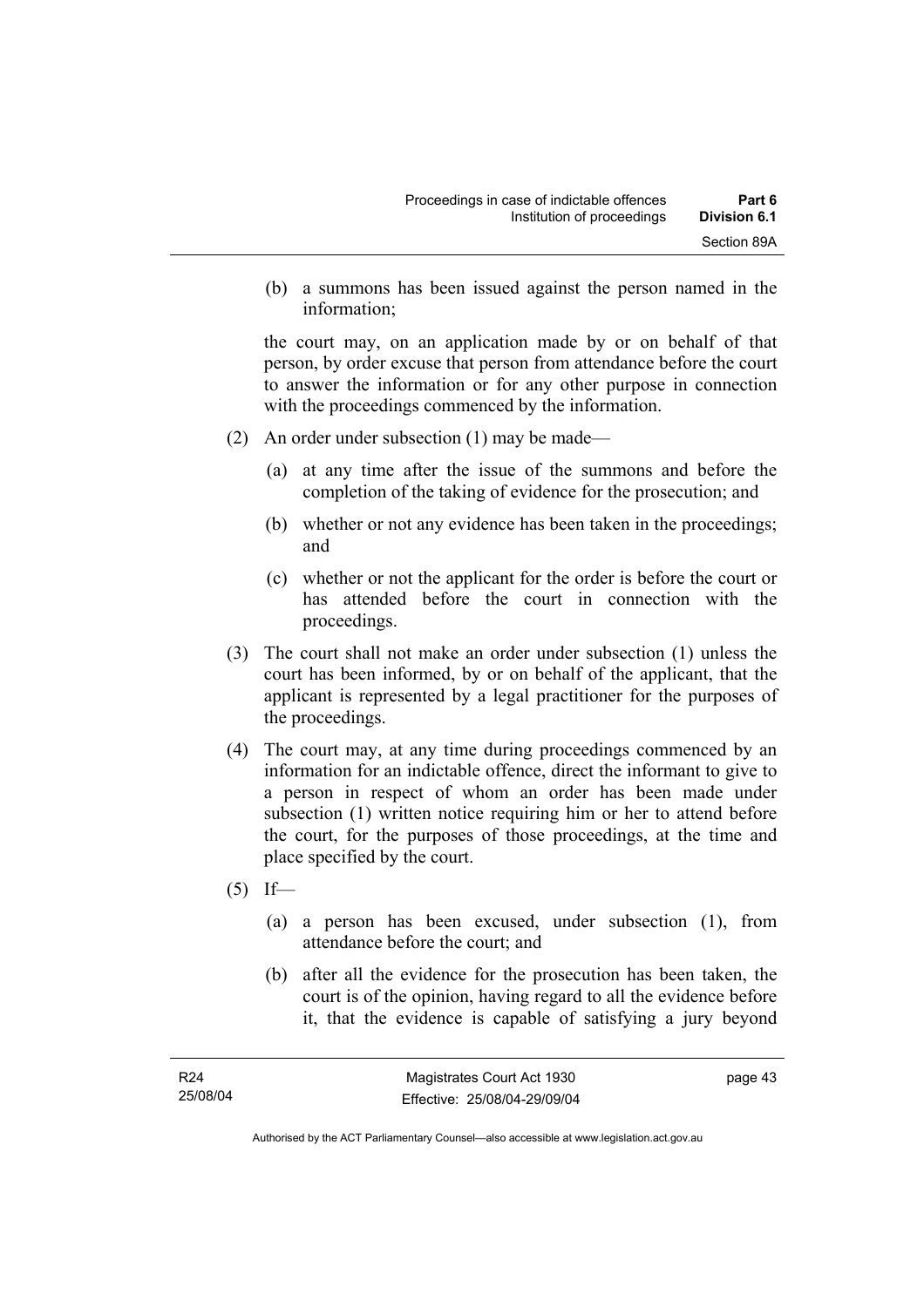(b) a summons has been issued against the person named in the information;

the court may, on an application made by or on behalf of that person, by order excuse that person from attendance before the court to answer the information or for any other purpose in connection with the proceedings commenced by the information.

(2) An order under subsection (1) may be made—

(a) at any time after the issue of the summons and before the completion of the taking of evidence for the prosecution; and

(b) whether or not any evidence has been taken in the proceedings; and

(c) whether or not the applicant for the order is before the court or has attended before the court in connection with the proceedings.

(3) The court shall not make an order under subsection (1) unless the court has been informed, by or on behalf of the applicant, that the applicant is represented by a legal practitioner for the purposes of the proceedings.

(4) The court may, at any time during proceedings commenced by an information for an indictable offence, direct the informant to give to a person in respect of whom an order has been made under subsection (1) written notice requiring him or her to attend before the court, for the purposes of those proceedings, at the time and place specified by the court.

(5) If—

(a) a person has been excused, under subsection (1), from attendance before the court; and

(b) after all the evidence for the prosecution has been taken, the court is of the opinion, having regard to all the evidence before it, that the evidence is capable of satisfying a jury beyond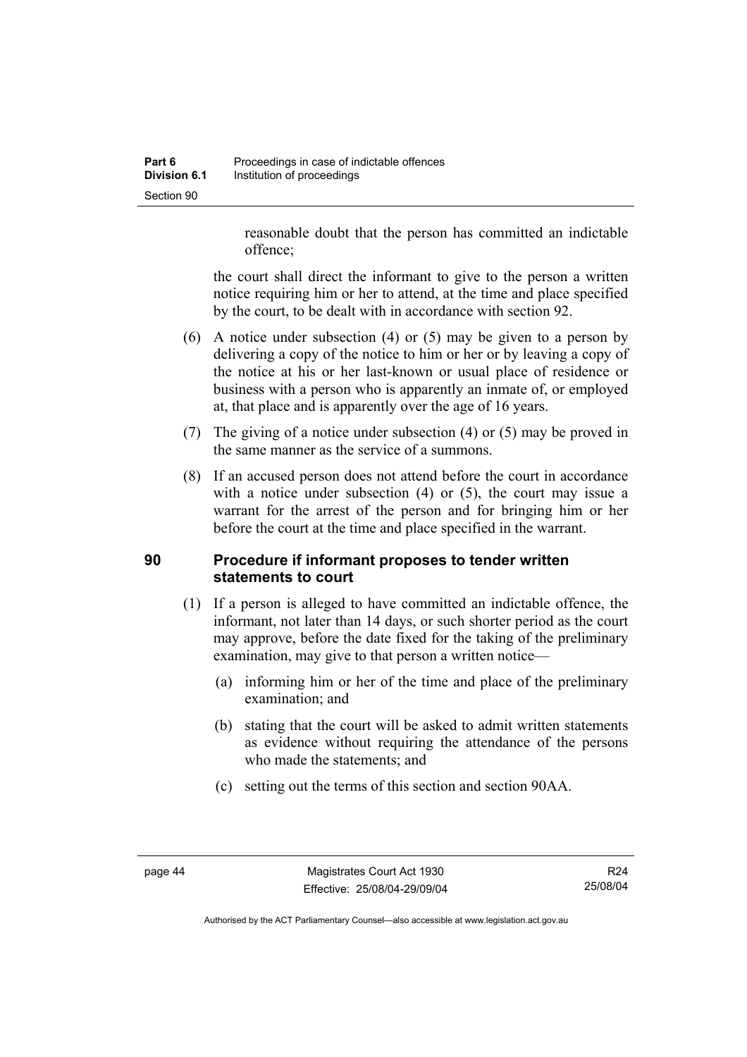reasonable doubt that the person has committed an indictable offence;

the court shall direct the informant to give to the person a written notice requiring him or her to attend, at the time and place specified by the court, to be dealt with in accordance with section 92.

(6) A notice under subsection (4) or (5) may be given to a person by delivering a copy of the notice to him or her or by leaving a copy of the notice at his or her last-known or usual place of residence or business with a person who is apparently an inmate of, or employed at, that place and is apparently over the age of 16 years.

(7) The giving of a notice under subsection (4) or (5) may be proved in the same manner as the service of a summons.

(8) If an accused person does not attend before the court in accordance with a notice under subsection (4) or (5), the court may issue a warrant for the arrest of the person and for bringing him or her before the court at the time and place specified in the warrant.

## 90 Procedure if informant proposes to tender written statements to court

(1) If a person is alleged to have committed an indictable offence, the informant, not later than 14 days, or such shorter period as the court may approve, before the date fixed for the taking of the preliminary examination, may give to that person a written notice—

(a) informing him or her of the time and place of the preliminary examination; and

(b) stating that the court will be asked to admit written statements as evidence without requiring the attendance of the persons who made the statements; and

(c) setting out the terms of this section and section 90AA.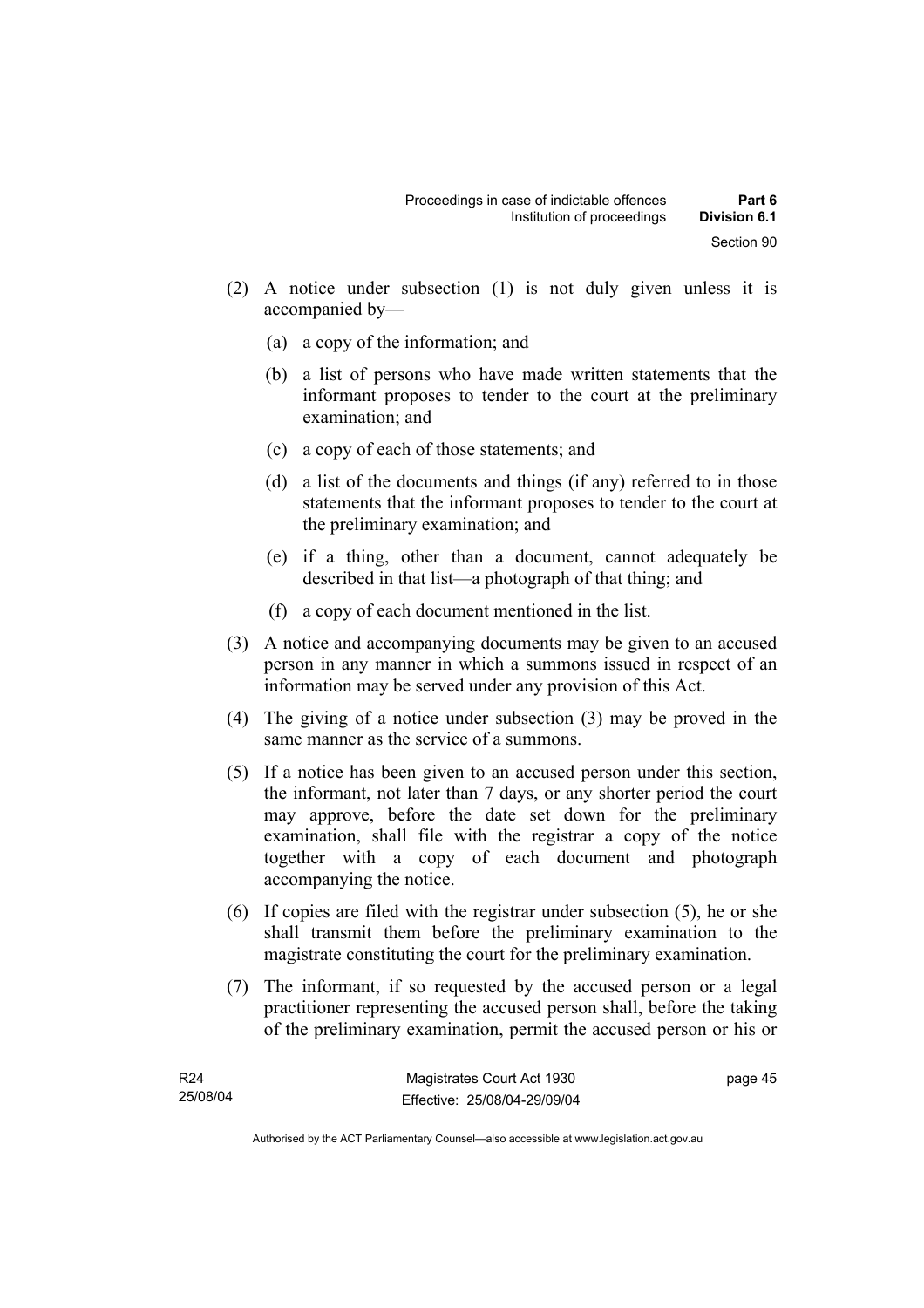(2) A notice under subsection (1) is not duly given unless it is accompanied by—

(a) a copy of the information; and

(b) a list of persons who have made written statements that the informant proposes to tender to the court at the preliminary examination; and

(c) a copy of each of those statements; and

(d) a list of the documents and things (if any) referred to in those statements that the informant proposes to tender to the court at the preliminary examination; and

(e) if a thing, other than a document, cannot adequately be described in that list—a photograph of that thing; and

(f) a copy of each document mentioned in the list.

(3) A notice and accompanying documents may be given to an accused person in any manner in which a summons issued in respect of an information may be served under any provision of this Act.

(4) The giving of a notice under subsection (3) may be proved in the same manner as the service of a summons.

(5) If a notice has been given to an accused person under this section, the informant, not later than 7 days, or any shorter period the court may approve, before the date set down for the preliminary examination, shall file with the registrar a copy of the notice together with a copy of each document and photograph accompanying the notice.

(6) If copies are filed with the registrar under subsection (5), he or she shall transmit them before the preliminary examination to the magistrate constituting the court for the preliminary examination.

(7) The informant, if so requested by the accused person or a legal practitioner representing the accused person shall, before the taking of the preliminary examination, permit the accused person or his or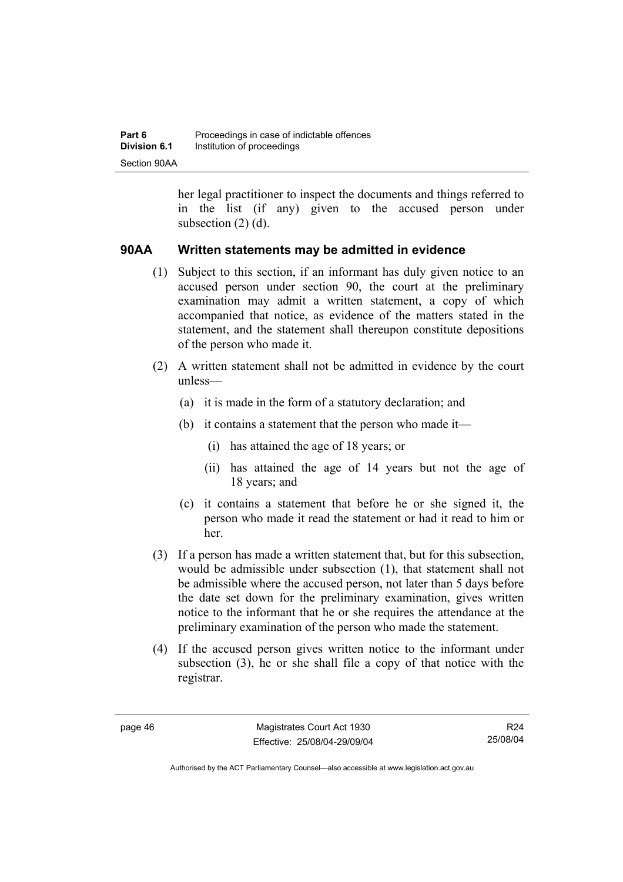her legal practitioner to inspect the documents and things referred to in the list (if any) given to the accused person under subsection (2) (d).

## 90AA Written statements may be admitted in evidence

(1) Subject to this section, if an informant has duly given notice to an accused person under section 90, the court at the preliminary examination may admit a written statement, a copy of which accompanied that notice, as evidence of the matters stated in the statement, and the statement shall thereupon constitute depositions of the person who made it.

(2) A written statement shall not be admitted in evidence by the court unless—

 (a) it is made in the form of a statutory declaration; and

 (b) it contains a statement that the person who made it—

  (i) has attained the age of 18 years; or

  (ii) has attained the age of 14 years but not the age of 18 years; and

 (c) it contains a statement that before he or she signed it, the person who made it read the statement or had it read to him or her.

(3) If a person has made a written statement that, but for this subsection, would be admissible under subsection (1), that statement shall not be admissible where the accused person, not later than 5 days before the date set down for the preliminary examination, gives written notice to the informant that he or she requires the attendance at the preliminary examination of the person who made the statement.

(4) If the accused person gives written notice to the informant under subsection (3), he or she shall file a copy of that notice with the registrar.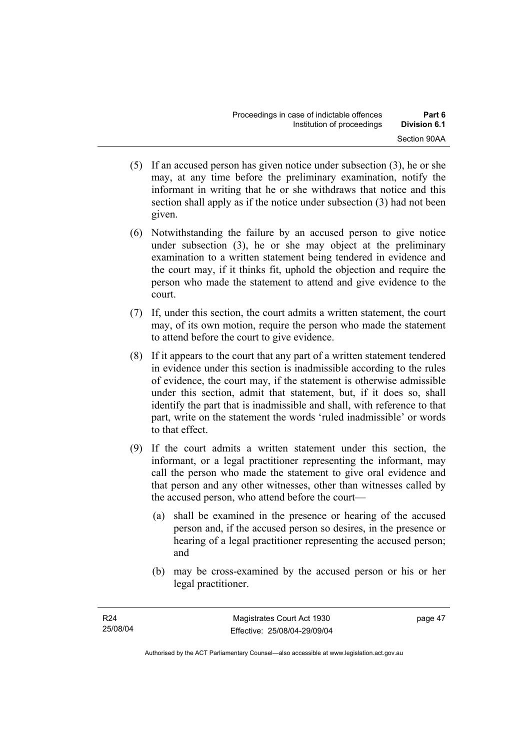(5) If an accused person has given notice under subsection (3), he or she may, at any time before the preliminary examination, notify the informant in writing that he or she withdraws that notice and this section shall apply as if the notice under subsection (3) had not been given.

(6) Notwithstanding the failure by an accused person to give notice under subsection (3), he or she may object at the preliminary examination to a written statement being tendered in evidence and the court may, if it thinks fit, uphold the objection and require the person who made the statement to attend and give evidence to the court.

(7) If, under this section, the court admits a written statement, the court may, of its own motion, require the person who made the statement to attend before the court to give evidence.

(8) If it appears to the court that any part of a written statement tendered in evidence under this section is inadmissible according to the rules of evidence, the court may, if the statement is otherwise admissible under this section, admit that statement, but, if it does so, shall identify the part that is inadmissible and shall, with reference to that part, write on the statement the words 'ruled inadmissible' or words to that effect.

(9) If the court admits a written statement under this section, the informant, or a legal practitioner representing the informant, may call the person who made the statement to give oral evidence and that person and any other witnesses, other than witnesses called by the accused person, who attend before the court—

(a) shall be examined in the presence or hearing of the accused person and, if the accused person so desires, in the presence or hearing of a legal practitioner representing the accused person; and

(b) may be cross-examined by the accused person or his or her legal practitioner.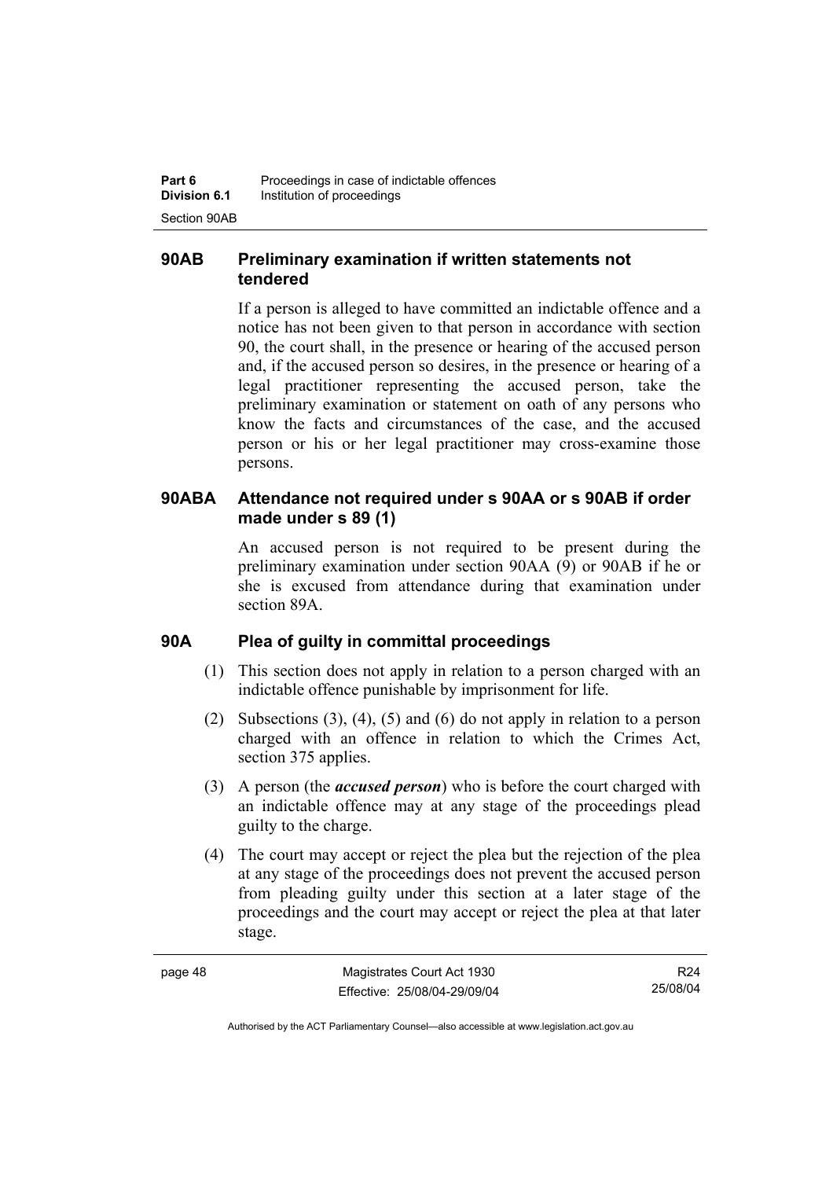## 90AB Preliminary examination if written statements not tendered

If a person is alleged to have committed an indictable offence and a notice has not been given to that person in accordance with section 90, the court shall, in the presence or hearing of the accused person and, if the accused person so desires, in the presence or hearing of a legal practitioner representing the accused person, take the preliminary examination or statement on oath of any persons who know the facts and circumstances of the case, and the accused person or his or her legal practitioner may cross-examine those persons.

## 90ABA Attendance not required under s 90AA or s 90AB if order made under s 89 (1)

An accused person is not required to be present during the preliminary examination under section 90AA (9) or 90AB if he or she is excused from attendance during that examination under section 89A.

## 90A Plea of guilty in committal proceedings

(1) This section does not apply in relation to a person charged with an indictable offence punishable by imprisonment for life.

(2) Subsections (3), (4), (5) and (6) do not apply in relation to a person charged with an offence in relation to which the Crimes Act, section 375 applies.

(3) A person (the ***accused person***) who is before the court charged with an indictable offence may at any stage of the proceedings plead guilty to the charge.

(4) The court may accept or reject the plea but the rejection of the plea at any stage of the proceedings does not prevent the accused person from pleading guilty under this section at a later stage of the proceedings and the court may accept or reject the plea at that later stage.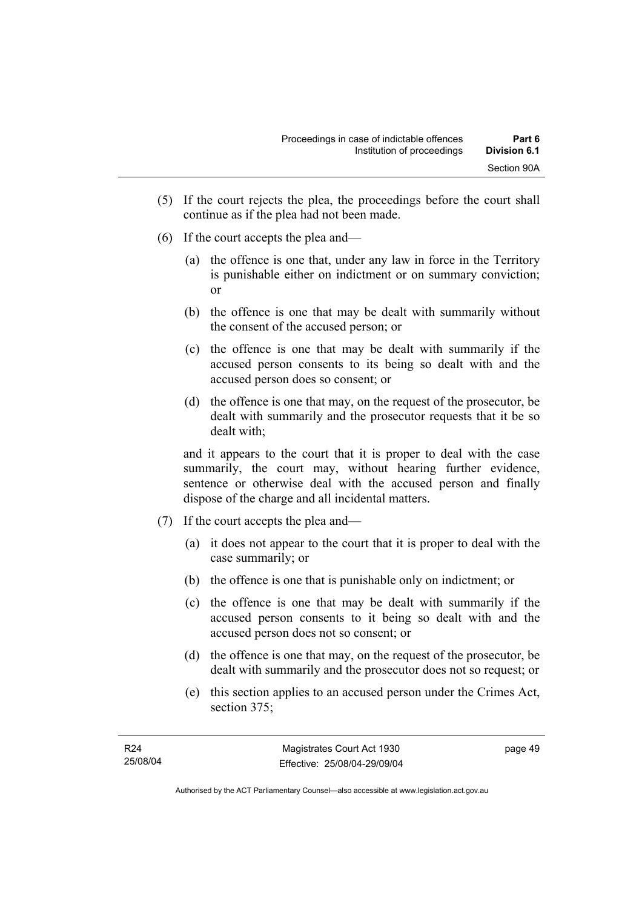(5) If the court rejects the plea, the proceedings before the court shall continue as if the plea had not been made.

(6) If the court accepts the plea and—

(a) the offence is one that, under any law in force in the Territory is punishable either on indictment or on summary conviction; or

(b) the offence is one that may be dealt with summarily without the consent of the accused person; or

(c) the offence is one that may be dealt with summarily if the accused person consents to its being so dealt with and the accused person does so consent; or

(d) the offence is one that may, on the request of the prosecutor, be dealt with summarily and the prosecutor requests that it be so dealt with;

and it appears to the court that it is proper to deal with the case summarily, the court may, without hearing further evidence, sentence or otherwise deal with the accused person and finally dispose of the charge and all incidental matters.

(7) If the court accepts the plea and—

(a) it does not appear to the court that it is proper to deal with the case summarily; or

(b) the offence is one that is punishable only on indictment; or

(c) the offence is one that may be dealt with summarily if the accused person consents to it being so dealt with and the accused person does not so consent; or

(d) the offence is one that may, on the request of the prosecutor, be dealt with summarily and the prosecutor does not so request; or

(e) this section applies to an accused person under the Crimes Act, section 375;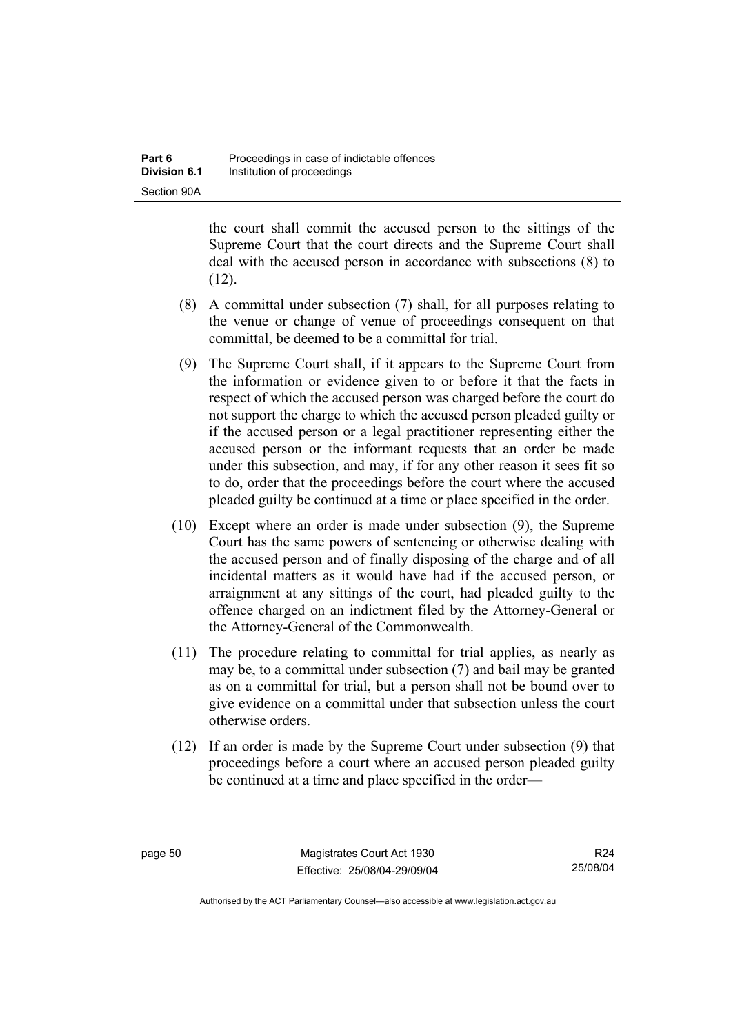the court shall commit the accused person to the sittings of the Supreme Court that the court directs and the Supreme Court shall deal with the accused person in accordance with subsections (8) to (12).

(8) A committal under subsection (7) shall, for all purposes relating to the venue or change of venue of proceedings consequent on that committal, be deemed to be a committal for trial.

(9) The Supreme Court shall, if it appears to the Supreme Court from the information or evidence given to or before it that the facts in respect of which the accused person was charged before the court do not support the charge to which the accused person pleaded guilty or if the accused person or a legal practitioner representing either the accused person or the informant requests that an order be made under this subsection, and may, if for any other reason it sees fit so to do, order that the proceedings before the court where the accused pleaded guilty be continued at a time or place specified in the order.

(10) Except where an order is made under subsection (9), the Supreme Court has the same powers of sentencing or otherwise dealing with the accused person and of finally disposing of the charge and of all incidental matters as it would have had if the accused person, or arraignment at any sittings of the court, had pleaded guilty to the offence charged on an indictment filed by the Attorney-General or the Attorney-General of the Commonwealth.

(11) The procedure relating to committal for trial applies, as nearly as may be, to a committal under subsection (7) and bail may be granted as on a committal for trial, but a person shall not be bound over to give evidence on a committal under that subsection unless the court otherwise orders.

(12) If an order is made by the Supreme Court under subsection (9) that proceedings before a court where an accused person pleaded guilty be continued at a time and place specified in the order—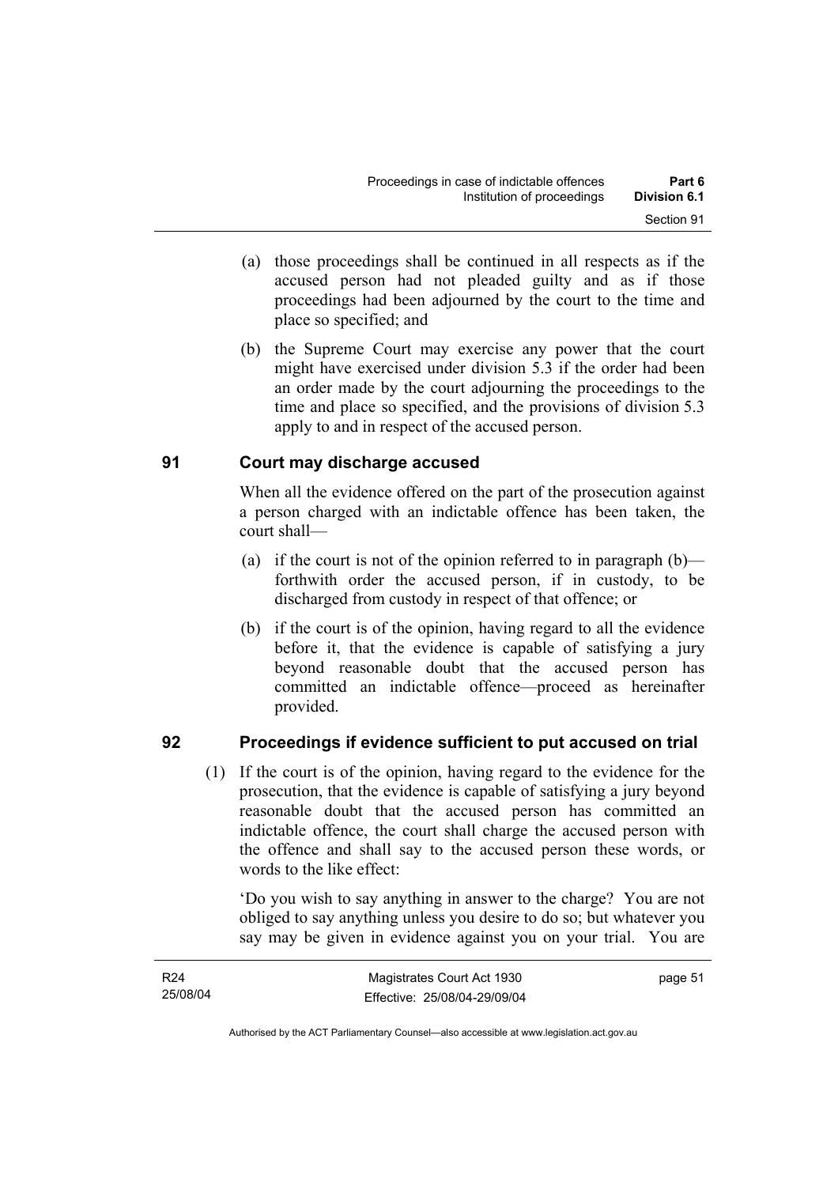(a) those proceedings shall be continued in all respects as if the accused person had not pleaded guilty and as if those proceedings had been adjourned by the court to the time and place so specified; and

(b) the Supreme Court may exercise any power that the court might have exercised under division 5.3 if the order had been an order made by the court adjourning the proceedings to the time and place so specified, and the provisions of division 5.3 apply to and in respect of the accused person.

## 91 Court may discharge accused

When all the evidence offered on the part of the prosecution against a person charged with an indictable offence has been taken, the court shall—

(a) if the court is not of the opinion referred to in paragraph (b)—forthwith order the accused person, if in custody, to be discharged from custody in respect of that offence; or

(b) if the court is of the opinion, having regard to all the evidence before it, that the evidence is capable of satisfying a jury beyond reasonable doubt that the accused person has committed an indictable offence—proceed as hereinafter provided.

## 92 Proceedings if evidence sufficient to put accused on trial

(1) If the court is of the opinion, having regard to the evidence for the prosecution, that the evidence is capable of satisfying a jury beyond reasonable doubt that the accused person has committed an indictable offence, the court shall charge the accused person with the offence and shall say to the accused person these words, or words to the like effect:

'Do you wish to say anything in answer to the charge? You are not obliged to say anything unless you desire to do so; but whatever you say may be given in evidence against you on your trial. You are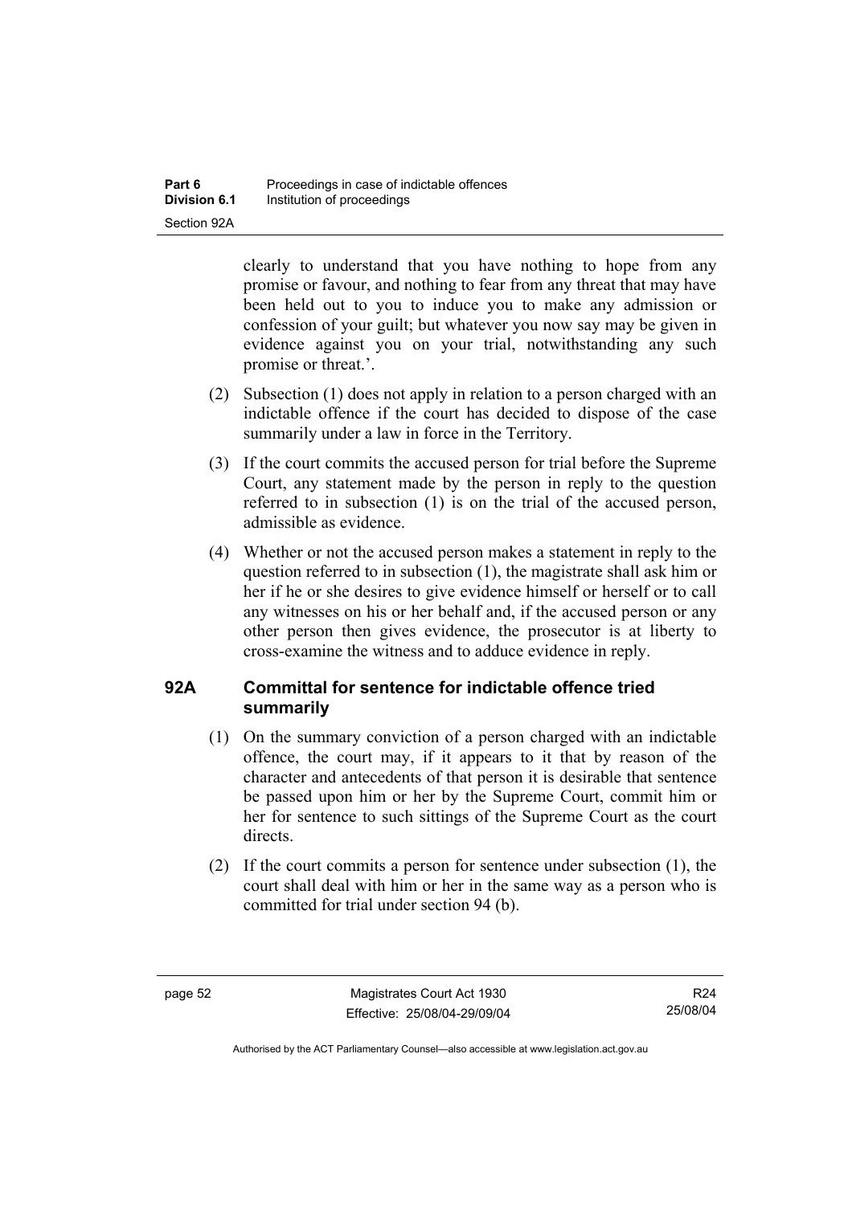clearly to understand that you have nothing to hope from any promise or favour, and nothing to fear from any threat that may have been held out to you to induce you to make any admission or confession of your guilt; but whatever you now say may be given in evidence against you on your trial, notwithstanding any such promise or threat.'.

(2) Subsection (1) does not apply in relation to a person charged with an indictable offence if the court has decided to dispose of the case summarily under a law in force in the Territory.

(3) If the court commits the accused person for trial before the Supreme Court, any statement made by the person in reply to the question referred to in subsection (1) is on the trial of the accused person, admissible as evidence.

(4) Whether or not the accused person makes a statement in reply to the question referred to in subsection (1), the magistrate shall ask him or her if he or she desires to give evidence himself or herself or to call any witnesses on his or her behalf and, if the accused person or any other person then gives evidence, the prosecutor is at liberty to cross-examine the witness and to adduce evidence in reply.

## 92A Committal for sentence for indictable offence tried summarily

(1) On the summary conviction of a person charged with an indictable offence, the court may, if it appears to it that by reason of the character and antecedents of that person it is desirable that sentence be passed upon him or her by the Supreme Court, commit him or her for sentence to such sittings of the Supreme Court as the court directs.

(2) If the court commits a person for sentence under subsection (1), the court shall deal with him or her in the same way as a person who is committed for trial under section 94 (b).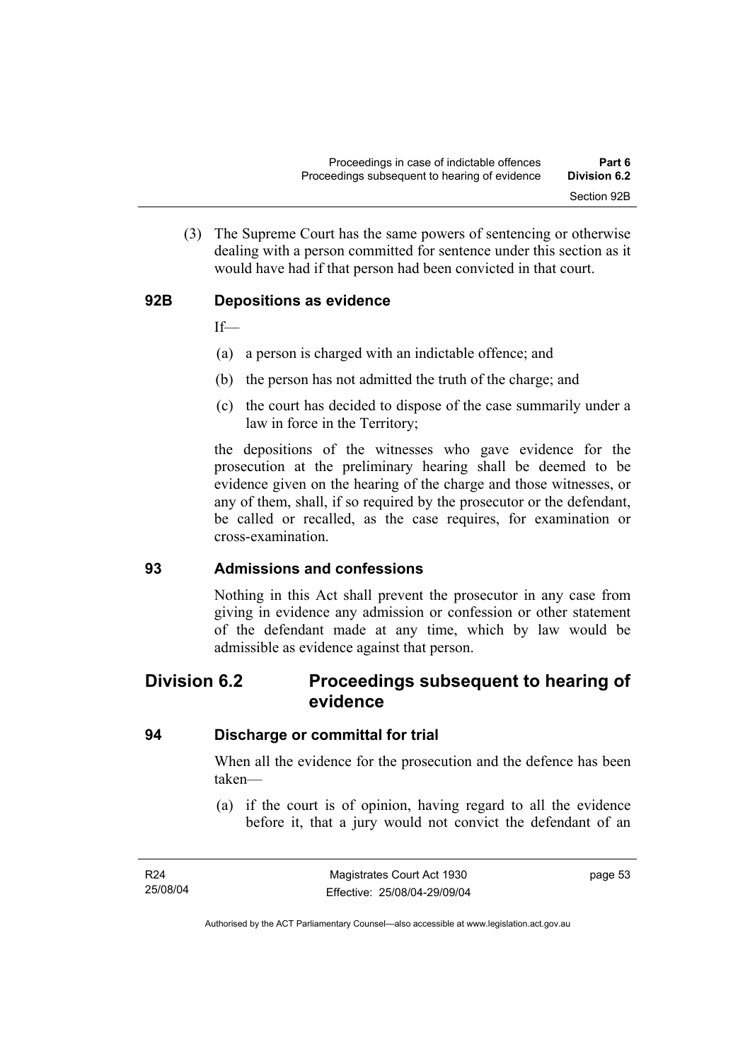(3) The Supreme Court has the same powers of sentencing or otherwise dealing with a person committed for sentence under this section as it would have had if that person had been convicted in that court.

### 92B Depositions as evidence

If—

(a) a person is charged with an indictable offence; and

(b) the person has not admitted the truth of the charge; and

(c) the court has decided to dispose of the case summarily under a law in force in the Territory;

the depositions of the witnesses who gave evidence for the prosecution at the preliminary hearing shall be deemed to be evidence given on the hearing of the charge and those witnesses, or any of them, shall, if so required by the prosecutor or the defendant, be called or recalled, as the case requires, for examination or cross-examination.

### 93 Admissions and confessions

Nothing in this Act shall prevent the prosecutor in any case from giving in evidence any admission or confession or other statement of the defendant made at any time, which by law would be admissible as evidence against that person.

## Division 6.2 Proceedings subsequent to hearing of evidence

### 94 Discharge or committal for trial

When all the evidence for the prosecution and the defence has been taken—

(a) if the court is of opinion, having regard to all the evidence before it, that a jury would not convict the defendant of an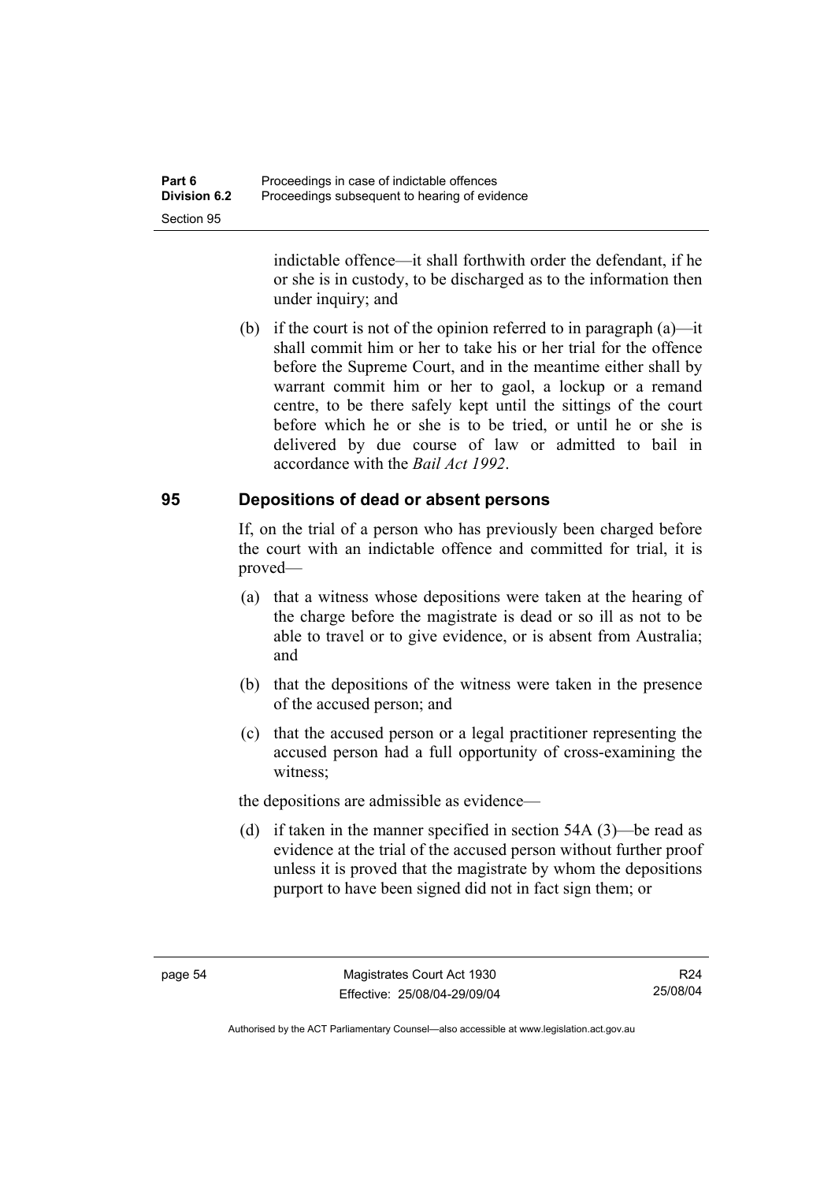indictable offence—it shall forthwith order the defendant, if he or she is in custody, to be discharged as to the information then under inquiry; and

(b) if the court is not of the opinion referred to in paragraph (a)—it shall commit him or her to take his or her trial for the offence before the Supreme Court, and in the meantime either shall by warrant commit him or her to gaol, a lockup or a remand centre, to be there safely kept until the sittings of the court before which he or she is to be tried, or until he or she is delivered by due course of law or admitted to bail in accordance with the *Bail Act 1992*.

## 95 Depositions of dead or absent persons

If, on the trial of a person who has previously been charged before the court with an indictable offence and committed for trial, it is proved—

(a) that a witness whose depositions were taken at the hearing of the charge before the magistrate is dead or so ill as not to be able to travel or to give evidence, or is absent from Australia; and

(b) that the depositions of the witness were taken in the presence of the accused person; and

(c) that the accused person or a legal practitioner representing the accused person had a full opportunity of cross-examining the witness;

the depositions are admissible as evidence—

(d) if taken in the manner specified in section 54A (3)—be read as evidence at the trial of the accused person without further proof unless it is proved that the magistrate by whom the depositions purport to have been signed did not in fact sign them; or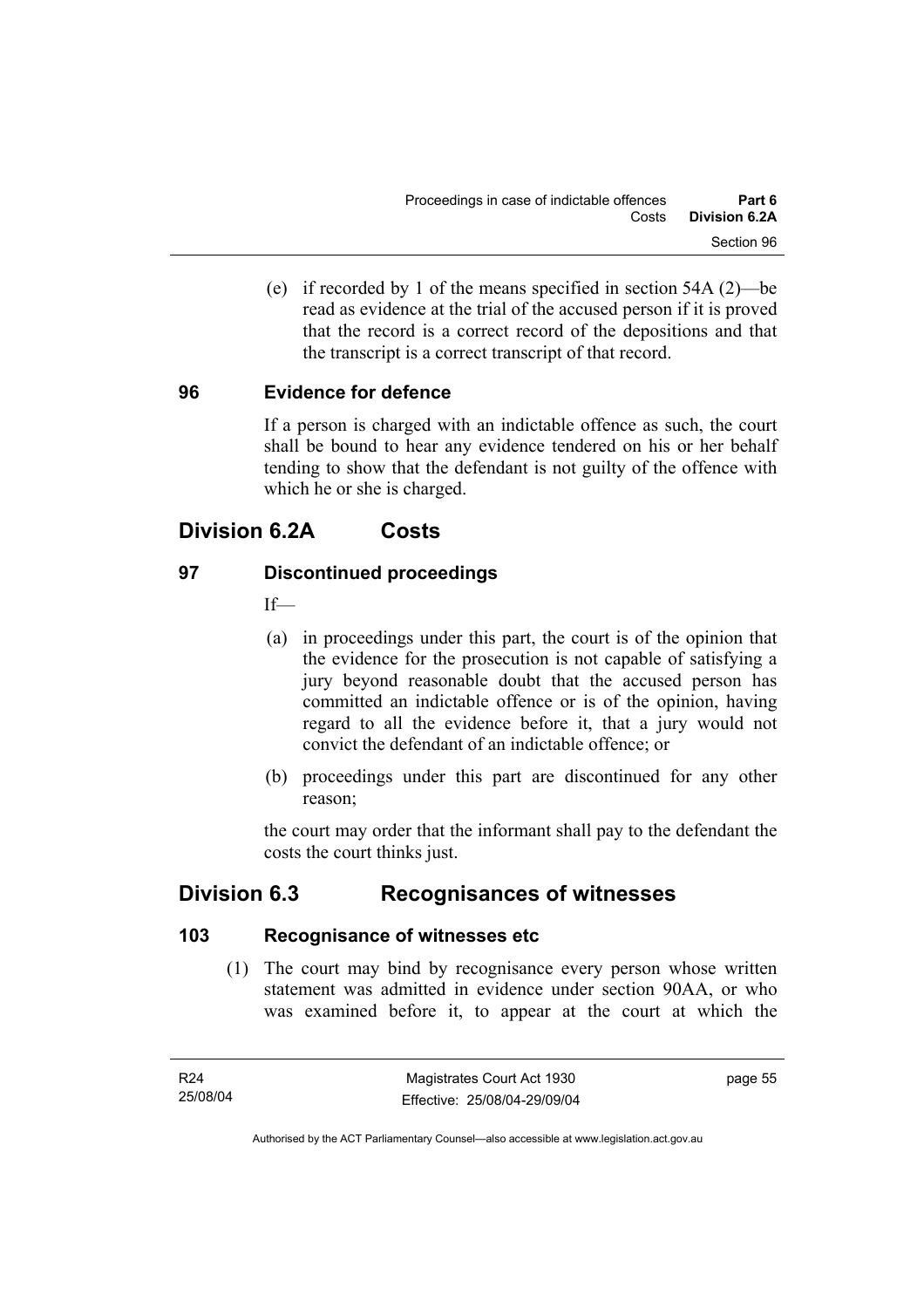(e) if recorded by 1 of the means specified in section 54A (2)—be read as evidence at the trial of the accused person if it is proved that the record is a correct record of the depositions and that the transcript is a correct transcript of that record.

### 96 Evidence for defence

If a person is charged with an indictable offence as such, the court shall be bound to hear any evidence tendered on his or her behalf tending to show that the defendant is not guilty of the offence with which he or she is charged.

## Division 6.2A Costs

### 97 Discontinued proceedings

If—

(a) in proceedings under this part, the court is of the opinion that the evidence for the prosecution is not capable of satisfying a jury beyond reasonable doubt that the accused person has committed an indictable offence or is of the opinion, having regard to all the evidence before it, that a jury would not convict the defendant of an indictable offence; or

(b) proceedings under this part are discontinued for any other reason;

the court may order that the informant shall pay to the defendant the costs the court thinks just.

## Division 6.3 Recognisances of witnesses

### 103 Recognisance of witnesses etc

(1) The court may bind by recognisance every person whose written statement was admitted in evidence under section 90AA, or who was examined before it, to appear at the court at which the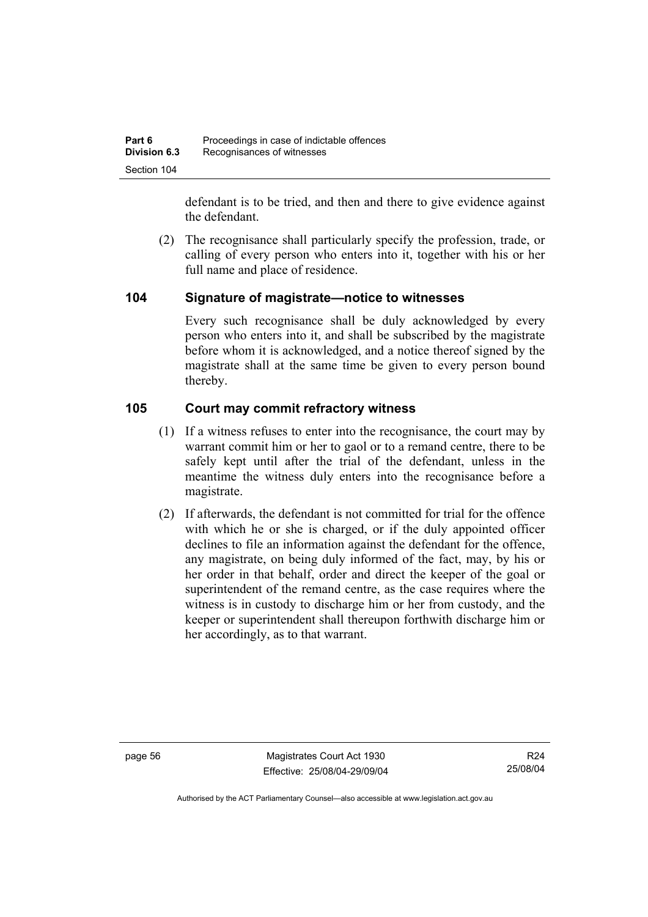defendant is to be tried, and then and there to give evidence against the defendant.

(2) The recognisance shall particularly specify the profession, trade, or calling of every person who enters into it, together with his or her full name and place of residence.

## 104 Signature of magistrate—notice to witnesses

Every such recognisance shall be duly acknowledged by every person who enters into it, and shall be subscribed by the magistrate before whom it is acknowledged, and a notice thereof signed by the magistrate shall at the same time be given to every person bound thereby.

## 105 Court may commit refractory witness

(1) If a witness refuses to enter into the recognisance, the court may by warrant commit him or her to gaol or to a remand centre, there to be safely kept until after the trial of the defendant, unless in the meantime the witness duly enters into the recognisance before a magistrate.

(2) If afterwards, the defendant is not committed for trial for the offence with which he or she is charged, or if the duly appointed officer declines to file an information against the defendant for the offence, any magistrate, on being duly informed of the fact, may, by his or her order in that behalf, order and direct the keeper of the goal or superintendent of the remand centre, as the case requires where the witness is in custody to discharge him or her from custody, and the keeper or superintendent shall thereupon forthwith discharge him or her accordingly, as to that warrant.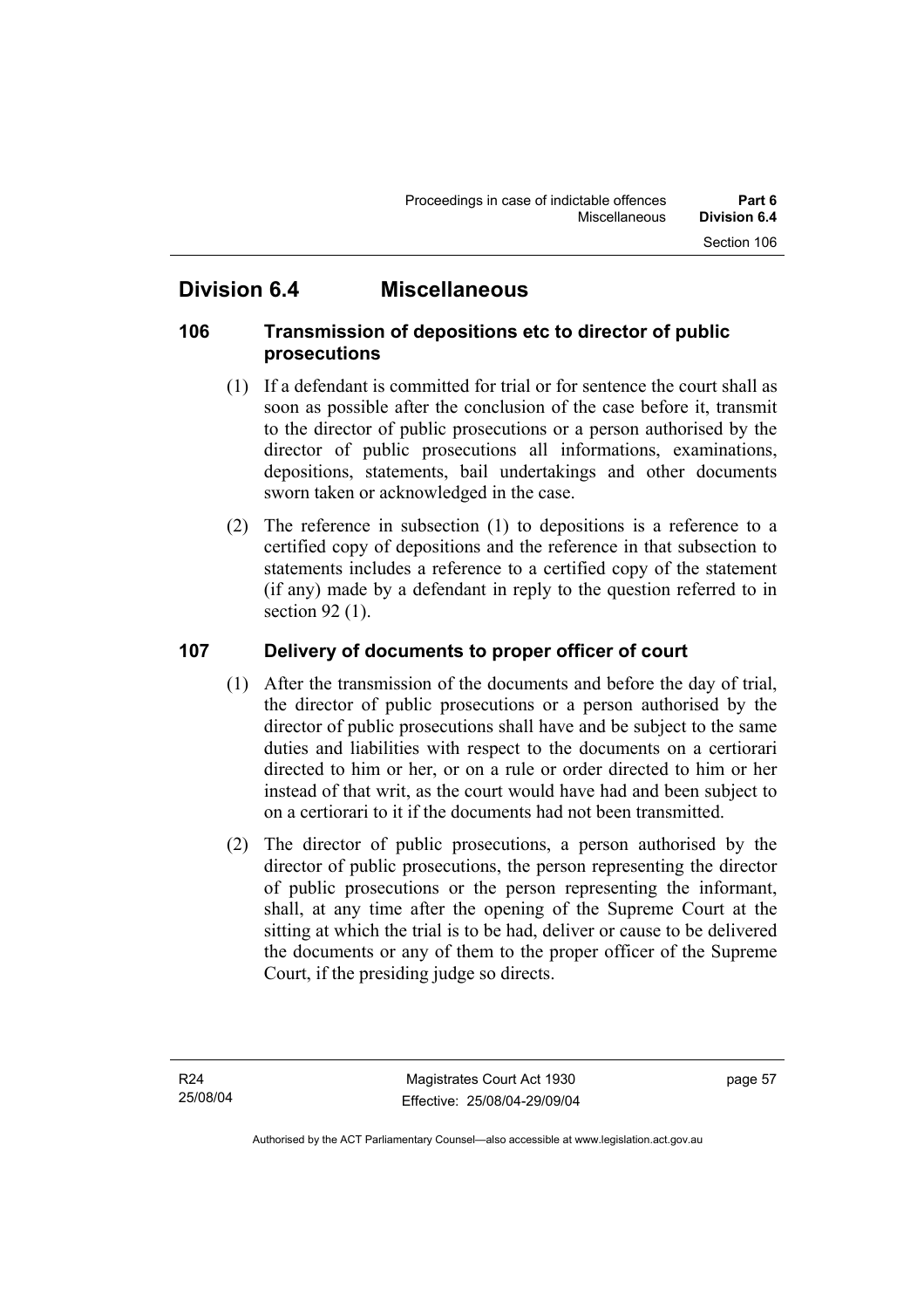## Division 6.4 Miscellaneous

### 106 Transmission of depositions etc to director of public prosecutions

(1) If a defendant is committed for trial or for sentence the court shall as soon as possible after the conclusion of the case before it, transmit to the director of public prosecutions or a person authorised by the director of public prosecutions all informations, examinations, depositions, statements, bail undertakings and other documents sworn taken or acknowledged in the case.

(2) The reference in subsection (1) to depositions is a reference to a certified copy of depositions and the reference in that subsection to statements includes a reference to a certified copy of the statement (if any) made by a defendant in reply to the question referred to in section 92 (1).

### 107 Delivery of documents to proper officer of court

(1) After the transmission of the documents and before the day of trial, the director of public prosecutions or a person authorised by the director of public prosecutions shall have and be subject to the same duties and liabilities with respect to the documents on a certiorari directed to him or her, or on a rule or order directed to him or her instead of that writ, as the court would have had and been subject to on a certiorari to it if the documents had not been transmitted.

(2) The director of public prosecutions, a person authorised by the director of public prosecutions, the person representing the director of public prosecutions or the person representing the informant, shall, at any time after the opening of the Supreme Court at the sitting at which the trial is to be had, deliver or cause to be delivered the documents or any of them to the proper officer of the Supreme Court, if the presiding judge so directs.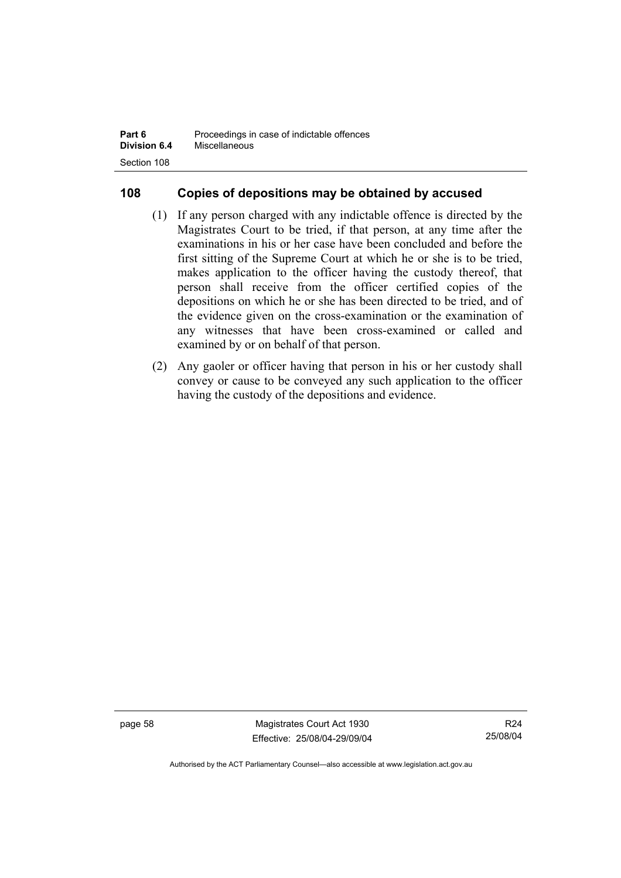## 108 Copies of depositions may be obtained by accused

(1) If any person charged with any indictable offence is directed by the Magistrates Court to be tried, if that person, at any time after the examinations in his or her case have been concluded and before the first sitting of the Supreme Court at which he or she is to be tried, makes application to the officer having the custody thereof, that person shall receive from the officer certified copies of the depositions on which he or she has been directed to be tried, and of the evidence given on the cross-examination or the examination of any witnesses that have been cross-examined or called and examined by or on behalf of that person.

(2) Any gaoler or officer having that person in his or her custody shall convey or cause to be conveyed any such application to the officer having the custody of the depositions and evidence.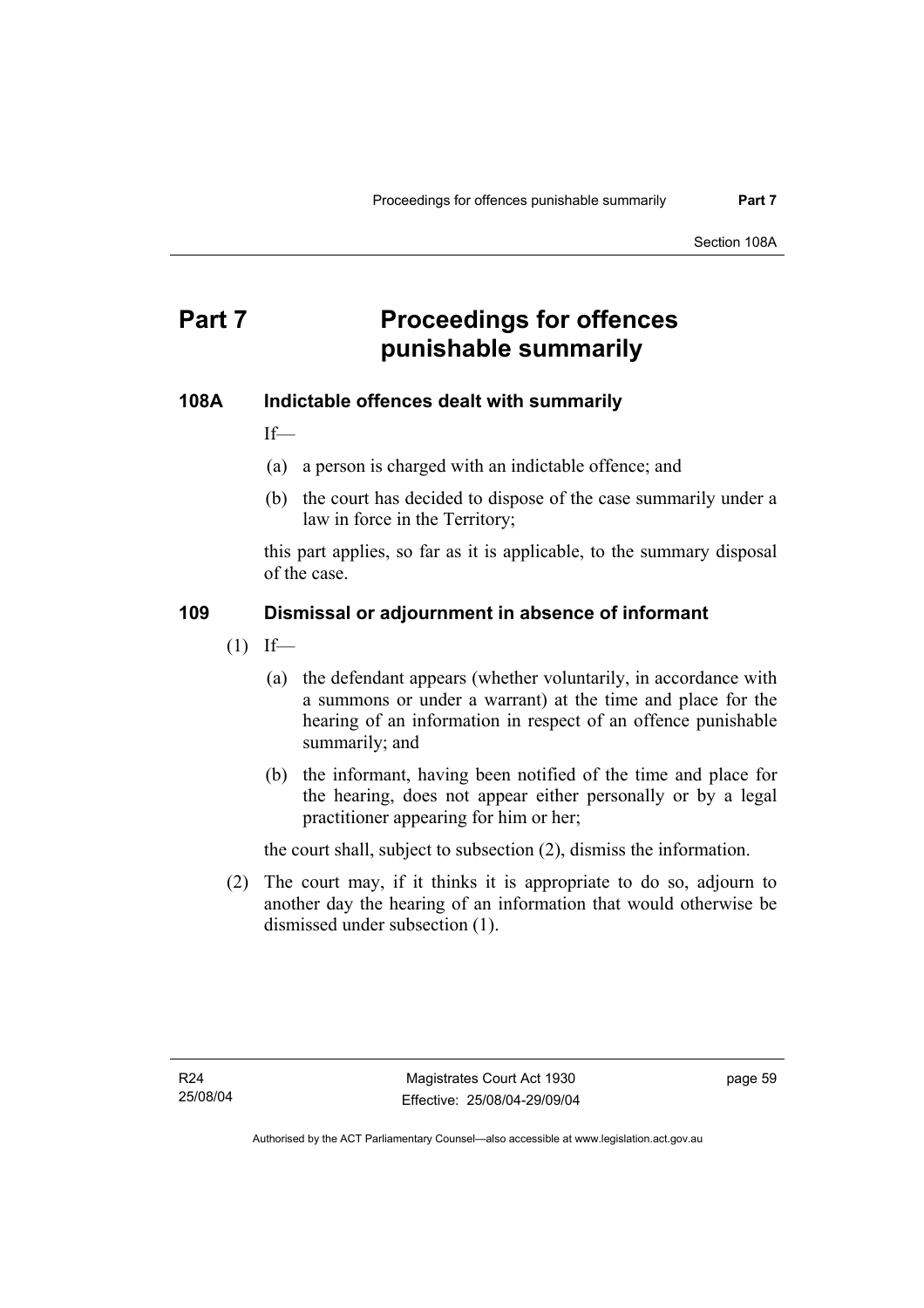# Part 7 Proceedings for offences punishable summarily

## 108A Indictable offences dealt with summarily

If—

(a) a person is charged with an indictable offence; and

(b) the court has decided to dispose of the case summarily under a law in force in the Territory;

this part applies, so far as it is applicable, to the summary disposal of the case.

## 109 Dismissal or adjournment in absence of informant

(1) If—

(a) the defendant appears (whether voluntarily, in accordance with a summons or under a warrant) at the time and place for the hearing of an information in respect of an offence punishable summarily; and

(b) the informant, having been notified of the time and place for the hearing, does not appear either personally or by a legal practitioner appearing for him or her;

the court shall, subject to subsection (2), dismiss the information.

(2) The court may, if it thinks it is appropriate to do so, adjourn to another day the hearing of an information that would otherwise be dismissed under subsection (1).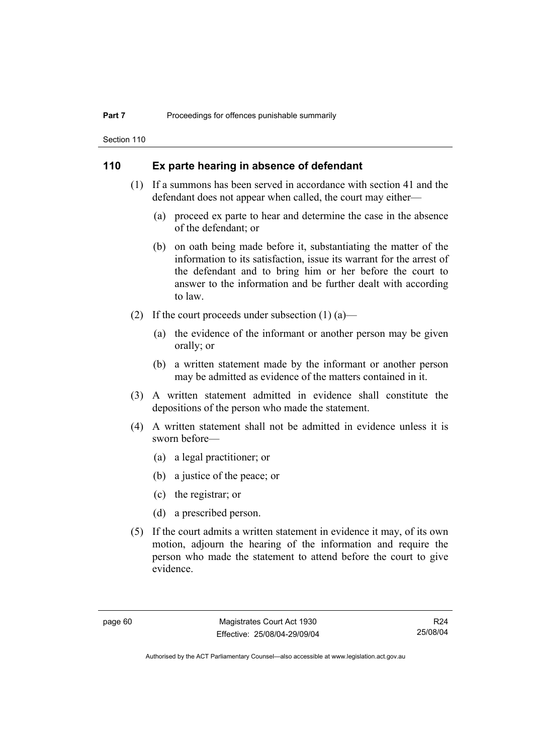## 110 Ex parte hearing in absence of defendant

(1) If a summons has been served in accordance with section 41 and the defendant does not appear when called, the court may either—

  (a) proceed ex parte to hear and determine the case in the absence of the defendant; or

  (b) on oath being made before it, substantiating the matter of the information to its satisfaction, issue its warrant for the arrest of the defendant and to bring him or her before the court to answer to the information and be further dealt with according to law.

(2) If the court proceeds under subsection (1) (a)—

  (a) the evidence of the informant or another person may be given orally; or

  (b) a written statement made by the informant or another person may be admitted as evidence of the matters contained in it.

(3) A written statement admitted in evidence shall constitute the depositions of the person who made the statement.

(4) A written statement shall not be admitted in evidence unless it is sworn before—

  (a) a legal practitioner; or

  (b) a justice of the peace; or

  (c) the registrar; or

  (d) a prescribed person.

(5) If the court admits a written statement in evidence it may, of its own motion, adjourn the hearing of the information and require the person who made the statement to attend before the court to give evidence.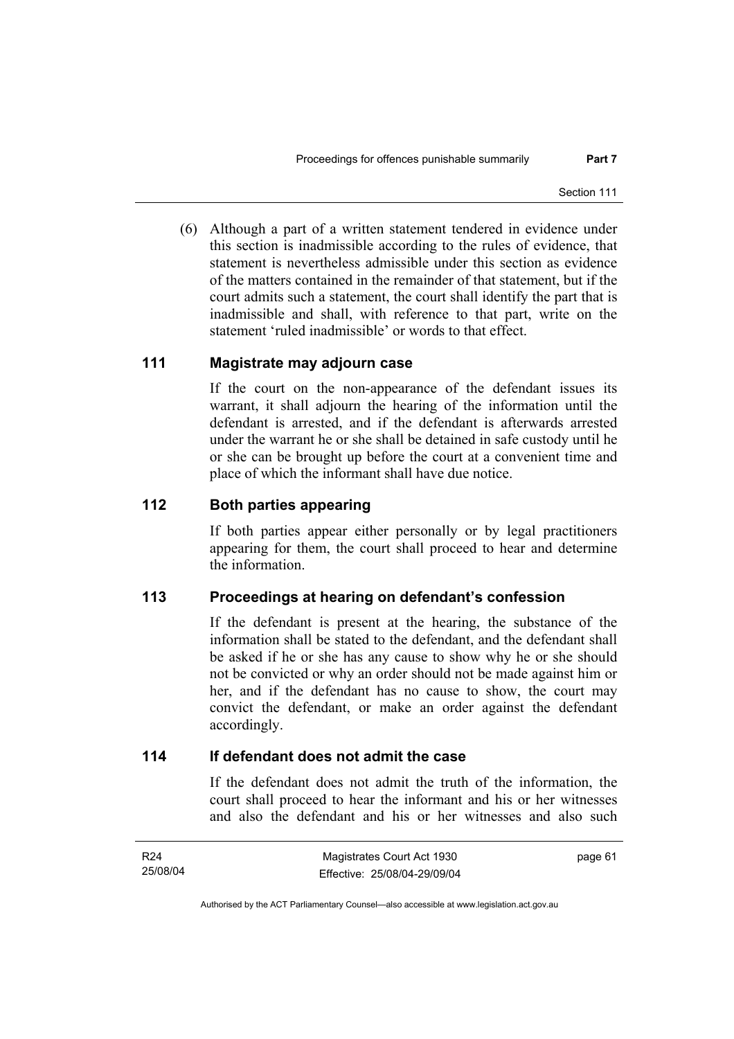(6) Although a part of a written statement tendered in evidence under this section is inadmissible according to the rules of evidence, that statement is nevertheless admissible under this section as evidence of the matters contained in the remainder of that statement, but if the court admits such a statement, the court shall identify the part that is inadmissible and shall, with reference to that part, write on the statement 'ruled inadmissible' or words to that effect.

## 111 Magistrate may adjourn case

If the court on the non-appearance of the defendant issues its warrant, it shall adjourn the hearing of the information until the defendant is arrested, and if the defendant is afterwards arrested under the warrant he or she shall be detained in safe custody until he or she can be brought up before the court at a convenient time and place of which the informant shall have due notice.

## 112 Both parties appearing

If both parties appear either personally or by legal practitioners appearing for them, the court shall proceed to hear and determine the information.

## 113 Proceedings at hearing on defendant's confession

If the defendant is present at the hearing, the substance of the information shall be stated to the defendant, and the defendant shall be asked if he or she has any cause to show why he or she should not be convicted or why an order should not be made against him or her, and if the defendant has no cause to show, the court may convict the defendant, or make an order against the defendant accordingly.

## 114 If defendant does not admit the case

If the defendant does not admit the truth of the information, the court shall proceed to hear the informant and his or her witnesses and also the defendant and his or her witnesses and also such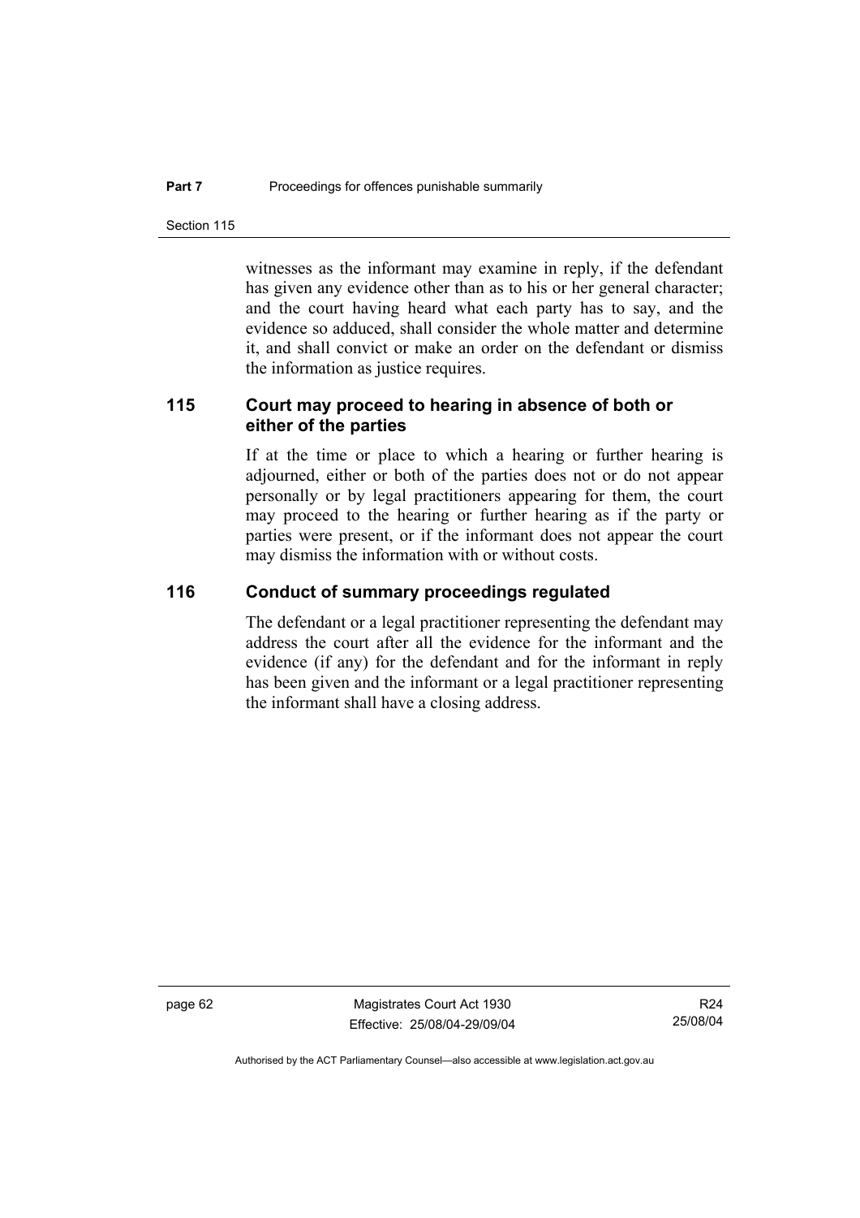witnesses as the informant may examine in reply, if the defendant has given any evidence other than as to his or her general character; and the court having heard what each party has to say, and the evidence so adduced, shall consider the whole matter and determine it, and shall convict or make an order on the defendant or dismiss the information as justice requires.

### 115 Court may proceed to hearing in absence of both or either of the parties

If at the time or place to which a hearing or further hearing is adjourned, either or both of the parties does not or do not appear personally or by legal practitioners appearing for them, the court may proceed to the hearing or further hearing as if the party or parties were present, or if the informant does not appear the court may dismiss the information with or without costs.

### 116 Conduct of summary proceedings regulated

The defendant or a legal practitioner representing the defendant may address the court after all the evidence for the informant and the evidence (if any) for the defendant and for the informant in reply has been given and the informant or a legal practitioner representing the informant shall have a closing address.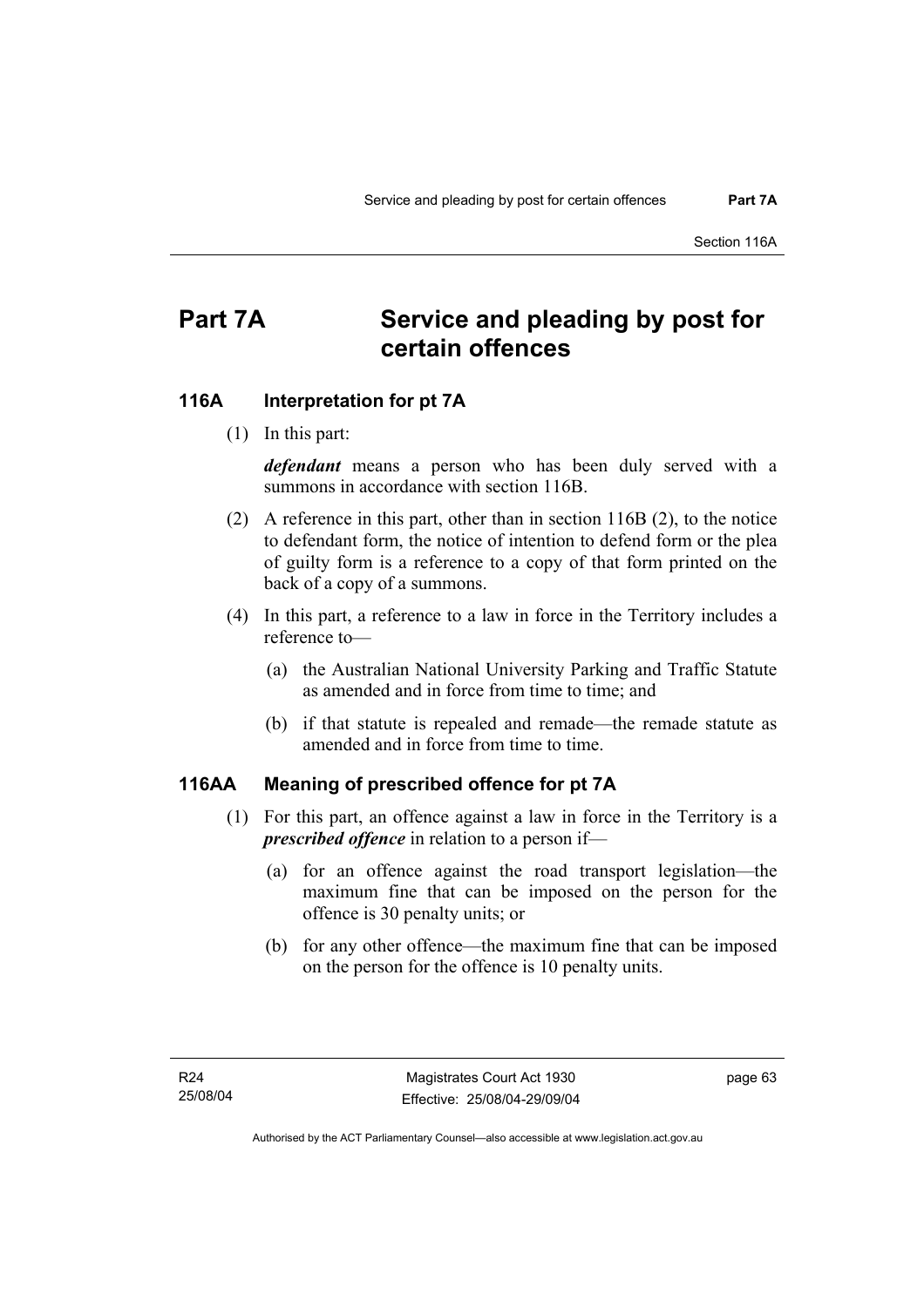# Part 7A Service and pleading by post for certain offences

## 116A Interpretation for pt 7A

(1) In this part:

***defendant*** means a person who has been duly served with a summons in accordance with section 116B.

(2) A reference in this part, other than in section 116B (2), to the notice to defendant form, the notice of intention to defend form or the plea of guilty form is a reference to a copy of that form printed on the back of a copy of a summons.

(4) In this part, a reference to a law in force in the Territory includes a reference to—

(a) the Australian National University Parking and Traffic Statute as amended and in force from time to time; and

(b) if that statute is repealed and remade—the remade statute as amended and in force from time to time.

## 116AA Meaning of prescribed offence for pt 7A

(1) For this part, an offence against a law in force in the Territory is a ***prescribed offence*** in relation to a person if—

(a) for an offence against the road transport legislation—the maximum fine that can be imposed on the person for the offence is 30 penalty units; or

(b) for any other offence—the maximum fine that can be imposed on the person for the offence is 10 penalty units.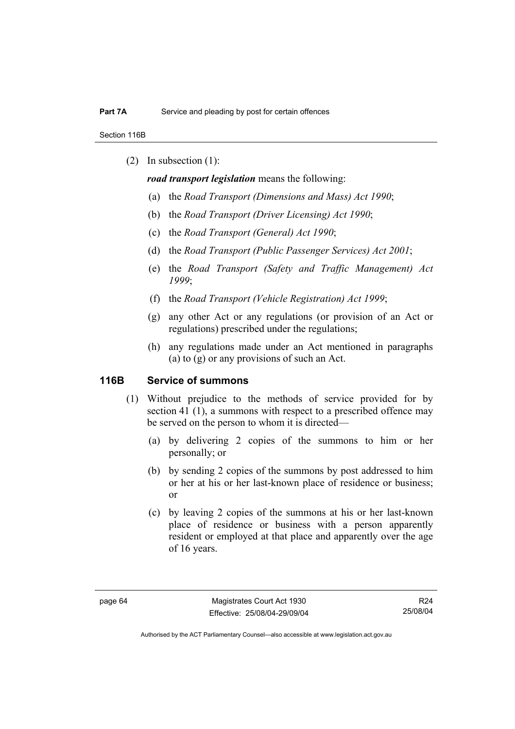(2) In subsection (1):

***road transport legislation*** means the following:

(a) the *Road Transport (Dimensions and Mass) Act 1990*;

(b) the *Road Transport (Driver Licensing) Act 1990*;

(c) the *Road Transport (General) Act 1990*;

(d) the *Road Transport (Public Passenger Services) Act 2001*;

(e) the *Road Transport (Safety and Traffic Management) Act 1999*;

(f) the *Road Transport (Vehicle Registration) Act 1999*;

(g) any other Act or any regulations (or provision of an Act or regulations) prescribed under the regulations;

(h) any regulations made under an Act mentioned in paragraphs (a) to (g) or any provisions of such an Act.

## 116B Service of summons

(1) Without prejudice to the methods of service provided for by section 41 (1), a summons with respect to a prescribed offence may be served on the person to whom it is directed—

(a) by delivering 2 copies of the summons to him or her personally; or

(b) by sending 2 copies of the summons by post addressed to him or her at his or her last-known place of residence or business; or

(c) by leaving 2 copies of the summons at his or her last-known place of residence or business with a person apparently resident or employed at that place and apparently over the age of 16 years.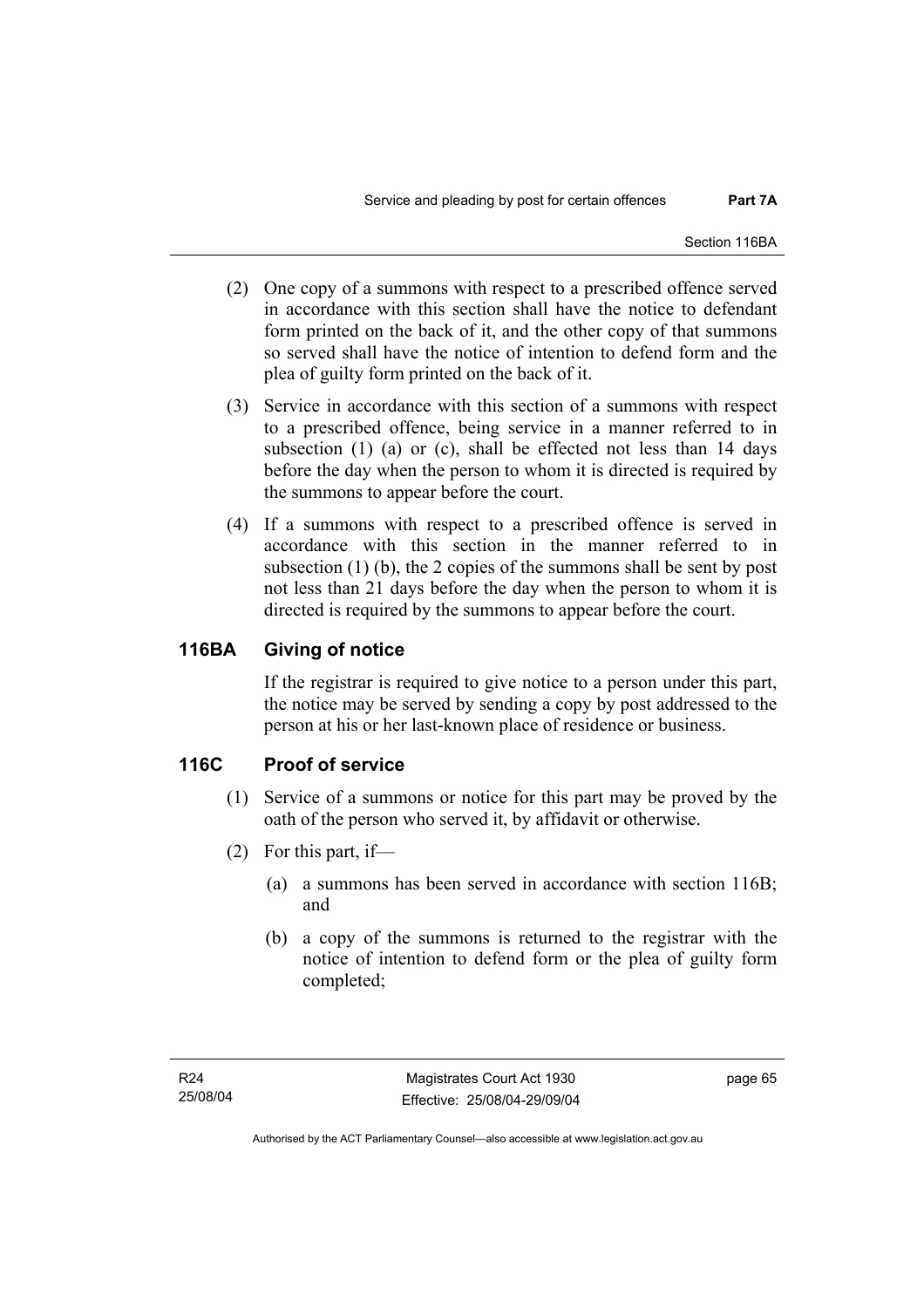(2) One copy of a summons with respect to a prescribed offence served in accordance with this section shall have the notice to defendant form printed on the back of it, and the other copy of that summons so served shall have the notice of intention to defend form and the plea of guilty form printed on the back of it.

(3) Service in accordance with this section of a summons with respect to a prescribed offence, being service in a manner referred to in subsection (1) (a) or (c), shall be effected not less than 14 days before the day when the person to whom it is directed is required by the summons to appear before the court.

(4) If a summons with respect to a prescribed offence is served in accordance with this section in the manner referred to in subsection (1) (b), the 2 copies of the summons shall be sent by post not less than 21 days before the day when the person to whom it is directed is required by the summons to appear before the court.

## 116BA Giving of notice

If the registrar is required to give notice to a person under this part, the notice may be served by sending a copy by post addressed to the person at his or her last-known place of residence or business.

## 116C Proof of service

(1) Service of a summons or notice for this part may be proved by the oath of the person who served it, by affidavit or otherwise.

(2) For this part, if—

(a) a summons has been served in accordance with section 116B; and

(b) a copy of the summons is returned to the registrar with the notice of intention to defend form or the plea of guilty form completed;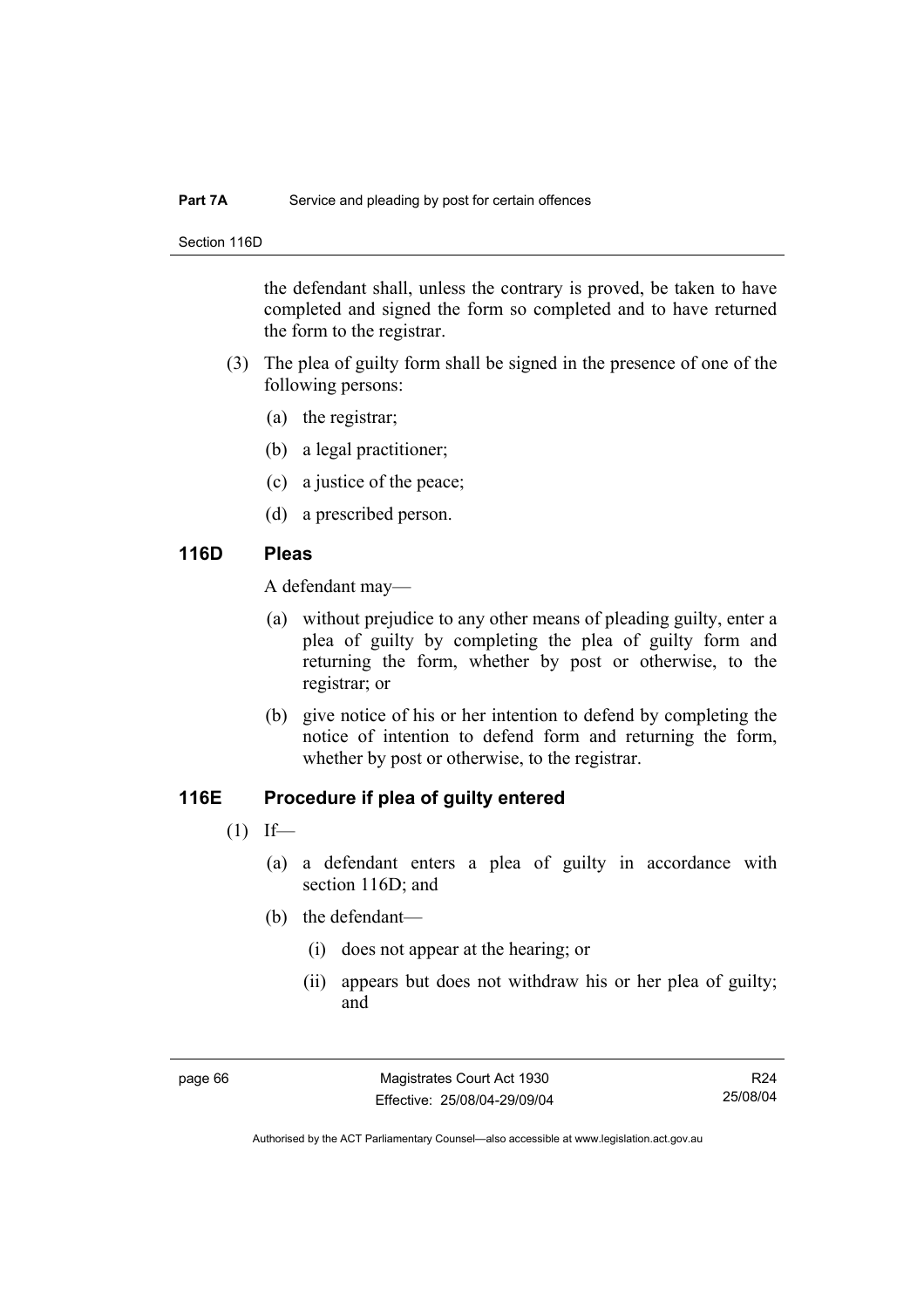the defendant shall, unless the contrary is proved, be taken to have completed and signed the form so completed and to have returned the form to the registrar.

(3) The plea of guilty form shall be signed in the presence of one of the following persons:

(a) the registrar;

(b) a legal practitioner;

(c) a justice of the peace;

(d) a prescribed person.

## 116D Pleas

A defendant may—

(a) without prejudice to any other means of pleading guilty, enter a plea of guilty by completing the plea of guilty form and returning the form, whether by post or otherwise, to the registrar; or

(b) give notice of his or her intention to defend by completing the notice of intention to defend form and returning the form, whether by post or otherwise, to the registrar.

## 116E Procedure if plea of guilty entered

(1) If—

(a) a defendant enters a plea of guilty in accordance with section 116D; and

(b) the defendant—

(i) does not appear at the hearing; or

(ii) appears but does not withdraw his or her plea of guilty; and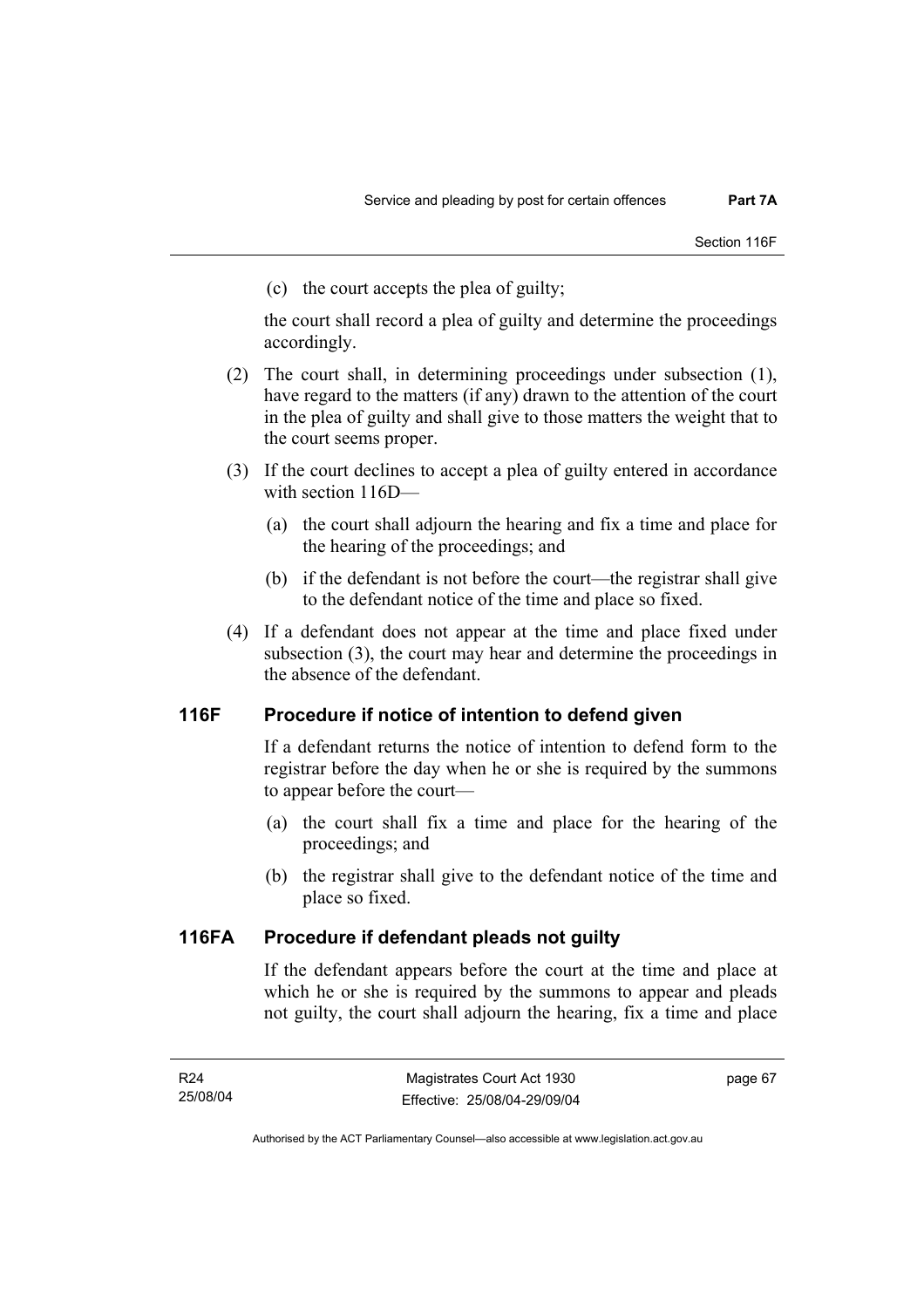(c) the court accepts the plea of guilty;

the court shall record a plea of guilty and determine the proceedings accordingly.

(2) The court shall, in determining proceedings under subsection (1), have regard to the matters (if any) drawn to the attention of the court in the plea of guilty and shall give to those matters the weight that to the court seems proper.

(3) If the court declines to accept a plea of guilty entered in accordance with section 116D—

(a) the court shall adjourn the hearing and fix a time and place for the hearing of the proceedings; and

(b) if the defendant is not before the court—the registrar shall give to the defendant notice of the time and place so fixed.

(4) If a defendant does not appear at the time and place fixed under subsection (3), the court may hear and determine the proceedings in the absence of the defendant.

### 116F Procedure if notice of intention to defend given

If a defendant returns the notice of intention to defend form to the registrar before the day when he or she is required by the summons to appear before the court—

(a) the court shall fix a time and place for the hearing of the proceedings; and

(b) the registrar shall give to the defendant notice of the time and place so fixed.

### 116FA Procedure if defendant pleads not guilty

If the defendant appears before the court at the time and place at which he or she is required by the summons to appear and pleads not guilty, the court shall adjourn the hearing, fix a time and place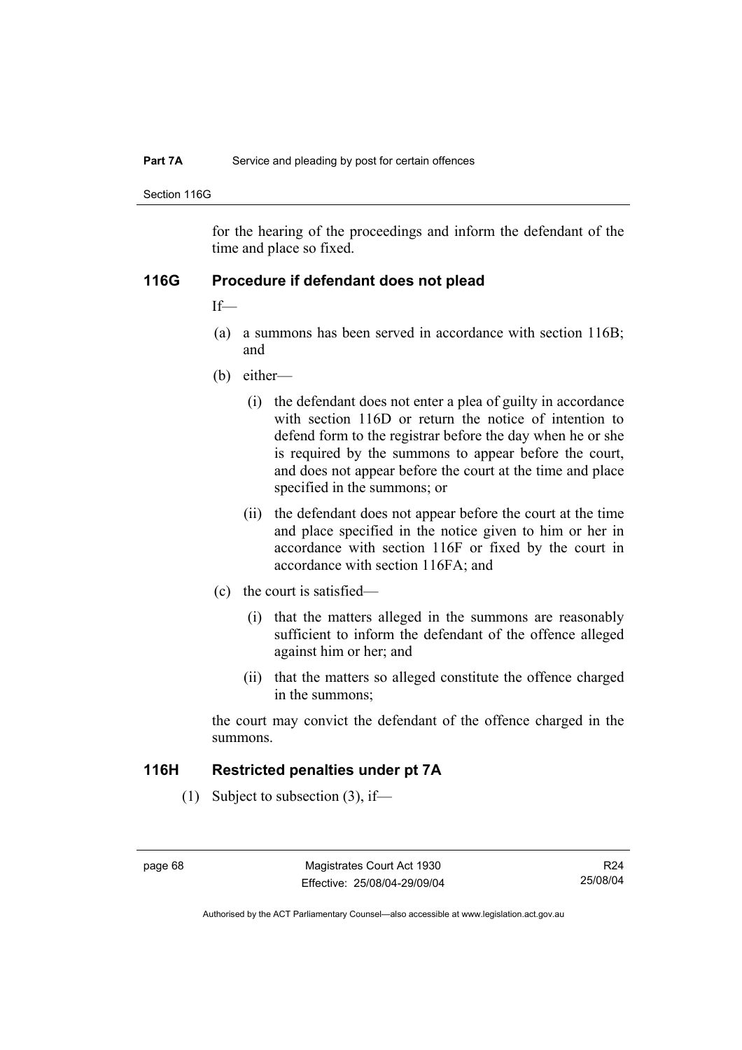for the hearing of the proceedings and inform the defendant of the time and place so fixed.

## 116G Procedure if defendant does not plead

If—

(a) a summons has been served in accordance with section 116B; and

(b) either—

(i) the defendant does not enter a plea of guilty in accordance with section 116D or return the notice of intention to defend form to the registrar before the day when he or she is required by the summons to appear before the court, and does not appear before the court at the time and place specified in the summons; or

(ii) the defendant does not appear before the court at the time and place specified in the notice given to him or her in accordance with section 116F or fixed by the court in accordance with section 116FA; and

(c) the court is satisfied—

(i) that the matters alleged in the summons are reasonably sufficient to inform the defendant of the offence alleged against him or her; and

(ii) that the matters so alleged constitute the offence charged in the summons;

the court may convict the defendant of the offence charged in the summons.

## 116H Restricted penalties under pt 7A

(1) Subject to subsection (3), if—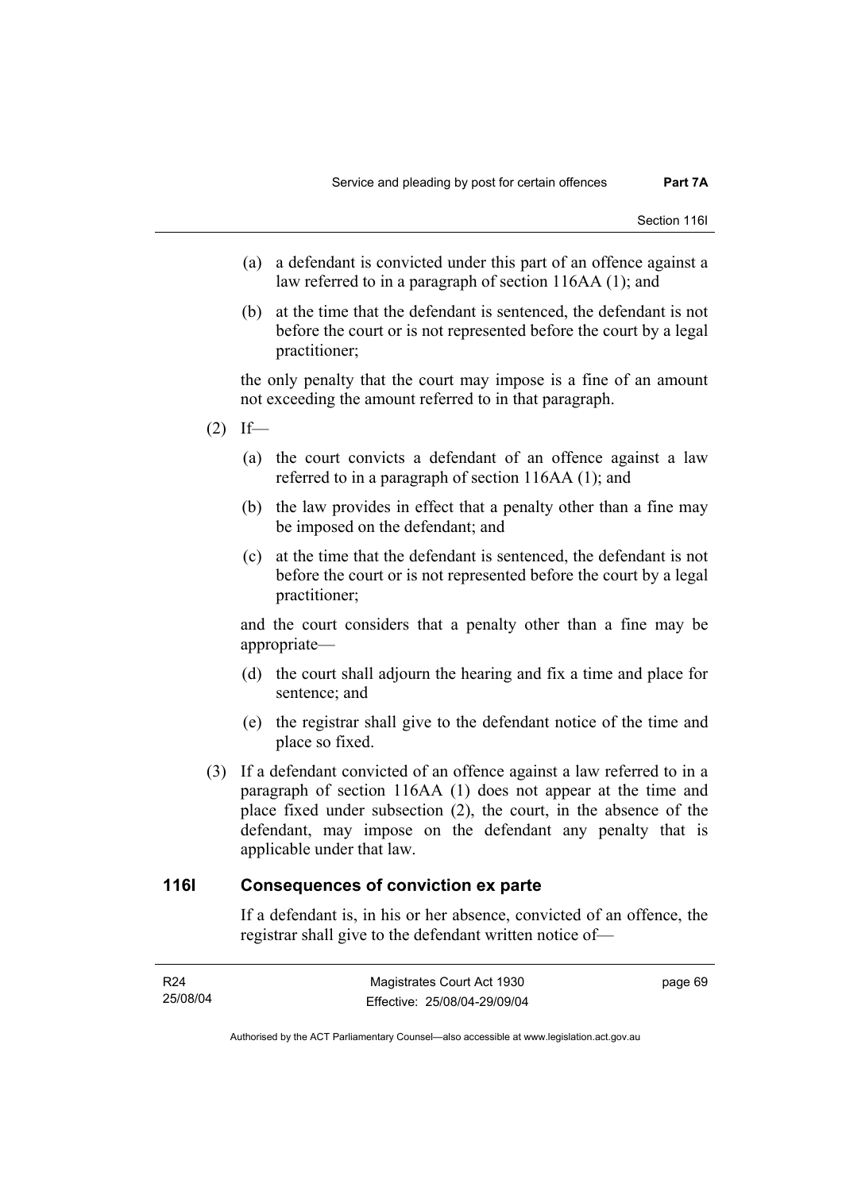(a) a defendant is convicted under this part of an offence against a law referred to in a paragraph of section 116AA (1); and

(b) at the time that the defendant is sentenced, the defendant is not before the court or is not represented before the court by a legal practitioner;

the only penalty that the court may impose is a fine of an amount not exceeding the amount referred to in that paragraph.

(2) If—

(a) the court convicts a defendant of an offence against a law referred to in a paragraph of section 116AA (1); and

(b) the law provides in effect that a penalty other than a fine may be imposed on the defendant; and

(c) at the time that the defendant is sentenced, the defendant is not before the court or is not represented before the court by a legal practitioner;

and the court considers that a penalty other than a fine may be appropriate—

(d) the court shall adjourn the hearing and fix a time and place for sentence; and

(e) the registrar shall give to the defendant notice of the time and place so fixed.

(3) If a defendant convicted of an offence against a law referred to in a paragraph of section 116AA (1) does not appear at the time and place fixed under subsection (2), the court, in the absence of the defendant, may impose on the defendant any penalty that is applicable under that law.

## 116I Consequences of conviction ex parte

If a defendant is, in his or her absence, convicted of an offence, the registrar shall give to the defendant written notice of—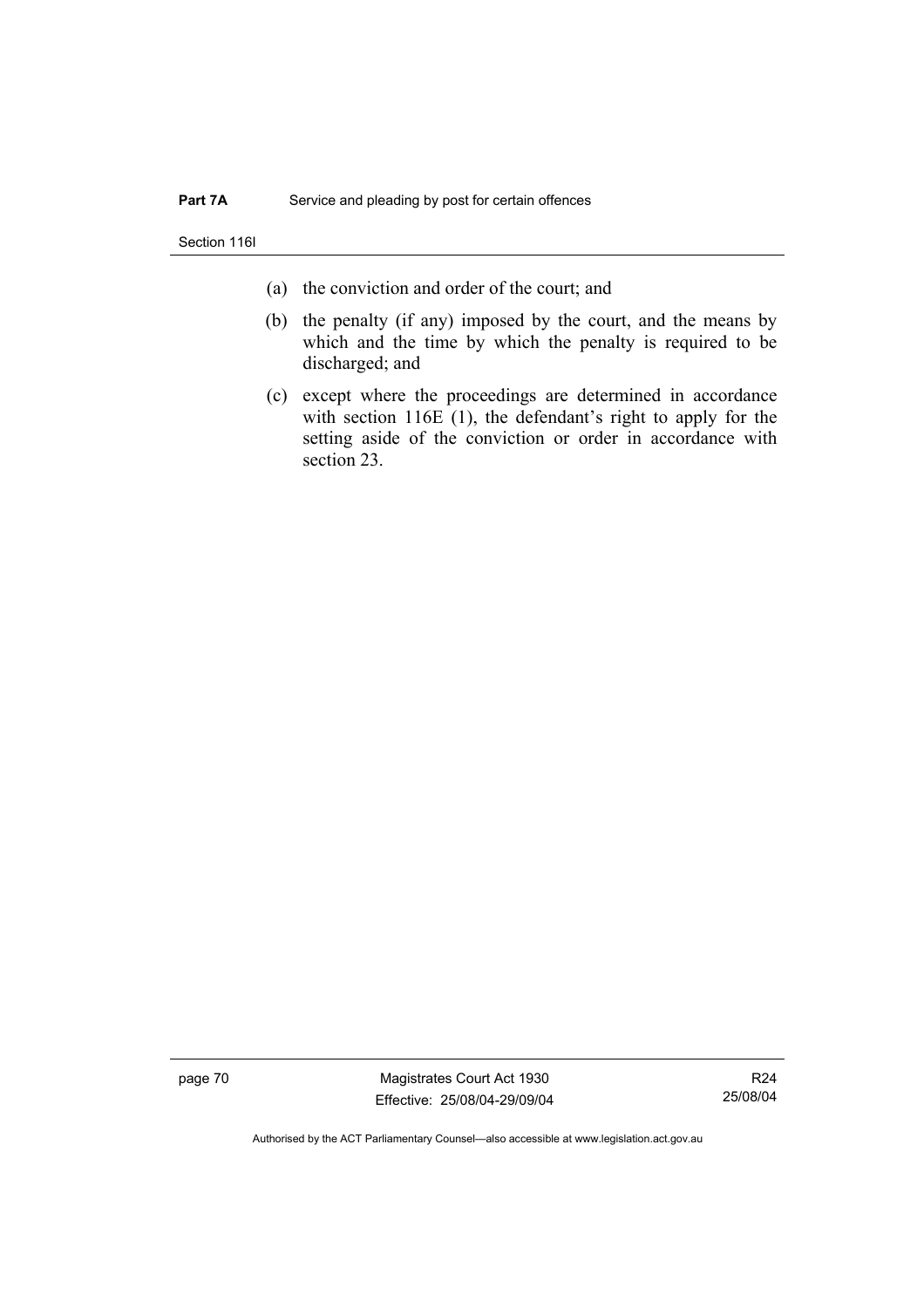(a) the conviction and order of the court; and

(b) the penalty (if any) imposed by the court, and the means by which and the time by which the penalty is required to be discharged; and

(c) except where the proceedings are determined in accordance with section 116E (1), the defendant's right to apply for the setting aside of the conviction or order in accordance with section 23.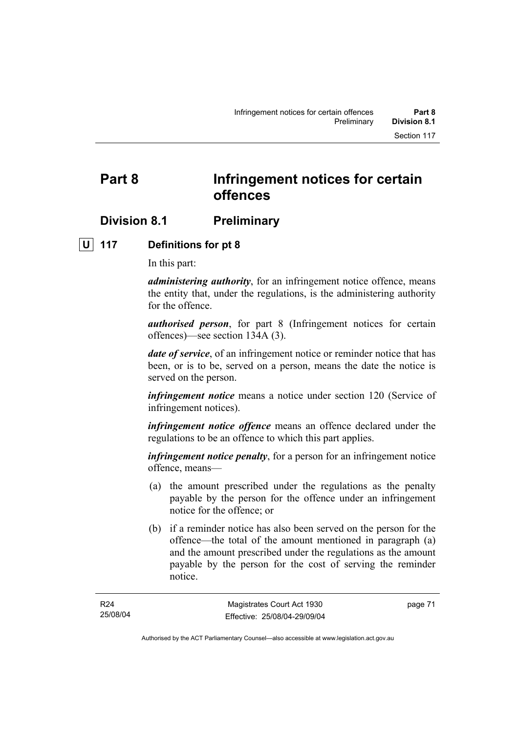# Part 8 Infringement notices for certain offences

## Division 8.1 Preliminary

### U 117 Definitions for pt 8

In this part:

***administering authority***, for an infringement notice offence, means the entity that, under the regulations, is the administering authority for the offence.

***authorised person***, for part 8 (Infringement notices for certain offences)—see section 134A (3).

***date of service***, of an infringement notice or reminder notice that has been, or is to be, served on a person, means the date the notice is served on the person.

***infringement notice*** means a notice under section 120 (Service of infringement notices).

***infringement notice offence*** means an offence declared under the regulations to be an offence to which this part applies.

***infringement notice penalty***, for a person for an infringement notice offence, means—

(a) the amount prescribed under the regulations as the penalty payable by the person for the offence under an infringement notice for the offence; or

(b) if a reminder notice has also been served on the person for the offence—the total of the amount mentioned in paragraph (a) and the amount prescribed under the regulations as the amount payable by the person for the cost of serving the reminder notice.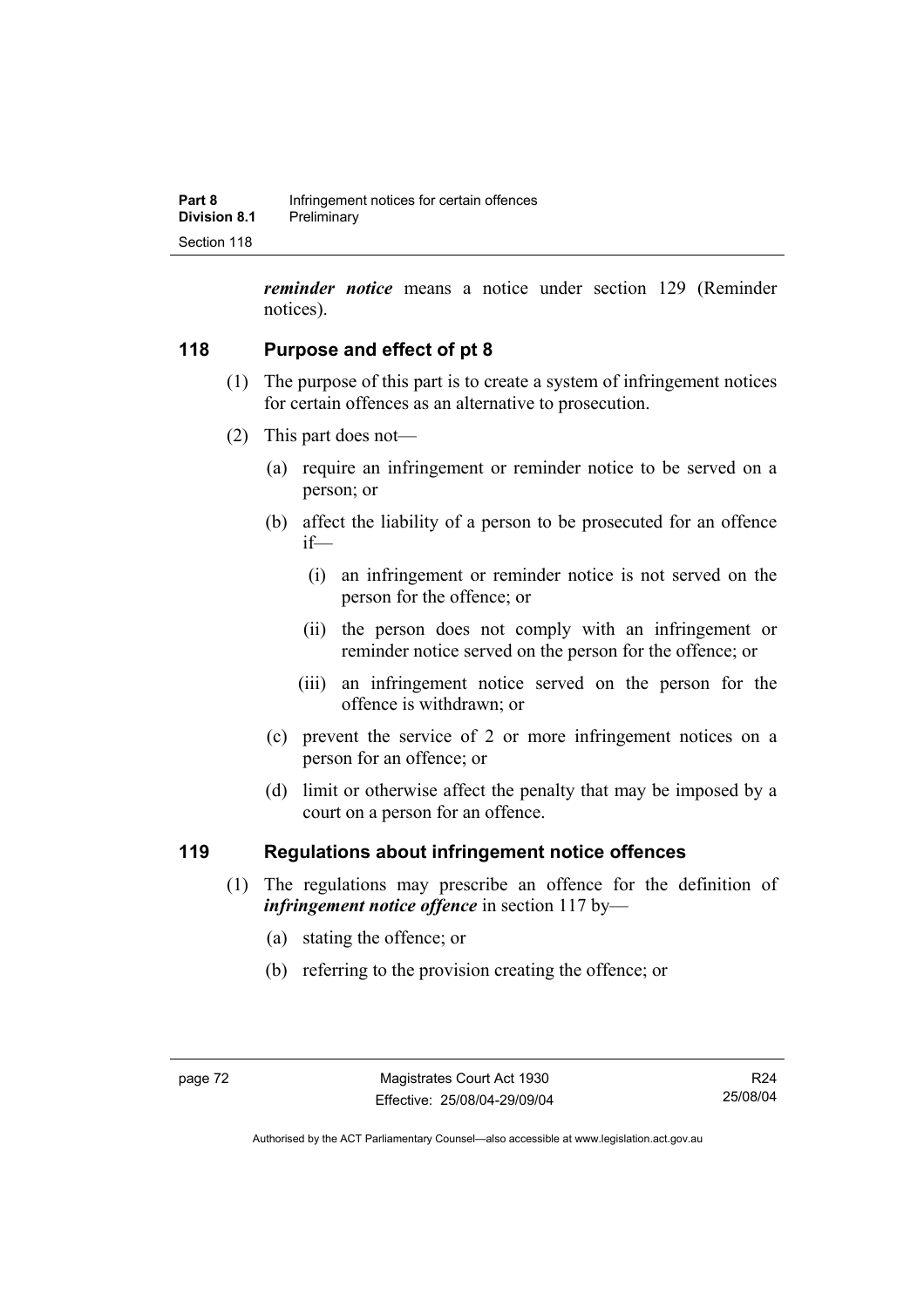***reminder notice*** means a notice under section 129 (Reminder notices).

### 118 Purpose and effect of pt 8

(1) The purpose of this part is to create a system of infringement notices for certain offences as an alternative to prosecution.

(2) This part does not—

(a) require an infringement or reminder notice to be served on a person; or

(b) affect the liability of a person to be prosecuted for an offence if—

(i) an infringement or reminder notice is not served on the person for the offence; or

(ii) the person does not comply with an infringement or reminder notice served on the person for the offence; or

(iii) an infringement notice served on the person for the offence is withdrawn; or

(c) prevent the service of 2 or more infringement notices on a person for an offence; or

(d) limit or otherwise affect the penalty that may be imposed by a court on a person for an offence.

### 119 Regulations about infringement notice offences

(1) The regulations may prescribe an offence for the definition of ***infringement notice offence*** in section 117 by—

(a) stating the offence; or

(b) referring to the provision creating the offence; or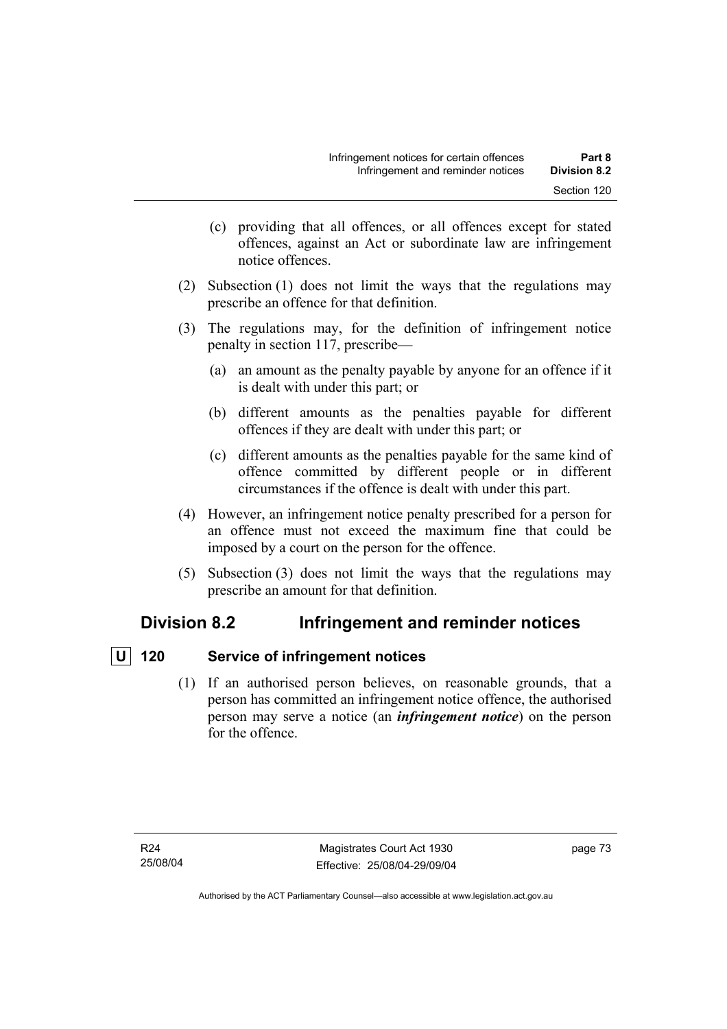(c) providing that all offences, or all offences except for stated offences, against an Act or subordinate law are infringement notice offences.

(2) Subsection (1) does not limit the ways that the regulations may prescribe an offence for that definition.

(3) The regulations may, for the definition of infringement notice penalty in section 117, prescribe—

(a) an amount as the penalty payable by anyone for an offence if it is dealt with under this part; or

(b) different amounts as the penalties payable for different offences if they are dealt with under this part; or

(c) different amounts as the penalties payable for the same kind of offence committed by different people or in different circumstances if the offence is dealt with under this part.

(4) However, an infringement notice penalty prescribed for a person for an offence must not exceed the maximum fine that could be imposed by a court on the person for the offence.

(5) Subsection (3) does not limit the ways that the regulations may prescribe an amount for that definition.

## Division 8.2 Infringement and reminder notices

### U 120 Service of infringement notices

(1) If an authorised person believes, on reasonable grounds, that a person has committed an infringement notice offence, the authorised person may serve a notice (an ***infringement notice***) on the person for the offence.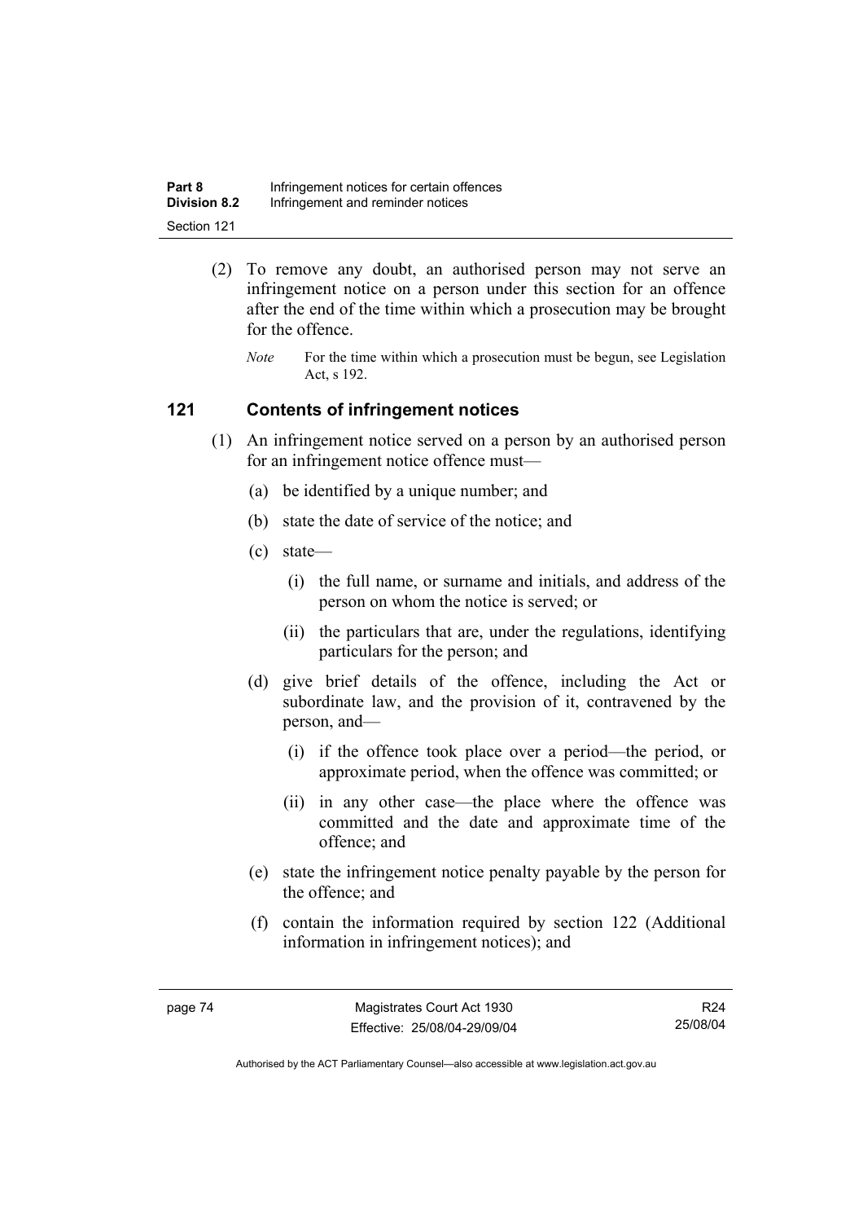(2) To remove any doubt, an authorised person may not serve an infringement notice on a person under this section for an offence after the end of the time within which a prosecution may be brought for the offence.

*Note* For the time within which a prosecution must be begun, see Legislation Act, s 192.

## 121 Contents of infringement notices

(1) An infringement notice served on a person by an authorised person for an infringement notice offence must—

(a) be identified by a unique number; and

(b) state the date of service of the notice; and

(c) state—

(i) the full name, or surname and initials, and address of the person on whom the notice is served; or

(ii) the particulars that are, under the regulations, identifying particulars for the person; and

(d) give brief details of the offence, including the Act or subordinate law, and the provision of it, contravened by the person, and—

(i) if the offence took place over a period—the period, or approximate period, when the offence was committed; or

(ii) in any other case—the place where the offence was committed and the date and approximate time of the offence; and

(e) state the infringement notice penalty payable by the person for the offence; and

(f) contain the information required by section 122 (Additional information in infringement notices); and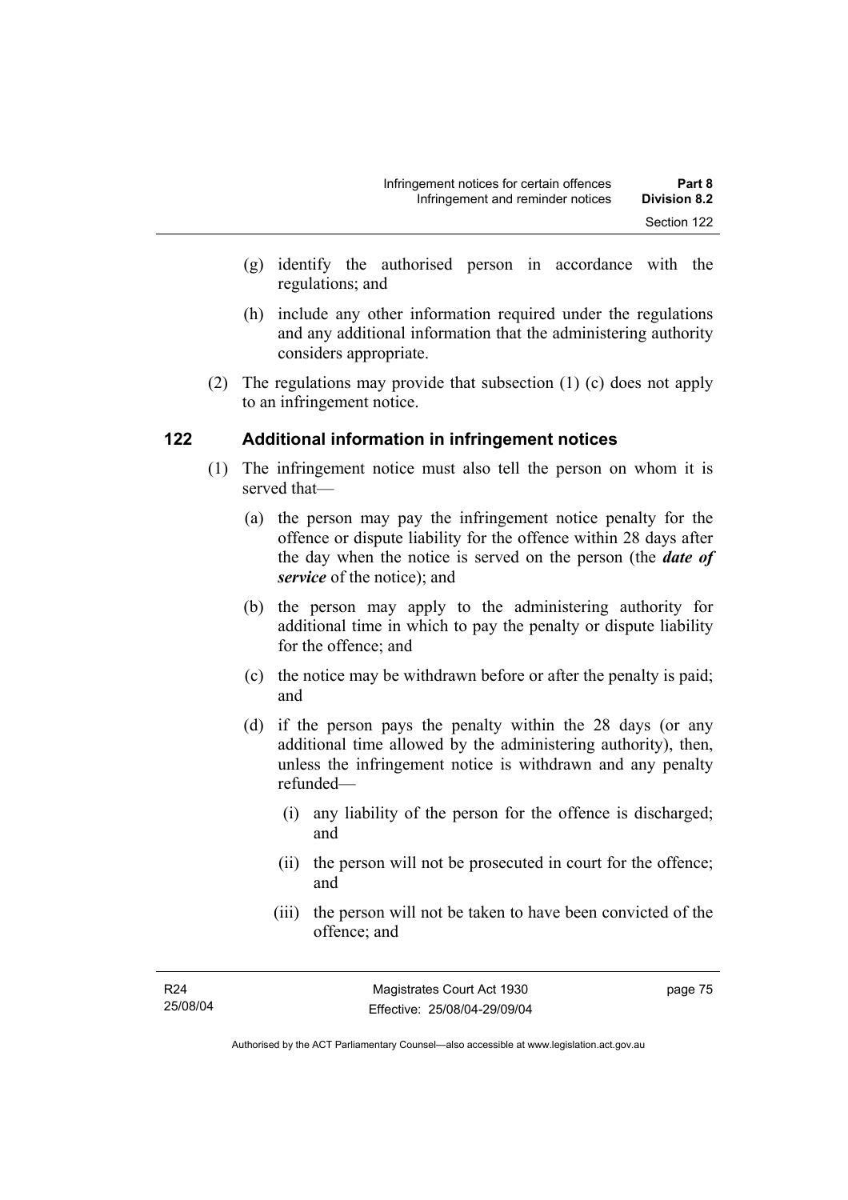(g) identify the authorised person in accordance with the regulations; and

(h) include any other information required under the regulations and any additional information that the administering authority considers appropriate.

(2) The regulations may provide that subsection (1) (c) does not apply to an infringement notice.

### 122 Additional information in infringement notices

(1) The infringement notice must also tell the person on whom it is served that—

(a) the person may pay the infringement notice penalty for the offence or dispute liability for the offence within 28 days after the day when the notice is served on the person (the ***date of service*** of the notice); and

(b) the person may apply to the administering authority for additional time in which to pay the penalty or dispute liability for the offence; and

(c) the notice may be withdrawn before or after the penalty is paid; and

(d) if the person pays the penalty within the 28 days (or any additional time allowed by the administering authority), then, unless the infringement notice is withdrawn and any penalty refunded—

(i) any liability of the person for the offence is discharged; and

(ii) the person will not be prosecuted in court for the offence; and

(iii) the person will not be taken to have been convicted of the offence; and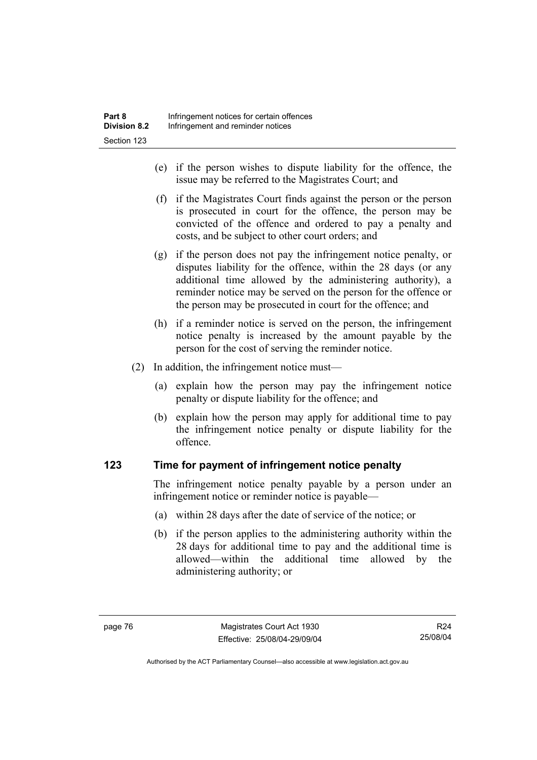(e) if the person wishes to dispute liability for the offence, the issue may be referred to the Magistrates Court; and

(f) if the Magistrates Court finds against the person or the person is prosecuted in court for the offence, the person may be convicted of the offence and ordered to pay a penalty and costs, and be subject to other court orders; and

(g) if the person does not pay the infringement notice penalty, or disputes liability for the offence, within the 28 days (or any additional time allowed by the administering authority), a reminder notice may be served on the person for the offence or the person may be prosecuted in court for the offence; and

(h) if a reminder notice is served on the person, the infringement notice penalty is increased by the amount payable by the person for the cost of serving the reminder notice.

(2) In addition, the infringement notice must—

(a) explain how the person may pay the infringement notice penalty or dispute liability for the offence; and

(b) explain how the person may apply for additional time to pay the infringement notice penalty or dispute liability for the offence.

## 123 Time for payment of infringement notice penalty

The infringement notice penalty payable by a person under an infringement notice or reminder notice is payable—

(a) within 28 days after the date of service of the notice; or

(b) if the person applies to the administering authority within the 28 days for additional time to pay and the additional time is allowed—within the additional time allowed by the administering authority; or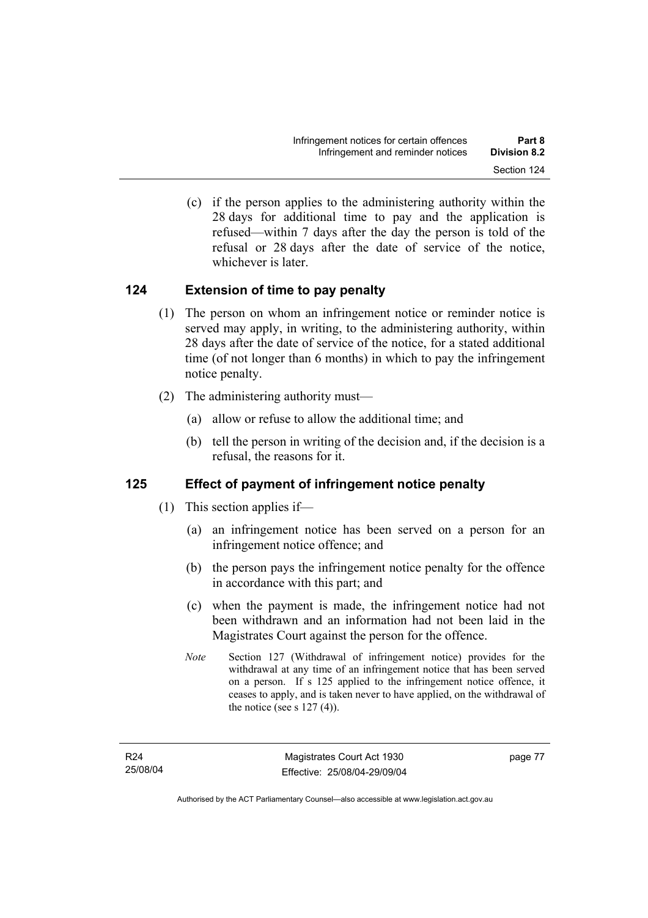(c) if the person applies to the administering authority within the 28 days for additional time to pay and the application is refused—within 7 days after the day the person is told of the refusal or 28 days after the date of service of the notice, whichever is later.

## 124 Extension of time to pay penalty

(1) The person on whom an infringement notice or reminder notice is served may apply, in writing, to the administering authority, within 28 days after the date of service of the notice, for a stated additional time (of not longer than 6 months) in which to pay the infringement notice penalty.

(2) The administering authority must—

(a) allow or refuse to allow the additional time; and

(b) tell the person in writing of the decision and, if the decision is a refusal, the reasons for it.

## 125 Effect of payment of infringement notice penalty

(1) This section applies if—

(a) an infringement notice has been served on a person for an infringement notice offence; and

(b) the person pays the infringement notice penalty for the offence in accordance with this part; and

(c) when the payment is made, the infringement notice had not been withdrawn and an information had not been laid in the Magistrates Court against the person for the offence.

*Note* Section 127 (Withdrawal of infringement notice) provides for the withdrawal at any time of an infringement notice that has been served on a person. If s 125 applied to the infringement notice offence, it ceases to apply, and is taken never to have applied, on the withdrawal of the notice (see s 127 (4)).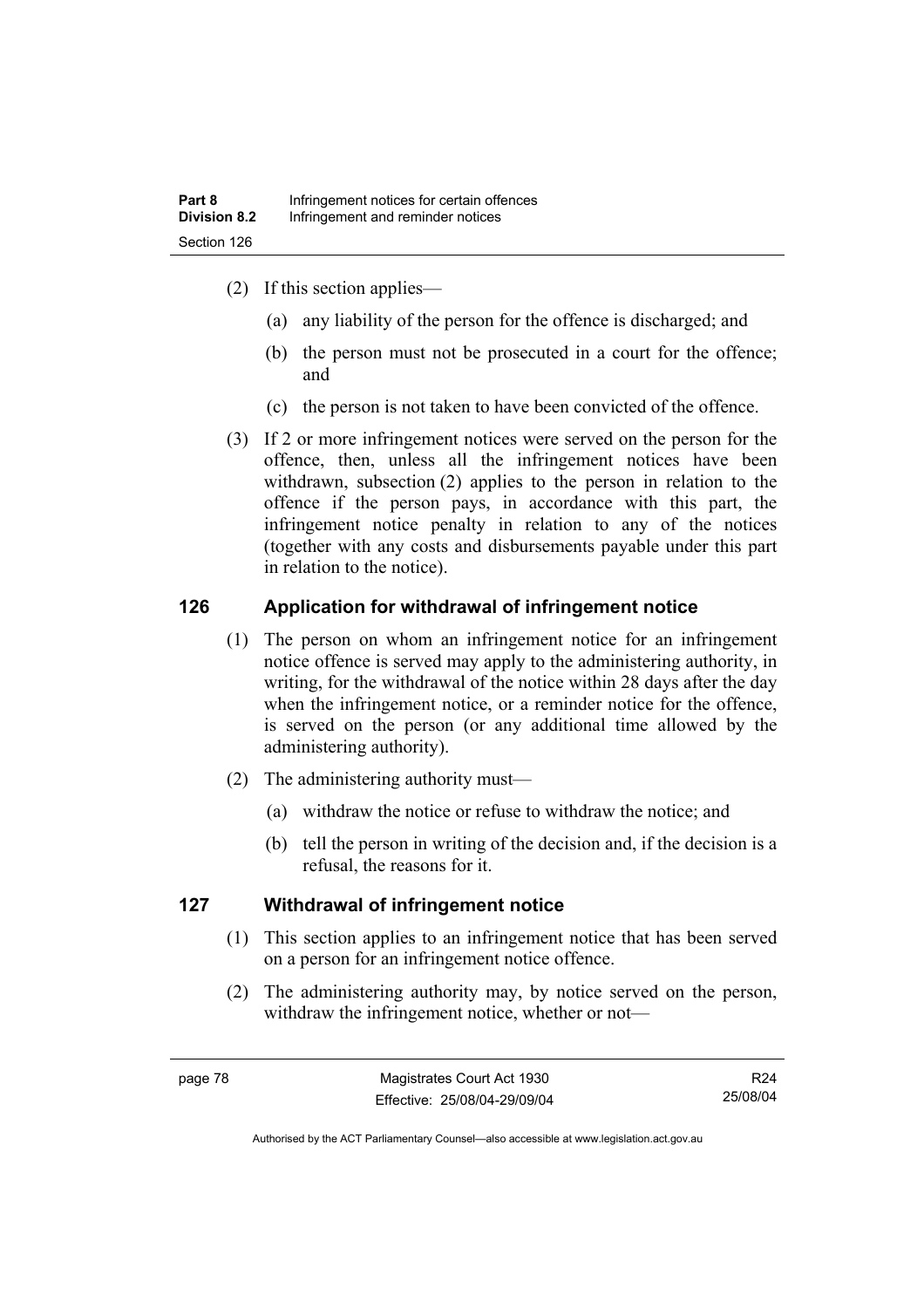(2) If this section applies—

(a) any liability of the person for the offence is discharged; and

(b) the person must not be prosecuted in a court for the offence; and

(c) the person is not taken to have been convicted of the offence.

(3) If 2 or more infringement notices were served on the person for the offence, then, unless all the infringement notices have been withdrawn, subsection (2) applies to the person in relation to the offence if the person pays, in accordance with this part, the infringement notice penalty in relation to any of the notices (together with any costs and disbursements payable under this part in relation to the notice).

## 126 Application for withdrawal of infringement notice

(1) The person on whom an infringement notice for an infringement notice offence is served may apply to the administering authority, in writing, for the withdrawal of the notice within 28 days after the day when the infringement notice, or a reminder notice for the offence, is served on the person (or any additional time allowed by the administering authority).

(2) The administering authority must—

(a) withdraw the notice or refuse to withdraw the notice; and

(b) tell the person in writing of the decision and, if the decision is a refusal, the reasons for it.

## 127 Withdrawal of infringement notice

(1) This section applies to an infringement notice that has been served on a person for an infringement notice offence.

(2) The administering authority may, by notice served on the person, withdraw the infringement notice, whether or not—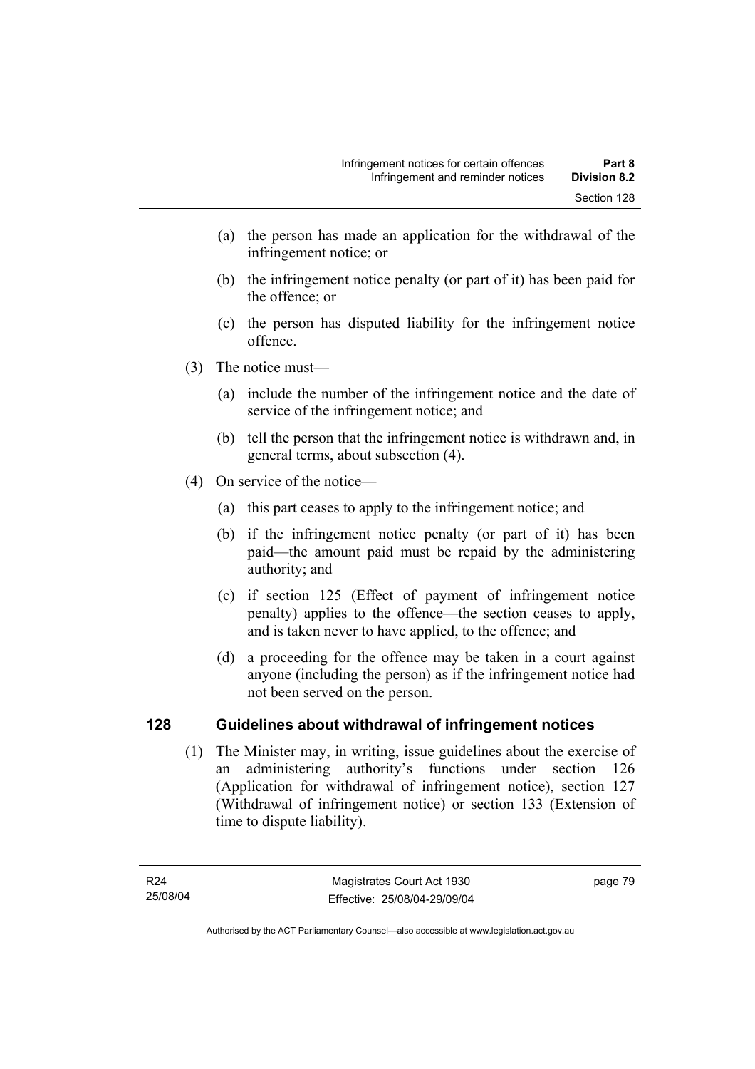(a) the person has made an application for the withdrawal of the infringement notice; or

(b) the infringement notice penalty (or part of it) has been paid for the offence; or

(c) the person has disputed liability for the infringement notice offence.

(3) The notice must—

(a) include the number of the infringement notice and the date of service of the infringement notice; and

(b) tell the person that the infringement notice is withdrawn and, in general terms, about subsection (4).

(4) On service of the notice—

(a) this part ceases to apply to the infringement notice; and

(b) if the infringement notice penalty (or part of it) has been paid—the amount paid must be repaid by the administering authority; and

(c) if section 125 (Effect of payment of infringement notice penalty) applies to the offence—the section ceases to apply, and is taken never to have applied, to the offence; and

(d) a proceeding for the offence may be taken in a court against anyone (including the person) as if the infringement notice had not been served on the person.

## 128 Guidelines about withdrawal of infringement notices

(1) The Minister may, in writing, issue guidelines about the exercise of an administering authority's functions under section 126 (Application for withdrawal of infringement notice), section 127 (Withdrawal of infringement notice) or section 133 (Extension of time to dispute liability).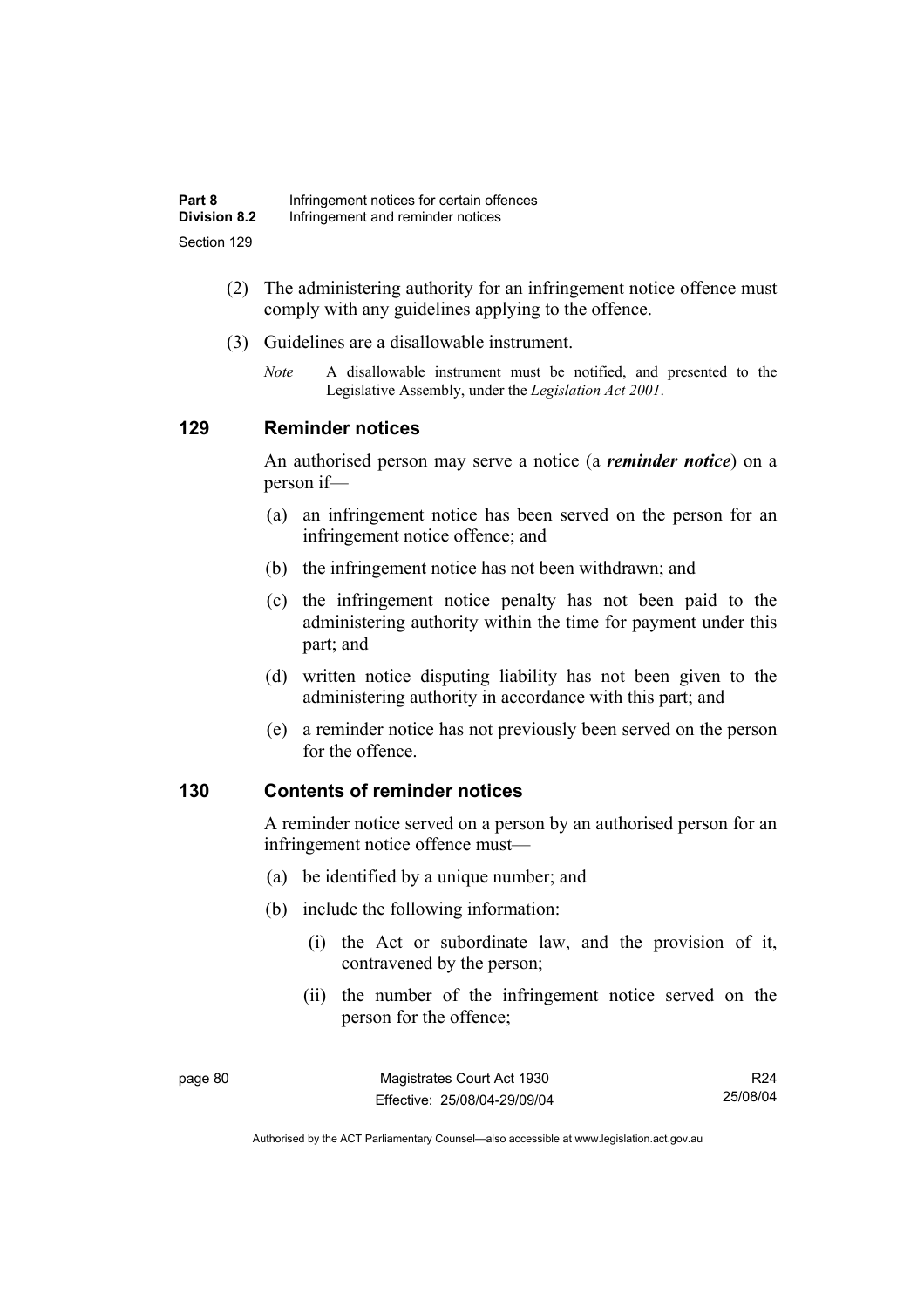(2) The administering authority for an infringement notice offence must comply with any guidelines applying to the offence.

(3) Guidelines are a disallowable instrument.

*Note* A disallowable instrument must be notified, and presented to the Legislative Assembly, under the *Legislation Act 2001*.

## 129 Reminder notices

An authorised person may serve a notice (a ***reminder notice***) on a person if—

(a) an infringement notice has been served on the person for an infringement notice offence; and

(b) the infringement notice has not been withdrawn; and

(c) the infringement notice penalty has not been paid to the administering authority within the time for payment under this part; and

(d) written notice disputing liability has not been given to the administering authority in accordance with this part; and

(e) a reminder notice has not previously been served on the person for the offence.

## 130 Contents of reminder notices

A reminder notice served on a person by an authorised person for an infringement notice offence must—

(a) be identified by a unique number; and

(b) include the following information:

(i) the Act or subordinate law, and the provision of it, contravened by the person;

(ii) the number of the infringement notice served on the person for the offence;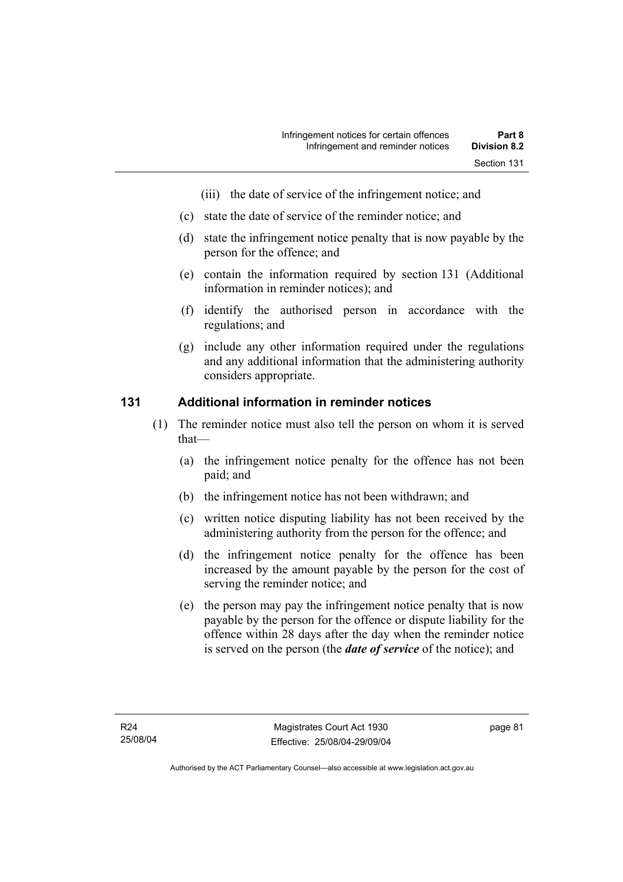(iii) the date of service of the infringement notice; and

(c) state the date of service of the reminder notice; and

(d) state the infringement notice penalty that is now payable by the person for the offence; and

(e) contain the information required by section 131 (Additional information in reminder notices); and

(f) identify the authorised person in accordance with the regulations; and

(g) include any other information required under the regulations and any additional information that the administering authority considers appropriate.

## 131 Additional information in reminder notices

(1) The reminder notice must also tell the person on whom it is served that—

(a) the infringement notice penalty for the offence has not been paid; and

(b) the infringement notice has not been withdrawn; and

(c) written notice disputing liability has not been received by the administering authority from the person for the offence; and

(d) the infringement notice penalty for the offence has been increased by the amount payable by the person for the cost of serving the reminder notice; and

(e) the person may pay the infringement notice penalty that is now payable by the person for the offence or dispute liability for the offence within 28 days after the day when the reminder notice is served on the person (the ***date of service*** of the notice); and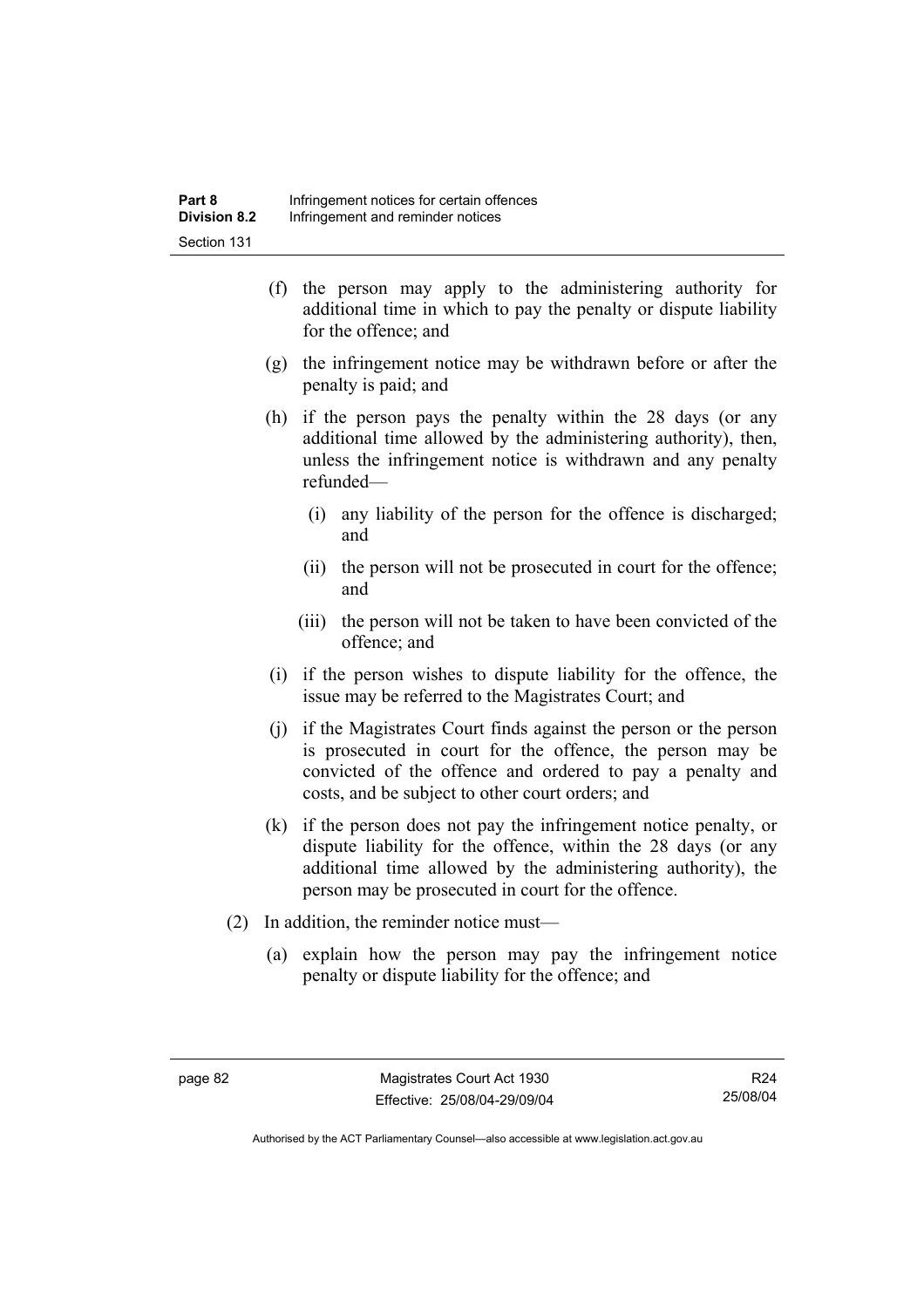(f) the person may apply to the administering authority for additional time in which to pay the penalty or dispute liability for the offence; and

(g) the infringement notice may be withdrawn before or after the penalty is paid; and

(h) if the person pays the penalty within the 28 days (or any additional time allowed by the administering authority), then, unless the infringement notice is withdrawn and any penalty refunded—

(i) any liability of the person for the offence is discharged; and

(ii) the person will not be prosecuted in court for the offence; and

(iii) the person will not be taken to have been convicted of the offence; and

(i) if the person wishes to dispute liability for the offence, the issue may be referred to the Magistrates Court; and

(j) if the Magistrates Court finds against the person or the person is prosecuted in court for the offence, the person may be convicted of the offence and ordered to pay a penalty and costs, and be subject to other court orders; and

(k) if the person does not pay the infringement notice penalty, or dispute liability for the offence, within the 28 days (or any additional time allowed by the administering authority), the person may be prosecuted in court for the offence.

(2) In addition, the reminder notice must—

(a) explain how the person may pay the infringement notice penalty or dispute liability for the offence; and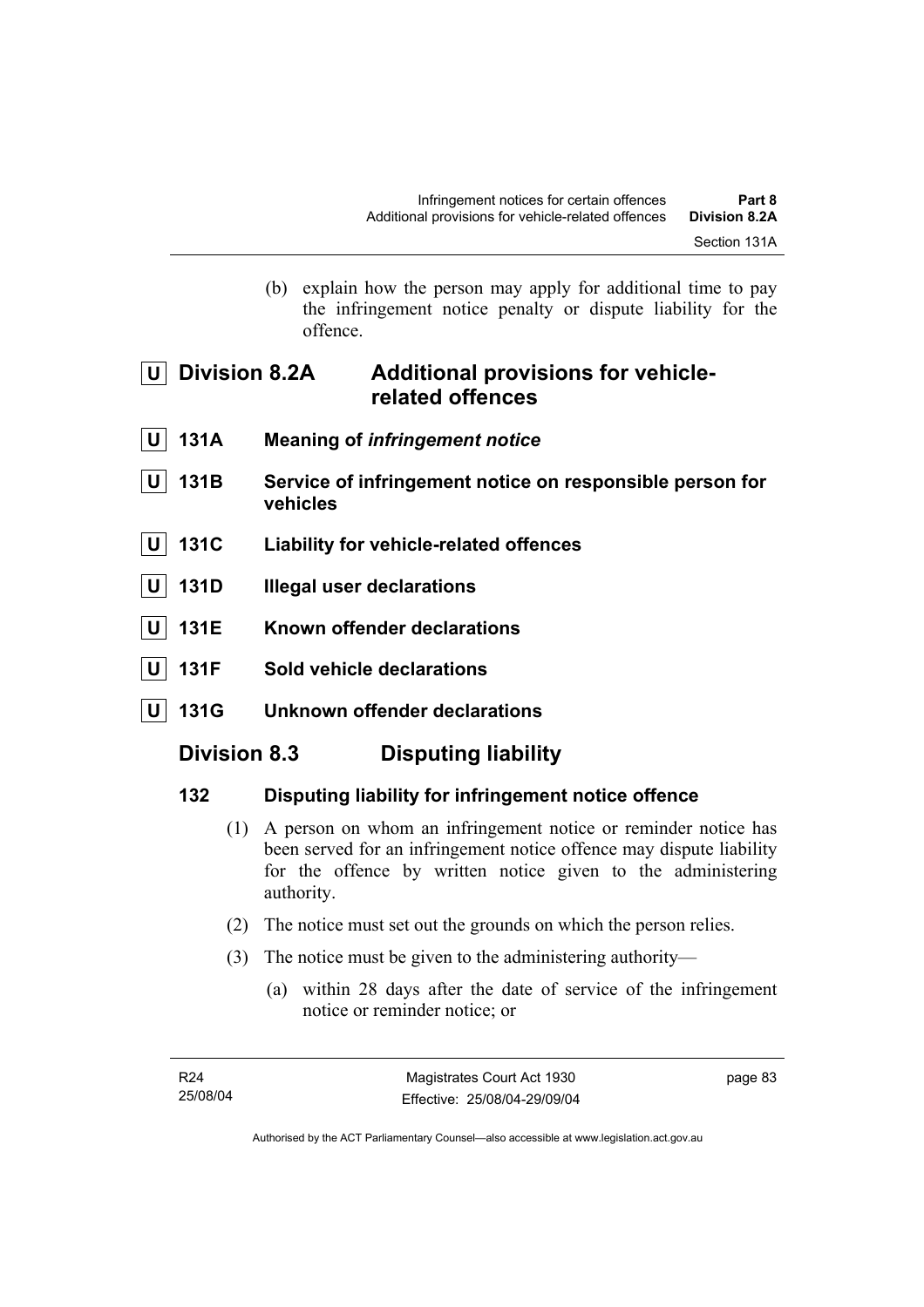(b) explain how the person may apply for additional time to pay the infringement notice penalty or dispute liability for the offence.

## U Division 8.2A Additional provisions for vehicle-related offences

### U 131A Meaning of *infringement notice*

### U 131B Service of infringement notice on responsible person for vehicles

### U 131C Liability for vehicle-related offences

### U 131D Illegal user declarations

### U 131E Known offender declarations

### U 131F Sold vehicle declarations

### U 131G Unknown offender declarations

## Division 8.3 Disputing liability

### 132 Disputing liability for infringement notice offence

(1) A person on whom an infringement notice or reminder notice has been served for an infringement notice offence may dispute liability for the offence by written notice given to the administering authority.

(2) The notice must set out the grounds on which the person relies.

(3) The notice must be given to the administering authority—

(a) within 28 days after the date of service of the infringement notice or reminder notice; or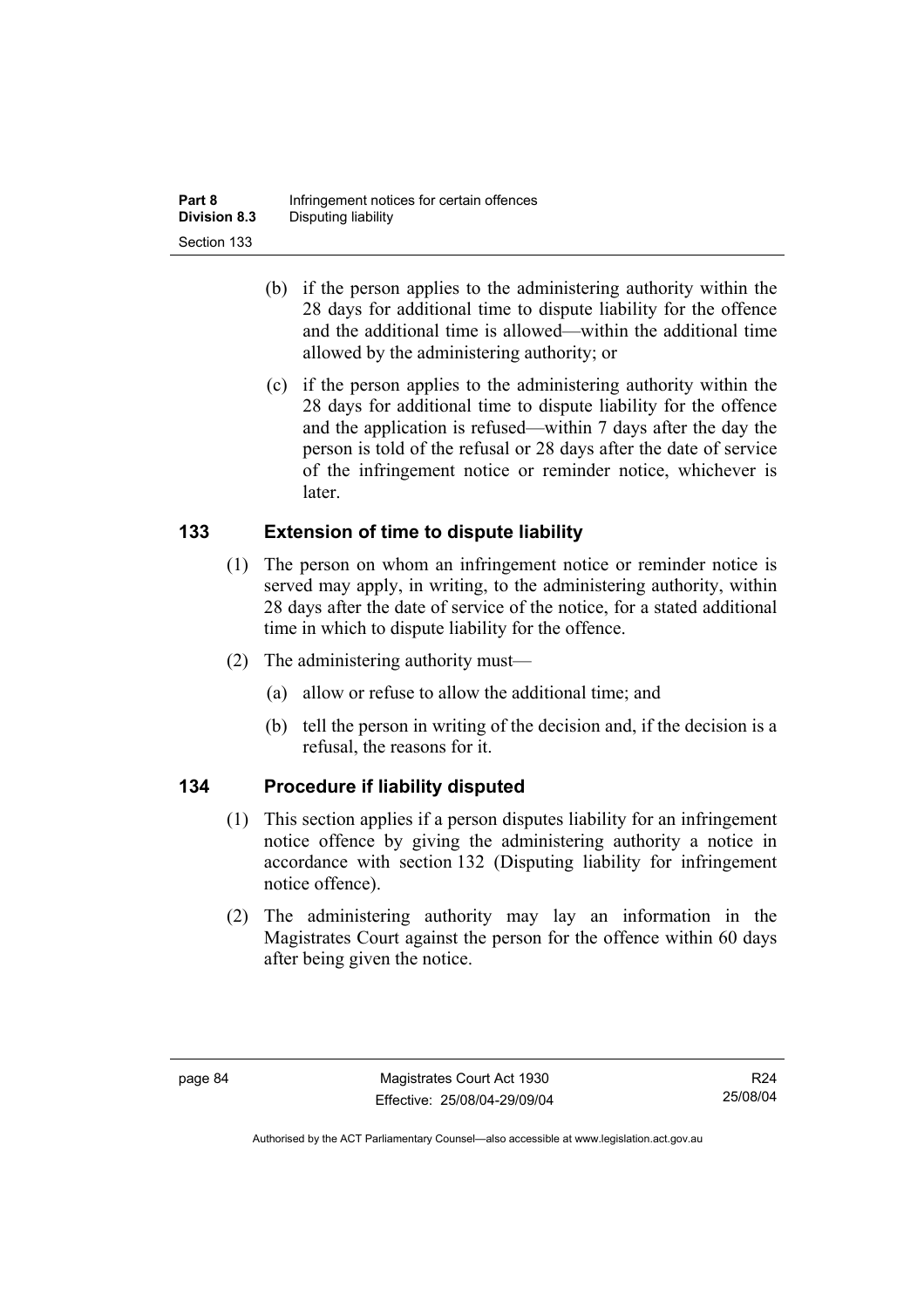(b) if the person applies to the administering authority within the 28 days for additional time to dispute liability for the offence and the additional time is allowed—within the additional time allowed by the administering authority; or

(c) if the person applies to the administering authority within the 28 days for additional time to dispute liability for the offence and the application is refused—within 7 days after the day the person is told of the refusal or 28 days after the date of service of the infringement notice or reminder notice, whichever is later.

## 133 Extension of time to dispute liability

(1) The person on whom an infringement notice or reminder notice is served may apply, in writing, to the administering authority, within 28 days after the date of service of the notice, for a stated additional time in which to dispute liability for the offence.

(2) The administering authority must—

(a) allow or refuse to allow the additional time; and

(b) tell the person in writing of the decision and, if the decision is a refusal, the reasons for it.

## 134 Procedure if liability disputed

(1) This section applies if a person disputes liability for an infringement notice offence by giving the administering authority a notice in accordance with section 132 (Disputing liability for infringement notice offence).

(2) The administering authority may lay an information in the Magistrates Court against the person for the offence within 60 days after being given the notice.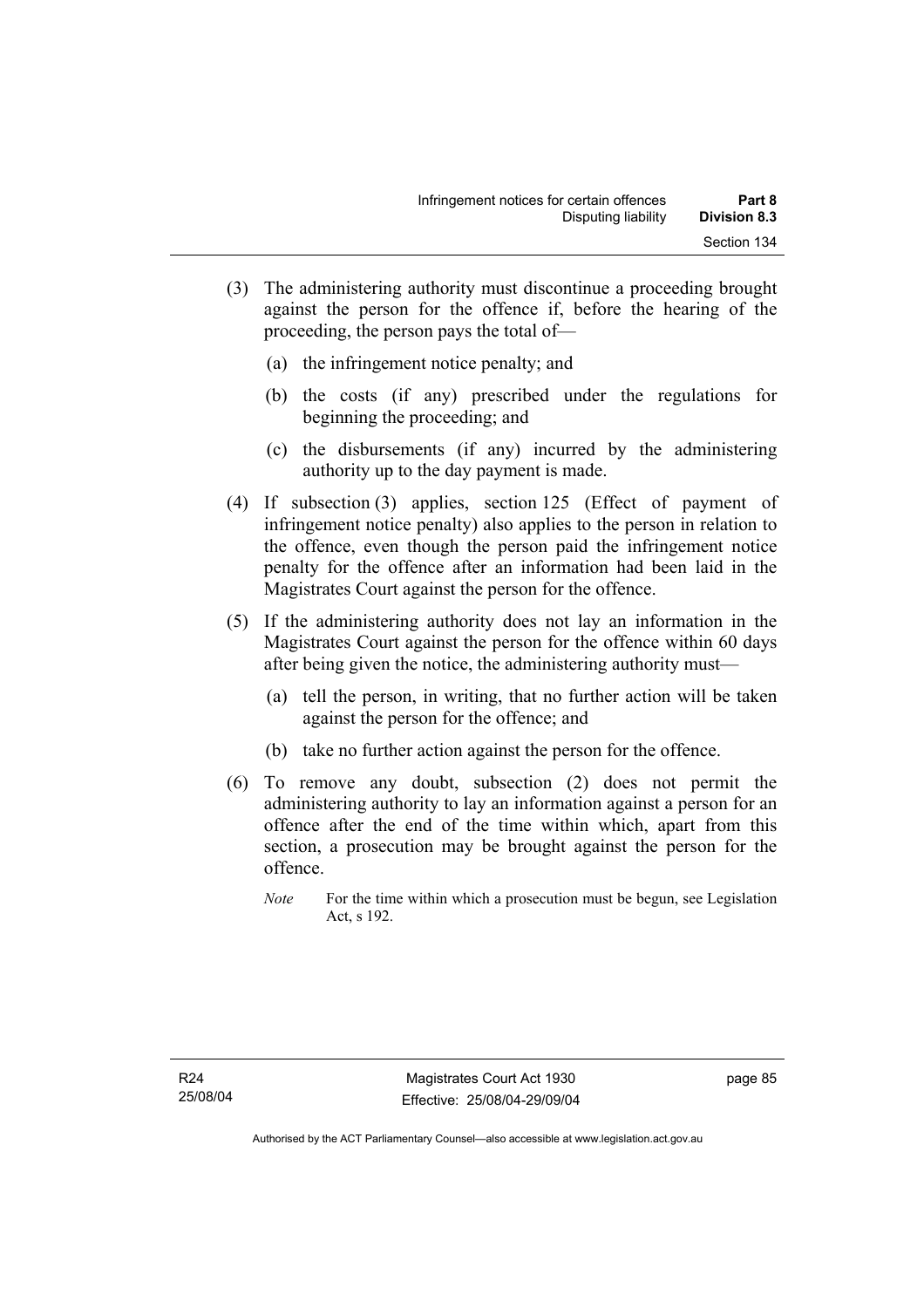(3) The administering authority must discontinue a proceeding brought against the person for the offence if, before the hearing of the proceeding, the person pays the total of—

(a) the infringement notice penalty; and

(b) the costs (if any) prescribed under the regulations for beginning the proceeding; and

(c) the disbursements (if any) incurred by the administering authority up to the day payment is made.

(4) If subsection (3) applies, section 125 (Effect of payment of infringement notice penalty) also applies to the person in relation to the offence, even though the person paid the infringement notice penalty for the offence after an information had been laid in the Magistrates Court against the person for the offence.

(5) If the administering authority does not lay an information in the Magistrates Court against the person for the offence within 60 days after being given the notice, the administering authority must—

(a) tell the person, in writing, that no further action will be taken against the person for the offence; and

(b) take no further action against the person for the offence.

(6) To remove any doubt, subsection (2) does not permit the administering authority to lay an information against a person for an offence after the end of the time within which, apart from this section, a prosecution may be brought against the person for the offence.

*Note* For the time within which a prosecution must be begun, see Legislation Act, s 192.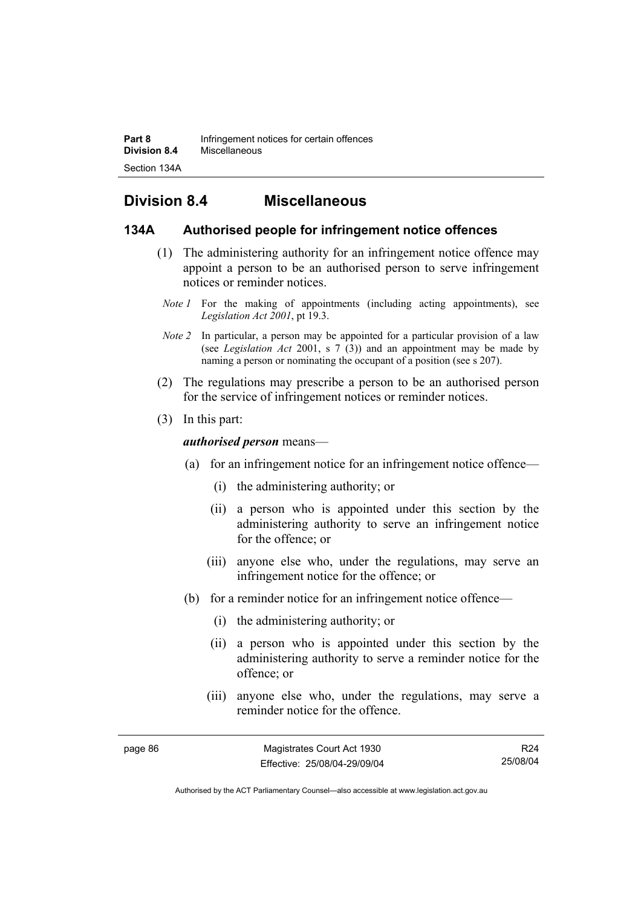## Division 8.4 Miscellaneous

### 134A Authorised people for infringement notice offences

(1) The administering authority for an infringement notice offence may appoint a person to be an authorised person to serve infringement notices or reminder notices.

*Note 1* For the making of appointments (including acting appointments), see *Legislation Act 2001*, pt 19.3.

*Note 2* In particular, a person may be appointed for a particular provision of a law (see *Legislation Act* 2001, s 7 (3)) and an appointment may be made by naming a person or nominating the occupant of a position (see s 207).

(2) The regulations may prescribe a person to be an authorised person for the service of infringement notices or reminder notices.

(3) In this part:

***authorised person*** means—

(a) for an infringement notice for an infringement notice offence—

(i) the administering authority; or

(ii) a person who is appointed under this section by the administering authority to serve an infringement notice for the offence; or

(iii) anyone else who, under the regulations, may serve an infringement notice for the offence; or

(b) for a reminder notice for an infringement notice offence—

(i) the administering authority; or

(ii) a person who is appointed under this section by the administering authority to serve a reminder notice for the offence; or

(iii) anyone else who, under the regulations, may serve a reminder notice for the offence.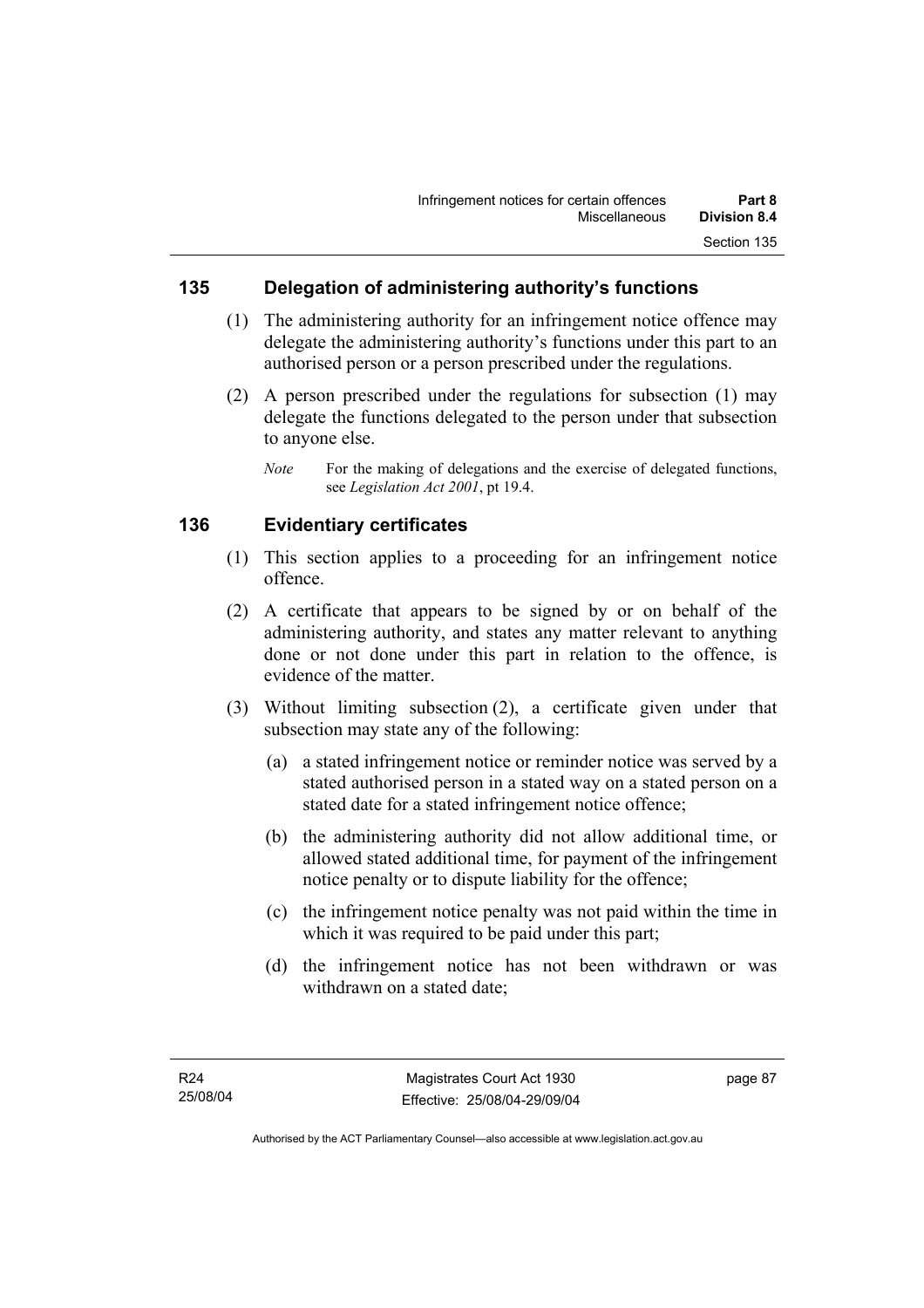## 135 Delegation of administering authority's functions

(1) The administering authority for an infringement notice offence may delegate the administering authority's functions under this part to an authorised person or a person prescribed under the regulations.

(2) A person prescribed under the regulations for subsection (1) may delegate the functions delegated to the person under that subsection to anyone else.

*Note* For the making of delegations and the exercise of delegated functions, see *Legislation Act 2001*, pt 19.4.

## 136 Evidentiary certificates

(1) This section applies to a proceeding for an infringement notice offence.

(2) A certificate that appears to be signed by or on behalf of the administering authority, and states any matter relevant to anything done or not done under this part in relation to the offence, is evidence of the matter.

(3) Without limiting subsection (2), a certificate given under that subsection may state any of the following:

(a) a stated infringement notice or reminder notice was served by a stated authorised person in a stated way on a stated person on a stated date for a stated infringement notice offence;

(b) the administering authority did not allow additional time, or allowed stated additional time, for payment of the infringement notice penalty or to dispute liability for the offence;

(c) the infringement notice penalty was not paid within the time in which it was required to be paid under this part;

(d) the infringement notice has not been withdrawn or was withdrawn on a stated date;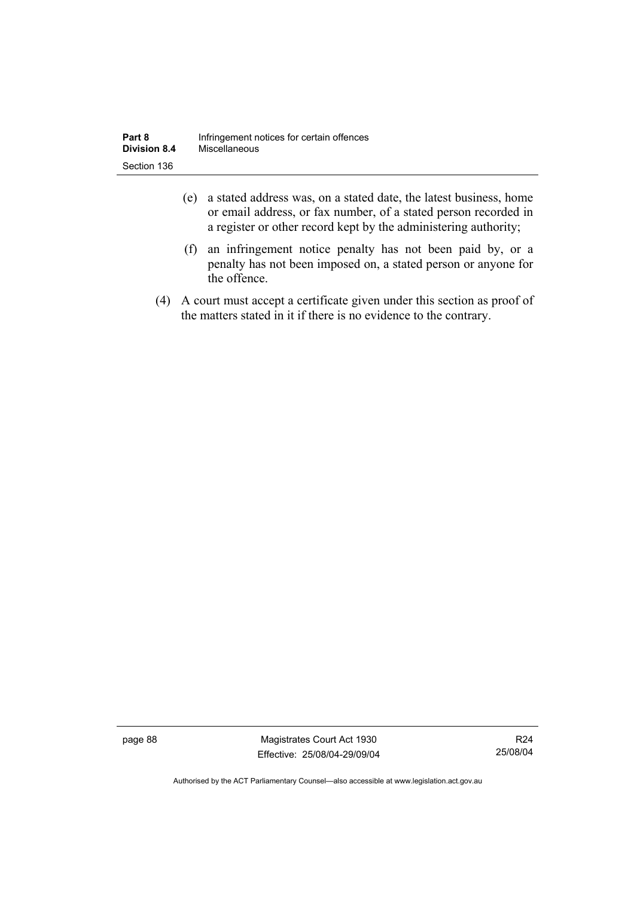(e) a stated address was, on a stated date, the latest business, home or email address, or fax number, of a stated person recorded in a register or other record kept by the administering authority;

(f) an infringement notice penalty has not been paid by, or a penalty has not been imposed on, a stated person or anyone for the offence.

(4) A court must accept a certificate given under this section as proof of the matters stated in it if there is no evidence to the contrary.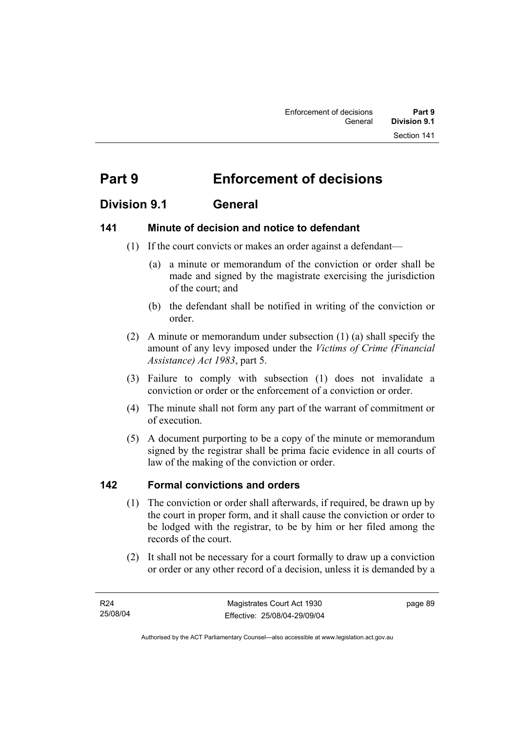# Part 9 Enforcement of decisions

## Division 9.1 General

### 141 Minute of decision and notice to defendant

(1) If the court convicts or makes an order against a defendant—

(a) a minute or memorandum of the conviction or order shall be made and signed by the magistrate exercising the jurisdiction of the court; and

(b) the defendant shall be notified in writing of the conviction or order.

(2) A minute or memorandum under subsection (1) (a) shall specify the amount of any levy imposed under the *Victims of Crime (Financial Assistance) Act 1983*, part 5.

(3) Failure to comply with subsection (1) does not invalidate a conviction or order or the enforcement of a conviction or order.

(4) The minute shall not form any part of the warrant of commitment or of execution.

(5) A document purporting to be a copy of the minute or memorandum signed by the registrar shall be prima facie evidence in all courts of law of the making of the conviction or order.

### 142 Formal convictions and orders

(1) The conviction or order shall afterwards, if required, be drawn up by the court in proper form, and it shall cause the conviction or order to be lodged with the registrar, to be by him or her filed among the records of the court.

(2) It shall not be necessary for a court formally to draw up a conviction or order or any other record of a decision, unless it is demanded by a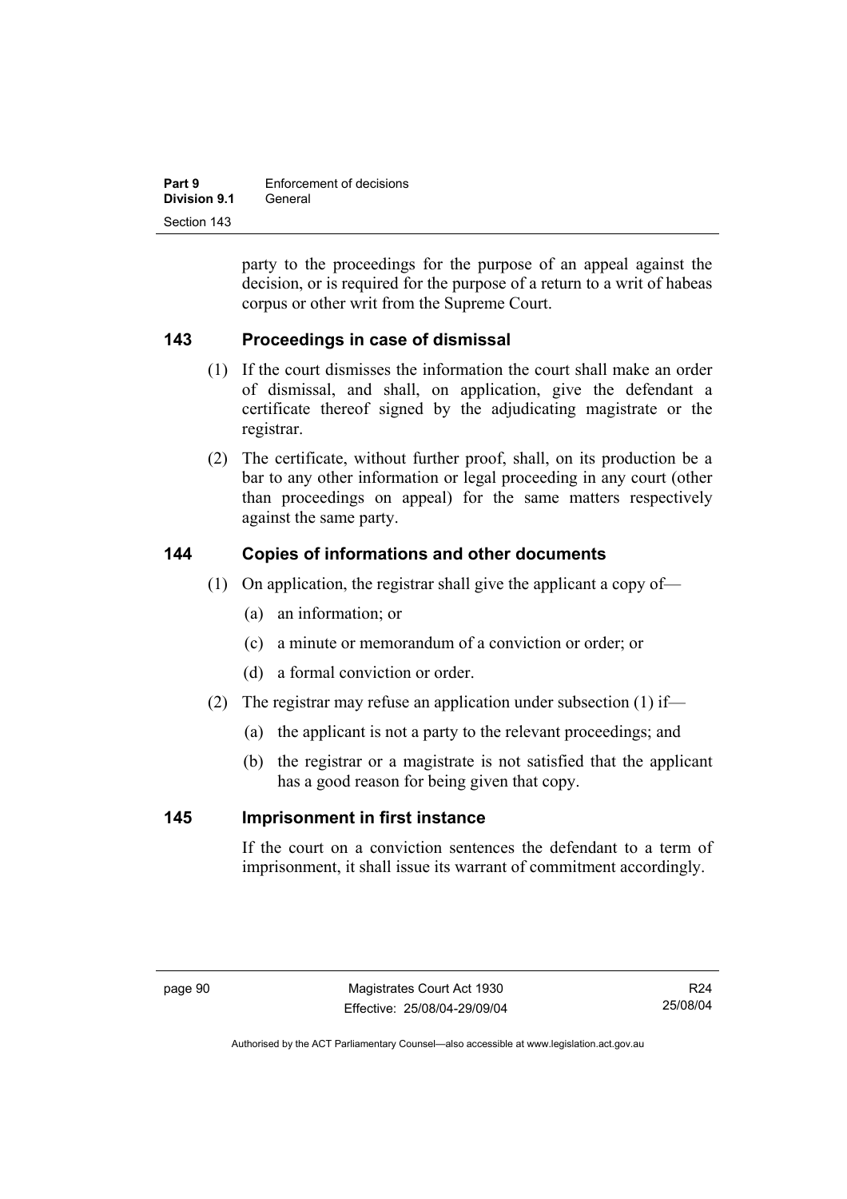party to the proceedings for the purpose of an appeal against the decision, or is required for the purpose of a return to a writ of habeas corpus or other writ from the Supreme Court.

### 143 Proceedings in case of dismissal

(1) If the court dismisses the information the court shall make an order of dismissal, and shall, on application, give the defendant a certificate thereof signed by the adjudicating magistrate or the registrar.

(2) The certificate, without further proof, shall, on its production be a bar to any other information or legal proceeding in any court (other than proceedings on appeal) for the same matters respectively against the same party.

### 144 Copies of informations and other documents

(1) On application, the registrar shall give the applicant a copy of—

(a) an information; or

(c) a minute or memorandum of a conviction or order; or

(d) a formal conviction or order.

(2) The registrar may refuse an application under subsection (1) if—

(a) the applicant is not a party to the relevant proceedings; and

(b) the registrar or a magistrate is not satisfied that the applicant has a good reason for being given that copy.

### 145 Imprisonment in first instance

If the court on a conviction sentences the defendant to a term of imprisonment, it shall issue its warrant of commitment accordingly.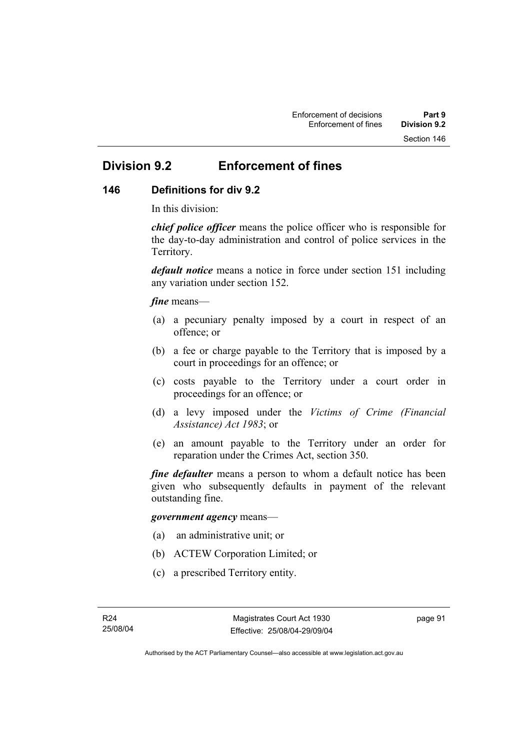## Division 9.2 Enforcement of fines

### 146 Definitions for div 9.2

In this division:

***chief police officer*** means the police officer who is responsible for the day-to-day administration and control of police services in the Territory.

***default notice*** means a notice in force under section 151 including any variation under section 152.

***fine*** means—

(a) a pecuniary penalty imposed by a court in respect of an offence; or

(b) a fee or charge payable to the Territory that is imposed by a court in proceedings for an offence; or

(c) costs payable to the Territory under a court order in proceedings for an offence; or

(d) a levy imposed under the *Victims of Crime (Financial Assistance) Act 1983*; or

(e) an amount payable to the Territory under an order for reparation under the Crimes Act, section 350.

***fine defaulter*** means a person to whom a default notice has been given who subsequently defaults in payment of the relevant outstanding fine.

***government agency*** means—

(a) an administrative unit; or

(b) ACTEW Corporation Limited; or

(c) a prescribed Territory entity.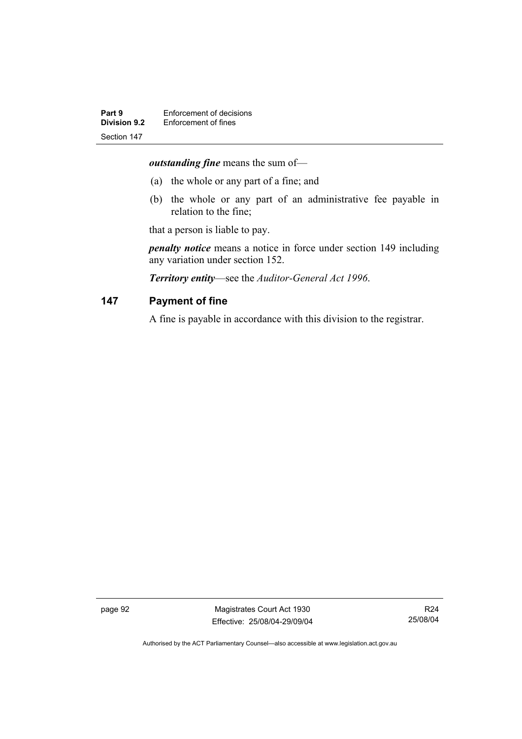***outstanding fine*** means the sum of—

(a) the whole or any part of a fine; and

(b) the whole or any part of an administrative fee payable in relation to the fine;

that a person is liable to pay.

***penalty notice*** means a notice in force under section 149 including any variation under section 152.

***Territory entity***—see the *Auditor-General Act 1996*.

## 147 Payment of fine

A fine is payable in accordance with this division to the registrar.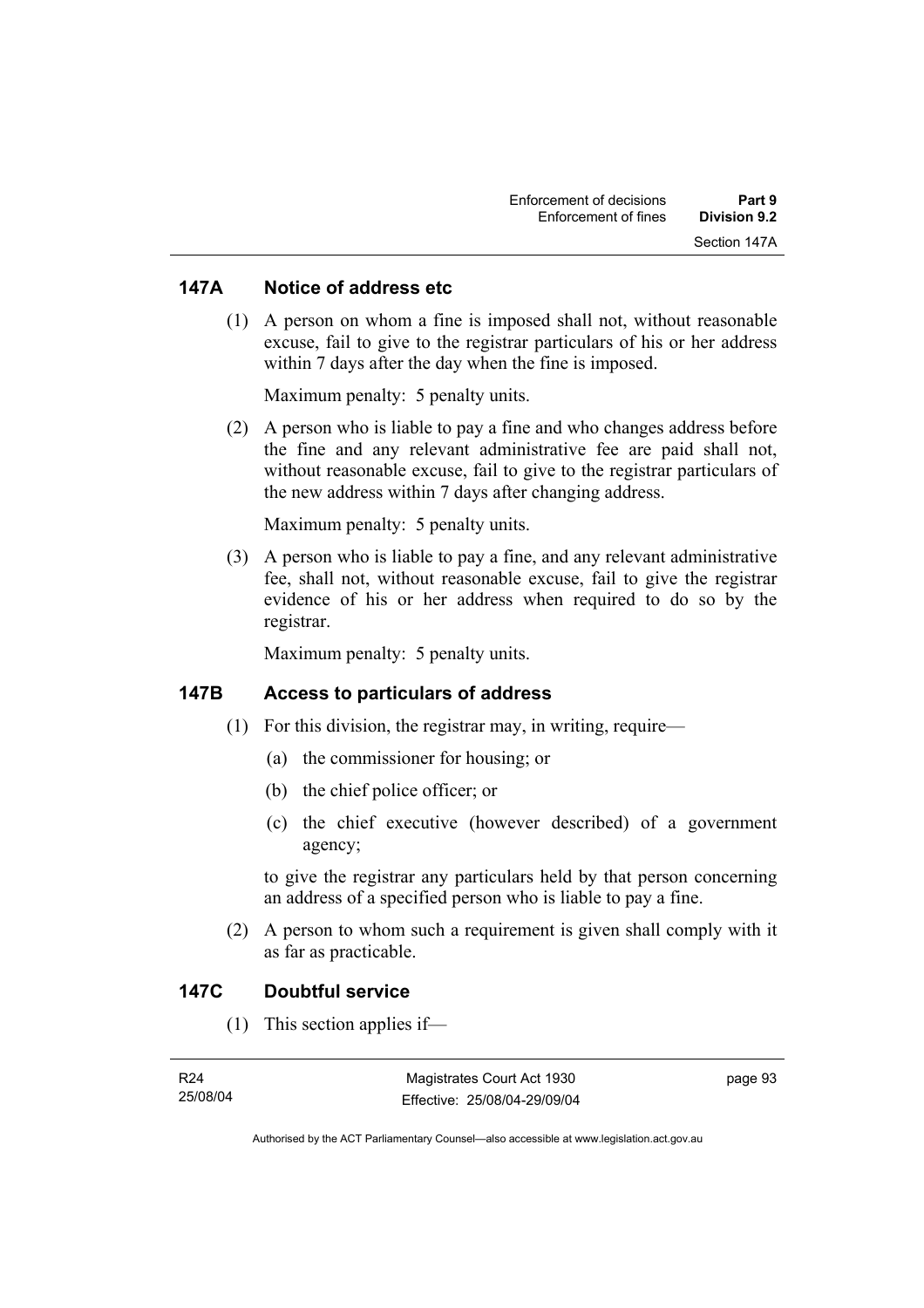## 147A Notice of address etc

(1) A person on whom a fine is imposed shall not, without reasonable excuse, fail to give to the registrar particulars of his or her address within 7 days after the day when the fine is imposed.

Maximum penalty: 5 penalty units.

(2) A person who is liable to pay a fine and who changes address before the fine and any relevant administrative fee are paid shall not, without reasonable excuse, fail to give to the registrar particulars of the new address within 7 days after changing address.

Maximum penalty: 5 penalty units.

(3) A person who is liable to pay a fine, and any relevant administrative fee, shall not, without reasonable excuse, fail to give the registrar evidence of his or her address when required to do so by the registrar.

Maximum penalty: 5 penalty units.

## 147B Access to particulars of address

(1) For this division, the registrar may, in writing, require—

(a) the commissioner for housing; or

(b) the chief police officer; or

(c) the chief executive (however described) of a government agency;

to give the registrar any particulars held by that person concerning an address of a specified person who is liable to pay a fine.

(2) A person to whom such a requirement is given shall comply with it as far as practicable.

## 147C Doubtful service

(1) This section applies if—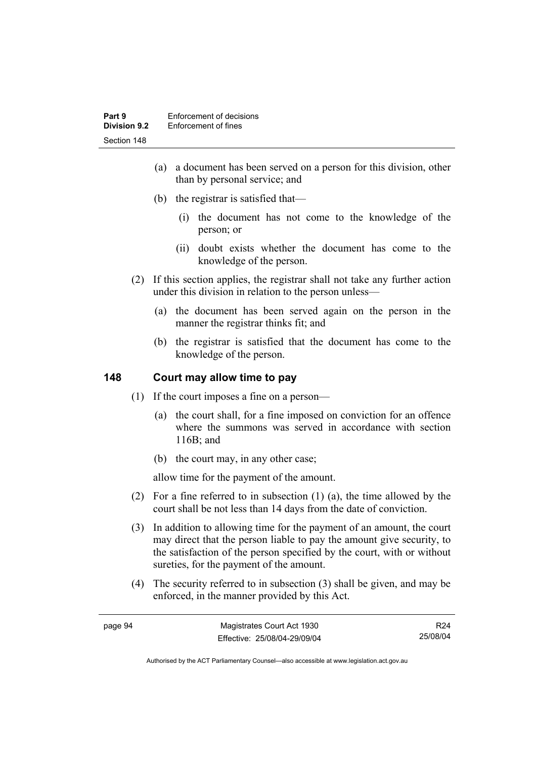(a) a document has been served on a person for this division, other than by personal service; and

(b) the registrar is satisfied that—

(i) the document has not come to the knowledge of the person; or

(ii) doubt exists whether the document has come to the knowledge of the person.

(2) If this section applies, the registrar shall not take any further action under this division in relation to the person unless—

(a) the document has been served again on the person in the manner the registrar thinks fit; and

(b) the registrar is satisfied that the document has come to the knowledge of the person.

## 148 Court may allow time to pay

(1) If the court imposes a fine on a person—

(a) the court shall, for a fine imposed on conviction for an offence where the summons was served in accordance with section 116B; and

(b) the court may, in any other case;

allow time for the payment of the amount.

(2) For a fine referred to in subsection (1) (a), the time allowed by the court shall be not less than 14 days from the date of conviction.

(3) In addition to allowing time for the payment of an amount, the court may direct that the person liable to pay the amount give security, to the satisfaction of the person specified by the court, with or without sureties, for the payment of the amount.

(4) The security referred to in subsection (3) shall be given, and may be enforced, in the manner provided by this Act.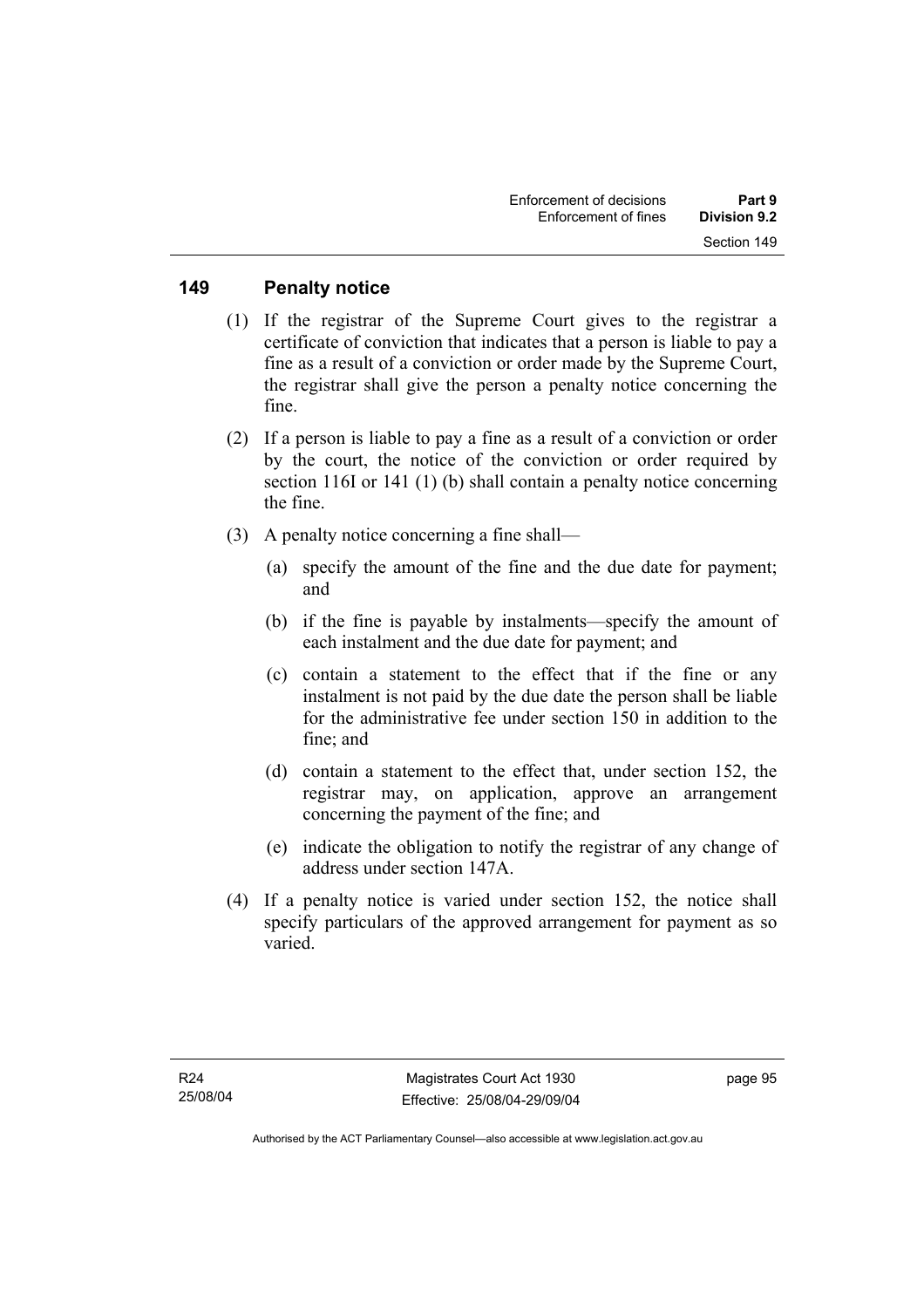## 149 Penalty notice

(1) If the registrar of the Supreme Court gives to the registrar a certificate of conviction that indicates that a person is liable to pay a fine as a result of a conviction or order made by the Supreme Court, the registrar shall give the person a penalty notice concerning the fine.

(2) If a person is liable to pay a fine as a result of a conviction or order by the court, the notice of the conviction or order required by section 116I or 141 (1) (b) shall contain a penalty notice concerning the fine.

(3) A penalty notice concerning a fine shall—

(a) specify the amount of the fine and the due date for payment; and

(b) if the fine is payable by instalments—specify the amount of each instalment and the due date for payment; and

(c) contain a statement to the effect that if the fine or any instalment is not paid by the due date the person shall be liable for the administrative fee under section 150 in addition to the fine; and

(d) contain a statement to the effect that, under section 152, the registrar may, on application, approve an arrangement concerning the payment of the fine; and

(e) indicate the obligation to notify the registrar of any change of address under section 147A.

(4) If a penalty notice is varied under section 152, the notice shall specify particulars of the approved arrangement for payment as so varied.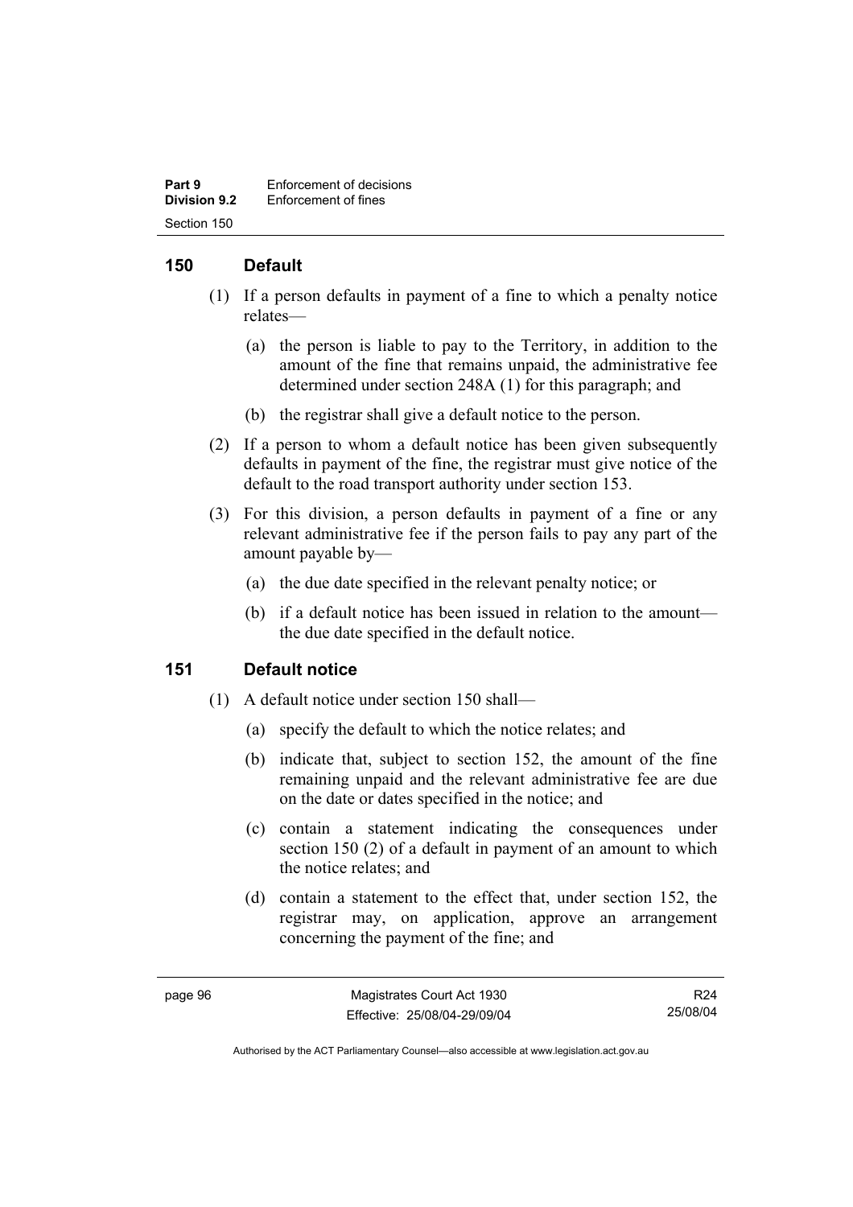## 150 Default

(1) If a person defaults in payment of a fine to which a penalty notice relates—

(a) the person is liable to pay to the Territory, in addition to the amount of the fine that remains unpaid, the administrative fee determined under section 248A (1) for this paragraph; and

(b) the registrar shall give a default notice to the person.

(2) If a person to whom a default notice has been given subsequently defaults in payment of the fine, the registrar must give notice of the default to the road transport authority under section 153.

(3) For this division, a person defaults in payment of a fine or any relevant administrative fee if the person fails to pay any part of the amount payable by—

(a) the due date specified in the relevant penalty notice; or

(b) if a default notice has been issued in relation to the amount—the due date specified in the default notice.

## 151 Default notice

(1) A default notice under section 150 shall—

(a) specify the default to which the notice relates; and

(b) indicate that, subject to section 152, the amount of the fine remaining unpaid and the relevant administrative fee are due on the date or dates specified in the notice; and

(c) contain a statement indicating the consequences under section 150 (2) of a default in payment of an amount to which the notice relates; and

(d) contain a statement to the effect that, under section 152, the registrar may, on application, approve an arrangement concerning the payment of the fine; and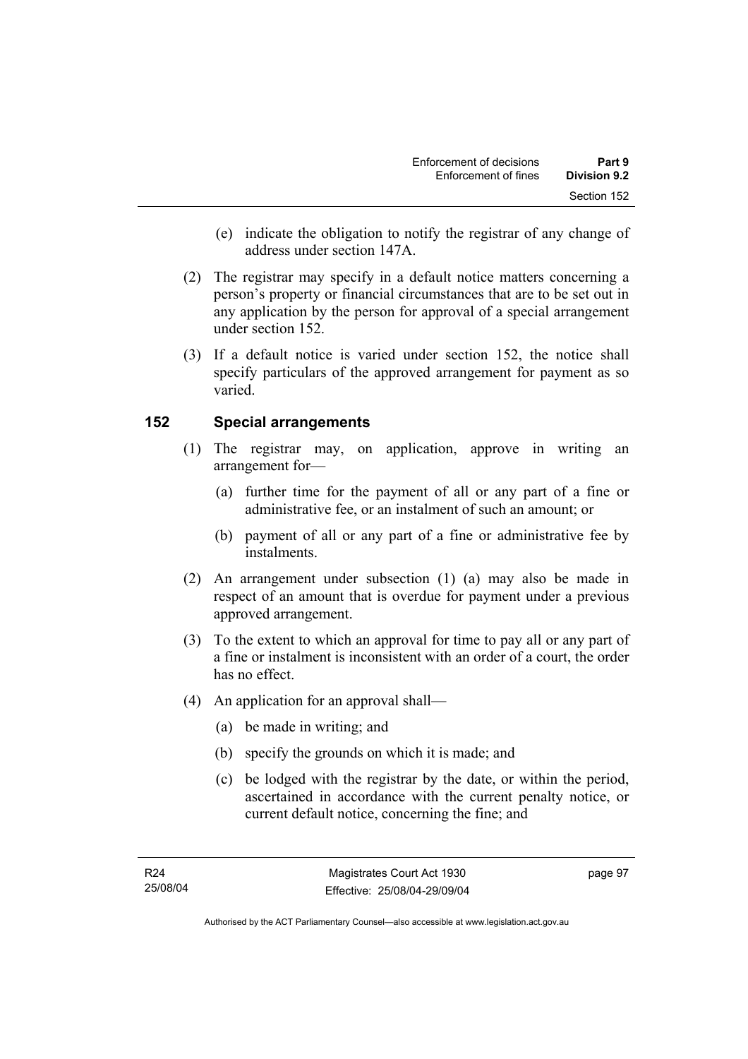(e) indicate the obligation to notify the registrar of any change of address under section 147A.

(2) The registrar may specify in a default notice matters concerning a person's property or financial circumstances that are to be set out in any application by the person for approval of a special arrangement under section 152.

(3) If a default notice is varied under section 152, the notice shall specify particulars of the approved arrangement for payment as so varied.

## 152 Special arrangements

(1) The registrar may, on application, approve in writing an arrangement for—

(a) further time for the payment of all or any part of a fine or administrative fee, or an instalment of such an amount; or

(b) payment of all or any part of a fine or administrative fee by instalments.

(2) An arrangement under subsection (1) (a) may also be made in respect of an amount that is overdue for payment under a previous approved arrangement.

(3) To the extent to which an approval for time to pay all or any part of a fine or instalment is inconsistent with an order of a court, the order has no effect.

(4) An application for an approval shall—

(a) be made in writing; and

(b) specify the grounds on which it is made; and

(c) be lodged with the registrar by the date, or within the period, ascertained in accordance with the current penalty notice, or current default notice, concerning the fine; and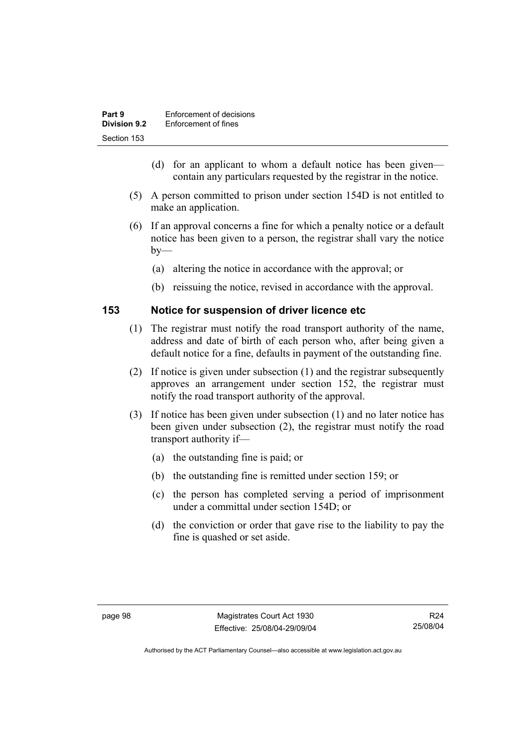(d) for an applicant to whom a default notice has been given—contain any particulars requested by the registrar in the notice.

(5) A person committed to prison under section 154D is not entitled to make an application.

(6) If an approval concerns a fine for which a penalty notice or a default notice has been given to a person, the registrar shall vary the notice by—

(a) altering the notice in accordance with the approval; or

(b) reissuing the notice, revised in accordance with the approval.

## 153 Notice for suspension of driver licence etc

(1) The registrar must notify the road transport authority of the name, address and date of birth of each person who, after being given a default notice for a fine, defaults in payment of the outstanding fine.

(2) If notice is given under subsection (1) and the registrar subsequently approves an arrangement under section 152, the registrar must notify the road transport authority of the approval.

(3) If notice has been given under subsection (1) and no later notice has been given under subsection (2), the registrar must notify the road transport authority if—

(a) the outstanding fine is paid; or

(b) the outstanding fine is remitted under section 159; or

(c) the person has completed serving a period of imprisonment under a committal under section 154D; or

(d) the conviction or order that gave rise to the liability to pay the fine is quashed or set aside.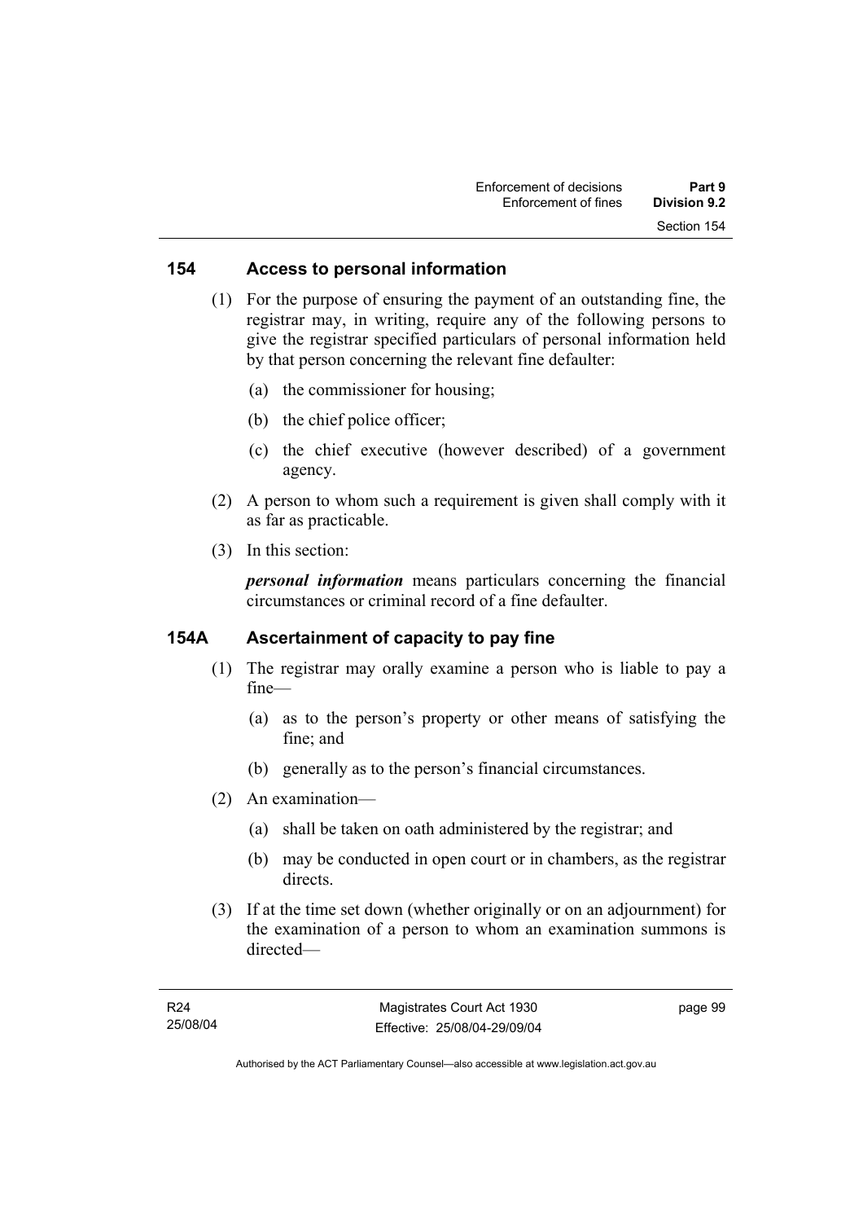### 154 Access to personal information

(1) For the purpose of ensuring the payment of an outstanding fine, the registrar may, in writing, require any of the following persons to give the registrar specified particulars of personal information held by that person concerning the relevant fine defaulter:

(a) the commissioner for housing;

(b) the chief police officer;

(c) the chief executive (however described) of a government agency.

(2) A person to whom such a requirement is given shall comply with it as far as practicable.

(3) In this section:

***personal information*** means particulars concerning the financial circumstances or criminal record of a fine defaulter.

### 154A Ascertainment of capacity to pay fine

(1) The registrar may orally examine a person who is liable to pay a fine—

(a) as to the person's property or other means of satisfying the fine; and

(b) generally as to the person's financial circumstances.

(2) An examination—

(a) shall be taken on oath administered by the registrar; and

(b) may be conducted in open court or in chambers, as the registrar directs.

(3) If at the time set down (whether originally or on an adjournment) for the examination of a person to whom an examination summons is directed—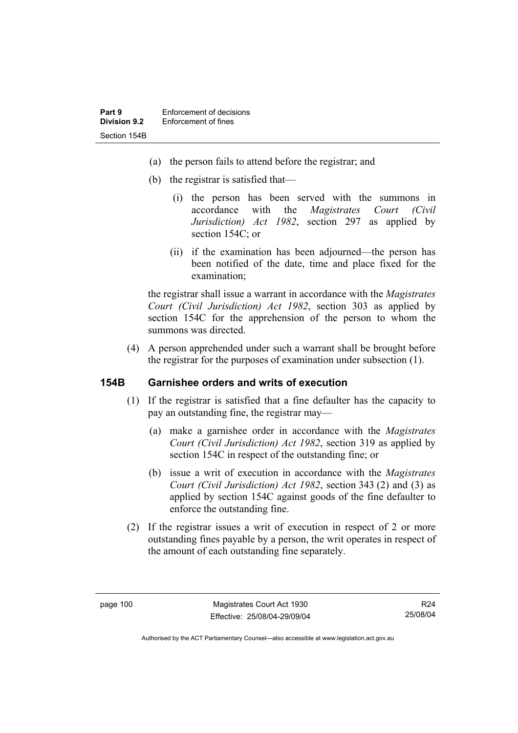(a) the person fails to attend before the registrar; and

(b) the registrar is satisfied that—

(i) the person has been served with the summons in accordance with the *Magistrates Court (Civil Jurisdiction) Act 1982*, section 297 as applied by section 154C; or

(ii) if the examination has been adjourned—the person has been notified of the date, time and place fixed for the examination;

the registrar shall issue a warrant in accordance with the *Magistrates Court (Civil Jurisdiction) Act 1982*, section 303 as applied by section 154C for the apprehension of the person to whom the summons was directed.

(4) A person apprehended under such a warrant shall be brought before the registrar for the purposes of examination under subsection (1).

### 154B Garnishee orders and writs of execution

(1) If the registrar is satisfied that a fine defaulter has the capacity to pay an outstanding fine, the registrar may—

(a) make a garnishee order in accordance with the *Magistrates Court (Civil Jurisdiction) Act 1982*, section 319 as applied by section 154C in respect of the outstanding fine; or

(b) issue a writ of execution in accordance with the *Magistrates Court (Civil Jurisdiction) Act 1982*, section 343 (2) and (3) as applied by section 154C against goods of the fine defaulter to enforce the outstanding fine.

(2) If the registrar issues a writ of execution in respect of 2 or more outstanding fines payable by a person, the writ operates in respect of the amount of each outstanding fine separately.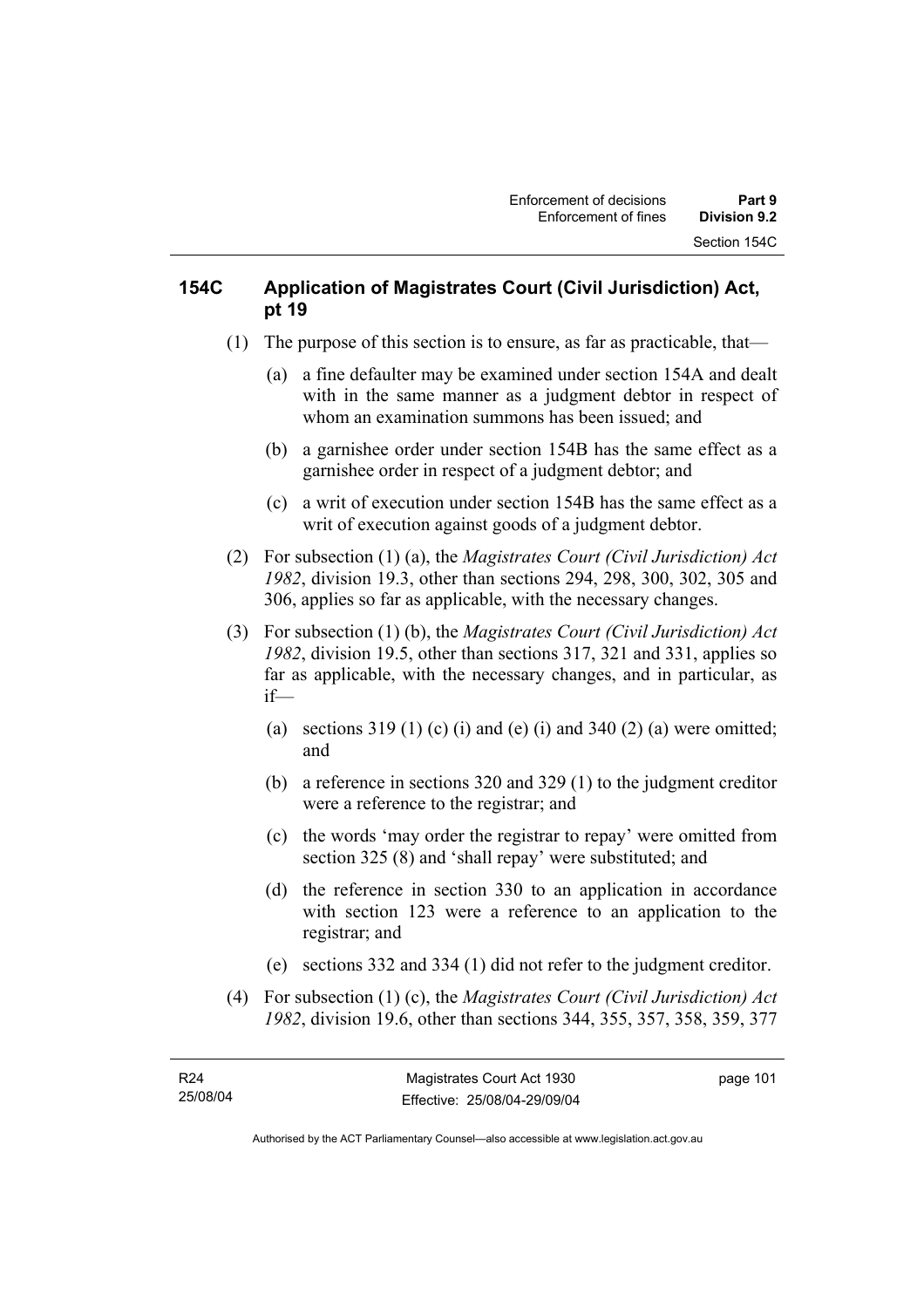## 154C Application of Magistrates Court (Civil Jurisdiction) Act, pt 19

(1) The purpose of this section is to ensure, as far as practicable, that—

(a) a fine defaulter may be examined under section 154A and dealt with in the same manner as a judgment debtor in respect of whom an examination summons has been issued; and

(b) a garnishee order under section 154B has the same effect as a garnishee order in respect of a judgment debtor; and

(c) a writ of execution under section 154B has the same effect as a writ of execution against goods of a judgment debtor.

(2) For subsection (1) (a), the *Magistrates Court (Civil Jurisdiction) Act 1982*, division 19.3, other than sections 294, 298, 300, 302, 305 and 306, applies so far as applicable, with the necessary changes.

(3) For subsection (1) (b), the *Magistrates Court (Civil Jurisdiction) Act 1982*, division 19.5, other than sections 317, 321 and 331, applies so far as applicable, with the necessary changes, and in particular, as if—

(a) sections 319 (1) (c) (i) and (e) (i) and 340 (2) (a) were omitted; and

(b) a reference in sections 320 and 329 (1) to the judgment creditor were a reference to the registrar; and

(c) the words 'may order the registrar to repay' were omitted from section 325 (8) and 'shall repay' were substituted; and

(d) the reference in section 330 to an application in accordance with section 123 were a reference to an application to the registrar; and

(e) sections 332 and 334 (1) did not refer to the judgment creditor.

(4) For subsection (1) (c), the *Magistrates Court (Civil Jurisdiction) Act 1982*, division 19.6, other than sections 344, 355, 357, 358, 359, 377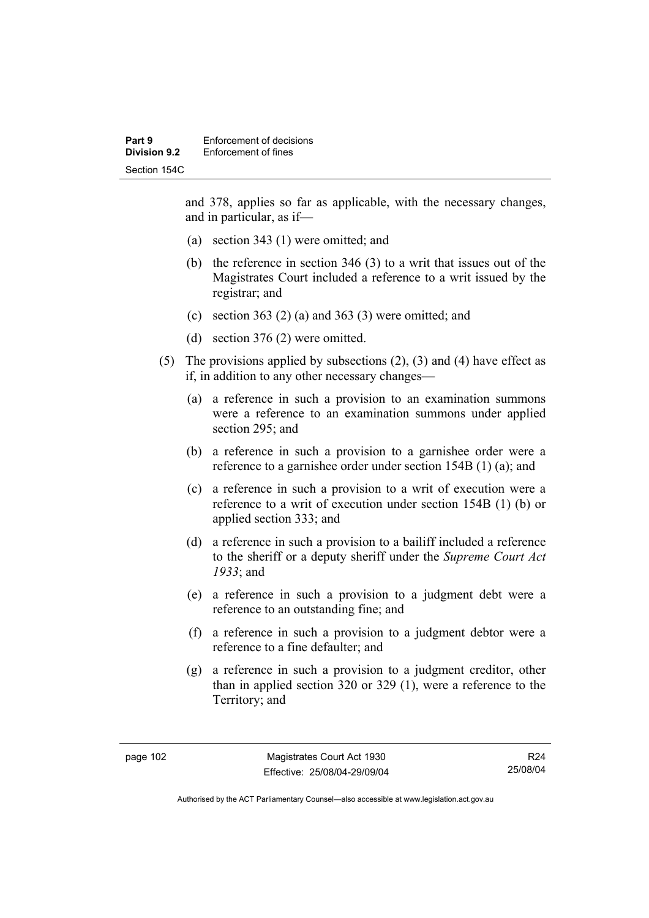and 378, applies so far as applicable, with the necessary changes, and in particular, as if—

(a) section 343 (1) were omitted; and

(b) the reference in section 346 (3) to a writ that issues out of the Magistrates Court included a reference to a writ issued by the registrar; and

(c) section 363 (2) (a) and 363 (3) were omitted; and

(d) section 376 (2) were omitted.

(5) The provisions applied by subsections (2), (3) and (4) have effect as if, in addition to any other necessary changes—

(a) a reference in such a provision to an examination summons were a reference to an examination summons under applied section 295; and

(b) a reference in such a provision to a garnishee order were a reference to a garnishee order under section 154B (1) (a); and

(c) a reference in such a provision to a writ of execution were a reference to a writ of execution under section 154B (1) (b) or applied section 333; and

(d) a reference in such a provision to a bailiff included a reference to the sheriff or a deputy sheriff under the *Supreme Court Act 1933*; and

(e) a reference in such a provision to a judgment debt were a reference to an outstanding fine; and

(f) a reference in such a provision to a judgment debtor were a reference to a fine defaulter; and

(g) a reference in such a provision to a judgment creditor, other than in applied section 320 or 329 (1), were a reference to the Territory; and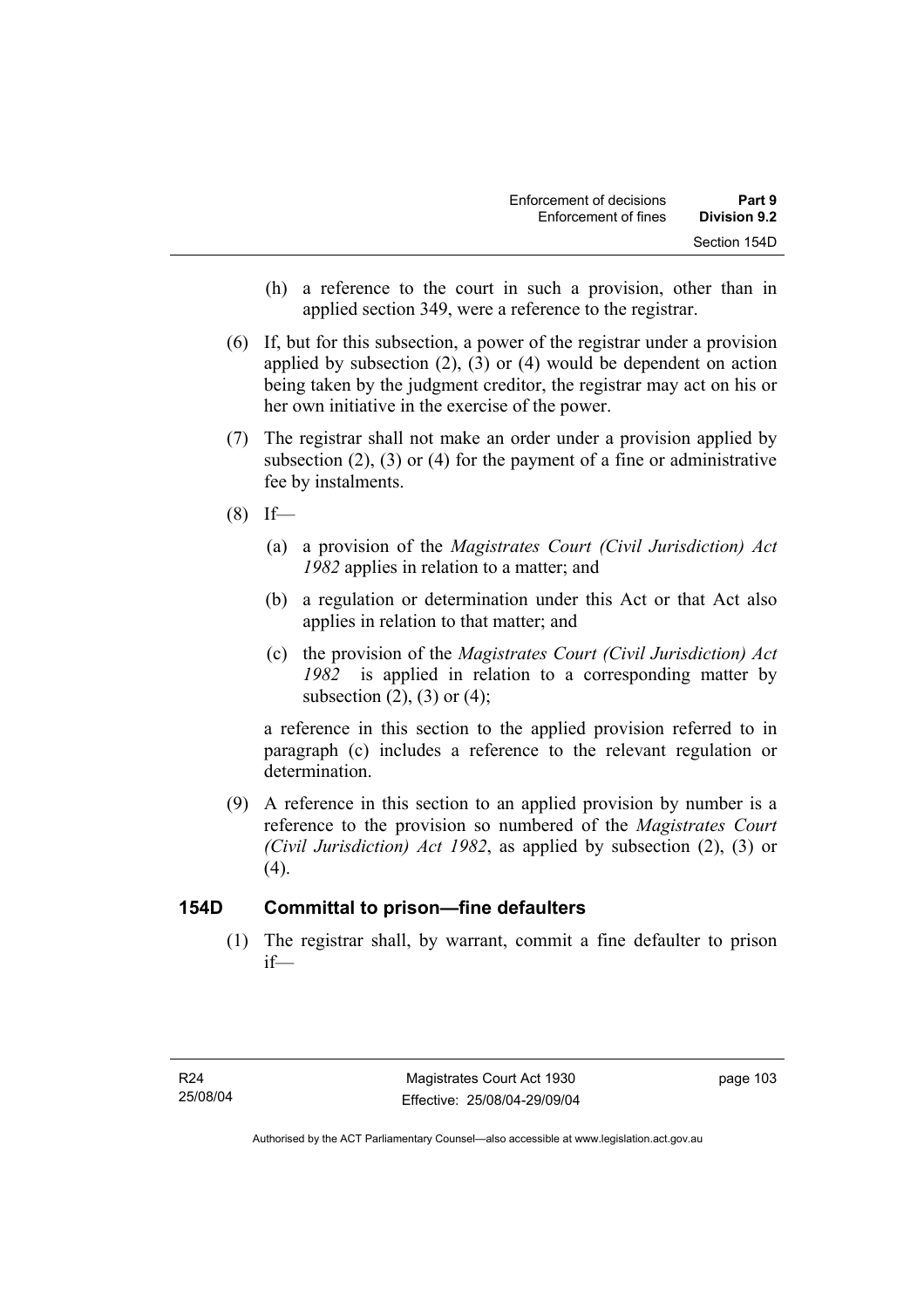(h) a reference to the court in such a provision, other than in applied section 349, were a reference to the registrar.

(6) If, but for this subsection, a power of the registrar under a provision applied by subsection (2), (3) or (4) would be dependent on action being taken by the judgment creditor, the registrar may act on his or her own initiative in the exercise of the power.

(7) The registrar shall not make an order under a provision applied by subsection (2), (3) or (4) for the payment of a fine or administrative fee by instalments.

(8) If—

(a) a provision of the *Magistrates Court (Civil Jurisdiction) Act 1982* applies in relation to a matter; and

(b) a regulation or determination under this Act or that Act also applies in relation to that matter; and

(c) the provision of the *Magistrates Court (Civil Jurisdiction) Act 1982* is applied in relation to a corresponding matter by subsection (2), (3) or (4);

a reference in this section to the applied provision referred to in paragraph (c) includes a reference to the relevant regulation or determination.

(9) A reference in this section to an applied provision by number is a reference to the provision so numbered of the *Magistrates Court (Civil Jurisdiction) Act 1982*, as applied by subsection (2), (3) or (4).

### 154D Committal to prison—fine defaulters

(1) The registrar shall, by warrant, commit a fine defaulter to prison if—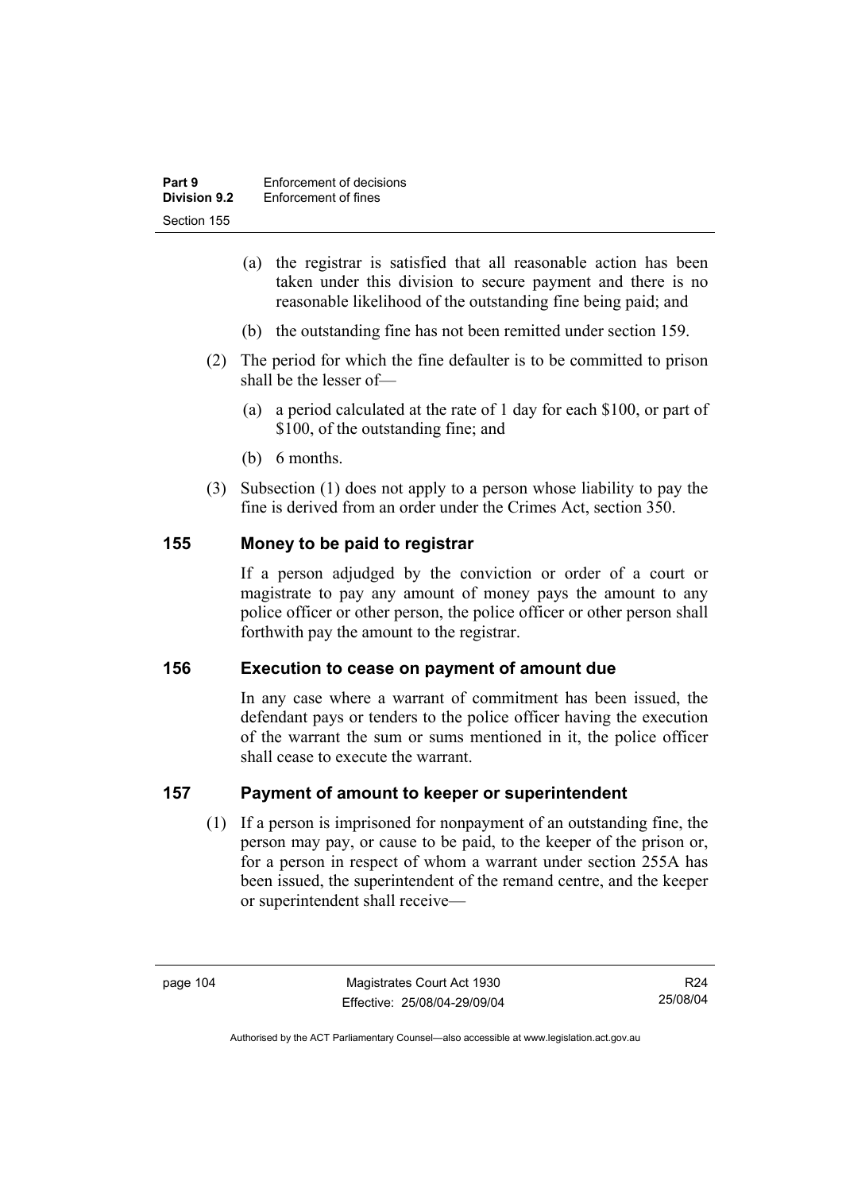(a) the registrar is satisfied that all reasonable action has been taken under this division to secure payment and there is no reasonable likelihood of the outstanding fine being paid; and

(b) the outstanding fine has not been remitted under section 159.

(2) The period for which the fine defaulter is to be committed to prison shall be the lesser of—

(a) a period calculated at the rate of 1 day for each $100, or part of $100, of the outstanding fine; and

(b) 6 months.

(3) Subsection (1) does not apply to a person whose liability to pay the fine is derived from an order under the Crimes Act, section 350.

## 155 Money to be paid to registrar

If a person adjudged by the conviction or order of a court or magistrate to pay any amount of money pays the amount to any police officer or other person, the police officer or other person shall forthwith pay the amount to the registrar.

## 156 Execution to cease on payment of amount due

In any case where a warrant of commitment has been issued, the defendant pays or tenders to the police officer having the execution of the warrant the sum or sums mentioned in it, the police officer shall cease to execute the warrant.

## 157 Payment of amount to keeper or superintendent

(1) If a person is imprisoned for nonpayment of an outstanding fine, the person may pay, or cause to be paid, to the keeper of the prison or, for a person in respect of whom a warrant under section 255A has been issued, the superintendent of the remand centre, and the keeper or superintendent shall receive—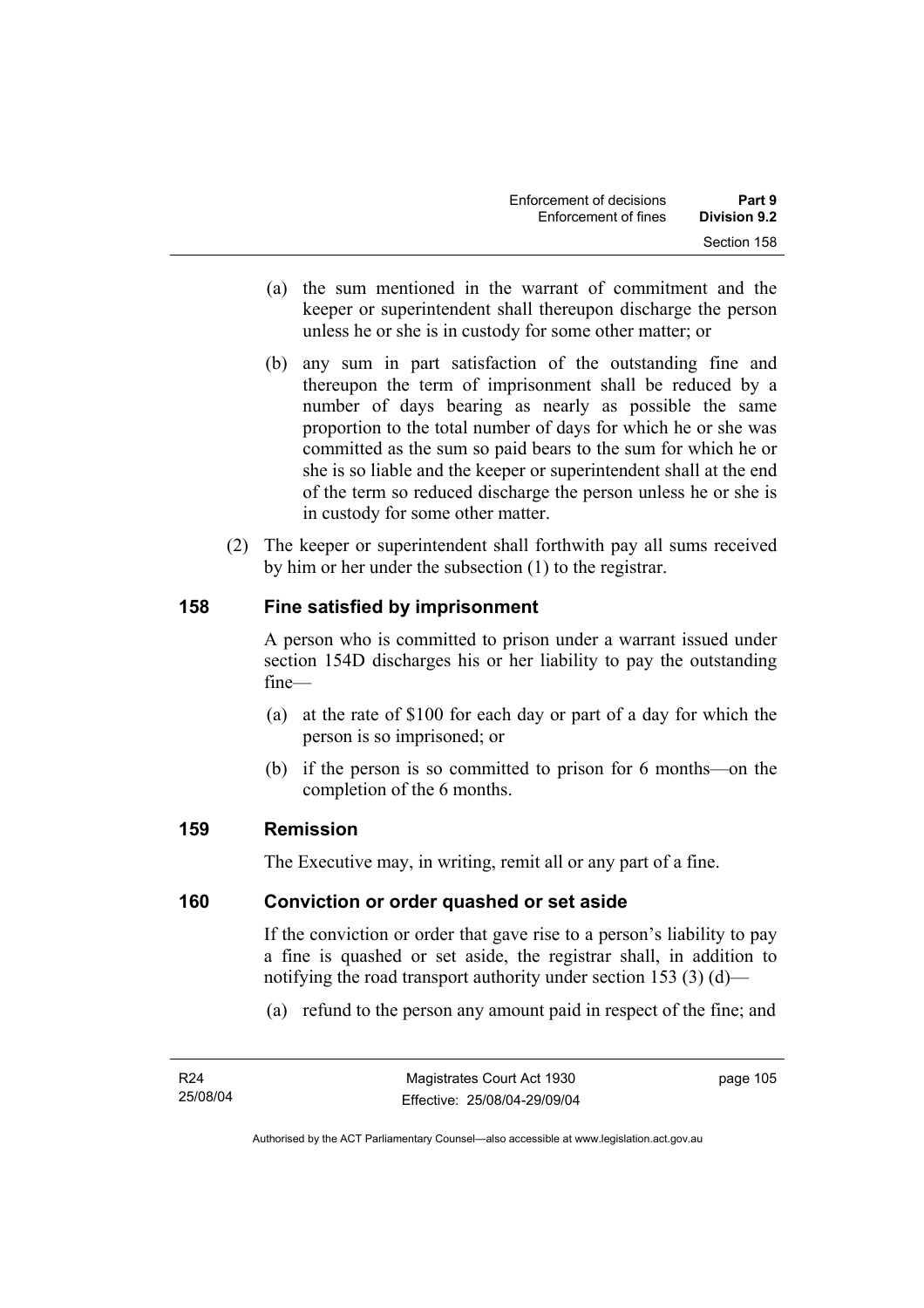(a) the sum mentioned in the warrant of commitment and the keeper or superintendent shall thereupon discharge the person unless he or she is in custody for some other matter; or

(b) any sum in part satisfaction of the outstanding fine and thereupon the term of imprisonment shall be reduced by a number of days bearing as nearly as possible the same proportion to the total number of days for which he or she was committed as the sum so paid bears to the sum for which he or she is so liable and the keeper or superintendent shall at the end of the term so reduced discharge the person unless he or she is in custody for some other matter.

(2) The keeper or superintendent shall forthwith pay all sums received by him or her under the subsection (1) to the registrar.

## 158 Fine satisfied by imprisonment

A person who is committed to prison under a warrant issued under section 154D discharges his or her liability to pay the outstanding fine—

(a) at the rate of $100 for each day or part of a day for which the person is so imprisoned; or

(b) if the person is so committed to prison for 6 months—on the completion of the 6 months.

## 159 Remission

The Executive may, in writing, remit all or any part of a fine.

## 160 Conviction or order quashed or set aside

If the conviction or order that gave rise to a person's liability to pay a fine is quashed or set aside, the registrar shall, in addition to notifying the road transport authority under section 153 (3) (d)—

(a) refund to the person any amount paid in respect of the fine; and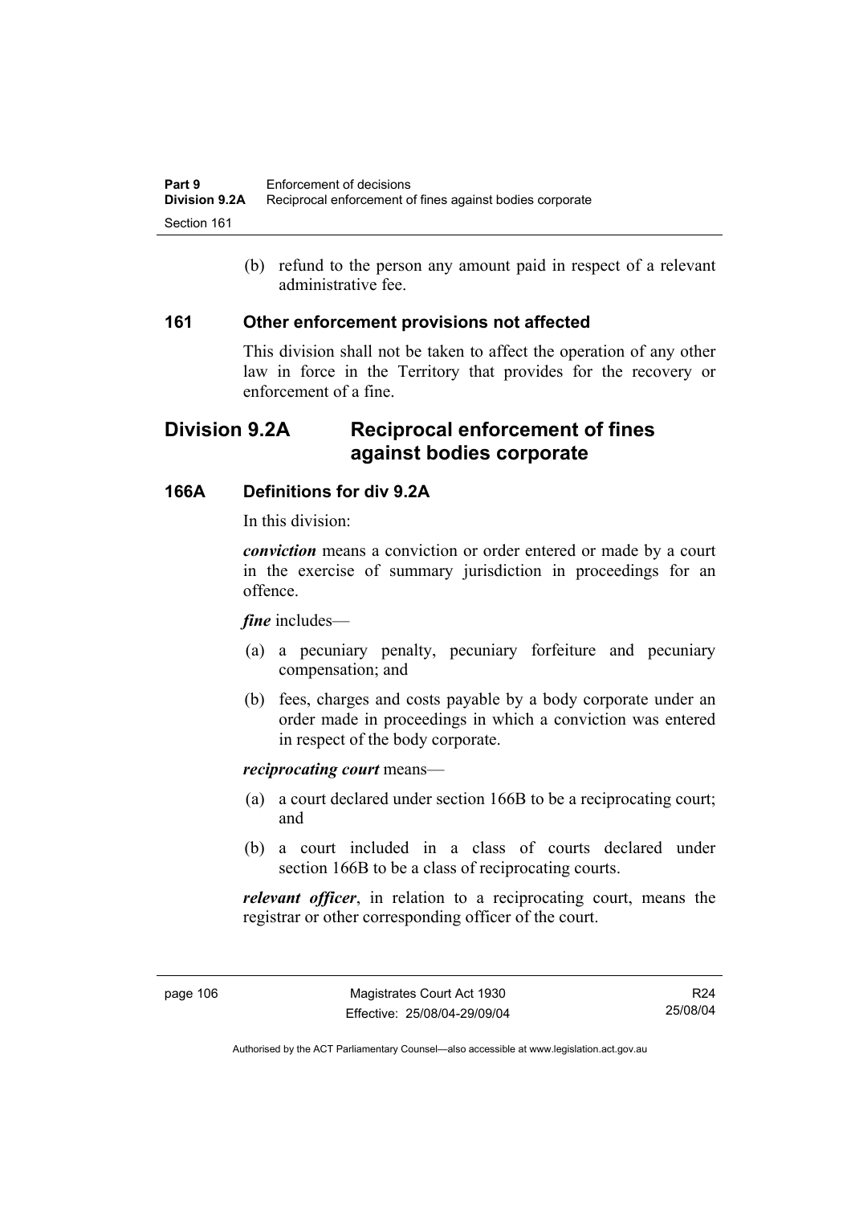(b) refund to the person any amount paid in respect of a relevant administrative fee.

### 161 Other enforcement provisions not affected

This division shall not be taken to affect the operation of any other law in force in the Territory that provides for the recovery or enforcement of a fine.

## Division 9.2A Reciprocal enforcement of fines against bodies corporate

### 166A Definitions for div 9.2A

In this division:

***conviction*** means a conviction or order entered or made by a court in the exercise of summary jurisdiction in proceedings for an offence.

***fine*** includes—

(a) a pecuniary penalty, pecuniary forfeiture and pecuniary compensation; and

(b) fees, charges and costs payable by a body corporate under an order made in proceedings in which a conviction was entered in respect of the body corporate.

***reciprocating court*** means—

(a) a court declared under section 166B to be a reciprocating court; and

(b) a court included in a class of courts declared under section 166B to be a class of reciprocating courts.

***relevant officer***, in relation to a reciprocating court, means the registrar or other corresponding officer of the court.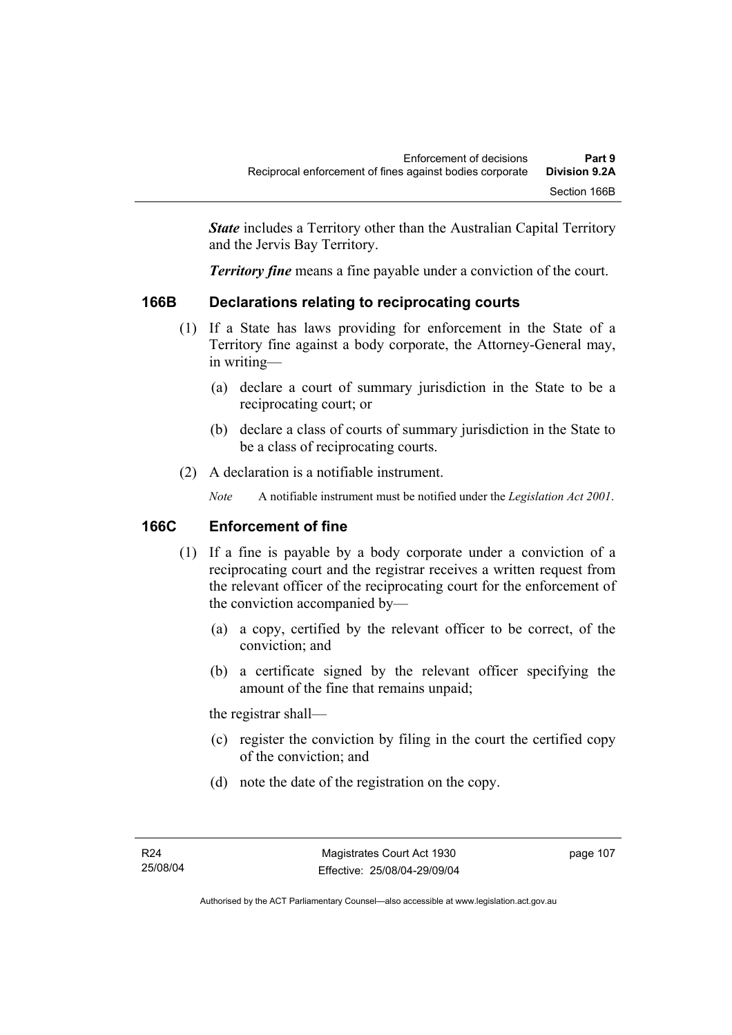***State*** includes a Territory other than the Australian Capital Territory and the Jervis Bay Territory.

***Territory fine*** means a fine payable under a conviction of the court.

### 166B Declarations relating to reciprocating courts

(1) If a State has laws providing for enforcement in the State of a Territory fine against a body corporate, the Attorney-General may, in writing—

(a) declare a court of summary jurisdiction in the State to be a reciprocating court; or

(b) declare a class of courts of summary jurisdiction in the State to be a class of reciprocating courts.

(2) A declaration is a notifiable instrument.

*Note* A notifiable instrument must be notified under the *Legislation Act 2001*.

### 166C Enforcement of fine

(1) If a fine is payable by a body corporate under a conviction of a reciprocating court and the registrar receives a written request from the relevant officer of the reciprocating court for the enforcement of the conviction accompanied by—

(a) a copy, certified by the relevant officer to be correct, of the conviction; and

(b) a certificate signed by the relevant officer specifying the amount of the fine that remains unpaid;

the registrar shall—

(c) register the conviction by filing in the court the certified copy of the conviction; and

(d) note the date of the registration on the copy.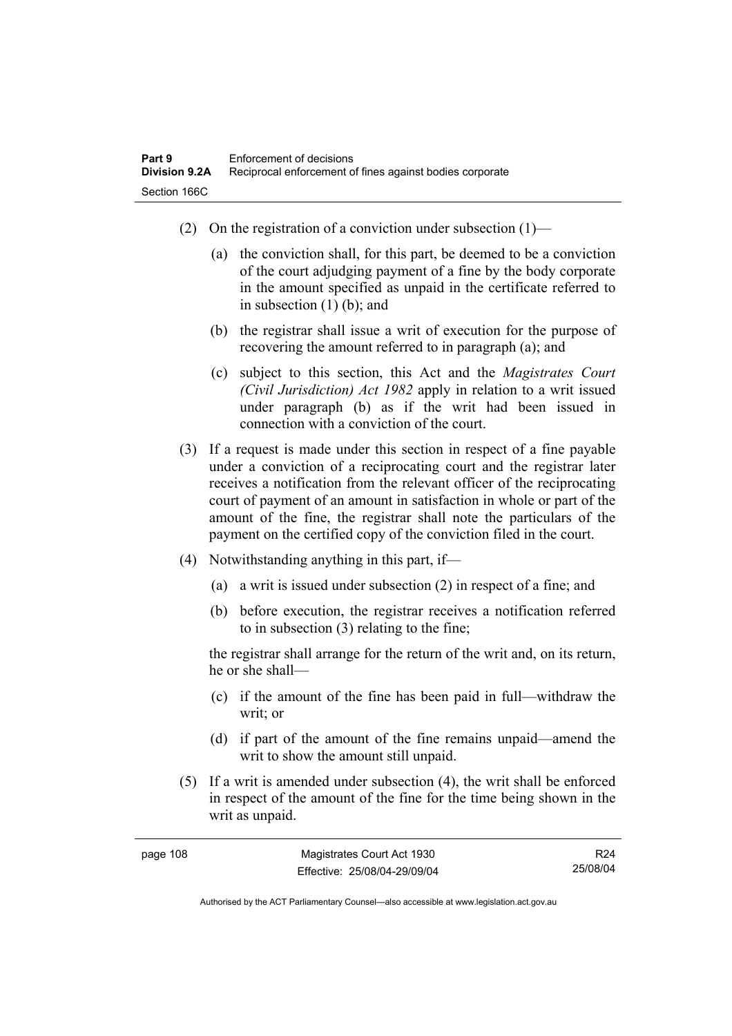(2) On the registration of a conviction under subsection (1)—

(a) the conviction shall, for this part, be deemed to be a conviction of the court adjudging payment of a fine by the body corporate in the amount specified as unpaid in the certificate referred to in subsection (1) (b); and

(b) the registrar shall issue a writ of execution for the purpose of recovering the amount referred to in paragraph (a); and

(c) subject to this section, this Act and the *Magistrates Court (Civil Jurisdiction) Act 1982* apply in relation to a writ issued under paragraph (b) as if the writ had been issued in connection with a conviction of the court.

(3) If a request is made under this section in respect of a fine payable under a conviction of a reciprocating court and the registrar later receives a notification from the relevant officer of the reciprocating court of payment of an amount in satisfaction in whole or part of the amount of the fine, the registrar shall note the particulars of the payment on the certified copy of the conviction filed in the court.

(4) Notwithstanding anything in this part, if—

(a) a writ is issued under subsection (2) in respect of a fine; and

(b) before execution, the registrar receives a notification referred to in subsection (3) relating to the fine;

the registrar shall arrange for the return of the writ and, on its return, he or she shall—

(c) if the amount of the fine has been paid in full—withdraw the writ; or

(d) if part of the amount of the fine remains unpaid—amend the writ to show the amount still unpaid.

(5) If a writ is amended under subsection (4), the writ shall be enforced in respect of the amount of the fine for the time being shown in the writ as unpaid.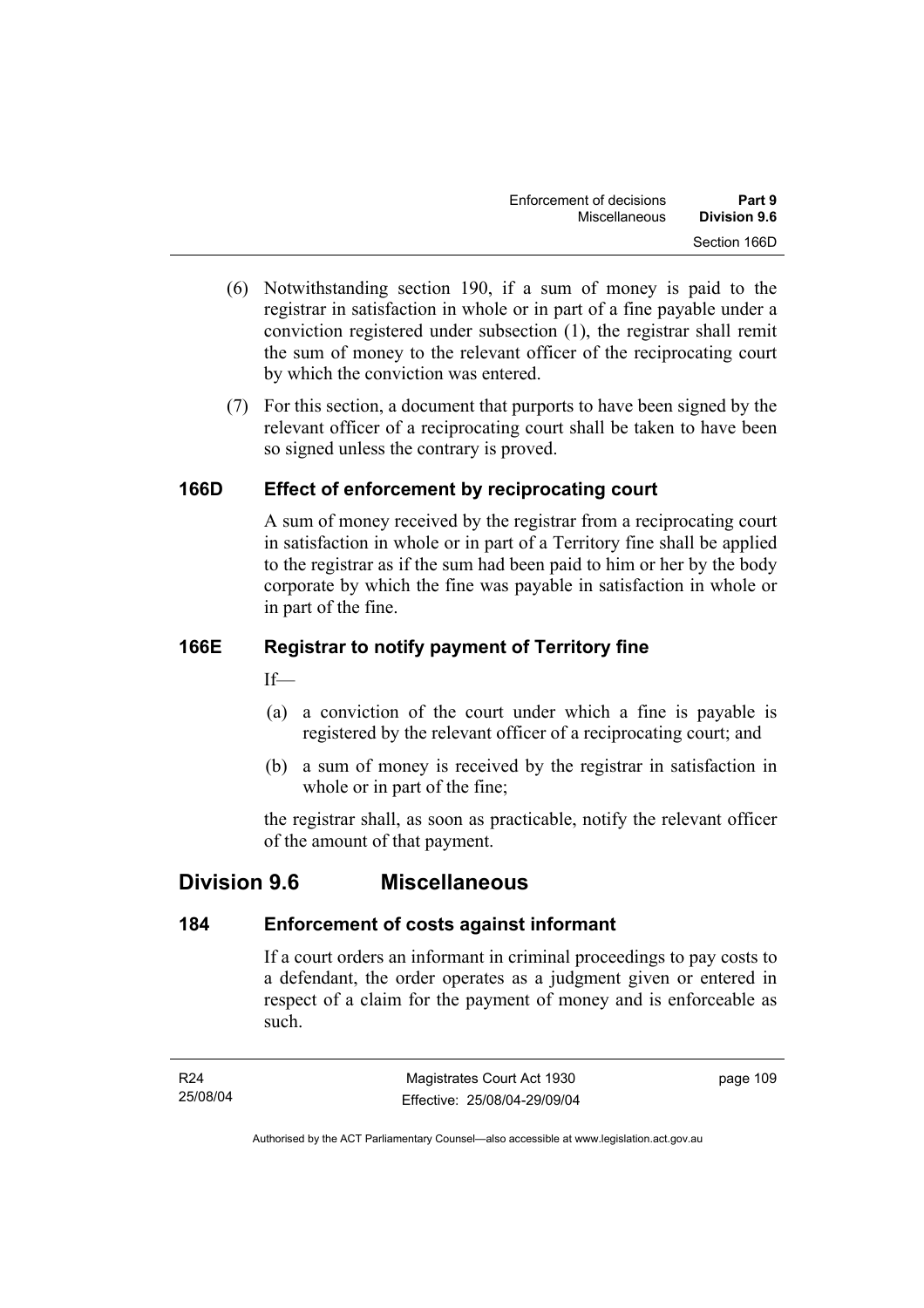(6) Notwithstanding section 190, if a sum of money is paid to the registrar in satisfaction in whole or in part of a fine payable under a conviction registered under subsection (1), the registrar shall remit the sum of money to the relevant officer of the reciprocating court by which the conviction was entered.

(7) For this section, a document that purports to have been signed by the relevant officer of a reciprocating court shall be taken to have been so signed unless the contrary is proved.

### 166D Effect of enforcement by reciprocating court

A sum of money received by the registrar from a reciprocating court in satisfaction in whole or in part of a Territory fine shall be applied to the registrar as if the sum had been paid to him or her by the body corporate by which the fine was payable in satisfaction in whole or in part of the fine.

### 166E Registrar to notify payment of Territory fine

If—

(a) a conviction of the court under which a fine is payable is registered by the relevant officer of a reciprocating court; and

(b) a sum of money is received by the registrar in satisfaction in whole or in part of the fine;

the registrar shall, as soon as practicable, notify the relevant officer of the amount of that payment.

## Division 9.6 Miscellaneous

### 184 Enforcement of costs against informant

If a court orders an informant in criminal proceedings to pay costs to a defendant, the order operates as a judgment given or entered in respect of a claim for the payment of money and is enforceable as such.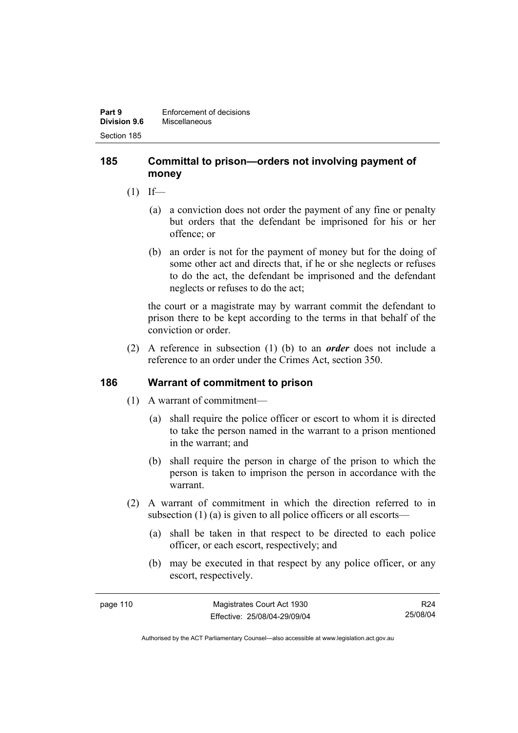## 185 Committal to prison—orders not involving payment of money

(1) If—

(a) a conviction does not order the payment of any fine or penalty but orders that the defendant be imprisoned for his or her offence; or

(b) an order is not for the payment of money but for the doing of some other act and directs that, if he or she neglects or refuses to do the act, the defendant be imprisoned and the defendant neglects or refuses to do the act;

the court or a magistrate may by warrant commit the defendant to prison there to be kept according to the terms in that behalf of the conviction or order.

(2) A reference in subsection (1) (b) to an ***order*** does not include a reference to an order under the Crimes Act, section 350.

## 186 Warrant of commitment to prison

(1) A warrant of commitment—

(a) shall require the police officer or escort to whom it is directed to take the person named in the warrant to a prison mentioned in the warrant; and

(b) shall require the person in charge of the prison to which the person is taken to imprison the person in accordance with the warrant.

(2) A warrant of commitment in which the direction referred to in subsection (1) (a) is given to all police officers or all escorts—

(a) shall be taken in that respect to be directed to each police officer, or each escort, respectively; and

(b) may be executed in that respect by any police officer, or any escort, respectively.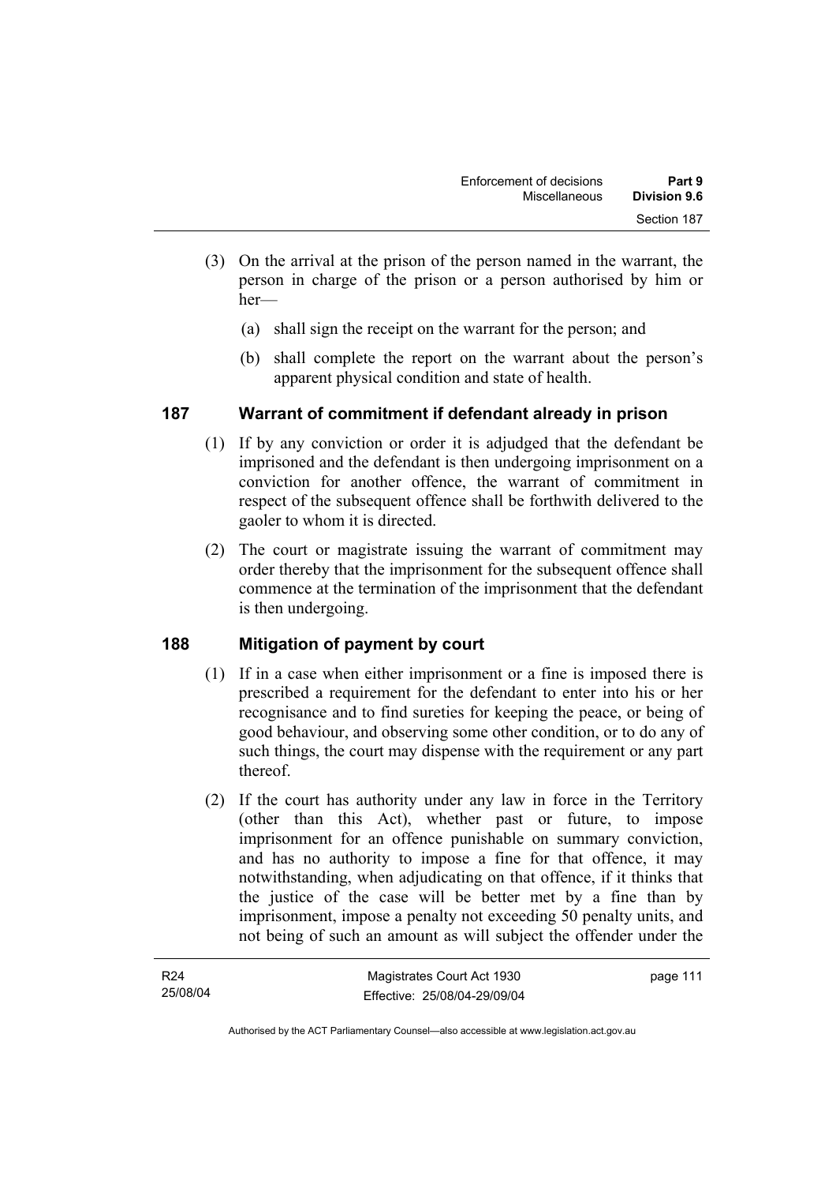(3) On the arrival at the prison of the person named in the warrant, the person in charge of the prison or a person authorised by him or her—

(a) shall sign the receipt on the warrant for the person; and

(b) shall complete the report on the warrant about the person's apparent physical condition and state of health.

## 187 Warrant of commitment if defendant already in prison

(1) If by any conviction or order it is adjudged that the defendant be imprisoned and the defendant is then undergoing imprisonment on a conviction for another offence, the warrant of commitment in respect of the subsequent offence shall be forthwith delivered to the gaoler to whom it is directed.

(2) The court or magistrate issuing the warrant of commitment may order thereby that the imprisonment for the subsequent offence shall commence at the termination of the imprisonment that the defendant is then undergoing.

## 188 Mitigation of payment by court

(1) If in a case when either imprisonment or a fine is imposed there is prescribed a requirement for the defendant to enter into his or her recognisance and to find sureties for keeping the peace, or being of good behaviour, and observing some other condition, or to do any of such things, the court may dispense with the requirement or any part thereof.

(2) If the court has authority under any law in force in the Territory (other than this Act), whether past or future, to impose imprisonment for an offence punishable on summary conviction, and has no authority to impose a fine for that offence, it may notwithstanding, when adjudicating on that offence, if it thinks that the justice of the case will be better met by a fine than by imprisonment, impose a penalty not exceeding 50 penalty units, and not being of such an amount as will subject the offender under the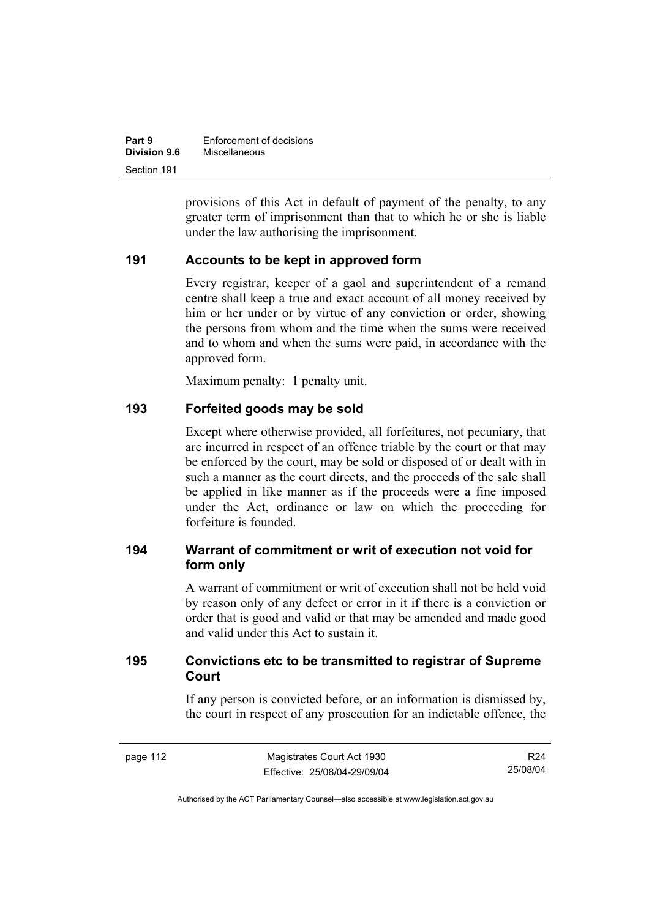provisions of this Act in default of payment of the penalty, to any greater term of imprisonment than that to which he or she is liable under the law authorising the imprisonment.

### 191 Accounts to be kept in approved form

Every registrar, keeper of a gaol and superintendent of a remand centre shall keep a true and exact account of all money received by him or her under or by virtue of any conviction or order, showing the persons from whom and the time when the sums were received and to whom and when the sums were paid, in accordance with the approved form.

Maximum penalty: 1 penalty unit.

### 193 Forfeited goods may be sold

Except where otherwise provided, all forfeitures, not pecuniary, that are incurred in respect of an offence triable by the court or that may be enforced by the court, may be sold or disposed of or dealt with in such a manner as the court directs, and the proceeds of the sale shall be applied in like manner as if the proceeds were a fine imposed under the Act, ordinance or law on which the proceeding for forfeiture is founded.

### 194 Warrant of commitment or writ of execution not void for form only

A warrant of commitment or writ of execution shall not be held void by reason only of any defect or error in it if there is a conviction or order that is good and valid or that may be amended and made good and valid under this Act to sustain it.

### 195 Convictions etc to be transmitted to registrar of Supreme Court

If any person is convicted before, or an information is dismissed by, the court in respect of any prosecution for an indictable offence, the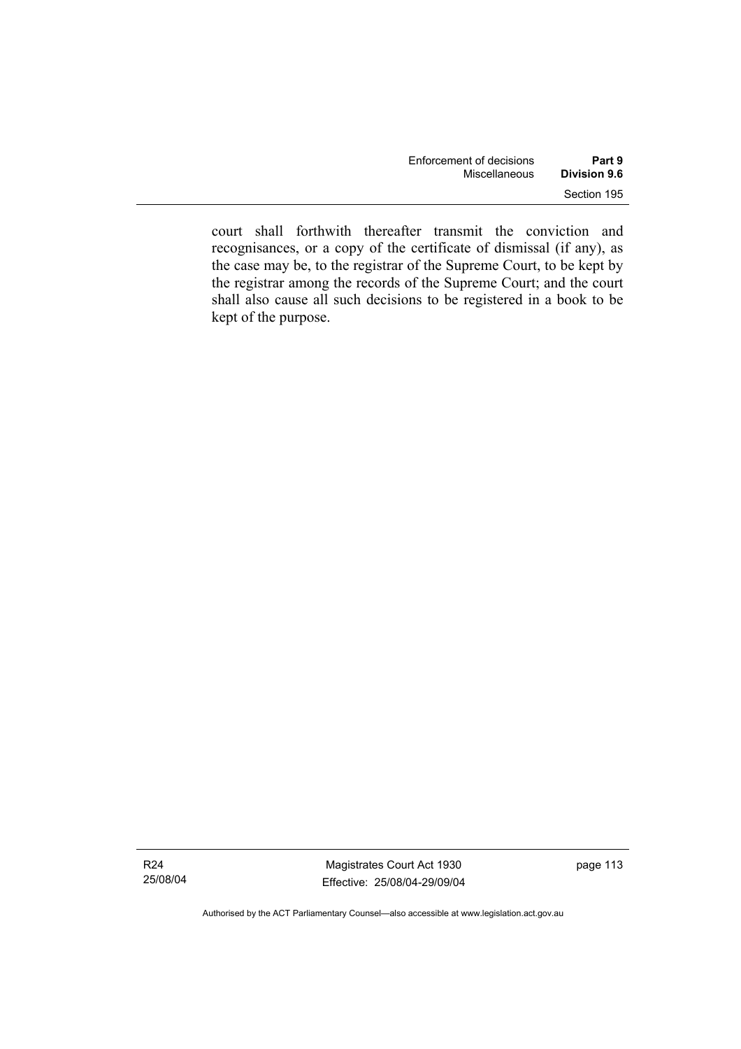court shall forthwith thereafter transmit the conviction and recognisances, or a copy of the certificate of dismissal (if any), as the case may be, to the registrar of the Supreme Court, to be kept by the registrar among the records of the Supreme Court; and the court shall also cause all such decisions to be registered in a book to be kept of the purpose.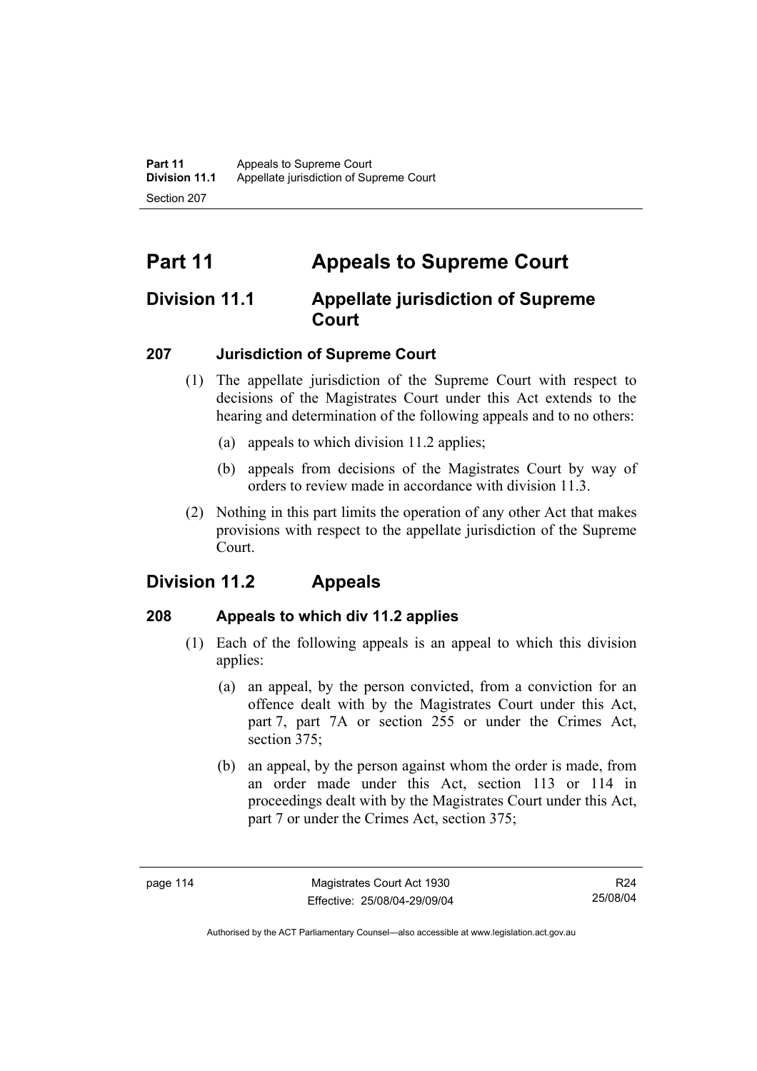# Part 11 Appeals to Supreme Court

## Division 11.1 Appellate jurisdiction of Supreme Court

### 207 Jurisdiction of Supreme Court

(1) The appellate jurisdiction of the Supreme Court with respect to decisions of the Magistrates Court under this Act extends to the hearing and determination of the following appeals and to no others:

(a) appeals to which division 11.2 applies;

(b) appeals from decisions of the Magistrates Court by way of orders to review made in accordance with division 11.3.

(2) Nothing in this part limits the operation of any other Act that makes provisions with respect to the appellate jurisdiction of the Supreme Court.

## Division 11.2 Appeals

### 208 Appeals to which div 11.2 applies

(1) Each of the following appeals is an appeal to which this division applies:

(a) an appeal, by the person convicted, from a conviction for an offence dealt with by the Magistrates Court under this Act, part 7, part 7A or section 255 or under the Crimes Act, section 375;

(b) an appeal, by the person against whom the order is made, from an order made under this Act, section 113 or 114 in proceedings dealt with by the Magistrates Court under this Act, part 7 or under the Crimes Act, section 375;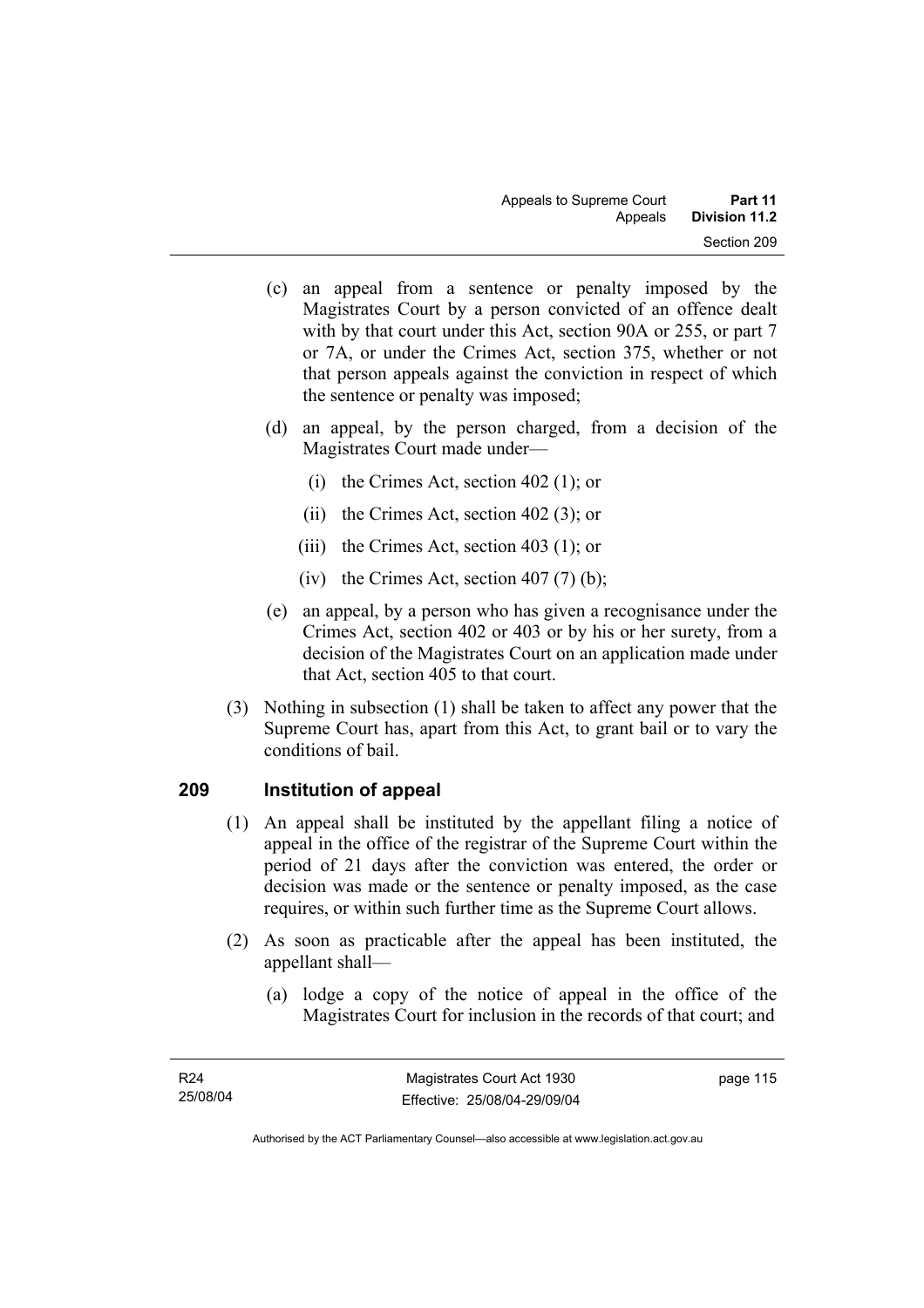(c) an appeal from a sentence or penalty imposed by the Magistrates Court by a person convicted of an offence dealt with by that court under this Act, section 90A or 255, or part 7 or 7A, or under the Crimes Act, section 375, whether or not that person appeals against the conviction in respect of which the sentence or penalty was imposed;

(d) an appeal, by the person charged, from a decision of the Magistrates Court made under—

(i) the Crimes Act, section 402 (1); or

(ii) the Crimes Act, section 402 (3); or

(iii) the Crimes Act, section 403 (1); or

(iv) the Crimes Act, section 407 (7) (b);

(e) an appeal, by a person who has given a recognisance under the Crimes Act, section 402 or 403 or by his or her surety, from a decision of the Magistrates Court on an application made under that Act, section 405 to that court.

(3) Nothing in subsection (1) shall be taken to affect any power that the Supreme Court has, apart from this Act, to grant bail or to vary the conditions of bail.

## 209 Institution of appeal

(1) An appeal shall be instituted by the appellant filing a notice of appeal in the office of the registrar of the Supreme Court within the period of 21 days after the conviction was entered, the order or decision was made or the sentence or penalty imposed, as the case requires, or within such further time as the Supreme Court allows.

(2) As soon as practicable after the appeal has been instituted, the appellant shall—

(a) lodge a copy of the notice of appeal in the office of the Magistrates Court for inclusion in the records of that court; and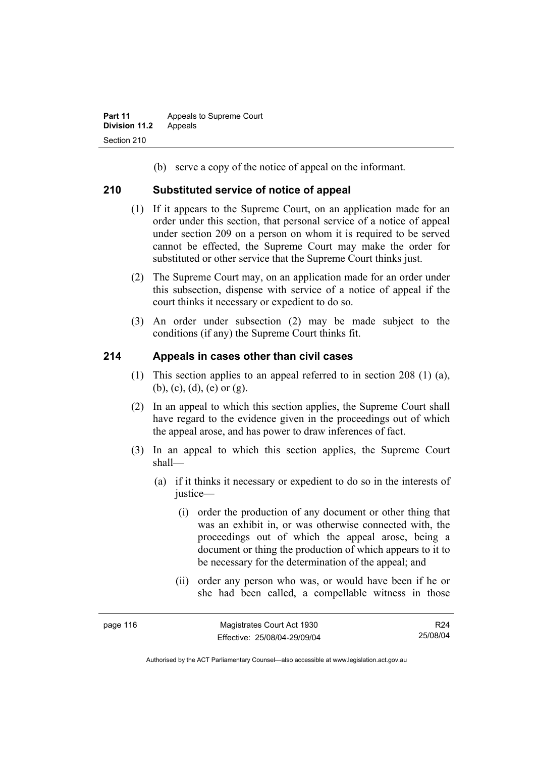(b) serve a copy of the notice of appeal on the informant.

## 210 Substituted service of notice of appeal

(1) If it appears to the Supreme Court, on an application made for an order under this section, that personal service of a notice of appeal under section 209 on a person on whom it is required to be served cannot be effected, the Supreme Court may make the order for substituted or other service that the Supreme Court thinks just.

(2) The Supreme Court may, on an application made for an order under this subsection, dispense with service of a notice of appeal if the court thinks it necessary or expedient to do so.

(3) An order under subsection (2) may be made subject to the conditions (if any) the Supreme Court thinks fit.

## 214 Appeals in cases other than civil cases

(1) This section applies to an appeal referred to in section 208 (1) (a), (b), (c), (d), (e) or (g).

(2) In an appeal to which this section applies, the Supreme Court shall have regard to the evidence given in the proceedings out of which the appeal arose, and has power to draw inferences of fact.

(3) In an appeal to which this section applies, the Supreme Court shall—

(a) if it thinks it necessary or expedient to do so in the interests of justice—

(i) order the production of any document or other thing that was an exhibit in, or was otherwise connected with, the proceedings out of which the appeal arose, being a document or thing the production of which appears to it to be necessary for the determination of the appeal; and

(ii) order any person who was, or would have been if he or she had been called, a compellable witness in those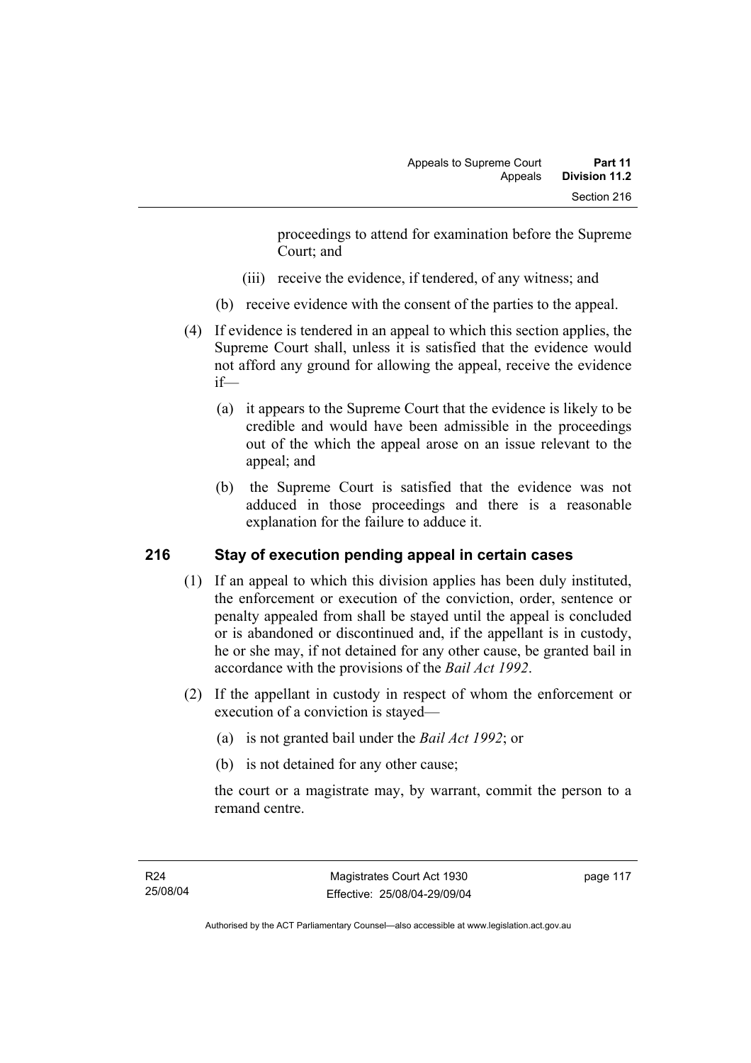proceedings to attend for examination before the Supreme Court; and

(iii) receive the evidence, if tendered, of any witness; and

(b) receive evidence with the consent of the parties to the appeal.

(4) If evidence is tendered in an appeal to which this section applies, the Supreme Court shall, unless it is satisfied that the evidence would not afford any ground for allowing the appeal, receive the evidence if—

(a) it appears to the Supreme Court that the evidence is likely to be credible and would have been admissible in the proceedings out of the which the appeal arose on an issue relevant to the appeal; and

(b) the Supreme Court is satisfied that the evidence was not adduced in those proceedings and there is a reasonable explanation for the failure to adduce it.

## 216 Stay of execution pending appeal in certain cases

(1) If an appeal to which this division applies has been duly instituted, the enforcement or execution of the conviction, order, sentence or penalty appealed from shall be stayed until the appeal is concluded or is abandoned or discontinued and, if the appellant is in custody, he or she may, if not detained for any other cause, be granted bail in accordance with the provisions of the *Bail Act 1992*.

(2) If the appellant in custody in respect of whom the enforcement or execution of a conviction is stayed—

(a) is not granted bail under the *Bail Act 1992*; or

(b) is not detained for any other cause;

the court or a magistrate may, by warrant, commit the person to a remand centre.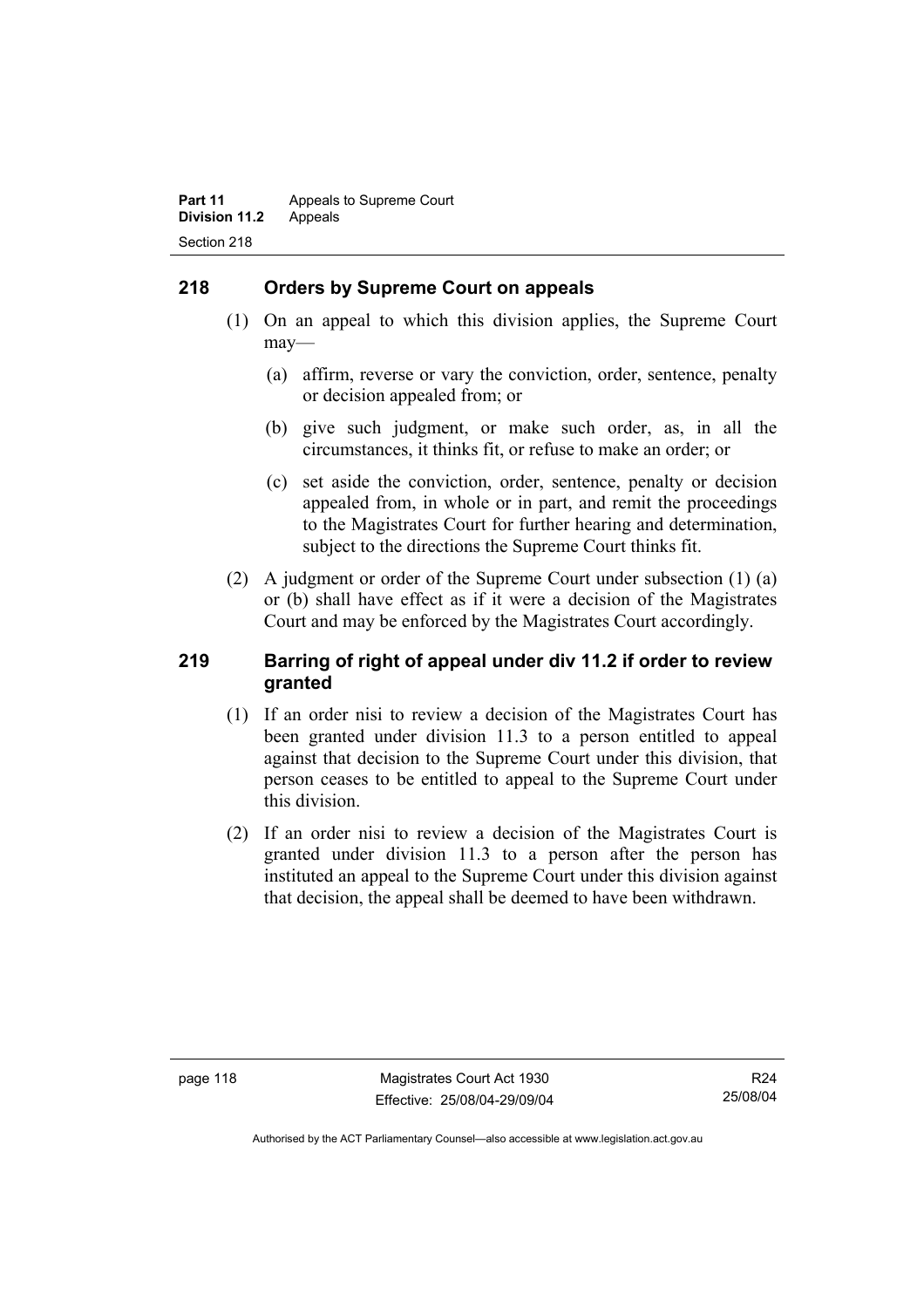## 218 Orders by Supreme Court on appeals

(1) On an appeal to which this division applies, the Supreme Court may—

(a) affirm, reverse or vary the conviction, order, sentence, penalty or decision appealed from; or

(b) give such judgment, or make such order, as, in all the circumstances, it thinks fit, or refuse to make an order; or

(c) set aside the conviction, order, sentence, penalty or decision appealed from, in whole or in part, and remit the proceedings to the Magistrates Court for further hearing and determination, subject to the directions the Supreme Court thinks fit.

(2) A judgment or order of the Supreme Court under subsection (1) (a) or (b) shall have effect as if it were a decision of the Magistrates Court and may be enforced by the Magistrates Court accordingly.

## 219 Barring of right of appeal under div 11.2 if order to review granted

(1) If an order nisi to review a decision of the Magistrates Court has been granted under division 11.3 to a person entitled to appeal against that decision to the Supreme Court under this division, that person ceases to be entitled to appeal to the Supreme Court under this division.

(2) If an order nisi to review a decision of the Magistrates Court is granted under division 11.3 to a person after the person has instituted an appeal to the Supreme Court under this division against that decision, the appeal shall be deemed to have been withdrawn.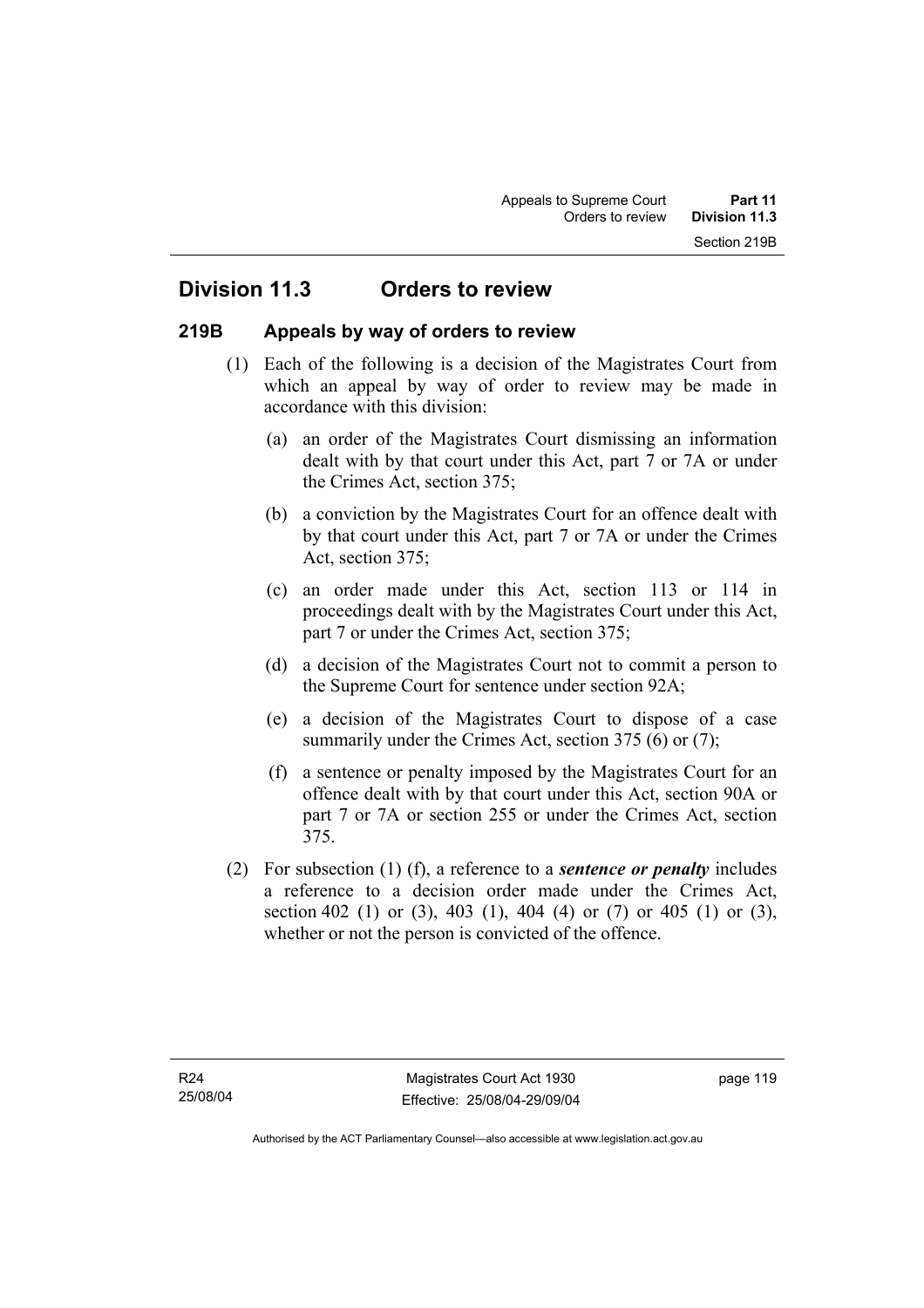## Division 11.3 Orders to review

### 219B Appeals by way of orders to review

(1) Each of the following is a decision of the Magistrates Court from which an appeal by way of order to review may be made in accordance with this division:

- (a) an order of the Magistrates Court dismissing an information dealt with by that court under this Act, part 7 or 7A or under the Crimes Act, section 375;
- (b) a conviction by the Magistrates Court for an offence dealt with by that court under this Act, part 7 or 7A or under the Crimes Act, section 375;
- (c) an order made under this Act, section 113 or 114 in proceedings dealt with by the Magistrates Court under this Act, part 7 or under the Crimes Act, section 375;
- (d) a decision of the Magistrates Court not to commit a person to the Supreme Court for sentence under section 92A;
- (e) a decision of the Magistrates Court to dispose of a case summarily under the Crimes Act, section 375 (6) or (7);
- (f) a sentence or penalty imposed by the Magistrates Court for an offence dealt with by that court under this Act, section 90A or part 7 or 7A or section 255 or under the Crimes Act, section 375.

(2) For subsection (1) (f), a reference to a ***sentence or penalty*** includes a reference to a decision order made under the Crimes Act, section 402 (1) or (3), 403 (1), 404 (4) or (7) or 405 (1) or (3), whether or not the person is convicted of the offence.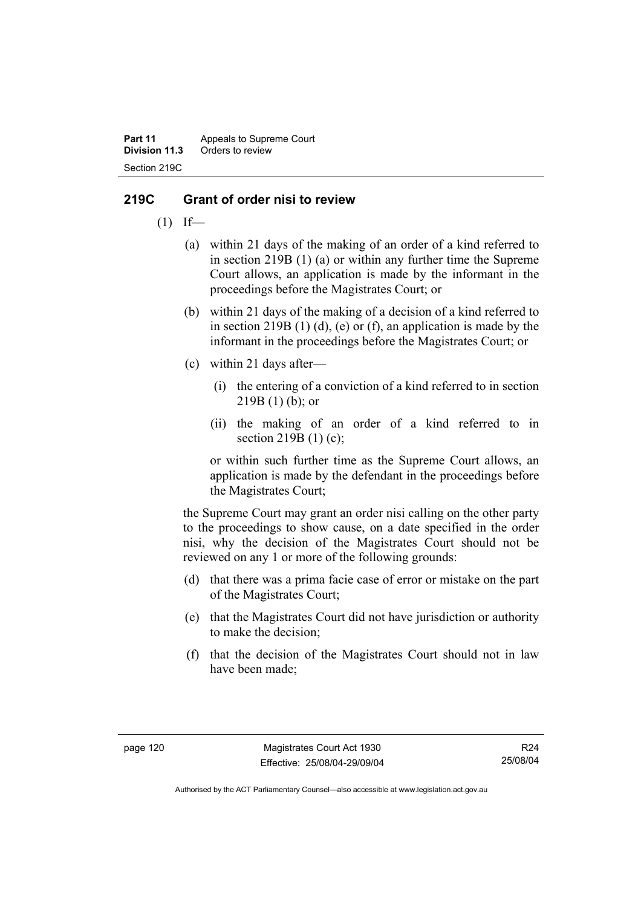## 219C Grant of order nisi to review

(1) If—

(a) within 21 days of the making of an order of a kind referred to in section 219B (1) (a) or within any further time the Supreme Court allows, an application is made by the informant in the proceedings before the Magistrates Court; or

(b) within 21 days of the making of a decision of a kind referred to in section 219B (1) (d), (e) or (f), an application is made by the informant in the proceedings before the Magistrates Court; or

(c) within 21 days after—

(i) the entering of a conviction of a kind referred to in section 219B (1) (b); or

(ii) the making of an order of a kind referred to in section 219B (1) (c);

or within such further time as the Supreme Court allows, an application is made by the defendant in the proceedings before the Magistrates Court;

the Supreme Court may grant an order nisi calling on the other party to the proceedings to show cause, on a date specified in the order nisi, why the decision of the Magistrates Court should not be reviewed on any 1 or more of the following grounds:

(d) that there was a prima facie case of error or mistake on the part of the Magistrates Court;

(e) that the Magistrates Court did not have jurisdiction or authority to make the decision;

(f) that the decision of the Magistrates Court should not in law have been made;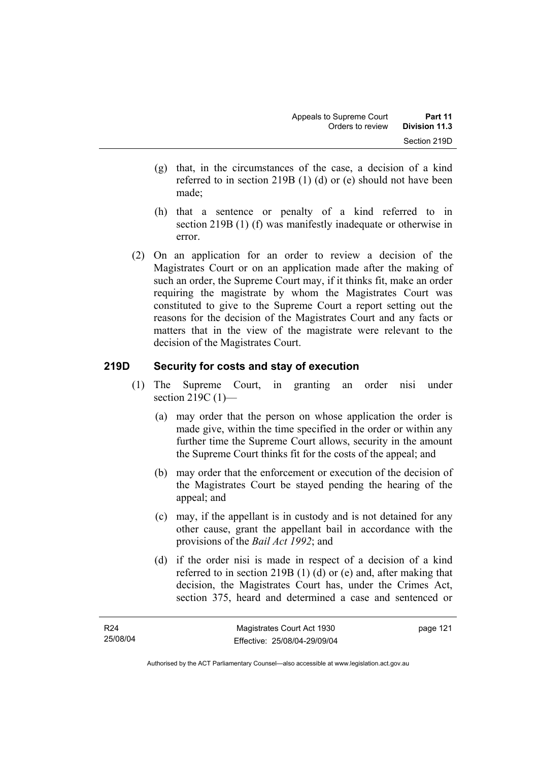(g) that, in the circumstances of the case, a decision of a kind referred to in section 219B (1) (d) or (e) should not have been made;

(h) that a sentence or penalty of a kind referred to in section 219B (1) (f) was manifestly inadequate or otherwise in error.

(2) On an application for an order to review a decision of the Magistrates Court or on an application made after the making of such an order, the Supreme Court may, if it thinks fit, make an order requiring the magistrate by whom the Magistrates Court was constituted to give to the Supreme Court a report setting out the reasons for the decision of the Magistrates Court and any facts or matters that in the view of the magistrate were relevant to the decision of the Magistrates Court.

## 219D Security for costs and stay of execution

(1) The Supreme Court, in granting an order nisi under section 219C (1)—

(a) may order that the person on whose application the order is made give, within the time specified in the order or within any further time the Supreme Court allows, security in the amount the Supreme Court thinks fit for the costs of the appeal; and

(b) may order that the enforcement or execution of the decision of the Magistrates Court be stayed pending the hearing of the appeal; and

(c) may, if the appellant is in custody and is not detained for any other cause, grant the appellant bail in accordance with the provisions of the *Bail Act 1992*; and

(d) if the order nisi is made in respect of a decision of a kind referred to in section 219B (1) (d) or (e) and, after making that decision, the Magistrates Court has, under the Crimes Act, section 375, heard and determined a case and sentenced or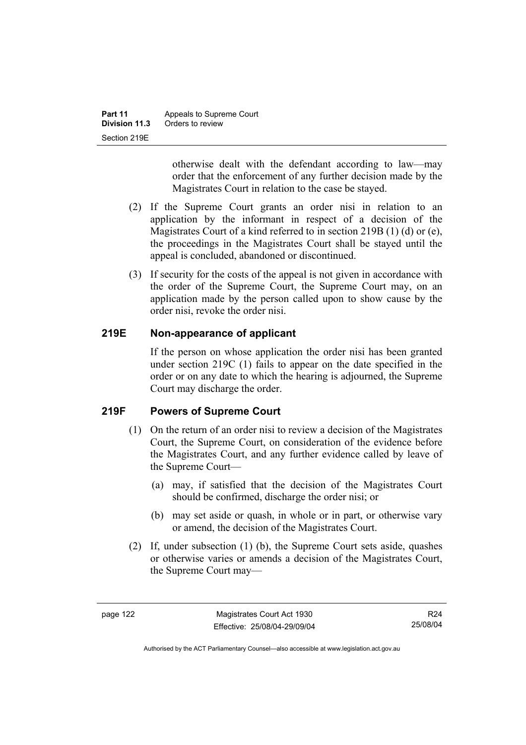otherwise dealt with the defendant according to law—may order that the enforcement of any further decision made by the Magistrates Court in relation to the case be stayed.

(2) If the Supreme Court grants an order nisi in relation to an application by the informant in respect of a decision of the Magistrates Court of a kind referred to in section 219B (1) (d) or (e), the proceedings in the Magistrates Court shall be stayed until the appeal is concluded, abandoned or discontinued.

(3) If security for the costs of the appeal is not given in accordance with the order of the Supreme Court, the Supreme Court may, on an application made by the person called upon to show cause by the order nisi, revoke the order nisi.

## 219E Non-appearance of applicant

If the person on whose application the order nisi has been granted under section 219C (1) fails to appear on the date specified in the order or on any date to which the hearing is adjourned, the Supreme Court may discharge the order.

## 219F Powers of Supreme Court

(1) On the return of an order nisi to review a decision of the Magistrates Court, the Supreme Court, on consideration of the evidence before the Magistrates Court, and any further evidence called by leave of the Supreme Court—

(a) may, if satisfied that the decision of the Magistrates Court should be confirmed, discharge the order nisi; or

(b) may set aside or quash, in whole or in part, or otherwise vary or amend, the decision of the Magistrates Court.

(2) If, under subsection (1) (b), the Supreme Court sets aside, quashes or otherwise varies or amends a decision of the Magistrates Court, the Supreme Court may—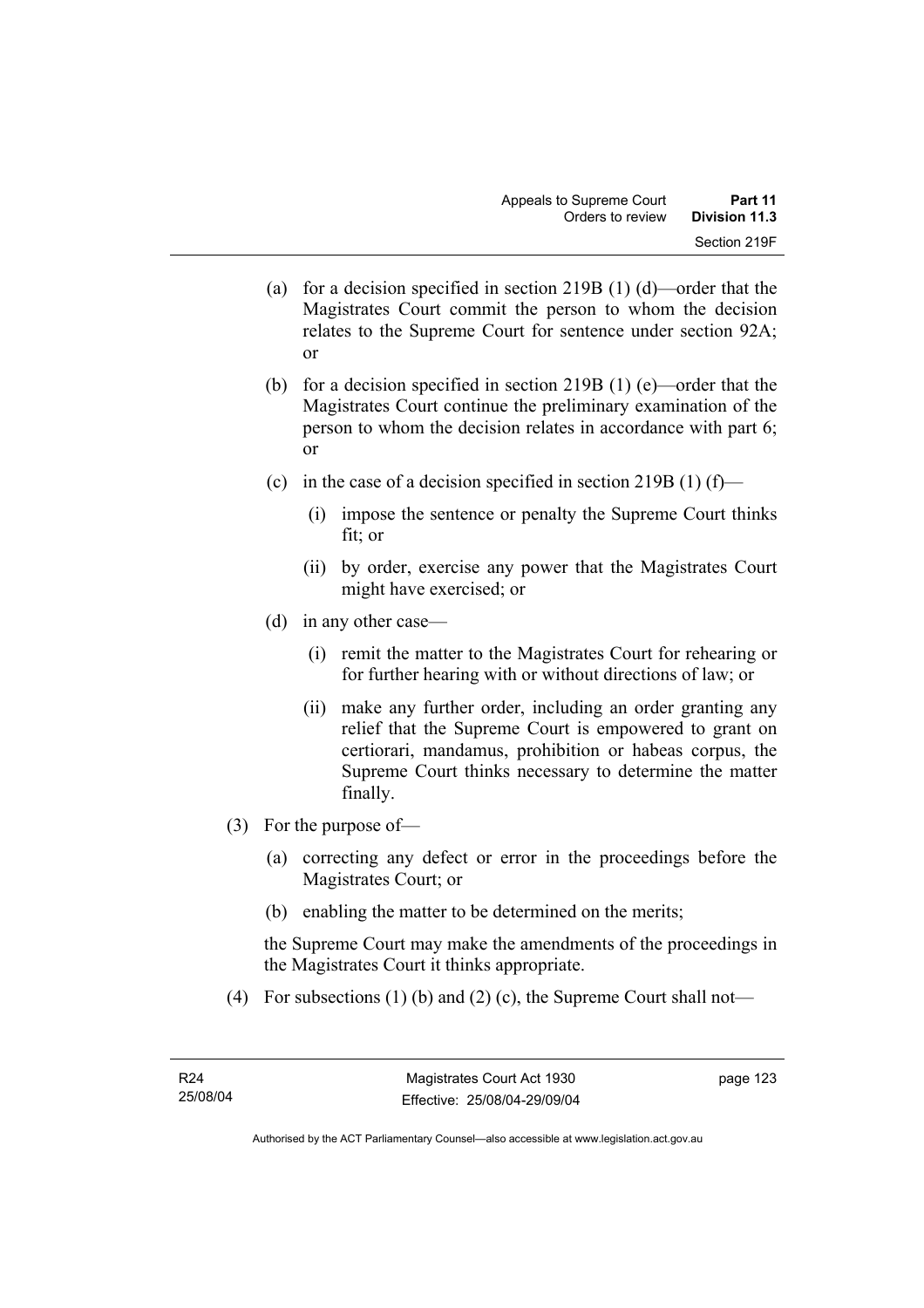(a) for a decision specified in section 219B (1) (d)—order that the Magistrates Court commit the person to whom the decision relates to the Supreme Court for sentence under section 92A; or

(b) for a decision specified in section 219B (1) (e)—order that the Magistrates Court continue the preliminary examination of the person to whom the decision relates in accordance with part 6; or

(c) in the case of a decision specified in section 219B (1) (f)—

(i) impose the sentence or penalty the Supreme Court thinks fit; or

(ii) by order, exercise any power that the Magistrates Court might have exercised; or

(d) in any other case—

(i) remit the matter to the Magistrates Court for rehearing or for further hearing with or without directions of law; or

(ii) make any further order, including an order granting any relief that the Supreme Court is empowered to grant on certiorari, mandamus, prohibition or habeas corpus, the Supreme Court thinks necessary to determine the matter finally.

(3) For the purpose of—

(a) correcting any defect or error in the proceedings before the Magistrates Court; or

(b) enabling the matter to be determined on the merits;

the Supreme Court may make the amendments of the proceedings in the Magistrates Court it thinks appropriate.

(4) For subsections (1) (b) and (2) (c), the Supreme Court shall not—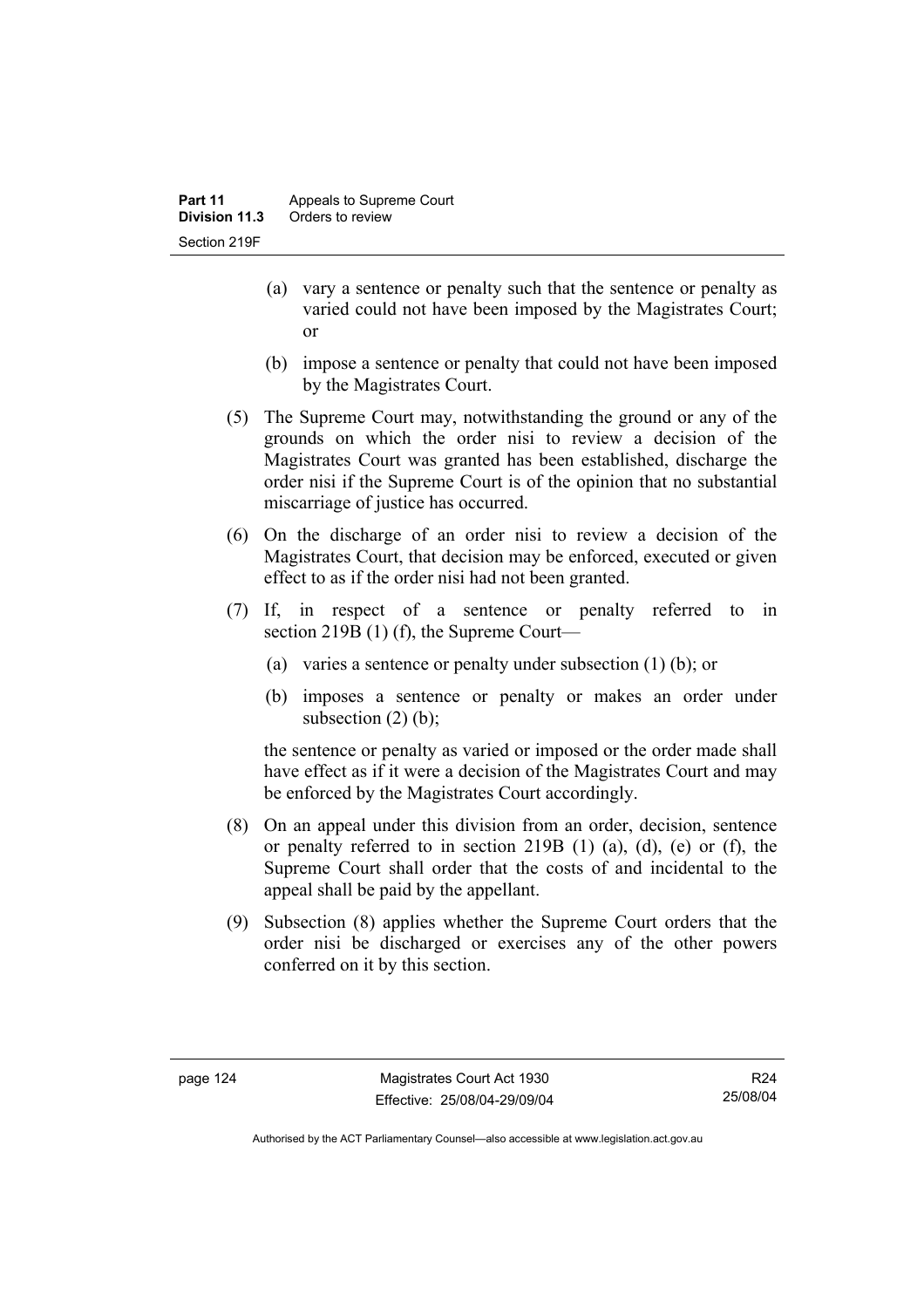(a) vary a sentence or penalty such that the sentence or penalty as varied could not have been imposed by the Magistrates Court; or

(b) impose a sentence or penalty that could not have been imposed by the Magistrates Court.

(5) The Supreme Court may, notwithstanding the ground or any of the grounds on which the order nisi to review a decision of the Magistrates Court was granted has been established, discharge the order nisi if the Supreme Court is of the opinion that no substantial miscarriage of justice has occurred.

(6) On the discharge of an order nisi to review a decision of the Magistrates Court, that decision may be enforced, executed or given effect to as if the order nisi had not been granted.

(7) If, in respect of a sentence or penalty referred to in section 219B (1) (f), the Supreme Court—

(a) varies a sentence or penalty under subsection (1) (b); or

(b) imposes a sentence or penalty or makes an order under subsection (2) (b);

the sentence or penalty as varied or imposed or the order made shall have effect as if it were a decision of the Magistrates Court and may be enforced by the Magistrates Court accordingly.

(8) On an appeal under this division from an order, decision, sentence or penalty referred to in section 219B (1) (a), (d), (e) or (f), the Supreme Court shall order that the costs of and incidental to the appeal shall be paid by the appellant.

(9) Subsection (8) applies whether the Supreme Court orders that the order nisi be discharged or exercises any of the other powers conferred on it by this section.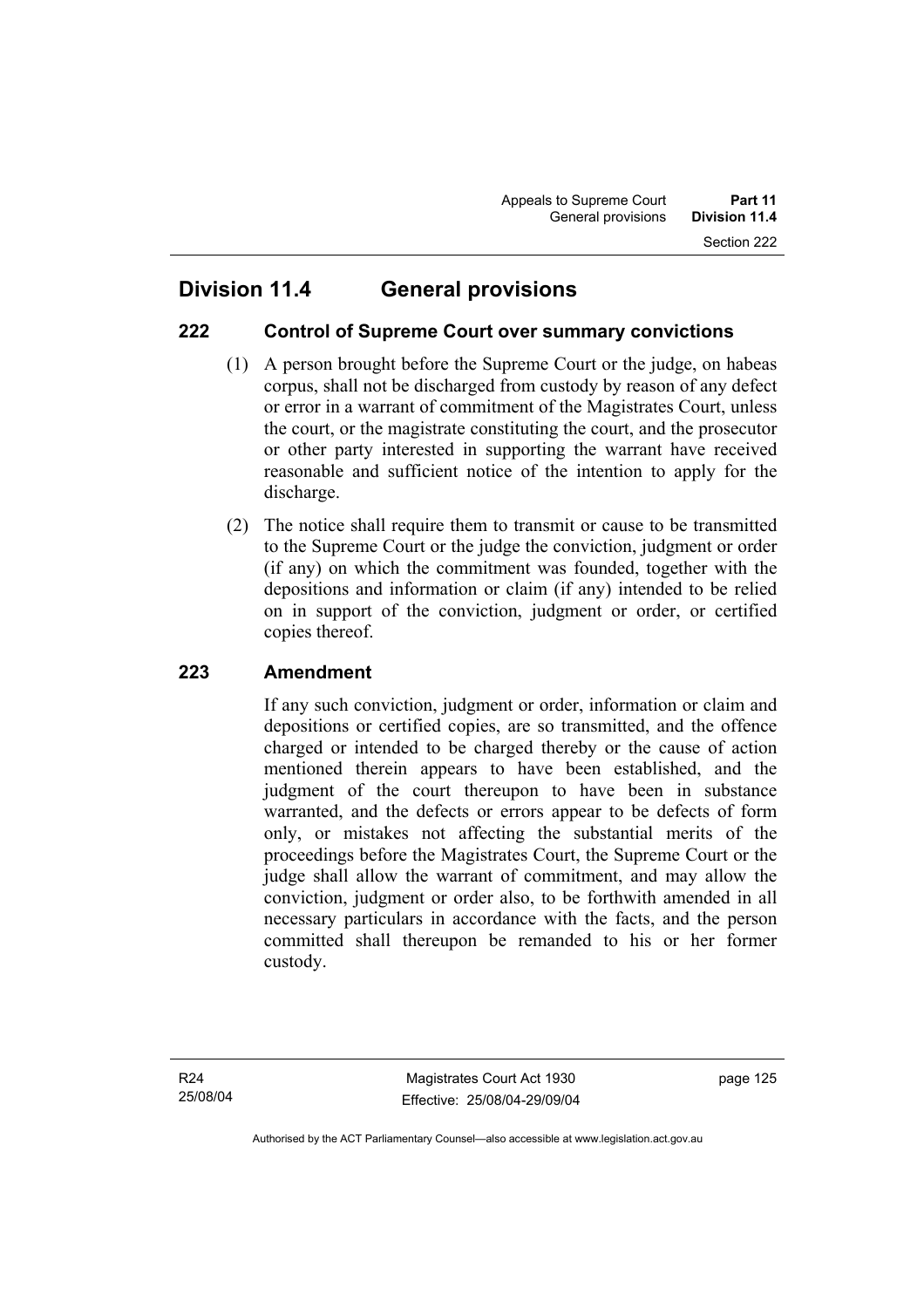## Division 11.4 General provisions

### 222 Control of Supreme Court over summary convictions

(1) A person brought before the Supreme Court or the judge, on habeas corpus, shall not be discharged from custody by reason of any defect or error in a warrant of commitment of the Magistrates Court, unless the court, or the magistrate constituting the court, and the prosecutor or other party interested in supporting the warrant have received reasonable and sufficient notice of the intention to apply for the discharge.

(2) The notice shall require them to transmit or cause to be transmitted to the Supreme Court or the judge the conviction, judgment or order (if any) on which the commitment was founded, together with the depositions and information or claim (if any) intended to be relied on in support of the conviction, judgment or order, or certified copies thereof.

### 223 Amendment

If any such conviction, judgment or order, information or claim and depositions or certified copies, are so transmitted, and the offence charged or intended to be charged thereby or the cause of action mentioned therein appears to have been established, and the judgment of the court thereupon to have been in substance warranted, and the defects or errors appear to be defects of form only, or mistakes not affecting the substantial merits of the proceedings before the Magistrates Court, the Supreme Court or the judge shall allow the warrant of commitment, and may allow the conviction, judgment or order also, to be forthwith amended in all necessary particulars in accordance with the facts, and the person committed shall thereupon be remanded to his or her former custody.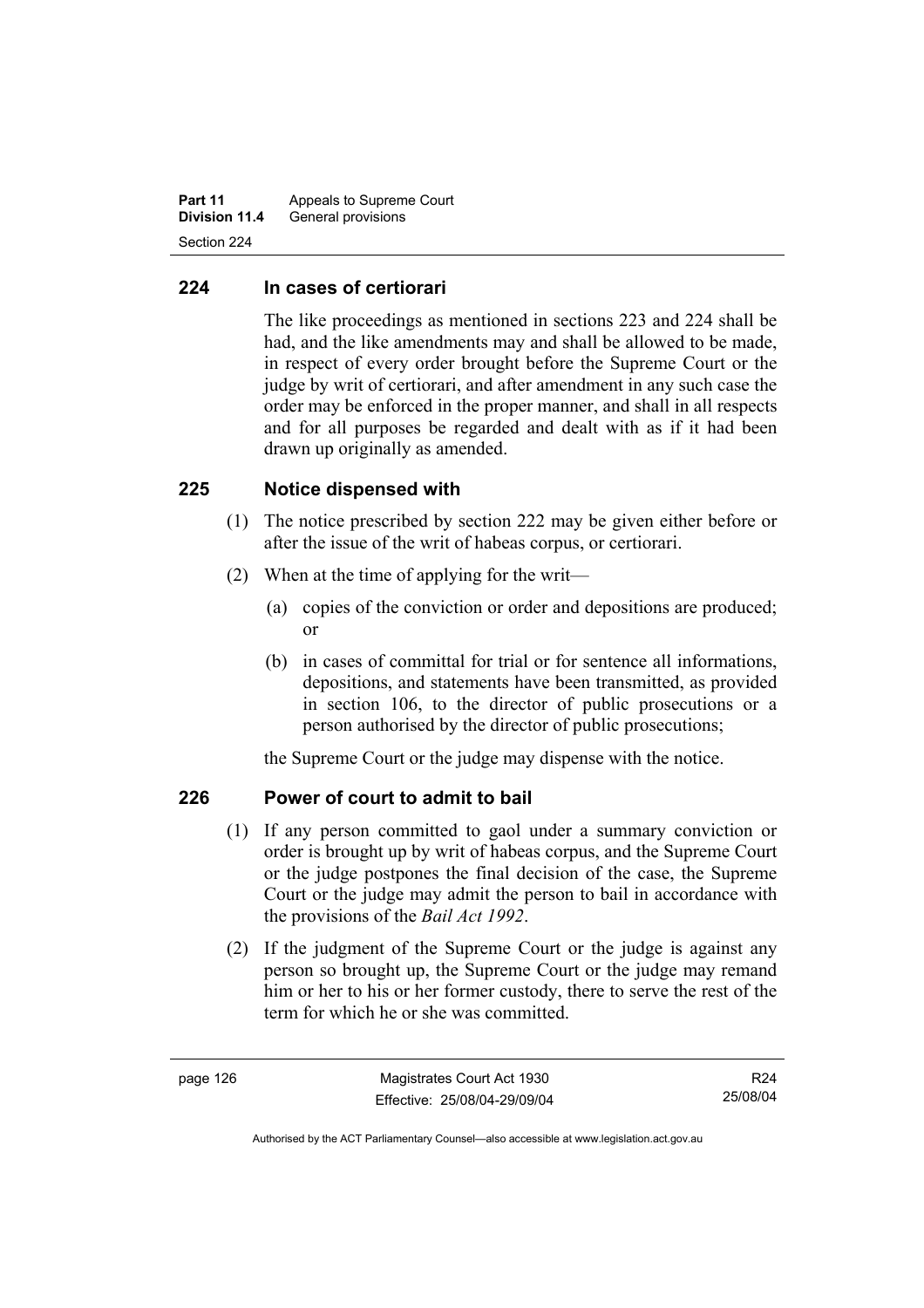## 224 In cases of certiorari

The like proceedings as mentioned in sections 223 and 224 shall be had, and the like amendments may and shall be allowed to be made, in respect of every order brought before the Supreme Court or the judge by writ of certiorari, and after amendment in any such case the order may be enforced in the proper manner, and shall in all respects and for all purposes be regarded and dealt with as if it had been drawn up originally as amended.

## 225 Notice dispensed with

(1) The notice prescribed by section 222 may be given either before or after the issue of the writ of habeas corpus, or certiorari.

(2) When at the time of applying for the writ—

(a) copies of the conviction or order and depositions are produced; or

(b) in cases of committal for trial or for sentence all informations, depositions, and statements have been transmitted, as provided in section 106, to the director of public prosecutions or a person authorised by the director of public prosecutions;

the Supreme Court or the judge may dispense with the notice.

## 226 Power of court to admit to bail

(1) If any person committed to gaol under a summary conviction or order is brought up by writ of habeas corpus, and the Supreme Court or the judge postpones the final decision of the case, the Supreme Court or the judge may admit the person to bail in accordance with the provisions of the *Bail Act 1992*.

(2) If the judgment of the Supreme Court or the judge is against any person so brought up, the Supreme Court or the judge may remand him or her to his or her former custody, there to serve the rest of the term for which he or she was committed.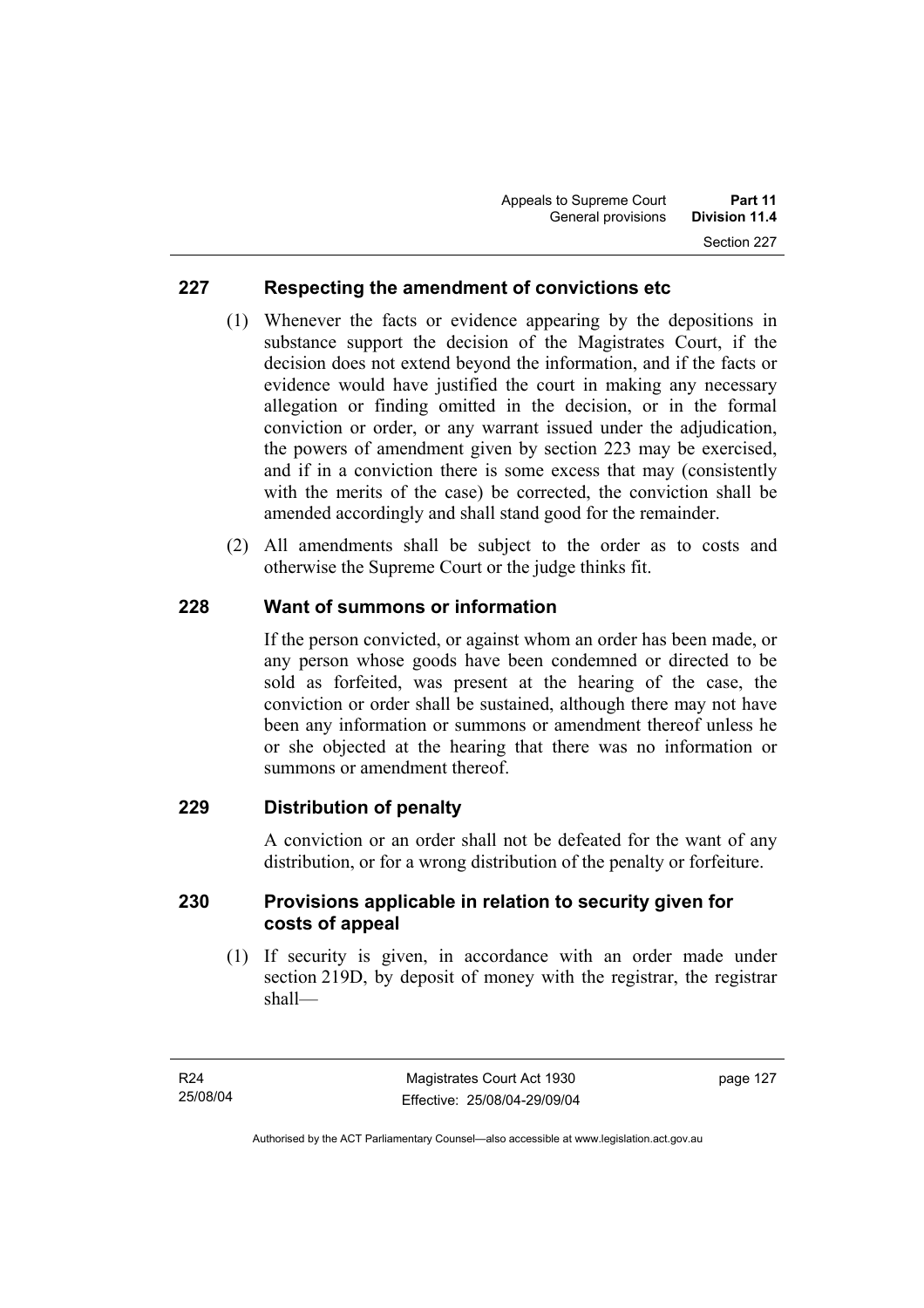## 227 Respecting the amendment of convictions etc

(1) Whenever the facts or evidence appearing by the depositions in substance support the decision of the Magistrates Court, if the decision does not extend beyond the information, and if the facts or evidence would have justified the court in making any necessary allegation or finding omitted in the decision, or in the formal conviction or order, or any warrant issued under the adjudication, the powers of amendment given by section 223 may be exercised, and if in a conviction there is some excess that may (consistently with the merits of the case) be corrected, the conviction shall be amended accordingly and shall stand good for the remainder.

(2) All amendments shall be subject to the order as to costs and otherwise the Supreme Court or the judge thinks fit.

## 228 Want of summons or information

If the person convicted, or against whom an order has been made, or any person whose goods have been condemned or directed to be sold as forfeited, was present at the hearing of the case, the conviction or order shall be sustained, although there may not have been any information or summons or amendment thereof unless he or she objected at the hearing that there was no information or summons or amendment thereof.

## 229 Distribution of penalty

A conviction or an order shall not be defeated for the want of any distribution, or for a wrong distribution of the penalty or forfeiture.

## 230 Provisions applicable in relation to security given for costs of appeal

(1) If security is given, in accordance with an order made under section 219D, by deposit of money with the registrar, the registrar shall—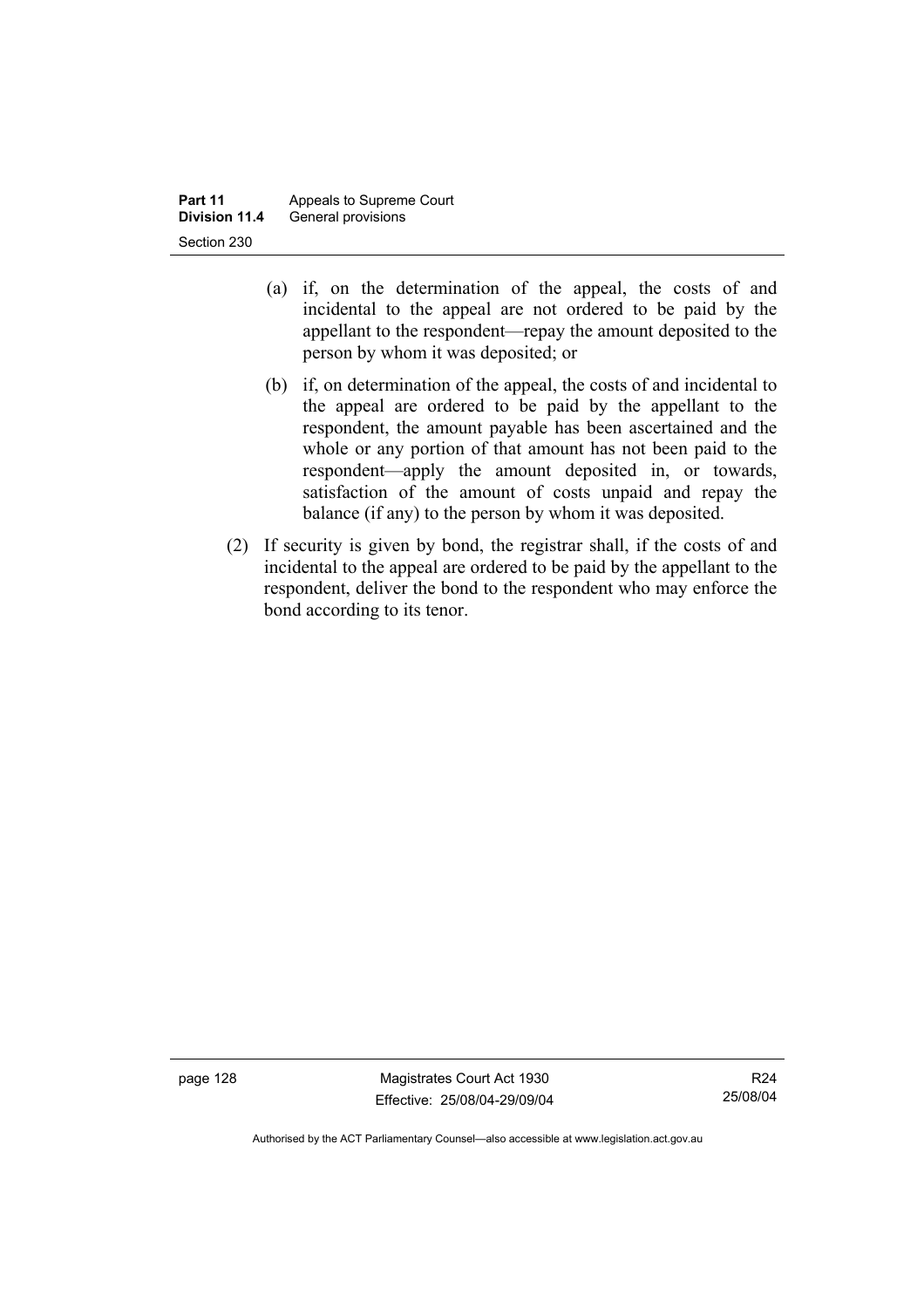(a) if, on the determination of the appeal, the costs of and incidental to the appeal are not ordered to be paid by the appellant to the respondent—repay the amount deposited to the person by whom it was deposited; or

(b) if, on determination of the appeal, the costs of and incidental to the appeal are ordered to be paid by the appellant to the respondent, the amount payable has been ascertained and the whole or any portion of that amount has not been paid to the respondent—apply the amount deposited in, or towards, satisfaction of the amount of costs unpaid and repay the balance (if any) to the person by whom it was deposited.

(2) If security is given by bond, the registrar shall, if the costs of and incidental to the appeal are ordered to be paid by the appellant to the respondent, deliver the bond to the respondent who may enforce the bond according to its tenor.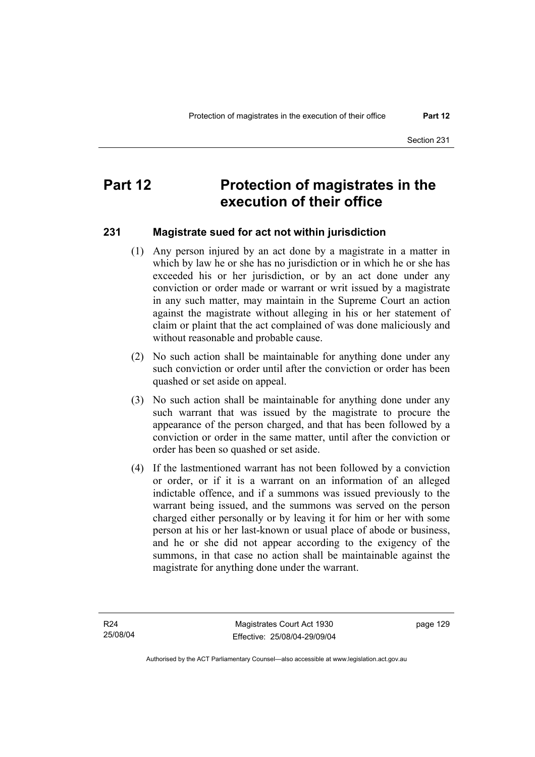# Part 12 Protection of magistrates in the execution of their office

## 231 Magistrate sued for act not within jurisdiction

(1) Any person injured by an act done by a magistrate in a matter in which by law he or she has no jurisdiction or in which he or she has exceeded his or her jurisdiction, or by an act done under any conviction or order made or warrant or writ issued by a magistrate in any such matter, may maintain in the Supreme Court an action against the magistrate without alleging in his or her statement of claim or plaint that the act complained of was done maliciously and without reasonable and probable cause.

(2) No such action shall be maintainable for anything done under any such conviction or order until after the conviction or order has been quashed or set aside on appeal.

(3) No such action shall be maintainable for anything done under any such warrant that was issued by the magistrate to procure the appearance of the person charged, and that has been followed by a conviction or order in the same matter, until after the conviction or order has been so quashed or set aside.

(4) If the lastmentioned warrant has not been followed by a conviction or order, or if it is a warrant on an information of an alleged indictable offence, and if a summons was issued previously to the warrant being issued, and the summons was served on the person charged either personally or by leaving it for him or her with some person at his or her last-known or usual place of abode or business, and he or she did not appear according to the exigency of the summons, in that case no action shall be maintainable against the magistrate for anything done under the warrant.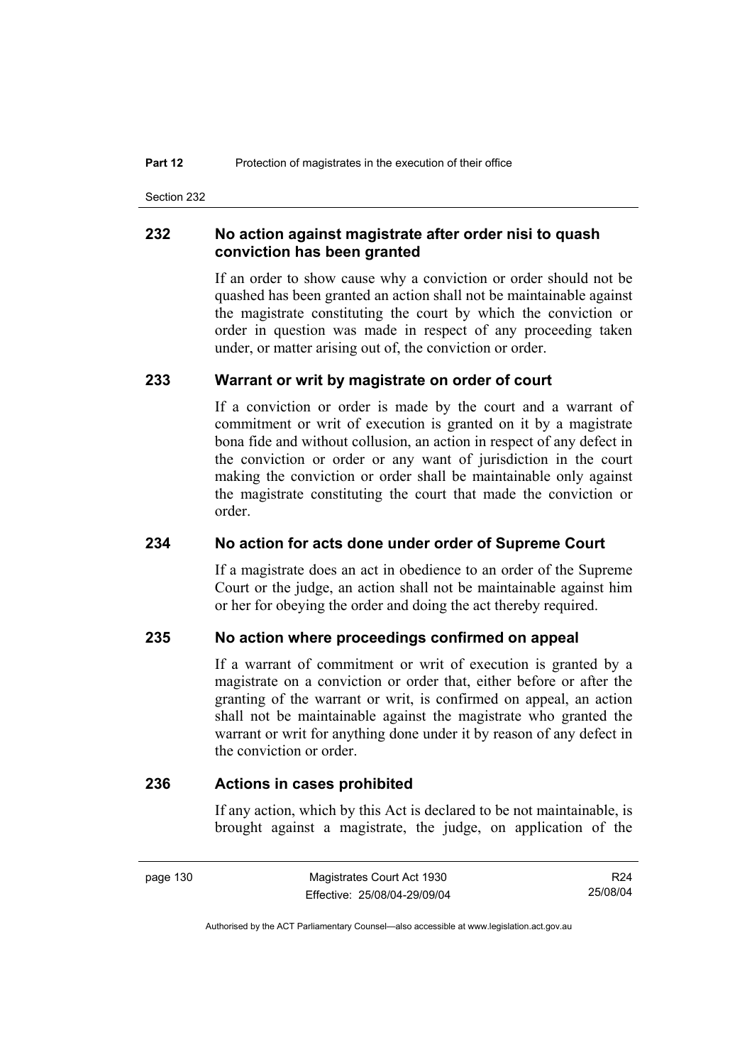## 232 No action against magistrate after order nisi to quash conviction has been granted

If an order to show cause why a conviction or order should not be quashed has been granted an action shall not be maintainable against the magistrate constituting the court by which the conviction or order in question was made in respect of any proceeding taken under, or matter arising out of, the conviction or order.

## 233 Warrant or writ by magistrate on order of court

If a conviction or order is made by the court and a warrant of commitment or writ of execution is granted on it by a magistrate bona fide and without collusion, an action in respect of any defect in the conviction or order or any want of jurisdiction in the court making the conviction or order shall be maintainable only against the magistrate constituting the court that made the conviction or order.

## 234 No action for acts done under order of Supreme Court

If a magistrate does an act in obedience to an order of the Supreme Court or the judge, an action shall not be maintainable against him or her for obeying the order and doing the act thereby required.

## 235 No action where proceedings confirmed on appeal

If a warrant of commitment or writ of execution is granted by a magistrate on a conviction or order that, either before or after the granting of the warrant or writ, is confirmed on appeal, an action shall not be maintainable against the magistrate who granted the warrant or writ for anything done under it by reason of any defect in the conviction or order.

## 236 Actions in cases prohibited

If any action, which by this Act is declared to be not maintainable, is brought against a magistrate, the judge, on application of the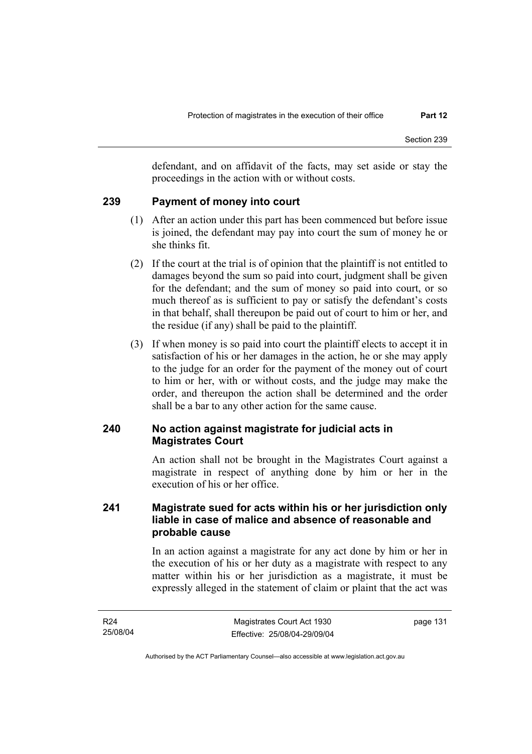defendant, and on affidavit of the facts, may set aside or stay the proceedings in the action with or without costs.

## 239 Payment of money into court

(1) After an action under this part has been commenced but before issue is joined, the defendant may pay into court the sum of money he or she thinks fit.

(2) If the court at the trial is of opinion that the plaintiff is not entitled to damages beyond the sum so paid into court, judgment shall be given for the defendant; and the sum of money so paid into court, or so much thereof as is sufficient to pay or satisfy the defendant's costs in that behalf, shall thereupon be paid out of court to him or her, and the residue (if any) shall be paid to the plaintiff.

(3) If when money is so paid into court the plaintiff elects to accept it in satisfaction of his or her damages in the action, he or she may apply to the judge for an order for the payment of the money out of court to him or her, with or without costs, and the judge may make the order, and thereupon the action shall be determined and the order shall be a bar to any other action for the same cause.

## 240 No action against magistrate for judicial acts in Magistrates Court

An action shall not be brought in the Magistrates Court against a magistrate in respect of anything done by him or her in the execution of his or her office.

## 241 Magistrate sued for acts within his or her jurisdiction only liable in case of malice and absence of reasonable and probable cause

In an action against a magistrate for any act done by him or her in the execution of his or her duty as a magistrate with respect to any matter within his or her jurisdiction as a magistrate, it must be expressly alleged in the statement of claim or plaint that the act was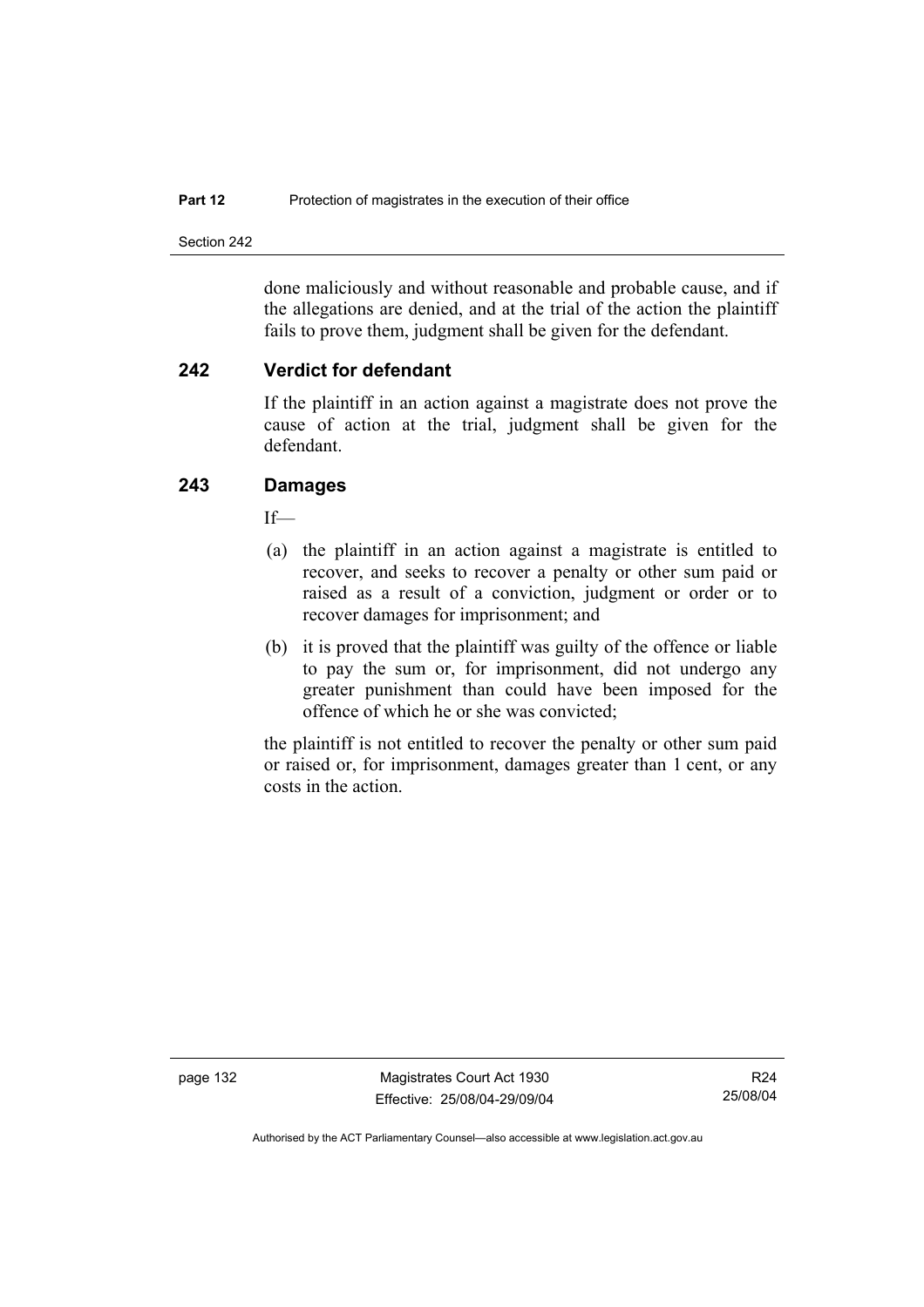done maliciously and without reasonable and probable cause, and if the allegations are denied, and at the trial of the action the plaintiff fails to prove them, judgment shall be given for the defendant.

## 242 Verdict for defendant

If the plaintiff in an action against a magistrate does not prove the cause of action at the trial, judgment shall be given for the defendant.

## 243 Damages

If—

(a) the plaintiff in an action against a magistrate is entitled to recover, and seeks to recover a penalty or other sum paid or raised as a result of a conviction, judgment or order or to recover damages for imprisonment; and

(b) it is proved that the plaintiff was guilty of the offence or liable to pay the sum or, for imprisonment, did not undergo any greater punishment than could have been imposed for the offence of which he or she was convicted;

the plaintiff is not entitled to recover the penalty or other sum paid or raised or, for imprisonment, damages greater than 1 cent, or any costs in the action.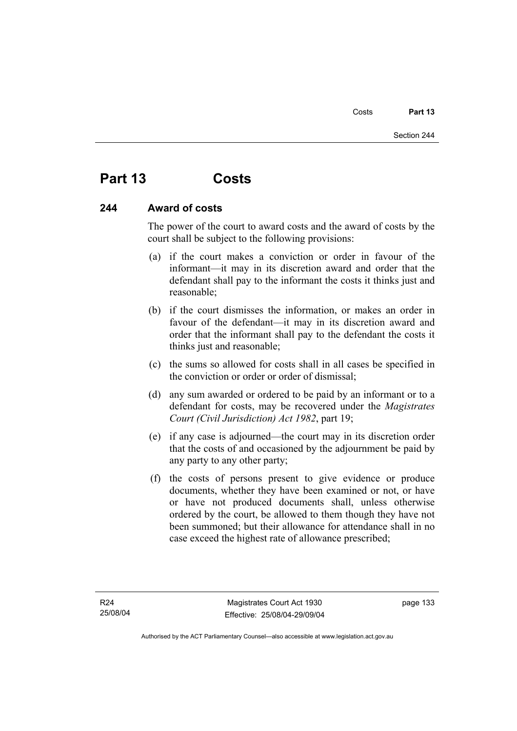# Part 13 Costs

## 244 Award of costs

The power of the court to award costs and the award of costs by the court shall be subject to the following provisions:

(a) if the court makes a conviction or order in favour of the informant—it may in its discretion award and order that the defendant shall pay to the informant the costs it thinks just and reasonable;

(b) if the court dismisses the information, or makes an order in favour of the defendant—it may in its discretion award and order that the informant shall pay to the defendant the costs it thinks just and reasonable;

(c) the sums so allowed for costs shall in all cases be specified in the conviction or order or order of dismissal;

(d) any sum awarded or ordered to be paid by an informant or to a defendant for costs, may be recovered under the *Magistrates Court (Civil Jurisdiction) Act 1982*, part 19;

(e) if any case is adjourned—the court may in its discretion order that the costs of and occasioned by the adjournment be paid by any party to any other party;

(f) the costs of persons present to give evidence or produce documents, whether they have been examined or not, or have or have not produced documents shall, unless otherwise ordered by the court, be allowed to them though they have not been summoned; but their allowance for attendance shall in no case exceed the highest rate of allowance prescribed;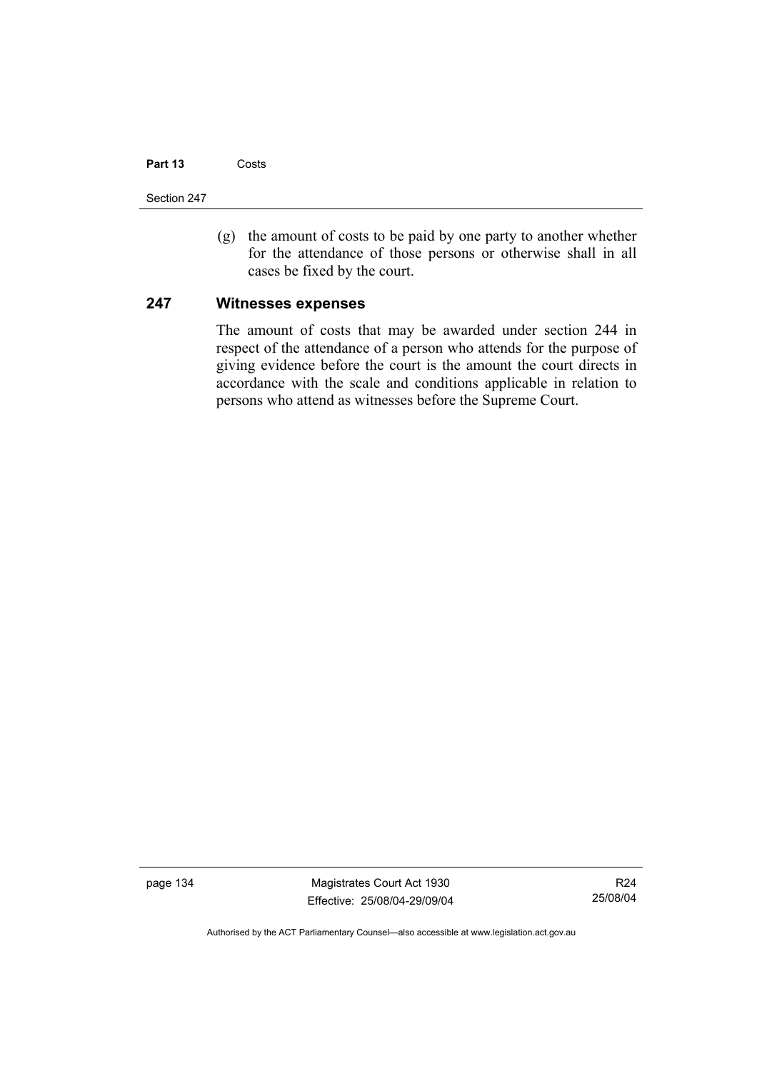(g) the amount of costs to be paid by one party to another whether for the attendance of those persons or otherwise shall in all cases be fixed by the court.

### 247 Witnesses expenses

The amount of costs that may be awarded under section 244 in respect of the attendance of a person who attends for the purpose of giving evidence before the court is the amount the court directs in accordance with the scale and conditions applicable in relation to persons who attend as witnesses before the Supreme Court.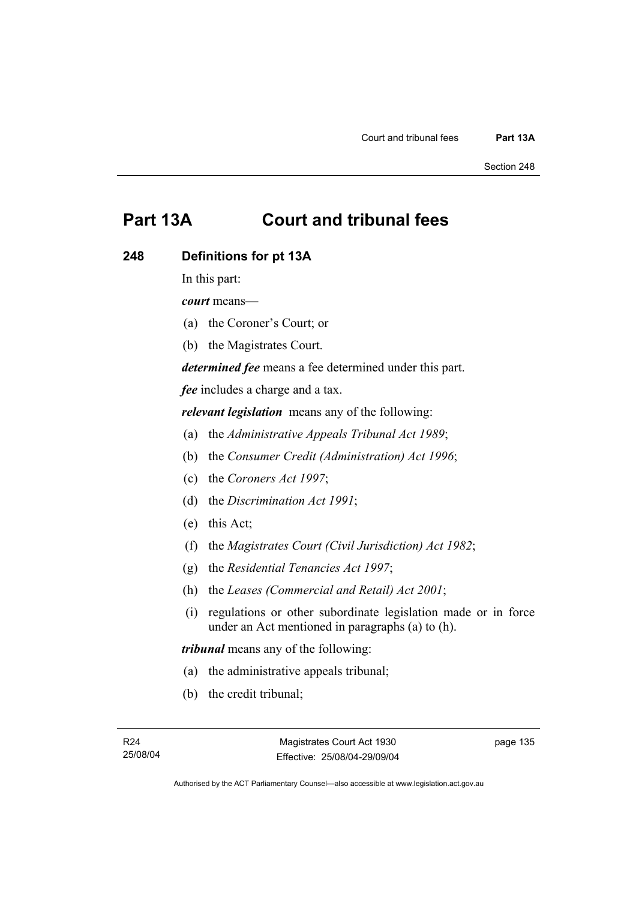# Part 13A Court and tribunal fees

## 248 Definitions for pt 13A

In this part:

***court*** means—

(a) the Coroner's Court; or

(b) the Magistrates Court.

***determined fee*** means a fee determined under this part.

***fee*** includes a charge and a tax.

***relevant legislation*** means any of the following:

(a) the *Administrative Appeals Tribunal Act 1989*;

(b) the *Consumer Credit (Administration) Act 1996*;

(c) the *Coroners Act 1997*;

(d) the *Discrimination Act 1991*;

(e) this Act;

(f) the *Magistrates Court (Civil Jurisdiction) Act 1982*;

(g) the *Residential Tenancies Act 1997*;

(h) the *Leases (Commercial and Retail) Act 2001*;

(i) regulations or other subordinate legislation made or in force under an Act mentioned in paragraphs (a) to (h).

***tribunal*** means any of the following:

(a) the administrative appeals tribunal;

(b) the credit tribunal;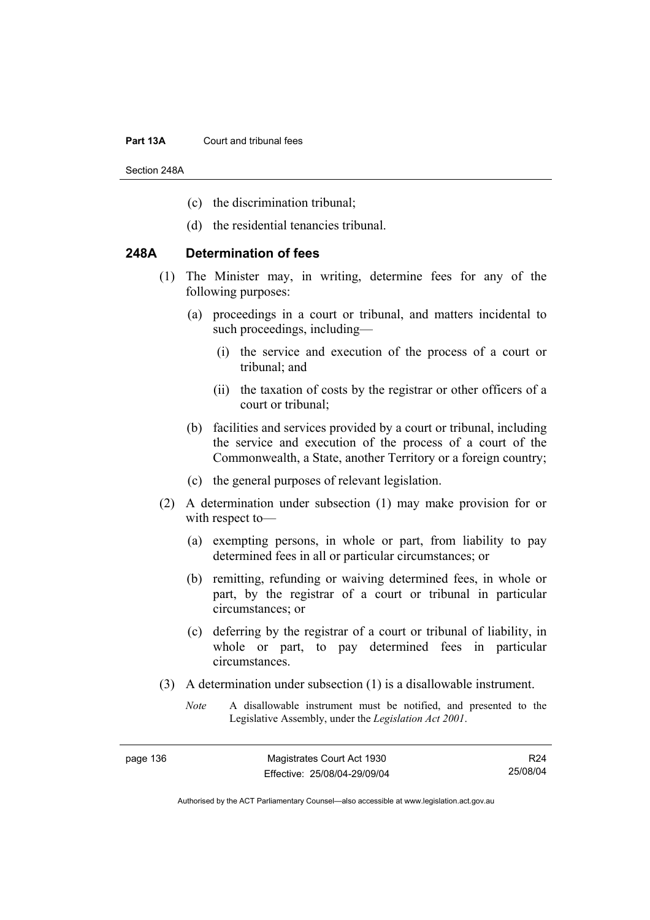(c) the discrimination tribunal;

(d) the residential tenancies tribunal.

## 248A Determination of fees

(1) The Minister may, in writing, determine fees for any of the following purposes:

(a) proceedings in a court or tribunal, and matters incidental to such proceedings, including—

(i) the service and execution of the process of a court or tribunal; and

(ii) the taxation of costs by the registrar or other officers of a court or tribunal;

(b) facilities and services provided by a court or tribunal, including the service and execution of the process of a court of the Commonwealth, a State, another Territory or a foreign country;

(c) the general purposes of relevant legislation.

(2) A determination under subsection (1) may make provision for or with respect to—

(a) exempting persons, in whole or part, from liability to pay determined fees in all or particular circumstances; or

(b) remitting, refunding or waiving determined fees, in whole or part, by the registrar of a court or tribunal in particular circumstances; or

(c) deferring by the registrar of a court or tribunal of liability, in whole or part, to pay determined fees in particular circumstances.

(3) A determination under subsection (1) is a disallowable instrument.

*Note* A disallowable instrument must be notified, and presented to the Legislative Assembly, under the *Legislation Act 2001*.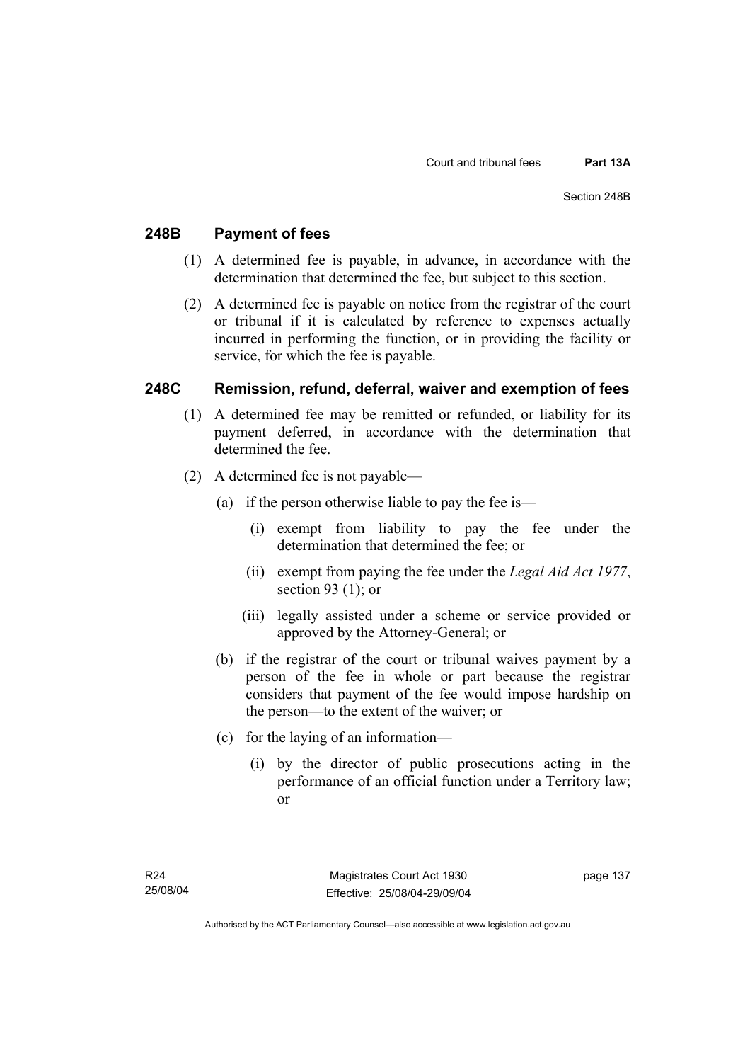## 248B Payment of fees

(1) A determined fee is payable, in advance, in accordance with the determination that determined the fee, but subject to this section.

(2) A determined fee is payable on notice from the registrar of the court or tribunal if it is calculated by reference to expenses actually incurred in performing the function, or in providing the facility or service, for which the fee is payable.

## 248C Remission, refund, deferral, waiver and exemption of fees

(1) A determined fee may be remitted or refunded, or liability for its payment deferred, in accordance with the determination that determined the fee.

(2) A determined fee is not payable—

(a) if the person otherwise liable to pay the fee is—

(i) exempt from liability to pay the fee under the determination that determined the fee; or

(ii) exempt from paying the fee under the *Legal Aid Act 1977*, section 93 (1); or

(iii) legally assisted under a scheme or service provided or approved by the Attorney-General; or

(b) if the registrar of the court or tribunal waives payment by a person of the fee in whole or part because the registrar considers that payment of the fee would impose hardship on the person—to the extent of the waiver; or

(c) for the laying of an information—

(i) by the director of public prosecutions acting in the performance of an official function under a Territory law; or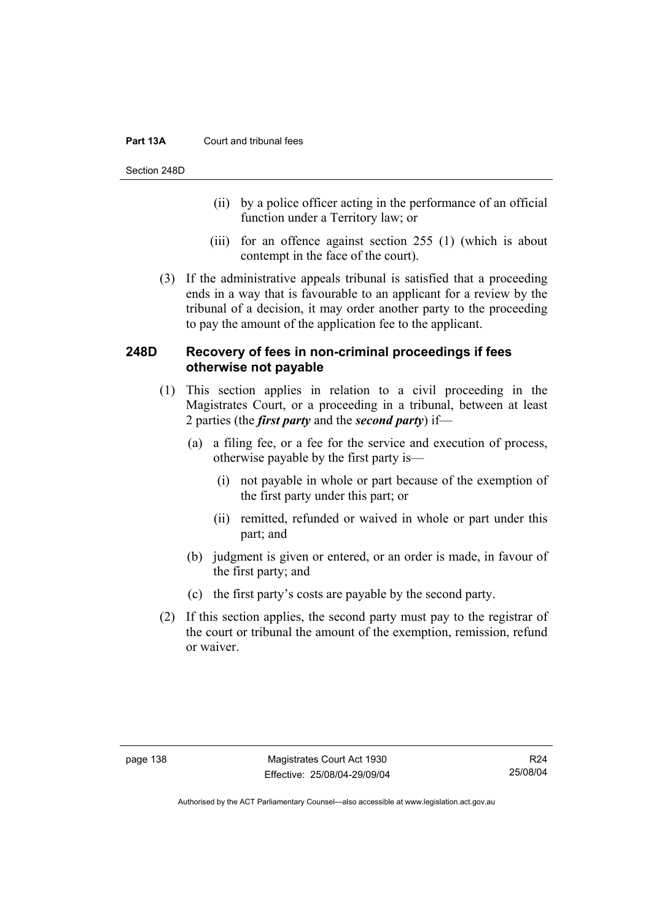(ii) by a police officer acting in the performance of an official function under a Territory law; or

(iii) for an offence against section 255 (1) (which is about contempt in the face of the court).

(3) If the administrative appeals tribunal is satisfied that a proceeding ends in a way that is favourable to an applicant for a review by the tribunal of a decision, it may order another party to the proceeding to pay the amount of the application fee to the applicant.

### 248D Recovery of fees in non-criminal proceedings if fees otherwise not payable

(1) This section applies in relation to a civil proceeding in the Magistrates Court, or a proceeding in a tribunal, between at least 2 parties (the ***first party*** and the ***second party***) if—

(a) a filing fee, or a fee for the service and execution of process, otherwise payable by the first party is—

(i) not payable in whole or part because of the exemption of the first party under this part; or

(ii) remitted, refunded or waived in whole or part under this part; and

(b) judgment is given or entered, or an order is made, in favour of the first party; and

(c) the first party's costs are payable by the second party.

(2) If this section applies, the second party must pay to the registrar of the court or tribunal the amount of the exemption, remission, refund or waiver.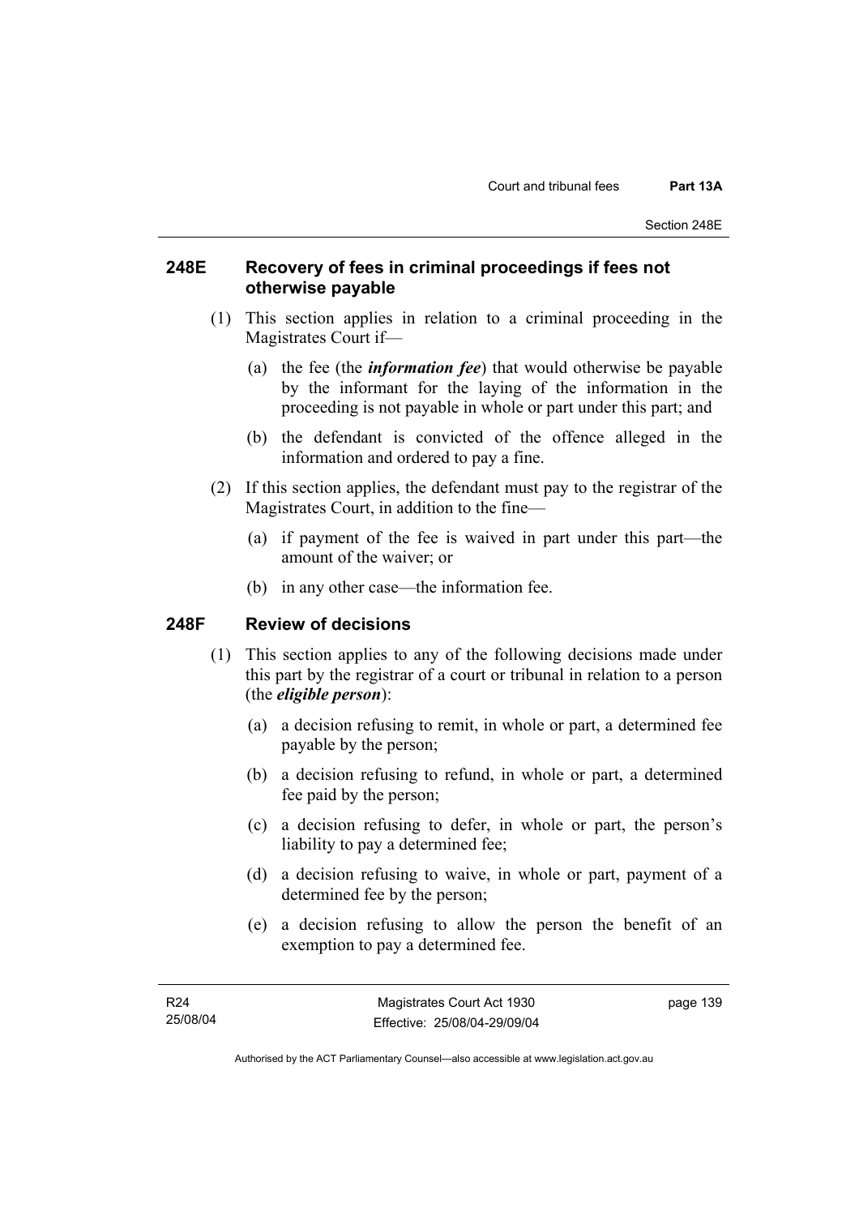### 248E Recovery of fees in criminal proceedings if fees not otherwise payable

(1) This section applies in relation to a criminal proceeding in the Magistrates Court if—

(a) the fee (the ***information fee***) that would otherwise be payable by the informant for the laying of the information in the proceeding is not payable in whole or part under this part; and

(b) the defendant is convicted of the offence alleged in the information and ordered to pay a fine.

(2) If this section applies, the defendant must pay to the registrar of the Magistrates Court, in addition to the fine—

(a) if payment of the fee is waived in part under this part—the amount of the waiver; or

(b) in any other case—the information fee.

### 248F Review of decisions

(1) This section applies to any of the following decisions made under this part by the registrar of a court or tribunal in relation to a person (the ***eligible person***):

(a) a decision refusing to remit, in whole or part, a determined fee payable by the person;

(b) a decision refusing to refund, in whole or part, a determined fee paid by the person;

(c) a decision refusing to defer, in whole or part, the person's liability to pay a determined fee;

(d) a decision refusing to waive, in whole or part, payment of a determined fee by the person;

(e) a decision refusing to allow the person the benefit of an exemption to pay a determined fee.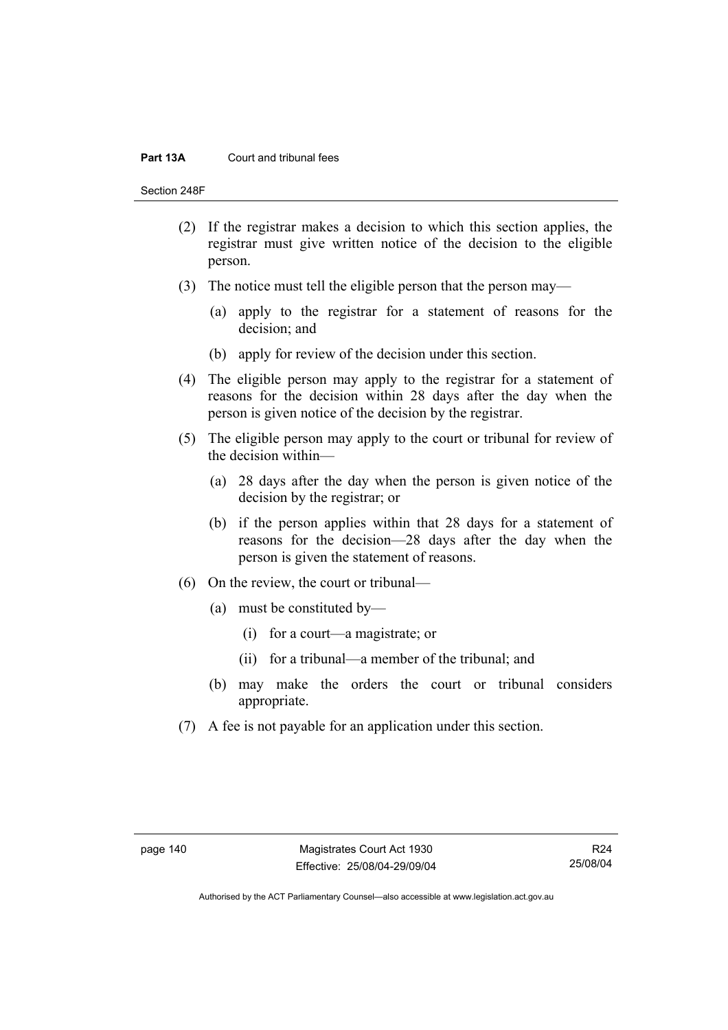(2) If the registrar makes a decision to which this section applies, the registrar must give written notice of the decision to the eligible person.

(3) The notice must tell the eligible person that the person may—

(a) apply to the registrar for a statement of reasons for the decision; and

(b) apply for review of the decision under this section.

(4) The eligible person may apply to the registrar for a statement of reasons for the decision within 28 days after the day when the person is given notice of the decision by the registrar.

(5) The eligible person may apply to the court or tribunal for review of the decision within—

(a) 28 days after the day when the person is given notice of the decision by the registrar; or

(b) if the person applies within that 28 days for a statement of reasons for the decision—28 days after the day when the person is given the statement of reasons.

(6) On the review, the court or tribunal—

(a) must be constituted by—

(i) for a court—a magistrate; or

(ii) for a tribunal—a member of the tribunal; and

(b) may make the orders the court or tribunal considers appropriate.

(7) A fee is not payable for an application under this section.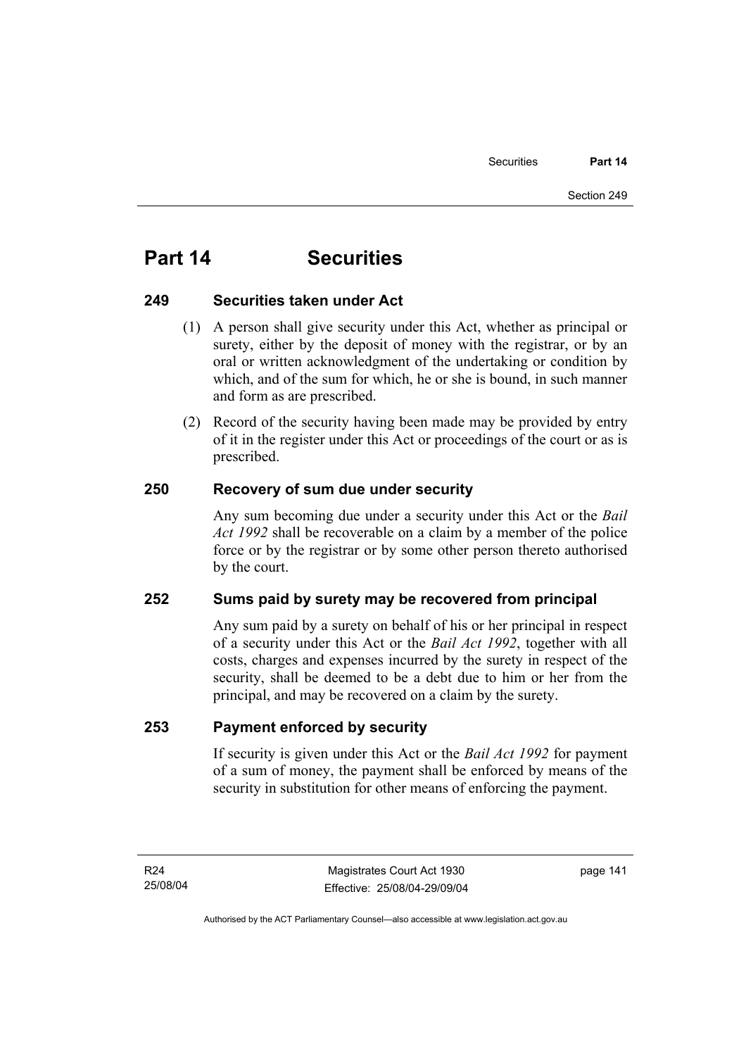# Part 14 Securities

## 249 Securities taken under Act

(1) A person shall give security under this Act, whether as principal or surety, either by the deposit of money with the registrar, or by an oral or written acknowledgment of the undertaking or condition by which, and of the sum for which, he or she is bound, in such manner and form as are prescribed.

(2) Record of the security having been made may be provided by entry of it in the register under this Act or proceedings of the court or as is prescribed.

## 250 Recovery of sum due under security

Any sum becoming due under a security under this Act or the *Bail Act 1992* shall be recoverable on a claim by a member of the police force or by the registrar or by some other person thereto authorised by the court.

## 252 Sums paid by surety may be recovered from principal

Any sum paid by a surety on behalf of his or her principal in respect of a security under this Act or the *Bail Act 1992*, together with all costs, charges and expenses incurred by the surety in respect of the security, shall be deemed to be a debt due to him or her from the principal, and may be recovered on a claim by the surety.

## 253 Payment enforced by security

If security is given under this Act or the *Bail Act 1992* for payment of a sum of money, the payment shall be enforced by means of the security in substitution for other means of enforcing the payment.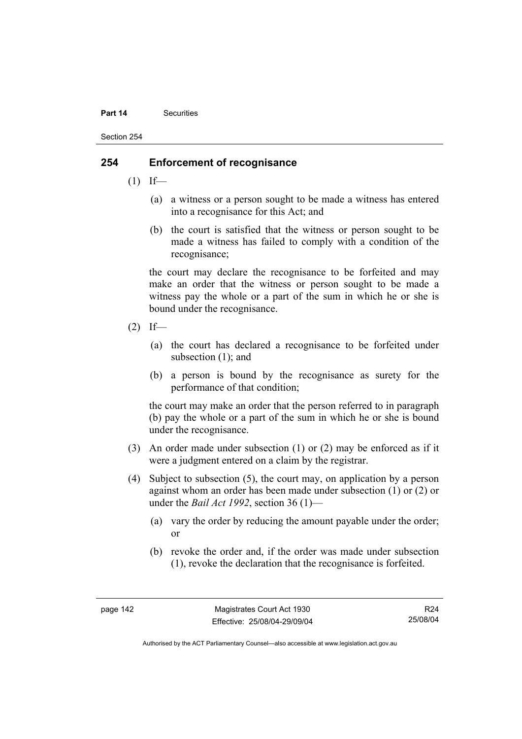## 254 Enforcement of recognisance

(1) If—

(a) a witness or a person sought to be made a witness has entered into a recognisance for this Act; and

(b) the court is satisfied that the witness or person sought to be made a witness has failed to comply with a condition of the recognisance;

the court may declare the recognisance to be forfeited and may make an order that the witness or person sought to be made a witness pay the whole or a part of the sum in which he or she is bound under the recognisance.

(2) If—

(a) the court has declared a recognisance to be forfeited under subsection (1); and

(b) a person is bound by the recognisance as surety for the performance of that condition;

the court may make an order that the person referred to in paragraph (b) pay the whole or a part of the sum in which he or she is bound under the recognisance.

(3) An order made under subsection (1) or (2) may be enforced as if it were a judgment entered on a claim by the registrar.

(4) Subject to subsection (5), the court may, on application by a person against whom an order has been made under subsection (1) or (2) or under the *Bail Act 1992*, section 36 (1)—

(a) vary the order by reducing the amount payable under the order; or

(b) revoke the order and, if the order was made under subsection (1), revoke the declaration that the recognisance is forfeited.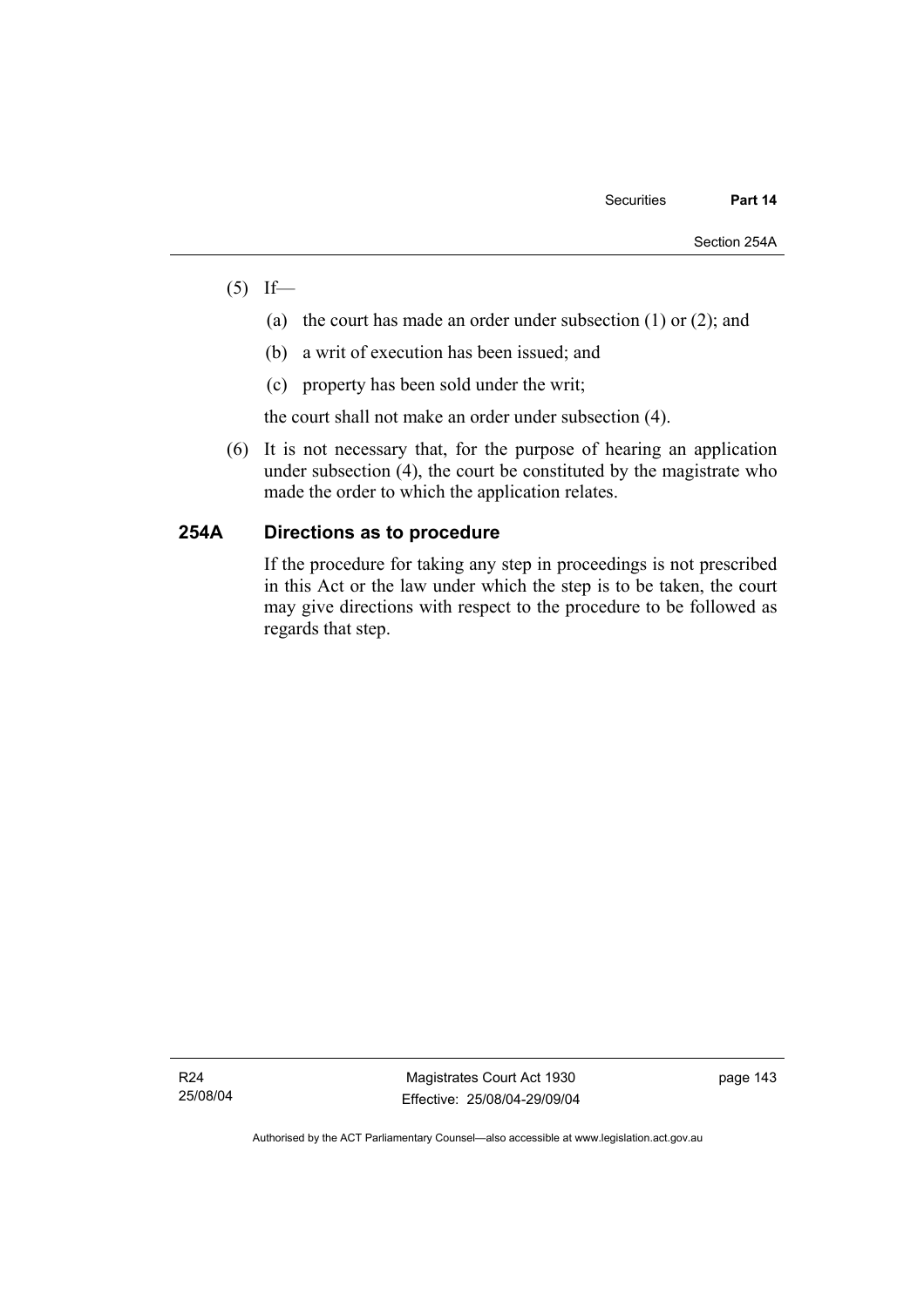(5) If—

(a) the court has made an order under subsection (1) or (2); and

(b) a writ of execution has been issued; and

(c) property has been sold under the writ;

the court shall not make an order under subsection (4).

(6) It is not necessary that, for the purpose of hearing an application under subsection (4), the court be constituted by the magistrate who made the order to which the application relates.

### 254A Directions as to procedure

If the procedure for taking any step in proceedings is not prescribed in this Act or the law under which the step is to be taken, the court may give directions with respect to the procedure to be followed as regards that step.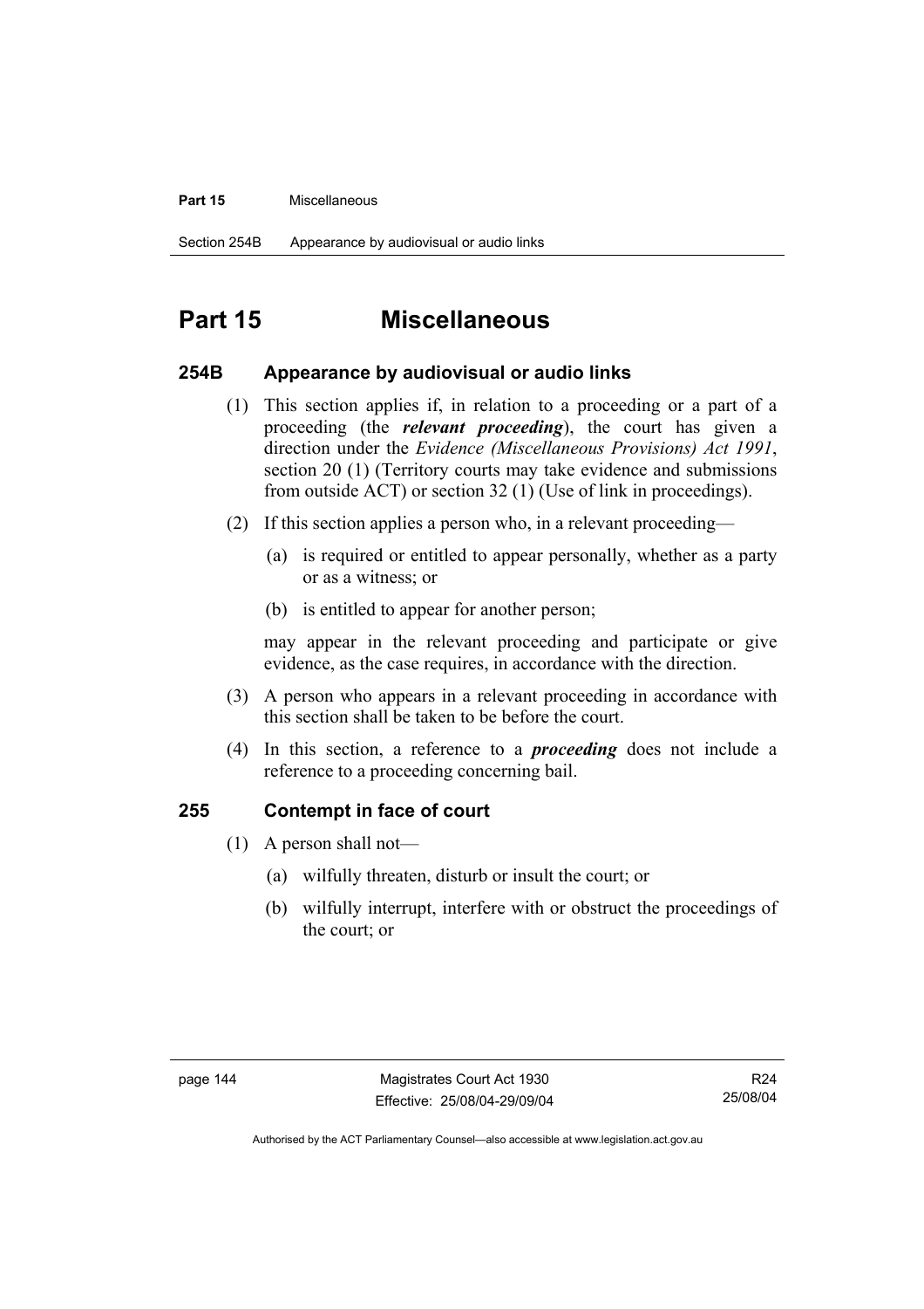# Part 15 Miscellaneous

## 254B Appearance by audiovisual or audio links

(1) This section applies if, in relation to a proceeding or a part of a proceeding (the ***relevant proceeding***), the court has given a direction under the *Evidence (Miscellaneous Provisions) Act 1991*, section 20 (1) (Territory courts may take evidence and submissions from outside ACT) or section 32 (1) (Use of link in proceedings).

(2) If this section applies a person who, in a relevant proceeding—

(a) is required or entitled to appear personally, whether as a party or as a witness; or

(b) is entitled to appear for another person;

may appear in the relevant proceeding and participate or give evidence, as the case requires, in accordance with the direction.

(3) A person who appears in a relevant proceeding in accordance with this section shall be taken to be before the court.

(4) In this section, a reference to a ***proceeding*** does not include a reference to a proceeding concerning bail.

## 255 Contempt in face of court

(1) A person shall not—

(a) wilfully threaten, disturb or insult the court; or

(b) wilfully interrupt, interfere with or obstruct the proceedings of the court; or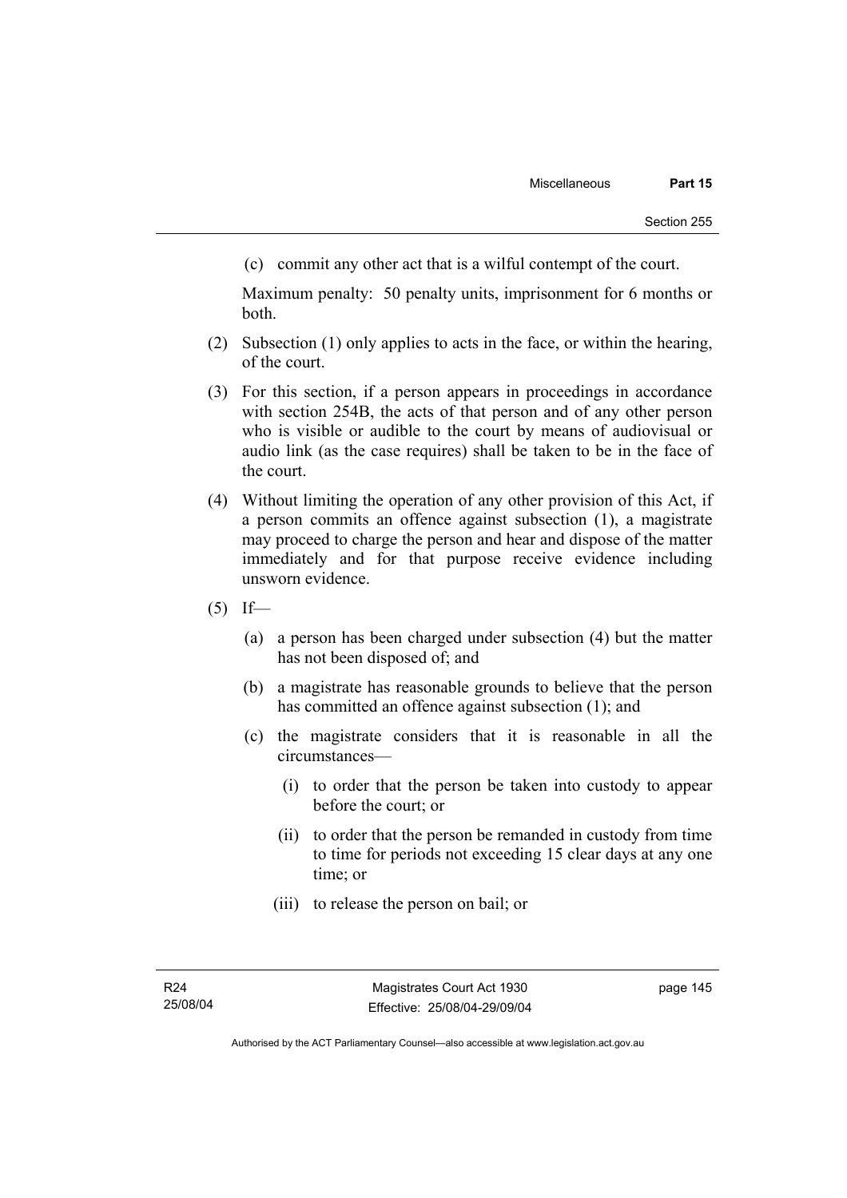(c) commit any other act that is a wilful contempt of the court.

Maximum penalty: 50 penalty units, imprisonment for 6 months or both.

(2) Subsection (1) only applies to acts in the face, or within the hearing, of the court.

(3) For this section, if a person appears in proceedings in accordance with section 254B, the acts of that person and of any other person who is visible or audible to the court by means of audiovisual or audio link (as the case requires) shall be taken to be in the face of the court.

(4) Without limiting the operation of any other provision of this Act, if a person commits an offence against subsection (1), a magistrate may proceed to charge the person and hear and dispose of the matter immediately and for that purpose receive evidence including unsworn evidence.

(5) If—

(a) a person has been charged under subsection (4) but the matter has not been disposed of; and

(b) a magistrate has reasonable grounds to believe that the person has committed an offence against subsection (1); and

(c) the magistrate considers that it is reasonable in all the circumstances—

(i) to order that the person be taken into custody to appear before the court; or

(ii) to order that the person be remanded in custody from time to time for periods not exceeding 15 clear days at any one time; or

(iii) to release the person on bail; or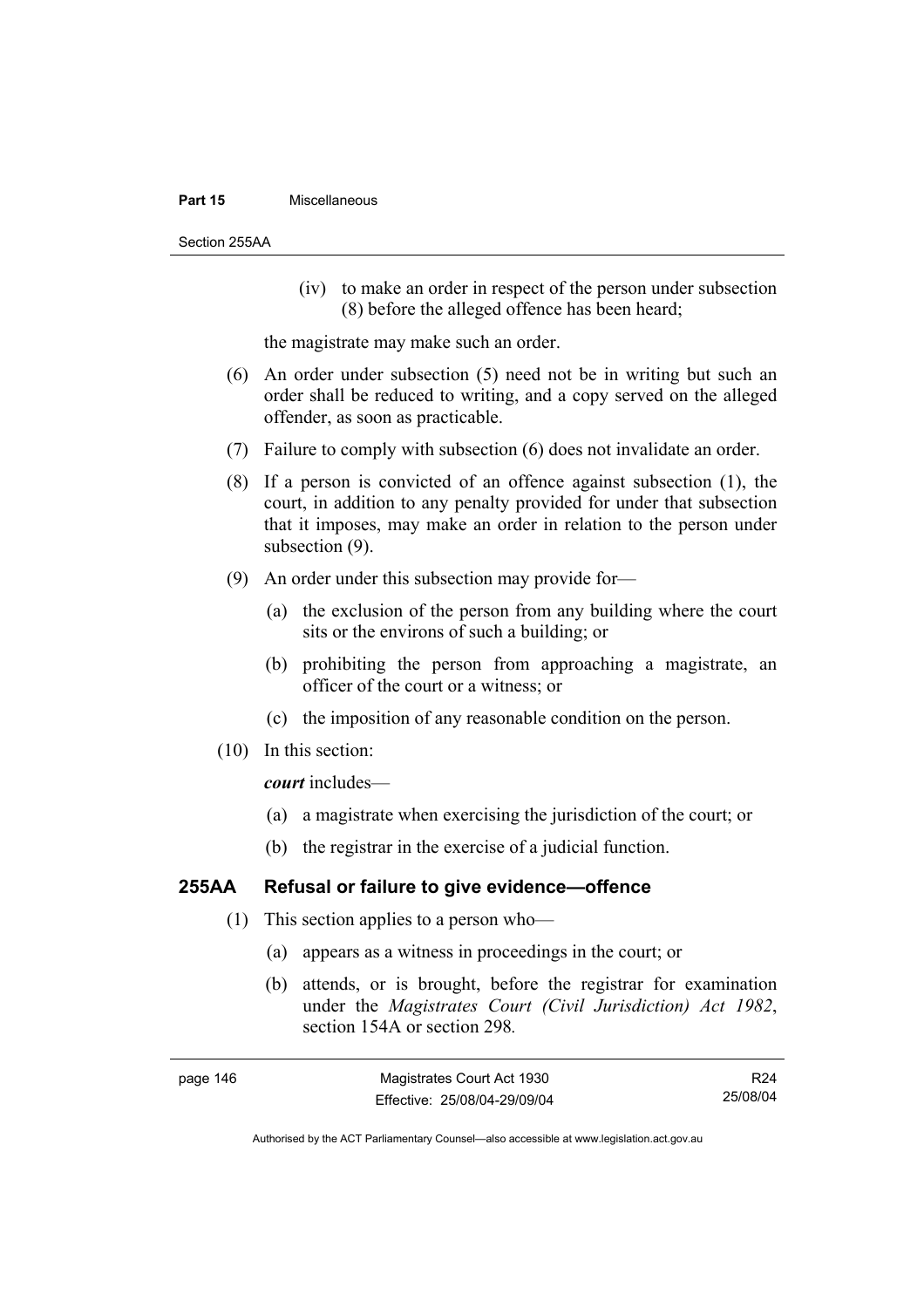(iv) to make an order in respect of the person under subsection (8) before the alleged offence has been heard;

the magistrate may make such an order.

(6) An order under subsection (5) need not be in writing but such an order shall be reduced to writing, and a copy served on the alleged offender, as soon as practicable.

(7) Failure to comply with subsection (6) does not invalidate an order.

(8) If a person is convicted of an offence against subsection (1), the court, in addition to any penalty provided for under that subsection that it imposes, may make an order in relation to the person under subsection (9).

(9) An order under this subsection may provide for—

(a) the exclusion of the person from any building where the court sits or the environs of such a building; or

(b) prohibiting the person from approaching a magistrate, an officer of the court or a witness; or

(c) the imposition of any reasonable condition on the person.

(10) In this section:

***court*** includes—

(a) a magistrate when exercising the jurisdiction of the court; or

(b) the registrar in the exercise of a judicial function.

### 255AA Refusal or failure to give evidence—offence

(1) This section applies to a person who—

(a) appears as a witness in proceedings in the court; or

(b) attends, or is brought, before the registrar for examination under the *Magistrates Court (Civil Jurisdiction) Act 1982*, section 154A or section 298.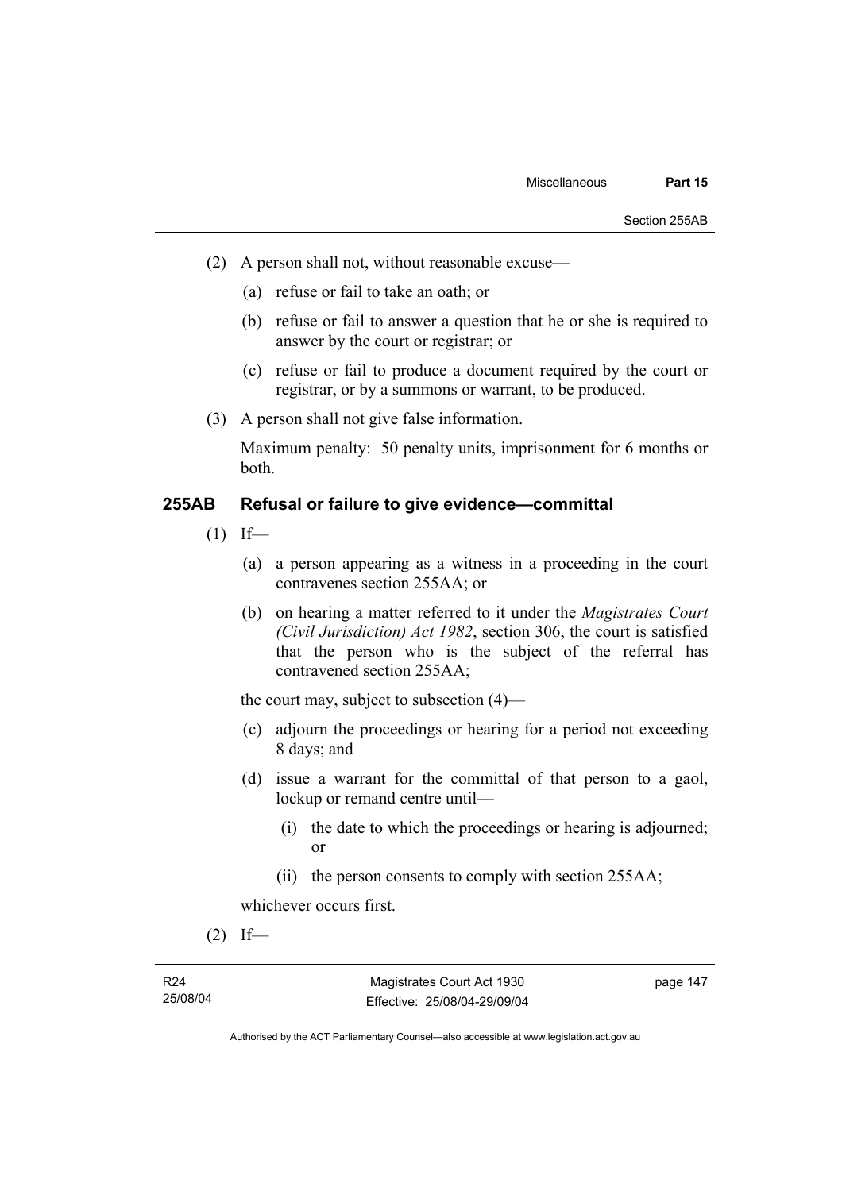(2) A person shall not, without reasonable excuse—

(a) refuse or fail to take an oath; or

(b) refuse or fail to answer a question that he or she is required to answer by the court or registrar; or

(c) refuse or fail to produce a document required by the court or registrar, or by a summons or warrant, to be produced.

(3) A person shall not give false information.

Maximum penalty: 50 penalty units, imprisonment for 6 months or both.

### 255AB Refusal or failure to give evidence—committal

(1) If—

(a) a person appearing as a witness in a proceeding in the court contravenes section 255AA; or

(b) on hearing a matter referred to it under the *Magistrates Court (Civil Jurisdiction) Act 1982*, section 306, the court is satisfied that the person who is the subject of the referral has contravened section 255AA;

the court may, subject to subsection (4)—

(c) adjourn the proceedings or hearing for a period not exceeding 8 days; and

(d) issue a warrant for the committal of that person to a gaol, lockup or remand centre until—

(i) the date to which the proceedings or hearing is adjourned; or

(ii) the person consents to comply with section 255AA;

whichever occurs first.

(2) If—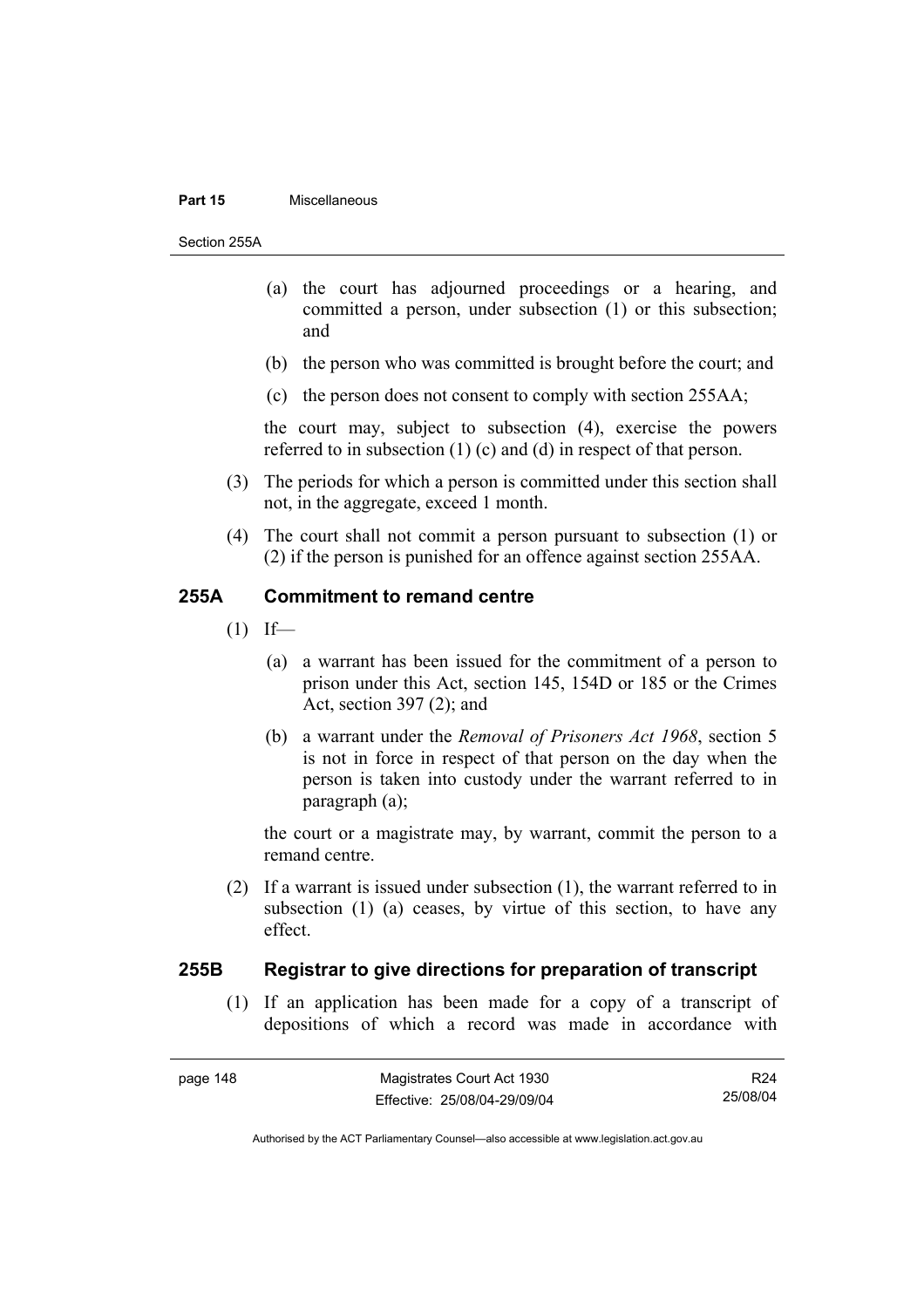(a) the court has adjourned proceedings or a hearing, and committed a person, under subsection (1) or this subsection; and

(b) the person who was committed is brought before the court; and

(c) the person does not consent to comply with section 255AA;

the court may, subject to subsection (4), exercise the powers referred to in subsection (1) (c) and (d) in respect of that person.

(3) The periods for which a person is committed under this section shall not, in the aggregate, exceed 1 month.

(4) The court shall not commit a person pursuant to subsection (1) or (2) if the person is punished for an offence against section 255AA.

## 255A Commitment to remand centre

(1) If—

(a) a warrant has been issued for the commitment of a person to prison under this Act, section 145, 154D or 185 or the Crimes Act, section 397 (2); and

(b) a warrant under the *Removal of Prisoners Act 1968*, section 5 is not in force in respect of that person on the day when the person is taken into custody under the warrant referred to in paragraph (a);

the court or a magistrate may, by warrant, commit the person to a remand centre.

(2) If a warrant is issued under subsection (1), the warrant referred to in subsection (1) (a) ceases, by virtue of this section, to have any effect.

## 255B Registrar to give directions for preparation of transcript

(1) If an application has been made for a copy of a transcript of depositions of which a record was made in accordance with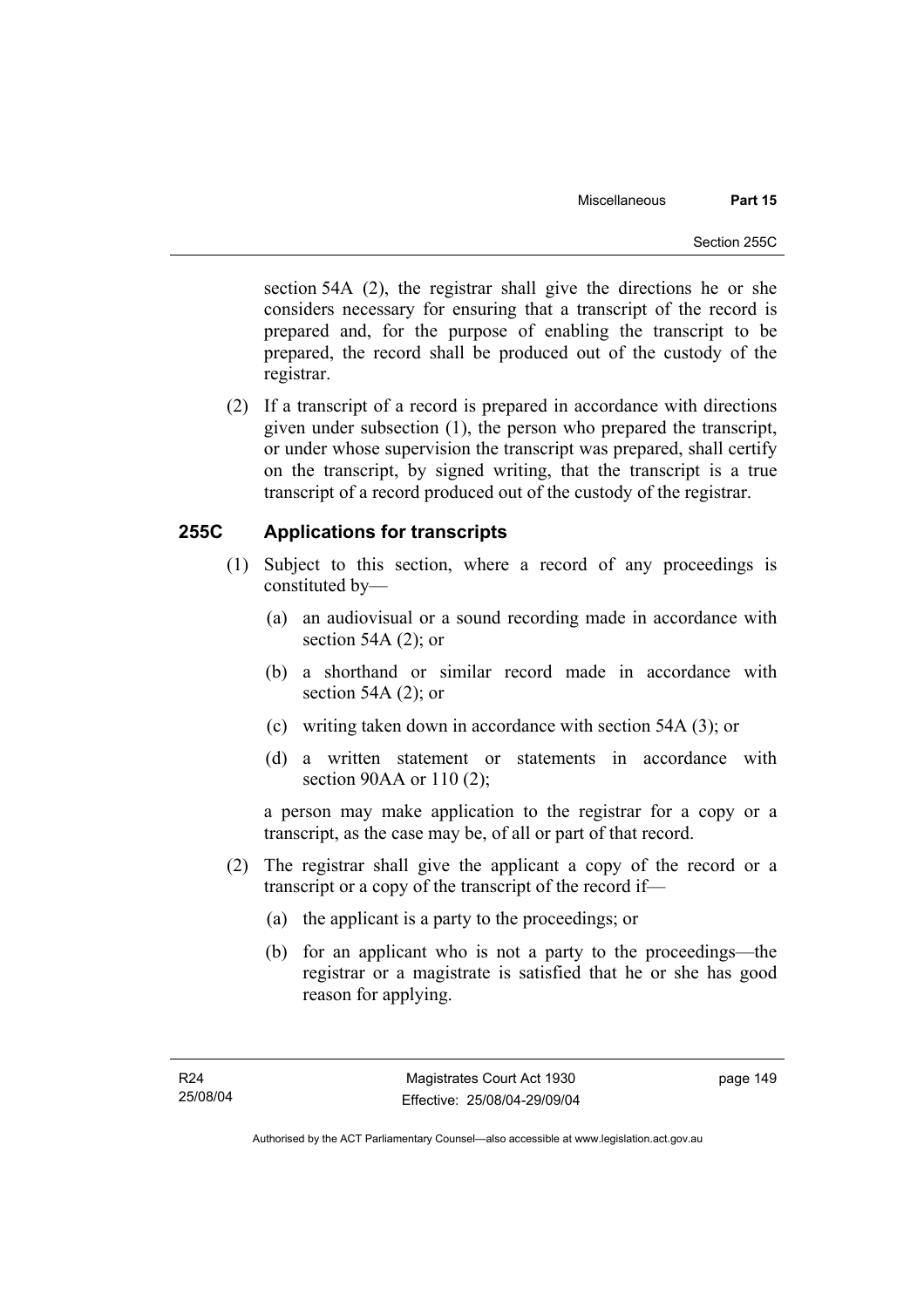section 54A (2), the registrar shall give the directions he or she considers necessary for ensuring that a transcript of the record is prepared and, for the purpose of enabling the transcript to be prepared, the record shall be produced out of the custody of the registrar.

(2) If a transcript of a record is prepared in accordance with directions given under subsection (1), the person who prepared the transcript, or under whose supervision the transcript was prepared, shall certify on the transcript, by signed writing, that the transcript is a true transcript of a record produced out of the custody of the registrar.

## 255C Applications for transcripts

(1) Subject to this section, where a record of any proceedings is constituted by—

(a) an audiovisual or a sound recording made in accordance with section 54A (2); or

(b) a shorthand or similar record made in accordance with section 54A (2); or

(c) writing taken down in accordance with section 54A (3); or

(d) a written statement or statements in accordance with section 90AA or 110 (2);

a person may make application to the registrar for a copy or a transcript, as the case may be, of all or part of that record.

(2) The registrar shall give the applicant a copy of the record or a transcript or a copy of the transcript of the record if—

(a) the applicant is a party to the proceedings; or

(b) for an applicant who is not a party to the proceedings—the registrar or a magistrate is satisfied that he or she has good reason for applying.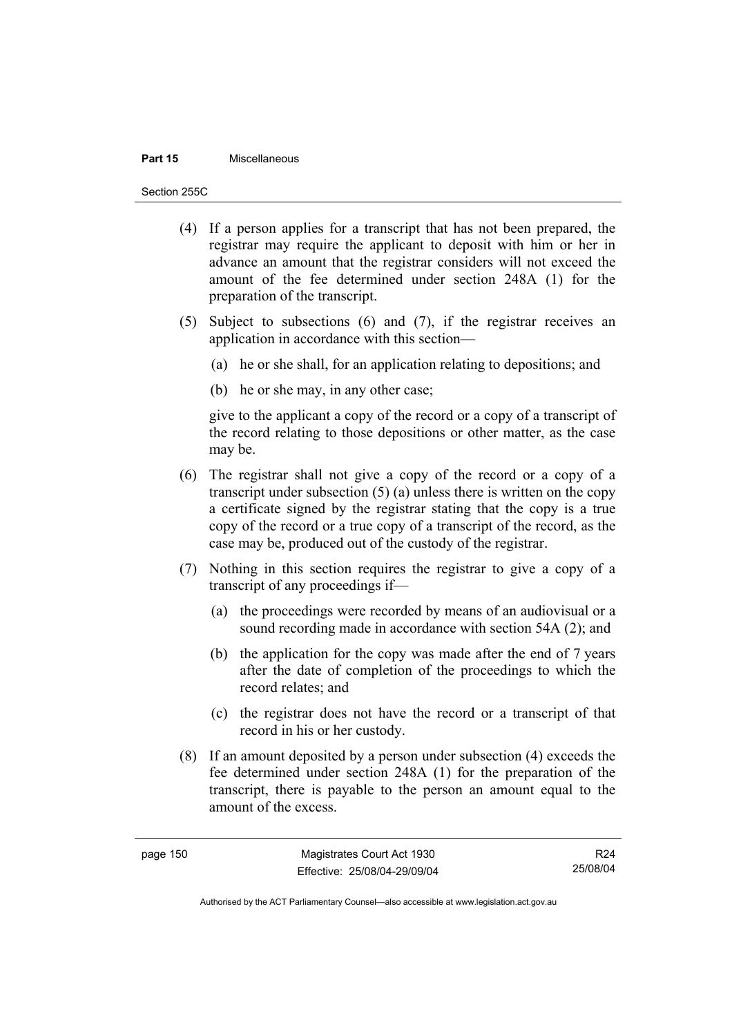(4) If a person applies for a transcript that has not been prepared, the registrar may require the applicant to deposit with him or her in advance an amount that the registrar considers will not exceed the amount of the fee determined under section 248A (1) for the preparation of the transcript.

(5) Subject to subsections (6) and (7), if the registrar receives an application in accordance with this section—

  (a) he or she shall, for an application relating to depositions; and

  (b) he or she may, in any other case;

  give to the applicant a copy of the record or a copy of a transcript of the record relating to those depositions or other matter, as the case may be.

(6) The registrar shall not give a copy of the record or a copy of a transcript under subsection (5) (a) unless there is written on the copy a certificate signed by the registrar stating that the copy is a true copy of the record or a true copy of a transcript of the record, as the case may be, produced out of the custody of the registrar.

(7) Nothing in this section requires the registrar to give a copy of a transcript of any proceedings if—

  (a) the proceedings were recorded by means of an audiovisual or a sound recording made in accordance with section 54A (2); and

  (b) the application for the copy was made after the end of 7 years after the date of completion of the proceedings to which the record relates; and

  (c) the registrar does not have the record or a transcript of that record in his or her custody.

(8) If an amount deposited by a person under subsection (4) exceeds the fee determined under section 248A (1) for the preparation of the transcript, there is payable to the person an amount equal to the amount of the excess.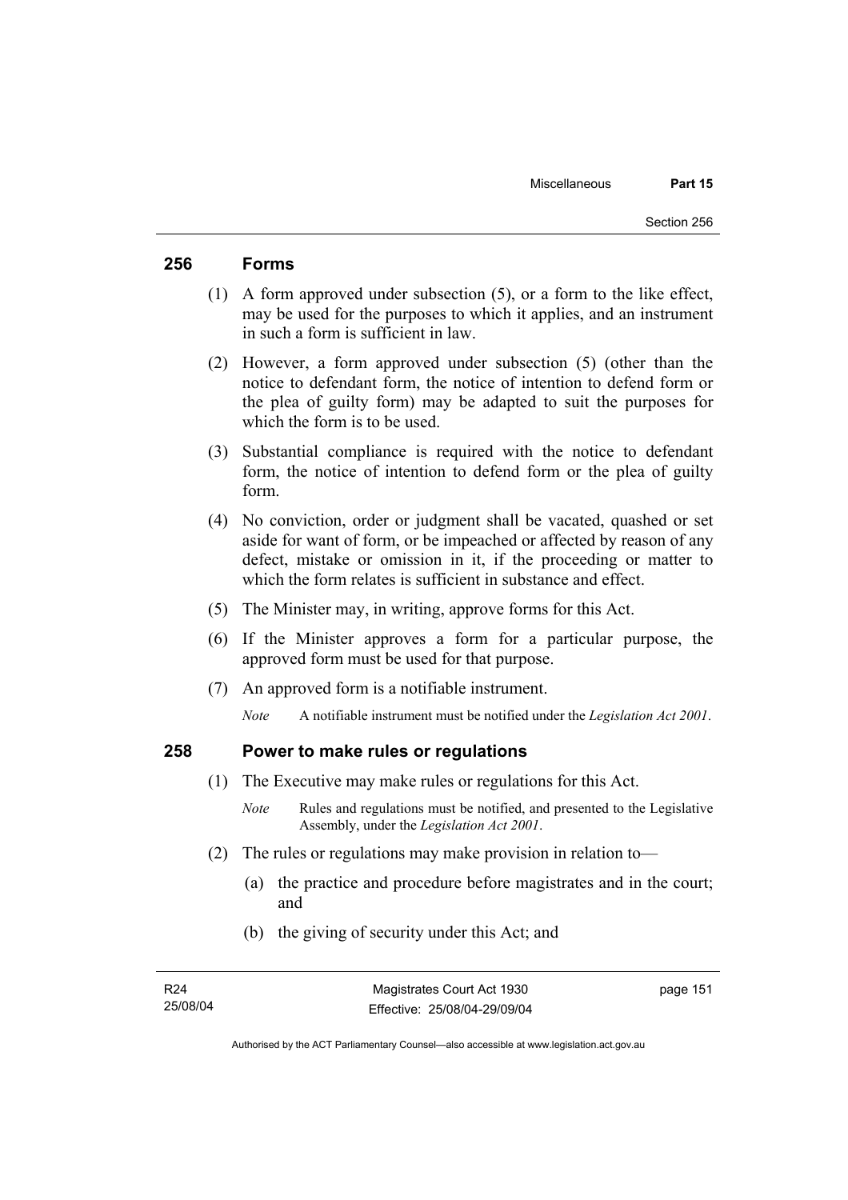## 256 Forms

(1) A form approved under subsection (5), or a form to the like effect, may be used for the purposes to which it applies, and an instrument in such a form is sufficient in law.

(2) However, a form approved under subsection (5) (other than the notice to defendant form, the notice of intention to defend form or the plea of guilty form) may be adapted to suit the purposes for which the form is to be used.

(3) Substantial compliance is required with the notice to defendant form, the notice of intention to defend form or the plea of guilty form.

(4) No conviction, order or judgment shall be vacated, quashed or set aside for want of form, or be impeached or affected by reason of any defect, mistake or omission in it, if the proceeding or matter to which the form relates is sufficient in substance and effect.

(5) The Minister may, in writing, approve forms for this Act.

(6) If the Minister approves a form for a particular purpose, the approved form must be used for that purpose.

(7) An approved form is a notifiable instrument.

*Note* A notifiable instrument must be notified under the *Legislation Act 2001*.

## 258 Power to make rules or regulations

(1) The Executive may make rules or regulations for this Act.

*Note* Rules and regulations must be notified, and presented to the Legislative Assembly, under the *Legislation Act 2001*.

(2) The rules or regulations may make provision in relation to—

(a) the practice and procedure before magistrates and in the court; and

(b) the giving of security under this Act; and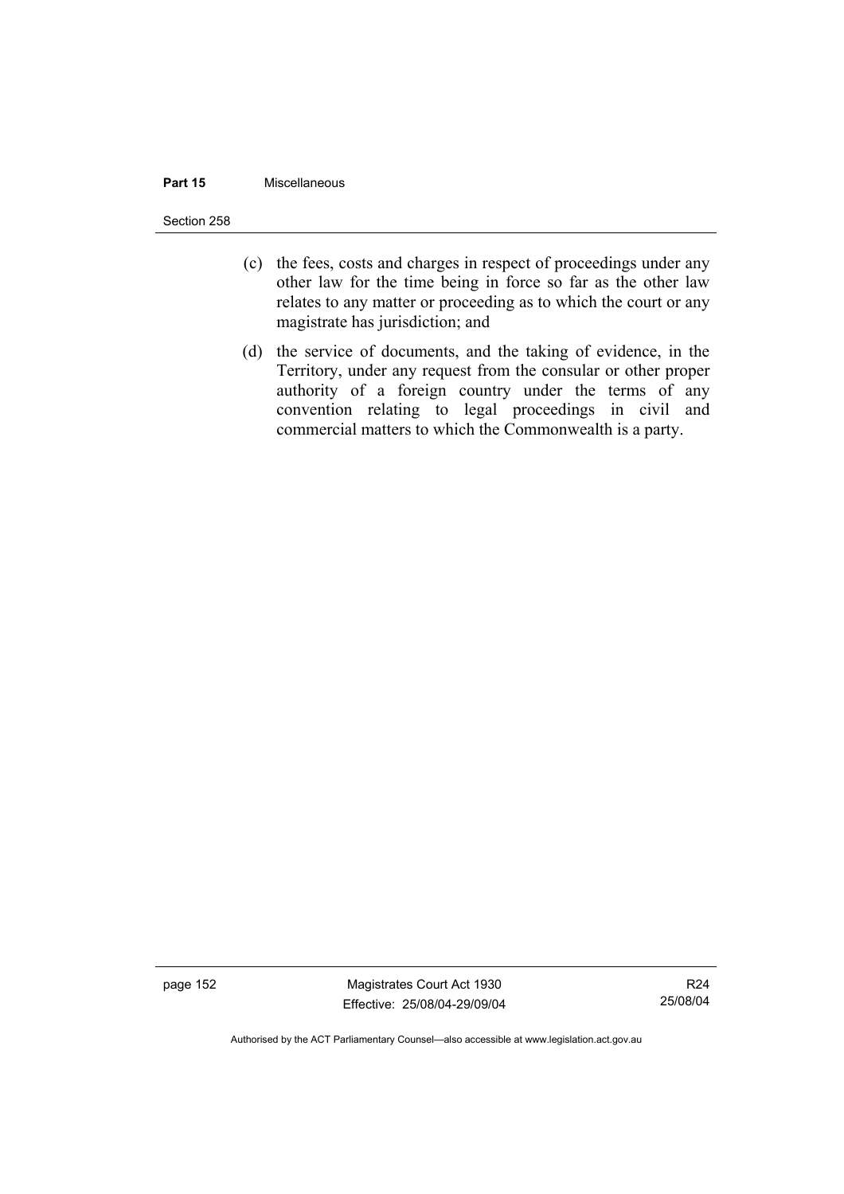(c) the fees, costs and charges in respect of proceedings under any other law for the time being in force so far as the other law relates to any matter or proceeding as to which the court or any magistrate has jurisdiction; and

(d) the service of documents, and the taking of evidence, in the Territory, under any request from the consular or other proper authority of a foreign country under the terms of any convention relating to legal proceedings in civil and commercial matters to which the Commonwealth is a party.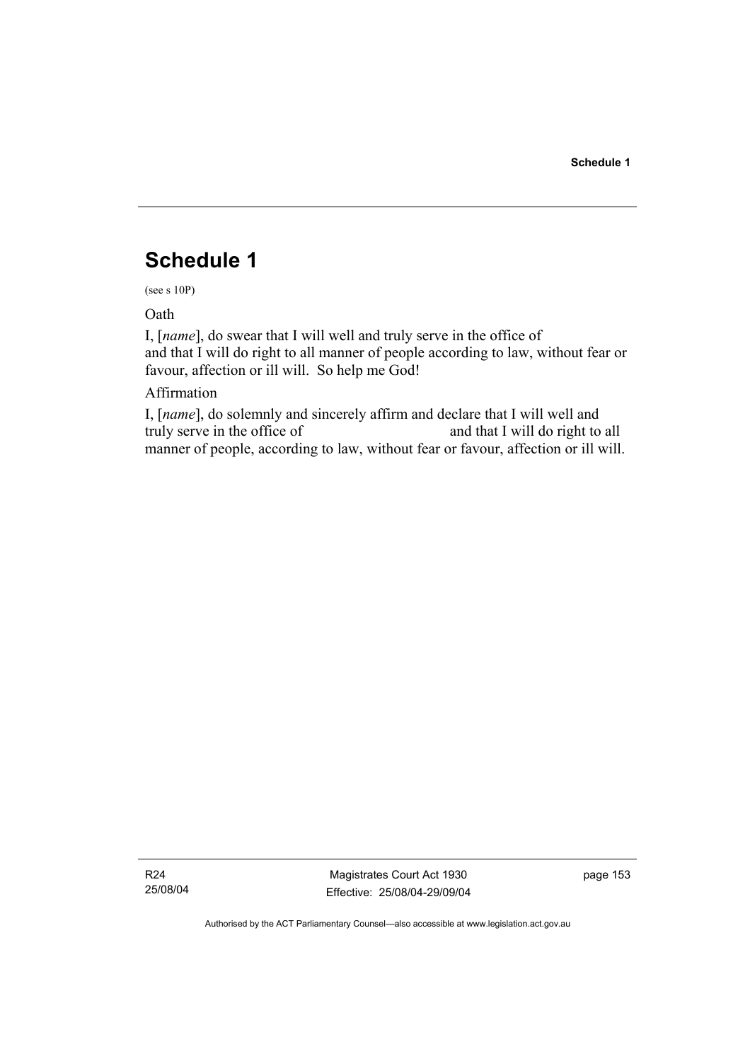# Schedule 1

(see s 10P)

Oath

I, [*name*], do swear that I will well and truly serve in the office of and that I will do right to all manner of people according to law, without fear or favour, affection or ill will. So help me God!

Affirmation

I, [*name*], do solemnly and sincerely affirm and declare that I will well and truly serve in the office of and that I will do right to all manner of people, according to law, without fear or favour, affection or ill will.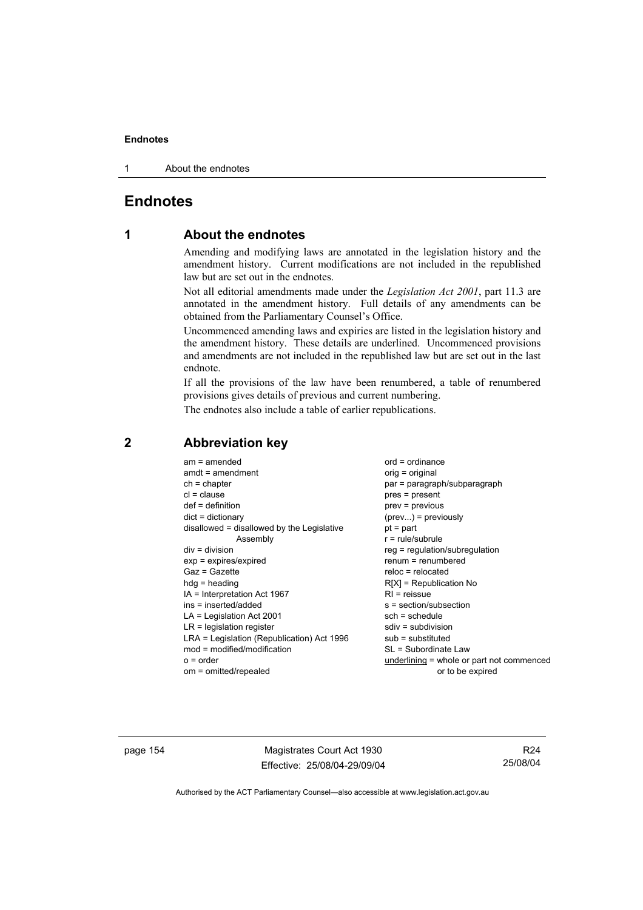# Endnotes

## 1 About the endnotes

Amending and modifying laws are annotated in the legislation history and the amendment history. Current modifications are not included in the republished law but are set out in the endnotes.

Not all editorial amendments made under the *Legislation Act 2001*, part 11.3 are annotated in the amendment history. Full details of any amendments can be obtained from the Parliamentary Counsel's Office.

Uncommenced amending laws and expiries are listed in the legislation history and the amendment history. These details are underlined. Uncommenced provisions and amendments are not included in the republished law but are set out in the last endnote.

If all the provisions of the law have been renumbered, a table of renumbered provisions gives details of previous and current numbering.

The endnotes also include a table of earlier republications.

## 2 Abbreviation key

am = amended
amdt = amendment
ch = chapter
cl = clause
def = definition
dict = dictionary
disallowed = disallowed by the Legislative Assembly
div = division
exp = expires/expired
Gaz = Gazette
hdg = heading
IA = Interpretation Act 1967
ins = inserted/added
LA = Legislation Act 2001
LR = legislation register
LRA = Legislation (Republication) Act 1996
mod = modified/modification
o = order
om = omitted/repealed
ord = ordinance
orig = original
par = paragraph/subparagraph
pres = present
prev = previous
(prev...) = previously
pt = part
r = rule/subrule
reg = regulation/subregulation
renum = renumbered
reloc = relocated
R[X] = Republication No
RI = reissue
s = section/subsection
sch = schedule
sdiv = subdivision
sub = substituted
SL = Subordinate Law
underlining = whole or part not commenced or to be expired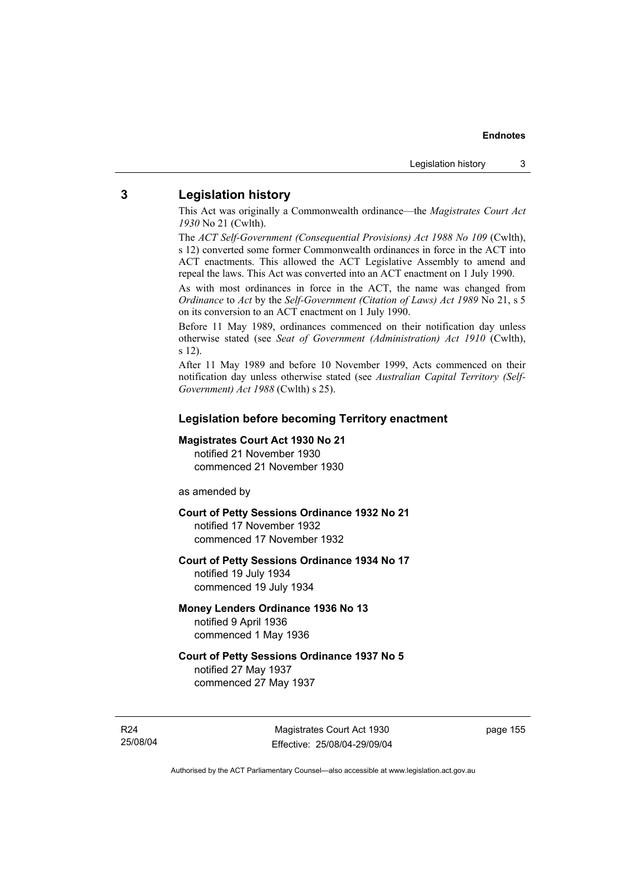## 3 Legislation history

This Act was originally a Commonwealth ordinance—the *Magistrates Court Act 1930* No 21 (Cwlth).

The *ACT Self-Government (Consequential Provisions) Act 1988 No 109* (Cwlth), s 12) converted some former Commonwealth ordinances in force in the ACT into ACT enactments. This allowed the ACT Legislative Assembly to amend and repeal the laws. This Act was converted into an ACT enactment on 1 July 1990.

As with most ordinances in force in the ACT, the name was changed from *Ordinance* to *Act* by the *Self-Government (Citation of Laws) Act 1989* No 21, s 5 on its conversion to an ACT enactment on 1 July 1990.

Before 11 May 1989, ordinances commenced on their notification day unless otherwise stated (see *Seat of Government (Administration) Act 1910* (Cwlth), s 12).

After 11 May 1989 and before 10 November 1999, Acts commenced on their notification day unless otherwise stated (see *Australian Capital Territory (Self-Government) Act 1988* (Cwlth) s 25).

### Legislation before becoming Territory enactment

**Magistrates Court Act 1930 No 21**
notified 21 November 1930
commenced 21 November 1930

as amended by

**Court of Petty Sessions Ordinance 1932 No 21**
notified 17 November 1932
commenced 17 November 1932

**Court of Petty Sessions Ordinance 1934 No 17**
notified 19 July 1934
commenced 19 July 1934

**Money Lenders Ordinance 1936 No 13**
notified 9 April 1936
commenced 1 May 1936

**Court of Petty Sessions Ordinance 1937 No 5**
notified 27 May 1937
commenced 27 May 1937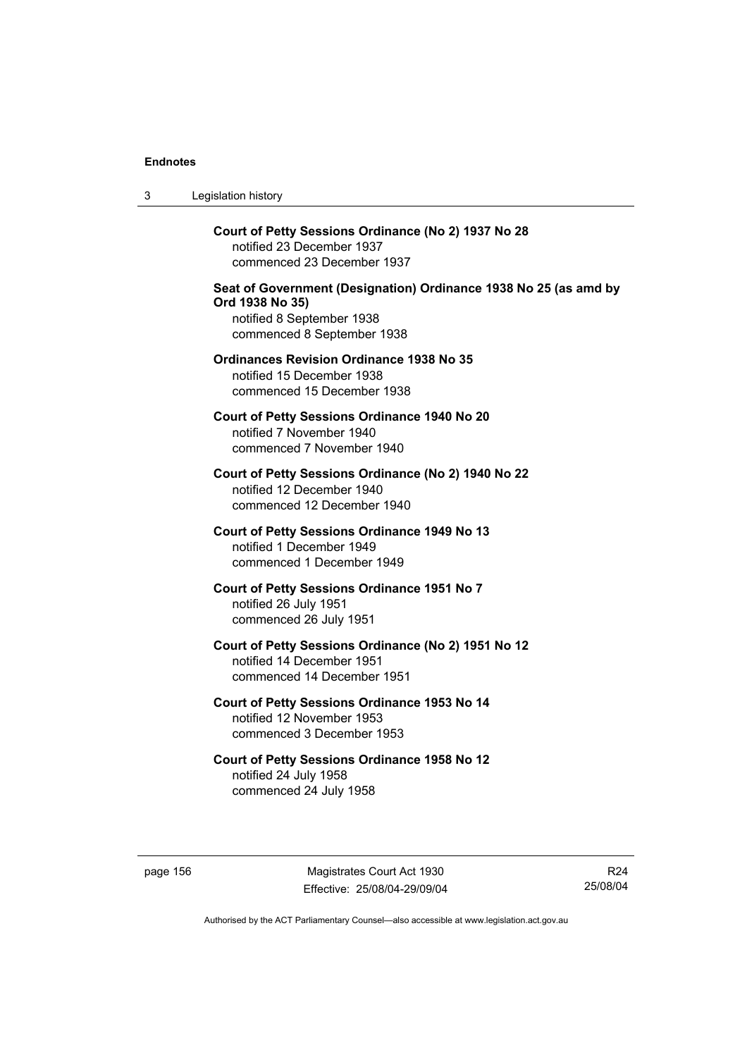**Court of Petty Sessions Ordinance (No 2) 1937 No 28**
notified 23 December 1937
commenced 23 December 1937

**Seat of Government (Designation) Ordinance 1938 No 25 (as amd by Ord 1938 No 35)**
notified 8 September 1938
commenced 8 September 1938

**Ordinances Revision Ordinance 1938 No 35**
notified 15 December 1938
commenced 15 December 1938

**Court of Petty Sessions Ordinance 1940 No 20**
notified 7 November 1940
commenced 7 November 1940

**Court of Petty Sessions Ordinance (No 2) 1940 No 22**
notified 12 December 1940
commenced 12 December 1940

**Court of Petty Sessions Ordinance 1949 No 13**
notified 1 December 1949
commenced 1 December 1949

**Court of Petty Sessions Ordinance 1951 No 7**
notified 26 July 1951
commenced 26 July 1951

**Court of Petty Sessions Ordinance (No 2) 1951 No 12**
notified 14 December 1951
commenced 14 December 1951

**Court of Petty Sessions Ordinance 1953 No 14**
notified 12 November 1953
commenced 3 December 1953

**Court of Petty Sessions Ordinance 1958 No 12**
notified 24 July 1958
commenced 24 July 1958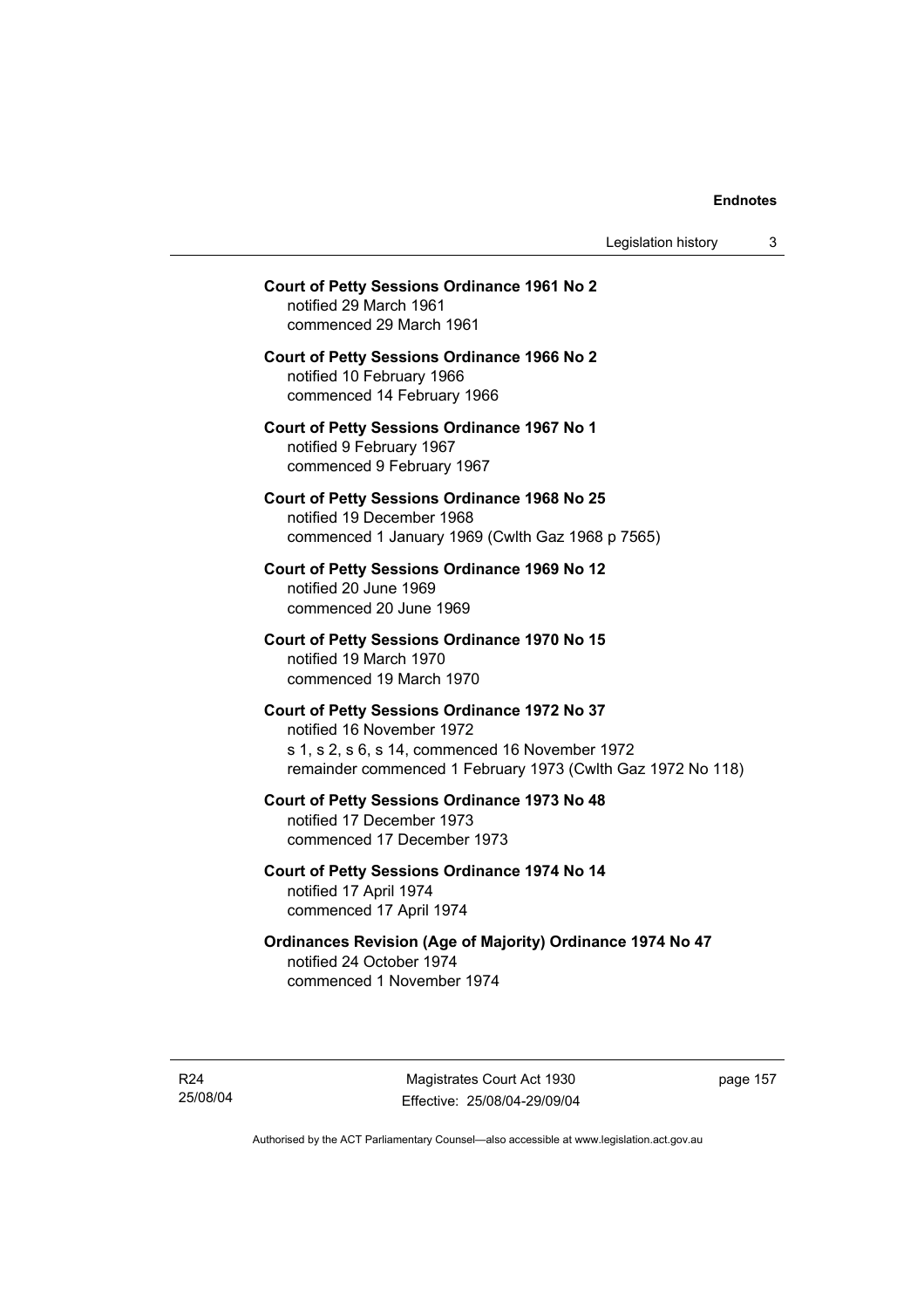**Court of Petty Sessions Ordinance 1961 No 2**
notified 29 March 1961
commenced 29 March 1961

**Court of Petty Sessions Ordinance 1966 No 2**
notified 10 February 1966
commenced 14 February 1966

**Court of Petty Sessions Ordinance 1967 No 1**
notified 9 February 1967
commenced 9 February 1967

**Court of Petty Sessions Ordinance 1968 No 25**
notified 19 December 1968
commenced 1 January 1969 (Cwlth Gaz 1968 p 7565)

**Court of Petty Sessions Ordinance 1969 No 12**
notified 20 June 1969
commenced 20 June 1969

**Court of Petty Sessions Ordinance 1970 No 15**
notified 19 March 1970
commenced 19 March 1970

**Court of Petty Sessions Ordinance 1972 No 37**
notified 16 November 1972
s 1, s 2, s 6, s 14, commenced 16 November 1972
remainder commenced 1 February 1973 (Cwlth Gaz 1972 No 118)

**Court of Petty Sessions Ordinance 1973 No 48**
notified 17 December 1973
commenced 17 December 1973

**Court of Petty Sessions Ordinance 1974 No 14**
notified 17 April 1974
commenced 17 April 1974

**Ordinances Revision (Age of Majority) Ordinance 1974 No 47**
notified 24 October 1974
commenced 1 November 1974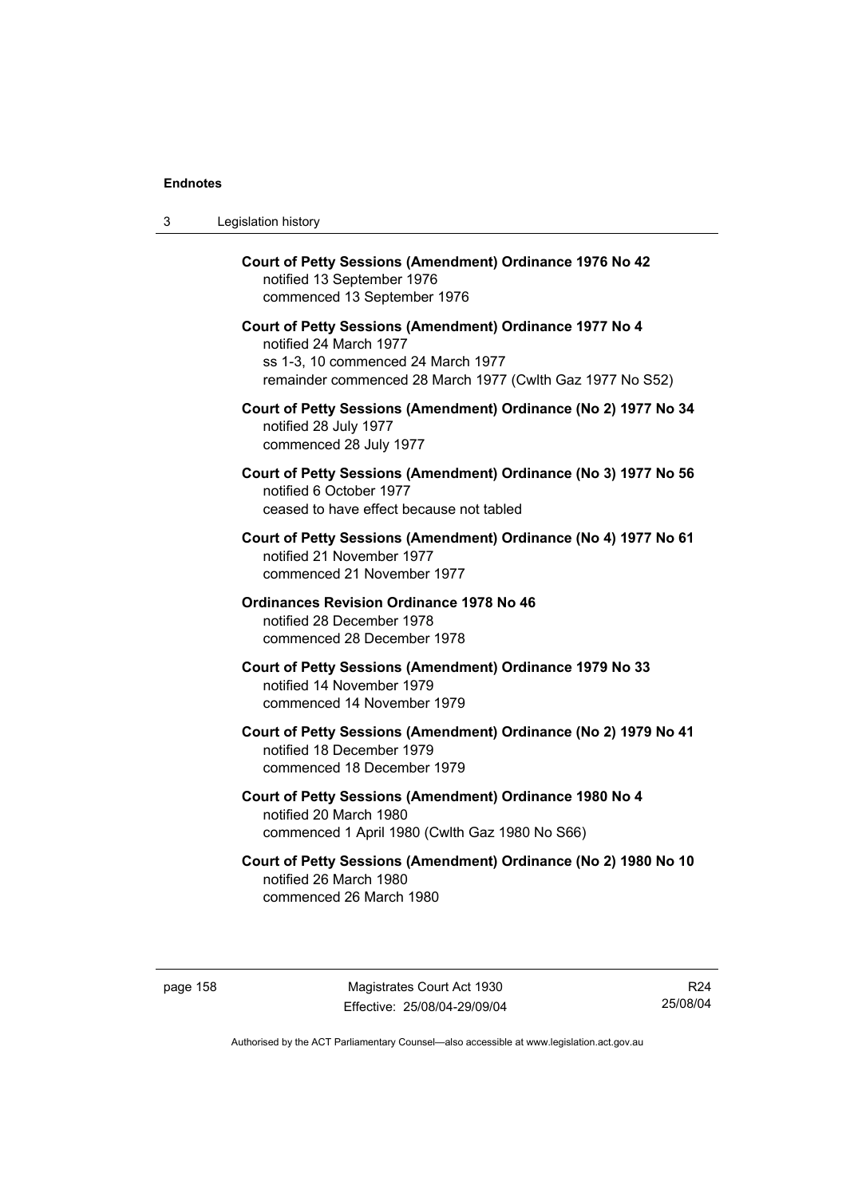**Court of Petty Sessions (Amendment) Ordinance 1976 No 42**
notified 13 September 1976
commenced 13 September 1976

**Court of Petty Sessions (Amendment) Ordinance 1977 No 4**
notified 24 March 1977
ss 1-3, 10 commenced 24 March 1977
remainder commenced 28 March 1977 (Cwlth Gaz 1977 No S52)

**Court of Petty Sessions (Amendment) Ordinance (No 2) 1977 No 34**
notified 28 July 1977
commenced 28 July 1977

**Court of Petty Sessions (Amendment) Ordinance (No 3) 1977 No 56**
notified 6 October 1977
ceased to have effect because not tabled

**Court of Petty Sessions (Amendment) Ordinance (No 4) 1977 No 61**
notified 21 November 1977
commenced 21 November 1977

**Ordinances Revision Ordinance 1978 No 46**
notified 28 December 1978
commenced 28 December 1978

**Court of Petty Sessions (Amendment) Ordinance 1979 No 33**
notified 14 November 1979
commenced 14 November 1979

**Court of Petty Sessions (Amendment) Ordinance (No 2) 1979 No 41**
notified 18 December 1979
commenced 18 December 1979

**Court of Petty Sessions (Amendment) Ordinance 1980 No 4**
notified 20 March 1980
commenced 1 April 1980 (Cwlth Gaz 1980 No S66)

**Court of Petty Sessions (Amendment) Ordinance (No 2) 1980 No 10**
notified 26 March 1980
commenced 26 March 1980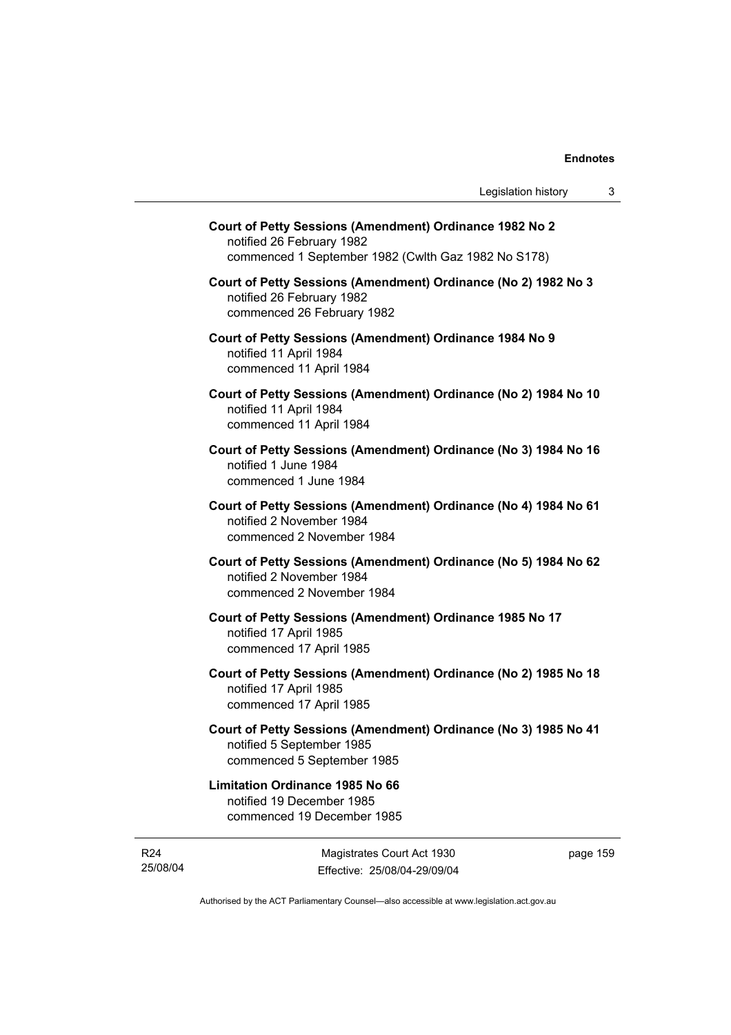**Court of Petty Sessions (Amendment) Ordinance 1982 No 2**
notified 26 February 1982
commenced 1 September 1982 (Cwlth Gaz 1982 No S178)

**Court of Petty Sessions (Amendment) Ordinance (No 2) 1982 No 3**
notified 26 February 1982
commenced 26 February 1982

**Court of Petty Sessions (Amendment) Ordinance 1984 No 9**
notified 11 April 1984
commenced 11 April 1984

**Court of Petty Sessions (Amendment) Ordinance (No 2) 1984 No 10**
notified 11 April 1984
commenced 11 April 1984

**Court of Petty Sessions (Amendment) Ordinance (No 3) 1984 No 16**
notified 1 June 1984
commenced 1 June 1984

**Court of Petty Sessions (Amendment) Ordinance (No 4) 1984 No 61**
notified 2 November 1984
commenced 2 November 1984

**Court of Petty Sessions (Amendment) Ordinance (No 5) 1984 No 62**
notified 2 November 1984
commenced 2 November 1984

**Court of Petty Sessions (Amendment) Ordinance 1985 No 17**
notified 17 April 1985
commenced 17 April 1985

**Court of Petty Sessions (Amendment) Ordinance (No 2) 1985 No 18**
notified 17 April 1985
commenced 17 April 1985

**Court of Petty Sessions (Amendment) Ordinance (No 3) 1985 No 41**
notified 5 September 1985
commenced 5 September 1985

**Limitation Ordinance 1985 No 66**
notified 19 December 1985
commenced 19 December 1985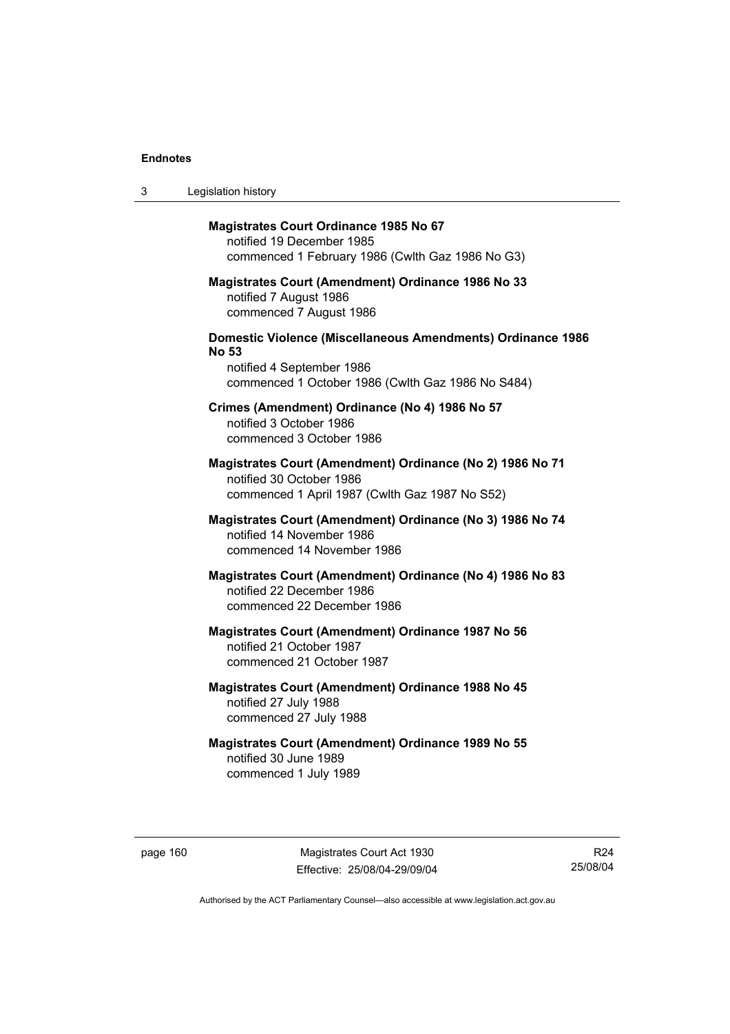**Magistrates Court Ordinance 1985 No 67**
notified 19 December 1985
commenced 1 February 1986 (Cwlth Gaz 1986 No G3)

**Magistrates Court (Amendment) Ordinance 1986 No 33**
notified 7 August 1986
commenced 7 August 1986

**Domestic Violence (Miscellaneous Amendments) Ordinance 1986 No 53**
notified 4 September 1986
commenced 1 October 1986 (Cwlth Gaz 1986 No S484)

**Crimes (Amendment) Ordinance (No 4) 1986 No 57**
notified 3 October 1986
commenced 3 October 1986

**Magistrates Court (Amendment) Ordinance (No 2) 1986 No 71**
notified 30 October 1986
commenced 1 April 1987 (Cwlth Gaz 1987 No S52)

**Magistrates Court (Amendment) Ordinance (No 3) 1986 No 74**
notified 14 November 1986
commenced 14 November 1986

**Magistrates Court (Amendment) Ordinance (No 4) 1986 No 83**
notified 22 December 1986
commenced 22 December 1986

**Magistrates Court (Amendment) Ordinance 1987 No 56**
notified 21 October 1987
commenced 21 October 1987

**Magistrates Court (Amendment) Ordinance 1988 No 45**
notified 27 July 1988
commenced 27 July 1988

**Magistrates Court (Amendment) Ordinance 1989 No 55**
notified 30 June 1989
commenced 1 July 1989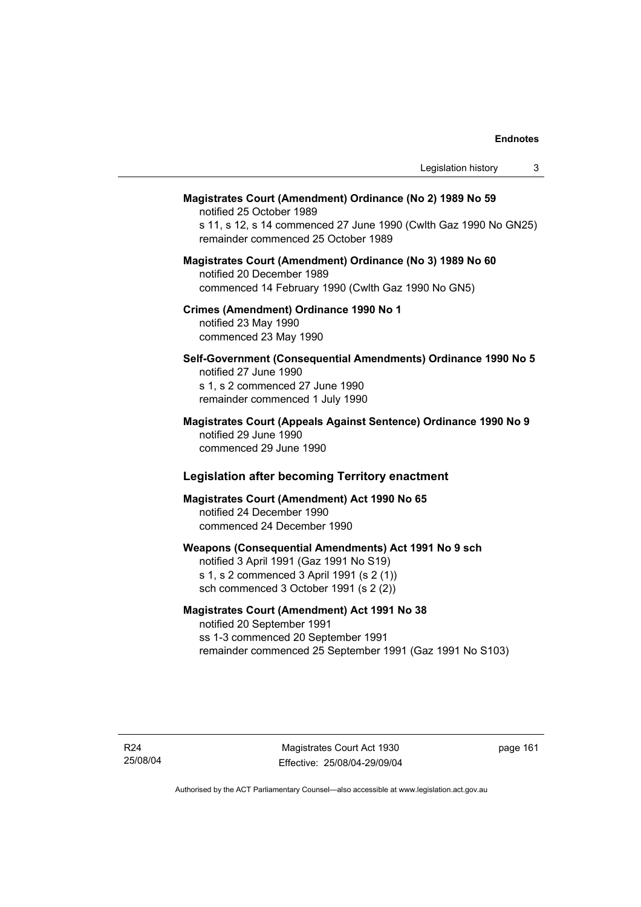**Magistrates Court (Amendment) Ordinance (No 2) 1989 No 59**
notified 25 October 1989
s 11, s 12, s 14 commenced 27 June 1990 (Cwlth Gaz 1990 No GN25)
remainder commenced 25 October 1989

**Magistrates Court (Amendment) Ordinance (No 3) 1989 No 60**
notified 20 December 1989
commenced 14 February 1990 (Cwlth Gaz 1990 No GN5)

**Crimes (Amendment) Ordinance 1990 No 1**
notified 23 May 1990
commenced 23 May 1990

**Self-Government (Consequential Amendments) Ordinance 1990 No 5**
notified 27 June 1990
s 1, s 2 commenced 27 June 1990
remainder commenced 1 July 1990

**Magistrates Court (Appeals Against Sentence) Ordinance 1990 No 9**
notified 29 June 1990
commenced 29 June 1990

## Legislation after becoming Territory enactment

**Magistrates Court (Amendment) Act 1990 No 65**
notified 24 December 1990
commenced 24 December 1990

**Weapons (Consequential Amendments) Act 1991 No 9 sch**
notified 3 April 1991 (Gaz 1991 No S19)
s 1, s 2 commenced 3 April 1991 (s 2 (1))
sch commenced 3 October 1991 (s 2 (2))

**Magistrates Court (Amendment) Act 1991 No 38**
notified 20 September 1991
ss 1-3 commenced 20 September 1991
remainder commenced 25 September 1991 (Gaz 1991 No S103)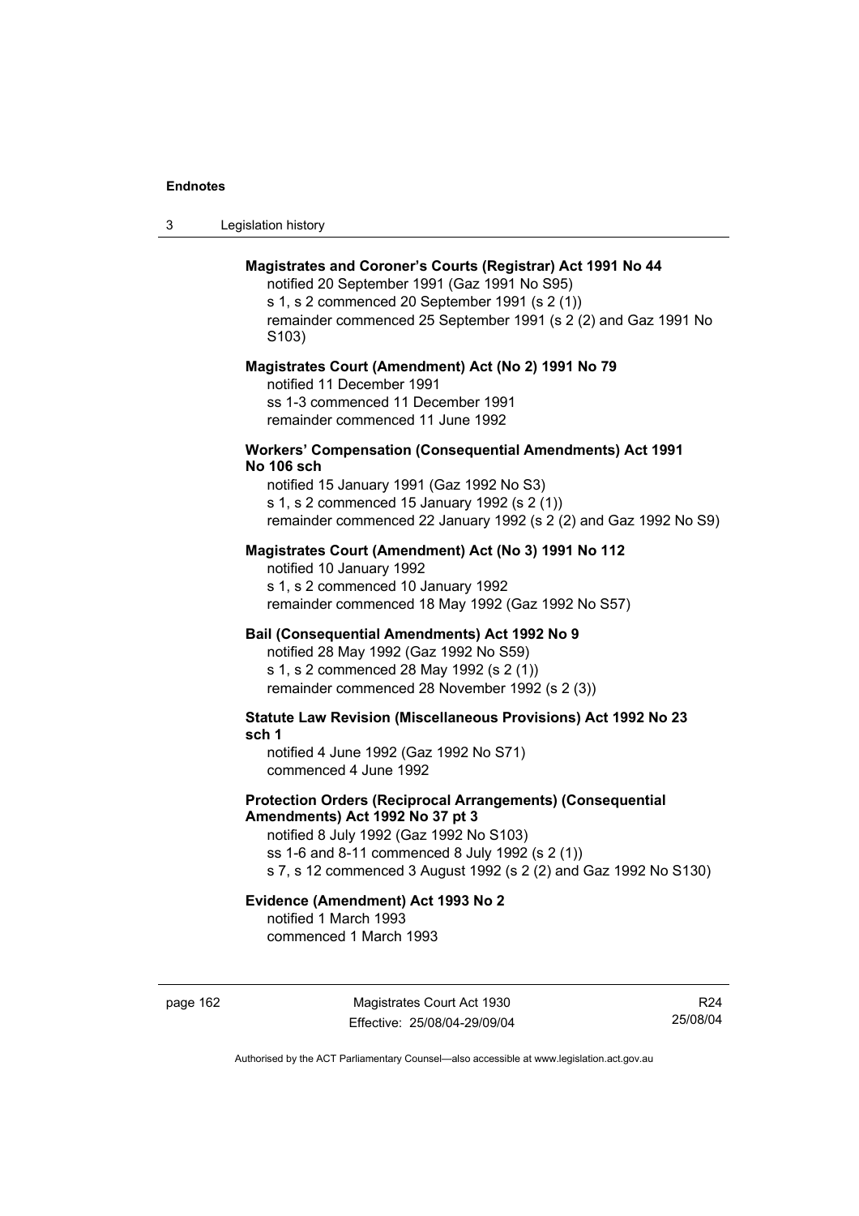**Magistrates and Coroner's Courts (Registrar) Act 1991 No 44**

notified 20 September 1991 (Gaz 1991 No S95)
s 1, s 2 commenced 20 September 1991 (s 2 (1))
remainder commenced 25 September 1991 (s 2 (2) and Gaz 1991 No S103)

**Magistrates Court (Amendment) Act (No 2) 1991 No 79**

notified 11 December 1991
ss 1-3 commenced 11 December 1991
remainder commenced 11 June 1992

**Workers' Compensation (Consequential Amendments) Act 1991 No 106 sch**

notified 15 January 1991 (Gaz 1992 No S3)
s 1, s 2 commenced 15 January 1992 (s 2 (1))
remainder commenced 22 January 1992 (s 2 (2) and Gaz 1992 No S9)

**Magistrates Court (Amendment) Act (No 3) 1991 No 112**

notified 10 January 1992
s 1, s 2 commenced 10 January 1992
remainder commenced 18 May 1992 (Gaz 1992 No S57)

**Bail (Consequential Amendments) Act 1992 No 9**

notified 28 May 1992 (Gaz 1992 No S59)
s 1, s 2 commenced 28 May 1992 (s 2 (1))
remainder commenced 28 November 1992 (s 2 (3))

**Statute Law Revision (Miscellaneous Provisions) Act 1992 No 23 sch 1**

notified 4 June 1992 (Gaz 1992 No S71)
commenced 4 June 1992

**Protection Orders (Reciprocal Arrangements) (Consequential Amendments) Act 1992 No 37 pt 3**

notified 8 July 1992 (Gaz 1992 No S103)
ss 1-6 and 8-11 commenced 8 July 1992 (s 2 (1))
s 7, s 12 commenced 3 August 1992 (s 2 (2) and Gaz 1992 No S130)

**Evidence (Amendment) Act 1993 No 2**

notified 1 March 1993
commenced 1 March 1993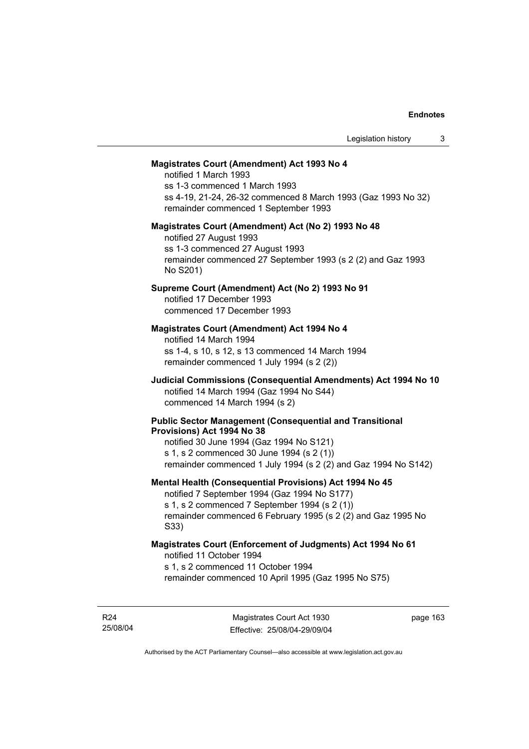**Magistrates Court (Amendment) Act 1993 No 4**

notified 1 March 1993
ss 1-3 commenced 1 March 1993
ss 4-19, 21-24, 26-32 commenced 8 March 1993 (Gaz 1993 No 32)
remainder commenced 1 September 1993

**Magistrates Court (Amendment) Act (No 2) 1993 No 48**

notified 27 August 1993
ss 1-3 commenced 27 August 1993
remainder commenced 27 September 1993 (s 2 (2) and Gaz 1993 No S201)

**Supreme Court (Amendment) Act (No 2) 1993 No 91**

notified 17 December 1993
commenced 17 December 1993

**Magistrates Court (Amendment) Act 1994 No 4**

notified 14 March 1994
ss 1-4, s 10, s 12, s 13 commenced 14 March 1994
remainder commenced 1 July 1994 (s 2 (2))

**Judicial Commissions (Consequential Amendments) Act 1994 No 10**

notified 14 March 1994 (Gaz 1994 No S44)
commenced 14 March 1994 (s 2)

**Public Sector Management (Consequential and Transitional Provisions) Act 1994 No 38**

notified 30 June 1994 (Gaz 1994 No S121)
s 1, s 2 commenced 30 June 1994 (s 2 (1))
remainder commenced 1 July 1994 (s 2 (2) and Gaz 1994 No S142)

**Mental Health (Consequential Provisions) Act 1994 No 45**

notified 7 September 1994 (Gaz 1994 No S177)
s 1, s 2 commenced 7 September 1994 (s 2 (1))
remainder commenced 6 February 1995 (s 2 (2) and Gaz 1995 No S33)

**Magistrates Court (Enforcement of Judgments) Act 1994 No 61**

notified 11 October 1994
s 1, s 2 commenced 11 October 1994
remainder commenced 10 April 1995 (Gaz 1995 No S75)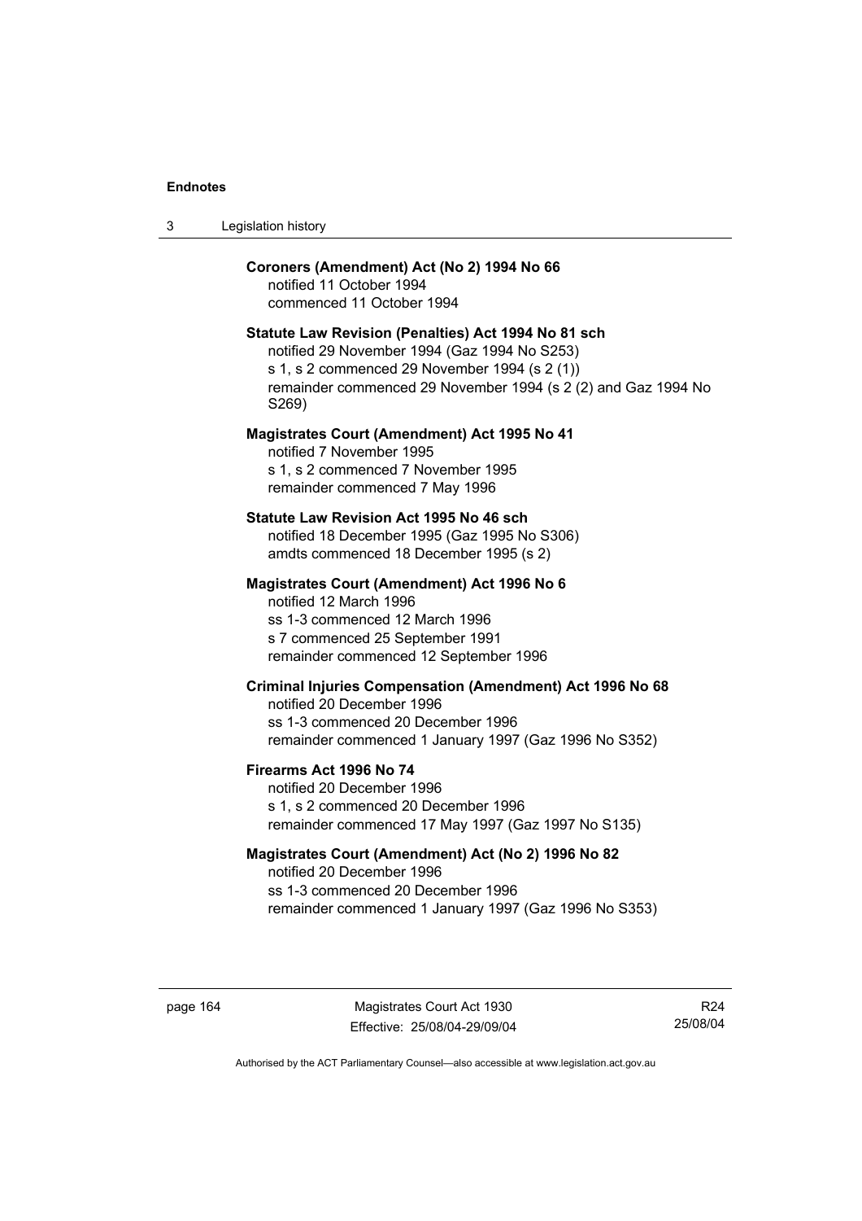**Coroners (Amendment) Act (No 2) 1994 No 66**
notified 11 October 1994
commenced 11 October 1994

**Statute Law Revision (Penalties) Act 1994 No 81 sch**
notified 29 November 1994 (Gaz 1994 No S253)
s 1, s 2 commenced 29 November 1994 (s 2 (1))
remainder commenced 29 November 1994 (s 2 (2) and Gaz 1994 No S269)

**Magistrates Court (Amendment) Act 1995 No 41**
notified 7 November 1995
s 1, s 2 commenced 7 November 1995
remainder commenced 7 May 1996

**Statute Law Revision Act 1995 No 46 sch**
notified 18 December 1995 (Gaz 1995 No S306)
amdts commenced 18 December 1995 (s 2)

**Magistrates Court (Amendment) Act 1996 No 6**
notified 12 March 1996
ss 1-3 commenced 12 March 1996
s 7 commenced 25 September 1991
remainder commenced 12 September 1996

**Criminal Injuries Compensation (Amendment) Act 1996 No 68**
notified 20 December 1996
ss 1-3 commenced 20 December 1996
remainder commenced 1 January 1997 (Gaz 1996 No S352)

**Firearms Act 1996 No 74**
notified 20 December 1996
s 1, s 2 commenced 20 December 1996
remainder commenced 17 May 1997 (Gaz 1997 No S135)

**Magistrates Court (Amendment) Act (No 2) 1996 No 82**
notified 20 December 1996
ss 1-3 commenced 20 December 1996
remainder commenced 1 January 1997 (Gaz 1996 No S353)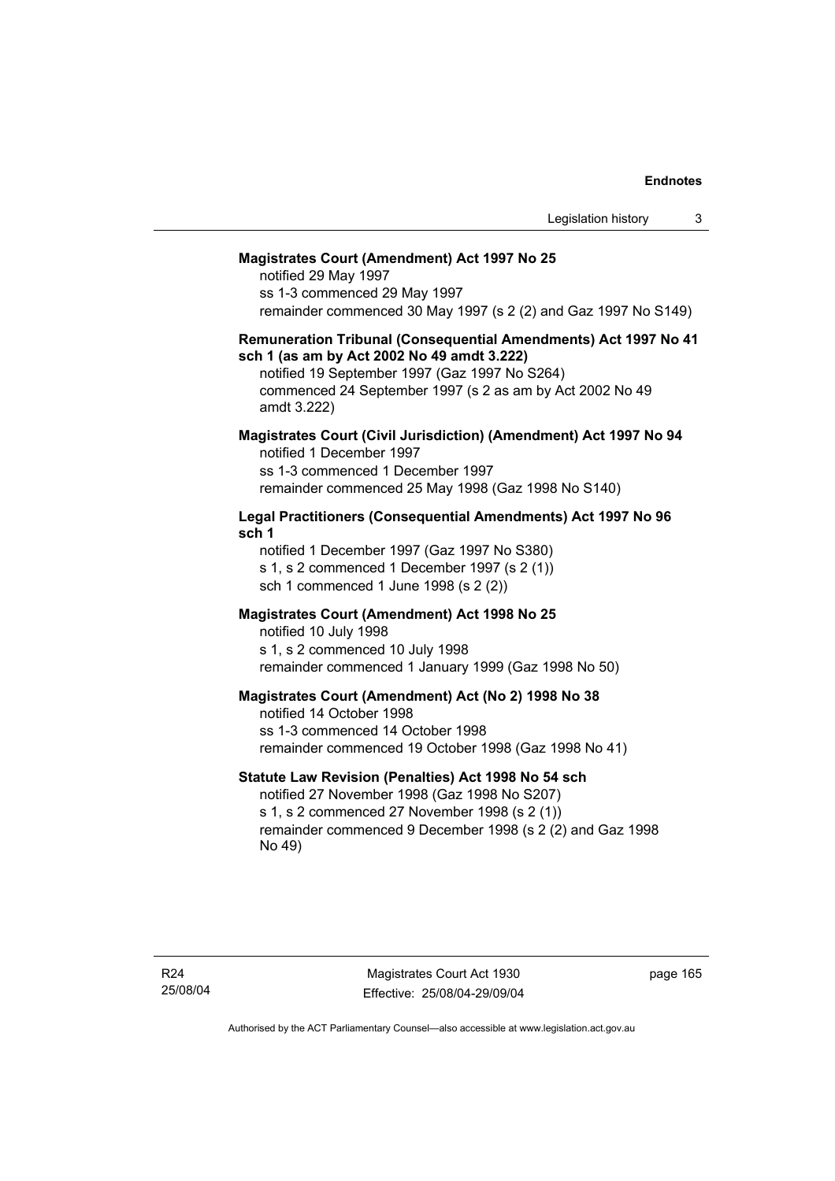**Magistrates Court (Amendment) Act 1997 No 25**

notified 29 May 1997
ss 1-3 commenced 29 May 1997
remainder commenced 30 May 1997 (s 2 (2) and Gaz 1997 No S149)

**Remuneration Tribunal (Consequential Amendments) Act 1997 No 41 sch 1 (as am by Act 2002 No 49 amdt 3.222)**

notified 19 September 1997 (Gaz 1997 No S264)
commenced 24 September 1997 (s 2 as am by Act 2002 No 49 amdt 3.222)

**Magistrates Court (Civil Jurisdiction) (Amendment) Act 1997 No 94**

notified 1 December 1997
ss 1-3 commenced 1 December 1997
remainder commenced 25 May 1998 (Gaz 1998 No S140)

**Legal Practitioners (Consequential Amendments) Act 1997 No 96 sch 1**

notified 1 December 1997 (Gaz 1997 No S380)
s 1, s 2 commenced 1 December 1997 (s 2 (1))
sch 1 commenced 1 June 1998 (s 2 (2))

**Magistrates Court (Amendment) Act 1998 No 25**

notified 10 July 1998
s 1, s 2 commenced 10 July 1998
remainder commenced 1 January 1999 (Gaz 1998 No 50)

**Magistrates Court (Amendment) Act (No 2) 1998 No 38**

notified 14 October 1998
ss 1-3 commenced 14 October 1998
remainder commenced 19 October 1998 (Gaz 1998 No 41)

**Statute Law Revision (Penalties) Act 1998 No 54 sch**

notified 27 November 1998 (Gaz 1998 No S207)
s 1, s 2 commenced 27 November 1998 (s 2 (1))
remainder commenced 9 December 1998 (s 2 (2) and Gaz 1998 No 49)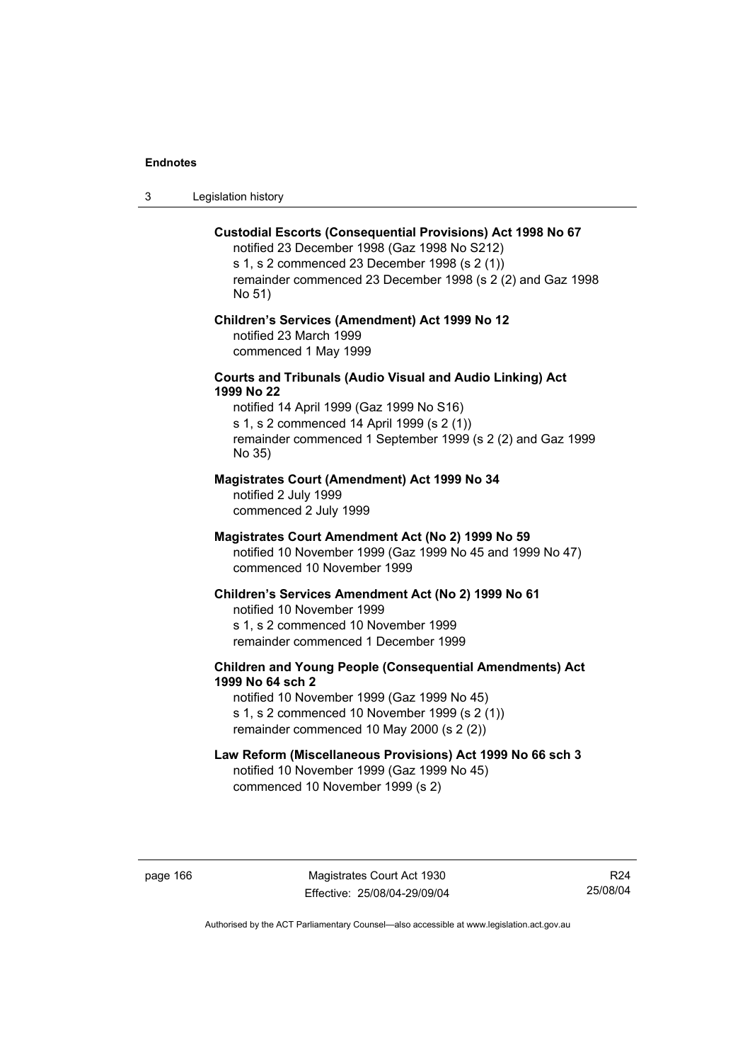**Custodial Escorts (Consequential Provisions) Act 1998 No 67**
notified 23 December 1998 (Gaz 1998 No S212)
s 1, s 2 commenced 23 December 1998 (s 2 (1))
remainder commenced 23 December 1998 (s 2 (2) and Gaz 1998 No 51)

**Children's Services (Amendment) Act 1999 No 12**
notified 23 March 1999
commenced 1 May 1999

**Courts and Tribunals (Audio Visual and Audio Linking) Act 1999 No 22**
notified 14 April 1999 (Gaz 1999 No S16)
s 1, s 2 commenced 14 April 1999 (s 2 (1))
remainder commenced 1 September 1999 (s 2 (2) and Gaz 1999 No 35)

**Magistrates Court (Amendment) Act 1999 No 34**
notified 2 July 1999
commenced 2 July 1999

**Magistrates Court Amendment Act (No 2) 1999 No 59**
notified 10 November 1999 (Gaz 1999 No 45 and 1999 No 47)
commenced 10 November 1999

**Children's Services Amendment Act (No 2) 1999 No 61**
notified 10 November 1999
s 1, s 2 commenced 10 November 1999
remainder commenced 1 December 1999

**Children and Young People (Consequential Amendments) Act 1999 No 64 sch 2**
notified 10 November 1999 (Gaz 1999 No 45)
s 1, s 2 commenced 10 November 1999 (s 2 (1))
remainder commenced 10 May 2000 (s 2 (2))

**Law Reform (Miscellaneous Provisions) Act 1999 No 66 sch 3**
notified 10 November 1999 (Gaz 1999 No 45)
commenced 10 November 1999 (s 2)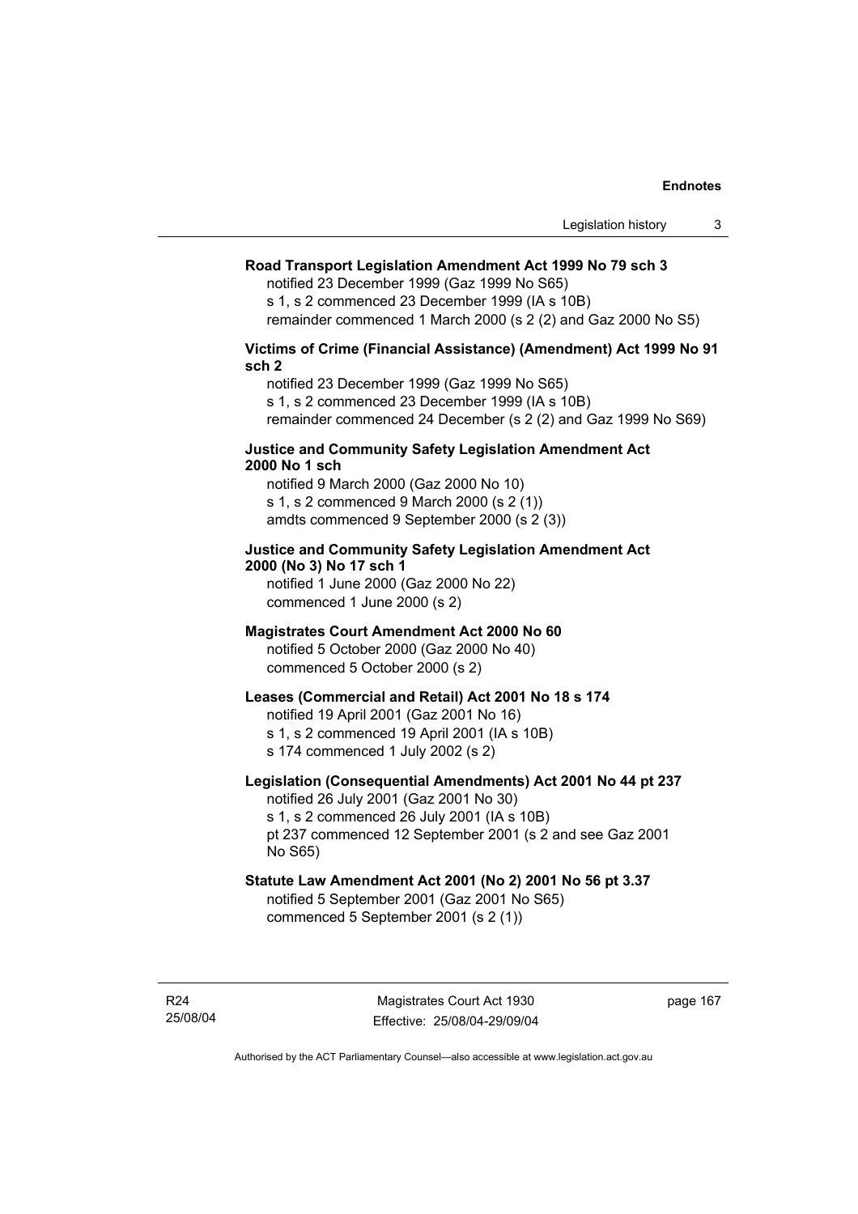**Road Transport Legislation Amendment Act 1999 No 79 sch 3**

notified 23 December 1999 (Gaz 1999 No S65)
s 1, s 2 commenced 23 December 1999 (IA s 10B)
remainder commenced 1 March 2000 (s 2 (2) and Gaz 2000 No S5)

**Victims of Crime (Financial Assistance) (Amendment) Act 1999 No 91 sch 2**

notified 23 December 1999 (Gaz 1999 No S65)
s 1, s 2 commenced 23 December 1999 (IA s 10B)
remainder commenced 24 December (s 2 (2) and Gaz 1999 No S69)

**Justice and Community Safety Legislation Amendment Act 2000 No 1 sch**

notified 9 March 2000 (Gaz 2000 No 10)
s 1, s 2 commenced 9 March 2000 (s 2 (1))
amdts commenced 9 September 2000 (s 2 (3))

**Justice and Community Safety Legislation Amendment Act 2000 (No 3) No 17 sch 1**

notified 1 June 2000 (Gaz 2000 No 22)
commenced 1 June 2000 (s 2)

**Magistrates Court Amendment Act 2000 No 60**

notified 5 October 2000 (Gaz 2000 No 40)
commenced 5 October 2000 (s 2)

**Leases (Commercial and Retail) Act 2001 No 18 s 174**

notified 19 April 2001 (Gaz 2001 No 16)
s 1, s 2 commenced 19 April 2001 (IA s 10B)
s 174 commenced 1 July 2002 (s 2)

**Legislation (Consequential Amendments) Act 2001 No 44 pt 237**

notified 26 July 2001 (Gaz 2001 No 30)
s 1, s 2 commenced 26 July 2001 (IA s 10B)
pt 237 commenced 12 September 2001 (s 2 and see Gaz 2001 No S65)

**Statute Law Amendment Act 2001 (No 2) 2001 No 56 pt 3.37**

notified 5 September 2001 (Gaz 2001 No S65)
commenced 5 September 2001 (s 2 (1))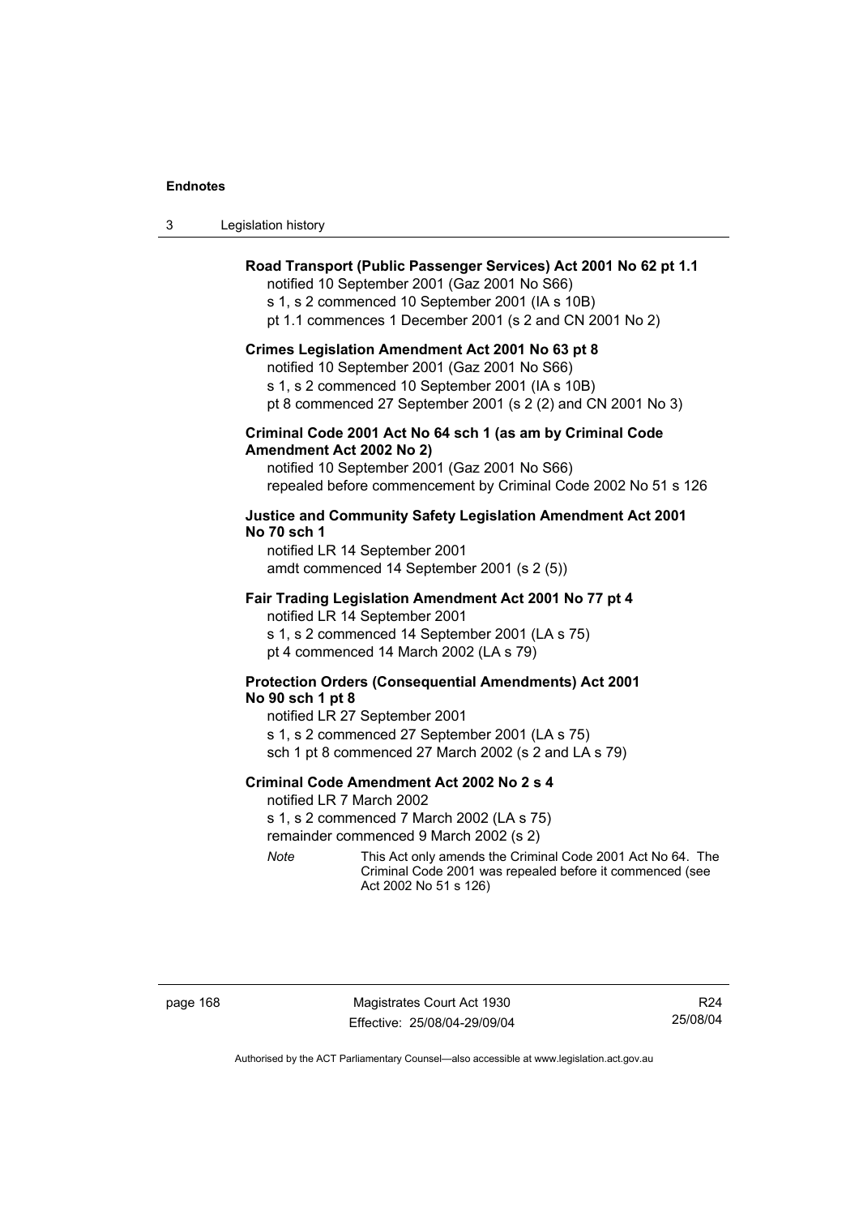**Road Transport (Public Passenger Services) Act 2001 No 62 pt 1.1**
notified 10 September 2001 (Gaz 2001 No S66)
s 1, s 2 commenced 10 September 2001 (IA s 10B)
pt 1.1 commences 1 December 2001 (s 2 and CN 2001 No 2)

**Crimes Legislation Amendment Act 2001 No 63 pt 8**
notified 10 September 2001 (Gaz 2001 No S66)
s 1, s 2 commenced 10 September 2001 (IA s 10B)
pt 8 commenced 27 September 2001 (s 2 (2) and CN 2001 No 3)

**Criminal Code 2001 Act No 64 sch 1 (as am by Criminal Code Amendment Act 2002 No 2)**
notified 10 September 2001 (Gaz 2001 No S66)
repealed before commencement by Criminal Code 2002 No 51 s 126

**Justice and Community Safety Legislation Amendment Act 2001 No 70 sch 1**
notified LR 14 September 2001
amdt commenced 14 September 2001 (s 2 (5))

**Fair Trading Legislation Amendment Act 2001 No 77 pt 4**
notified LR 14 September 2001
s 1, s 2 commenced 14 September 2001 (LA s 75)
pt 4 commenced 14 March 2002 (LA s 79)

**Protection Orders (Consequential Amendments) Act 2001 No 90 sch 1 pt 8**
notified LR 27 September 2001
s 1, s 2 commenced 27 September 2001 (LA s 75)
sch 1 pt 8 commenced 27 March 2002 (s 2 and LA s 79)

**Criminal Code Amendment Act 2002 No 2 s 4**
notified LR 7 March 2002
s 1, s 2 commenced 7 March 2002 (LA s 75)
remainder commenced 9 March 2002 (s 2)

*Note* This Act only amends the Criminal Code 2001 Act No 64. The Criminal Code 2001 was repealed before it commenced (see Act 2002 No 51 s 126)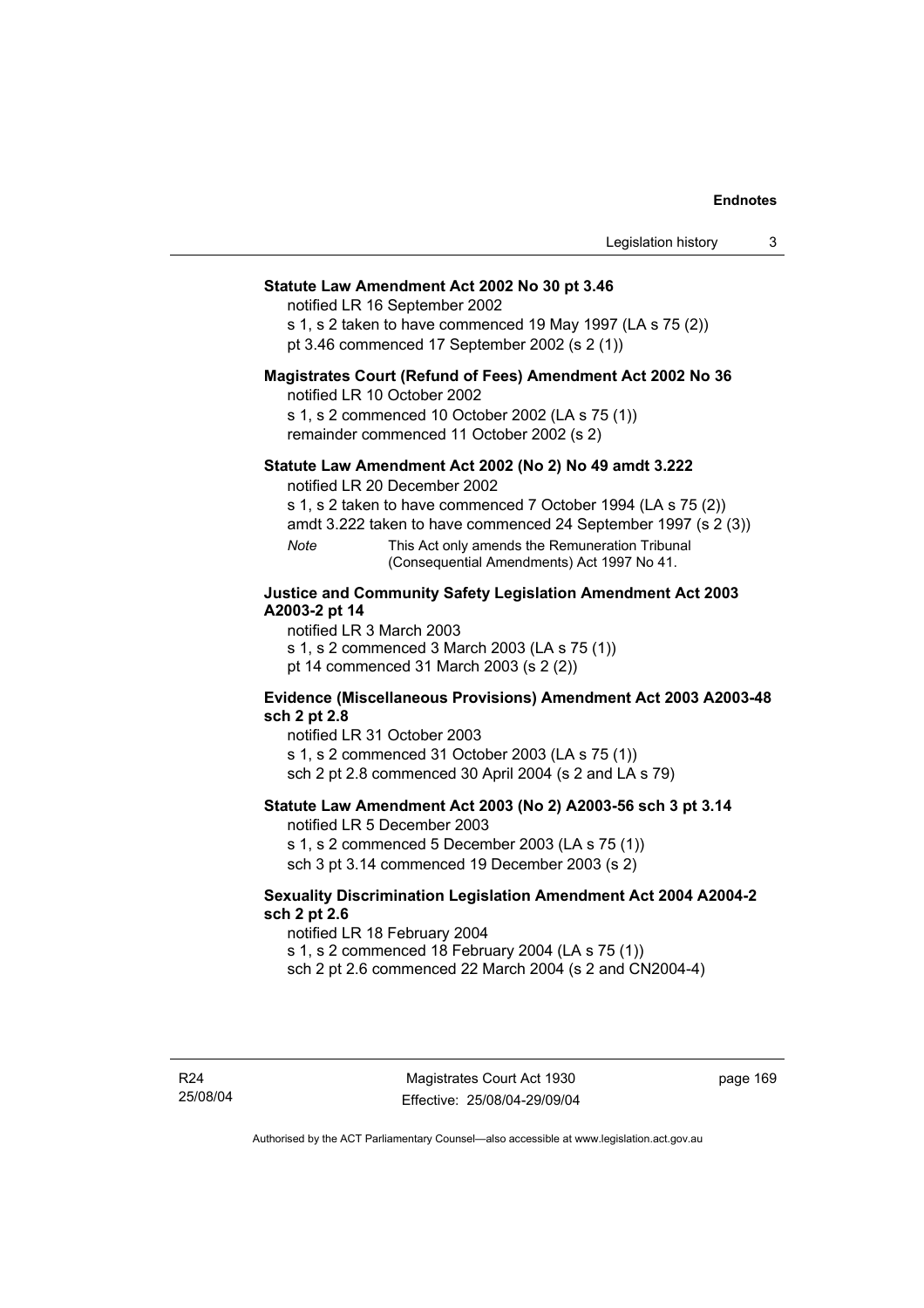**Statute Law Amendment Act 2002 No 30 pt 3.46**

notified LR 16 September 2002

s 1, s 2 taken to have commenced 19 May 1997 (LA s 75 (2))

pt 3.46 commenced 17 September 2002 (s 2 (1))

**Magistrates Court (Refund of Fees) Amendment Act 2002 No 36**

notified LR 10 October 2002

s 1, s 2 commenced 10 October 2002 (LA s 75 (1))

remainder commenced 11 October 2002 (s 2)

**Statute Law Amendment Act 2002 (No 2) No 49 amdt 3.222**

notified LR 20 December 2002

s 1, s 2 taken to have commenced 7 October 1994 (LA s 75 (2))

amdt 3.222 taken to have commenced 24 September 1997 (s 2 (3))

*Note* This Act only amends the Remuneration Tribunal (Consequential Amendments) Act 1997 No 41.

**Justice and Community Safety Legislation Amendment Act 2003 A2003-2 pt 14**

notified LR 3 March 2003

s 1, s 2 commenced 3 March 2003 (LA s 75 (1))

pt 14 commenced 31 March 2003 (s 2 (2))

**Evidence (Miscellaneous Provisions) Amendment Act 2003 A2003-48 sch 2 pt 2.8**

notified LR 31 October 2003

s 1, s 2 commenced 31 October 2003 (LA s 75 (1))

sch 2 pt 2.8 commenced 30 April 2004 (s 2 and LA s 79)

**Statute Law Amendment Act 2003 (No 2) A2003-56 sch 3 pt 3.14**

notified LR 5 December 2003

s 1, s 2 commenced 5 December 2003 (LA s 75 (1))

sch 3 pt 3.14 commenced 19 December 2003 (s 2)

**Sexuality Discrimination Legislation Amendment Act 2004 A2004-2 sch 2 pt 2.6**

notified LR 18 February 2004

s 1, s 2 commenced 18 February 2004 (LA s 75 (1))

sch 2 pt 2.6 commenced 22 March 2004 (s 2 and CN2004-4)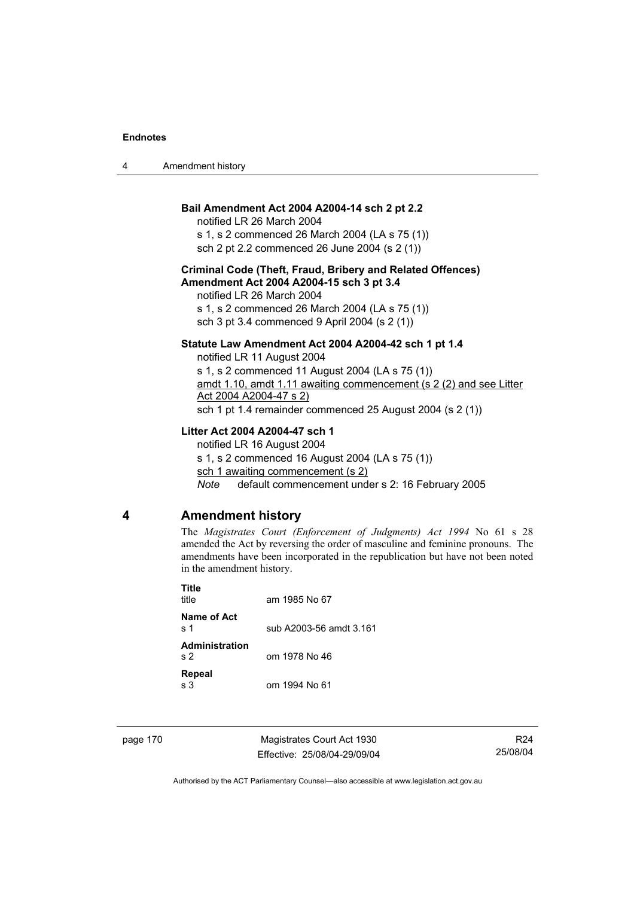**Bail Amendment Act 2004 A2004-14 sch 2 pt 2.2**

notified LR 26 March 2004

s 1, s 2 commenced 26 March 2004 (LA s 75 (1))

sch 2 pt 2.2 commenced 26 June 2004 (s 2 (1))

**Criminal Code (Theft, Fraud, Bribery and Related Offences) Amendment Act 2004 A2004-15 sch 3 pt 3.4**

notified LR 26 March 2004

s 1, s 2 commenced 26 March 2004 (LA s 75 (1))

sch 3 pt 3.4 commenced 9 April 2004 (s 2 (1))

**Statute Law Amendment Act 2004 A2004-42 sch 1 pt 1.4**

notified LR 11 August 2004

s 1, s 2 commenced 11 August 2004 (LA s 75 (1))

amdt 1.10, amdt 1.11 awaiting commencement (s 2 (2) and see Litter Act 2004 A2004-47 s 2)

sch 1 pt 1.4 remainder commenced 25 August 2004 (s 2 (1))

**Litter Act 2004 A2004-47 sch 1**

notified LR 16 August 2004

s 1, s 2 commenced 16 August 2004 (LA s 75 (1))

sch 1 awaiting commencement (s 2)

*Note* default commencement under s 2: 16 February 2005

## 4 Amendment history

The *Magistrates Court (Enforcement of Judgments) Act 1994* No 61 s 28 amended the Act by reversing the order of masculine and feminine pronouns. The amendments have been incorporated in the republication but have not been noted in the amendment history.

**Title**
title am 1985 No 67

**Name of Act**
s 1 sub A2003-56 amdt 3.161

**Administration**
s 2 om 1978 No 46

**Repeal**
s 3 om 1994 No 61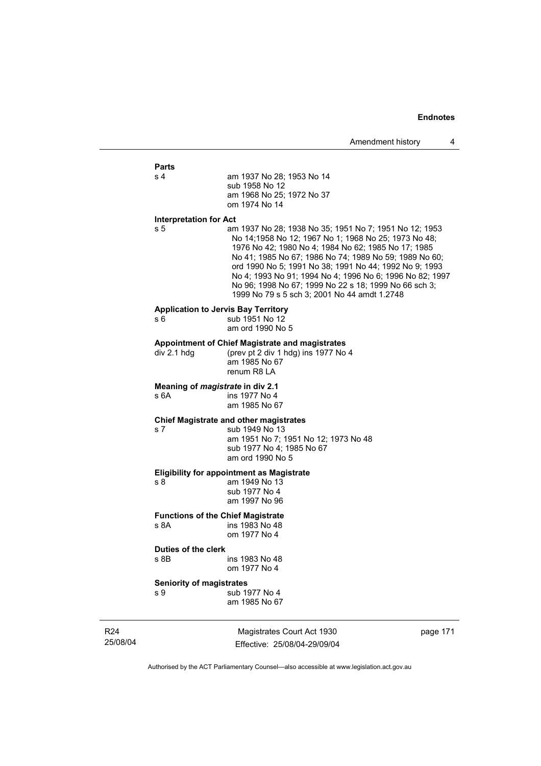**Parts**

s 4 — am 1937 No 28; 1953 No 14
sub 1958 No 12
am 1968 No 25; 1972 No 37
om 1974 No 14

**Interpretation for Act**

s 5 — am 1937 No 28; 1938 No 35; 1951 No 7; 1951 No 12; 1953 No 14;1958 No 12; 1967 No 1; 1968 No 25; 1973 No 48; 1976 No 42; 1980 No 4; 1984 No 62; 1985 No 17; 1985 No 41; 1985 No 67; 1986 No 74; 1989 No 59; 1989 No 60; ord 1990 No 5; 1991 No 38; 1991 No 44; 1992 No 9; 1993 No 4; 1993 No 91; 1994 No 4; 1996 No 6; 1996 No 82; 1997 No 96; 1998 No 67; 1999 No 22 s 18; 1999 No 66 sch 3; 1999 No 79 s 5 sch 3; 2001 No 44 amdt 1.2748

**Application to Jervis Bay Territory**

s 6 — sub 1951 No 12
am ord 1990 No 5

**Appointment of Chief Magistrate and magistrates**

div 2.1 hdg — (prev pt 2 div 1 hdg) ins 1977 No 4
am 1985 No 67
renum R8 LA

**Meaning of *magistrate* in div 2.1**

s 6A — ins 1977 No 4
am 1985 No 67

**Chief Magistrate and other magistrates**

s 7 — sub 1949 No 13
am 1951 No 7; 1951 No 12; 1973 No 48
sub 1977 No 4; 1985 No 67
am ord 1990 No 5

**Eligibility for appointment as Magistrate**

s 8 — am 1949 No 13
sub 1977 No 4
am 1997 No 96

**Functions of the Chief Magistrate**

s 8A — ins 1983 No 48
om 1977 No 4

**Duties of the clerk**

s 8B — ins 1983 No 48
om 1977 No 4

**Seniority of magistrates**

s 9 — sub 1977 No 4
am 1985 No 67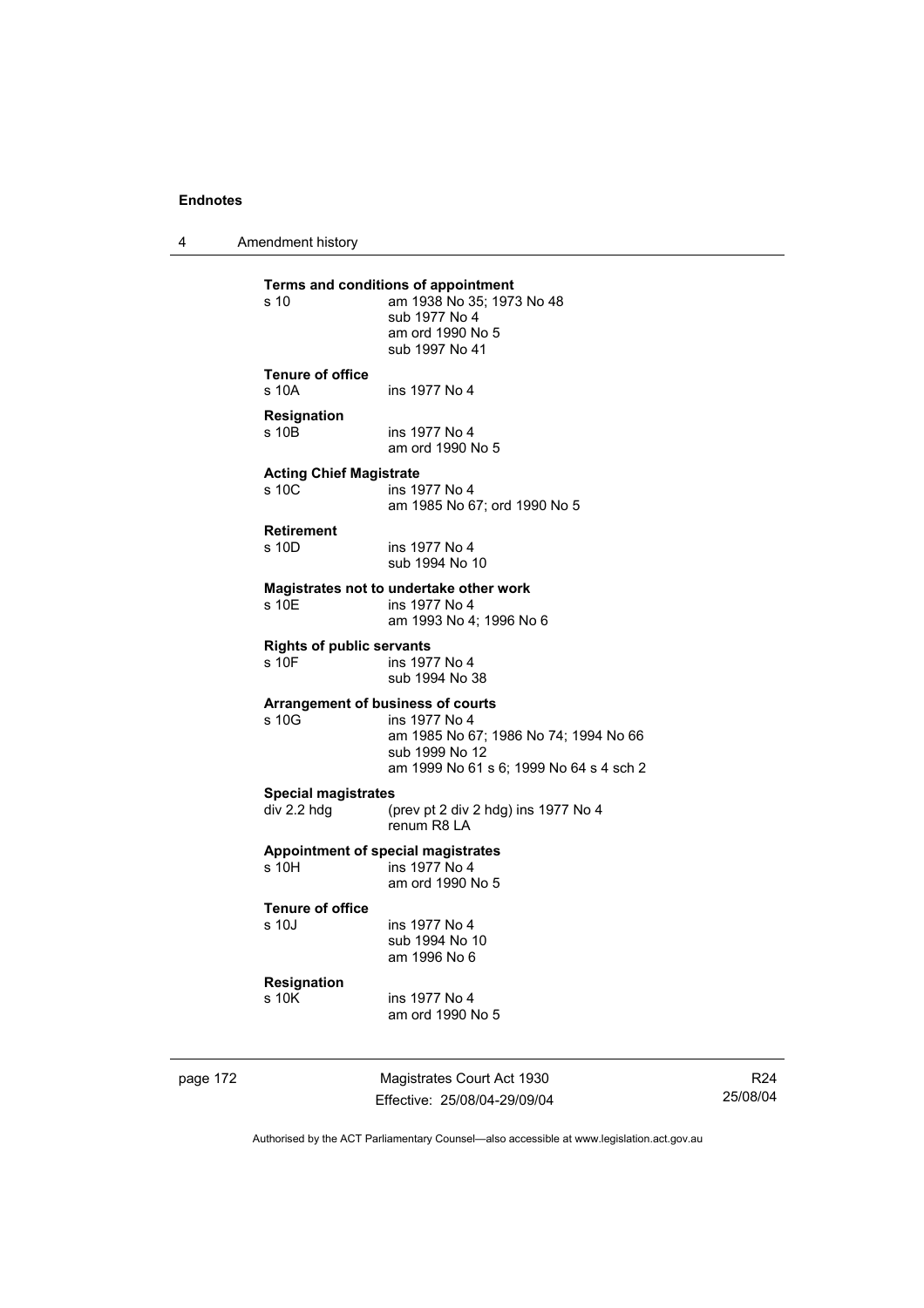**Terms and conditions of appointment**

s 10 am 1938 No 35; 1973 No 48
sub 1977 No 4
am ord 1990 No 5
sub 1997 No 41

**Tenure of office**

s 10A ins 1977 No 4

**Resignation**

s 10B ins 1977 No 4
am ord 1990 No 5

**Acting Chief Magistrate**

s 10C ins 1977 No 4
am 1985 No 67; ord 1990 No 5

**Retirement**

s 10D ins 1977 No 4
sub 1994 No 10

**Magistrates not to undertake other work**

s 10E ins 1977 No 4
am 1993 No 4; 1996 No 6

**Rights of public servants**

s 10F ins 1977 No 4
sub 1994 No 38

**Arrangement of business of courts**

s 10G ins 1977 No 4
am 1985 No 67; 1986 No 74; 1994 No 66
sub 1999 No 12
am 1999 No 61 s 6; 1999 No 64 s 4 sch 2

**Special magistrates**

div 2.2 hdg (prev pt 2 div 2 hdg) ins 1977 No 4
renum R8 LA

**Appointment of special magistrates**

s 10H ins 1977 No 4
am ord 1990 No 5

**Tenure of office**

s 10J ins 1977 No 4
sub 1994 No 10
am 1996 No 6

**Resignation**

s 10K ins 1977 No 4
am ord 1990 No 5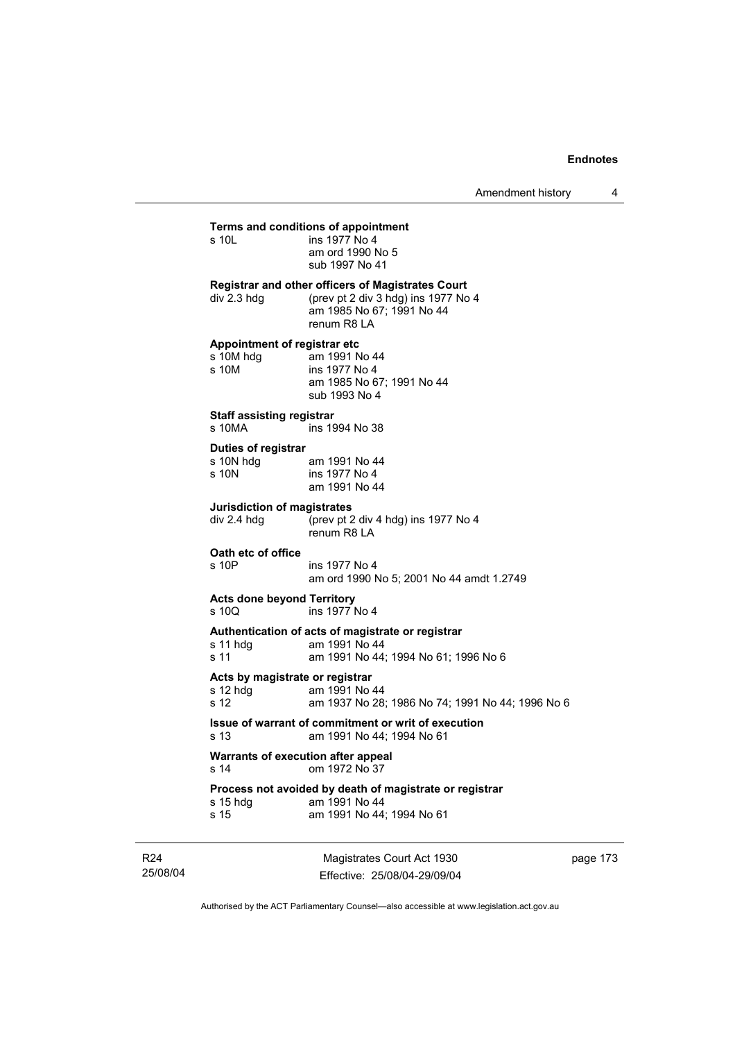**Terms and conditions of appointment**

s 10L ins 1977 No 4
am ord 1990 No 5
sub 1997 No 41

**Registrar and other officers of Magistrates Court**

div 2.3 hdg (prev pt 2 div 3 hdg) ins 1977 No 4
am 1985 No 67; 1991 No 44
renum R8 LA

**Appointment of registrar etc**

s 10M hdg am 1991 No 44
s 10M ins 1977 No 4
am 1985 No 67; 1991 No 44
sub 1993 No 4

**Staff assisting registrar**

s 10MA ins 1994 No 38

**Duties of registrar**

s 10N hdg am 1991 No 44
s 10N ins 1977 No 4
am 1991 No 44

**Jurisdiction of magistrates**

div 2.4 hdg (prev pt 2 div 4 hdg) ins 1977 No 4
renum R8 LA

**Oath etc of office**

s 10P ins 1977 No 4
am ord 1990 No 5; 2001 No 44 amdt 1.2749

**Acts done beyond Territory**

s 10Q ins 1977 No 4

**Authentication of acts of magistrate or registrar**

s 11 hdg am 1991 No 44
s 11 am 1991 No 44; 1994 No 61; 1996 No 6

**Acts by magistrate or registrar**

s 12 hdg am 1991 No 44
s 12 am 1937 No 28; 1986 No 74; 1991 No 44; 1996 No 6

**Issue of warrant of commitment or writ of execution**

s 13 am 1991 No 44; 1994 No 61

**Warrants of execution after appeal**

s 14 om 1972 No 37

**Process not avoided by death of magistrate or registrar**

s 15 hdg am 1991 No 44
s 15 am 1991 No 44; 1994 No 61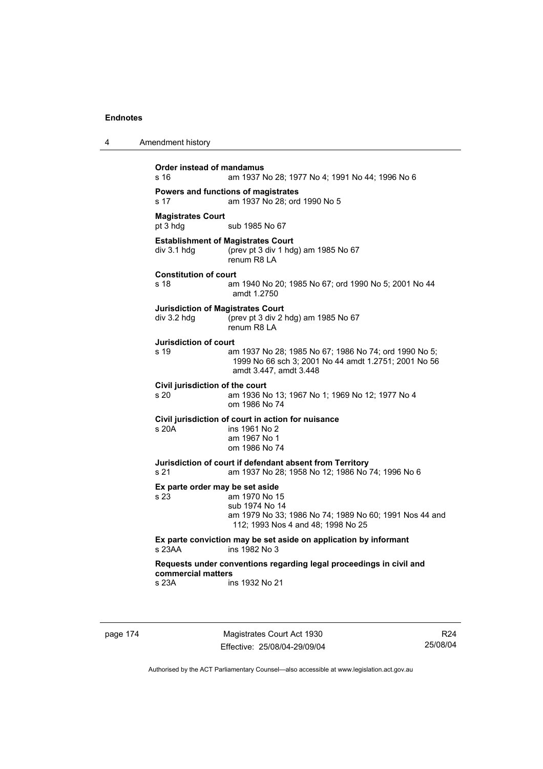**Order instead of mandamus**

s 16 am 1937 No 28; 1977 No 4; 1991 No 44; 1996 No 6

**Powers and functions of magistrates**

s 17 am 1937 No 28; ord 1990 No 5

**Magistrates Court**

pt 3 hdg sub 1985 No 67

**Establishment of Magistrates Court**

div 3.1 hdg (prev pt 3 div 1 hdg) am 1985 No 67
renum R8 LA

**Constitution of court**

s 18 am 1940 No 20; 1985 No 67; ord 1990 No 5; 2001 No 44 amdt 1.2750

**Jurisdiction of Magistrates Court**

div 3.2 hdg (prev pt 3 div 2 hdg) am 1985 No 67
renum R8 LA

**Jurisdiction of court**

s 19 am 1937 No 28; 1985 No 67; 1986 No 74; ord 1990 No 5; 1999 No 66 sch 3; 2001 No 44 amdt 1.2751; 2001 No 56 amdt 3.447, amdt 3.448

**Civil jurisdiction of the court**

s 20 am 1936 No 13; 1967 No 1; 1969 No 12; 1977 No 4
om 1986 No 74

**Civil jurisdiction of court in action for nuisance**

s 20A ins 1961 No 2
am 1967 No 1
om 1986 No 74

**Jurisdiction of court if defendant absent from Territory**

s 21 am 1937 No 28; 1958 No 12; 1986 No 74; 1996 No 6

**Ex parte order may be set aside**

s 23 am 1970 No 15
sub 1974 No 14
am 1979 No 33; 1986 No 74; 1989 No 60; 1991 Nos 44 and 112; 1993 Nos 4 and 48; 1998 No 25

**Ex parte conviction may be set aside on application by informant**

s 23AA ins 1982 No 3

**Requests under conventions regarding legal proceedings in civil and commercial matters**

s 23A ins 1932 No 21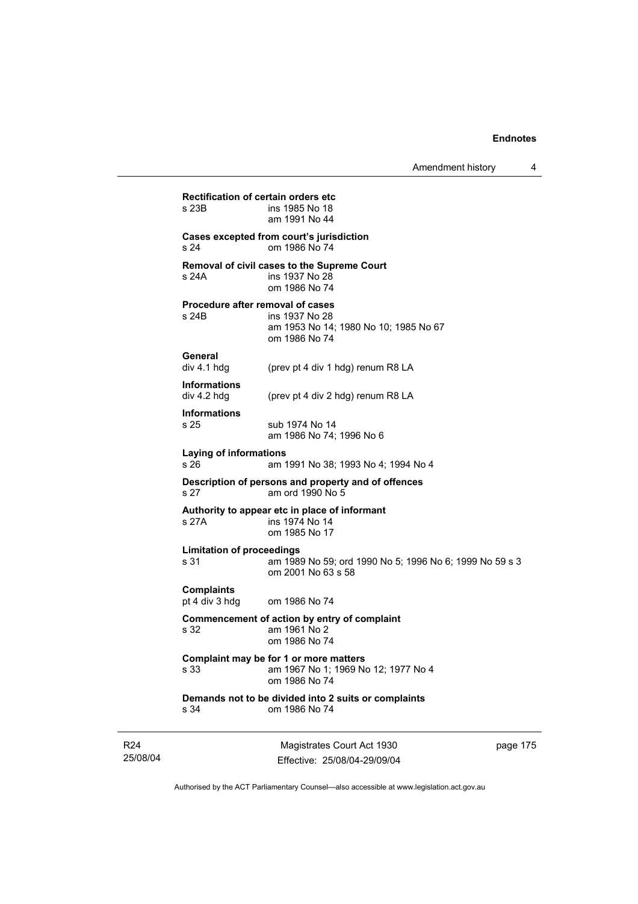**Rectification of certain orders etc**
s 23B ins 1985 No 18
am 1991 No 44

**Cases excepted from court's jurisdiction**
s 24 om 1986 No 74

**Removal of civil cases to the Supreme Court**
s 24A ins 1937 No 28
om 1986 No 74

**Procedure after removal of cases**
s 24B ins 1937 No 28
am 1953 No 14; 1980 No 10; 1985 No 67
om 1986 No 74

**General**
div 4.1 hdg (prev pt 4 div 1 hdg) renum R8 LA

**Informations**
div 4.2 hdg (prev pt 4 div 2 hdg) renum R8 LA

**Informations**
s 25 sub 1974 No 14
am 1986 No 74; 1996 No 6

**Laying of informations**
s 26 am 1991 No 38; 1993 No 4; 1994 No 4

**Description of persons and property and of offences**
s 27 am ord 1990 No 5

**Authority to appear etc in place of informant**
s 27A ins 1974 No 14
om 1985 No 17

**Limitation of proceedings**
s 31 am 1989 No 59; ord 1990 No 5; 1996 No 6; 1999 No 59 s 3
om 2001 No 63 s 58

**Complaints**
pt 4 div 3 hdg om 1986 No 74

**Commencement of action by entry of complaint**
s 32 am 1961 No 2
om 1986 No 74

**Complaint may be for 1 or more matters**
s 33 am 1967 No 1; 1969 No 12; 1977 No 4
om 1986 No 74

**Demands not to be divided into 2 suits or complaints**
s 34 om 1986 No 74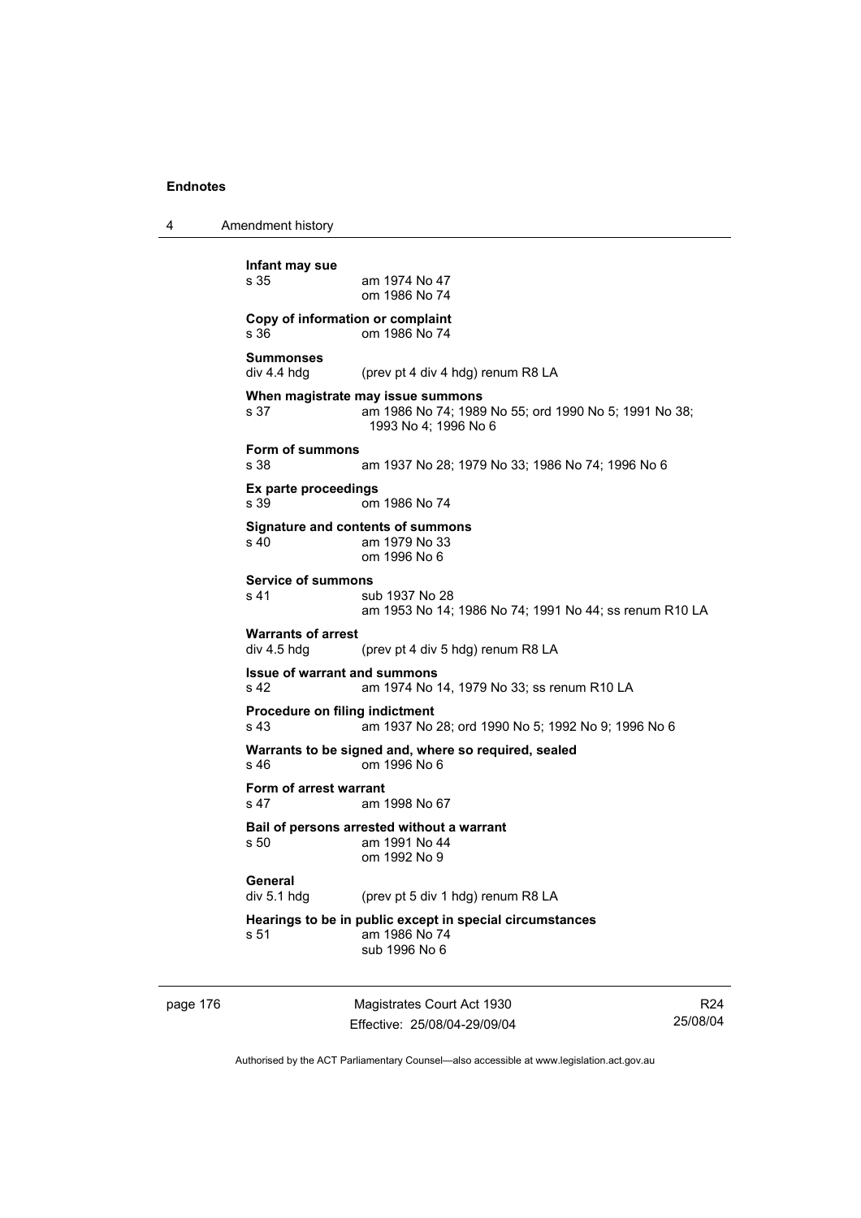**Infant may sue**

s 35 am 1974 No 47
om 1986 No 74

**Copy of information or complaint**

s 36 om 1986 No 74

**Summonses**

div 4.4 hdg (prev pt 4 div 4 hdg) renum R8 LA

**When magistrate may issue summons**

s 37 am 1986 No 74; 1989 No 55; ord 1990 No 5; 1991 No 38; 1993 No 4; 1996 No 6

**Form of summons**

s 38 am 1937 No 28; 1979 No 33; 1986 No 74; 1996 No 6

**Ex parte proceedings**

s 39 om 1986 No 74

**Signature and contents of summons**

s 40 am 1979 No 33
om 1996 No 6

**Service of summons**

s 41 sub 1937 No 28
am 1953 No 14; 1986 No 74; 1991 No 44; ss renum R10 LA

**Warrants of arrest**

div 4.5 hdg (prev pt 4 div 5 hdg) renum R8 LA

**Issue of warrant and summons**

s 42 am 1974 No 14, 1979 No 33; ss renum R10 LA

**Procedure on filing indictment**

s 43 am 1937 No 28; ord 1990 No 5; 1992 No 9; 1996 No 6

**Warrants to be signed and, where so required, sealed**

s 46 om 1996 No 6

**Form of arrest warrant**

s 47 am 1998 No 67

**Bail of persons arrested without a warrant**

s 50 am 1991 No 44
om 1992 No 9

**General**

div 5.1 hdg (prev pt 5 div 1 hdg) renum R8 LA

**Hearings to be in public except in special circumstances**

s 51 am 1986 No 74
sub 1996 No 6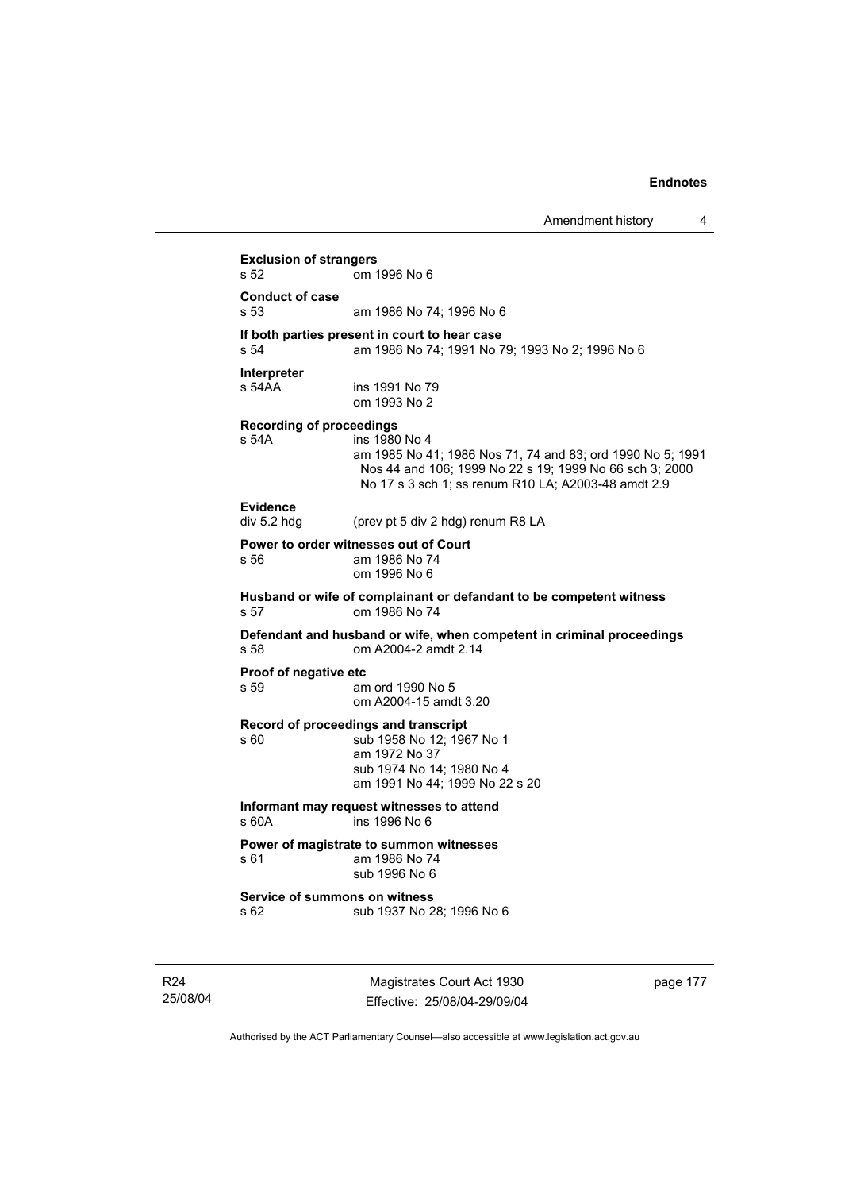**Exclusion of strangers**
s 52 om 1996 No 6

**Conduct of case**
s 53 am 1986 No 74; 1996 No 6

**If both parties present in court to hear case**
s 54 am 1986 No 74; 1991 No 79; 1993 No 2; 1996 No 6

**Interpreter**
s 54AA ins 1991 No 79
om 1993 No 2

**Recording of proceedings**
s 54A ins 1980 No 4
am 1985 No 41; 1986 Nos 71, 74 and 83; ord 1990 No 5; 1991 Nos 44 and 106; 1999 No 22 s 19; 1999 No 66 sch 3; 2000 No 17 s 3 sch 1; ss renum R10 LA; A2003-48 amdt 2.9

**Evidence**
div 5.2 hdg (prev pt 5 div 2 hdg) renum R8 LA

**Power to order witnesses out of Court**
s 56 am 1986 No 74
om 1996 No 6

**Husband or wife of complainant or defandant to be competent witness**
s 57 om 1986 No 74

**Defendant and husband or wife, when competent in criminal proceedings**
s 58 om A2004-2 amdt 2.14

**Proof of negative etc**
s 59 am ord 1990 No 5
om A2004-15 amdt 3.20

**Record of proceedings and transcript**
s 60 sub 1958 No 12; 1967 No 1
am 1972 No 37
sub 1974 No 14; 1980 No 4
am 1991 No 44; 1999 No 22 s 20

**Informant may request witnesses to attend**
s 60A ins 1996 No 6

**Power of magistrate to summon witnesses**
s 61 am 1986 No 74
sub 1996 No 6

**Service of summons on witness**
s 62 sub 1937 No 28; 1996 No 6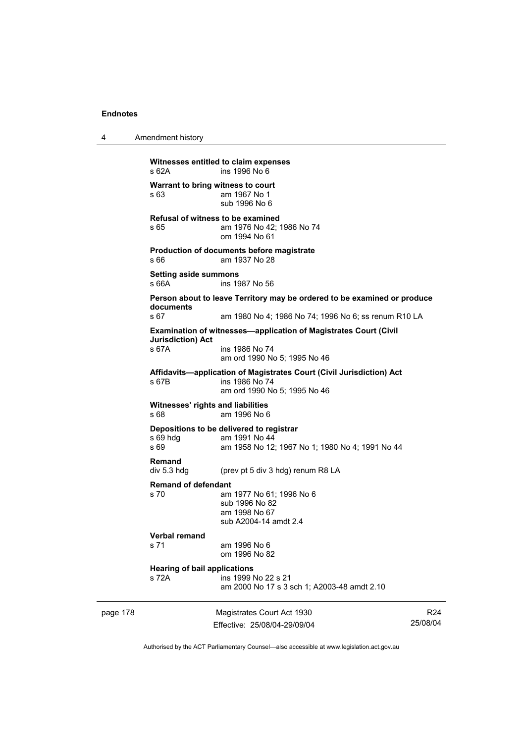**Witnesses entitled to claim expenses**
s 62A ins 1996 No 6

**Warrant to bring witness to court**
s 63 am 1967 No 1
sub 1996 No 6

**Refusal of witness to be examined**
s 65 am 1976 No 42; 1986 No 74
om 1994 No 61

**Production of documents before magistrate**
s 66 am 1937 No 28

**Setting aside summons**
s 66A ins 1987 No 56

**Person about to leave Territory may be ordered to be examined or produce documents**
s 67 am 1980 No 4; 1986 No 74; 1996 No 6; ss renum R10 LA

**Examination of witnesses—application of Magistrates Court (Civil Jurisdiction) Act**
s 67A ins 1986 No 74
am ord 1990 No 5; 1995 No 46

**Affidavits—application of Magistrates Court (Civil Jurisdiction) Act**
s 67B ins 1986 No 74
am ord 1990 No 5; 1995 No 46

**Witnesses' rights and liabilities**
s 68 am 1996 No 6

**Depositions to be delivered to registrar**
s 69 hdg am 1991 No 44
s 69 am 1958 No 12; 1967 No 1; 1980 No 4; 1991 No 44

**Remand**
div 5.3 hdg (prev pt 5 div 3 hdg) renum R8 LA

**Remand of defendant**
s 70 am 1977 No 61; 1996 No 6
sub 1996 No 82
am 1998 No 67
sub A2004-14 amdt 2.4

**Verbal remand**
s 71 am 1996 No 6
om 1996 No 82

**Hearing of bail applications**
s 72A ins 1999 No 22 s 21
am 2000 No 17 s 3 sch 1; A2003-48 amdt 2.10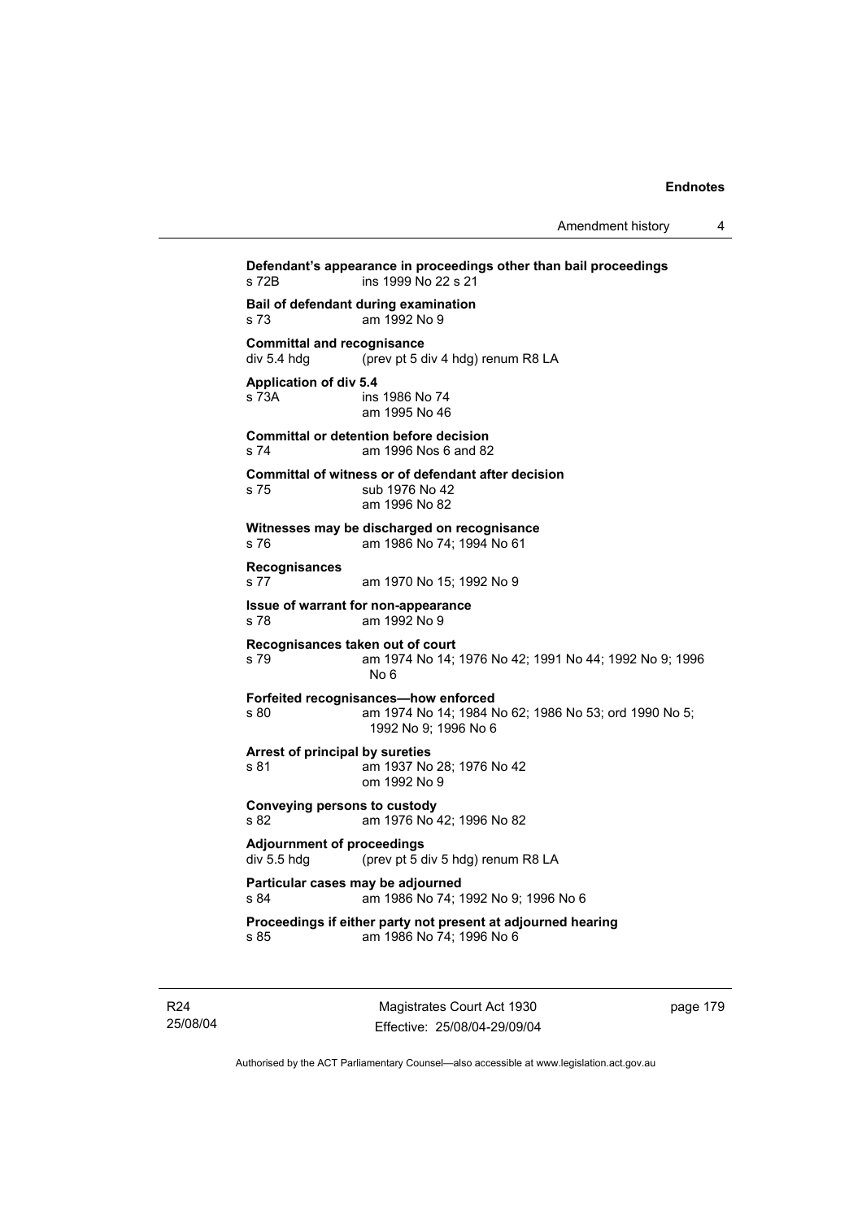**Defendant's appearance in proceedings other than bail proceedings**
s 72B ins 1999 No 22 s 21

**Bail of defendant during examination**
s 73 am 1992 No 9

**Committal and recognisance**
div 5.4 hdg (prev pt 5 div 4 hdg) renum R8 LA

**Application of div 5.4**
s 73A ins 1986 No 74
am 1995 No 46

**Committal or detention before decision**
s 74 am 1996 Nos 6 and 82

**Committal of witness or of defendant after decision**
s 75 sub 1976 No 42
am 1996 No 82

**Witnesses may be discharged on recognisance**
s 76 am 1986 No 74; 1994 No 61

**Recognisances**
s 77 am 1970 No 15; 1992 No 9

**Issue of warrant for non-appearance**
s 78 am 1992 No 9

**Recognisances taken out of court**
s 79 am 1974 No 14; 1976 No 42; 1991 No 44; 1992 No 9; 1996 No 6

**Forfeited recognisances—how enforced**
s 80 am 1974 No 14; 1984 No 62; 1986 No 53; ord 1990 No 5; 1992 No 9; 1996 No 6

**Arrest of principal by sureties**
s 81 am 1937 No 28; 1976 No 42
om 1992 No 9

**Conveying persons to custody**
s 82 am 1976 No 42; 1996 No 82

**Adjournment of proceedings**
div 5.5 hdg (prev pt 5 div 5 hdg) renum R8 LA

**Particular cases may be adjourned**
s 84 am 1986 No 74; 1992 No 9; 1996 No 6

**Proceedings if either party not present at adjourned hearing**
s 85 am 1986 No 74; 1996 No 6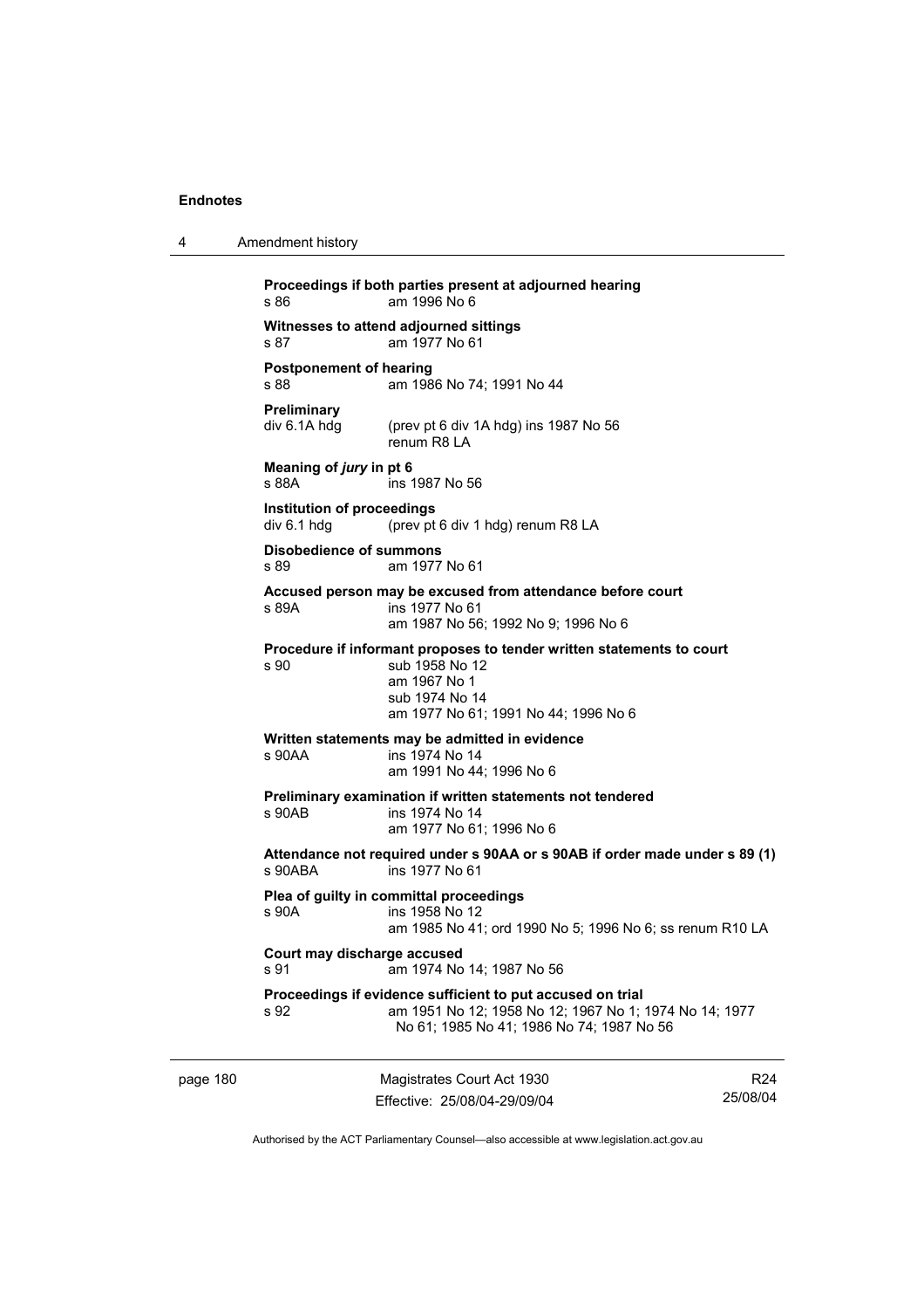**Proceedings if both parties present at adjourned hearing**

s 86 am 1996 No 6

**Witnesses to attend adjourned sittings**

s 87 am 1977 No 61

**Postponement of hearing**

s 88 am 1986 No 74; 1991 No 44

**Preliminary**

div 6.1A hdg (prev pt 6 div 1A hdg) ins 1987 No 56
renum R8 LA

**Meaning of *jury* in pt 6**

s 88A ins 1987 No 56

**Institution of proceedings**

div 6.1 hdg (prev pt 6 div 1 hdg) renum R8 LA

**Disobedience of summons**

s 89 am 1977 No 61

**Accused person may be excused from attendance before court**

s 89A ins 1977 No 61
am 1987 No 56; 1992 No 9; 1996 No 6

**Procedure if informant proposes to tender written statements to court**

s 90 sub 1958 No 12
am 1967 No 1
sub 1974 No 14
am 1977 No 61; 1991 No 44; 1996 No 6

**Written statements may be admitted in evidence**

s 90AA ins 1974 No 14
am 1991 No 44; 1996 No 6

**Preliminary examination if written statements not tendered**

s 90AB ins 1974 No 14
am 1977 No 61; 1996 No 6

**Attendance not required under s 90AA or s 90AB if order made under s 89 (1)**

s 90ABA ins 1977 No 61

**Plea of guilty in committal proceedings**

s 90A ins 1958 No 12
am 1985 No 41; ord 1990 No 5; 1996 No 6; ss renum R10 LA

**Court may discharge accused**

s 91 am 1974 No 14; 1987 No 56

**Proceedings if evidence sufficient to put accused on trial**

s 92 am 1951 No 12; 1958 No 12; 1967 No 1; 1974 No 14; 1977 No 61; 1985 No 41; 1986 No 74; 1987 No 56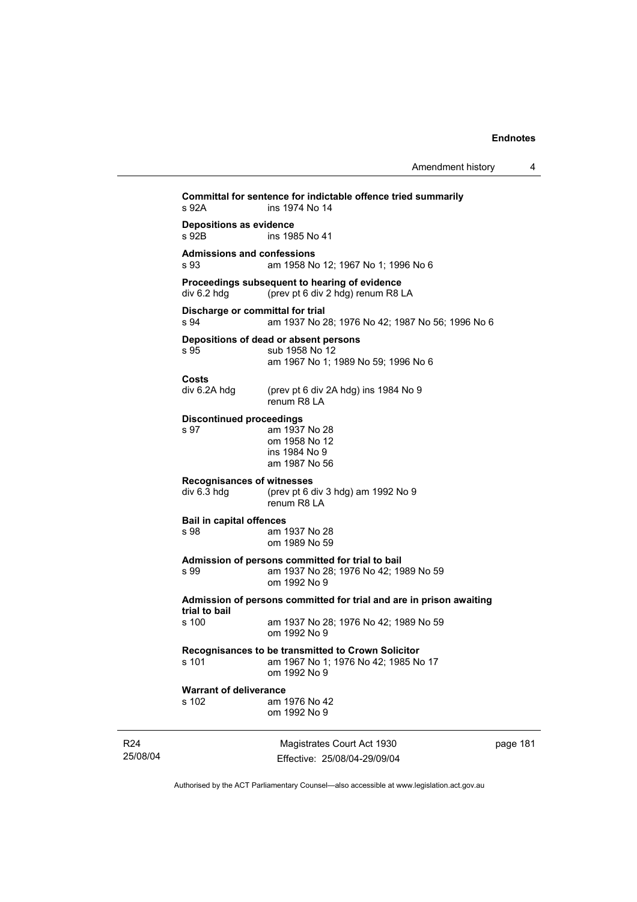**Committal for sentence for indictable offence tried summarily**

s 92A ins 1974 No 14

**Depositions as evidence**

s 92B ins 1985 No 41

**Admissions and confessions**

s 93 am 1958 No 12; 1967 No 1; 1996 No 6

**Proceedings subsequent to hearing of evidence**

div 6.2 hdg (prev pt 6 div 2 hdg) renum R8 LA

**Discharge or committal for trial**

s 94 am 1937 No 28; 1976 No 42; 1987 No 56; 1996 No 6

**Depositions of dead or absent persons**

s 95 sub 1958 No 12
am 1967 No 1; 1989 No 59; 1996 No 6

**Costs**

div 6.2A hdg (prev pt 6 div 2A hdg) ins 1984 No 9
renum R8 LA

**Discontinued proceedings**

s 97 am 1937 No 28
om 1958 No 12
ins 1984 No 9
am 1987 No 56

**Recognisances of witnesses**

div 6.3 hdg (prev pt 6 div 3 hdg) am 1992 No 9
renum R8 LA

**Bail in capital offences**

s 98 am 1937 No 28
om 1989 No 59

**Admission of persons committed for trial to bail**

s 99 am 1937 No 28; 1976 No 42; 1989 No 59
om 1992 No 9

**Admission of persons committed for trial and are in prison awaiting trial to bail**

s 100 am 1937 No 28; 1976 No 42; 1989 No 59
om 1992 No 9

**Recognisances to be transmitted to Crown Solicitor**

s 101 am 1967 No 1; 1976 No 42; 1985 No 17
om 1992 No 9

**Warrant of deliverance**

s 102 am 1976 No 42
om 1992 No 9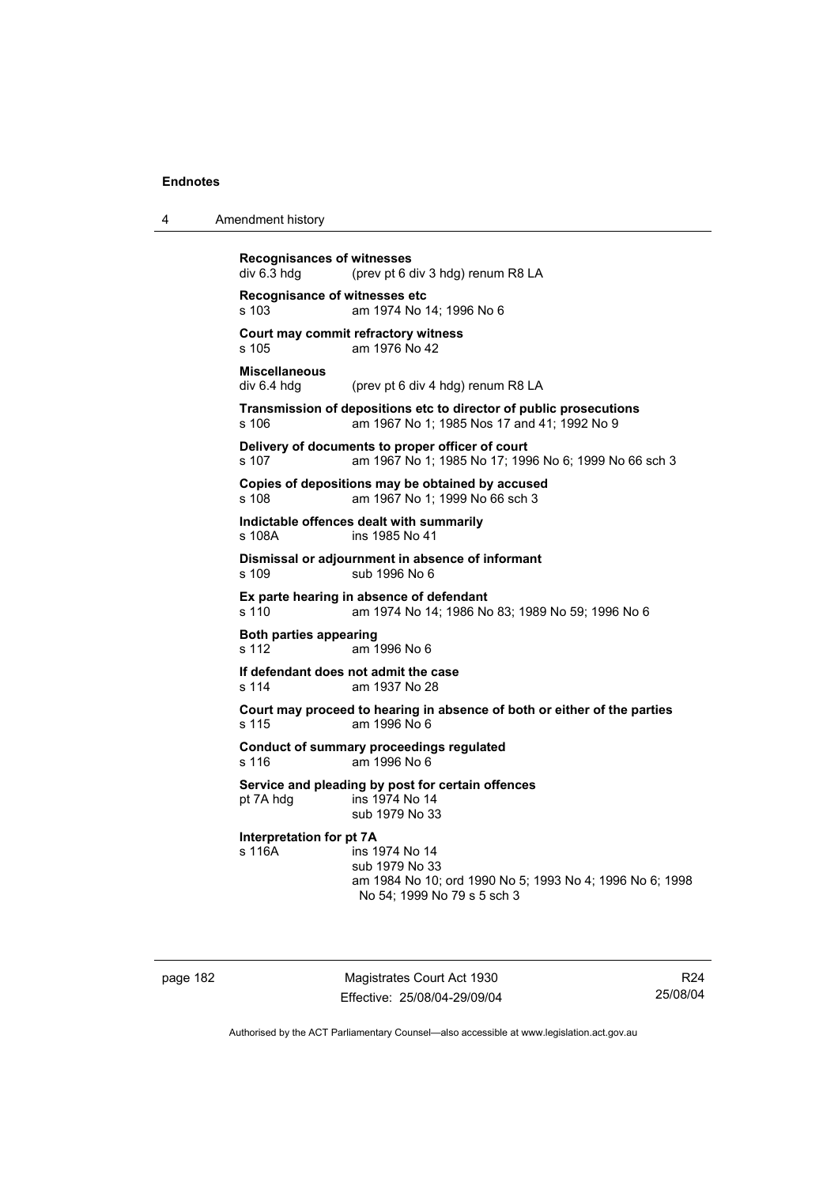**Recognisances of witnesses**
div 6.3 hdg (prev pt 6 div 3 hdg) renum R8 LA

**Recognisance of witnesses etc**
s 103 am 1974 No 14; 1996 No 6

**Court may commit refractory witness**
s 105 am 1976 No 42

**Miscellaneous**
div 6.4 hdg (prev pt 6 div 4 hdg) renum R8 LA

**Transmission of depositions etc to director of public prosecutions**
s 106 am 1967 No 1; 1985 Nos 17 and 41; 1992 No 9

**Delivery of documents to proper officer of court**
s 107 am 1967 No 1; 1985 No 17; 1996 No 6; 1999 No 66 sch 3

**Copies of depositions may be obtained by accused**
s 108 am 1967 No 1; 1999 No 66 sch 3

**Indictable offences dealt with summarily**
s 108A ins 1985 No 41

**Dismissal or adjournment in absence of informant**
s 109 sub 1996 No 6

**Ex parte hearing in absence of defendant**
s 110 am 1974 No 14; 1986 No 83; 1989 No 59; 1996 No 6

**Both parties appearing**
s 112 am 1996 No 6

**If defendant does not admit the case**
s 114 am 1937 No 28

**Court may proceed to hearing in absence of both or either of the parties**
s 115 am 1996 No 6

**Conduct of summary proceedings regulated**
s 116 am 1996 No 6

**Service and pleading by post for certain offences**
pt 7A hdg ins 1974 No 14
sub 1979 No 33

**Interpretation for pt 7A**
s 116A ins 1974 No 14
sub 1979 No 33
am 1984 No 10; ord 1990 No 5; 1993 No 4; 1996 No 6; 1998 No 54; 1999 No 79 s 5 sch 3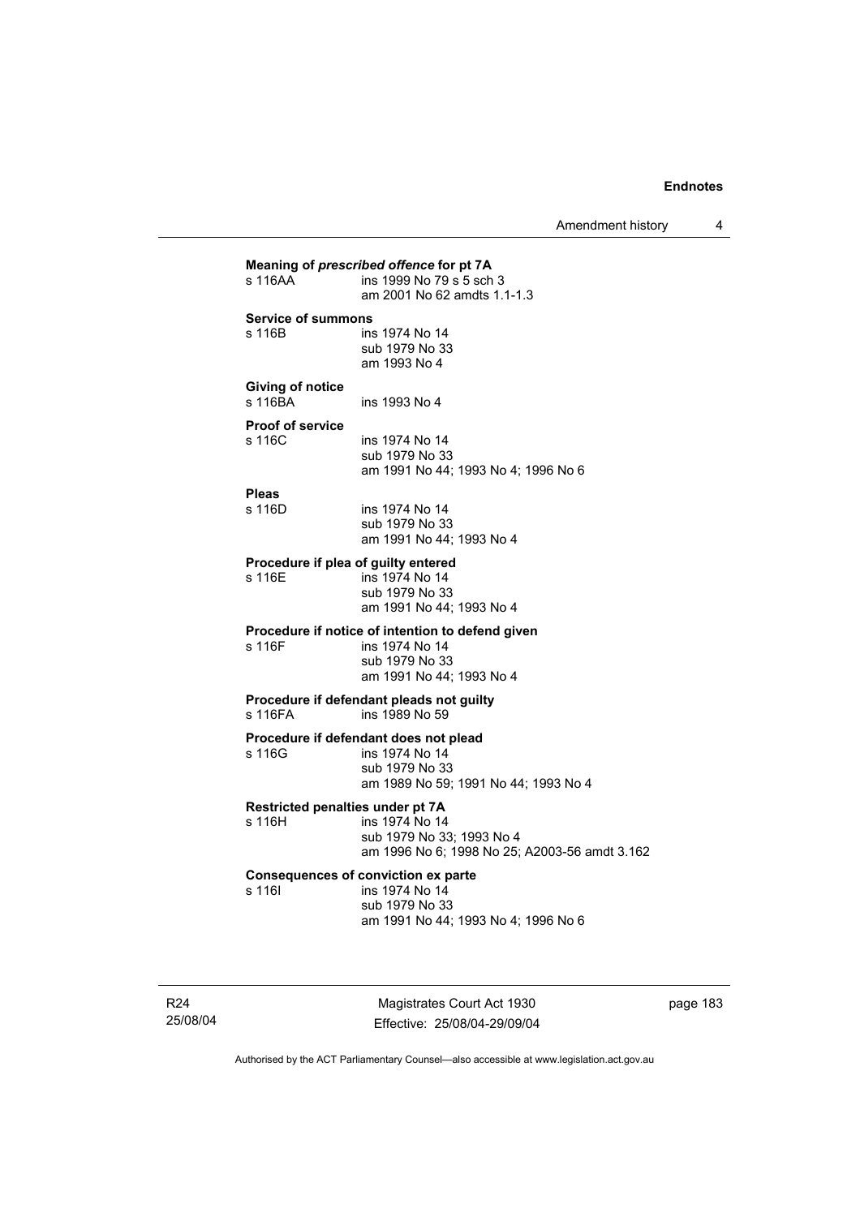**Meaning of *prescribed offence* for pt 7A**
s 116AA ins 1999 No 79 s 5 sch 3
am 2001 No 62 amdts 1.1-1.3

**Service of summons**
s 116B ins 1974 No 14
sub 1979 No 33
am 1993 No 4

**Giving of notice**
s 116BA ins 1993 No 4

**Proof of service**
s 116C ins 1974 No 14
sub 1979 No 33
am 1991 No 44; 1993 No 4; 1996 No 6

**Pleas**
s 116D ins 1974 No 14
sub 1979 No 33
am 1991 No 44; 1993 No 4

**Procedure if plea of guilty entered**
s 116E ins 1974 No 14
sub 1979 No 33
am 1991 No 44; 1993 No 4

**Procedure if notice of intention to defend given**
s 116F ins 1974 No 14
sub 1979 No 33
am 1991 No 44; 1993 No 4

**Procedure if defendant pleads not guilty**
s 116FA ins 1989 No 59

**Procedure if defendant does not plead**
s 116G ins 1974 No 14
sub 1979 No 33
am 1989 No 59; 1991 No 44; 1993 No 4

**Restricted penalties under pt 7A**
s 116H ins 1974 No 14
sub 1979 No 33; 1993 No 4
am 1996 No 6; 1998 No 25; A2003-56 amdt 3.162

**Consequences of conviction ex parte**
s 116I ins 1974 No 14
sub 1979 No 33
am 1991 No 44; 1993 No 4; 1996 No 6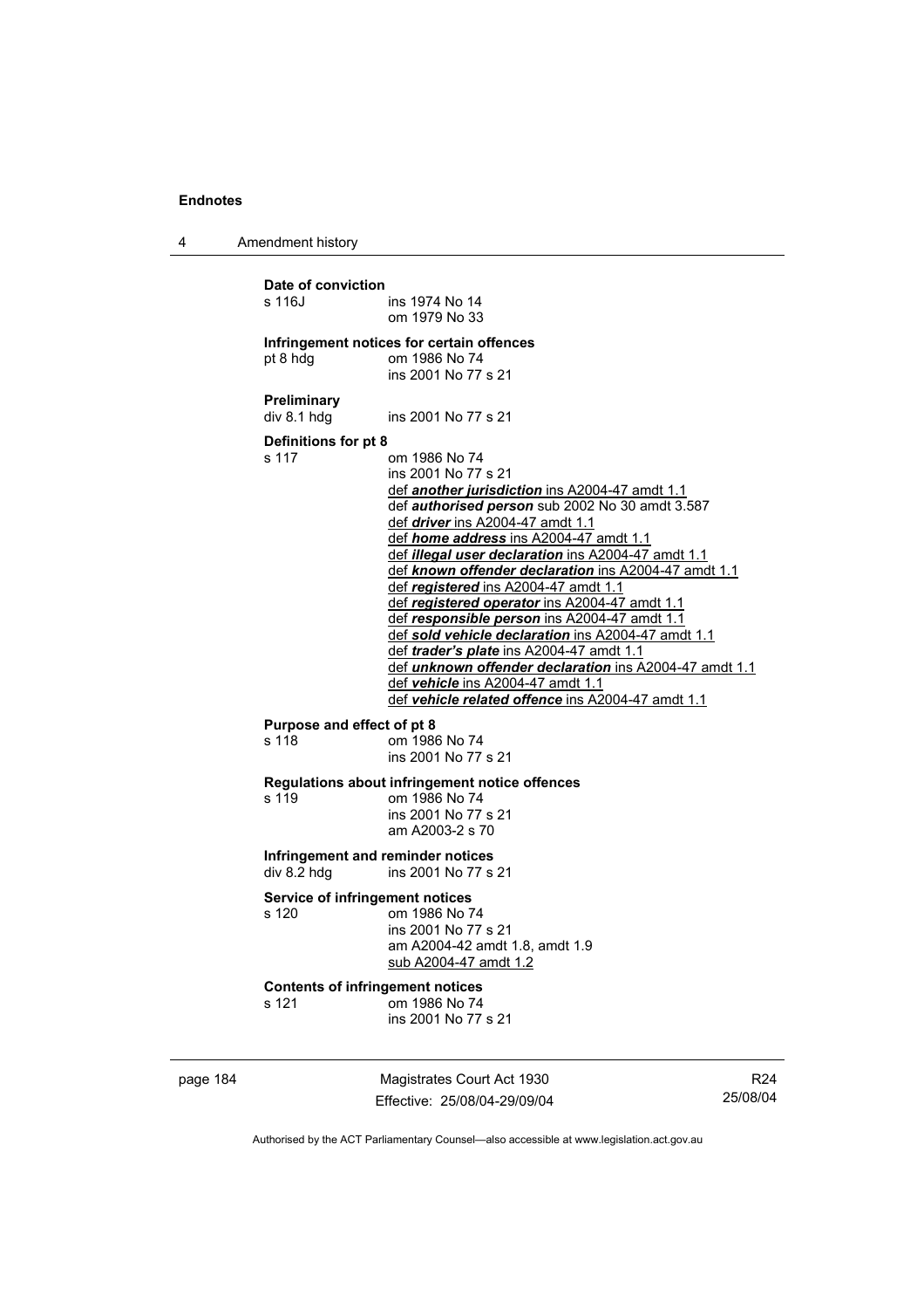**Date of conviction**

s 116J ins 1974 No 14
om 1979 No 33

**Infringement notices for certain offences**

pt 8 hdg om 1986 No 74
ins 2001 No 77 s 21

**Preliminary**

div 8.1 hdg ins 2001 No 77 s 21

**Definitions for pt 8**

s 117 om 1986 No 74
ins 2001 No 77 s 21
def ***another jurisdiction*** ins A2004-47 amdt 1.1
def ***authorised person*** sub 2002 No 30 amdt 3.587
def ***driver*** ins A2004-47 amdt 1.1
def ***home address*** ins A2004-47 amdt 1.1
def ***illegal user declaration*** ins A2004-47 amdt 1.1
def ***known offender declaration*** ins A2004-47 amdt 1.1
def ***registered*** ins A2004-47 amdt 1.1
def ***registered operator*** ins A2004-47 amdt 1.1
def ***responsible person*** ins A2004-47 amdt 1.1
def ***sold vehicle declaration*** ins A2004-47 amdt 1.1
def ***trader's plate*** ins A2004-47 amdt 1.1
def ***unknown offender declaration*** ins A2004-47 amdt 1.1
def ***vehicle*** ins A2004-47 amdt 1.1
def ***vehicle related offence*** ins A2004-47 amdt 1.1

**Purpose and effect of pt 8**

s 118 om 1986 No 74
ins 2001 No 77 s 21

**Regulations about infringement notice offences**

s 119 om 1986 No 74
ins 2001 No 77 s 21
am A2003-2 s 70

**Infringement and reminder notices**

div 8.2 hdg ins 2001 No 77 s 21

**Service of infringement notices**

s 120 om 1986 No 74
ins 2001 No 77 s 21
am A2004-42 amdt 1.8, amdt 1.9
sub A2004-47 amdt 1.2

**Contents of infringement notices**

s 121 om 1986 No 74
ins 2001 No 77 s 21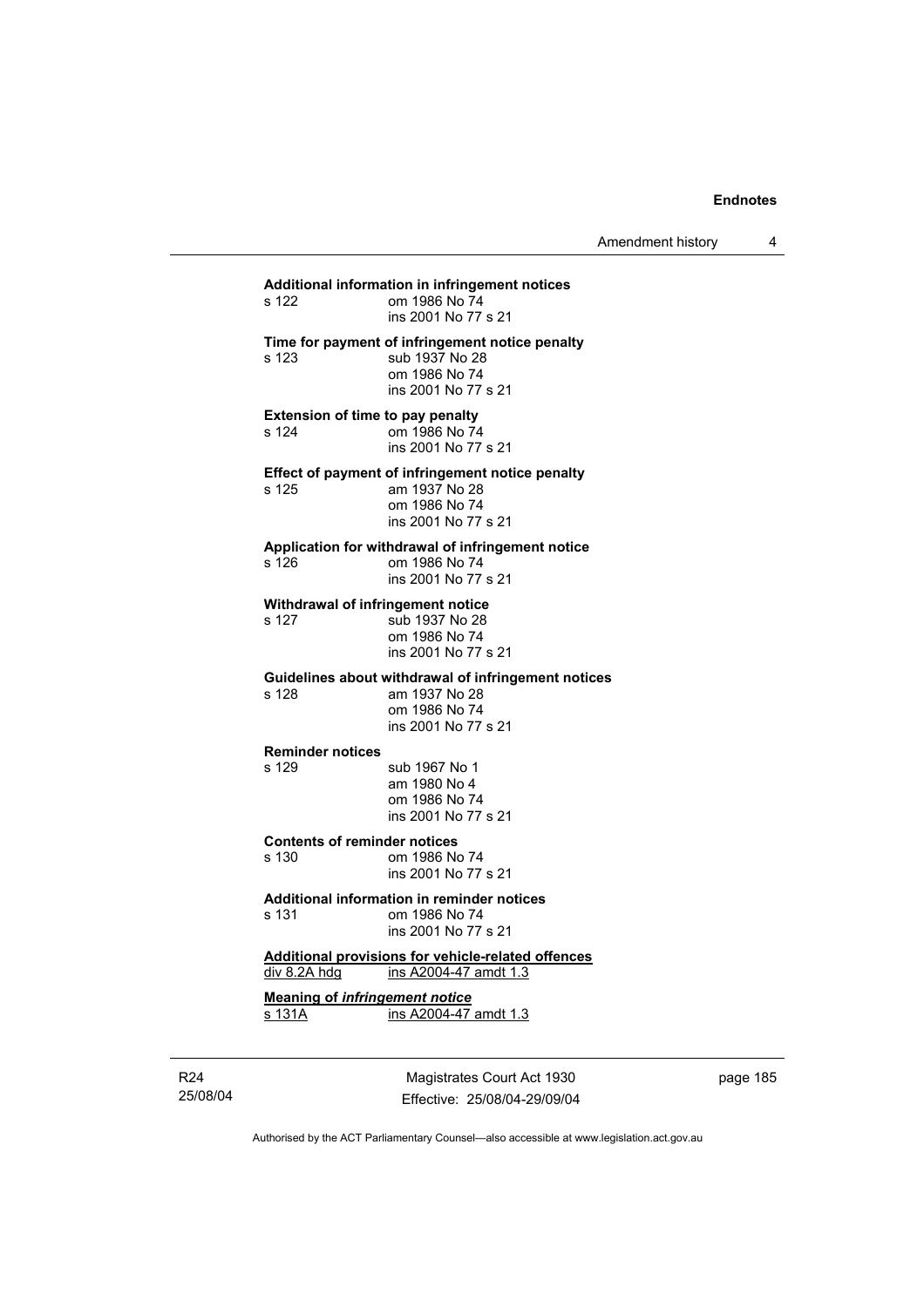**Additional information in infringement notices**
s 122 om 1986 No 74
ins 2001 No 77 s 21

**Time for payment of infringement notice penalty**
s 123 sub 1937 No 28
om 1986 No 74
ins 2001 No 77 s 21

**Extension of time to pay penalty**
s 124 om 1986 No 74
ins 2001 No 77 s 21

**Effect of payment of infringement notice penalty**
s 125 am 1937 No 28
om 1986 No 74
ins 2001 No 77 s 21

**Application for withdrawal of infringement notice**
s 126 om 1986 No 74
ins 2001 No 77 s 21

**Withdrawal of infringement notice**
s 127 sub 1937 No 28
om 1986 No 74
ins 2001 No 77 s 21

**Guidelines about withdrawal of infringement notices**
s 128 am 1937 No 28
om 1986 No 74
ins 2001 No 77 s 21

**Reminder notices**
s 129 sub 1967 No 1
am 1980 No 4
om 1986 No 74
ins 2001 No 77 s 21

**Contents of reminder notices**
s 130 om 1986 No 74
ins 2001 No 77 s 21

**Additional information in reminder notices**
s 131 om 1986 No 74
ins 2001 No 77 s 21

**Additional provisions for vehicle-related offences**
div 8.2A hdg ins A2004-47 amdt 1.3

**Meaning of *infringement notice***
s 131A ins A2004-47 amdt 1.3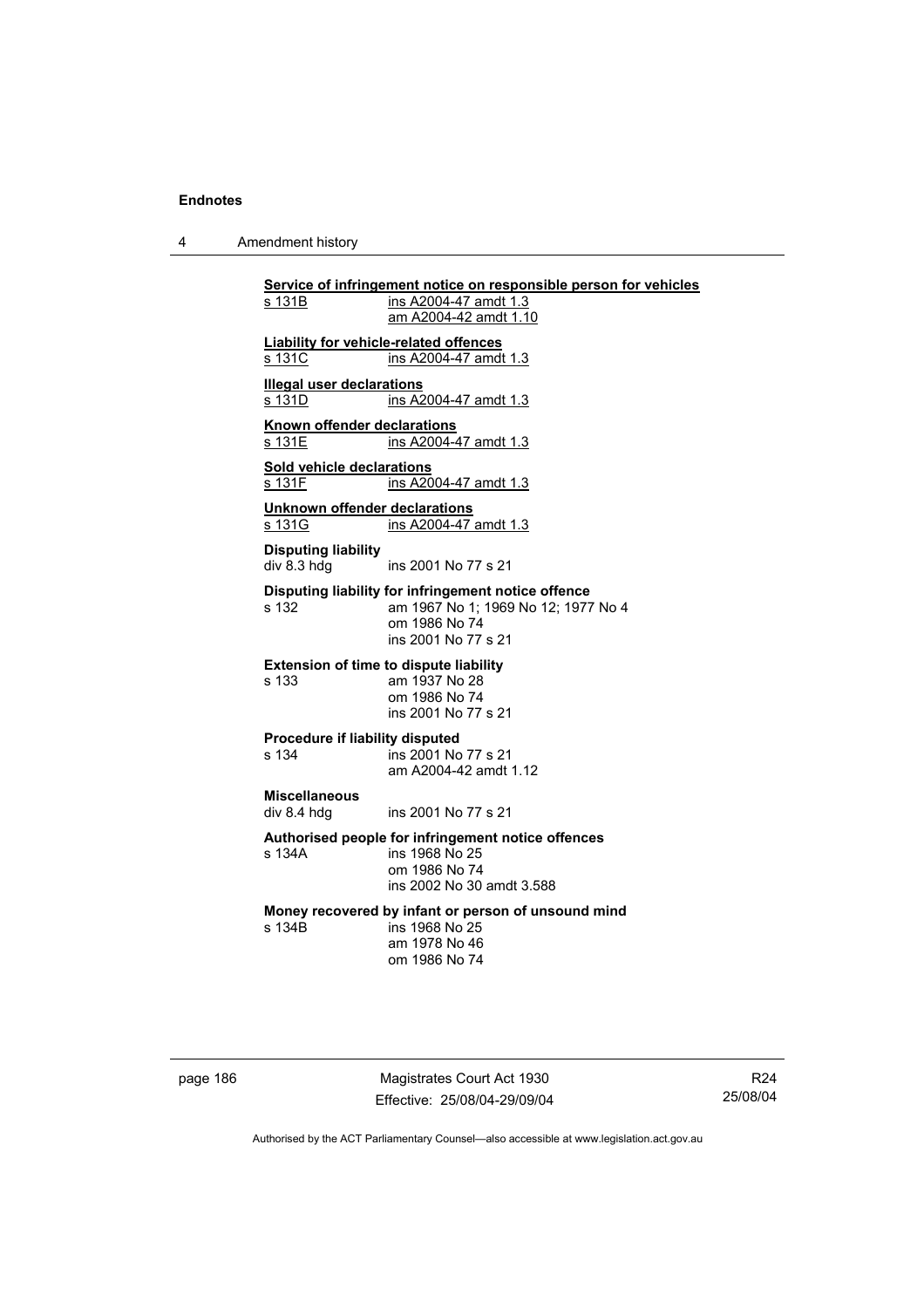**Service of infringement notice on responsible person for vehicles**
s 131B ins A2004-47 amdt 1.3
am A2004-42 amdt 1.10

**Liability for vehicle-related offences**
s 131C ins A2004-47 amdt 1.3

**Illegal user declarations**
s 131D ins A2004-47 amdt 1.3

**Known offender declarations**
s 131E ins A2004-47 amdt 1.3

**Sold vehicle declarations**
s 131F ins A2004-47 amdt 1.3

**Unknown offender declarations**
s 131G ins A2004-47 amdt 1.3

**Disputing liability**
div 8.3 hdg ins 2001 No 77 s 21

**Disputing liability for infringement notice offence**
s 132 am 1967 No 1; 1969 No 12; 1977 No 4
om 1986 No 74
ins 2001 No 77 s 21

**Extension of time to dispute liability**
s 133 am 1937 No 28
om 1986 No 74
ins 2001 No 77 s 21

**Procedure if liability disputed**
s 134 ins 2001 No 77 s 21
am A2004-42 amdt 1.12

**Miscellaneous**
div 8.4 hdg ins 2001 No 77 s 21

**Authorised people for infringement notice offences**
s 134A ins 1968 No 25
om 1986 No 74
ins 2002 No 30 amdt 3.588

**Money recovered by infant or person of unsound mind**
s 134B ins 1968 No 25
am 1978 No 46
om 1986 No 74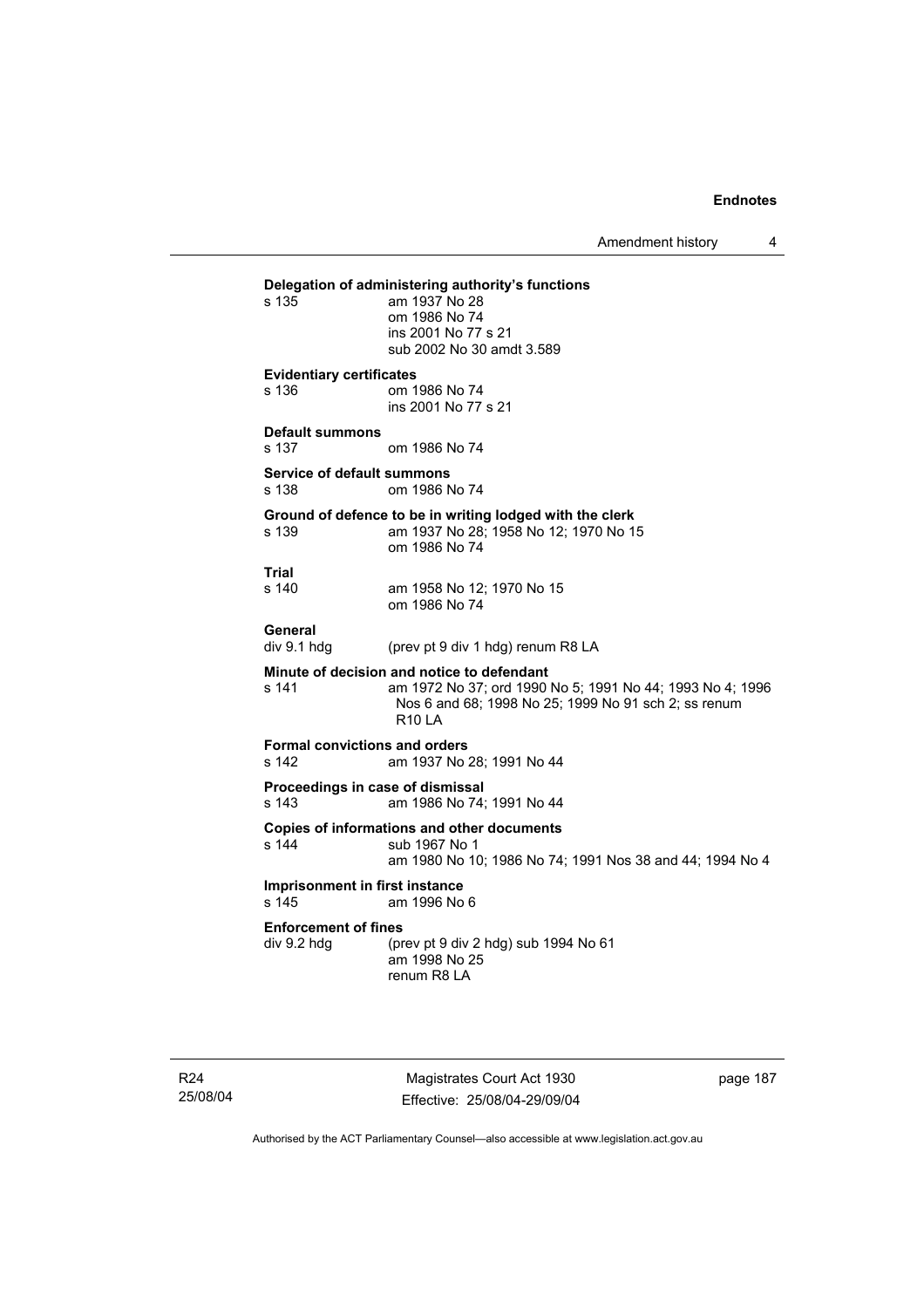**Delegation of administering authority's functions**

s 135 am 1937 No 28
om 1986 No 74
ins 2001 No 77 s 21
sub 2002 No 30 amdt 3.589

**Evidentiary certificates**

s 136 om 1986 No 74
ins 2001 No 77 s 21

**Default summons**

s 137 om 1986 No 74

**Service of default summons**

s 138 om 1986 No 74

**Ground of defence to be in writing lodged with the clerk**

s 139 am 1937 No 28; 1958 No 12; 1970 No 15
om 1986 No 74

**Trial**

s 140 am 1958 No 12; 1970 No 15
om 1986 No 74

**General**

div 9.1 hdg (prev pt 9 div 1 hdg) renum R8 LA

**Minute of decision and notice to defendant**

s 141 am 1972 No 37; ord 1990 No 5; 1991 No 44; 1993 No 4; 1996 Nos 6 and 68; 1998 No 25; 1999 No 91 sch 2; ss renum R10 LA

**Formal convictions and orders**

s 142 am 1937 No 28; 1991 No 44

**Proceedings in case of dismissal**

s 143 am 1986 No 74; 1991 No 44

**Copies of informations and other documents**

s 144 sub 1967 No 1
am 1980 No 10; 1986 No 74; 1991 Nos 38 and 44; 1994 No 4

**Imprisonment in first instance**

s 145 am 1996 No 6

**Enforcement of fines**

div 9.2 hdg (prev pt 9 div 2 hdg) sub 1994 No 61
am 1998 No 25
renum R8 LA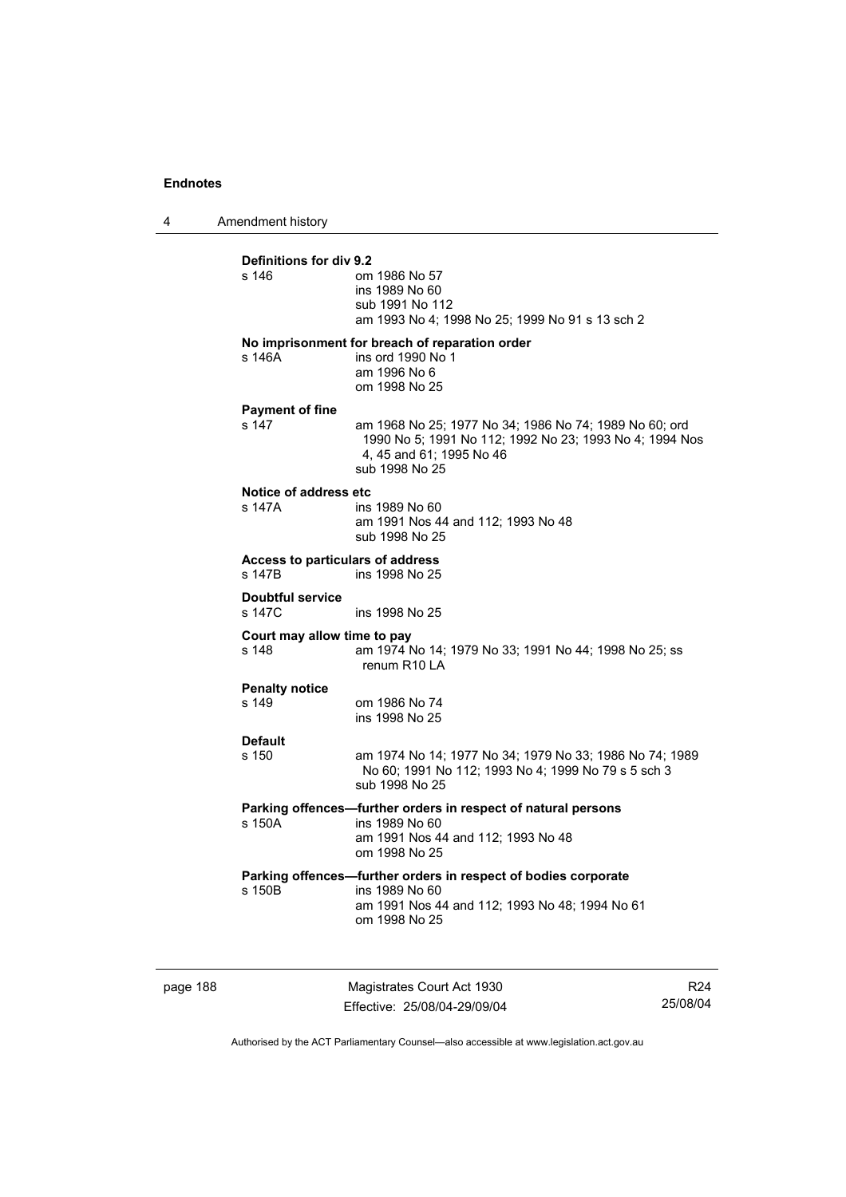**Definitions for div 9.2**

s 146 om 1986 No 57
ins 1989 No 60
sub 1991 No 112
am 1993 No 4; 1998 No 25; 1999 No 91 s 13 sch 2

**No imprisonment for breach of reparation order**

s 146A ins ord 1990 No 1
am 1996 No 6
om 1998 No 25

**Payment of fine**

s 147 am 1968 No 25; 1977 No 34; 1986 No 74; 1989 No 60; ord 1990 No 5; 1991 No 112; 1992 No 23; 1993 No 4; 1994 Nos 4, 45 and 61; 1995 No 46
sub 1998 No 25

**Notice of address etc**

s 147A ins 1989 No 60
am 1991 Nos 44 and 112; 1993 No 48
sub 1998 No 25

**Access to particulars of address**

s 147B ins 1998 No 25

**Doubtful service**

s 147C ins 1998 No 25

**Court may allow time to pay**

s 148 am 1974 No 14; 1979 No 33; 1991 No 44; 1998 No 25; ss renum R10 LA

**Penalty notice**

s 149 om 1986 No 74
ins 1998 No 25

**Default**

s 150 am 1974 No 14; 1977 No 34; 1979 No 33; 1986 No 74; 1989 No 60; 1991 No 112; 1993 No 4; 1999 No 79 s 5 sch 3
sub 1998 No 25

**Parking offences—further orders in respect of natural persons**

s 150A ins 1989 No 60
am 1991 Nos 44 and 112; 1993 No 48
om 1998 No 25

**Parking offences—further orders in respect of bodies corporate**

s 150B ins 1989 No 60
am 1991 Nos 44 and 112; 1993 No 48; 1994 No 61
om 1998 No 25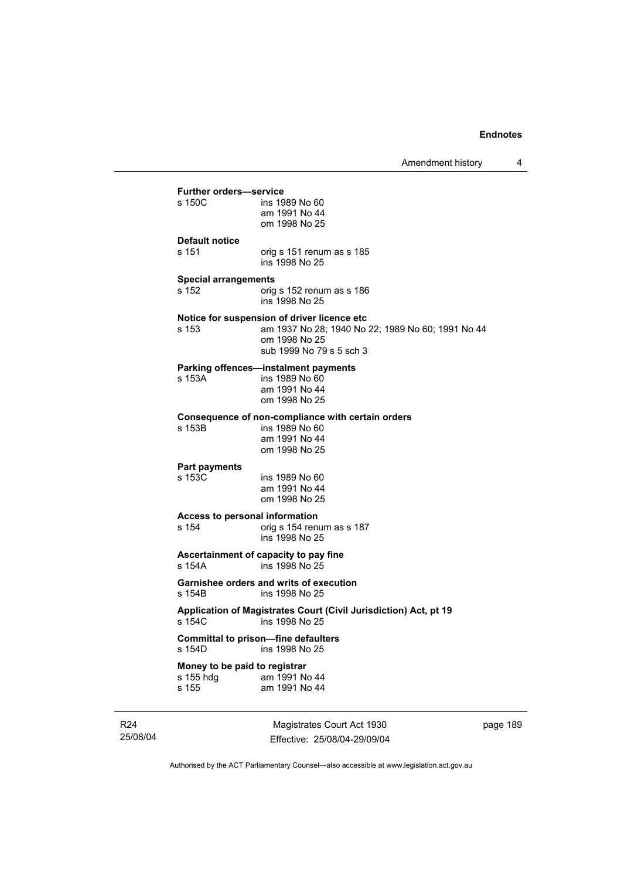**Further orders—service**

| | |
|---|---|
| s 150C | ins 1989 No 60<br>am 1991 No 44<br>om 1998 No 25 |

**Default notice**

| | |
|---|---|
| s 151 | orig s 151 renum as s 185<br>ins 1998 No 25 |

**Special arrangements**

| | |
|---|---|
| s 152 | orig s 152 renum as s 186<br>ins 1998 No 25 |

**Notice for suspension of driver licence etc**

| | |
|---|---|
| s 153 | am 1937 No 28; 1940 No 22; 1989 No 60; 1991 No 44<br>om 1998 No 25<br>sub 1999 No 79 s 5 sch 3 |

**Parking offences—instalment payments**

| | |
|---|---|
| s 153A | ins 1989 No 60<br>am 1991 No 44<br>om 1998 No 25 |

**Consequence of non-compliance with certain orders**

| | |
|---|---|
| s 153B | ins 1989 No 60<br>am 1991 No 44<br>om 1998 No 25 |

**Part payments**

| | |
|---|---|
| s 153C | ins 1989 No 60<br>am 1991 No 44<br>om 1998 No 25 |

**Access to personal information**

| | |
|---|---|
| s 154 | orig s 154 renum as s 187<br>ins 1998 No 25 |

**Ascertainment of capacity to pay fine**

| | |
|---|---|
| s 154A | ins 1998 No 25 |

**Garnishee orders and writs of execution**

| | |
|---|---|
| s 154B | ins 1998 No 25 |

**Application of Magistrates Court (Civil Jurisdiction) Act, pt 19**

| | |
|---|---|
| s 154C | ins 1998 No 25 |

**Committal to prison—fine defaulters**

| | |
|---|---|
| s 154D | ins 1998 No 25 |

**Money to be paid to registrar**

| | |
|---|---|
| s 155 hdg | am 1991 No 44 |
| s 155 | am 1991 No 44 |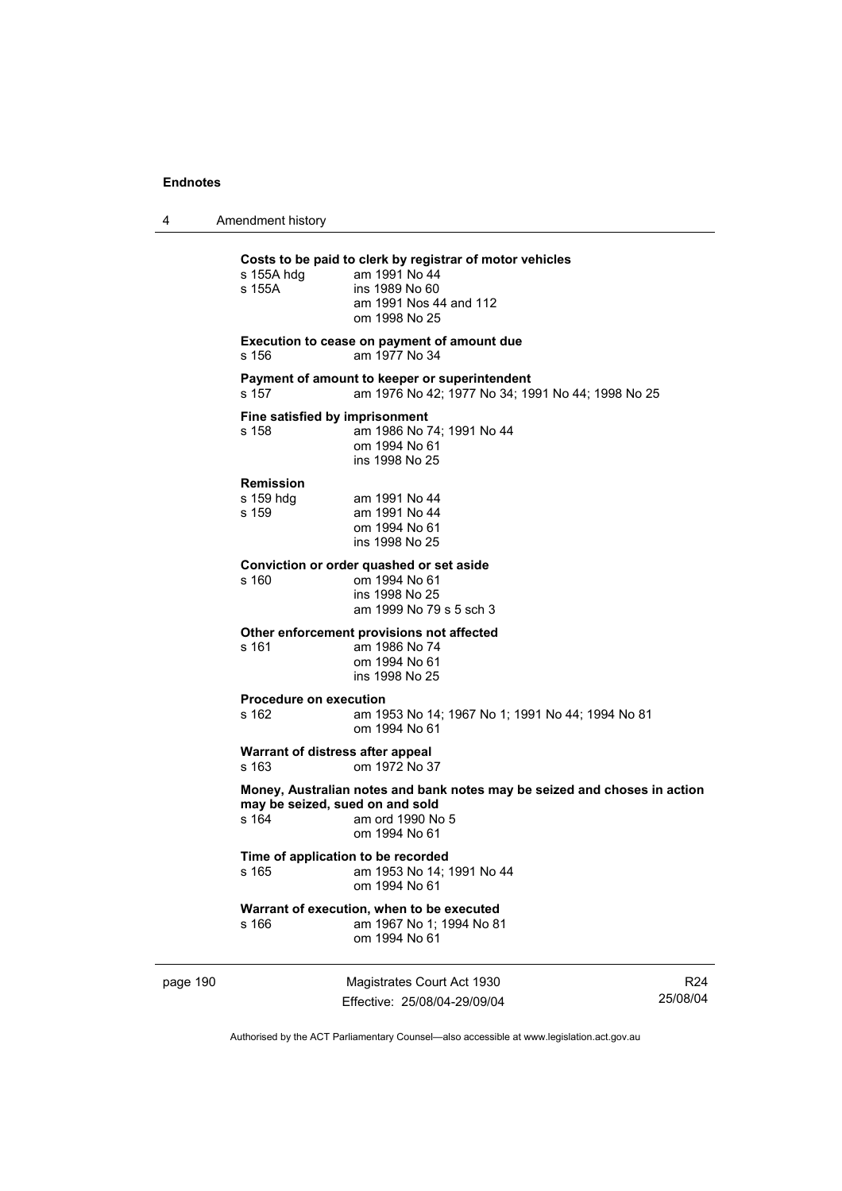**Costs to be paid to clerk by registrar of motor vehicles**

s 155A hdg am 1991 No 44
s 155A ins 1989 No 60
am 1991 Nos 44 and 112
om 1998 No 25

**Execution to cease on payment of amount due**

s 156 am 1977 No 34

**Payment of amount to keeper or superintendent**

s 157 am 1976 No 42; 1977 No 34; 1991 No 44; 1998 No 25

**Fine satisfied by imprisonment**

s 158 am 1986 No 74; 1991 No 44
om 1994 No 61
ins 1998 No 25

**Remission**

s 159 hdg am 1991 No 44
s 159 am 1991 No 44
om 1994 No 61
ins 1998 No 25

**Conviction or order quashed or set aside**

s 160 om 1994 No 61
ins 1998 No 25
am 1999 No 79 s 5 sch 3

**Other enforcement provisions not affected**

s 161 am 1986 No 74
om 1994 No 61
ins 1998 No 25

**Procedure on execution**

s 162 am 1953 No 14; 1967 No 1; 1991 No 44; 1994 No 81
om 1994 No 61

**Warrant of distress after appeal**

s 163 om 1972 No 37

**Money, Australian notes and bank notes may be seized and choses in action may be seized, sued on and sold**

s 164 am ord 1990 No 5
om 1994 No 61

**Time of application to be recorded**

s 165 am 1953 No 14; 1991 No 44
om 1994 No 61

**Warrant of execution, when to be executed**

s 166 am 1967 No 1; 1994 No 81
om 1994 No 61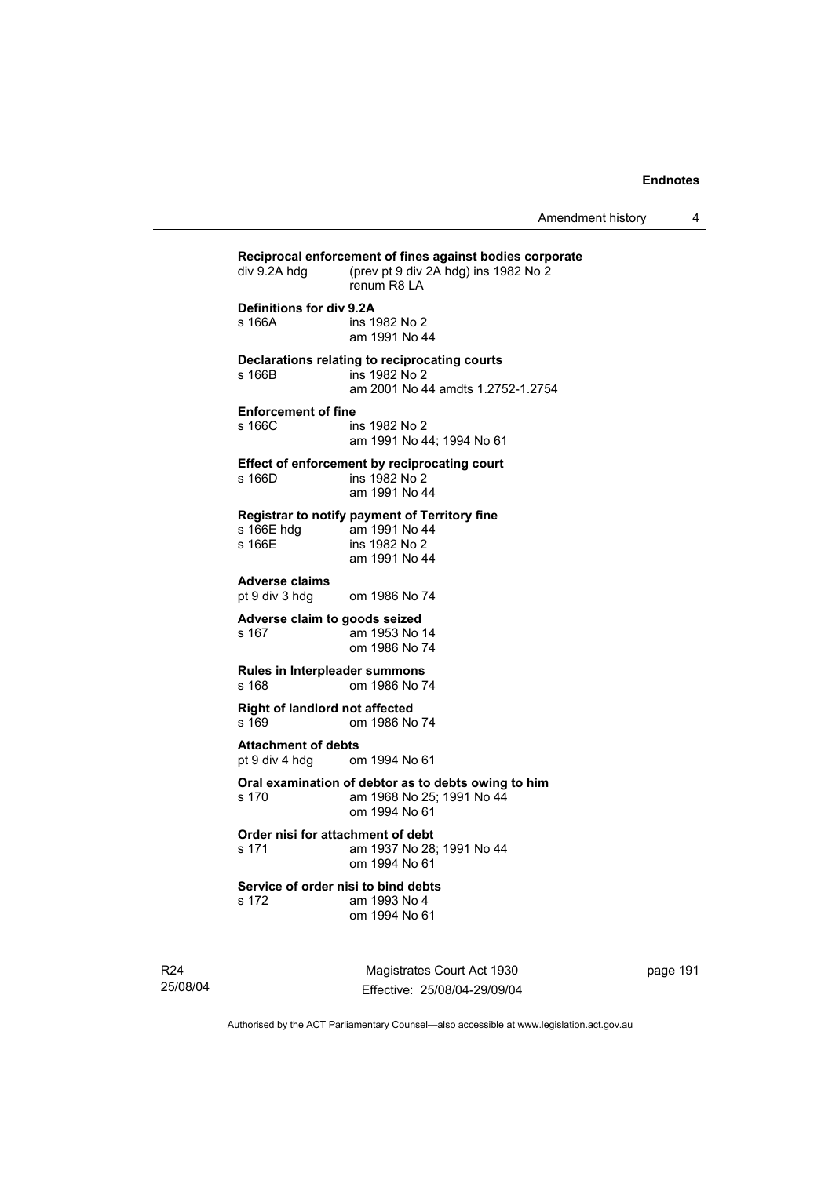**Reciprocal enforcement of fines against bodies corporate**
div 9.2A hdg (prev pt 9 div 2A hdg) ins 1982 No 2
renum R8 LA

**Definitions for div 9.2A**
s 166A ins 1982 No 2
am 1991 No 44

**Declarations relating to reciprocating courts**
s 166B ins 1982 No 2
am 2001 No 44 amdts 1.2752-1.2754

**Enforcement of fine**
s 166C ins 1982 No 2
am 1991 No 44; 1994 No 61

**Effect of enforcement by reciprocating court**
s 166D ins 1982 No 2
am 1991 No 44

**Registrar to notify payment of Territory fine**
s 166E hdg am 1991 No 44
s 166E ins 1982 No 2
am 1991 No 44

**Adverse claims**
pt 9 div 3 hdg om 1986 No 74

**Adverse claim to goods seized**
s 167 am 1953 No 14
om 1986 No 74

**Rules in Interpleader summons**
s 168 om 1986 No 74

**Right of landlord not affected**
s 169 om 1986 No 74

**Attachment of debts**
pt 9 div 4 hdg om 1994 No 61

**Oral examination of debtor as to debts owing to him**
s 170 am 1968 No 25; 1991 No 44
om 1994 No 61

**Order nisi for attachment of debt**
s 171 am 1937 No 28; 1991 No 44
om 1994 No 61

**Service of order nisi to bind debts**
s 172 am 1993 No 4
om 1994 No 61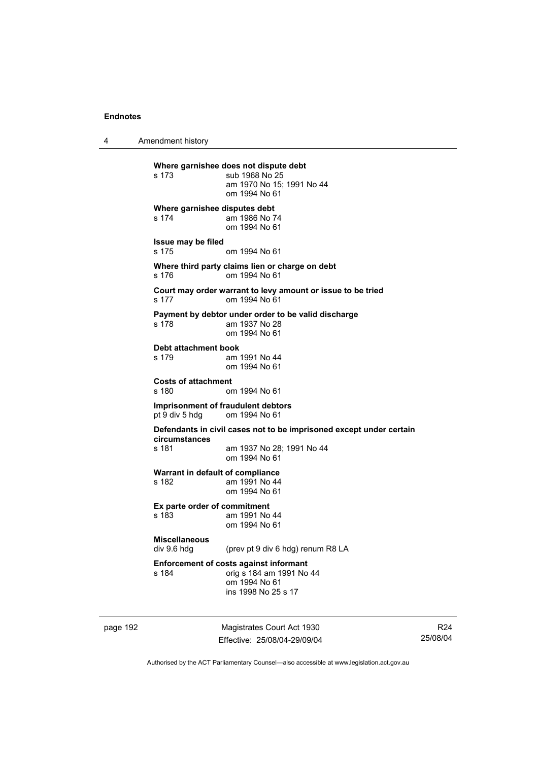**Where garnishee does not dispute debt**

s 173 sub 1968 No 25
am 1970 No 15; 1991 No 44
om 1994 No 61

**Where garnishee disputes debt**

s 174 am 1986 No 74
om 1994 No 61

**Issue may be filed**

s 175 om 1994 No 61

**Where third party claims lien or charge on debt**

s 176 om 1994 No 61

**Court may order warrant to levy amount or issue to be tried**

s 177 om 1994 No 61

**Payment by debtor under order to be valid discharge**

s 178 am 1937 No 28
om 1994 No 61

**Debt attachment book**

s 179 am 1991 No 44
om 1994 No 61

**Costs of attachment**

s 180 om 1994 No 61

**Imprisonment of fraudulent debtors**

pt 9 div 5 hdg om 1994 No 61

**Defendants in civil cases not to be imprisoned except under certain circumstances**

s 181 am 1937 No 28; 1991 No 44
om 1994 No 61

**Warrant in default of compliance**

s 182 am 1991 No 44
om 1994 No 61

**Ex parte order of commitment**

s 183 am 1991 No 44
om 1994 No 61

**Miscellaneous**

div 9.6 hdg (prev pt 9 div 6 hdg) renum R8 LA

**Enforcement of costs against informant**

s 184 orig s 184 am 1991 No 44
om 1994 No 61
ins 1998 No 25 s 17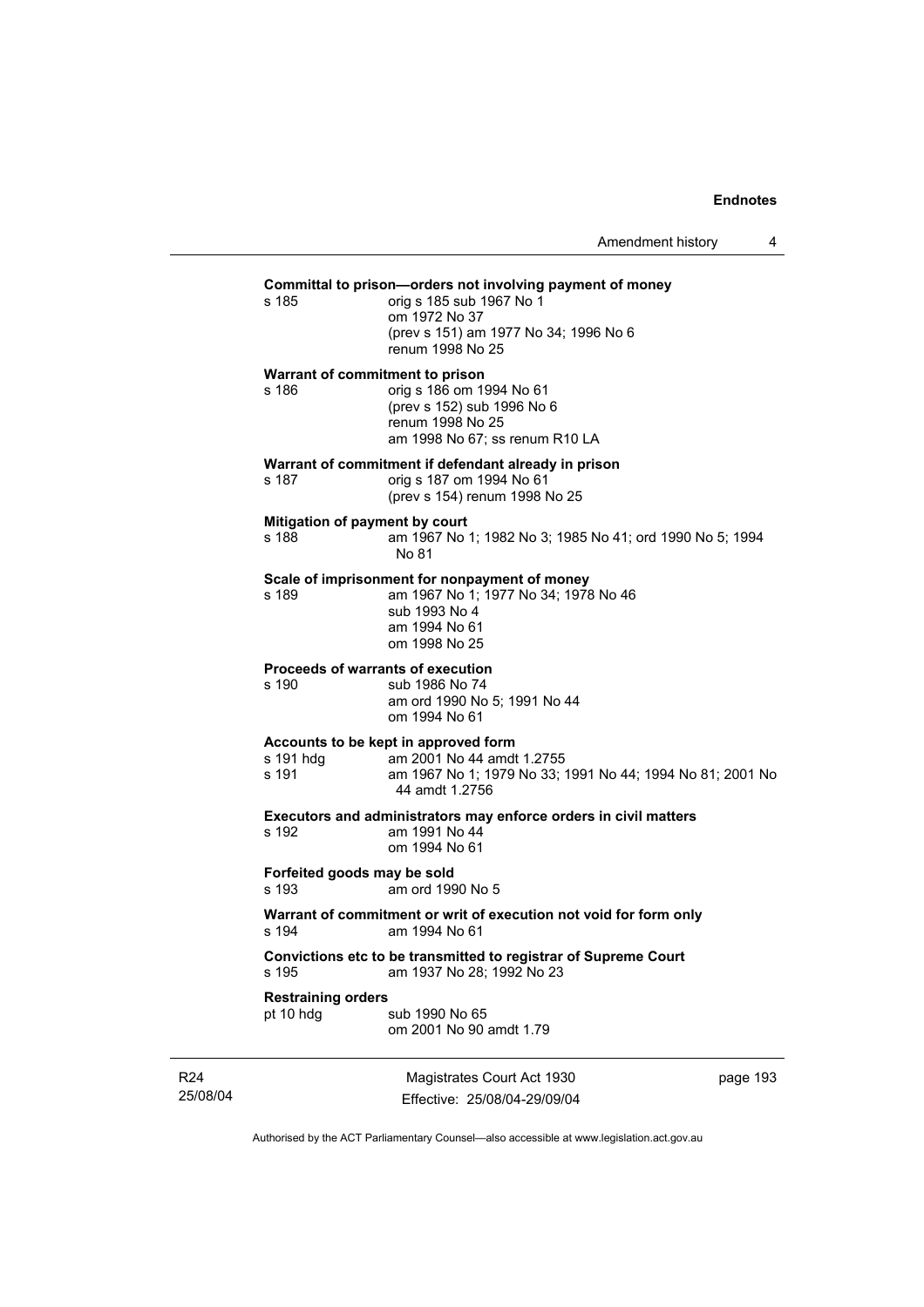**Committal to prison—orders not involving payment of money**

s 185 orig s 185 sub 1967 No 1
om 1972 No 37
(prev s 151) am 1977 No 34; 1996 No 6
renum 1998 No 25

**Warrant of commitment to prison**

s 186 orig s 186 om 1994 No 61
(prev s 152) sub 1996 No 6
renum 1998 No 25
am 1998 No 67; ss renum R10 LA

**Warrant of commitment if defendant already in prison**

s 187 orig s 187 om 1994 No 61
(prev s 154) renum 1998 No 25

**Mitigation of payment by court**

s 188 am 1967 No 1; 1982 No 3; 1985 No 41; ord 1990 No 5; 1994 No 81

**Scale of imprisonment for nonpayment of money**

s 189 am 1967 No 1; 1977 No 34; 1978 No 46
sub 1993 No 4
am 1994 No 61
om 1998 No 25

**Proceeds of warrants of execution**

s 190 sub 1986 No 74
am ord 1990 No 5; 1991 No 44
om 1994 No 61

**Accounts to be kept in approved form**

s 191 hdg am 2001 No 44 amdt 1.2755
s 191 am 1967 No 1; 1979 No 33; 1991 No 44; 1994 No 81; 2001 No 44 amdt 1.2756

**Executors and administrators may enforce orders in civil matters**

s 192 am 1991 No 44
om 1994 No 61

**Forfeited goods may be sold**

s 193 am ord 1990 No 5

**Warrant of commitment or writ of execution not void for form only**

s 194 am 1994 No 61

**Convictions etc to be transmitted to registrar of Supreme Court**

s 195 am 1937 No 28; 1992 No 23

**Restraining orders**

pt 10 hdg sub 1990 No 65
om 2001 No 90 amdt 1.79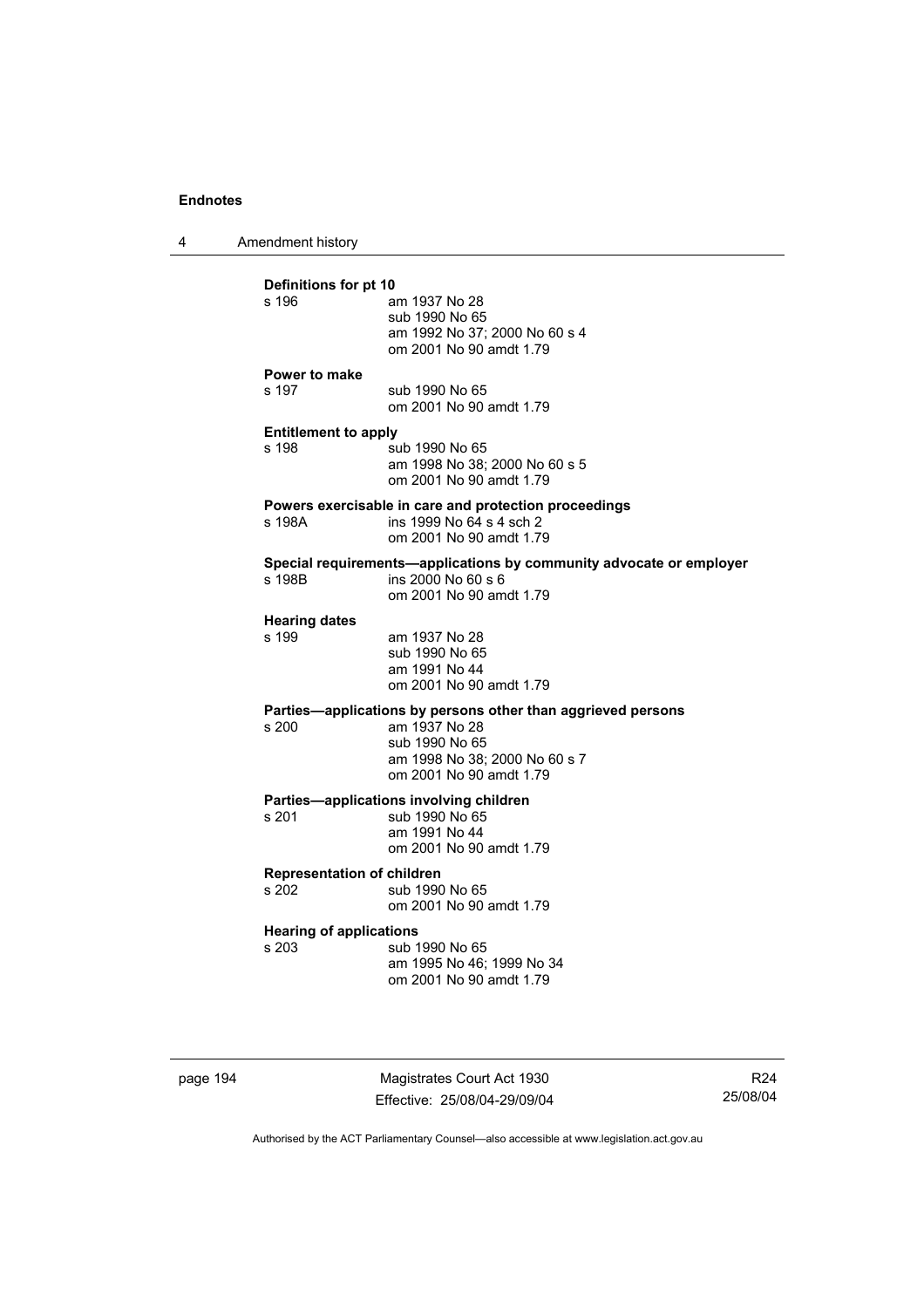**Definitions for pt 10**

s 196 am 1937 No 28
sub 1990 No 65
am 1992 No 37; 2000 No 60 s 4
om 2001 No 90 amdt 1.79

**Power to make**

s 197 sub 1990 No 65
om 2001 No 90 amdt 1.79

**Entitlement to apply**

s 198 sub 1990 No 65
am 1998 No 38; 2000 No 60 s 5
om 2001 No 90 amdt 1.79

**Powers exercisable in care and protection proceedings**

s 198A ins 1999 No 64 s 4 sch 2
om 2001 No 90 amdt 1.79

**Special requirements—applications by community advocate or employer**

s 198B ins 2000 No 60 s 6
om 2001 No 90 amdt 1.79

**Hearing dates**

s 199 am 1937 No 28
sub 1990 No 65
am 1991 No 44
om 2001 No 90 amdt 1.79

**Parties—applications by persons other than aggrieved persons**

s 200 am 1937 No 28
sub 1990 No 65
am 1998 No 38; 2000 No 60 s 7
om 2001 No 90 amdt 1.79

**Parties—applications involving children**

s 201 sub 1990 No 65
am 1991 No 44
om 2001 No 90 amdt 1.79

**Representation of children**

s 202 sub 1990 No 65
om 2001 No 90 amdt 1.79

**Hearing of applications**

s 203 sub 1990 No 65
am 1995 No 46; 1999 No 34
om 2001 No 90 amdt 1.79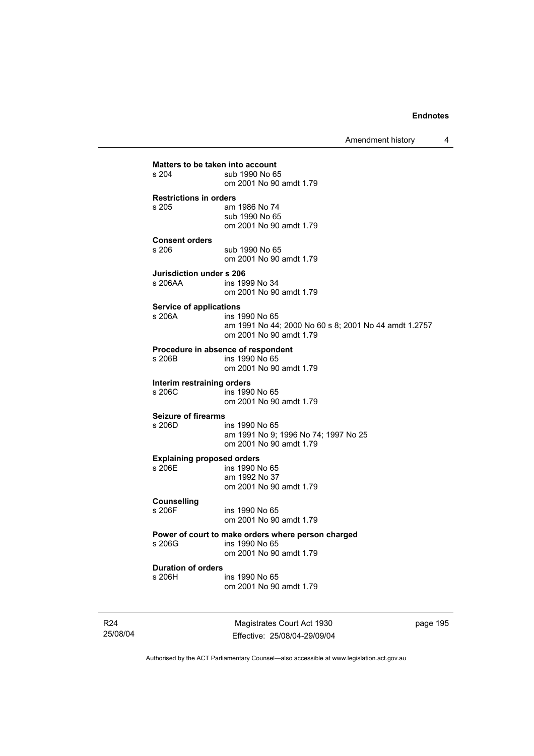**Matters to be taken into account**

s 204 sub 1990 No 65
om 2001 No 90 amdt 1.79

**Restrictions in orders**

s 205 am 1986 No 74
sub 1990 No 65
om 2001 No 90 amdt 1.79

**Consent orders**

s 206 sub 1990 No 65
om 2001 No 90 amdt 1.79

**Jurisdiction under s 206**

s 206AA ins 1999 No 34
om 2001 No 90 amdt 1.79

**Service of applications**

s 206A ins 1990 No 65
am 1991 No 44; 2000 No 60 s 8; 2001 No 44 amdt 1.2757
om 2001 No 90 amdt 1.79

**Procedure in absence of respondent**

s 206B ins 1990 No 65
om 2001 No 90 amdt 1.79

**Interim restraining orders**

s 206C ins 1990 No 65
om 2001 No 90 amdt 1.79

**Seizure of firearms**

s 206D ins 1990 No 65
am 1991 No 9; 1996 No 74; 1997 No 25
om 2001 No 90 amdt 1.79

**Explaining proposed orders**

s 206E ins 1990 No 65
am 1992 No 37
om 2001 No 90 amdt 1.79

**Counselling**

s 206F ins 1990 No 65
om 2001 No 90 amdt 1.79

**Power of court to make orders where person charged**

s 206G ins 1990 No 65
om 2001 No 90 amdt 1.79

**Duration of orders**

s 206H ins 1990 No 65
om 2001 No 90 amdt 1.79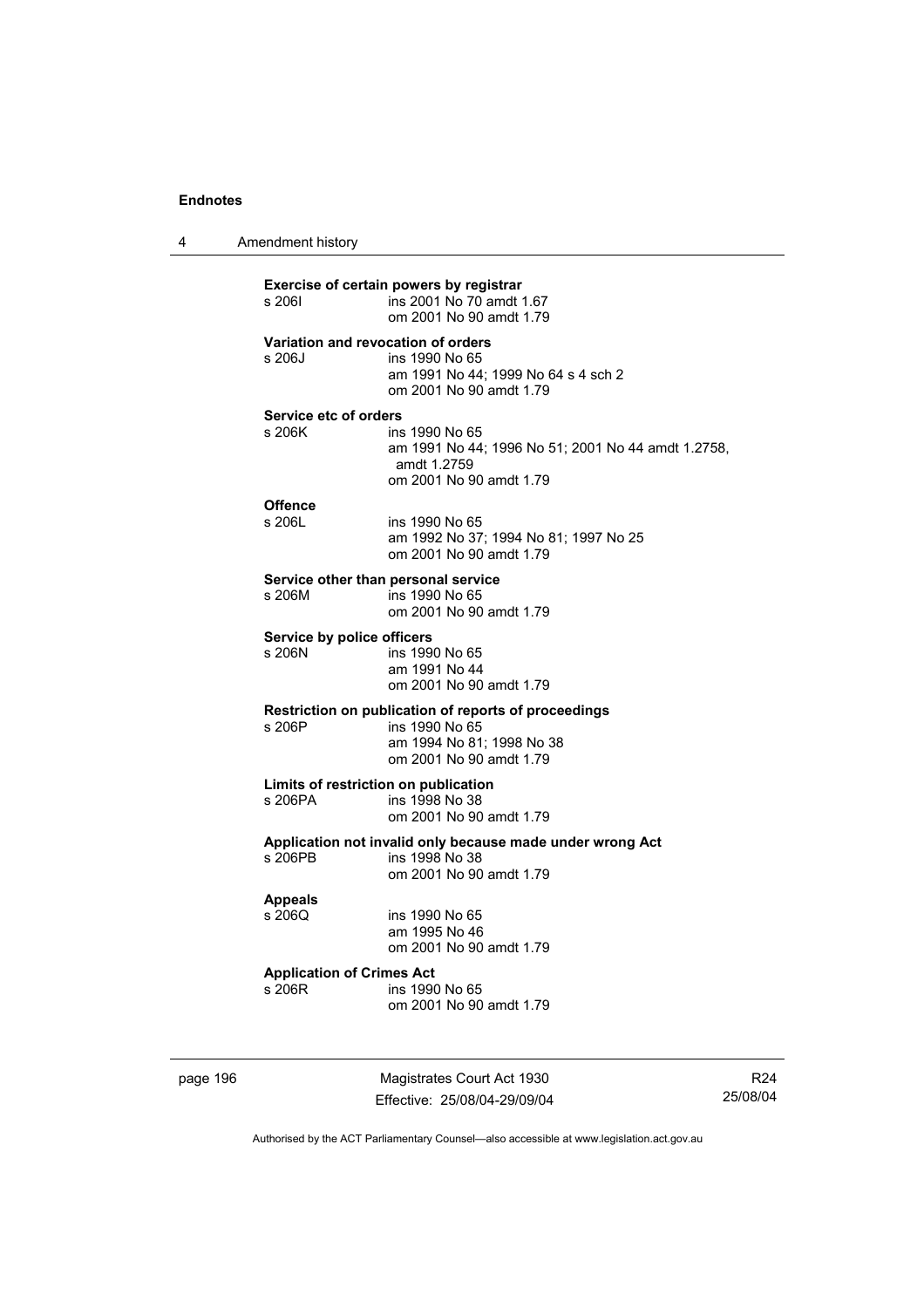**Exercise of certain powers by registrar**

s 206I ins 2001 No 70 amdt 1.67
om 2001 No 90 amdt 1.79

**Variation and revocation of orders**

s 206J ins 1990 No 65
am 1991 No 44; 1999 No 64 s 4 sch 2
om 2001 No 90 amdt 1.79

**Service etc of orders**

s 206K ins 1990 No 65
am 1991 No 44; 1996 No 51; 2001 No 44 amdt 1.2758, amdt 1.2759
om 2001 No 90 amdt 1.79

**Offence**

s 206L ins 1990 No 65
am 1992 No 37; 1994 No 81; 1997 No 25
om 2001 No 90 amdt 1.79

**Service other than personal service**

s 206M ins 1990 No 65
om 2001 No 90 amdt 1.79

**Service by police officers**

s 206N ins 1990 No 65
am 1991 No 44
om 2001 No 90 amdt 1.79

**Restriction on publication of reports of proceedings**

s 206P ins 1990 No 65
am 1994 No 81; 1998 No 38
om 2001 No 90 amdt 1.79

**Limits of restriction on publication**

s 206PA ins 1998 No 38
om 2001 No 90 amdt 1.79

**Application not invalid only because made under wrong Act**

s 206PB ins 1998 No 38
om 2001 No 90 amdt 1.79

**Appeals**

s 206Q ins 1990 No 65
am 1995 No 46
om 2001 No 90 amdt 1.79

**Application of Crimes Act**

s 206R ins 1990 No 65
om 2001 No 90 amdt 1.79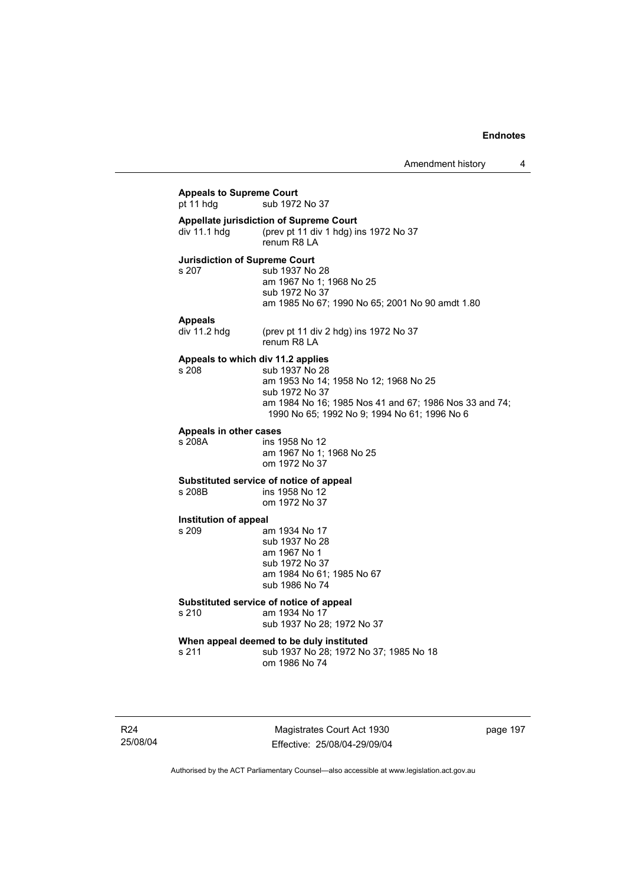**Appeals to Supreme Court**

pt 11 hdg sub 1972 No 37

**Appellate jurisdiction of Supreme Court**

div 11.1 hdg (prev pt 11 div 1 hdg) ins 1972 No 37
renum R8 LA

**Jurisdiction of Supreme Court**

s 207 sub 1937 No 28
am 1967 No 1; 1968 No 25
sub 1972 No 37
am 1985 No 67; 1990 No 65; 2001 No 90 amdt 1.80

**Appeals**

div 11.2 hdg (prev pt 11 div 2 hdg) ins 1972 No 37
renum R8 LA

**Appeals to which div 11.2 applies**

s 208 sub 1937 No 28
am 1953 No 14; 1958 No 12; 1968 No 25
sub 1972 No 37
am 1984 No 16; 1985 Nos 41 and 67; 1986 Nos 33 and 74; 1990 No 65; 1992 No 9; 1994 No 61; 1996 No 6

**Appeals in other cases**

s 208A ins 1958 No 12
am 1967 No 1; 1968 No 25
om 1972 No 37

**Substituted service of notice of appeal**

s 208B ins 1958 No 12
om 1972 No 37

**Institution of appeal**

s 209 am 1934 No 17
sub 1937 No 28
am 1967 No 1
sub 1972 No 37
am 1984 No 61; 1985 No 67
sub 1986 No 74

**Substituted service of notice of appeal**

s 210 am 1934 No 17
sub 1937 No 28; 1972 No 37

**When appeal deemed to be duly instituted**

s 211 sub 1937 No 28; 1972 No 37; 1985 No 18
om 1986 No 74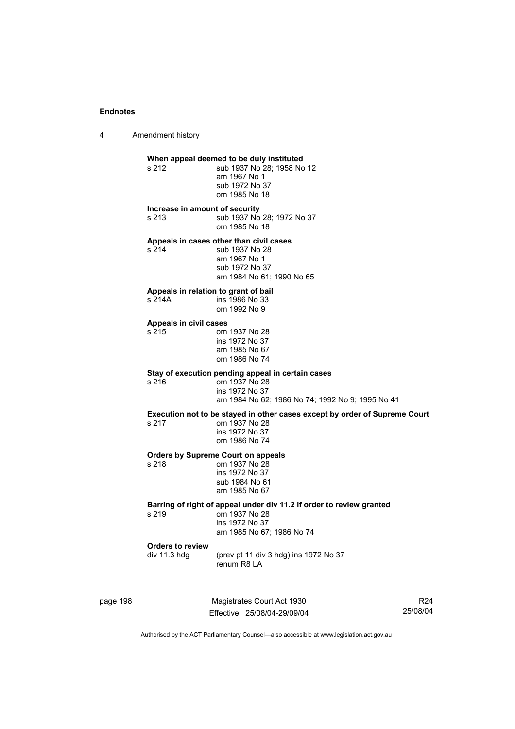**When appeal deemed to be duly instituted**

s 212 sub 1937 No 28; 1958 No 12
am 1967 No 1
sub 1972 No 37
om 1985 No 18

**Increase in amount of security**

s 213 sub 1937 No 28; 1972 No 37
om 1985 No 18

**Appeals in cases other than civil cases**

s 214 sub 1937 No 28
am 1967 No 1
sub 1972 No 37
am 1984 No 61; 1990 No 65

**Appeals in relation to grant of bail**

s 214A ins 1986 No 33
om 1992 No 9

**Appeals in civil cases**

s 215 om 1937 No 28
ins 1972 No 37
am 1985 No 67
om 1986 No 74

**Stay of execution pending appeal in certain cases**

s 216 om 1937 No 28
ins 1972 No 37
am 1984 No 62; 1986 No 74; 1992 No 9; 1995 No 41

**Execution not to be stayed in other cases except by order of Supreme Court**

s 217 om 1937 No 28
ins 1972 No 37
om 1986 No 74

**Orders by Supreme Court on appeals**

s 218 om 1937 No 28
ins 1972 No 37
sub 1984 No 61
am 1985 No 67

**Barring of right of appeal under div 11.2 if order to review granted**

s 219 om 1937 No 28
ins 1972 No 37
am 1985 No 67; 1986 No 74

**Orders to review**

div 11.3 hdg (prev pt 11 div 3 hdg) ins 1972 No 37
renum R8 LA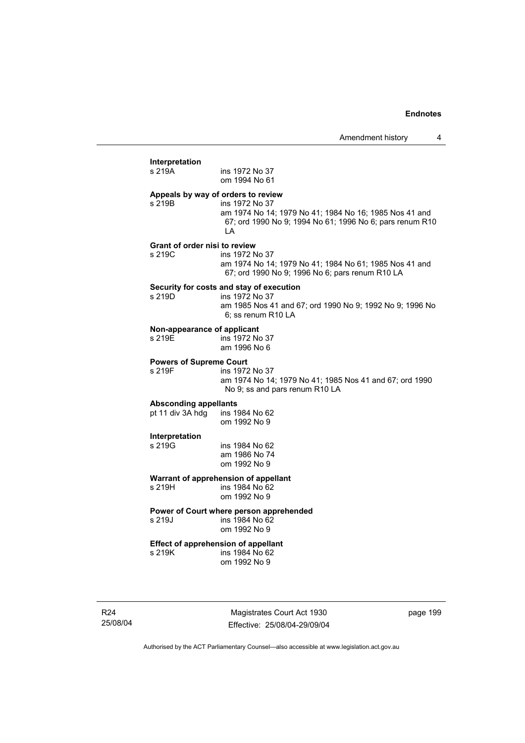**Interpretation**
s 219A ins 1972 No 37
om 1994 No 61

**Appeals by way of orders to review**
s 219B ins 1972 No 37
am 1974 No 14; 1979 No 41; 1984 No 16; 1985 Nos 41 and 67; ord 1990 No 9; 1994 No 61; 1996 No 6; pars renum R10 LA

**Grant of order nisi to review**
s 219C ins 1972 No 37
am 1974 No 14; 1979 No 41; 1984 No 61; 1985 Nos 41 and 67; ord 1990 No 9; 1996 No 6; pars renum R10 LA

**Security for costs and stay of execution**
s 219D ins 1972 No 37
am 1985 Nos 41 and 67; ord 1990 No 9; 1992 No 9; 1996 No 6; ss renum R10 LA

**Non-appearance of applicant**
s 219E ins 1972 No 37
am 1996 No 6

**Powers of Supreme Court**
s 219F ins 1972 No 37
am 1974 No 14; 1979 No 41; 1985 Nos 41 and 67; ord 1990 No 9; ss and pars renum R10 LA

**Absconding appellants**
pt 11 div 3A hdg ins 1984 No 62
om 1992 No 9

**Interpretation**
s 219G ins 1984 No 62
am 1986 No 74
om 1992 No 9

**Warrant of apprehension of appellant**
s 219H ins 1984 No 62
om 1992 No 9

**Power of Court where person apprehended**
s 219J ins 1984 No 62
om 1992 No 9

**Effect of apprehension of appellant**
s 219K ins 1984 No 62
om 1992 No 9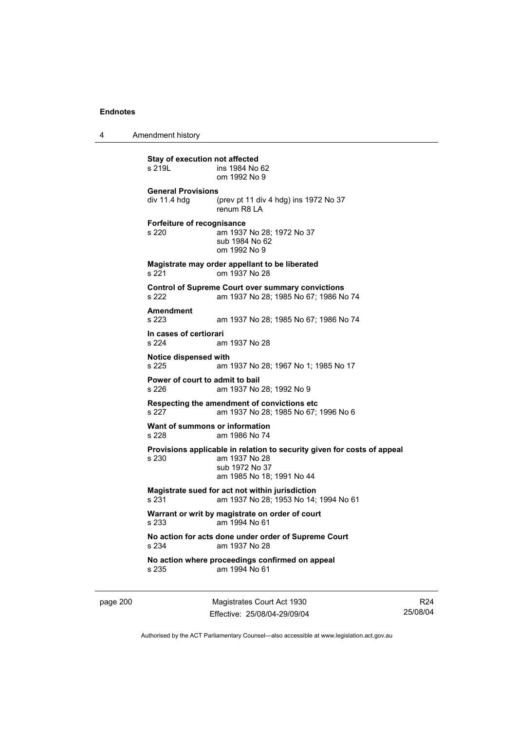**Stay of execution not affected**
s 219L ins 1984 No 62
om 1992 No 9

**General Provisions**
div 11.4 hdg (prev pt 11 div 4 hdg) ins 1972 No 37
renum R8 LA

**Forfeiture of recognisance**
s 220 am 1937 No 28; 1972 No 37
sub 1984 No 62
om 1992 No 9

**Magistrate may order appellant to be liberated**
s 221 om 1937 No 28

**Control of Supreme Court over summary convictions**
s 222 am 1937 No 28; 1985 No 67; 1986 No 74

**Amendment**
s 223 am 1937 No 28; 1985 No 67; 1986 No 74

**In cases of certiorari**
s 224 am 1937 No 28

**Notice dispensed with**
s 225 am 1937 No 28; 1967 No 1; 1985 No 17

**Power of court to admit to bail**
s 226 am 1937 No 28; 1992 No 9

**Respecting the amendment of convictions etc**
s 227 am 1937 No 28; 1985 No 67; 1996 No 6

**Want of summons or information**
s 228 am 1986 No 74

**Provisions applicable in relation to security given for costs of appeal**
s 230 am 1937 No 28
sub 1972 No 37
am 1985 No 18; 1991 No 44

**Magistrate sued for act not within jurisdiction**
s 231 am 1937 No 28; 1953 No 14; 1994 No 61

**Warrant or writ by magistrate on order of court**
s 233 am 1994 No 61

**No action for acts done under order of Supreme Court**
s 234 am 1937 No 28

**No action where proceedings confirmed on appeal**
s 235 am 1994 No 61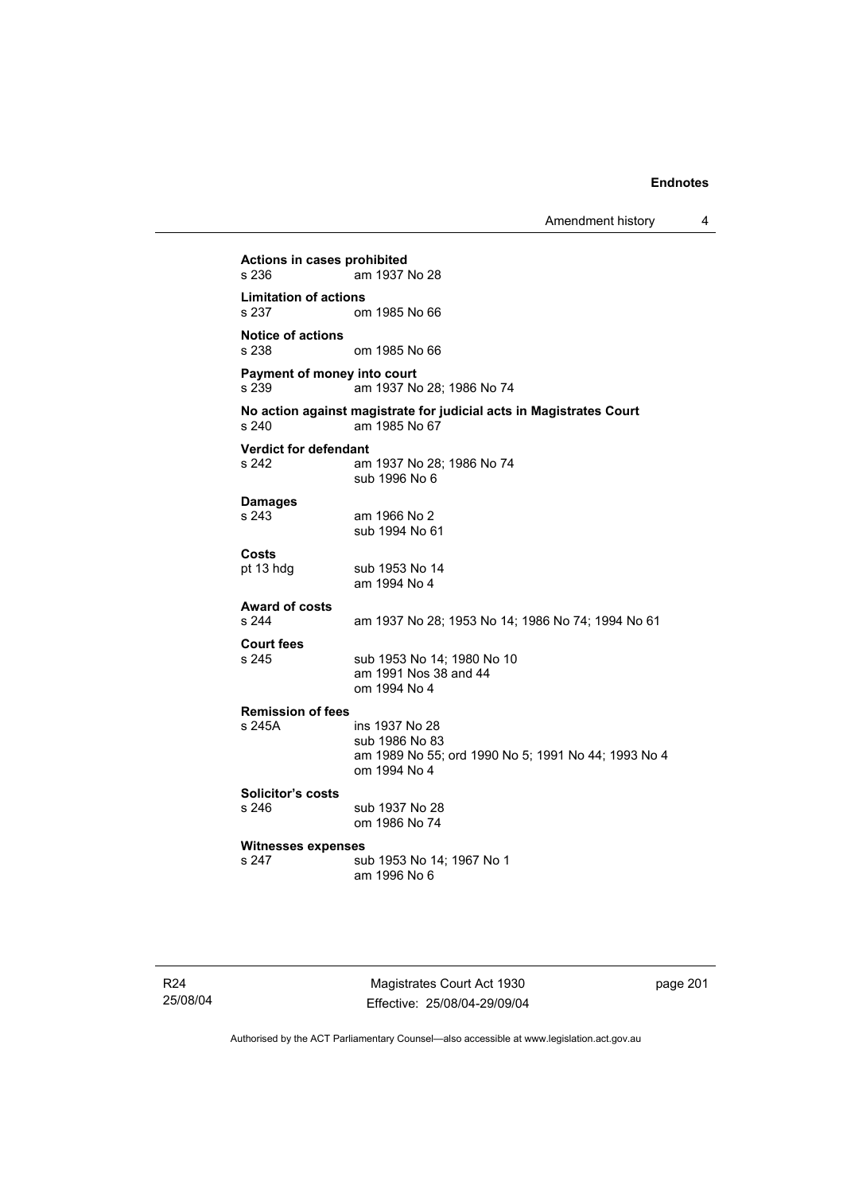**Actions in cases prohibited**
s 236 am 1937 No 28

**Limitation of actions**
s 237 om 1985 No 66

**Notice of actions**
s 238 om 1985 No 66

**Payment of money into court**
s 239 am 1937 No 28; 1986 No 74

**No action against magistrate for judicial acts in Magistrates Court**
s 240 am 1985 No 67

**Verdict for defendant**
s 242 am 1937 No 28; 1986 No 74
sub 1996 No 6

**Damages**
s 243 am 1966 No 2
sub 1994 No 61

**Costs**
pt 13 hdg sub 1953 No 14
am 1994 No 4

**Award of costs**
s 244 am 1937 No 28; 1953 No 14; 1986 No 74; 1994 No 61

**Court fees**
s 245 sub 1953 No 14; 1980 No 10
am 1991 Nos 38 and 44
om 1994 No 4

**Remission of fees**
s 245A ins 1937 No 28
sub 1986 No 83
am 1989 No 55; ord 1990 No 5; 1991 No 44; 1993 No 4
om 1994 No 4

**Solicitor's costs**
s 246 sub 1937 No 28
om 1986 No 74

**Witnesses expenses**
s 247 sub 1953 No 14; 1967 No 1
am 1996 No 6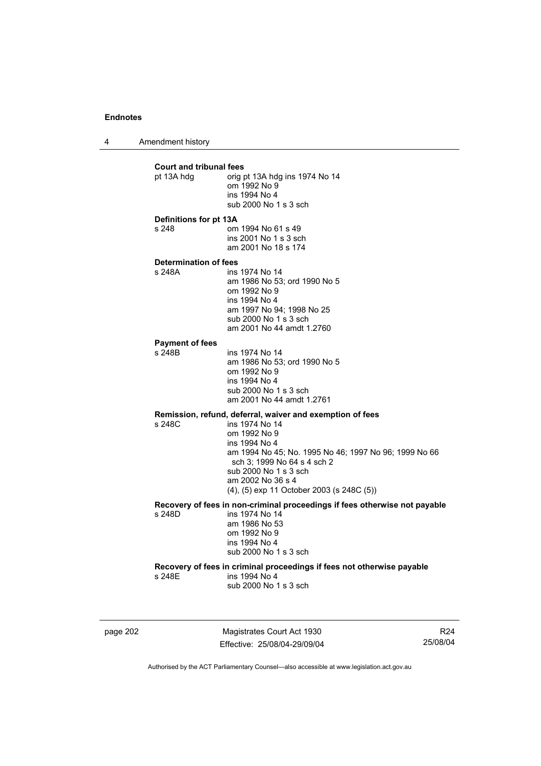**Court and tribunal fees**

pt 13A hdg — orig pt 13A hdg ins 1974 No 14
om 1992 No 9
ins 1994 No 4
sub 2000 No 1 s 3 sch

**Definitions for pt 13A**

s 248 — om 1994 No 61 s 49
ins 2001 No 1 s 3 sch
am 2001 No 18 s 174

**Determination of fees**

s 248A — ins 1974 No 14
am 1986 No 53; ord 1990 No 5
om 1992 No 9
ins 1994 No 4
am 1997 No 94; 1998 No 25
sub 2000 No 1 s 3 sch
am 2001 No 44 amdt 1.2760

**Payment of fees**

s 248B — ins 1974 No 14
am 1986 No 53; ord 1990 No 5
om 1992 No 9
ins 1994 No 4
sub 2000 No 1 s 3 sch
am 2001 No 44 amdt 1.2761

**Remission, refund, deferral, waiver and exemption of fees**

s 248C — ins 1974 No 14
om 1992 No 9
ins 1994 No 4
am 1994 No 45; No. 1995 No 46; 1997 No 96; 1999 No 66 sch 3; 1999 No 64 s 4 sch 2
sub 2000 No 1 s 3 sch
am 2002 No 36 s 4
(4), (5) exp 11 October 2003 (s 248C (5))

**Recovery of fees in non-criminal proceedings if fees otherwise not payable**

s 248D — ins 1974 No 14
am 1986 No 53
om 1992 No 9
ins 1994 No 4
sub 2000 No 1 s 3 sch

**Recovery of fees in criminal proceedings if fees not otherwise payable**

s 248E — ins 1994 No 4
sub 2000 No 1 s 3 sch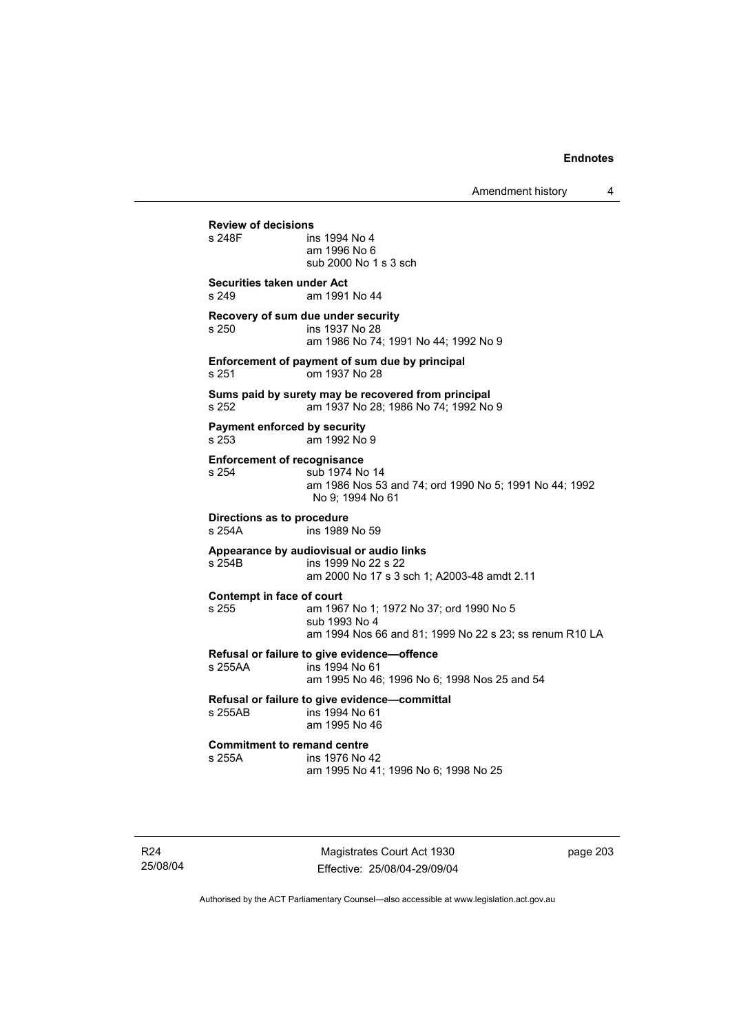**Review of decisions**
s 248F ins 1994 No 4
am 1996 No 6
sub 2000 No 1 s 3 sch

**Securities taken under Act**
s 249 am 1991 No 44

**Recovery of sum due under security**
s 250 ins 1937 No 28
am 1986 No 74; 1991 No 44; 1992 No 9

**Enforcement of payment of sum due by principal**
s 251 om 1937 No 28

**Sums paid by surety may be recovered from principal**
s 252 am 1937 No 28; 1986 No 74; 1992 No 9

**Payment enforced by security**
s 253 am 1992 No 9

**Enforcement of recognisance**
s 254 sub 1974 No 14
am 1986 Nos 53 and 74; ord 1990 No 5; 1991 No 44; 1992 No 9; 1994 No 61

**Directions as to procedure**
s 254A ins 1989 No 59

**Appearance by audiovisual or audio links**
s 254B ins 1999 No 22 s 22
am 2000 No 17 s 3 sch 1; A2003-48 amdt 2.11

**Contempt in face of court**
s 255 am 1967 No 1; 1972 No 37; ord 1990 No 5
sub 1993 No 4
am 1994 Nos 66 and 81; 1999 No 22 s 23; ss renum R10 LA

**Refusal or failure to give evidence—offence**
s 255AA ins 1994 No 61
am 1995 No 46; 1996 No 6; 1998 Nos 25 and 54

**Refusal or failure to give evidence—committal**
s 255AB ins 1994 No 61
am 1995 No 46

**Commitment to remand centre**
s 255A ins 1976 No 42
am 1995 No 41; 1996 No 6; 1998 No 25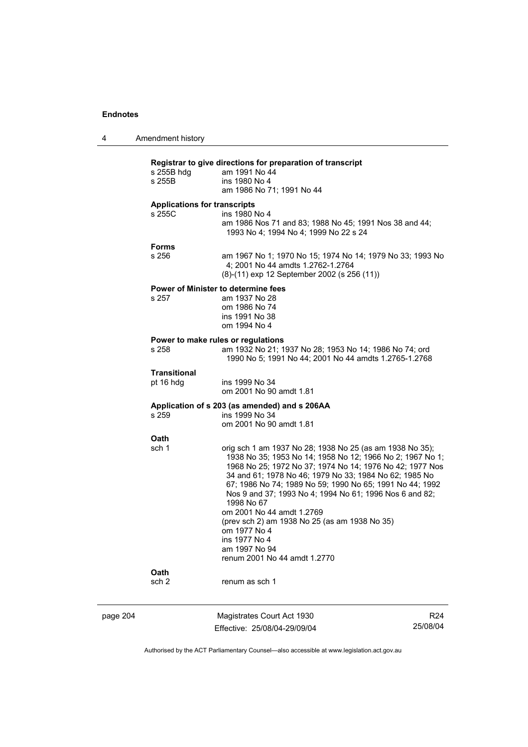**Registrar to give directions for preparation of transcript**

s 255B hdg am 1991 No 44

s 255B ins 1980 No 4
am 1986 No 71; 1991 No 44

**Applications for transcripts**

s 255C ins 1980 No 4
am 1986 Nos 71 and 83; 1988 No 45; 1991 Nos 38 and 44; 1993 No 4; 1994 No 4; 1999 No 22 s 24

**Forms**

s 256 am 1967 No 1; 1970 No 15; 1974 No 14; 1979 No 33; 1993 No 4; 2001 No 44 amdts 1.2762-1.2764
(8)-(11) exp 12 September 2002 (s 256 (11))

**Power of Minister to determine fees**

s 257 am 1937 No 28
om 1986 No 74
ins 1991 No 38
om 1994 No 4

**Power to make rules or regulations**

s 258 am 1932 No 21; 1937 No 28; 1953 No 14; 1986 No 74; ord 1990 No 5; 1991 No 44; 2001 No 44 amdts 1.2765-1.2768

**Transitional**

pt 16 hdg ins 1999 No 34
om 2001 No 90 amdt 1.81

**Application of s 203 (as amended) and s 206AA**

s 259 ins 1999 No 34
om 2001 No 90 amdt 1.81

**Oath**

sch 1 orig sch 1 am 1937 No 28; 1938 No 25 (as am 1938 No 35); 1938 No 35; 1953 No 14; 1958 No 12; 1966 No 2; 1967 No 1; 1968 No 25; 1972 No 37; 1974 No 14; 1976 No 42; 1977 Nos 34 and 61; 1978 No 46; 1979 No 33; 1984 No 62; 1985 No 67; 1986 No 74; 1989 No 59; 1990 No 65; 1991 No 44; 1992 Nos 9 and 37; 1993 No 4; 1994 No 61; 1996 Nos 6 and 82; 1998 No 67
om 2001 No 44 amdt 1.2769
(prev sch 2) am 1938 No 25 (as am 1938 No 35)
om 1977 No 4
ins 1977 No 4
am 1997 No 94
renum 2001 No 44 amdt 1.2770

**Oath**

sch 2 renum as sch 1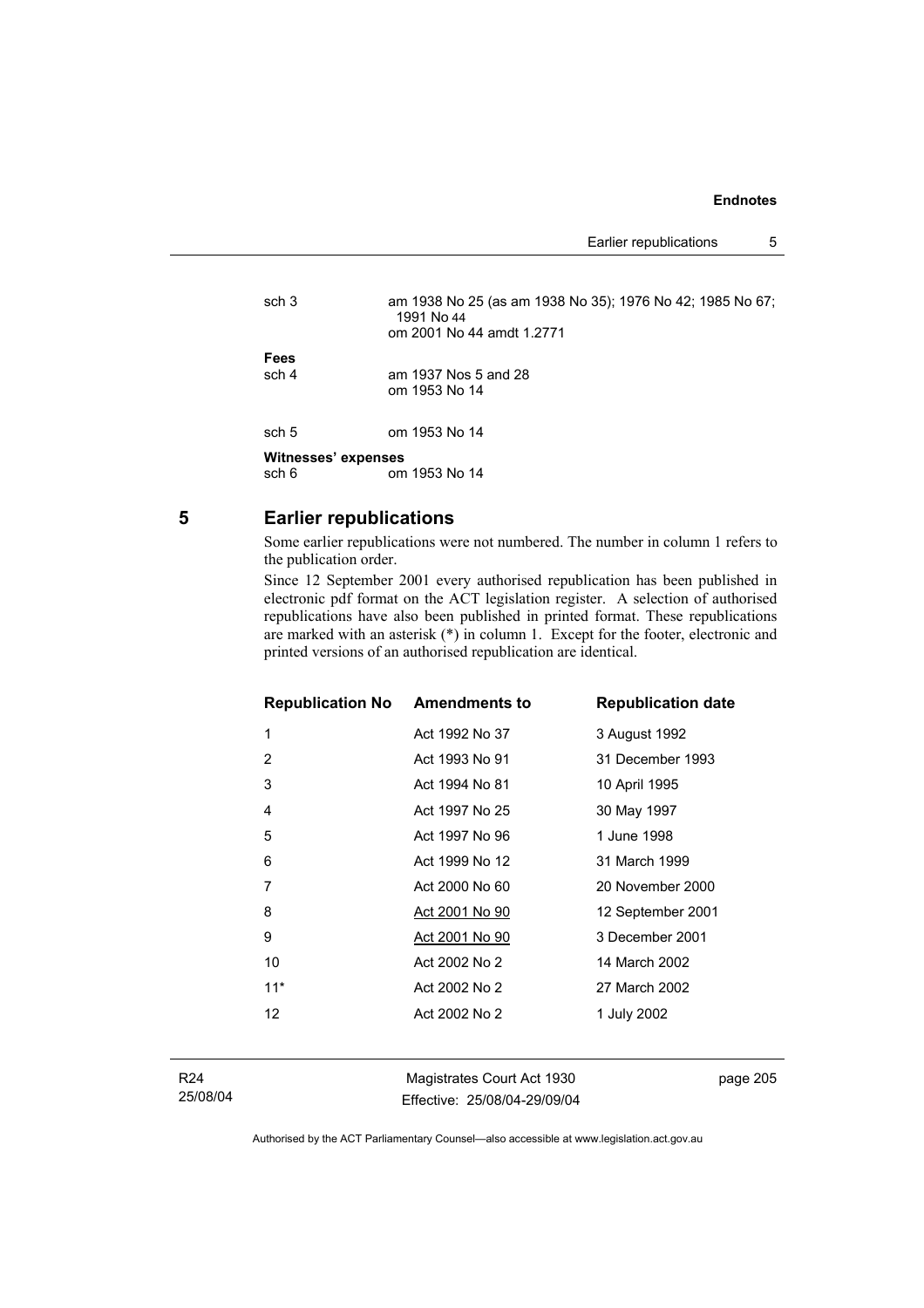| | |
|---|---|
| sch 3 | am 1938 No 25 (as am 1938 No 35); 1976 No 42; 1985 No 67; 1991 No 44<br>om 2001 No 44 amdt 1.2771 |
| **Fees** | |
| sch 4 | am 1937 Nos 5 and 28<br>om 1953 No 14 |
| sch 5 | om 1953 No 14 |
| **Witnesses' expenses** | |
| sch 6 | om 1953 No 14 |

## 5 Earlier republications

Some earlier republications were not numbered. The number in column 1 refers to the publication order.

Since 12 September 2001 every authorised republication has been published in electronic pdf format on the ACT legislation register. A selection of authorised republications have also been published in printed format. These republications are marked with an asterisk (*) in column 1. Except for the footer, electronic and printed versions of an authorised republication are identical.

| Republication No | Amendments to | Republication date |
|---|---|---|
| 1 | Act 1992 No 37 | 3 August 1992 |
| 2 | Act 1993 No 91 | 31 December 1993 |
| 3 | Act 1994 No 81 | 10 April 1995 |
| 4 | Act 1997 No 25 | 30 May 1997 |
| 5 | Act 1997 No 96 | 1 June 1998 |
| 6 | Act 1999 No 12 | 31 March 1999 |
| 7 | Act 2000 No 60 | 20 November 2000 |
| 8 | Act 2001 No 90 | 12 September 2001 |
| 9 | Act 2001 No 90 | 3 December 2001 |
| 10 | Act 2002 No 2 | 14 March 2002 |
| 11* | Act 2002 No 2 | 27 March 2002 |
| 12 | Act 2002 No 2 | 1 July 2002 |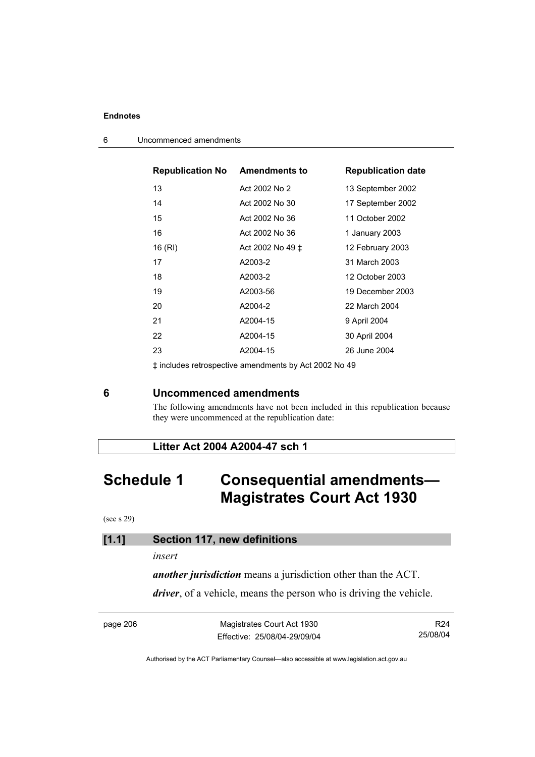| Republication No | Amendments to | Republication date |
|---|---|---|
| 13 | Act 2002 No 2 | 13 September 2002 |
| 14 | Act 2002 No 30 | 17 September 2002 |
| 15 | Act 2002 No 36 | 11 October 2002 |
| 16 | Act 2002 No 36 | 1 January 2003 |
| 16 (RI) | Act 2002 No 49 ‡ | 12 February 2003 |
| 17 | A2003-2 | 31 March 2003 |
| 18 | A2003-2 | 12 October 2003 |
| 19 | A2003-56 | 19 December 2003 |
| 20 | A2004-2 | 22 March 2004 |
| 21 | A2004-15 | 9 April 2004 |
| 22 | A2004-15 | 30 April 2004 |
| 23 | A2004-15 | 26 June 2004 |

‡ includes retrospective amendments by Act 2002 No 49

## 6 Uncommenced amendments

The following amendments have not been included in this republication because they were uncommenced at the republication date:

**Litter Act 2004 A2004-47 sch 1**

# Schedule 1 Consequential amendments—Magistrates Court Act 1930

(see s 29)

### [1.1] Section 117, new definitions

*insert*

***another jurisdiction*** means a jurisdiction other than the ACT.

***driver***, of a vehicle, means the person who is driving the vehicle.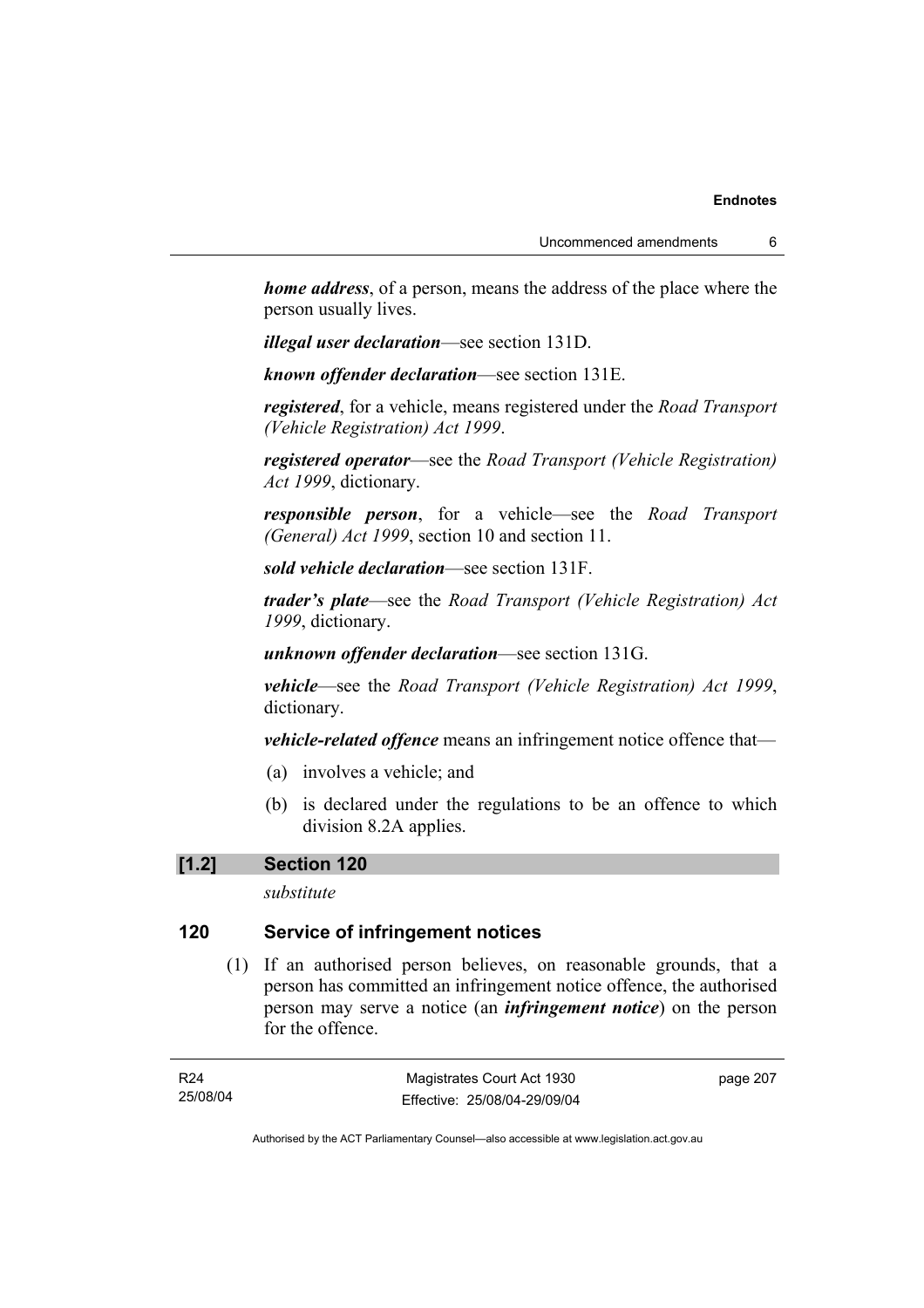***home address***, of a person, means the address of the place where the person usually lives.

***illegal user declaration***—see section 131D.

***known offender declaration***—see section 131E.

***registered***, for a vehicle, means registered under the *Road Transport (Vehicle Registration) Act 1999*.

***registered operator***—see the *Road Transport (Vehicle Registration) Act 1999*, dictionary.

***responsible person***, for a vehicle—see the *Road Transport (General) Act 1999*, section 10 and section 11.

***sold vehicle declaration***—see section 131F.

***trader's plate***—see the *Road Transport (Vehicle Registration) Act 1999*, dictionary.

***unknown offender declaration***—see section 131G.

***vehicle***—see the *Road Transport (Vehicle Registration) Act 1999*, dictionary.

***vehicle-related offence*** means an infringement notice offence that—

(a) involves a vehicle; and

(b) is declared under the regulations to be an offence to which division 8.2A applies.

**[1.2] Section 120**

*substitute*

## 120 Service of infringement notices

(1) If an authorised person believes, on reasonable grounds, that a person has committed an infringement notice offence, the authorised person may serve a notice (an ***infringement notice***) on the person for the offence.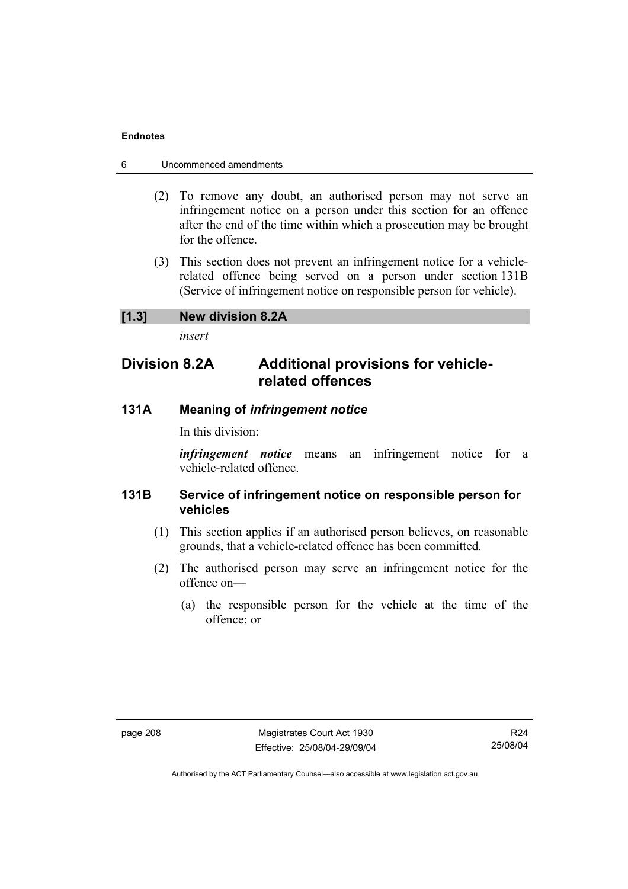(2) To remove any doubt, an authorised person may not serve an infringement notice on a person under this section for an offence after the end of the time within which a prosecution may be brought for the offence.

(3) This section does not prevent an infringement notice for a vehicle-related offence being served on a person under section 131B (Service of infringement notice on responsible person for vehicle).

**[1.3] New division 8.2A**

*insert*

## Division 8.2A Additional provisions for vehicle-related offences

### 131A Meaning of *infringement notice*

In this division:

***infringement notice*** means an infringement notice for a vehicle-related offence.

### 131B Service of infringement notice on responsible person for vehicles

(1) This section applies if an authorised person believes, on reasonable grounds, that a vehicle-related offence has been committed.

(2) The authorised person may serve an infringement notice for the offence on—

(a) the responsible person for the vehicle at the time of the offence; or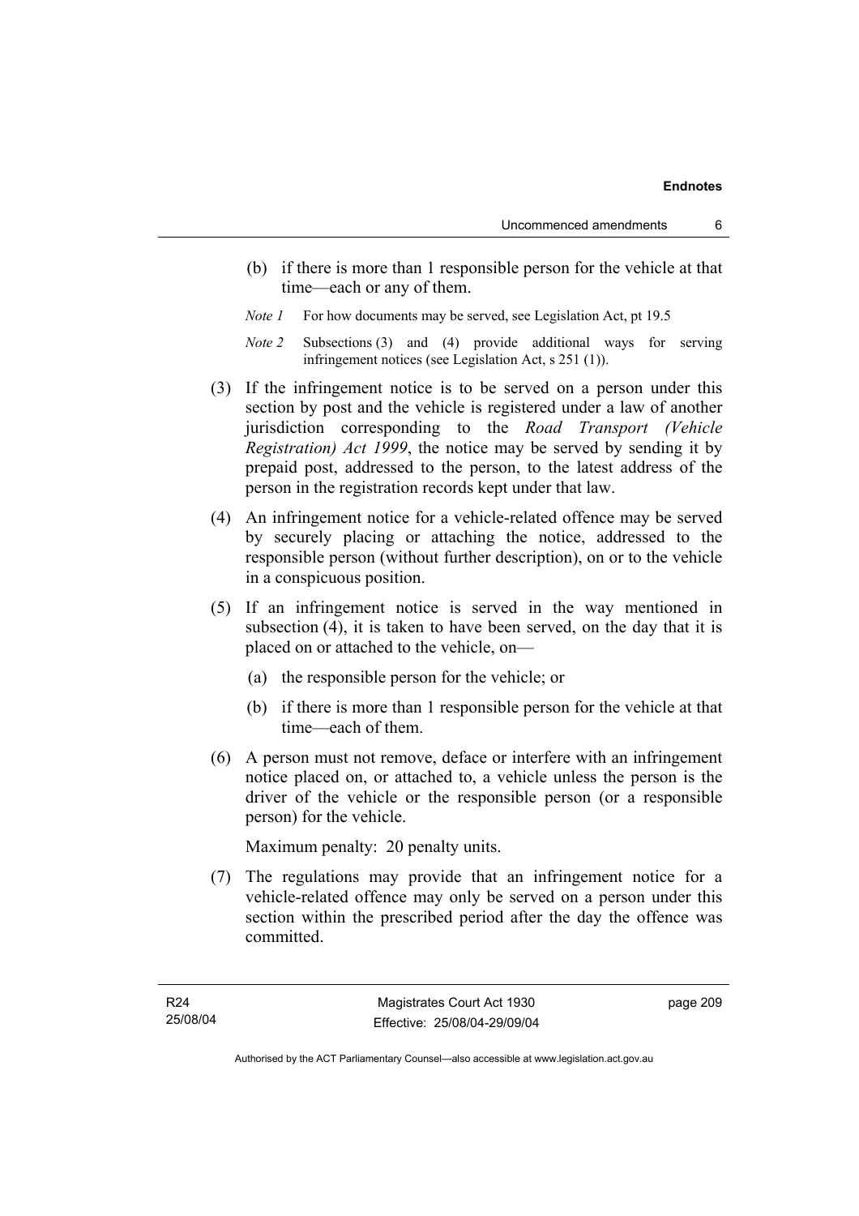(b) if there is more than 1 responsible person for the vehicle at that time—each or any of them.

*Note 1* For how documents may be served, see Legislation Act, pt 19.5

*Note 2* Subsections (3) and (4) provide additional ways for serving infringement notices (see Legislation Act, s 251 (1)).

(3) If the infringement notice is to be served on a person under this section by post and the vehicle is registered under a law of another jurisdiction corresponding to the *Road Transport (Vehicle Registration) Act 1999*, the notice may be served by sending it by prepaid post, addressed to the person, to the latest address of the person in the registration records kept under that law.

(4) An infringement notice for a vehicle-related offence may be served by securely placing or attaching the notice, addressed to the responsible person (without further description), on or to the vehicle in a conspicuous position.

(5) If an infringement notice is served in the way mentioned in subsection (4), it is taken to have been served, on the day that it is placed on or attached to the vehicle, on—

(a) the responsible person for the vehicle; or

(b) if there is more than 1 responsible person for the vehicle at that time—each of them.

(6) A person must not remove, deface or interfere with an infringement notice placed on, or attached to, a vehicle unless the person is the driver of the vehicle or the responsible person (or a responsible person) for the vehicle.

Maximum penalty: 20 penalty units.

(7) The regulations may provide that an infringement notice for a vehicle-related offence may only be served on a person under this section within the prescribed period after the day the offence was committed.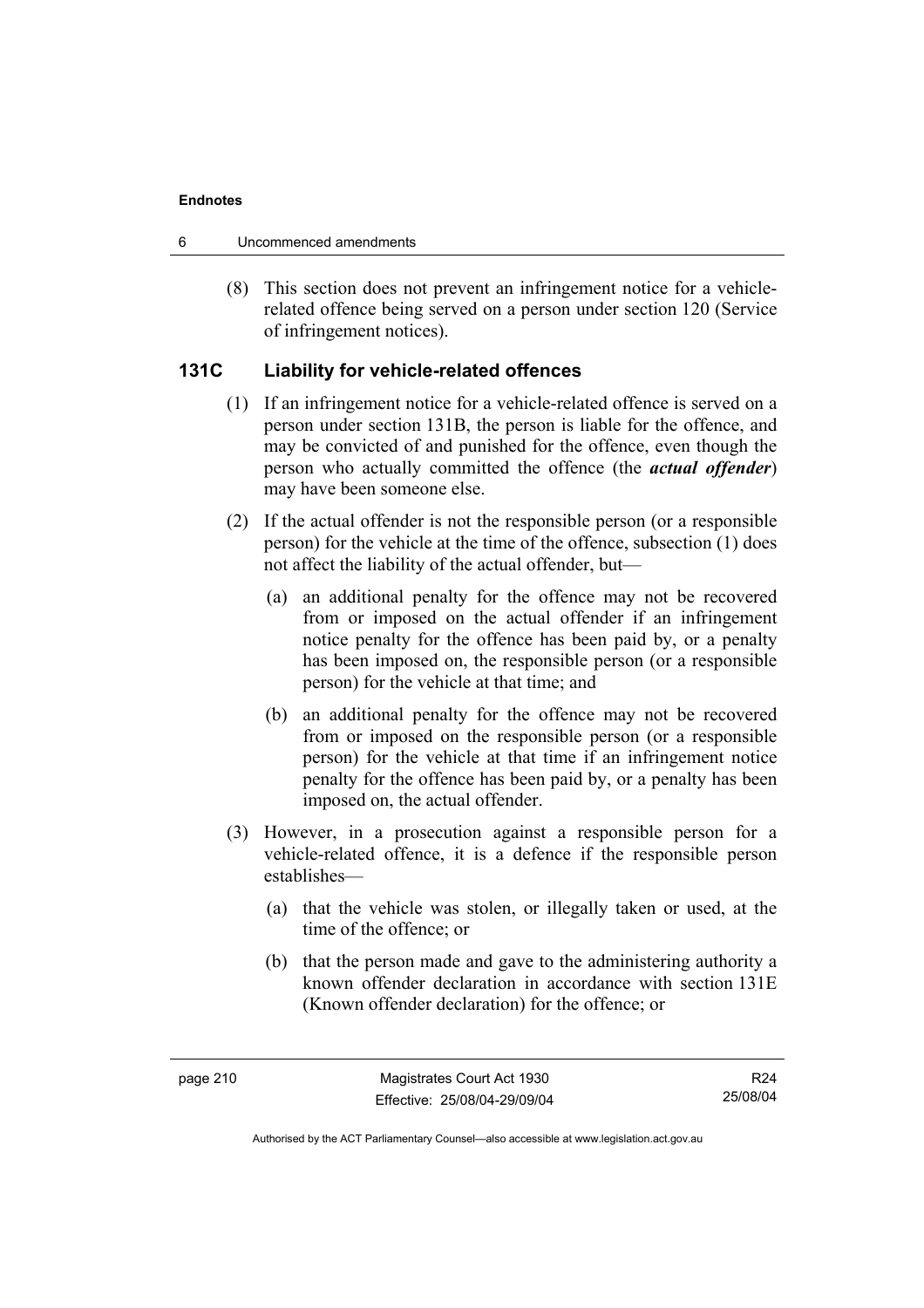(8) This section does not prevent an infringement notice for a vehicle-related offence being served on a person under section 120 (Service of infringement notices).

### 131C Liability for vehicle-related offences

(1) If an infringement notice for a vehicle-related offence is served on a person under section 131B, the person is liable for the offence, and may be convicted of and punished for the offence, even though the person who actually committed the offence (the ***actual offender***) may have been someone else.

(2) If the actual offender is not the responsible person (or a responsible person) for the vehicle at the time of the offence, subsection (1) does not affect the liability of the actual offender, but—

(a) an additional penalty for the offence may not be recovered from or imposed on the actual offender if an infringement notice penalty for the offence has been paid by, or a penalty has been imposed on, the responsible person (or a responsible person) for the vehicle at that time; and

(b) an additional penalty for the offence may not be recovered from or imposed on the responsible person (or a responsible person) for the vehicle at that time if an infringement notice penalty for the offence has been paid by, or a penalty has been imposed on, the actual offender.

(3) However, in a prosecution against a responsible person for a vehicle-related offence, it is a defence if the responsible person establishes—

(a) that the vehicle was stolen, or illegally taken or used, at the time of the offence; or

(b) that the person made and gave to the administering authority a known offender declaration in accordance with section 131E (Known offender declaration) for the offence; or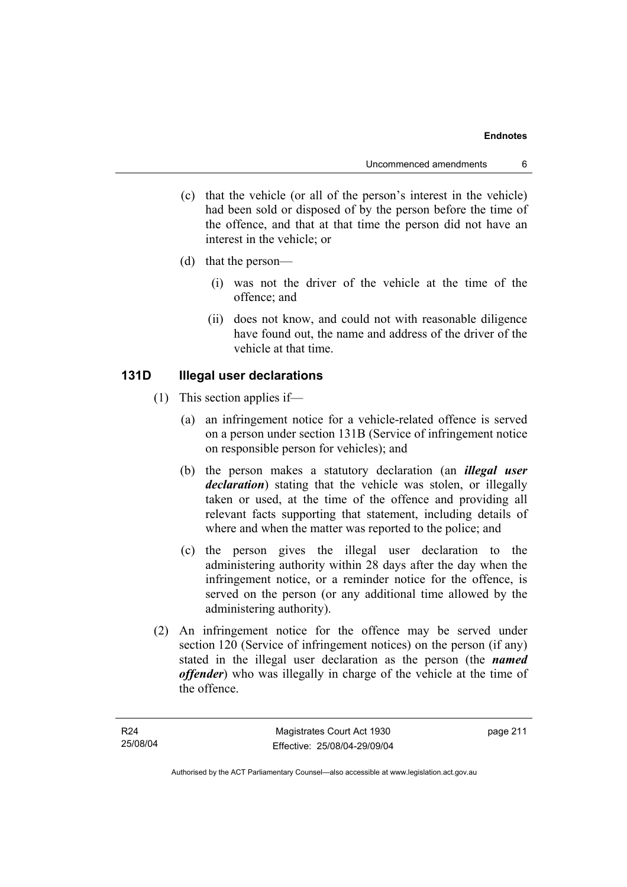(c) that the vehicle (or all of the person's interest in the vehicle) had been sold or disposed of by the person before the time of the offence, and that at that time the person did not have an interest in the vehicle; or

(d) that the person—

(i) was not the driver of the vehicle at the time of the offence; and

(ii) does not know, and could not with reasonable diligence have found out, the name and address of the driver of the vehicle at that time.

### 131D Illegal user declarations

(1) This section applies if—

(a) an infringement notice for a vehicle-related offence is served on a person under section 131B (Service of infringement notice on responsible person for vehicles); and

(b) the person makes a statutory declaration (an ***illegal user declaration***) stating that the vehicle was stolen, or illegally taken or used, at the time of the offence and providing all relevant facts supporting that statement, including details of where and when the matter was reported to the police; and

(c) the person gives the illegal user declaration to the administering authority within 28 days after the day when the infringement notice, or a reminder notice for the offence, is served on the person (or any additional time allowed by the administering authority).

(2) An infringement notice for the offence may be served under section 120 (Service of infringement notices) on the person (if any) stated in the illegal user declaration as the person (the ***named offender***) who was illegally in charge of the vehicle at the time of the offence.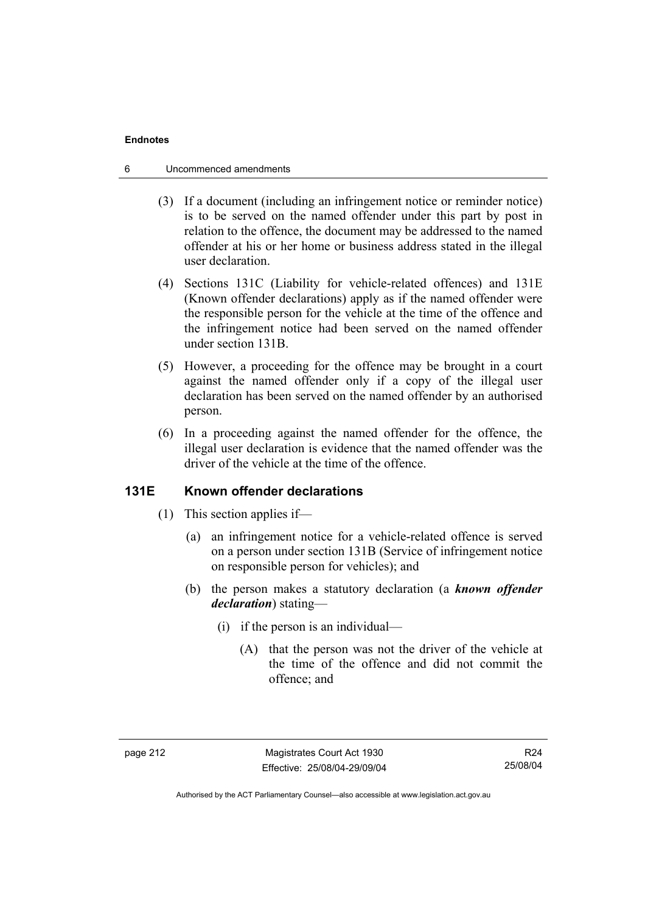(3) If a document (including an infringement notice or reminder notice) is to be served on the named offender under this part by post in relation to the offence, the document may be addressed to the named offender at his or her home or business address stated in the illegal user declaration.

(4) Sections 131C (Liability for vehicle-related offences) and 131E (Known offender declarations) apply as if the named offender were the responsible person for the vehicle at the time of the offence and the infringement notice had been served on the named offender under section 131B.

(5) However, a proceeding for the offence may be brought in a court against the named offender only if a copy of the illegal user declaration has been served on the named offender by an authorised person.

(6) In a proceeding against the named offender for the offence, the illegal user declaration is evidence that the named offender was the driver of the vehicle at the time of the offence.

### 131E Known offender declarations

(1) This section applies if—

(a) an infringement notice for a vehicle-related offence is served on a person under section 131B (Service of infringement notice on responsible person for vehicles); and

(b) the person makes a statutory declaration (a ***known offender declaration***) stating—

(i) if the person is an individual—

(A) that the person was not the driver of the vehicle at the time of the offence and did not commit the offence; and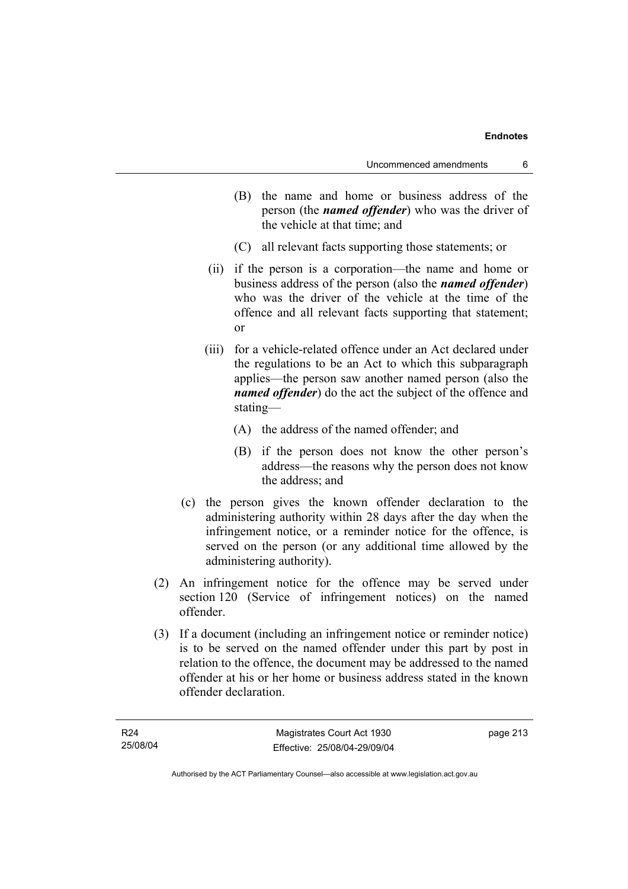(B) the name and home or business address of the person (the ***named offender***) who was the driver of the vehicle at that time; and

(C) all relevant facts supporting those statements; or

(ii) if the person is a corporation—the name and home or business address of the person (also the ***named offender***) who was the driver of the vehicle at the time of the offence and all relevant facts supporting that statement; or

(iii) for a vehicle-related offence under an Act declared under the regulations to be an Act to which this subparagraph applies—the person saw another named person (also the ***named offender***) do the act the subject of the offence and stating—

(A) the address of the named offender; and

(B) if the person does not know the other person's address—the reasons why the person does not know the address; and

(c) the person gives the known offender declaration to the administering authority within 28 days after the day when the infringement notice, or a reminder notice for the offence, is served on the person (or any additional time allowed by the administering authority).

(2) An infringement notice for the offence may be served under section 120 (Service of infringement notices) on the named offender.

(3) If a document (including an infringement notice or reminder notice) is to be served on the named offender under this part by post in relation to the offence, the document may be addressed to the named offender at his or her home or business address stated in the known offender declaration.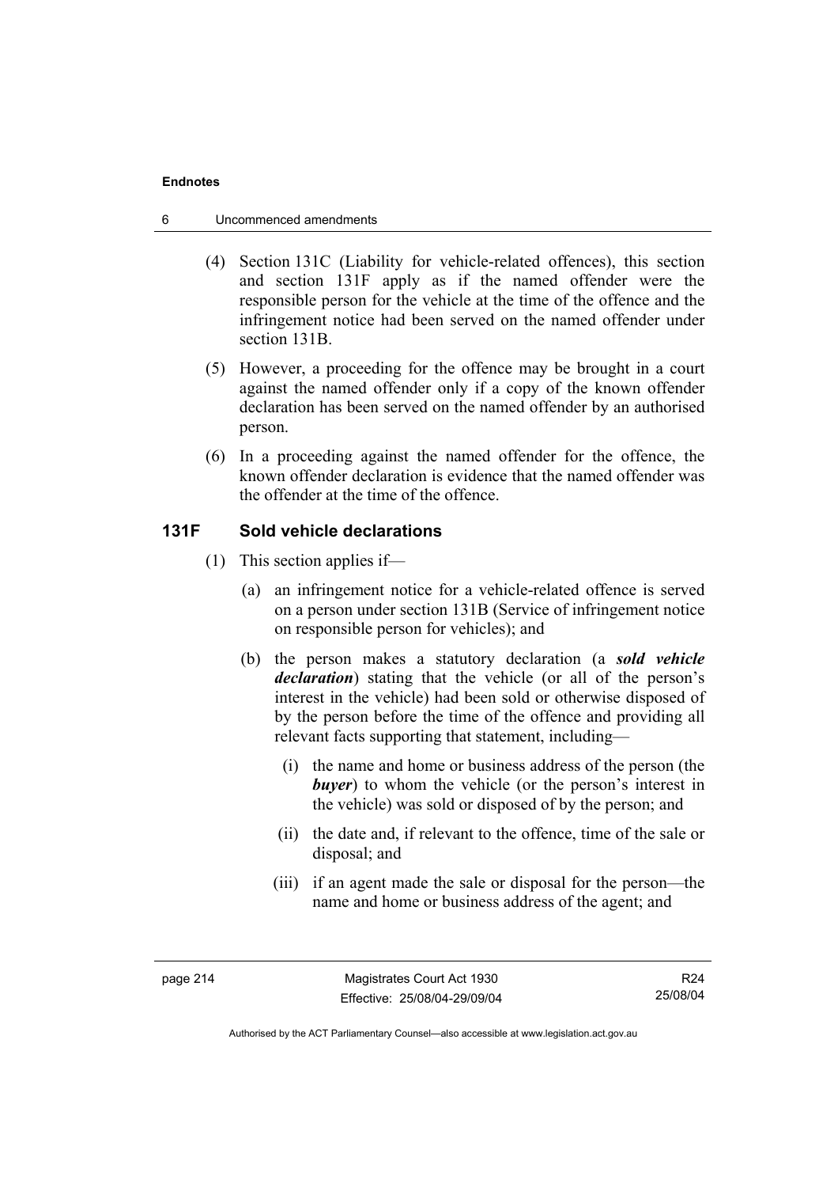(4) Section 131C (Liability for vehicle-related offences), this section and section 131F apply as if the named offender were the responsible person for the vehicle at the time of the offence and the infringement notice had been served on the named offender under section 131B.

(5) However, a proceeding for the offence may be brought in a court against the named offender only if a copy of the known offender declaration has been served on the named offender by an authorised person.

(6) In a proceeding against the named offender for the offence, the known offender declaration is evidence that the named offender was the offender at the time of the offence.

### 131F Sold vehicle declarations

(1) This section applies if—

(a) an infringement notice for a vehicle-related offence is served on a person under section 131B (Service of infringement notice on responsible person for vehicles); and

(b) the person makes a statutory declaration (a ***sold vehicle declaration***) stating that the vehicle (or all of the person's interest in the vehicle) had been sold or otherwise disposed of by the person before the time of the offence and providing all relevant facts supporting that statement, including—

(i) the name and home or business address of the person (the ***buyer***) to whom the vehicle (or the person's interest in the vehicle) was sold or disposed of by the person; and

(ii) the date and, if relevant to the offence, time of the sale or disposal; and

(iii) if an agent made the sale or disposal for the person—the name and home or business address of the agent; and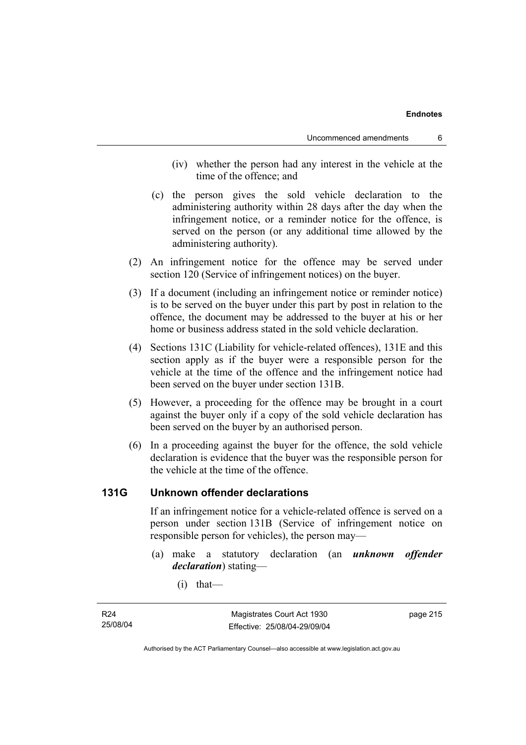(iv) whether the person had any interest in the vehicle at the time of the offence; and

(c) the person gives the sold vehicle declaration to the administering authority within 28 days after the day when the infringement notice, or a reminder notice for the offence, is served on the person (or any additional time allowed by the administering authority).

(2) An infringement notice for the offence may be served under section 120 (Service of infringement notices) on the buyer.

(3) If a document (including an infringement notice or reminder notice) is to be served on the buyer under this part by post in relation to the offence, the document may be addressed to the buyer at his or her home or business address stated in the sold vehicle declaration.

(4) Sections 131C (Liability for vehicle-related offences), 131E and this section apply as if the buyer were a responsible person for the vehicle at the time of the offence and the infringement notice had been served on the buyer under section 131B.

(5) However, a proceeding for the offence may be brought in a court against the buyer only if a copy of the sold vehicle declaration has been served on the buyer by an authorised person.

(6) In a proceeding against the buyer for the offence, the sold vehicle declaration is evidence that the buyer was the responsible person for the vehicle at the time of the offence.

### 131G Unknown offender declarations

If an infringement notice for a vehicle-related offence is served on a person under section 131B (Service of infringement notice on responsible person for vehicles), the person may—

(a) make a statutory declaration (an ***unknown offender declaration***) stating—

(i) that—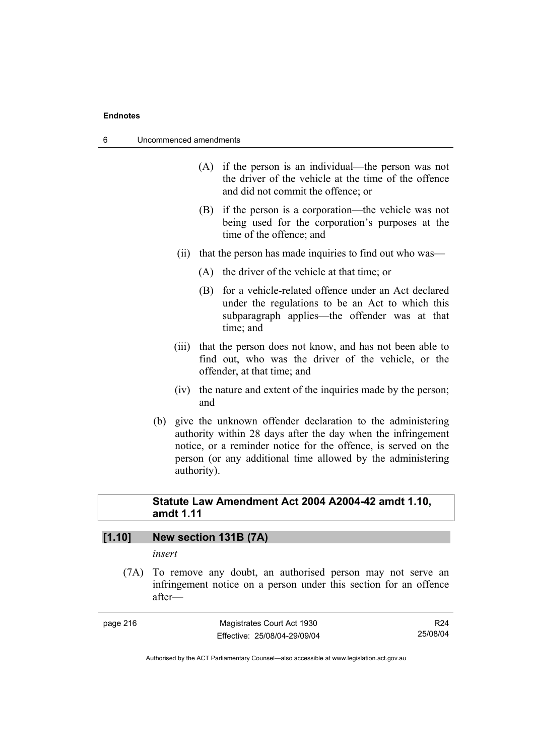(A) if the person is an individual—the person was not the driver of the vehicle at the time of the offence and did not commit the offence; or

(B) if the person is a corporation—the vehicle was not being used for the corporation's purposes at the time of the offence; and

(ii) that the person has made inquiries to find out who was—

(A) the driver of the vehicle at that time; or

(B) for a vehicle-related offence under an Act declared under the regulations to be an Act to which this subparagraph applies—the offender was at that time; and

(iii) that the person does not know, and has not been able to find out, who was the driver of the vehicle, or the offender, at that time; and

(iv) the nature and extent of the inquiries made by the person; and

(b) give the unknown offender declaration to the administering authority within 28 days after the day when the infringement notice, or a reminder notice for the offence, is served on the person (or any additional time allowed by the administering authority).

**Statute Law Amendment Act 2004 A2004-42 amdt 1.10, amdt 1.11**

### [1.10] New section 131B (7A)

*insert*

(7A) To remove any doubt, an authorised person may not serve an infringement notice on a person under this section for an offence after—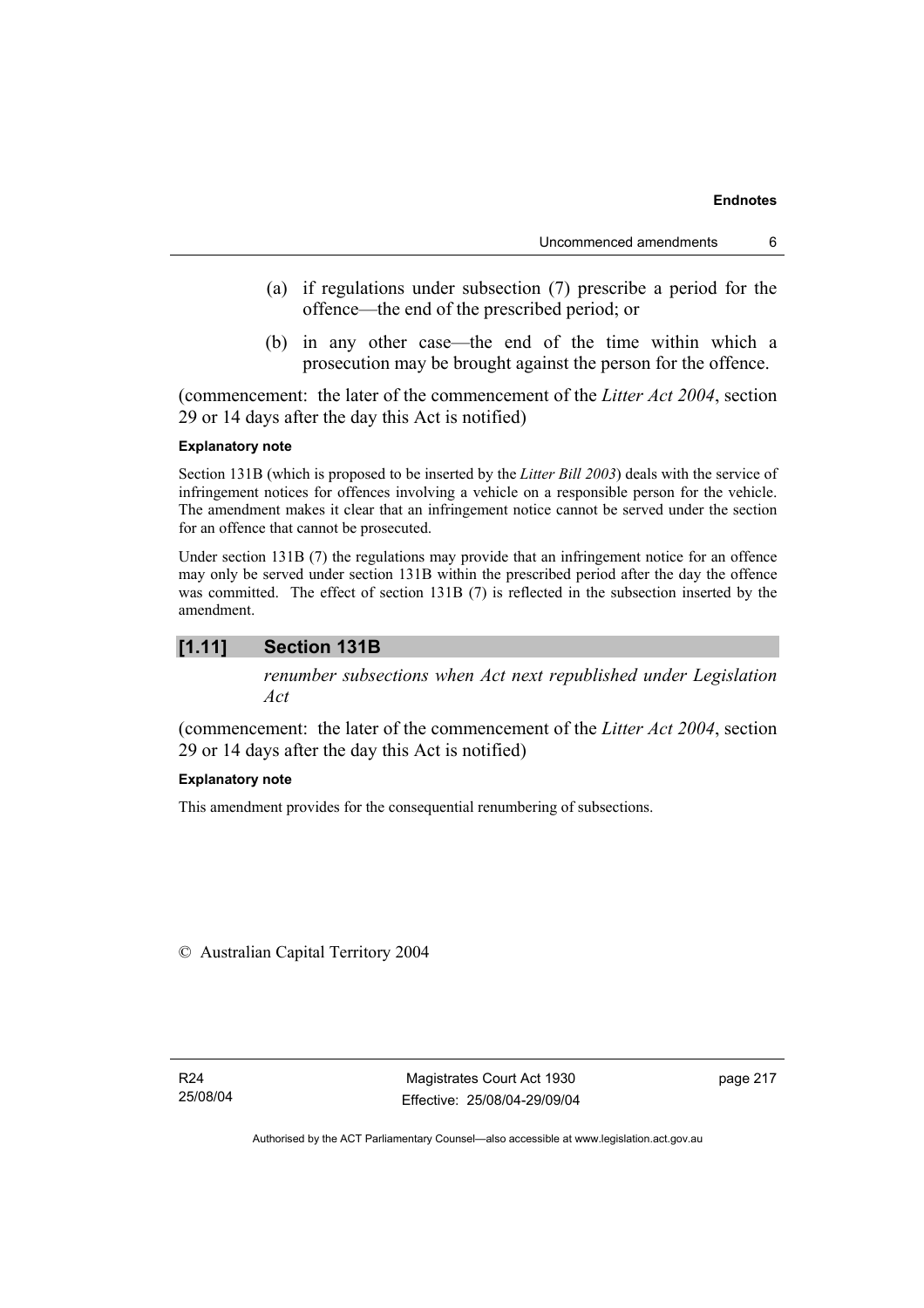(a) if regulations under subsection (7) prescribe a period for the offence—the end of the prescribed period; or

(b) in any other case—the end of the time within which a prosecution may be brought against the person for the offence.

(commencement: the later of the commencement of the *Litter Act 2004*, section 29 or 14 days after the day this Act is notified)

**Explanatory note**

Section 131B (which is proposed to be inserted by the *Litter Bill 2003*) deals with the service of infringement notices for offences involving a vehicle on a responsible person for the vehicle. The amendment makes it clear that an infringement notice cannot be served under the section for an offence that cannot be prosecuted.

Under section 131B (7) the regulations may provide that an infringement notice for an offence may only be served under section 131B within the prescribed period after the day the offence was committed. The effect of section 131B (7) is reflected in the subsection inserted by the amendment.

### [1.11] Section 131B

*renumber subsections when Act next republished under Legislation Act*

(commencement: the later of the commencement of the *Litter Act 2004*, section 29 or 14 days after the day this Act is notified)

**Explanatory note**

This amendment provides for the consequential renumbering of subsections.

© Australian Capital Territory 2004